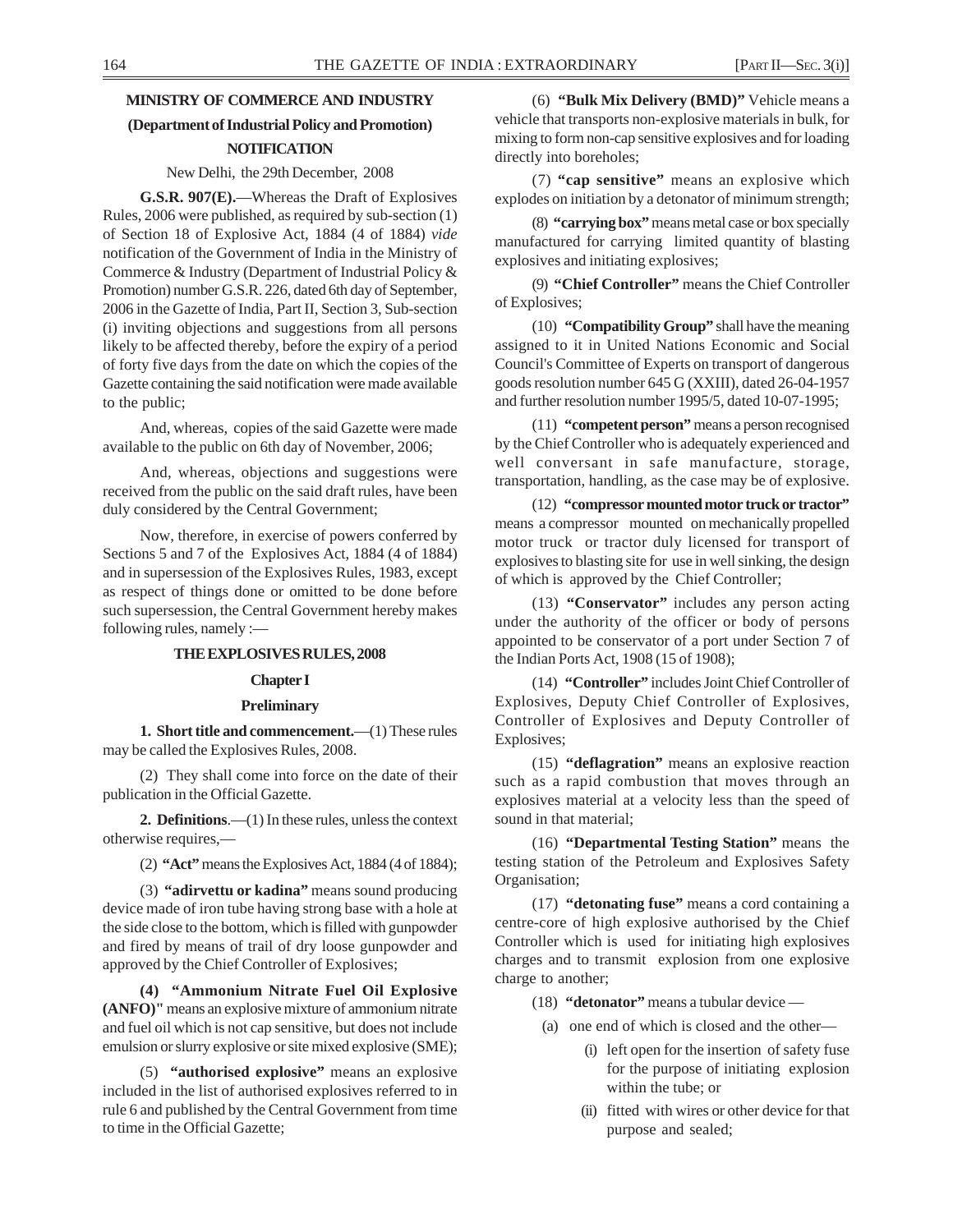## MINISTRY OF COMMERCE AND INDUSTRY

### (Department of Industrial Policy and Promotion)

### NOTIFICATION

New Delhi, the 29th December, 2008

**G.S.R. 907(E).**—Whereas the Draft of Explosives Rules, 2006 were published, as required by sub-section (1) of Section 18 of Explosive Act, 1884 (4 of 1884) *vide* notification of the Government of India in the Ministry of Commerce & Industry (Department of Industrial Policy & Promotion) number G.S.R. 226, dated 6th day of September, 2006 in the Gazette of India, Part II, Section 3, Sub-section (i) inviting objections and suggestions from all persons likely to be affected thereby, before the expiry of a period of forty five days from the date on which the copies of the Gazette containing the said notification were made available to the public;

And, whereas, copies of the said Gazette were made available to the public on 6th day of November, 2006;

And, whereas, objections and suggestions were received from the public on the said draft rules, have been duly considered by the Central Government;

Now, therefore, in exercise of powers conferred by Sections 5 and 7 of the Explosives Act, 1884 (4 of 1884) and in supersession of the Explosives Rules, 1983, except as respect of things done or omitted to be done before such supersession, the Central Government hereby makes following rules, namely :—

## THE EXPLOSIVES RULES, 2008

### Chapter I

### Preliminary

**1. Short title and commencement.**—(1) These rules may be called the Explosives Rules, 2008.

(2) They shall come into force on the date of their publication in the Official Gazette.

**2. Definitions**.—(1) In these rules, unless the context otherwise requires,—

(2) **"Act"** means the Explosives Act, 1884 (4 of 1884);

(3) **"adirvettu or kadina"** means sound producing device made of iron tube having strong base with a hole at the side close to the bottom, which is filled with gunpowder and fired by means of trail of dry loose gunpowder and approved by the Chief Controller of Explosives;

**(4) "Ammonium Nitrate Fuel Oil Explosive (ANFO)"** means an explosive mixture of ammonium nitrate and fuel oil which is not cap sensitive, but does not include emulsion or slurry explosive or site mixed explosive (SME);

(5) **"authorised explosive"** means an explosive included in the list of authorised explosives referred to in rule 6 and published by the Central Government from time to time in the Official Gazette;

(6) **"Bulk Mix Delivery (BMD)"** Vehicle means a vehicle that transports non-explosive materials in bulk, for mixing to form non-cap sensitive explosives and for loading directly into boreholes;

(7) **"cap sensitive"** means an explosive which explodes on initiation by a detonator of minimum strength;

(8) **"carrying box"** means metal case or box specially manufactured for carrying limited quantity of blasting explosives and initiating explosives;

(9) **"Chief Controller"** means the Chief Controller of Explosives;

(10) **"Compatibility Group"** shall have the meaning assigned to it in United Nations Economic and Social Council's Committee of Experts on transport of dangerous goods resolution number 645 G (XXIII), dated 26-04-1957 and further resolution number 1995/5, dated 10-07-1995;

(11) **"competent person"** means a person recognised by the Chief Controller who is adequately experienced and well conversant in safe manufacture, storage, transportation, handling, as the case may be of explosive.

(12) **"compressor mounted motor truck or tractor"** means a compressor mounted on mechanically propelled motor truck or tractor duly licensed for transport of explosives to blasting site for use in well sinking, the design of which is approved by the Chief Controller;

(13) **"Conservator"** includes any person acting under the authority of the officer or body of persons appointed to be conservator of a port under Section 7 of the Indian Ports Act, 1908 (15 of 1908);

(14) **"Controller"** includes Joint Chief Controller of Explosives, Deputy Chief Controller of Explosives, Controller of Explosives and Deputy Controller of Explosives;

(15) **"deflagration"** means an explosive reaction such as a rapid combustion that moves through an explosives material at a velocity less than the speed of sound in that material;

(16) **"Departmental Testing Station"** means the testing station of the Petroleum and Explosives Safety Organisation;

(17) **"detonating fuse"** means a cord containing a centre-core of high explosive authorised by the Chief Controller which is used for initiating high explosives charges and to transmit explosion from one explosive charge to another;

(18) **"detonator"** means a tubular device —

(a) one end of which is closed and the other—

(i) left open for the insertion of safety fuse for the purpose of initiating explosion within the tube; or

(ii) fitted with wires or other device for that purpose and sealed;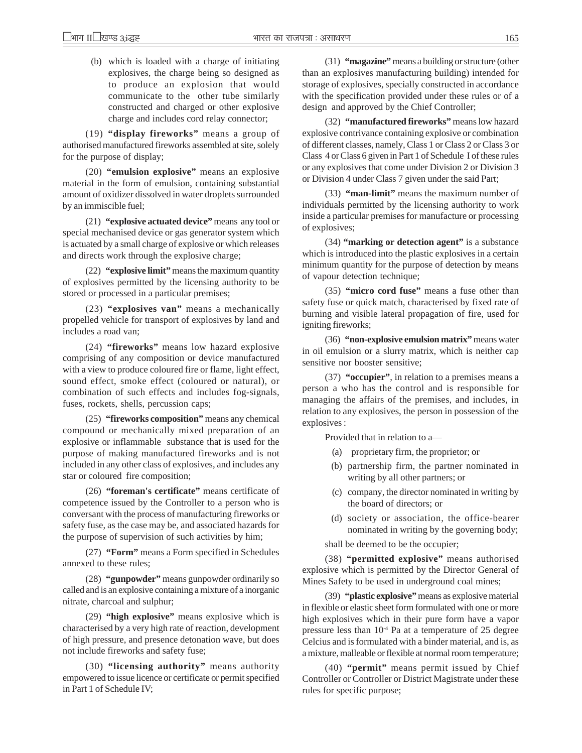(b) which is loaded with a charge of initiating explosives, the charge being so designed as to produce an explosion that would communicate to the other tube similarly constructed and charged or other explosive charge and includes cord relay connector;

(19) **"display fireworks"** means a group of authorised manufactured fireworks assembled at site, solely for the purpose of display;

(20) **"emulsion explosive"** means an explosive material in the form of emulsion, containing substantial amount of oxidizer dissolved in water droplets surrounded by an immiscible fuel;

(21) **"explosive actuated device"** means any tool or special mechanised device or gas generator system which is actuated by a small charge of explosive or which releases and directs work through the explosive charge;

(22) **"explosive limit"** means the maximum quantity of explosives permitted by the licensing authority to be stored or processed in a particular premises;

(23) **"explosives van"** means a mechanically propelled vehicle for transport of explosives by land and includes a road van;

(24) **"fireworks"** means low hazard explosive comprising of any composition or device manufactured with a view to produce coloured fire or flame, light effect, sound effect, smoke effect (coloured or natural), or combination of such effects and includes fog-signals, fuses, rockets, shells, percussion caps;

(25) **"fireworks composition"** means any chemical compound or mechanically mixed preparation of an explosive or inflammable substance that is used for the purpose of making manufactured fireworks and is not included in any other class of explosives, and includes any star or coloured fire composition;

(26) **"foreman's certificate"** means certificate of competence issued by the Controller to a person who is conversant with the process of manufacturing fireworks or safety fuse, as the case may be, and associated hazards for the purpose of supervision of such activities by him;

(27) **"Form"** means a Form specified in Schedules annexed to these rules;

(28) **"gunpowder"** means gunpowder ordinarily so called and is an explosive containing a mixture of a inorganic nitrate, charcoal and sulphur;

(29) **"high explosive"** means explosive which is characterised by a very high rate of reaction, development of high pressure, and presence detonation wave, but does not include fireworks and safety fuse;

(30) **"licensing authority"** means authority empowered to issue licence or certificate or permit specified in Part 1 of Schedule IV;

(31) **"magazine"** means a building or structure (other than an explosives manufacturing building) intended for storage of explosives, specially constructed in accordance with the specification provided under these rules or of a design and approved by the Chief Controller;

(32) **"manufactured fireworks"** means low hazard explosive contrivance containing explosive or combination of different classes, namely, Class 1 or Class 2 or Class 3 or Class 4 or Class 6 given in Part 1 of Schedule I of these rules or any explosives that come under Division 2 or Division 3 or Division 4 under Class 7 given under the said Part;

(33) **"man-limit"** means the maximum number of individuals permitted by the licensing authority to work inside a particular premises for manufacture or processing of explosives;

(34) **"marking or detection agent"** is a substance which is introduced into the plastic explosives in a certain minimum quantity for the purpose of detection by means of vapour detection technique;

(35) **"micro cord fuse"** means a fuse other than safety fuse or quick match, characterised by fixed rate of burning and visible lateral propagation of fire, used for igniting fireworks;

(36) **"non-explosive emulsion matrix"** means water in oil emulsion or a slurry matrix, which is neither cap sensitive nor booster sensitive;

(37) **"occupier"**, in relation to a premises means a person a who has the control and is responsible for managing the affairs of the premises, and includes, in relation to any explosives, the person in possession of the explosives :

Provided that in relation to a—

(a) proprietary firm, the proprietor; or

(b) partnership firm, the partner nominated in writing by all other partners; or

(c) company, the director nominated in writing by the board of directors; or

(d) society or association, the office-bearer nominated in writing by the governing body;

shall be deemed to be the occupier;

(38) **"permitted explosive"** means authorised explosive which is permitted by the Director General of Mines Safety to be used in underground coal mines;

(39) **"plastic explosive"** means as explosive material in flexible or elastic sheet form formulated with one or more high explosives which in their pure form have a vapor pressure less than $10^{-4}$ Pa at a temperature of 25 degree Celcius and is formulated with a binder material, and is, as a mixture, malleable or flexible at normal room temperature;

(40) **"permit"** means permit issued by Chief Controller or Controller or District Magistrate under these rules for specific purpose;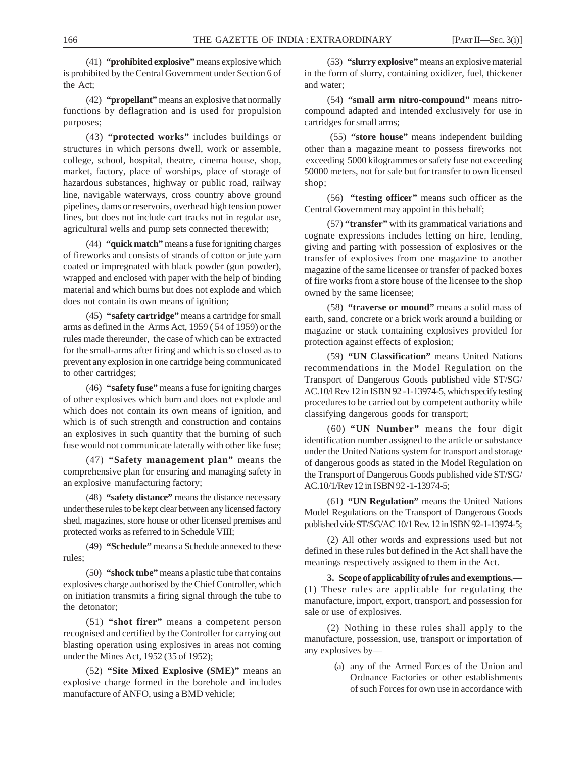(41) **"prohibited explosive"** means explosive which is prohibited by the Central Government under Section 6 of the Act;

(42) **"propellant"** means an explosive that normally functions by deflagration and is used for propulsion purposes;

(43) **"protected works"** includes buildings or structures in which persons dwell, work or assemble, college, school, hospital, theatre, cinema house, shop, market, factory, place of worships, place of storage of hazardous substances, highway or public road, railway line, navigable waterways, cross country above ground pipelines, dams or reservoirs, overhead high tension power lines, but does not include cart tracks not in regular use, agricultural wells and pump sets connected therewith;

(44) **"quick match"** means a fuse for igniting charges of fireworks and consists of strands of cotton or jute yarn coated or impregnated with black powder (gun powder), wrapped and enclosed with paper with the help of binding material and which burns but does not explode and which does not contain its own means of ignition;

(45) **"safety cartridge"** means a cartridge for small arms as defined in the Arms Act, 1959 ( 54 of 1959) or the rules made thereunder, the case of which can be extracted for the small-arms after firing and which is so closed as to prevent any explosion in one cartridge being communicated to other cartridges;

(46) **"safety fuse"** means a fuse for igniting charges of other explosives which burn and does not explode and which does not contain its own means of ignition, and which is of such strength and construction and contains an explosives in such quantity that the burning of such fuse would not communicate laterally with other like fuse;

(47) **"Safety management plan"** means the comprehensive plan for ensuring and managing safety in an explosive manufacturing factory;

(48) **"safety distance"** means the distance necessary under these rules to be kept clear between any licensed factory shed, magazines, store house or other licensed premises and protected works as referred to in Schedule VIII;

(49) **"Schedule"** means a Schedule annexed to these rules;

(50) **"shock tube"** means a plastic tube that contains explosives charge authorised by the Chief Controller, which on initiation transmits a firing signal through the tube to the detonator;

(51) **"shot firer"** means a competent person recognised and certified by the Controller for carrying out blasting operation using explosives in areas not coming under the Mines Act, 1952 (35 of 1952);

(52) **"Site Mixed Explosive (SME)"** means an explosive charge formed in the borehole and includes manufacture of ANFO, using a BMD vehicle;

(53) **"slurry explosive"** means an explosive material in the form of slurry, containing oxidizer, fuel, thickener and water;

(54) **"small arm nitro-compound"** means nitro-compound adapted and intended exclusively for use in cartridges for small arms;

(55) **"store house"** means independent building other than a magazine meant to possess fireworks not exceeding 5000 kilogrammes or safety fuse not exceeding 50000 meters, not for sale but for transfer to own licensed shop;

(56) **"testing officer"** means such officer as the Central Government may appoint in this behalf;

(57) **"transfer"** with its grammatical variations and cognate expressions includes letting on hire, lending, giving and parting with possession of explosives or the transfer of explosives from one magazine to another magazine of the same licensee or transfer of packed boxes of fire works from a store house of the licensee to the shop owned by the same licensee;

(58) **"traverse or mound"** means a solid mass of earth, sand, concrete or a brick work around a building or magazine or stack containing explosives provided for protection against effects of explosion;

(59) **"UN Classification"** means United Nations recommendations in the Model Regulation on the Transport of Dangerous Goods published vide ST/SG/AC.10/l Rev 12 in ISBN 92 -1-13974-5, which specify testing procedures to be carried out by competent authority while classifying dangerous goods for transport;

(60) **"UN Number"** means the four digit identification number assigned to the article or substance under the United Nations system for transport and storage of dangerous goods as stated in the Model Regulation on the Transport of Dangerous Goods published vide ST/SG/AC.10/1/Rev 12 in ISBN 92 -1-13974-5;

(61) **"UN Regulation"** means the United Nations Model Regulations on the Transport of Dangerous Goods published vide ST/SG/AC 10/1 Rev. 12 in ISBN 92-1-13974-5;

(2) All other words and expressions used but not defined in these rules but defined in the Act shall have the meanings respectively assigned to them in the Act.

**3. Scope of applicability of rules and exemptions.**—(1) These rules are applicable for regulating the manufacture, import, export, transport, and possession for sale or use of explosives.

(2) Nothing in these rules shall apply to the manufacture, possession, use, transport or importation of any explosives by—

(a) any of the Armed Forces of the Union and Ordnance Factories or other establishments of such Forces for own use in accordance with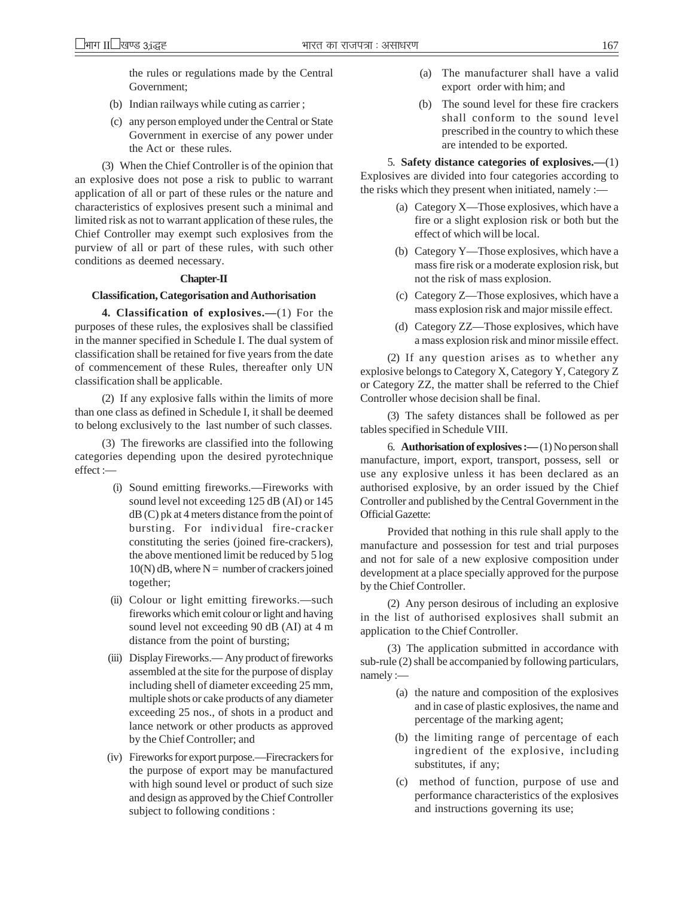the rules or regulations made by the Central Government;

(b) Indian railways while cuting as carrier ;

(c) any person employed under the Central or State Government in exercise of any power under the Act or these rules.

(3) When the Chief Controller is of the opinion that an explosive does not pose a risk to public to warrant application of all or part of these rules or the nature and characteristics of explosives present such a minimal and limited risk as not to warrant application of these rules, the Chief Controller may exempt such explosives from the purview of all or part of these rules, with such other conditions as deemed necessary.

## Chapter-II

### Classification, Categorisation and Authorisation

**4. Classification of explosives.—**(1) For the purposes of these rules, the explosives shall be classified in the manner specified in Schedule I. The dual system of classification shall be retained for five years from the date of commencement of these Rules, thereafter only UN classification shall be applicable.

(2) If any explosive falls within the limits of more than one class as defined in Schedule I, it shall be deemed to belong exclusively to the last number of such classes.

(3) The fireworks are classified into the following categories depending upon the desired pyrotechnique effect :—

(i) Sound emitting fireworks.—Fireworks with sound level not exceeding 125 dB (AI) or 145 dB (C) pk at 4 meters distance from the point of bursting. For individual fire-cracker constituting the series (joined fire-crackers), the above mentioned limit be reduced by 5 log 10(N) dB, where N = number of crackers joined together;

(ii) Colour or light emitting fireworks.—such fireworks which emit colour or light and having sound level not exceeding 90 dB (AI) at 4 m distance from the point of bursting;

(iii) Display Fireworks.— Any product of fireworks assembled at the site for the purpose of display including shell of diameter exceeding 25 mm, multiple shots or cake products of any diameter exceeding 25 nos., of shots in a product and lance network or other products as approved by the Chief Controller; and

(iv) Fireworks for export purpose.—Firecrackers for the purpose of export may be manufactured with high sound level or product of such size and design as approved by the Chief Controller subject to following conditions :

(a) The manufacturer shall have a valid export order with him; and

(b) The sound level for these fire crackers shall conform to the sound level prescribed in the country to which these are intended to be exported.

5. **Safety distance categories of explosives.—**(1) Explosives are divided into four categories according to the risks which they present when initiated, namely :—

(a) Category X—Those explosives, which have a fire or a slight explosion risk or both but the effect of which will be local.

(b) Category Y—Those explosives, which have a mass fire risk or a moderate explosion risk, but not the risk of mass explosion.

(c) Category Z—Those explosives, which have a mass explosion risk and major missile effect.

(d) Category ZZ—Those explosives, which have a mass explosion risk and minor missile effect.

(2) If any question arises as to whether any explosive belongs to Category X, Category Y, Category Z or Category ZZ, the matter shall be referred to the Chief Controller whose decision shall be final.

(3) The safety distances shall be followed as per tables specified in Schedule VIII.

6. **Authorisation of explosives :—** (1) No person shall manufacture, import, export, transport, possess, sell or use any explosive unless it has been declared as an authorised explosive, by an order issued by the Chief Controller and published by the Central Government in the Official Gazette:

Provided that nothing in this rule shall apply to the manufacture and possession for test and trial purposes and not for sale of a new explosive composition under development at a place specially approved for the purpose by the Chief Controller.

(2) Any person desirous of including an explosive in the list of authorised explosives shall submit an application to the Chief Controller.

(3) The application submitted in accordance with sub-rule (2) shall be accompanied by following particulars, namely :—

(a) the nature and composition of the explosives and in case of plastic explosives, the name and percentage of the marking agent;

(b) the limiting range of percentage of each ingredient of the explosive, including substitutes, if any;

(c) method of function, purpose of use and performance characteristics of the explosives and instructions governing its use;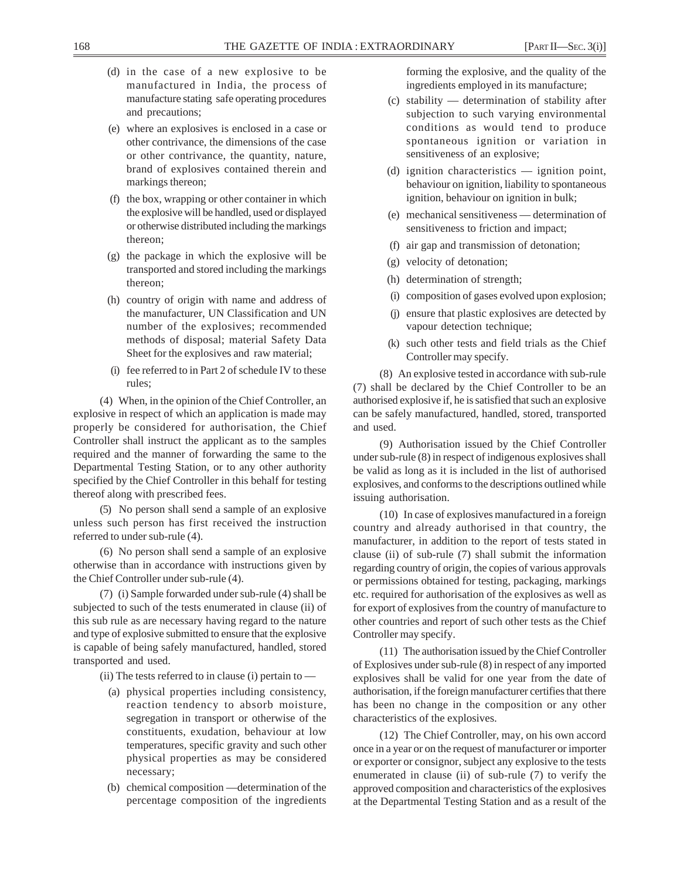(d) in the case of a new explosive to be manufactured in India, the process of manufacture stating safe operating procedures and precautions;

(e) where an explosives is enclosed in a case or other contrivance, the dimensions of the case or other contrivance, the quantity, nature, brand of explosives contained therein and markings thereon;

(f) the box, wrapping or other container in which the explosive will be handled, used or displayed or otherwise distributed including the markings thereon;

(g) the package in which the explosive will be transported and stored including the markings thereon;

(h) country of origin with name and address of the manufacturer, UN Classification and UN number of the explosives; recommended methods of disposal; material Safety Data Sheet for the explosives and raw material;

(i) fee referred to in Part 2 of schedule IV to these rules;

(4) When, in the opinion of the Chief Controller, an explosive in respect of which an application is made may properly be considered for authorisation, the Chief Controller shall instruct the applicant as to the samples required and the manner of forwarding the same to the Departmental Testing Station, or to any other authority specified by the Chief Controller in this behalf for testing thereof along with prescribed fees.

(5) No person shall send a sample of an explosive unless such person has first received the instruction referred to under sub-rule (4).

(6) No person shall send a sample of an explosive otherwise than in accordance with instructions given by the Chief Controller under sub-rule (4).

(7) (i) Sample forwarded under sub-rule (4) shall be subjected to such of the tests enumerated in clause (ii) of this sub rule as are necessary having regard to the nature and type of explosive submitted to ensure that the explosive is capable of being safely manufactured, handled, stored transported and used.

(ii) The tests referred to in clause (i) pertain to —

(a) physical properties including consistency, reaction tendency to absorb moisture, segregation in transport or otherwise of the constituents, exudation, behaviour at low temperatures, specific gravity and such other physical properties as may be considered necessary;

(b) chemical composition —determination of the percentage composition of the ingredients forming the explosive, and the quality of the ingredients employed in its manufacture;

(c) stability — determination of stability after subjection to such varying environmental conditions as would tend to produce spontaneous ignition or variation in sensitiveness of an explosive;

(d) ignition characteristics — ignition point, behaviour on ignition, liability to spontaneous ignition, behaviour on ignition in bulk;

(e) mechanical sensitiveness — determination of sensitiveness to friction and impact;

(f) air gap and transmission of detonation;

(g) velocity of detonation;

(h) determination of strength;

(i) composition of gases evolved upon explosion;

(j) ensure that plastic explosives are detected by vapour detection technique;

(k) such other tests and field trials as the Chief Controller may specify.

(8) An explosive tested in accordance with sub-rule (7) shall be declared by the Chief Controller to be an authorised explosive if, he is satisfied that such an explosive can be safely manufactured, handled, stored, transported and used.

(9) Authorisation issued by the Chief Controller under sub-rule (8) in respect of indigenous explosives shall be valid as long as it is included in the list of authorised explosives, and conforms to the descriptions outlined while issuing authorisation.

(10) In case of explosives manufactured in a foreign country and already authorised in that country, the manufacturer, in addition to the report of tests stated in clause (ii) of sub-rule (7) shall submit the information regarding country of origin, the copies of various approvals or permissions obtained for testing, packaging, markings etc. required for authorisation of the explosives as well as for export of explosives from the country of manufacture to other countries and report of such other tests as the Chief Controller may specify.

(11) The authorisation issued by the Chief Controller of Explosives under sub-rule (8) in respect of any imported explosives shall be valid for one year from the date of authorisation, if the foreign manufacturer certifies that there has been no change in the composition or any other characteristics of the explosives.

(12) The Chief Controller, may, on his own accord once in a year or on the request of manufacturer or importer or exporter or consignor, subject any explosive to the tests enumerated in clause (ii) of sub-rule (7) to verify the approved composition and characteristics of the explosives at the Departmental Testing Station and as a result of the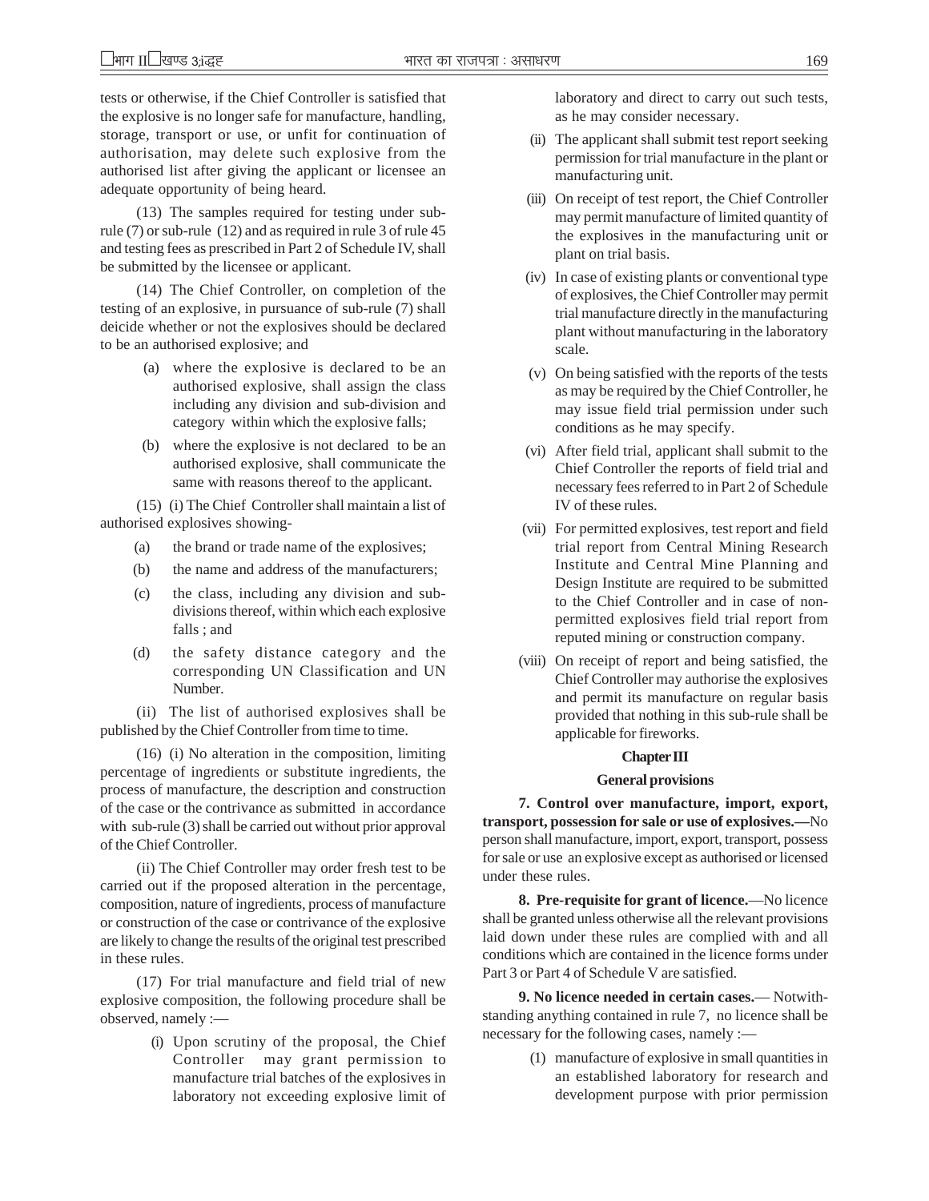tests or otherwise, if the Chief Controller is satisfied that the explosive is no longer safe for manufacture, handling, storage, transport or use, or unfit for continuation of authorisation, may delete such explosive from the authorised list after giving the applicant or licensee an adequate opportunity of being heard.

(13) The samples required for testing under sub-rule (7) or sub-rule (12) and as required in rule 3 of rule 45 and testing fees as prescribed in Part 2 of Schedule IV, shall be submitted by the licensee or applicant.

(14) The Chief Controller, on completion of the testing of an explosive, in pursuance of sub-rule (7) shall deicide whether or not the explosives should be declared to be an authorised explosive; and

(a) where the explosive is declared to be an authorised explosive, shall assign the class including any division and sub-division and category within which the explosive falls;

(b) where the explosive is not declared to be an authorised explosive, shall communicate the same with reasons thereof to the applicant.

(15) (i) The Chief Controller shall maintain a list of authorised explosives showing-

(a) the brand or trade name of the explosives;

(b) the name and address of the manufacturers;

(c) the class, including any division and sub-divisions thereof, within which each explosive falls ; and

(d) the safety distance category and the corresponding UN Classification and UN Number.

(ii) The list of authorised explosives shall be published by the Chief Controller from time to time.

(16) (i) No alteration in the composition, limiting percentage of ingredients or substitute ingredients, the process of manufacture, the description and construction of the case or the contrivance as submitted in accordance with sub-rule (3) shall be carried out without prior approval of the Chief Controller.

(ii) The Chief Controller may order fresh test to be carried out if the proposed alteration in the percentage, composition, nature of ingredients, process of manufacture or construction of the case or contrivance of the explosive are likely to change the results of the original test prescribed in these rules.

(17) For trial manufacture and field trial of new explosive composition, the following procedure shall be observed, namely :—

(i) Upon scrutiny of the proposal, the Chief Controller may grant permission to manufacture trial batches of the explosives in laboratory not exceeding explosive limit of laboratory and direct to carry out such tests, as he may consider necessary.

(ii) The applicant shall submit test report seeking permission for trial manufacture in the plant or manufacturing unit.

(iii) On receipt of test report, the Chief Controller may permit manufacture of limited quantity of the explosives in the manufacturing unit or plant on trial basis.

(iv) In case of existing plants or conventional type of explosives, the Chief Controller may permit trial manufacture directly in the manufacturing plant without manufacturing in the laboratory scale.

(v) On being satisfied with the reports of the tests as may be required by the Chief Controller, he may issue field trial permission under such conditions as he may specify.

(vi) After field trial, applicant shall submit to the Chief Controller the reports of field trial and necessary fees referred to in Part 2 of Schedule IV of these rules.

(vii) For permitted explosives, test report and field trial report from Central Mining Research Institute and Central Mine Planning and Design Institute are required to be submitted to the Chief Controller and in case of non-permitted explosives field trial report from reputed mining or construction company.

(viii) On receipt of report and being satisfied, the Chief Controller may authorise the explosives and permit its manufacture on regular basis provided that nothing in this sub-rule shall be applicable for fireworks.

## Chapter III

### General provisions

**7. Control over manufacture, import, export, transport, possession for sale or use of explosives.—**No person shall manufacture, import, export, transport, possess for sale or use an explosive except as authorised or licensed under these rules.

**8. Pre-requisite for grant of licence.**—No licence shall be granted unless otherwise all the relevant provisions laid down under these rules are complied with and all conditions which are contained in the licence forms under Part 3 or Part 4 of Schedule V are satisfied.

**9. No licence needed in certain cases.**— Notwithstanding anything contained in rule 7, no licence shall be necessary for the following cases, namely :—

(1) manufacture of explosive in small quantities in an established laboratory for research and development purpose with prior permission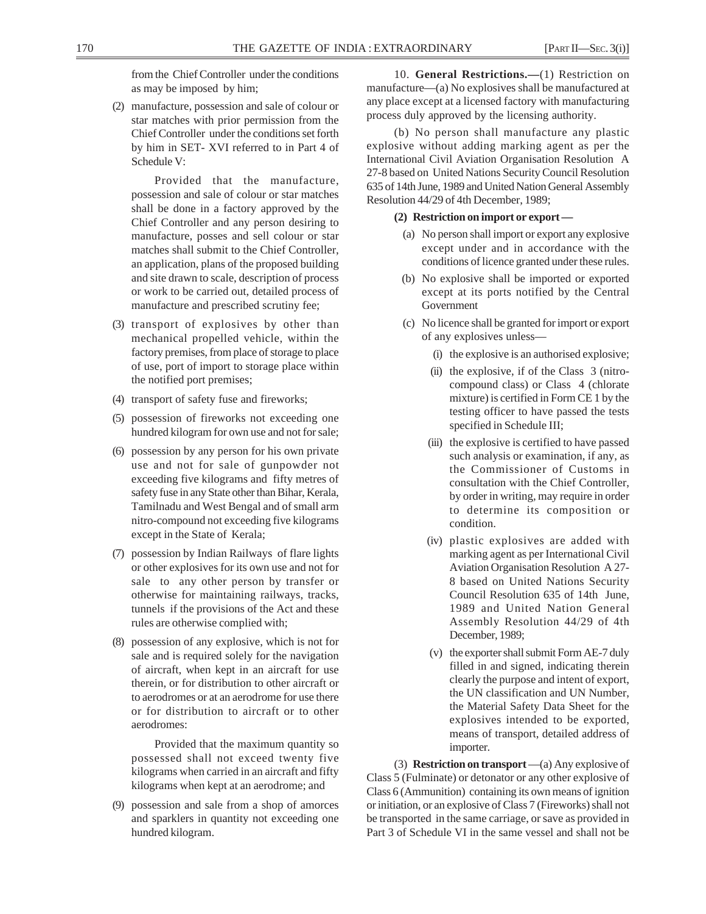from the Chief Controller under the conditions as may be imposed by him;

(2) manufacture, possession and sale of colour or star matches with prior permission from the Chief Controller under the conditions set forth by him in SET- XVI referred to in Part 4 of Schedule V:

Provided that the manufacture, possession and sale of colour or star matches shall be done in a factory approved by the Chief Controller and any person desiring to manufacture, posses and sell colour or star matches shall submit to the Chief Controller, an application, plans of the proposed building and site drawn to scale, description of process or work to be carried out, detailed process of manufacture and prescribed scrutiny fee;

(3) transport of explosives by other than mechanical propelled vehicle, within the factory premises, from place of storage to place of use, port of import to storage place within the notified port premises;

(4) transport of safety fuse and fireworks;

(5) possession of fireworks not exceeding one hundred kilogram for own use and not for sale;

(6) possession by any person for his own private use and not for sale of gunpowder not exceeding five kilograms and fifty metres of safety fuse in any State other than Bihar, Kerala, Tamilnadu and West Bengal and of small arm nitro-compound not exceeding five kilograms except in the State of Kerala;

(7) possession by Indian Railways of flare lights or other explosives for its own use and not for sale to any other person by transfer or otherwise for maintaining railways, tracks, tunnels if the provisions of the Act and these rules are otherwise complied with;

(8) possession of any explosive, which is not for sale and is required solely for the navigation of aircraft, when kept in an aircraft for use therein, or for distribution to other aircraft or to aerodromes or at an aerodrome for use there or for distribution to aircraft or to other aerodromes:

Provided that the maximum quantity so possessed shall not exceed twenty five kilograms when carried in an aircraft and fifty kilograms when kept at an aerodrome; and

(9) possession and sale from a shop of amorces and sparklers in quantity not exceeding one hundred kilogram.

10. **General Restrictions.—**(1) Restriction on manufacture—(a) No explosives shall be manufactured at any place except at a licensed factory with manufacturing process duly approved by the licensing authority.

(b) No person shall manufacture any plastic explosive without adding marking agent as per the International Civil Aviation Organisation Resolution A 27-8 based on United Nations Security Council Resolution 635 of 14th June, 1989 and United Nation General Assembly Resolution 44/29 of 4th December, 1989;

**(2) Restriction on import or export —**

(a) No person shall import or export any explosive except under and in accordance with the conditions of licence granted under these rules.

(b) No explosive shall be imported or exported except at its ports notified by the Central Government

(c) No licence shall be granted for import or export of any explosives unless—

(i) the explosive is an authorised explosive;

(ii) the explosive, if of the Class 3 (nitro-compound class) or Class 4 (chlorate mixture) is certified in Form CE 1 by the testing officer to have passed the tests specified in Schedule III;

(iii) the explosive is certified to have passed such analysis or examination, if any, as the Commissioner of Customs in consultation with the Chief Controller, by order in writing, may require in order to determine its composition or condition.

(iv) plastic explosives are added with marking agent as per International Civil Aviation Organisation Resolution A 27-8 based on United Nations Security Council Resolution 635 of 14th June, 1989 and United Nation General Assembly Resolution 44/29 of 4th December, 1989;

(v) the exporter shall submit Form AE-7 duly filled in and signed, indicating therein clearly the purpose and intent of export, the UN classification and UN Number, the Material Safety Data Sheet for the explosives intended to be exported, means of transport, detailed address of importer.

(3) **Restriction on transport** —(a) Any explosive of Class 5 (Fulminate) or detonator or any other explosive of Class 6 (Ammunition) containing its own means of ignition or initiation, or an explosive of Class 7 (Fireworks) shall not be transported in the same carriage, or save as provided in Part 3 of Schedule VI in the same vessel and shall not be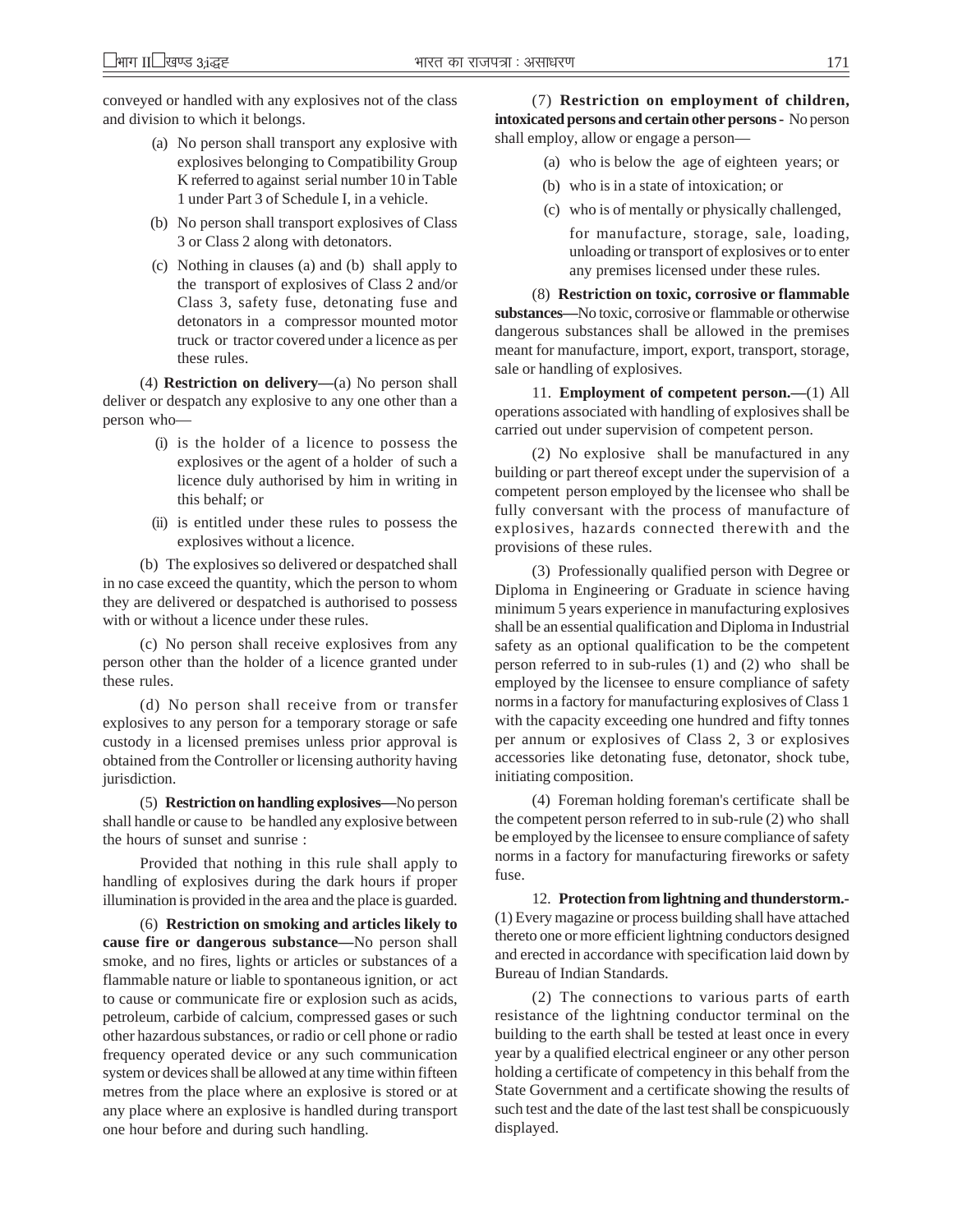conveyed or handled with any explosives not of the class and division to which it belongs.

(a) No person shall transport any explosive with explosives belonging to Compatibility Group K referred to against serial number 10 in Table 1 under Part 3 of Schedule I, in a vehicle.

(b) No person shall transport explosives of Class 3 or Class 2 along with detonators.

(c) Nothing in clauses (a) and (b) shall apply to the transport of explosives of Class 2 and/or Class 3, safety fuse, detonating fuse and detonators in a compressor mounted motor truck or tractor covered under a licence as per these rules.

(4) **Restriction on delivery—**(a) No person shall deliver or despatch any explosive to any one other than a person who—

(i) is the holder of a licence to possess the explosives or the agent of a holder of such a licence duly authorised by him in writing in this behalf; or

(ii) is entitled under these rules to possess the explosives without a licence.

(b) The explosives so delivered or despatched shall in no case exceed the quantity, which the person to whom they are delivered or despatched is authorised to possess with or without a licence under these rules.

(c) No person shall receive explosives from any person other than the holder of a licence granted under these rules.

(d) No person shall receive from or transfer explosives to any person for a temporary storage or safe custody in a licensed premises unless prior approval is obtained from the Controller or licensing authority having jurisdiction.

(5) **Restriction on handling explosives—**No person shall handle or cause to be handled any explosive between the hours of sunset and sunrise :

Provided that nothing in this rule shall apply to handling of explosives during the dark hours if proper illumination is provided in the area and the place is guarded.

(6) **Restriction on smoking and articles likely to cause fire or dangerous substance—**No person shall smoke, and no fires, lights or articles or substances of a flammable nature or liable to spontaneous ignition, or act to cause or communicate fire or explosion such as acids, petroleum, carbide of calcium, compressed gases or such other hazardous substances, or radio or cell phone or radio frequency operated device or any such communication system or devices shall be allowed at any time within fifteen metres from the place where an explosive is stored or at any place where an explosive is handled during transport one hour before and during such handling.

(7) **Restriction on employment of children, intoxicated persons and certain other persons** - No person shall employ, allow or engage a person—

(a) who is below the age of eighteen years; or

(b) who is in a state of intoxication; or

(c) who is of mentally or physically challenged,

for manufacture, storage, sale, loading, unloading or transport of explosives or to enter any premises licensed under these rules.

(8) **Restriction on toxic, corrosive or flammable substances—**No toxic, corrosive or flammable or otherwise dangerous substances shall be allowed in the premises meant for manufacture, import, export, transport, storage, sale or handling of explosives.

11. **Employment of competent person.—**(1) All operations associated with handling of explosives shall be carried out under supervision of competent person.

(2) No explosive shall be manufactured in any building or part thereof except under the supervision of a competent person employed by the licensee who shall be fully conversant with the process of manufacture of explosives, hazards connected therewith and the provisions of these rules.

(3) Professionally qualified person with Degree or Diploma in Engineering or Graduate in science having minimum 5 years experience in manufacturing explosives shall be an essential qualification and Diploma in Industrial safety as an optional qualification to be the competent person referred to in sub-rules (1) and (2) who shall be employed by the licensee to ensure compliance of safety norms in a factory for manufacturing explosives of Class 1 with the capacity exceeding one hundred and fifty tonnes per annum or explosives of Class 2, 3 or explosives accessories like detonating fuse, detonator, shock tube, initiating composition.

(4) Foreman holding foreman's certificate shall be the competent person referred to in sub-rule (2) who shall be employed by the licensee to ensure compliance of safety norms in a factory for manufacturing fireworks or safety fuse.

12. **Protection from lightning and thunderstorm.-** (1) Every magazine or process building shall have attached thereto one or more efficient lightning conductors designed and erected in accordance with specification laid down by Bureau of Indian Standards.

(2) The connections to various parts of earth resistance of the lightning conductor terminal on the building to the earth shall be tested at least once in every year by a qualified electrical engineer or any other person holding a certificate of competency in this behalf from the State Government and a certificate showing the results of such test and the date of the last test shall be conspicuously displayed.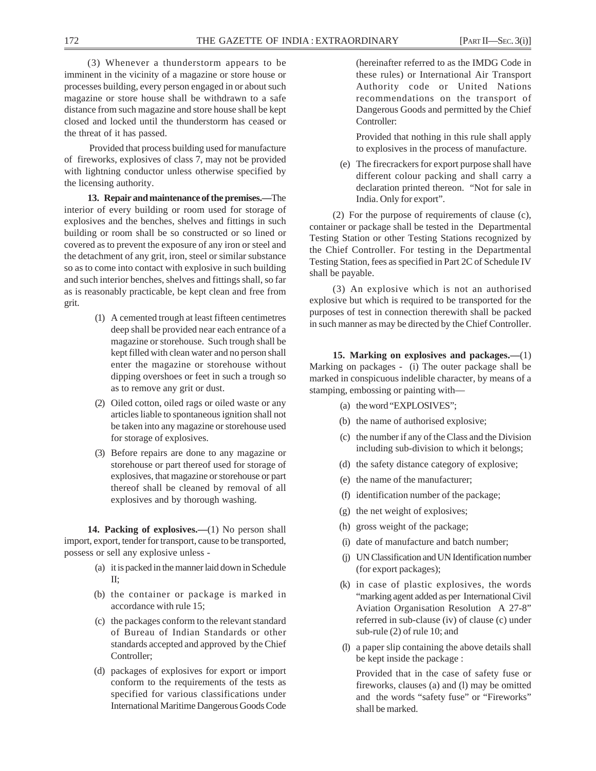(3) Whenever a thunderstorm appears to be imminent in the vicinity of a magazine or store house or processes building, every person engaged in or about such magazine or store house shall be withdrawn to a safe distance from such magazine and store house shall be kept closed and locked until the thunderstorm has ceased or the threat of it has passed.

Provided that process building used for manufacture of fireworks, explosives of class 7, may not be provided with lightning conductor unless otherwise specified by the licensing authority.

**13. Repair and maintenance of the premises.—**The interior of every building or room used for storage of explosives and the benches, shelves and fittings in such building or room shall be so constructed or so lined or covered as to prevent the exposure of any iron or steel and the detachment of any grit, iron, steel or similar substance so as to come into contact with explosive in such building and such interior benches, shelves and fittings shall, so far as is reasonably practicable, be kept clean and free from grit.

(1) A cemented trough at least fifteen centimetres deep shall be provided near each entrance of a magazine or storehouse. Such trough shall be kept filled with clean water and no person shall enter the magazine or storehouse without dipping overshoes or feet in such a trough so as to remove any grit or dust.

(2) Oiled cotton, oiled rags or oiled waste or any articles liable to spontaneous ignition shall not be taken into any magazine or storehouse used for storage of explosives.

(3) Before repairs are done to any magazine or storehouse or part thereof used for storage of explosives, that magazine or storehouse or part thereof shall be cleaned by removal of all explosives and by thorough washing.

**14. Packing of explosives.—**(1) No person shall import, export, tender for transport, cause to be transported, possess or sell any explosive unless -

(a) it is packed in the manner laid down in Schedule II;

(b) the container or package is marked in accordance with rule 15;

(c) the packages conform to the relevant standard of Bureau of Indian Standards or other standards accepted and approved by the Chief Controller;

(d) packages of explosives for export or import conform to the requirements of the tests as specified for various classifications under International Maritime Dangerous Goods Code (hereinafter referred to as the IMDG Code in these rules) or International Air Transport Authority code or United Nations recommendations on the transport of Dangerous Goods and permitted by the Chief Controller:

Provided that nothing in this rule shall apply to explosives in the process of manufacture.

(e) The firecrackers for export purpose shall have different colour packing and shall carry a declaration printed thereon. "Not for sale in India. Only for export".

(2) For the purpose of requirements of clause (c), container or package shall be tested in the Departmental Testing Station or other Testing Stations recognized by the Chief Controller. For testing in the Departmental Testing Station, fees as specified in Part 2C of Schedule IV shall be payable.

(3) An explosive which is not an authorised explosive but which is required to be transported for the purposes of test in connection therewith shall be packed in such manner as may be directed by the Chief Controller.

**15. Marking on explosives and packages.—**(1) Marking on packages - (i) The outer package shall be marked in conspicuous indelible character, by means of a stamping, embossing or painting with—

(a) the word "EXPLOSIVES";

(b) the name of authorised explosive;

(c) the number if any of the Class and the Division including sub-division to which it belongs;

(d) the safety distance category of explosive;

(e) the name of the manufacturer;

(f) identification number of the package;

(g) the net weight of explosives;

(h) gross weight of the package;

(i) date of manufacture and batch number;

(j) UN Classification and UN Identification number (for export packages);

(k) in case of plastic explosives, the words "marking agent added as per International Civil Aviation Organisation Resolution A 27-8" referred in sub-clause (iv) of clause (c) under sub-rule (2) of rule 10; and

(l) a paper slip containing the above details shall be kept inside the package :

Provided that in the case of safety fuse or fireworks, clauses (a) and (l) may be omitted and the words "safety fuse" or "Fireworks" shall be marked.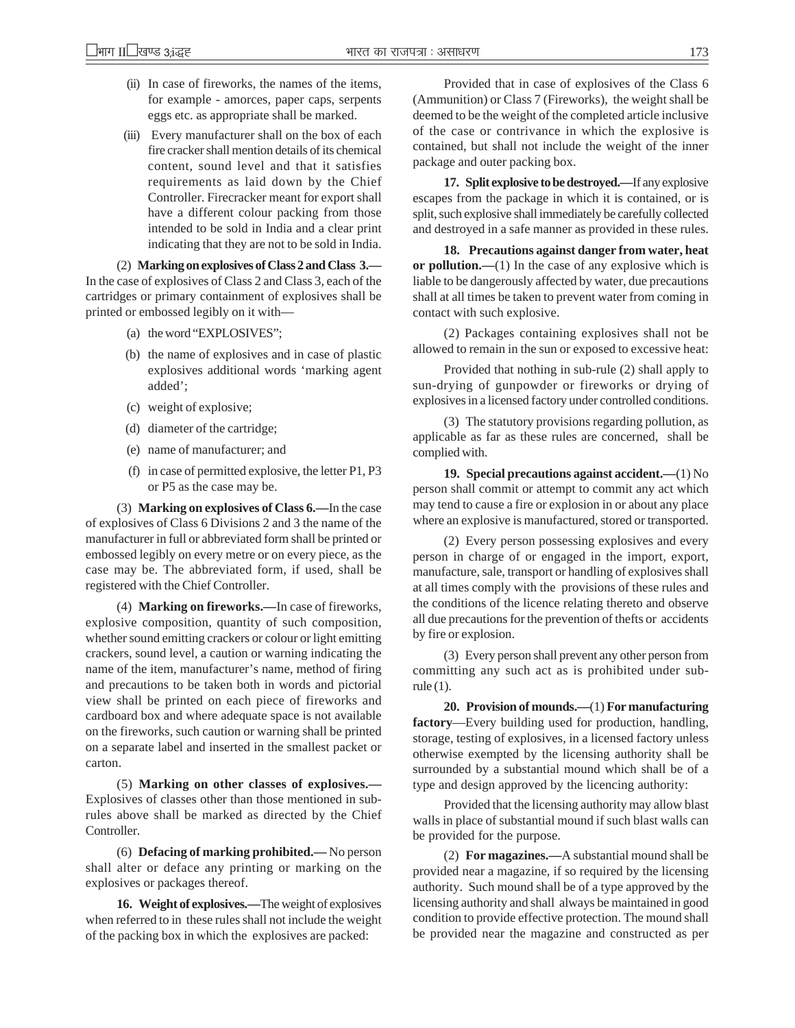(ii) In case of fireworks, the names of the items, for example - amorces, paper caps, serpents eggs etc. as appropriate shall be marked.

(iii) Every manufacturer shall on the box of each fire cracker shall mention details of its chemical content, sound level and that it satisfies requirements as laid down by the Chief Controller. Firecracker meant for export shall have a different colour packing from those intended to be sold in India and a clear print indicating that they are not to be sold in India.

(2) **Marking on explosives of Class 2 and Class 3.—** In the case of explosives of Class 2 and Class 3, each of the cartridges or primary containment of explosives shall be printed or embossed legibly on it with—

(a) the word "EXPLOSIVES";

(b) the name of explosives and in case of plastic explosives additional words 'marking agent added';

(c) weight of explosive;

(d) diameter of the cartridge;

(e) name of manufacturer; and

(f) in case of permitted explosive, the letter P1, P3 or P5 as the case may be.

(3) **Marking on explosives of Class 6.—** In the case of explosives of Class 6 Divisions 2 and 3 the name of the manufacturer in full or abbreviated form shall be printed or embossed legibly on every metre or on every piece, as the case may be. The abbreviated form, if used, shall be registered with the Chief Controller.

(4) **Marking on fireworks.—** In case of fireworks, explosive composition, quantity of such composition, whether sound emitting crackers or colour or light emitting crackers, sound level, a caution or warning indicating the name of the item, manufacturer's name, method of firing and precautions to be taken both in words and pictorial view shall be printed on each piece of fireworks and cardboard box and where adequate space is not available on the fireworks, such caution or warning shall be printed on a separate label and inserted in the smallest packet or carton.

(5) **Marking on other classes of explosives.—** Explosives of classes other than those mentioned in sub-rules above shall be marked as directed by the Chief Controller.

(6) **Defacing of marking prohibited.—** No person shall alter or deface any printing or marking on the explosives or packages thereof.

**16. Weight of explosives.—** The weight of explosives when referred to in these rules shall not include the weight of the packing box in which the explosives are packed:

Provided that in case of explosives of the Class 6 (Ammunition) or Class 7 (Fireworks), the weight shall be deemed to be the weight of the completed article inclusive of the case or contrivance in which the explosive is contained, but shall not include the weight of the inner package and outer packing box.

**17. Split explosive to be destroyed.—** If any explosive escapes from the package in which it is contained, or is split, such explosive shall immediately be carefully collected and destroyed in a safe manner as provided in these rules.

**18. Precautions against danger from water, heat or pollution.—** (1) In the case of any explosive which is liable to be dangerously affected by water, due precautions shall at all times be taken to prevent water from coming in contact with such explosive.

(2) Packages containing explosives shall not be allowed to remain in the sun or exposed to excessive heat:

Provided that nothing in sub-rule (2) shall apply to sun-drying of gunpowder or fireworks or drying of explosives in a licensed factory under controlled conditions.

(3) The statutory provisions regarding pollution, as applicable as far as these rules are concerned, shall be complied with.

**19. Special precautions against accident.—** (1) No person shall commit or attempt to commit any act which may tend to cause a fire or explosion in or about any place where an explosive is manufactured, stored or transported.

(2) Every person possessing explosives and every person in charge of or engaged in the import, export, manufacture, sale, transport or handling of explosives shall at all times comply with the provisions of these rules and the conditions of the licence relating thereto and observe all due precautions for the prevention of thefts or accidents by fire or explosion.

(3) Every person shall prevent any other person from committing any such act as is prohibited under sub-rule (1).

**20. Provision of mounds.—** (1) **For manufacturing factory**—Every building used for production, handling, storage, testing of explosives, in a licensed factory unless otherwise exempted by the licensing authority shall be surrounded by a substantial mound which shall be of a type and design approved by the licencing authority:

Provided that the licensing authority may allow blast walls in place of substantial mound if such blast walls can be provided for the purpose.

(2) **For magazines.—** A substantial mound shall be provided near a magazine, if so required by the licensing authority. Such mound shall be of a type approved by the licensing authority and shall always be maintained in good condition to provide effective protection. The mound shall be provided near the magazine and constructed as per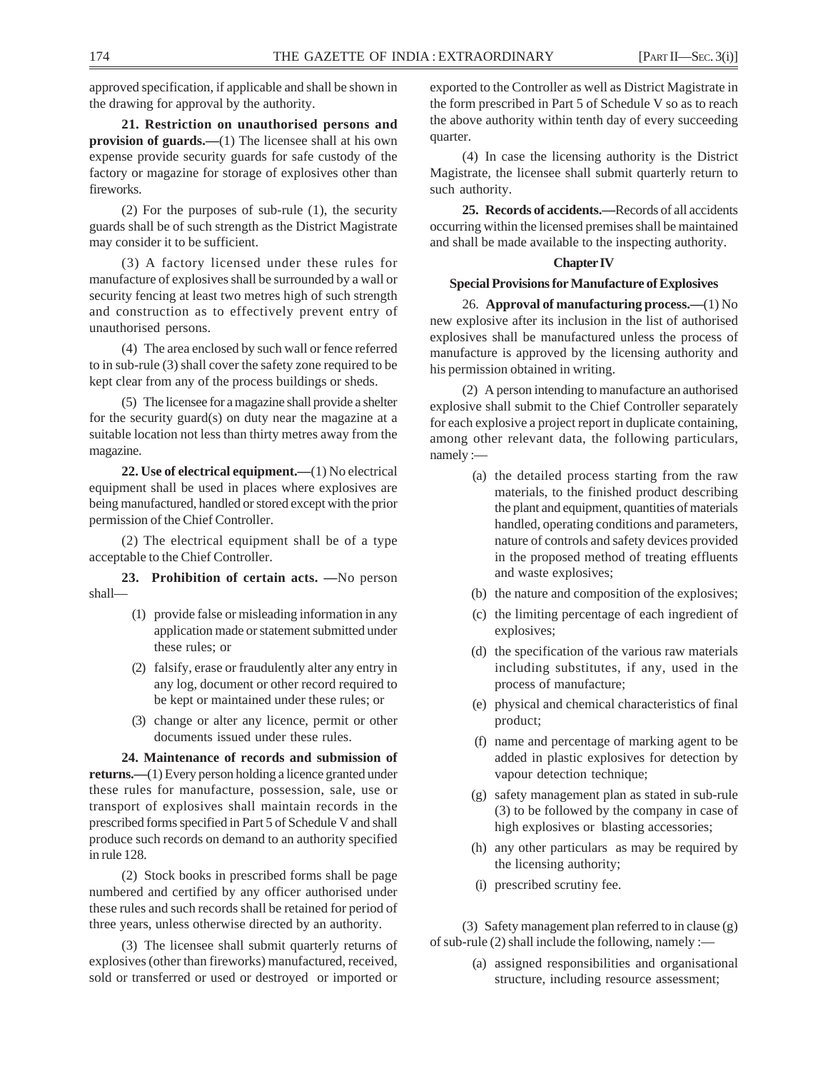approved specification, if applicable and shall be shown in the drawing for approval by the authority.

**21. Restriction on unauthorised persons and provision of guards.—**(1) The licensee shall at his own expense provide security guards for safe custody of the factory or magazine for storage of explosives other than fireworks.

(2) For the purposes of sub-rule (1), the security guards shall be of such strength as the District Magistrate may consider it to be sufficient.

(3) A factory licensed under these rules for manufacture of explosives shall be surrounded by a wall or security fencing at least two metres high of such strength and construction as to effectively prevent entry of unauthorised persons.

(4) The area enclosed by such wall or fence referred to in sub-rule (3) shall cover the safety zone required to be kept clear from any of the process buildings or sheds.

(5) The licensee for a magazine shall provide a shelter for the security guard(s) on duty near the magazine at a suitable location not less than thirty metres away from the magazine.

**22. Use of electrical equipment.—**(1) No electrical equipment shall be used in places where explosives are being manufactured, handled or stored except with the prior permission of the Chief Controller.

(2) The electrical equipment shall be of a type acceptable to the Chief Controller.

**23. Prohibition of certain acts. —**No person shall—

(1) provide false or misleading information in any application made or statement submitted under these rules; or

(2) falsify, erase or fraudulently alter any entry in any log, document or other record required to be kept or maintained under these rules; or

(3) change or alter any licence, permit or other documents issued under these rules.

**24. Maintenance of records and submission of returns.—**(1) Every person holding a licence granted under these rules for manufacture, possession, sale, use or transport of explosives shall maintain records in the prescribed forms specified in Part 5 of Schedule V and shall produce such records on demand to an authority specified in rule 128.

(2) Stock books in prescribed forms shall be page numbered and certified by any officer authorised under these rules and such records shall be retained for period of three years, unless otherwise directed by an authority.

(3) The licensee shall submit quarterly returns of explosives (other than fireworks) manufactured, received, sold or transferred or used or destroyed or imported or exported to the Controller as well as District Magistrate in the form prescribed in Part 5 of Schedule V so as to reach the above authority within tenth day of every succeeding quarter.

(4) In case the licensing authority is the District Magistrate, the licensee shall submit quarterly return to such authority.

**25. Records of accidents.—**Records of all accidents occurring within the licensed premises shall be maintained and shall be made available to the inspecting authority.

## Chapter IV

### Special Provisions for Manufacture of Explosives

26. **Approval of manufacturing process.—**(1) No new explosive after its inclusion in the list of authorised explosives shall be manufactured unless the process of manufacture is approved by the licensing authority and his permission obtained in writing.

(2) A person intending to manufacture an authorised explosive shall submit to the Chief Controller separately for each explosive a project report in duplicate containing, among other relevant data, the following particulars, namely :—

(a) the detailed process starting from the raw materials, to the finished product describing the plant and equipment, quantities of materials handled, operating conditions and parameters, nature of controls and safety devices provided in the proposed method of treating effluents and waste explosives;

(b) the nature and composition of the explosives;

(c) the limiting percentage of each ingredient of explosives;

(d) the specification of the various raw materials including substitutes, if any, used in the process of manufacture;

(e) physical and chemical characteristics of final product;

(f) name and percentage of marking agent to be added in plastic explosives for detection by vapour detection technique;

(g) safety management plan as stated in sub-rule (3) to be followed by the company in case of high explosives or blasting accessories;

(h) any other particulars as may be required by the licensing authority;

(i) prescribed scrutiny fee.

(3) Safety management plan referred to in clause (g) of sub-rule (2) shall include the following, namely :—

(a) assigned responsibilities and organisational structure, including resource assessment;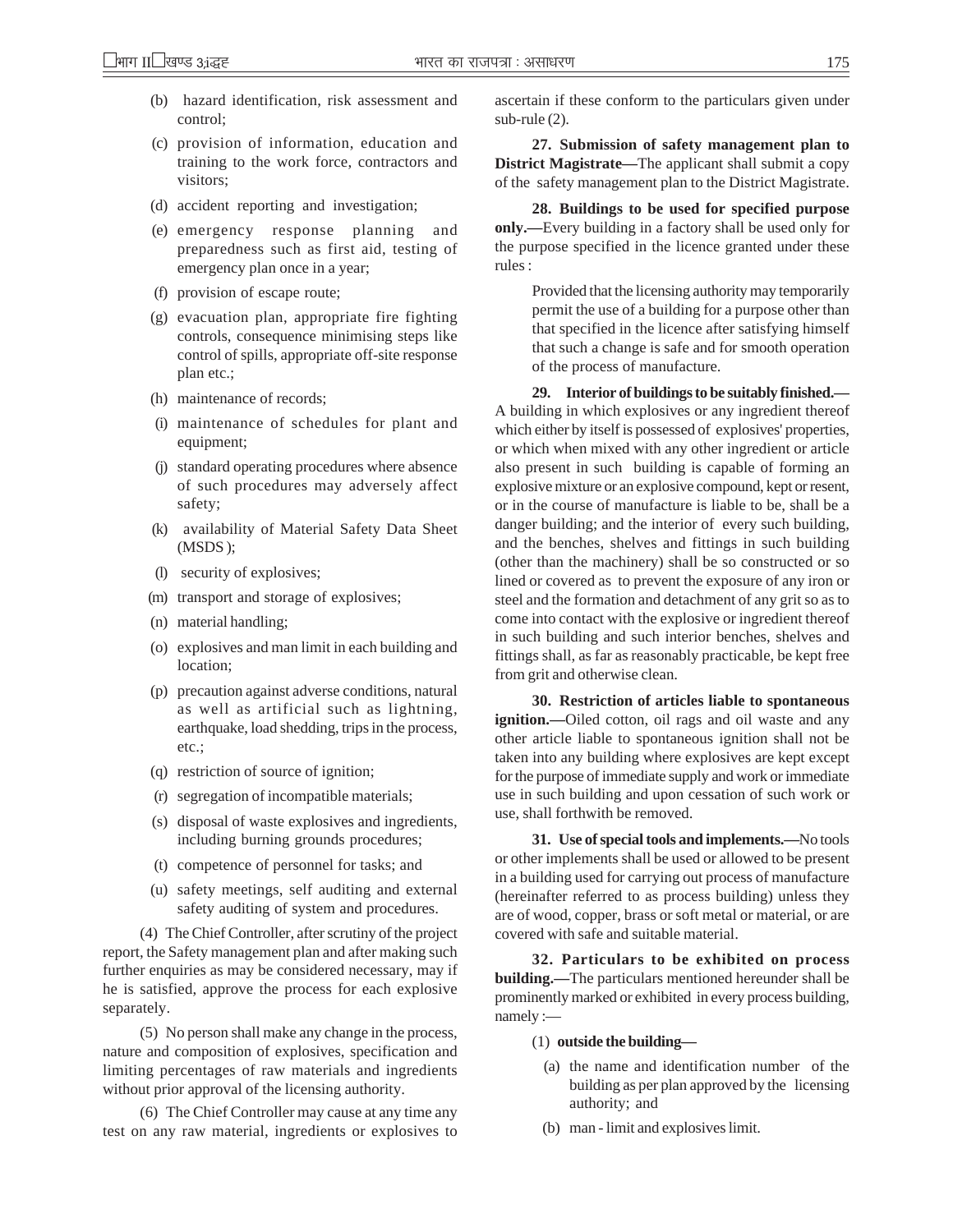(b) hazard identification, risk assessment and control;

(c) provision of information, education and training to the work force, contractors and visitors;

(d) accident reporting and investigation;

(e) emergency response planning and preparedness such as first aid, testing of emergency plan once in a year;

(f) provision of escape route;

(g) evacuation plan, appropriate fire fighting controls, consequence minimising steps like control of spills, appropriate off-site response plan etc.;

(h) maintenance of records;

(i) maintenance of schedules for plant and equipment;

(j) standard operating procedures where absence of such procedures may adversely affect safety;

(k) availability of Material Safety Data Sheet (MSDS);

(l) security of explosives;

(m) transport and storage of explosives;

(n) material handling;

(o) explosives and man limit in each building and location;

(p) precaution against adverse conditions, natural as well as artificial such as lightning, earthquake, load shedding, trips in the process, etc.;

(q) restriction of source of ignition;

(r) segregation of incompatible materials;

(s) disposal of waste explosives and ingredients, including burning grounds procedures;

(t) competence of personnel for tasks; and

(u) safety meetings, self auditing and external safety auditing of system and procedures.

(4) The Chief Controller, after scrutiny of the project report, the Safety management plan and after making such further enquiries as may be considered necessary, may if he is satisfied, approve the process for each explosive separately.

(5) No person shall make any change in the process, nature and composition of explosives, specification and limiting percentages of raw materials and ingredients without prior approval of the licensing authority.

(6) The Chief Controller may cause at any time any test on any raw material, ingredients or explosives to ascertain if these conform to the particulars given under sub-rule (2).

**27. Submission of safety management plan to District Magistrate—**The applicant shall submit a copy of the safety management plan to the District Magistrate.

**28. Buildings to be used for specified purpose only.—**Every building in a factory shall be used only for the purpose specified in the licence granted under these rules :

> Provided that the licensing authority may temporarily permit the use of a building for a purpose other than that specified in the licence after satisfying himself that such a change is safe and for smooth operation of the process of manufacture.

**29. Interior of buildings to be suitably finished.—** A building in which explosives or any ingredient thereof which either by itself is possessed of explosives' properties, or which when mixed with any other ingredient or article also present in such building is capable of forming an explosive mixture or an explosive compound, kept or resent, or in the course of manufacture is liable to be, shall be a danger building; and the interior of every such building, and the benches, shelves and fittings in such building (other than the machinery) shall be so constructed or so lined or covered as to prevent the exposure of any iron or steel and the formation and detachment of any grit so as to come into contact with the explosive or ingredient thereof in such building and such interior benches, shelves and fittings shall, as far as reasonably practicable, be kept free from grit and otherwise clean.

**30. Restriction of articles liable to spontaneous ignition.—**Oiled cotton, oil rags and oil waste and any other article liable to spontaneous ignition shall not be taken into any building where explosives are kept except for the purpose of immediate supply and work or immediate use in such building and upon cessation of such work or use, shall forthwith be removed.

**31. Use of special tools and implements.—**No tools or other implements shall be used or allowed to be present in a building used for carrying out process of manufacture (hereinafter referred to as process building) unless they are of wood, copper, brass or soft metal or material, or are covered with safe and suitable material.

**32. Particulars to be exhibited on process building.—**The particulars mentioned hereunder shall be prominently marked or exhibited in every process building, namely :—

(1) **outside the building—**

(a) the name and identification number of the building as per plan approved by the licensing authority; and

(b) man - limit and explosives limit.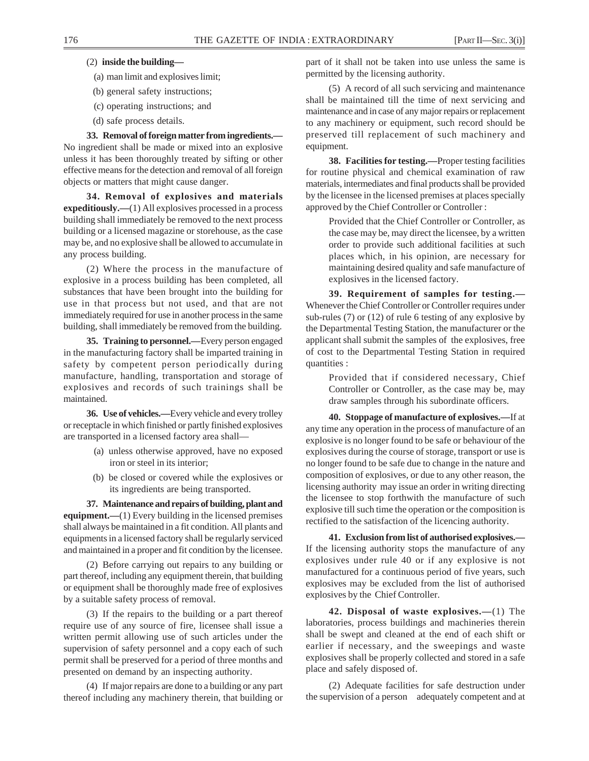(2) **inside the building—**

(a) man limit and explosives limit;

(b) general safety instructions;

(c) operating instructions; and

(d) safe process details.

**33. Removal of foreign matter from ingredients.—** No ingredient shall be made or mixed into an explosive unless it has been thoroughly treated by sifting or other effective means for the detection and removal of all foreign objects or matters that might cause danger.

**34. Removal of explosives and materials expeditiously.—**(1) All explosives processed in a process building shall immediately be removed to the next process building or a licensed magazine or storehouse, as the case may be, and no explosive shall be allowed to accumulate in any process building.

(2) Where the process in the manufacture of explosive in a process building has been completed, all substances that have been brought into the building for use in that process but not used, and that are not immediately required for use in another process in the same building, shall immediately be removed from the building.

**35. Training to personnel.—**Every person engaged in the manufacturing factory shall be imparted training in safety by competent person periodically during manufacture, handling, transportation and storage of explosives and records of such trainings shall be maintained.

**36. Use of vehicles.—**Every vehicle and every trolley or receptacle in which finished or partly finished explosives are transported in a licensed factory area shall—

(a) unless otherwise approved, have no exposed iron or steel in its interior;

(b) be closed or covered while the explosives or its ingredients are being transported.

**37. Maintenance and repairs of building, plant and equipment.—**(1) Every building in the licensed premises shall always be maintained in a fit condition. All plants and equipments in a licensed factory shall be regularly serviced and maintained in a proper and fit condition by the licensee.

(2) Before carrying out repairs to any building or part thereof, including any equipment therein, that building or equipment shall be thoroughly made free of explosives by a suitable safety process of removal.

(3) If the repairs to the building or a part thereof require use of any source of fire, licensee shall issue a written permit allowing use of such articles under the supervision of safety personnel and a copy each of such permit shall be preserved for a period of three months and presented on demand by an inspecting authority.

(4) If major repairs are done to a building or any part thereof including any machinery therein, that building or part of it shall not be taken into use unless the same is permitted by the licensing authority.

(5) A record of all such servicing and maintenance shall be maintained till the time of next servicing and maintenance and in case of any major repairs or replacement to any machinery or equipment, such record should be preserved till replacement of such machinery and equipment.

**38. Facilities for testing.—**Proper testing facilities for routine physical and chemical examination of raw materials, intermediates and final products shall be provided by the licensee in the licensed premises at places specially approved by the Chief Controller or Controller :

Provided that the Chief Controller or Controller, as the case may be, may direct the licensee, by a written order to provide such additional facilities at such places which, in his opinion, are necessary for maintaining desired quality and safe manufacture of explosives in the licensed factory.

**39. Requirement of samples for testing.—** Whenever the Chief Controller or Controller requires under sub-rules (7) or (12) of rule 6 testing of any explosive by the Departmental Testing Station, the manufacturer or the applicant shall submit the samples of the explosives, free of cost to the Departmental Testing Station in required quantities :

Provided that if considered necessary, Chief Controller or Controller, as the case may be, may draw samples through his subordinate officers.

**40. Stoppage of manufacture of explosives.—**If at any time any operation in the process of manufacture of an explosive is no longer found to be safe or behaviour of the explosives during the course of storage, transport or use is no longer found to be safe due to change in the nature and composition of explosives, or due to any other reason, the licensing authority may issue an order in writing directing the licensee to stop forthwith the manufacture of such explosive till such time the operation or the composition is rectified to the satisfaction of the licencing authority.

**41. Exclusion from list of authorised explosives.—** If the licensing authority stops the manufacture of any explosives under rule 40 or if any explosive is not manufactured for a continuous period of five years, such explosives may be excluded from the list of authorised explosives by the Chief Controller.

**42. Disposal of waste explosives.—**(1) The laboratories, process buildings and machineries therein shall be swept and cleaned at the end of each shift or earlier if necessary, and the sweepings and waste explosives shall be properly collected and stored in a safe place and safely disposed of.

(2) Adequate facilities for safe destruction under the supervision of a person adequately competent and at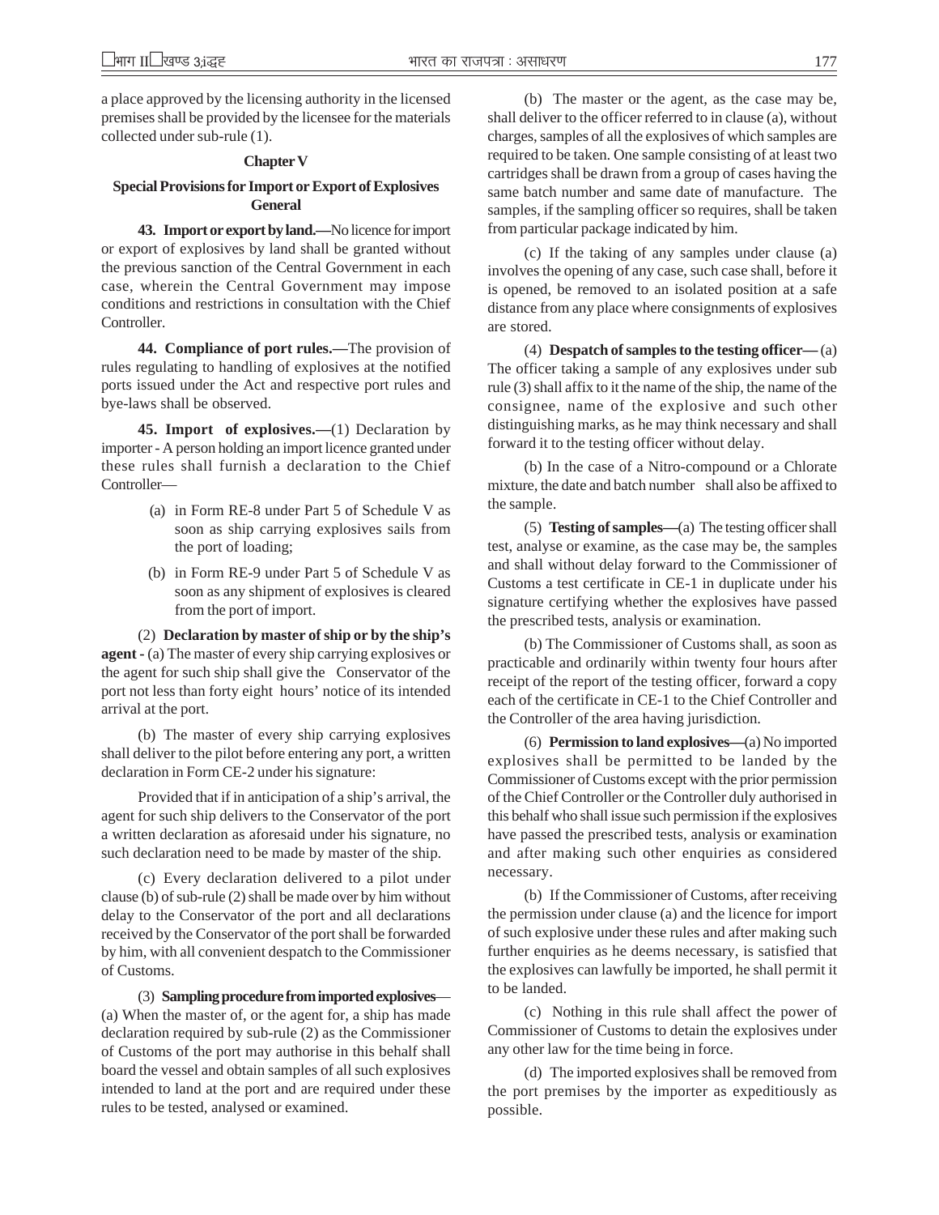a place approved by the licensing authority in the licensed premises shall be provided by the licensee for the materials collected under sub-rule (1).

## Chapter V

### Special Provisions for Import or Export of Explosives General

**43. Import or export by land.—**No licence for import or export of explosives by land shall be granted without the previous sanction of the Central Government in each case, wherein the Central Government may impose conditions and restrictions in consultation with the Chief Controller.

**44. Compliance of port rules.—**The provision of rules regulating to handling of explosives at the notified ports issued under the Act and respective port rules and bye-laws shall be observed.

**45. Import of explosives.—**(1) Declaration by importer - A person holding an import licence granted under these rules shall furnish a declaration to the Chief Controller—

(a) in Form RE-8 under Part 5 of Schedule V as soon as ship carrying explosives sails from the port of loading;

(b) in Form RE-9 under Part 5 of Schedule V as soon as any shipment of explosives is cleared from the port of import.

(2) **Declaration by master of ship or by the ship's agent -** (a) The master of every ship carrying explosives or the agent for such ship shall give the Conservator of the port not less than forty eight hours' notice of its intended arrival at the port.

(b) The master of every ship carrying explosives shall deliver to the pilot before entering any port, a written declaration in Form CE-2 under his signature:

Provided that if in anticipation of a ship's arrival, the agent for such ship delivers to the Conservator of the port a written declaration as aforesaid under his signature, no such declaration need to be made by master of the ship.

(c) Every declaration delivered to a pilot under clause (b) of sub-rule (2) shall be made over by him without delay to the Conservator of the port and all declarations received by the Conservator of the port shall be forwarded by him, with all convenient despatch to the Commissioner of Customs.

(3) **Sampling procedure from imported explosives**—(a) When the master of, or the agent for, a ship has made declaration required by sub-rule (2) as the Commissioner of Customs of the port may authorise in this behalf shall board the vessel and obtain samples of all such explosives intended to land at the port and are required under these rules to be tested, analysed or examined.

(b) The master or the agent, as the case may be, shall deliver to the officer referred to in clause (a), without charges, samples of all the explosives of which samples are required to be taken. One sample consisting of at least two cartridges shall be drawn from a group of cases having the same batch number and same date of manufacture. The samples, if the sampling officer so requires, shall be taken from particular package indicated by him.

(c) If the taking of any samples under clause (a) involves the opening of any case, such case shall, before it is opened, be removed to an isolated position at a safe distance from any place where consignments of explosives are stored.

(4) **Despatch of samples to the testing officer—** (a) The officer taking a sample of any explosives under sub rule (3) shall affix to it the name of the ship, the name of the consignee, name of the explosive and such other distinguishing marks, as he may think necessary and shall forward it to the testing officer without delay.

(b) In the case of a Nitro-compound or a Chlorate mixture, the date and batch number shall also be affixed to the sample.

(5) **Testing of samples—**(a) The testing officer shall test, analyse or examine, as the case may be, the samples and shall without delay forward to the Commissioner of Customs a test certificate in CE-1 in duplicate under his signature certifying whether the explosives have passed the prescribed tests, analysis or examination.

(b) The Commissioner of Customs shall, as soon as practicable and ordinarily within twenty four hours after receipt of the report of the testing officer, forward a copy each of the certificate in CE-1 to the Chief Controller and the Controller of the area having jurisdiction.

(6) **Permission to land explosives—**(a) No imported explosives shall be permitted to be landed by the Commissioner of Customs except with the prior permission of the Chief Controller or the Controller duly authorised in this behalf who shall issue such permission if the explosives have passed the prescribed tests, analysis or examination and after making such other enquiries as considered necessary.

(b) If the Commissioner of Customs, after receiving the permission under clause (a) and the licence for import of such explosive under these rules and after making such further enquiries as he deems necessary, is satisfied that the explosives can lawfully be imported, he shall permit it to be landed.

(c) Nothing in this rule shall affect the power of Commissioner of Customs to detain the explosives under any other law for the time being in force.

(d) The imported explosives shall be removed from the port premises by the importer as expeditiously as possible.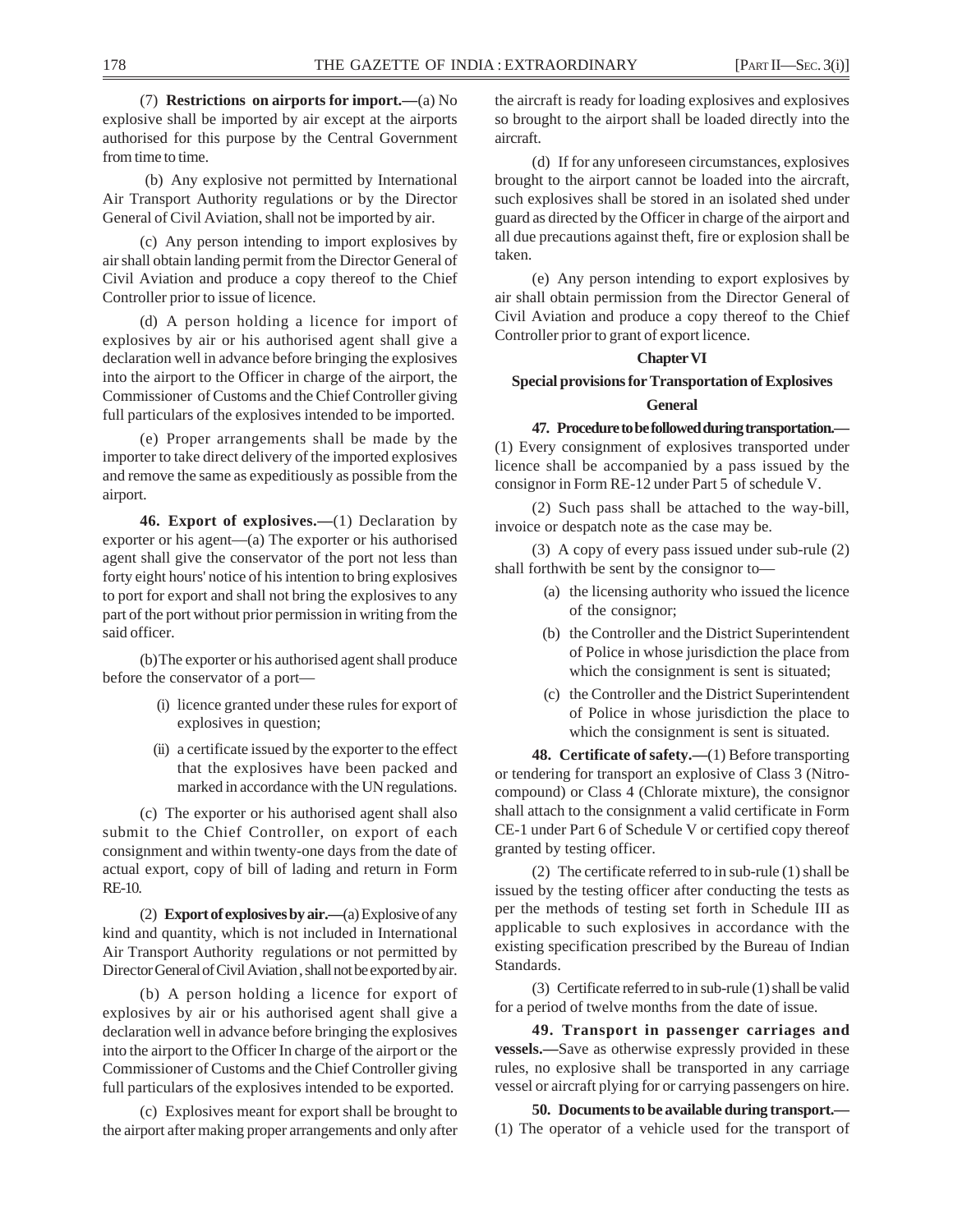(7) **Restrictions on airports for import.—**(a) No explosive shall be imported by air except at the airports authorised for this purpose by the Central Government from time to time.

(b) Any explosive not permitted by International Air Transport Authority regulations or by the Director General of Civil Aviation, shall not be imported by air.

(c) Any person intending to import explosives by air shall obtain landing permit from the Director General of Civil Aviation and produce a copy thereof to the Chief Controller prior to issue of licence.

(d) A person holding a licence for import of explosives by air or his authorised agent shall give a declaration well in advance before bringing the explosives into the airport to the Officer in charge of the airport, the Commissioner of Customs and the Chief Controller giving full particulars of the explosives intended to be imported.

(e) Proper arrangements shall be made by the importer to take direct delivery of the imported explosives and remove the same as expeditiously as possible from the airport.

**46. Export of explosives.—**(1) Declaration by exporter or his agent—(a) The exporter or his authorised agent shall give the conservator of the port not less than forty eight hours' notice of his intention to bring explosives to port for export and shall not bring the explosives to any part of the port without prior permission in writing from the said officer.

(b) The exporter or his authorised agent shall produce before the conservator of a port—

- (i) licence granted under these rules for export of explosives in question;
- (ii) a certificate issued by the exporter to the effect that the explosives have been packed and marked in accordance with the UN regulations.

(c) The exporter or his authorised agent shall also submit to the Chief Controller, on export of each consignment and within twenty-one days from the date of actual export, copy of bill of lading and return in Form RE-10.

(2) **Export of explosives by air.—**(a) Explosive of any kind and quantity, which is not included in International Air Transport Authority regulations or not permitted by Director General of Civil Aviation , shall not be exported by air.

(b) A person holding a licence for export of explosives by air or his authorised agent shall give a declaration well in advance before bringing the explosives into the airport to the Officer In charge of the airport or the Commissioner of Customs and the Chief Controller giving full particulars of the explosives intended to be exported.

(c) Explosives meant for export shall be brought to the airport after making proper arrangements and only after the aircraft is ready for loading explosives and explosives so brought to the airport shall be loaded directly into the aircraft.

(d) If for any unforeseen circumstances, explosives brought to the airport cannot be loaded into the aircraft, such explosives shall be stored in an isolated shed under guard as directed by the Officer in charge of the airport and all due precautions against theft, fire or explosion shall be taken.

(e) Any person intending to export explosives by air shall obtain permission from the Director General of Civil Aviation and produce a copy thereof to the Chief Controller prior to grant of export licence.

## Chapter VI

## Special provisions for Transportation of Explosives

### General

**47. Procedure to be followed during transportation.—** (1) Every consignment of explosives transported under licence shall be accompanied by a pass issued by the consignor in Form RE-12 under Part 5 of schedule V.

(2) Such pass shall be attached to the way-bill, invoice or despatch note as the case may be.

(3) A copy of every pass issued under sub-rule (2) shall forthwith be sent by the consignor to—

- (a) the licensing authority who issued the licence of the consignor;
- (b) the Controller and the District Superintendent of Police in whose jurisdiction the place from which the consignment is sent is situated;
- (c) the Controller and the District Superintendent of Police in whose jurisdiction the place to which the consignment is sent is situated.

**48. Certificate of safety.—**(1) Before transporting or tendering for transport an explosive of Class 3 (Nitro-compound) or Class 4 (Chlorate mixture), the consignor shall attach to the consignment a valid certificate in Form CE-1 under Part 6 of Schedule V or certified copy thereof granted by testing officer.

(2) The certificate referred to in sub-rule (1) shall be issued by the testing officer after conducting the tests as per the methods of testing set forth in Schedule III as applicable to such explosives in accordance with the existing specification prescribed by the Bureau of Indian Standards.

(3) Certificate referred to in sub-rule (1) shall be valid for a period of twelve months from the date of issue.

**49. Transport in passenger carriages and vessels.—**Save as otherwise expressly provided in these rules, no explosive shall be transported in any carriage vessel or aircraft plying for or carrying passengers on hire.

**50. Documents to be available during transport.—** (1) The operator of a vehicle used for the transport of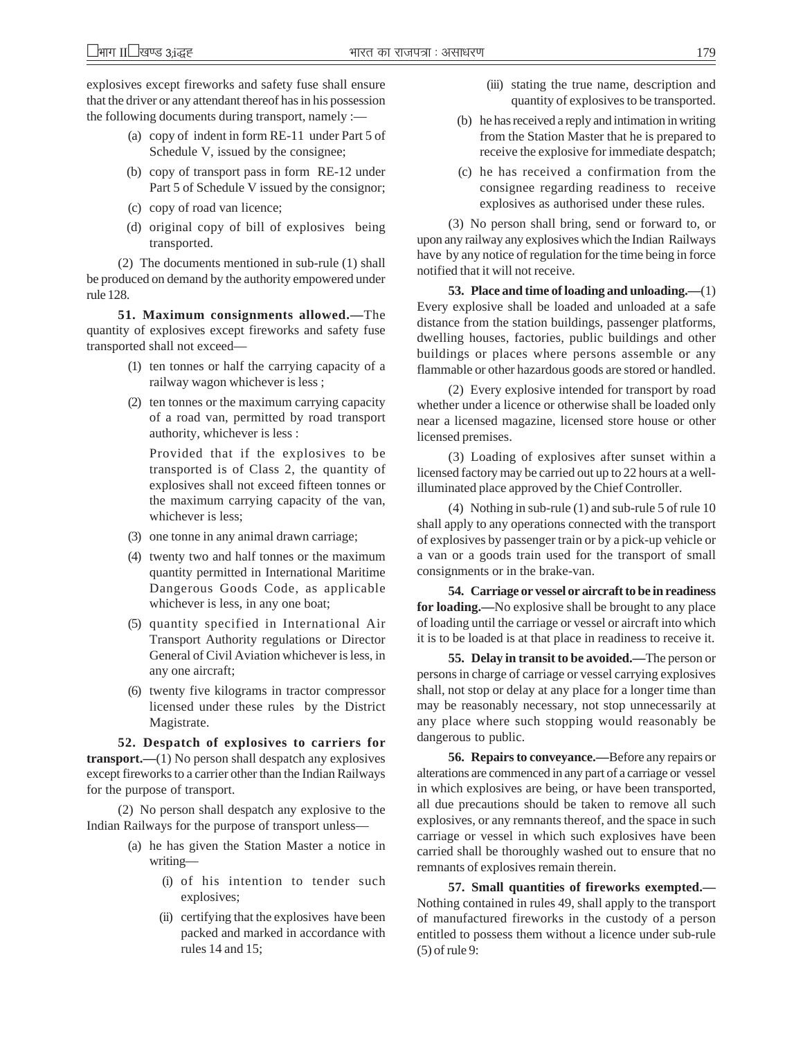explosives except fireworks and safety fuse shall ensure that the driver or any attendant thereof has in his possession the following documents during transport, namely :—

(a) copy of indent in form RE-11 under Part 5 of Schedule V, issued by the consignee;

(b) copy of transport pass in form RE-12 under Part 5 of Schedule V issued by the consignor;

(c) copy of road van licence;

(d) original copy of bill of explosives being transported.

(2) The documents mentioned in sub-rule (1) shall be produced on demand by the authority empowered under rule 128.

**51. Maximum consignments allowed.—**The quantity of explosives except fireworks and safety fuse transported shall not exceed—

(1) ten tonnes or half the carrying capacity of a railway wagon whichever is less ;

(2) ten tonnes or the maximum carrying capacity of a road van, permitted by road transport authority, whichever is less :

Provided that if the explosives to be transported is of Class 2, the quantity of explosives shall not exceed fifteen tonnes or the maximum carrying capacity of the van, whichever is less;

(3) one tonne in any animal drawn carriage;

(4) twenty two and half tonnes or the maximum quantity permitted in International Maritime Dangerous Goods Code, as applicable whichever is less, in any one boat;

(5) quantity specified in International Air Transport Authority regulations or Director General of Civil Aviation whichever is less, in any one aircraft;

(6) twenty five kilograms in tractor compressor licensed under these rules by the District Magistrate.

**52. Despatch of explosives to carriers for transport.—**(1) No person shall despatch any explosives except fireworks to a carrier other than the Indian Railways for the purpose of transport.

(2) No person shall despatch any explosive to the Indian Railways for the purpose of transport unless—

(a) he has given the Station Master a notice in writing—

(i) of his intention to tender such explosives;

(ii) certifying that the explosives have been packed and marked in accordance with rules 14 and 15;

(iii) stating the true name, description and quantity of explosives to be transported.

(b) he has received a reply and intimation in writing from the Station Master that he is prepared to receive the explosive for immediate despatch;

(c) he has received a confirmation from the consignee regarding readiness to receive explosives as authorised under these rules.

(3) No person shall bring, send or forward to, or upon any railway any explosives which the Indian Railways have by any notice of regulation for the time being in force notified that it will not receive.

**53. Place and time of loading and unloading.—**(1) Every explosive shall be loaded and unloaded at a safe distance from the station buildings, passenger platforms, dwelling houses, factories, public buildings and other buildings or places where persons assemble or any flammable or other hazardous goods are stored or handled.

(2) Every explosive intended for transport by road whether under a licence or otherwise shall be loaded only near a licensed magazine, licensed store house or other licensed premises.

(3) Loading of explosives after sunset within a licensed factory may be carried out up to 22 hours at a well-illuminated place approved by the Chief Controller.

(4) Nothing in sub-rule (1) and sub-rule 5 of rule 10 shall apply to any operations connected with the transport of explosives by passenger train or by a pick-up vehicle or a van or a goods train used for the transport of small consignments or in the brake-van.

**54. Carriage or vessel or aircraft to be in readiness for loading.—**No explosive shall be brought to any place of loading until the carriage or vessel or aircraft into which it is to be loaded is at that place in readiness to receive it.

**55. Delay in transit to be avoided.—**The person or persons in charge of carriage or vessel carrying explosives shall, not stop or delay at any place for a longer time than may be reasonably necessary, not stop unnecessarily at any place where such stopping would reasonably be dangerous to public.

**56. Repairs to conveyance.—**Before any repairs or alterations are commenced in any part of a carriage or vessel in which explosives are being, or have been transported, all due precautions should be taken to remove all such explosives, or any remnants thereof, and the space in such carriage or vessel in which such explosives have been carried shall be thoroughly washed out to ensure that no remnants of explosives remain therein.

**57. Small quantities of fireworks exempted.—** Nothing contained in rules 49, shall apply to the transport of manufactured fireworks in the custody of a person entitled to possess them without a licence under sub-rule (5) of rule 9: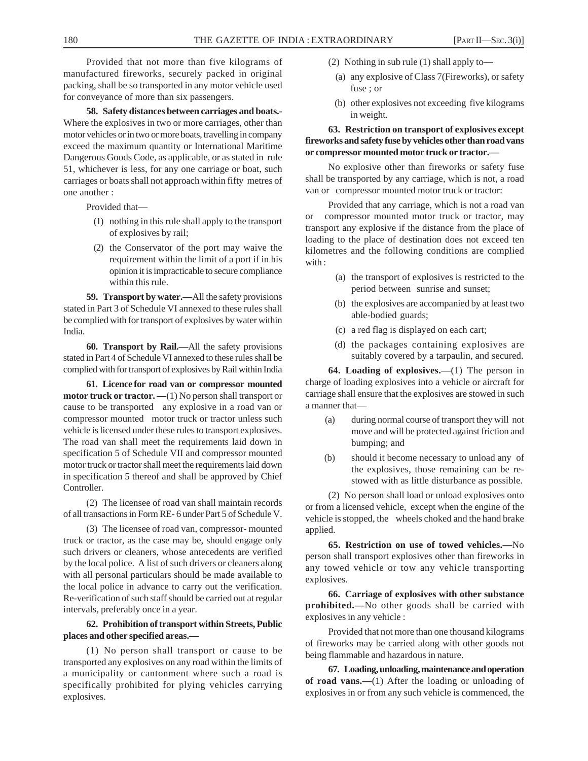Provided that not more than five kilograms of manufactured fireworks, securely packed in original packing, shall be so transported in any motor vehicle used for conveyance of more than six passengers.

**58. Safety distances between carriages and boats.-** Where the explosives in two or more carriages, other than motor vehicles or in two or more boats, travelling in company exceed the maximum quantity or International Maritime Dangerous Goods Code, as applicable, or as stated in rule 51, whichever is less, for any one carriage or boat, such carriages or boats shall not approach within fifty metres of one another :

Provided that—

(1) nothing in this rule shall apply to the transport of explosives by rail;

(2) the Conservator of the port may waive the requirement within the limit of a port if in his opinion it is impracticable to secure compliance within this rule.

**59. Transport by water.—**All the safety provisions stated in Part 3 of Schedule VI annexed to these rules shall be complied with for transport of explosives by water within India.

**60. Transport by Rail.—**All the safety provisions stated in Part 4 of Schedule VI annexed to these rules shall be complied with for transport of explosives by Rail within India

**61. Licence for road van or compressor mounted motor truck or tractor. —**(1) No person shall transport or cause to be transported any explosive in a road van or compressor mounted motor truck or tractor unless such vehicle is licensed under these rules to transport explosives. The road van shall meet the requirements laid down in specification 5 of Schedule VII and compressor mounted motor truck or tractor shall meet the requirements laid down in specification 5 thereof and shall be approved by Chief Controller.

(2) The licensee of road van shall maintain records of all transactions in Form RE- 6 under Part 5 of Schedule V.

(3) The licensee of road van, compressor- mounted truck or tractor, as the case may be, should engage only such drivers or cleaners, whose antecedents are verified by the local police. A list of such drivers or cleaners along with all personal particulars should be made available to the local police in advance to carry out the verification. Re-verification of such staff should be carried out at regular intervals, preferably once in a year.

**62. Prohibition of transport within Streets, Public places and other specified areas.—**

(1) No person shall transport or cause to be transported any explosives on any road within the limits of a municipality or cantonment where such a road is specifically prohibited for plying vehicles carrying explosives.

(2) Nothing in sub rule (1) shall apply to—

(a) any explosive of Class 7(Fireworks), or safety fuse ; or

(b) other explosives not exceeding five kilograms in weight.

**63. Restriction on transport of explosives except fireworks and safety fuse by vehicles other than road vans or compressor mounted motor truck or tractor.—**

No explosive other than fireworks or safety fuse shall be transported by any carriage, which is not, a road van or compressor mounted motor truck or tractor:

Provided that any carriage, which is not a road van or compressor mounted motor truck or tractor, may transport any explosive if the distance from the place of loading to the place of destination does not exceed ten kilometres and the following conditions are complied with :

(a) the transport of explosives is restricted to the period between sunrise and sunset;

(b) the explosives are accompanied by at least two able-bodied guards;

(c) a red flag is displayed on each cart;

(d) the packages containing explosives are suitably covered by a tarpaulin, and secured.

**64. Loading of explosives.—**(1) The person in charge of loading explosives into a vehicle or aircraft for carriage shall ensure that the explosives are stowed in such a manner that—

(a) during normal course of transport they will not move and will be protected against friction and bumping; and

(b) should it become necessary to unload any of the explosives, those remaining can be re-stowed with as little disturbance as possible.

(2) No person shall load or unload explosives onto or from a licensed vehicle, except when the engine of the vehicle is stopped, the wheels choked and the hand brake applied.

**65. Restriction on use of towed vehicles.—**No person shall transport explosives other than fireworks in any towed vehicle or tow any vehicle transporting explosives.

**66. Carriage of explosives with other substance prohibited.—**No other goods shall be carried with explosives in any vehicle :

Provided that not more than one thousand kilograms of fireworks may be carried along with other goods not being flammable and hazardous in nature.

**67. Loading, unloading, maintenance and operation of road vans.—**(1) After the loading or unloading of explosives in or from any such vehicle is commenced, the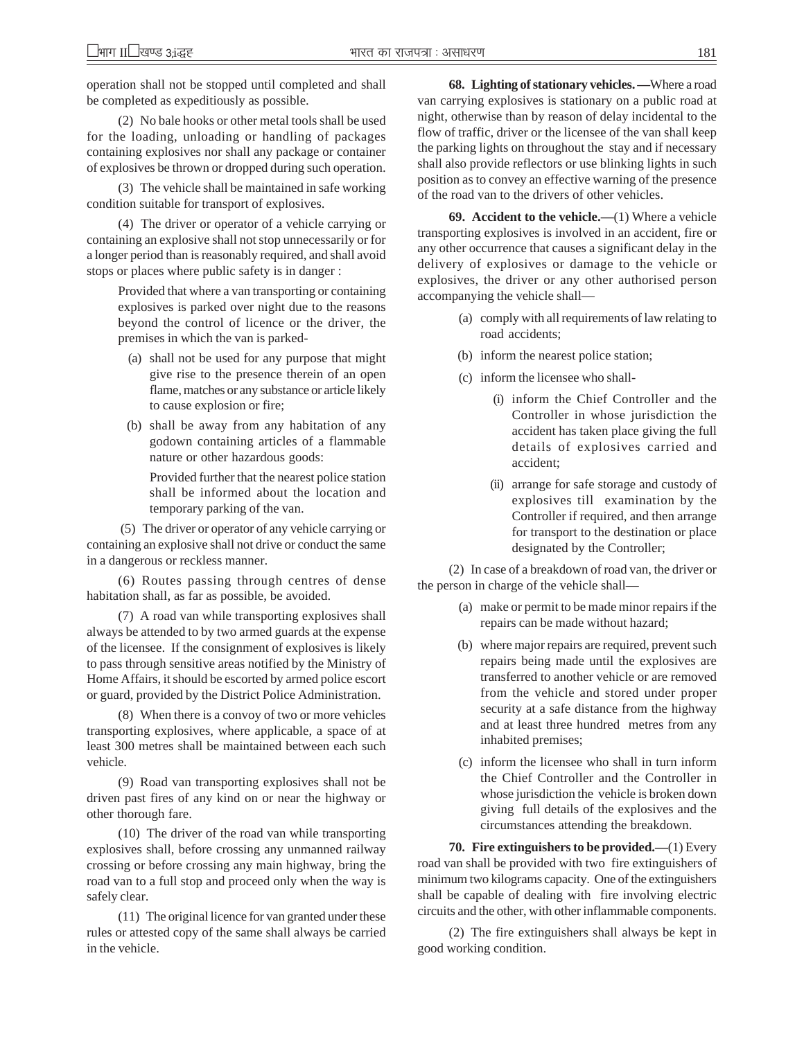operation shall not be stopped until completed and shall be completed as expeditiously as possible.

(2) No bale hooks or other metal tools shall be used for the loading, unloading or handling of packages containing explosives nor shall any package or container of explosives be thrown or dropped during such operation.

(3) The vehicle shall be maintained in safe working condition suitable for transport of explosives.

(4) The driver or operator of a vehicle carrying or containing an explosive shall not stop unnecessarily or for a longer period than is reasonably required, and shall avoid stops or places where public safety is in danger :

Provided that where a van transporting or containing explosives is parked over night due to the reasons beyond the control of licence or the driver, the premises in which the van is parked-

(a) shall not be used for any purpose that might give rise to the presence therein of an open flame, matches or any substance or article likely to cause explosion or fire;

(b) shall be away from any habitation of any godown containing articles of a flammable nature or other hazardous goods:

Provided further that the nearest police station shall be informed about the location and temporary parking of the van.

(5) The driver or operator of any vehicle carrying or containing an explosive shall not drive or conduct the same in a dangerous or reckless manner.

(6) Routes passing through centres of dense habitation shall, as far as possible, be avoided.

(7) A road van while transporting explosives shall always be attended to by two armed guards at the expense of the licensee. If the consignment of explosives is likely to pass through sensitive areas notified by the Ministry of Home Affairs, it should be escorted by armed police escort or guard, provided by the District Police Administration.

(8) When there is a convoy of two or more vehicles transporting explosives, where applicable, a space of at least 300 metres shall be maintained between each such vehicle.

(9) Road van transporting explosives shall not be driven past fires of any kind on or near the highway or other thorough fare.

(10) The driver of the road van while transporting explosives shall, before crossing any unmanned railway crossing or before crossing any main highway, bring the road van to a full stop and proceed only when the way is safely clear.

(11) The original licence for van granted under these rules or attested copy of the same shall always be carried in the vehicle.

**68. Lighting of stationary vehicles. —**Where a road van carrying explosives is stationary on a public road at night, otherwise than by reason of delay incidental to the flow of traffic, driver or the licensee of the van shall keep the parking lights on throughout the stay and if necessary shall also provide reflectors or use blinking lights in such position as to convey an effective warning of the presence of the road van to the drivers of other vehicles.

**69. Accident to the vehicle.—**(1) Where a vehicle transporting explosives is involved in an accident, fire or any other occurrence that causes a significant delay in the delivery of explosives or damage to the vehicle or explosives, the driver or any other authorised person accompanying the vehicle shall—

(a) comply with all requirements of law relating to road accidents;

(b) inform the nearest police station;

(c) inform the licensee who shall-

(i) inform the Chief Controller and the Controller in whose jurisdiction the accident has taken place giving the full details of explosives carried and accident;

(ii) arrange for safe storage and custody of explosives till examination by the Controller if required, and then arrange for transport to the destination or place designated by the Controller;

(2) In case of a breakdown of road van, the driver or the person in charge of the vehicle shall—

(a) make or permit to be made minor repairs if the repairs can be made without hazard;

(b) where major repairs are required, prevent such repairs being made until the explosives are transferred to another vehicle or are removed from the vehicle and stored under proper security at a safe distance from the highway and at least three hundred metres from any inhabited premises;

(c) inform the licensee who shall in turn inform the Chief Controller and the Controller in whose jurisdiction the vehicle is broken down giving full details of the explosives and the circumstances attending the breakdown.

**70. Fire extinguishers to be provided.—**(1) Every road van shall be provided with two fire extinguishers of minimum two kilograms capacity. One of the extinguishers shall be capable of dealing with fire involving electric circuits and the other, with other inflammable components.

(2) The fire extinguishers shall always be kept in good working condition.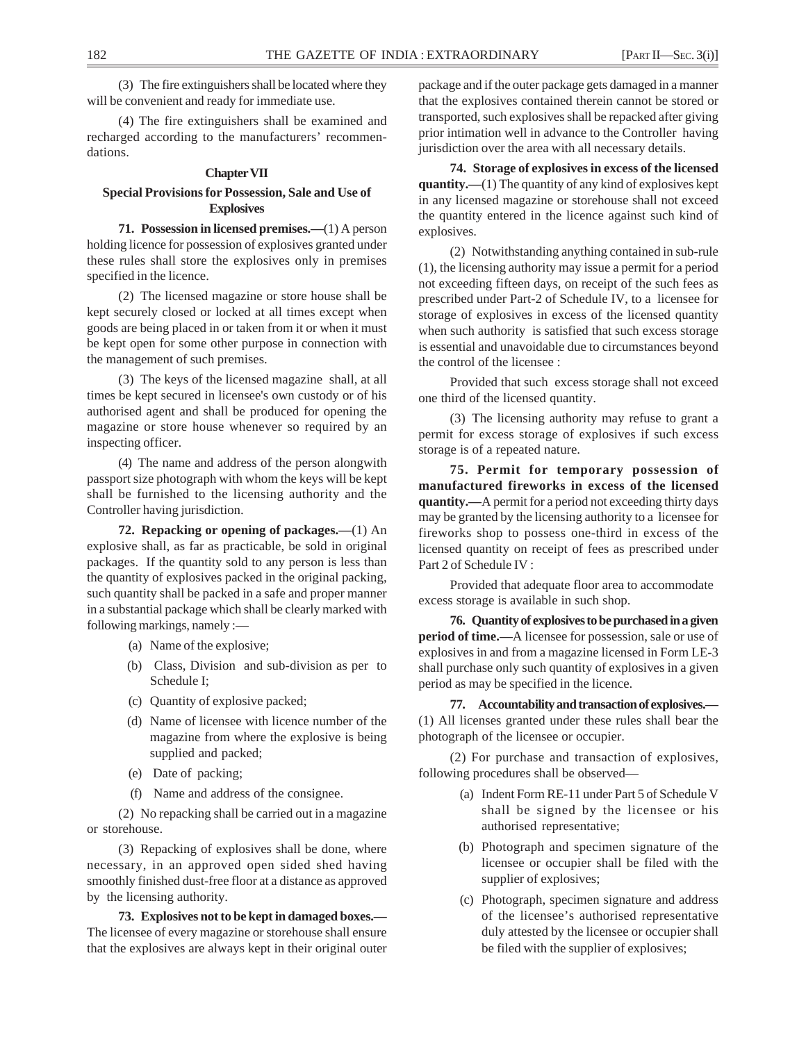(3) The fire extinguishers shall be located where they will be convenient and ready for immediate use.

(4) The fire extinguishers shall be examined and recharged according to the manufacturers' recommendations.

## Chapter VII

## Special Provisions for Possession, Sale and Use of Explosives

**71. Possession in licensed premises.—**(1) A person holding licence for possession of explosives granted under these rules shall store the explosives only in premises specified in the licence.

(2) The licensed magazine or store house shall be kept securely closed or locked at all times except when goods are being placed in or taken from it or when it must be kept open for some other purpose in connection with the management of such premises.

(3) The keys of the licensed magazine shall, at all times be kept secured in licensee's own custody or of his authorised agent and shall be produced for opening the magazine or store house whenever so required by an inspecting officer.

(4) The name and address of the person alongwith passport size photograph with whom the keys will be kept shall be furnished to the licensing authority and the Controller having jurisdiction.

**72. Repacking or opening of packages.—**(1) An explosive shall, as far as practicable, be sold in original packages. If the quantity sold to any person is less than the quantity of explosives packed in the original packing, such quantity shall be packed in a safe and proper manner in a substantial package which shall be clearly marked with following markings, namely :—

- (a) Name of the explosive;
- (b) Class, Division and sub-division as per to Schedule I;
- (c) Quantity of explosive packed;
- (d) Name of licensee with licence number of the magazine from where the explosive is being supplied and packed;
- (e) Date of packing;
- (f) Name and address of the consignee.

(2) No repacking shall be carried out in a magazine or storehouse.

(3) Repacking of explosives shall be done, where necessary, in an approved open sided shed having smoothly finished dust-free floor at a distance as approved by the licensing authority.

**73. Explosives not to be kept in damaged boxes.—** The licensee of every magazine or storehouse shall ensure that the explosives are always kept in their original outer package and if the outer package gets damaged in a manner that the explosives contained therein cannot be stored or transported, such explosives shall be repacked after giving prior intimation well in advance to the Controller having jurisdiction over the area with all necessary details.

**74. Storage of explosives in excess of the licensed quantity.—**(1) The quantity of any kind of explosives kept in any licensed magazine or storehouse shall not exceed the quantity entered in the licence against such kind of explosives.

(2) Notwithstanding anything contained in sub-rule (1), the licensing authority may issue a permit for a period not exceeding fifteen days, on receipt of the such fees as prescribed under Part-2 of Schedule IV, to a licensee for storage of explosives in excess of the licensed quantity when such authority is satisfied that such excess storage is essential and unavoidable due to circumstances beyond the control of the licensee :

Provided that such excess storage shall not exceed one third of the licensed quantity.

(3) The licensing authority may refuse to grant a permit for excess storage of explosives if such excess storage is of a repeated nature.

**75. Permit for temporary possession of manufactured fireworks in excess of the licensed quantity.—**A permit for a period not exceeding thirty days may be granted by the licensing authority to a licensee for fireworks shop to possess one-third in excess of the licensed quantity on receipt of fees as prescribed under Part 2 of Schedule IV :

Provided that adequate floor area to accommodate excess storage is available in such shop.

**76. Quantity of explosives to be purchased in a given period of time.—**A licensee for possession, sale or use of explosives in and from a magazine licensed in Form LE-3 shall purchase only such quantity of explosives in a given period as may be specified in the licence.

**77. Accountability and transaction of explosives.—** (1) All licenses granted under these rules shall bear the photograph of the licensee or occupier.

(2) For purchase and transaction of explosives, following procedures shall be observed—

- (a) Indent Form RE-11 under Part 5 of Schedule V shall be signed by the licensee or his authorised representative;
- (b) Photograph and specimen signature of the licensee or occupier shall be filed with the supplier of explosives;
- (c) Photograph, specimen signature and address of the licensee's authorised representative duly attested by the licensee or occupier shall be filed with the supplier of explosives;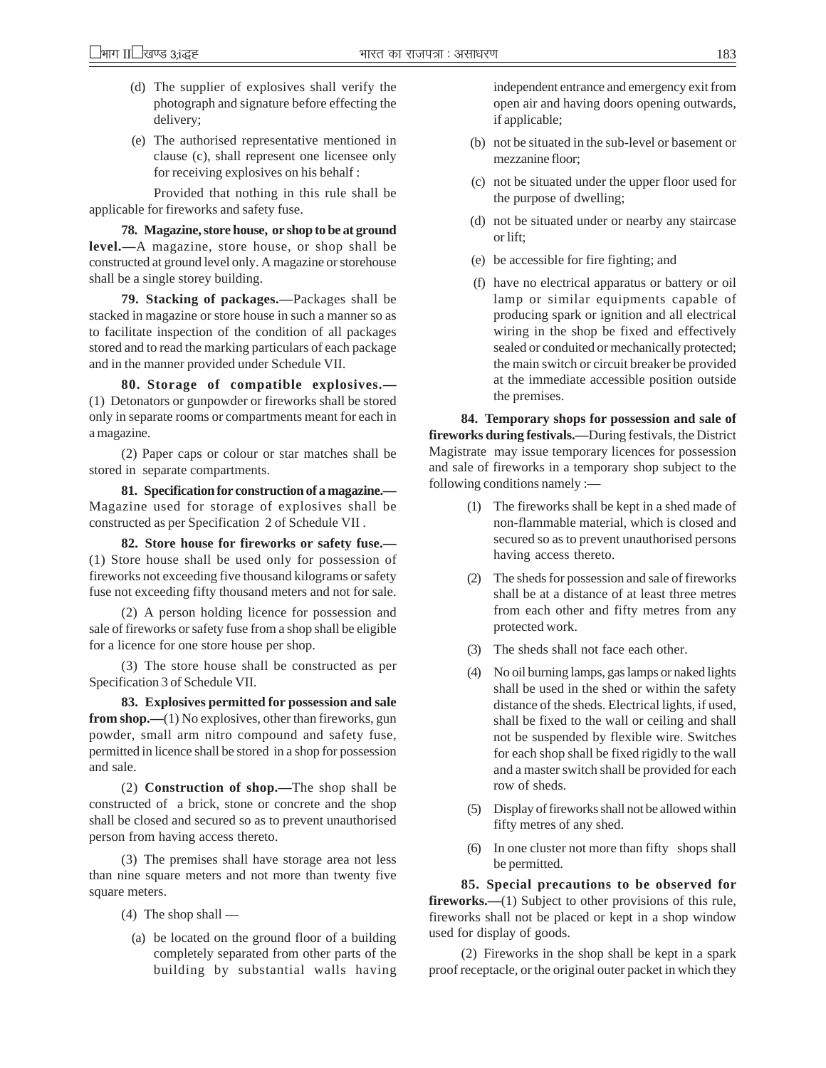(d) The supplier of explosives shall verify the photograph and signature before effecting the delivery;

(e) The authorised representative mentioned in clause (c), shall represent one licensee only for receiving explosives on his behalf :

Provided that nothing in this rule shall be applicable for fireworks and safety fuse.

**78. Magazine, store house, or shop to be at ground level.—**A magazine, store house, or shop shall be constructed at ground level only. A magazine or storehouse shall be a single storey building.

**79. Stacking of packages.—**Packages shall be stacked in magazine or store house in such a manner so as to facilitate inspection of the condition of all packages stored and to read the marking particulars of each package and in the manner provided under Schedule VII.

**80. Storage of compatible explosives.—** (1) Detonators or gunpowder or fireworks shall be stored only in separate rooms or compartments meant for each in a magazine.

(2) Paper caps or colour or star matches shall be stored in separate compartments.

**81. Specification for construction of a magazine.—** Magazine used for storage of explosives shall be constructed as per Specification 2 of Schedule VII .

**82. Store house for fireworks or safety fuse.—** (1) Store house shall be used only for possession of fireworks not exceeding five thousand kilograms or safety fuse not exceeding fifty thousand meters and not for sale.

(2) A person holding licence for possession and sale of fireworks or safety fuse from a shop shall be eligible for a licence for one store house per shop.

(3) The store house shall be constructed as per Specification 3 of Schedule VII.

**83. Explosives permitted for possession and sale from shop.—**(1) No explosives, other than fireworks, gun powder, small arm nitro compound and safety fuse, permitted in licence shall be stored in a shop for possession and sale.

(2) **Construction of shop.—**The shop shall be constructed of a brick, stone or concrete and the shop shall be closed and secured so as to prevent unauthorised person from having access thereto.

(3) The premises shall have storage area not less than nine square meters and not more than twenty five square meters.

(4) The shop shall —

(a) be located on the ground floor of a building completely separated from other parts of the building by substantial walls having independent entrance and emergency exit from open air and having doors opening outwards, if applicable;

(b) not be situated in the sub-level or basement or mezzanine floor;

(c) not be situated under the upper floor used for the purpose of dwelling;

(d) not be situated under or nearby any staircase or lift;

(e) be accessible for fire fighting; and

(f) have no electrical apparatus or battery or oil lamp or similar equipments capable of producing spark or ignition and all electrical wiring in the shop be fixed and effectively sealed or conduited or mechanically protected; the main switch or circuit breaker be provided at the immediate accessible position outside the premises.

**84. Temporary shops for possession and sale of fireworks during festivals.—**During festivals, the District Magistrate may issue temporary licences for possession and sale of fireworks in a temporary shop subject to the following conditions namely :—

(1) The fireworks shall be kept in a shed made of non-flammable material, which is closed and secured so as to prevent unauthorised persons having access thereto.

(2) The sheds for possession and sale of fireworks shall be at a distance of at least three metres from each other and fifty metres from any protected work.

(3) The sheds shall not face each other.

(4) No oil burning lamps, gas lamps or naked lights shall be used in the shed or within the safety distance of the sheds. Electrical lights, if used, shall be fixed to the wall or ceiling and shall not be suspended by flexible wire. Switches for each shop shall be fixed rigidly to the wall and a master switch shall be provided for each row of sheds.

(5) Display of fireworks shall not be allowed within fifty metres of any shed.

(6) In one cluster not more than fifty shops shall be permitted.

**85. Special precautions to be observed for fireworks.—**(1) Subject to other provisions of this rule, fireworks shall not be placed or kept in a shop window used for display of goods.

(2) Fireworks in the shop shall be kept in a spark proof receptacle, or the original outer packet in which they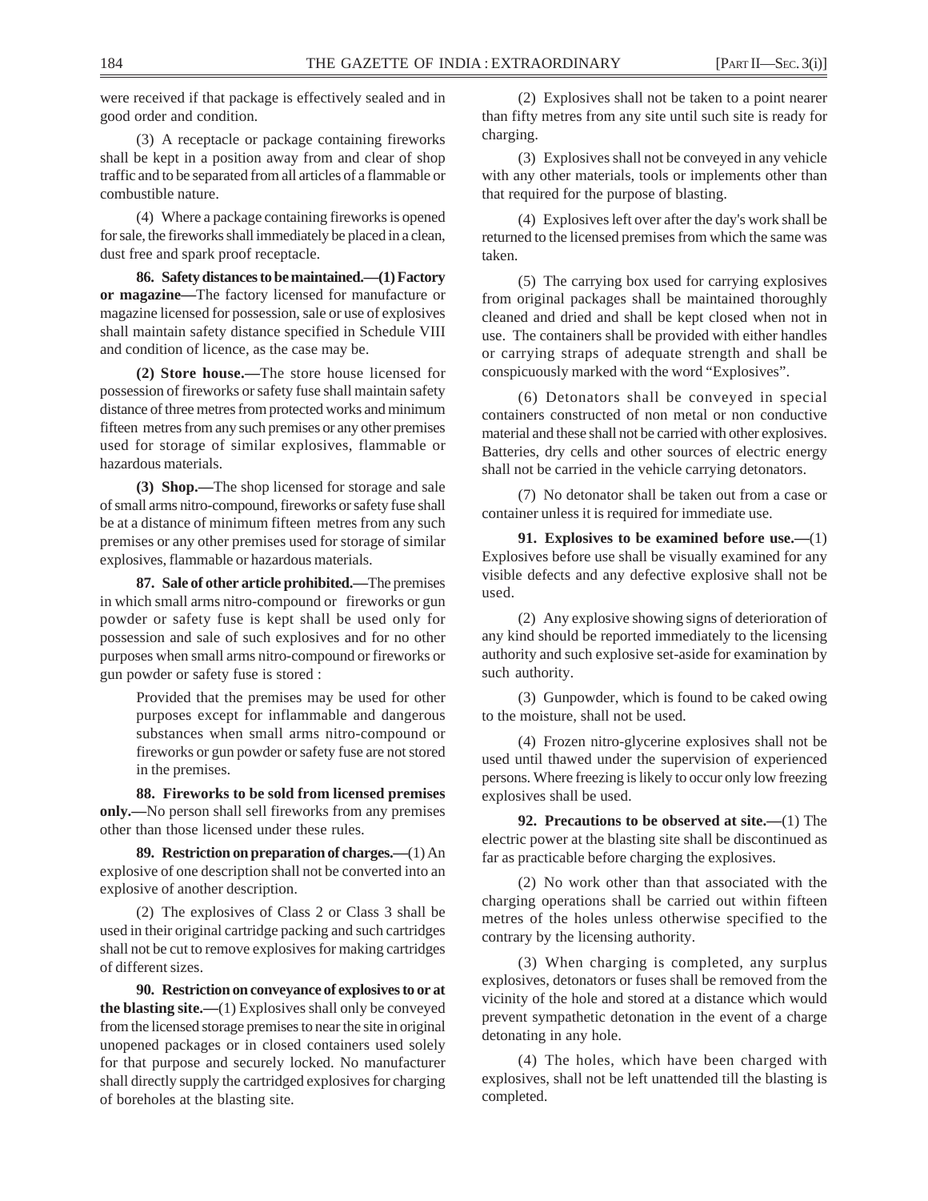were received if that package is effectively sealed and in good order and condition.

(3) A receptacle or package containing fireworks shall be kept in a position away from and clear of shop traffic and to be separated from all articles of a flammable or combustible nature.

(4) Where a package containing fireworks is opened for sale, the fireworks shall immediately be placed in a clean, dust free and spark proof receptacle.

**86. Safety distances to be maintained.—(1) Factory or magazine—**The factory licensed for manufacture or magazine licensed for possession, sale or use of explosives shall maintain safety distance specified in Schedule VIII and condition of licence, as the case may be.

**(2) Store house.—**The store house licensed for possession of fireworks or safety fuse shall maintain safety distance of three metres from protected works and minimum fifteen metres from any such premises or any other premises used for storage of similar explosives, flammable or hazardous materials.

**(3) Shop.—**The shop licensed for storage and sale of small arms nitro-compound, fireworks or safety fuse shall be at a distance of minimum fifteen metres from any such premises or any other premises used for storage of similar explosives, flammable or hazardous materials.

**87. Sale of other article prohibited.—**The premises in which small arms nitro-compound or fireworks or gun powder or safety fuse is kept shall be used only for possession and sale of such explosives and for no other purposes when small arms nitro-compound or fireworks or gun powder or safety fuse is stored :

> Provided that the premises may be used for other purposes except for inflammable and dangerous substances when small arms nitro-compound or fireworks or gun powder or safety fuse are not stored in the premises.

**88. Fireworks to be sold from licensed premises only.—**No person shall sell fireworks from any premises other than those licensed under these rules.

**89. Restriction on preparation of charges.—**(1) An explosive of one description shall not be converted into an explosive of another description.

(2) The explosives of Class 2 or Class 3 shall be used in their original cartridge packing and such cartridges shall not be cut to remove explosives for making cartridges of different sizes.

**90. Restriction on conveyance of explosives to or at the blasting site.—**(1) Explosives shall only be conveyed from the licensed storage premises to near the site in original unopened packages or in closed containers used solely for that purpose and securely locked. No manufacturer shall directly supply the cartridged explosives for charging of boreholes at the blasting site.

(2) Explosives shall not be taken to a point nearer than fifty metres from any site until such site is ready for charging.

(3) Explosives shall not be conveyed in any vehicle with any other materials, tools or implements other than that required for the purpose of blasting.

(4) Explosives left over after the day's work shall be returned to the licensed premises from which the same was taken.

(5) The carrying box used for carrying explosives from original packages shall be maintained thoroughly cleaned and dried and shall be kept closed when not in use. The containers shall be provided with either handles or carrying straps of adequate strength and shall be conspicuously marked with the word "Explosives".

(6) Detonators shall be conveyed in special containers constructed of non metal or non conductive material and these shall not be carried with other explosives. Batteries, dry cells and other sources of electric energy shall not be carried in the vehicle carrying detonators.

(7) No detonator shall be taken out from a case or container unless it is required for immediate use.

**91. Explosives to be examined before use.—**(1) Explosives before use shall be visually examined for any visible defects and any defective explosive shall not be used.

(2) Any explosive showing signs of deterioration of any kind should be reported immediately to the licensing authority and such explosive set-aside for examination by such authority.

(3) Gunpowder, which is found to be caked owing to the moisture, shall not be used.

(4) Frozen nitro-glycerine explosives shall not be used until thawed under the supervision of experienced persons. Where freezing is likely to occur only low freezing explosives shall be used.

**92. Precautions to be observed at site.—**(1) The electric power at the blasting site shall be discontinued as far as practicable before charging the explosives.

(2) No work other than that associated with the charging operations shall be carried out within fifteen metres of the holes unless otherwise specified to the contrary by the licensing authority.

(3) When charging is completed, any surplus explosives, detonators or fuses shall be removed from the vicinity of the hole and stored at a distance which would prevent sympathetic detonation in the event of a charge detonating in any hole.

(4) The holes, which have been charged with explosives, shall not be left unattended till the blasting is completed.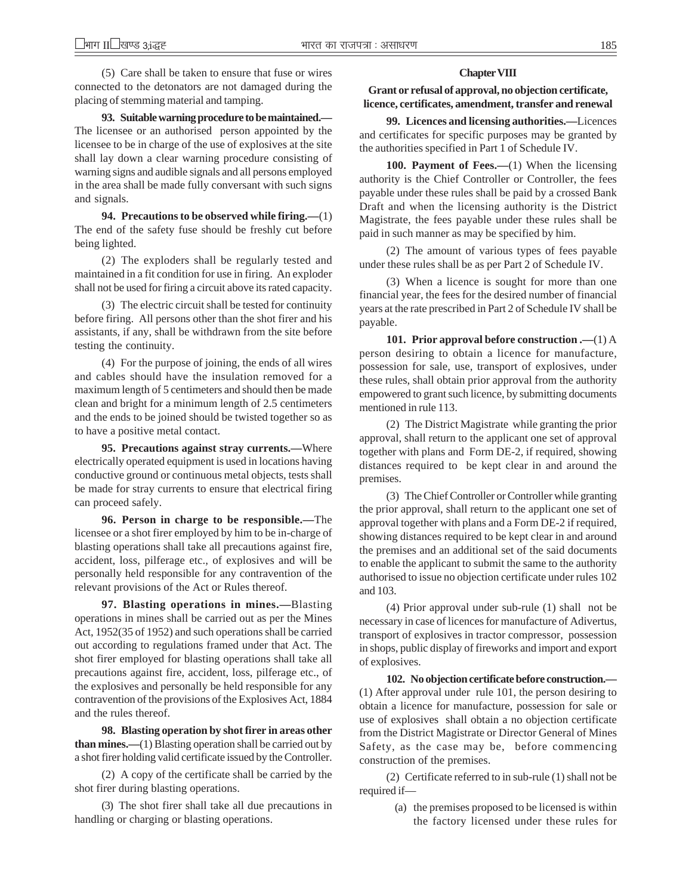(5) Care shall be taken to ensure that fuse or wires connected to the detonators are not damaged during the placing of stemming material and tamping.

**93. Suitable warning procedure to be maintained.—** The licensee or an authorised person appointed by the licensee to be in charge of the use of explosives at the site shall lay down a clear warning procedure consisting of warning signs and audible signals and all persons employed in the area shall be made fully conversant with such signs and signals.

**94. Precautions to be observed while firing.—**(1) The end of the safety fuse should be freshly cut before being lighted.

(2) The exploders shall be regularly tested and maintained in a fit condition for use in firing. An exploder shall not be used for firing a circuit above its rated capacity.

(3) The electric circuit shall be tested for continuity before firing. All persons other than the shot firer and his assistants, if any, shall be withdrawn from the site before testing the continuity.

(4) For the purpose of joining, the ends of all wires and cables should have the insulation removed for a maximum length of 5 centimeters and should then be made clean and bright for a minimum length of 2.5 centimeters and the ends to be joined should be twisted together so as to have a positive metal contact.

**95. Precautions against stray currents.—**Where electrically operated equipment is used in locations having conductive ground or continuous metal objects, tests shall be made for stray currents to ensure that electrical firing can proceed safely.

**96. Person in charge to be responsible.—**The licensee or a shot firer employed by him to be in-charge of blasting operations shall take all precautions against fire, accident, loss, pilferage etc., of explosives and will be personally held responsible for any contravention of the relevant provisions of the Act or Rules thereof.

**97. Blasting operations in mines.—**Blasting operations in mines shall be carried out as per the Mines Act, 1952(35 of 1952) and such operations shall be carried out according to regulations framed under that Act. The shot firer employed for blasting operations shall take all precautions against fire, accident, loss, pilferage etc., of the explosives and personally be held responsible for any contravention of the provisions of the Explosives Act, 1884 and the rules thereof.

**98. Blasting operation by shot firer in areas other than mines.—**(1) Blasting operation shall be carried out by a shot firer holding valid certificate issued by the Controller.

(2) A copy of the certificate shall be carried by the shot firer during blasting operations.

(3) The shot firer shall take all due precautions in handling or charging or blasting operations.

## Chapter VIII

### Grant or refusal of approval, no objection certificate, licence, certificates, amendment, transfer and renewal

**99. Licences and licensing authorities.—**Licences and certificates for specific purposes may be granted by the authorities specified in Part 1 of Schedule IV.

**100. Payment of Fees.—**(1) When the licensing authority is the Chief Controller or Controller, the fees payable under these rules shall be paid by a crossed Bank Draft and when the licensing authority is the District Magistrate, the fees payable under these rules shall be paid in such manner as may be specified by him.

(2) The amount of various types of fees payable under these rules shall be as per Part 2 of Schedule IV.

(3) When a licence is sought for more than one financial year, the fees for the desired number of financial years at the rate prescribed in Part 2 of Schedule IV shall be payable.

**101. Prior approval before construction .—**(1) A person desiring to obtain a licence for manufacture, possession for sale, use, transport of explosives, under these rules, shall obtain prior approval from the authority empowered to grant such licence, by submitting documents mentioned in rule 113.

(2) The District Magistrate while granting the prior approval, shall return to the applicant one set of approval together with plans and Form DE-2, if required, showing distances required to be kept clear in and around the premises.

(3) The Chief Controller or Controller while granting the prior approval, shall return to the applicant one set of approval together with plans and a Form DE-2 if required, showing distances required to be kept clear in and around the premises and an additional set of the said documents to enable the applicant to submit the same to the authority authorised to issue no objection certificate under rules 102 and 103.

(4) Prior approval under sub-rule (1) shall not be necessary in case of licences for manufacture of Adivertus, transport of explosives in tractor compressor, possession in shops, public display of fireworks and import and export of explosives.

**102. No objection certificate before construction.—** (1) After approval under rule 101, the person desiring to obtain a licence for manufacture, possession for sale or use of explosives shall obtain a no objection certificate from the District Magistrate or Director General of Mines Safety, as the case may be, before commencing construction of the premises.

(2) Certificate referred to in sub-rule (1) shall not be required if—

(a) the premises proposed to be licensed is within the factory licensed under these rules for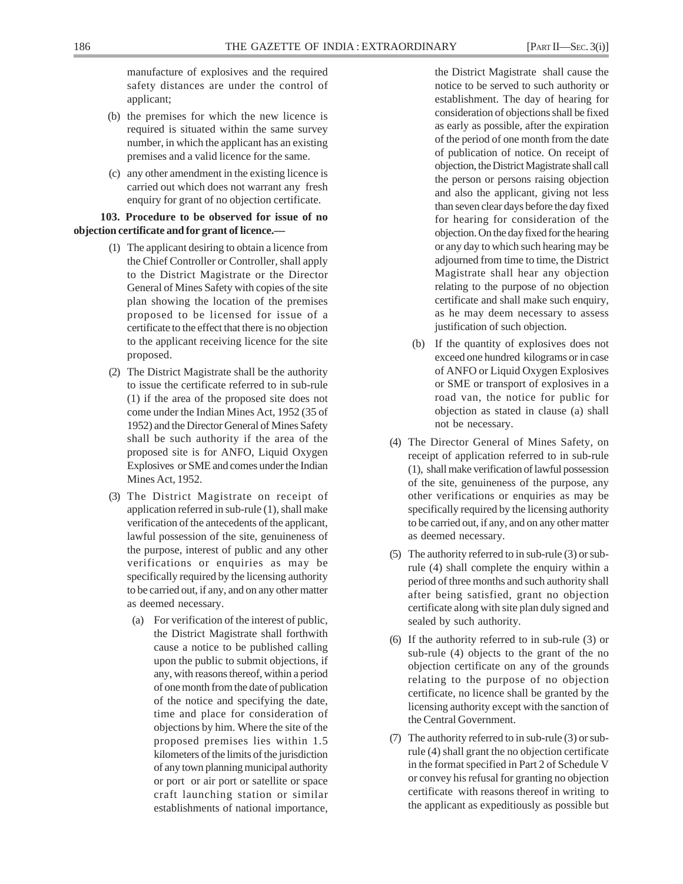manufacture of explosives and the required safety distances are under the control of applicant;

(b) the premises for which the new licence is required is situated within the same survey number, in which the applicant has an existing premises and a valid licence for the same.

(c) any other amendment in the existing licence is carried out which does not warrant any fresh enquiry for grant of no objection certificate.

**103. Procedure to be observed for issue of no objection certificate and for grant of licence.—**

(1) The applicant desiring to obtain a licence from the Chief Controller or Controller, shall apply to the District Magistrate or the Director General of Mines Safety with copies of the site plan showing the location of the premises proposed to be licensed for issue of a certificate to the effect that there is no objection to the applicant receiving licence for the site proposed.

(2) The District Magistrate shall be the authority to issue the certificate referred to in sub-rule (1) if the area of the proposed site does not come under the Indian Mines Act, 1952 (35 of 1952) and the Director General of Mines Safety shall be such authority if the area of the proposed site is for ANFO, Liquid Oxygen Explosives or SME and comes under the Indian Mines Act, 1952.

(3) The District Magistrate on receipt of application referred in sub-rule (1), shall make verification of the antecedents of the applicant, lawful possession of the site, genuineness of the purpose, interest of public and any other verifications or enquiries as may be specifically required by the licensing authority to be carried out, if any, and on any other matter as deemed necessary.

(a) For verification of the interest of public, the District Magistrate shall forthwith cause a notice to be published calling upon the public to submit objections, if any, with reasons thereof, within a period of one month from the date of publication of the notice and specifying the date, time and place for consideration of objections by him. Where the site of the proposed premises lies within 1.5 kilometers of the limits of the jurisdiction of any town planning municipal authority or port or air port or satellite or space craft launching station or similar establishments of national importance, the District Magistrate shall cause the notice to be served to such authority or establishment. The day of hearing for consideration of objections shall be fixed as early as possible, after the expiration of the period of one month from the date of publication of notice. On receipt of objection, the District Magistrate shall call the person or persons raising objection and also the applicant, giving not less than seven clear days before the day fixed for hearing for consideration of the objection. On the day fixed for the hearing or any day to which such hearing may be adjourned from time to time, the District Magistrate shall hear any objection relating to the purpose of no objection certificate and shall make such enquiry, as he may deem necessary to assess justification of such objection.

(b) If the quantity of explosives does not exceed one hundred kilograms or in case of ANFO or Liquid Oxygen Explosives or SME or transport of explosives in a road van, the notice for public for objection as stated in clause (a) shall not be necessary.

(4) The Director General of Mines Safety, on receipt of application referred to in sub-rule (1), shall make verification of lawful possession of the site, genuineness of the purpose, any other verifications or enquiries as may be specifically required by the licensing authority to be carried out, if any, and on any other matter as deemed necessary.

(5) The authority referred to in sub-rule (3) or sub-rule (4) shall complete the enquiry within a period of three months and such authority shall after being satisfied, grant no objection certificate along with site plan duly signed and sealed by such authority.

(6) If the authority referred to in sub-rule (3) or sub-rule (4) objects to the grant of the no objection certificate on any of the grounds relating to the purpose of no objection certificate, no licence shall be granted by the licensing authority except with the sanction of the Central Government.

(7) The authority referred to in sub-rule (3) or sub-rule (4) shall grant the no objection certificate in the format specified in Part 2 of Schedule V or convey his refusal for granting no objection certificate with reasons thereof in writing to the applicant as expeditiously as possible but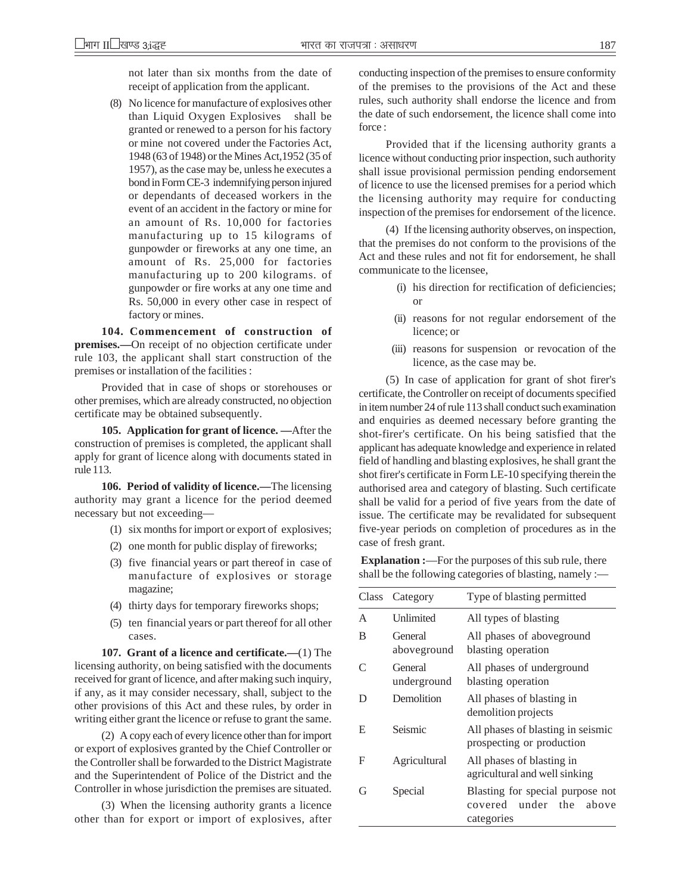not later than six months from the date of receipt of application from the applicant.

(8) No licence for manufacture of explosives other than Liquid Oxygen Explosives shall be granted or renewed to a person for his factory or mine not covered under the Factories Act, 1948 (63 of 1948) or the Mines Act,1952 (35 of 1957), as the case may be, unless he executes a bond in Form CE-3 indemnifying person injured or dependants of deceased workers in the event of an accident in the factory or mine for an amount of Rs. 10,000 for factories manufacturing up to 15 kilograms of gunpowder or fireworks at any one time, an amount of Rs. 25,000 for factories manufacturing up to 200 kilograms. of gunpowder or fire works at any one time and Rs. 50,000 in every other case in respect of factory or mines.

**104. Commencement of construction of premises.—**On receipt of no objection certificate under rule 103, the applicant shall start construction of the premises or installation of the facilities :

Provided that in case of shops or storehouses or other premises, which are already constructed, no objection certificate may be obtained subsequently.

**105. Application for grant of licence. —**After the construction of premises is completed, the applicant shall apply for grant of licence along with documents stated in rule 113.

**106. Period of validity of licence.—**The licensing authority may grant a licence for the period deemed necessary but not exceeding—

(1) six months for import or export of explosives;

(2) one month for public display of fireworks;

(3) five financial years or part thereof in case of manufacture of explosives or storage magazine;

(4) thirty days for temporary fireworks shops;

(5) ten financial years or part thereof for all other cases.

**107. Grant of a licence and certificate.—**(1) The licensing authority, on being satisfied with the documents received for grant of licence, and after making such inquiry, if any, as it may consider necessary, shall, subject to the other provisions of this Act and these rules, by order in writing either grant the licence or refuse to grant the same.

(2) A copy each of every licence other than for import or export of explosives granted by the Chief Controller or the Controller shall be forwarded to the District Magistrate and the Superintendent of Police of the District and the Controller in whose jurisdiction the premises are situated.

(3) When the licensing authority grants a licence other than for export or import of explosives, after conducting inspection of the premises to ensure conformity of the premises to the provisions of the Act and these rules, such authority shall endorse the licence and from the date of such endorsement, the licence shall come into force :

Provided that if the licensing authority grants a licence without conducting prior inspection, such authority shall issue provisional permission pending endorsement of licence to use the licensed premises for a period which the licensing authority may require for conducting inspection of the premises for endorsement of the licence.

(4) If the licensing authority observes, on inspection, that the premises do not conform to the provisions of the Act and these rules and not fit for endorsement, he shall communicate to the licensee,

(i) his direction for rectification of deficiencies; or

(ii) reasons for not regular endorsement of the licence; or

(iii) reasons for suspension or revocation of the licence, as the case may be.

(5) In case of application for grant of shot firer's certificate, the Controller on receipt of documents specified in item number 24 of rule 113 shall conduct such examination and enquiries as deemed necessary before granting the shot-firer's certificate. On his being satisfied that the applicant has adequate knowledge and experience in related field of handling and blasting explosives, he shall grant the shot firer's certificate in Form LE-10 specifying therein the authorised area and category of blasting. Such certificate shall be valid for a period of five years from the date of issue. The certificate may be revalidated for subsequent five-year periods on completion of procedures as in the case of fresh grant.

**Explanation :**—For the purposes of this sub rule, there shall be the following categories of blasting, namely :—

| Class | Category | Type of blasting permitted |
|---|---|---|
| A | Unlimited | All types of blasting |
| B | General aboveground | All phases of aboveground blasting operation |
| C | General underground | All phases of underground blasting operation |
| D | Demolition | All phases of blasting in demolition projects |
| E | Seismic | All phases of blasting in seismic prospecting or production |
| F | Agricultural | All phases of blasting in agricultural and well sinking |
| G | Special | Blasting for special purpose not covered under the above categories |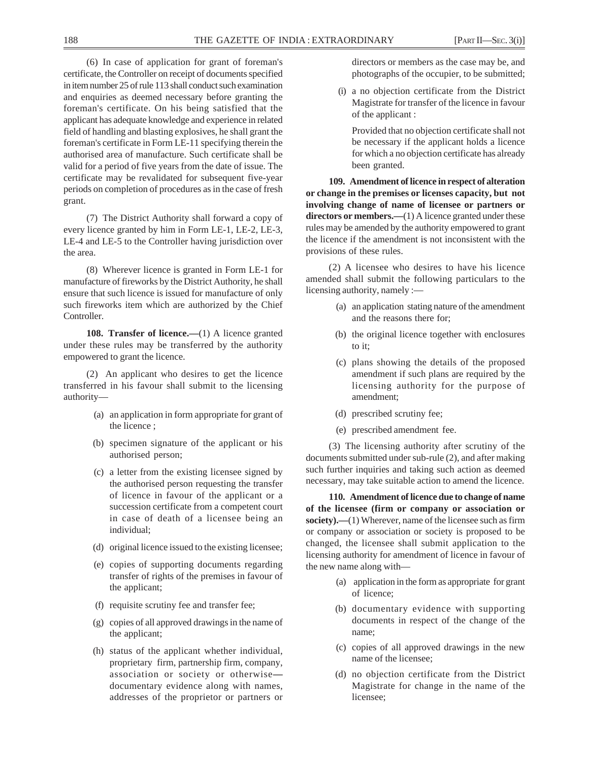(6) In case of application for grant of foreman's certificate, the Controller on receipt of documents specified in item number 25 of rule 113 shall conduct such examination and enquiries as deemed necessary before granting the foreman's certificate. On his being satisfied that the applicant has adequate knowledge and experience in related field of handling and blasting explosives, he shall grant the foreman's certificate in Form LE-11 specifying therein the authorised area of manufacture. Such certificate shall be valid for a period of five years from the date of issue. The certificate may be revalidated for subsequent five-year periods on completion of procedures as in the case of fresh grant.

(7) The District Authority shall forward a copy of every licence granted by him in Form LE-1, LE-2, LE-3, LE-4 and LE-5 to the Controller having jurisdiction over the area.

(8) Wherever licence is granted in Form LE-1 for manufacture of fireworks by the District Authority, he shall ensure that such licence is issued for manufacture of only such fireworks item which are authorized by the Chief Controller.

**108. Transfer of licence.—**(1) A licence granted under these rules may be transferred by the authority empowered to grant the licence.

(2) An applicant who desires to get the licence transferred in his favour shall submit to the licensing authority—

(a) an application in form appropriate for grant of the licence ;

(b) specimen signature of the applicant or his authorised person;

(c) a letter from the existing licensee signed by the authorised person requesting the transfer of licence in favour of the applicant or a succession certificate from a competent court in case of death of a licensee being an individual;

(d) original licence issued to the existing licensee;

(e) copies of supporting documents regarding transfer of rights of the premises in favour of the applicant;

(f) requisite scrutiny fee and transfer fee;

(g) copies of all approved drawings in the name of the applicant;

(h) status of the applicant whether individual, proprietary firm, partnership firm, company, association or society or otherwise— documentary evidence along with names, addresses of the proprietor or partners or directors or members as the case may be, and photographs of the occupier, to be submitted;

(i) a no objection certificate from the District Magistrate for transfer of the licence in favour of the applicant :

Provided that no objection certificate shall not be necessary if the applicant holds a licence for which a no objection certificate has already been granted.

**109. Amendment of licence in respect of alteration or change in the premises or licenses capacity, but not involving change of name of licensee or partners or directors or members.—**(1) A licence granted under these rules may be amended by the authority empowered to grant the licence if the amendment is not inconsistent with the provisions of these rules.

(2) A licensee who desires to have his licence amended shall submit the following particulars to the licensing authority, namely :—

(a) an application stating nature of the amendment and the reasons there for;

(b) the original licence together with enclosures to it;

(c) plans showing the details of the proposed amendment if such plans are required by the licensing authority for the purpose of amendment;

(d) prescribed scrutiny fee;

(e) prescribed amendment fee.

(3) The licensing authority after scrutiny of the documents submitted under sub-rule (2), and after making such further inquiries and taking such action as deemed necessary, may take suitable action to amend the licence.

**110. Amendment of licence due to change of name of the licensee (firm or company or association or society).—**(1) Wherever, name of the licensee such as firm or company or association or society is proposed to be changed, the licensee shall submit application to the licensing authority for amendment of licence in favour of the new name along with—

(a) application in the form as appropriate for grant of licence;

(b) documentary evidence with supporting documents in respect of the change of the name;

(c) copies of all approved drawings in the new name of the licensee;

(d) no objection certificate from the District Magistrate for change in the name of the licensee;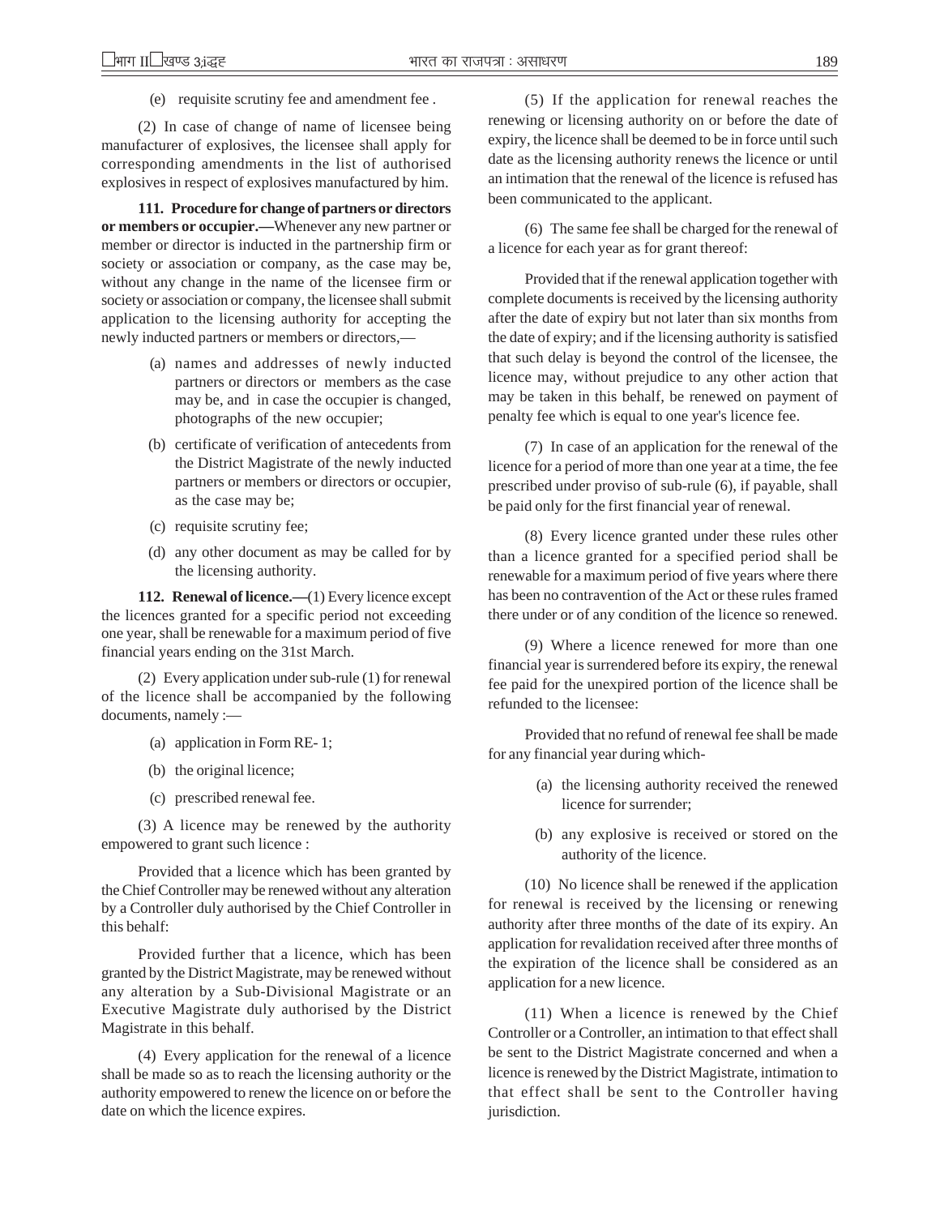(e) requisite scrutiny fee and amendment fee .

(2) In case of change of name of licensee being manufacturer of explosives, the licensee shall apply for corresponding amendments in the list of authorised explosives in respect of explosives manufactured by him.

**111. Procedure for change of partners or directors or members or occupier.—**Whenever any new partner or member or director is inducted in the partnership firm or society or association or company, as the case may be, without any change in the name of the licensee firm or society or association or company, the licensee shall submit application to the licensing authority for accepting the newly inducted partners or members or directors,—

(a) names and addresses of newly inducted partners or directors or members as the case may be, and in case the occupier is changed, photographs of the new occupier;

(b) certificate of verification of antecedents from the District Magistrate of the newly inducted partners or members or directors or occupier, as the case may be;

(c) requisite scrutiny fee;

(d) any other document as may be called for by the licensing authority.

**112. Renewal of licence.—**(1) Every licence except the licences granted for a specific period not exceeding one year, shall be renewable for a maximum period of five financial years ending on the 31st March.

(2) Every application under sub-rule (1) for renewal of the licence shall be accompanied by the following documents, namely :—

(a) application in Form RE- 1;

(b) the original licence;

(c) prescribed renewal fee.

(3) A licence may be renewed by the authority empowered to grant such licence :

Provided that a licence which has been granted by the Chief Controller may be renewed without any alteration by a Controller duly authorised by the Chief Controller in this behalf:

Provided further that a licence, which has been granted by the District Magistrate, may be renewed without any alteration by a Sub-Divisional Magistrate or an Executive Magistrate duly authorised by the District Magistrate in this behalf.

(4) Every application for the renewal of a licence shall be made so as to reach the licensing authority or the authority empowered to renew the licence on or before the date on which the licence expires.

(5) If the application for renewal reaches the renewing or licensing authority on or before the date of expiry, the licence shall be deemed to be in force until such date as the licensing authority renews the licence or until an intimation that the renewal of the licence is refused has been communicated to the applicant.

(6) The same fee shall be charged for the renewal of a licence for each year as for grant thereof:

Provided that if the renewal application together with complete documents is received by the licensing authority after the date of expiry but not later than six months from the date of expiry; and if the licensing authority is satisfied that such delay is beyond the control of the licensee, the licence may, without prejudice to any other action that may be taken in this behalf, be renewed on payment of penalty fee which is equal to one year's licence fee.

(7) In case of an application for the renewal of the licence for a period of more than one year at a time, the fee prescribed under proviso of sub-rule (6), if payable, shall be paid only for the first financial year of renewal.

(8) Every licence granted under these rules other than a licence granted for a specified period shall be renewable for a maximum period of five years where there has been no contravention of the Act or these rules framed there under or of any condition of the licence so renewed.

(9) Where a licence renewed for more than one financial year is surrendered before its expiry, the renewal fee paid for the unexpired portion of the licence shall be refunded to the licensee:

Provided that no refund of renewal fee shall be made for any financial year during which-

(a) the licensing authority received the renewed licence for surrender;

(b) any explosive is received or stored on the authority of the licence.

(10) No licence shall be renewed if the application for renewal is received by the licensing or renewing authority after three months of the date of its expiry. An application for revalidation received after three months of the expiration of the licence shall be considered as an application for a new licence.

(11) When a licence is renewed by the Chief Controller or a Controller, an intimation to that effect shall be sent to the District Magistrate concerned and when a licence is renewed by the District Magistrate, intimation to that effect shall be sent to the Controller having jurisdiction.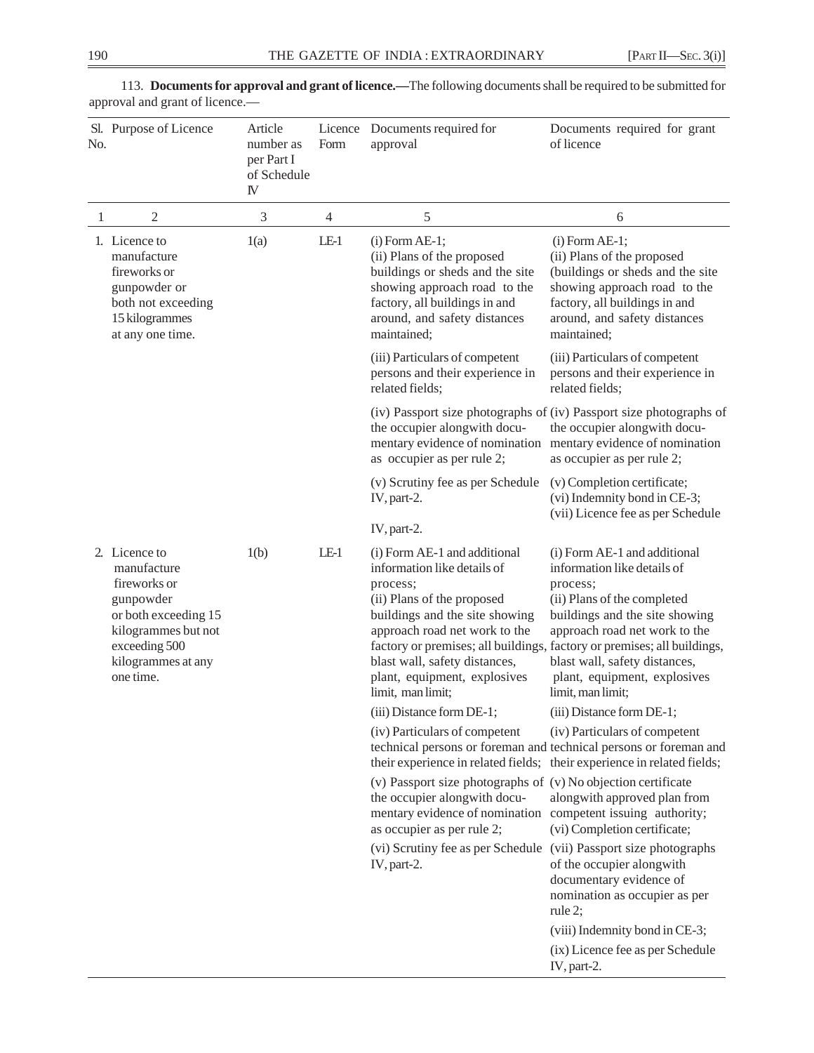113. **Documents for approval and grant of licence.—**The following documents shall be required to be submitted for approval and grant of licence.—

| Sl. No. | Purpose of Licence | Article number as per Part I of Schedule IV | Licence Form | Documents required for approval | Documents required for grant of licence |
|---|---|---|---|---|---|
| 1 | 2 | 3 | 4 | 5 | 6 |
| 1. | Licence to manufacture fireworks or gunpowder or both not exceeding 15 kilogrammes at any one time. | 1(a) | LE-1 | (i) Form AE-1;<br>(ii) Plans of the proposed buildings or sheds and the site showing approach road to the factory, all buildings in and around, and safety distances maintained;<br>(iii) Particulars of competent persons and their experience in related fields;<br>(iv) Passport size photographs of the occupier alongwith documentary evidence of nomination as occupier as per rule 2;<br>(v) Scrutiny fee as per Schedule IV, part-2. | (i) Form AE-1;<br>(ii) Plans of the proposed (buildings or sheds and the site showing approach road to the factory, all buildings in and around, and safety distances maintained;<br>(iii) Particulars of competent persons and their experience in related fields;<br>(iv) Passport size photographs of the occupier alongwith documentary evidence of nomination as occupier as per rule 2;<br>(v) Completion certificate;<br>(vi) Indemnity bond in CE-3;<br>(vii) Licence fee as per Schedule IV, part-2. |
| 2. | Licence to manufacture fireworks or gunpowder or both exceeding 15 kilogrammes but not exceeding 500 kilogrammes at any one time. | 1(b) | LE-1 | (i) Form AE-1 and additional information like details of process;<br>(ii) Plans of the proposed buildings and the site showing approach road net work to the factory or premises; all buildings, blast wall, safety distances, plant, equipment, explosives limit, man limit;<br>(iii) Distance form DE-1;<br>(iv) Particulars of competent technical persons or foreman and their experience in related fields;<br>(v) Passport size photographs of the occupier alongwith documentary evidence of nomination as occupier as per rule 2;<br>(vi) Scrutiny fee as per Schedule IV, part-2. | (i) Form AE-1 and additional information like details of process;<br>(ii) Plans of the completed buildings and the site showing approach road net work to the factory or premises; all buildings, blast wall, safety distances, plant, equipment, explosives limit, man limit;<br>(iii) Distance form DE-1;<br>(iv) Particulars of competent technical persons or foreman and their experience in related fields;<br>(v) No objection certificate alongwith approved plan from competent issuing authority;<br>(vi) Completion certificate;<br>(vii) Passport size photographs of the occupier alongwith documentary evidence of nomination as occupier as per rule 2;<br>(viii) Indemnity bond in CE-3;<br>(ix) Licence fee as per Schedule IV, part-2. |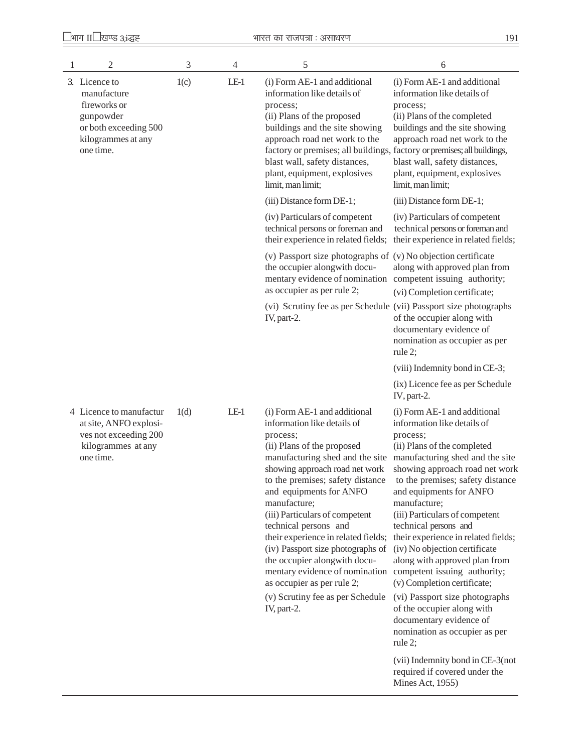| 1 | 2 | 3 | 4 | 5 | 6 |
|---|---|---|---|---|---|
| 3. | Licence to manufacture fireworks or gunpowder or both exceeding 500 kilogrammes at any one time. | 1(c) | LE-1 | (i) Form AE-1 and additional information like details of process;<br>(ii) Plans of the proposed buildings and the site showing approach road net work to the factory or premises; all buildings, blast wall, safety distances, plant, equipment, explosives limit, man limit;<br>(iii) Distance form DE-1;<br>(iv) Particulars of competent technical persons or foreman and their experience in related fields;<br>(v) Passport size photographs of the occupier alongwith documentary evidence of nomination as occupier as per rule 2;<br>(vi) Scrutiny fee as per Schedule IV, part-2. | (i) Form AE-1 and additional information like details of process;<br>(ii) Plans of the completed buildings and the site showing approach road net work to the factory or premises; all buildings, blast wall, safety distances, plant, equipment, explosives limit, man limit;<br>(iii) Distance form DE-1;<br>(iv) Particulars of competent technical persons or foreman and their experience in related fields;<br>(v) No objection certificate along with approved plan from competent issuing authority;<br>(vi) Completion certificate;<br>(vii) Passport size photographs of the occupier along with documentary evidence of nomination as occupier as per rule 2;<br>(viii) Indemnity bond in CE-3;<br>(ix) Licence fee as per Schedule IV, part-2. |
| 4 | Licence to manufactur at site, ANFO explosives not exceeding 200 kilogrammes at any one time. | 1(d) | LE-1 | (i) Form AE-1 and additional information like details of process;<br>(ii) Plans of the proposed manufacturing shed and the site showing approach road net work to the premises; safety distance and equipments for ANFO manufacture;<br>(iii) Particulars of competent technical persons and their experience in related fields;<br>(iv) Passport size photographs of the occupier alongwith documentary evidence of nomination as occupier as per rule 2;<br>(v) Scrutiny fee as per Schedule IV, part-2. | (i) Form AE-1 and additional information like details of process;<br>(ii) Plans of the completed manufacturing shed and the site showing approach road net work to the premises; safety distance and equipments for ANFO manufacture;<br>(iii) Particulars of competent technical persons and their experience in related fields;<br>(iv) No objection certificate along with approved plan from competent issuing authority;<br>(v) Completion certificate;<br>(vi) Passport size photographs of the occupier along with documentary evidence of nomination as occupier as per rule 2;<br>(vii) Indemnity bond in CE-3(not required if covered under the Mines Act, 1955) |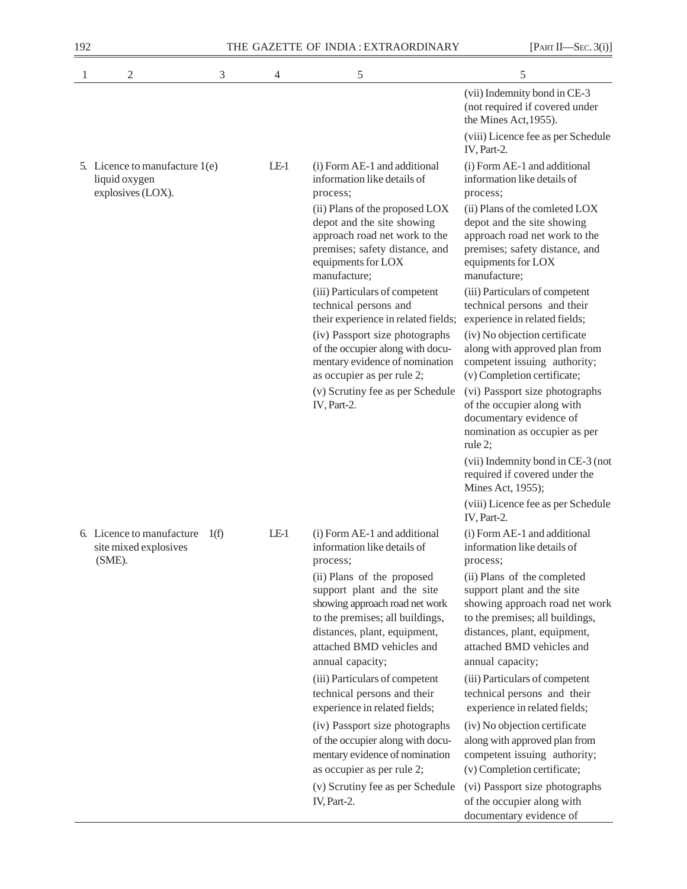| 1 | 2 | 3 | 4 | 5 | 5 |
|---|---|---|---|---|---|
| | | | | | (vii) Indemnity bond in CE-3 (not required if covered under the Mines Act,1955).<br>(viii) Licence fee as per Schedule IV, Part-2. |
| 5. | Licence to manufacture liquid oxygen explosives (LOX). | 1(e) | LE-1 | (i) Form AE-1 and additional information like details of process;<br>(ii) Plans of the proposed LOX depot and the site showing approach road net work to the premises; safety distance, and equipments for LOX manufacture;<br>(iii) Particulars of competent technical persons and their experience in related fields;<br>(iv) Passport size photographs of the occupier along with documentary evidence of nomination as occupier as per rule 2;<br>(v) Scrutiny fee as per Schedule IV, Part-2. | (i) Form AE-1 and additional information like details of process;<br>(ii) Plans of the comleted LOX depot and the site showing approach road net work to the premises; safety distance, and equipments for LOX manufacture;<br>(iii) Particulars of competent technical persons and their experience in related fields;<br>(iv) No objection certificate along with approved plan from competent issuing authority;<br>(v) Completion certificate;<br>(vi) Passport size photographs of the occupier along with documentary evidence of nomination as occupier as per rule 2;<br>(vii) Indemnity bond in CE-3 (not required if covered under the Mines Act, 1955);<br>(viii) Licence fee as per Schedule IV, Part-2. |
| 6. | Licence to manufacture site mixed explosives (SME). | 1(f) | LE-1 | (i) Form AE-1 and additional information like details of process;<br>(ii) Plans of the proposed support plant and the site showing approach road net work to the premises; all buildings, distances, plant, equipment, attached BMD vehicles and annual capacity;<br>(iii) Particulars of competent technical persons and their experience in related fields;<br>(iv) Passport size photographs of the occupier along with documentary evidence of nomination as occupier as per rule 2;<br>(v) Scrutiny fee as per Schedule IV, Part-2. | (i) Form AE-1 and additional information like details of process;<br>(ii) Plans of the completed support plant and the site showing approach road net work to the premises; all buildings, distances, plant, equipment, attached BMD vehicles and annual capacity;<br>(iii) Particulars of competent technical persons and their experience in related fields;<br>(iv) No objection certificate along with approved plan from competent issuing authority;<br>(v) Completion certificate;<br>(vi) Passport size photographs of the occupier along with documentary evidence of |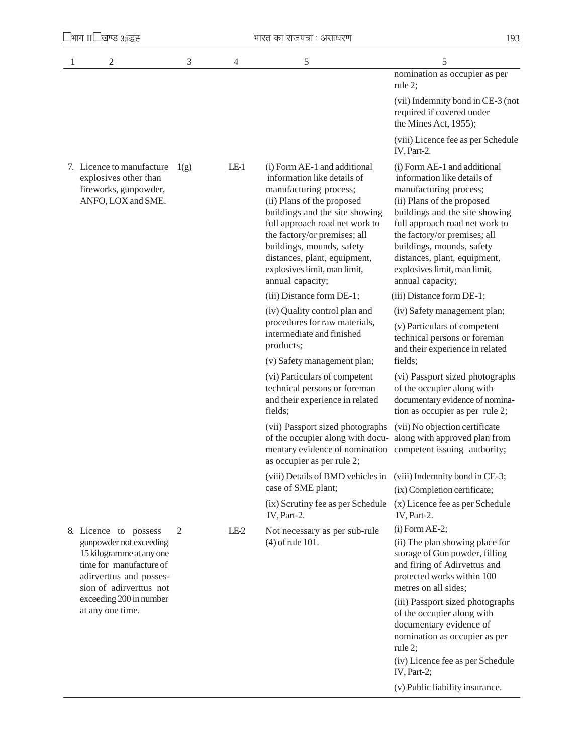| 1 | 2 | 3 | 4 | 5 | 5 |
|---|---|---|---|---|---|
| | | | | | nomination as occupier as per rule 2; (vii) Indemnity bond in CE-3 (not required if covered under the Mines Act, 1955); (viii) Licence fee as per Schedule IV, Part-2. |
| 7. | Licence to manufacture explosives other than fireworks, gunpowder, ANFO, LOX and SME. | 1(g) | LE-1 | (i) Form AE-1 and additional information like details of manufacturing process; (ii) Plans of the proposed buildings and the site showing full approach road net work to the factory/or premises; all buildings, mounds, safety distances, plant, equipment, explosives limit, man limit, annual capacity; (iii) Distance form DE-1; (iv) Quality control plan and procedures for raw materials, intermediate and finished products; (v) Safety management plan; (vi) Particulars of competent technical persons or foreman and their experience in related fields; (vii) Passport sized photographs of the occupier along with documentary evidence of nomination as occupier as per rule 2; (viii) Details of BMD vehicles in case of SME plant; (ix) Scrutiny fee as per Schedule IV, Part-2. | (i) Form AE-1 and additional information like details of manufacturing process; (ii) Plans of the proposed buildings and the site showing full approach road net work to the factory/or premises; all buildings, mounds, safety distances, plant, equipment, explosives limit, man limit, annual capacity; (iii) Distance form DE-1; (iv) Safety management plan; (v) Particulars of competent technical persons or foreman and their experience in related fields; (vi) Passport sized photographs of the occupier along with documentary evidence of nomination as occupier as per rule 2; (vii) No objection certificate along with approved plan from competent issuing authority; (viii) Indemnity bond in CE-3; (ix) Completion certificate; (x) Licence fee as per Schedule IV, Part-2. |
| 8. | Licence to possess gunpowder not exceeding 15 kilogramme at any one time for manufacture of adirverttus and possession of adirverttus not exceeding 200 in number at any one time. | 2 | LE-2 | Not necessary as per sub-rule (4) of rule 101. | (i) Form AE-2; (ii) The plan showing place for storage of Gun powder, filling and firing of Adirvettus and protected works within 100 metres on all sides; (iii) Passport sized photographs of the occupier along with documentary evidence of nomination as occupier as per rule 2; (iv) Licence fee as per Schedule IV, Part-2; (v) Public liability insurance. |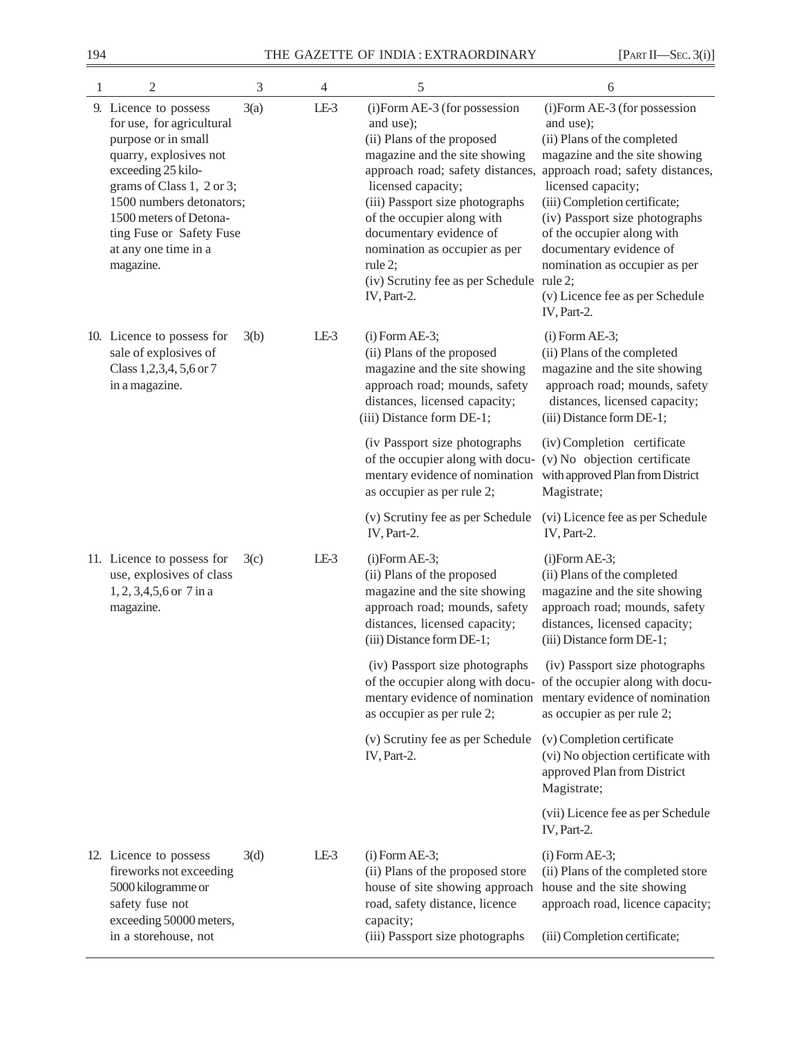| 1 | 2 | 3 | 4 | 5 | 6 |
|---|---|---|---|---|---|
| 9. | Licence to possess for use, for agricultural purpose or in small quarry, explosives not exceeding 25 kilo-grams of Class 1, 2 or 3; 1500 numbers detonators; 1500 meters of Detona-ting Fuse or Safety Fuse at any one time in a magazine. | 3(a) | LE-3 | (i)Form AE-3 (for possession and use); (ii) Plans of the proposed magazine and the site showing approach road; safety distances, licensed capacity; (iii) Passport size photographs of the occupier along with documentary evidence of nomination as occupier as per rule 2; (iv) Scrutiny fee as per Schedule IV, Part-2. | (i)Form AE-3 (for possession and use); (ii) Plans of the completed magazine and the site showing approach road; safety distances, licensed capacity; (iii) Completion certificate; (iv) Passport size photographs of the occupier along with documentary evidence of nomination as occupier as per rule 2; (v) Licence fee as per Schedule IV, Part-2. |
| 10. | Licence to possess for sale of explosives of Class 1,2,3,4, 5,6 or 7 in a magazine. | 3(b) | LE-3 | (i) Form AE-3; (ii) Plans of the proposed magazine and the site showing approach road; mounds, safety distances, licensed capacity; (iii) Distance form DE-1; (iv Passport size photographs of the occupier along with docu-mentary evidence of nomination as occupier as per rule 2; (v) Scrutiny fee as per Schedule IV, Part-2. | (i) Form AE-3; (ii) Plans of the completed magazine and the site showing approach road; mounds, safety distances, licensed capacity; (iii) Distance form DE-1; (iv) Completion certificate (v) No objection certificate with approved Plan from District Magistrate; (vi) Licence fee as per Schedule IV, Part-2. |
| 11. | Licence to possess for use, explosives of class 1, 2, 3,4,5,6 or 7 in a magazine. | 3(c) | LE-3 | (i)Form AE-3; (ii) Plans of the proposed magazine and the site showing approach road; mounds, safety distances, licensed capacity; (iii) Distance form DE-1; (iv) Passport size photographs of the occupier along with docu-mentary evidence of nomination as occupier as per rule 2; (v) Scrutiny fee as per Schedule IV, Part-2. | (i)Form AE-3; (ii) Plans of the completed magazine and the site showing approach road; mounds, safety distances, licensed capacity; (iii) Distance form DE-1; (iv) Passport size photographs of the occupier along with docu-mentary evidence of nomination as occupier as per rule 2; (v) Completion certificate (vi) No objection certificate with approved Plan from District Magistrate; (vii) Licence fee as per Schedule IV, Part-2. |
| 12. | Licence to possess fireworks not exceeding 5000 kilogramme or safety fuse not exceeding 50000 meters, in a storehouse, not | 3(d) | LE-3 | (i) Form AE-3; (ii) Plans of the proposed store house of site showing approach road, safety distance, licence capacity; (iii) Passport size photographs | (i) Form AE-3; (ii) Plans of the completed store house and the site showing approach road, licence capacity; (iii) Completion certificate; |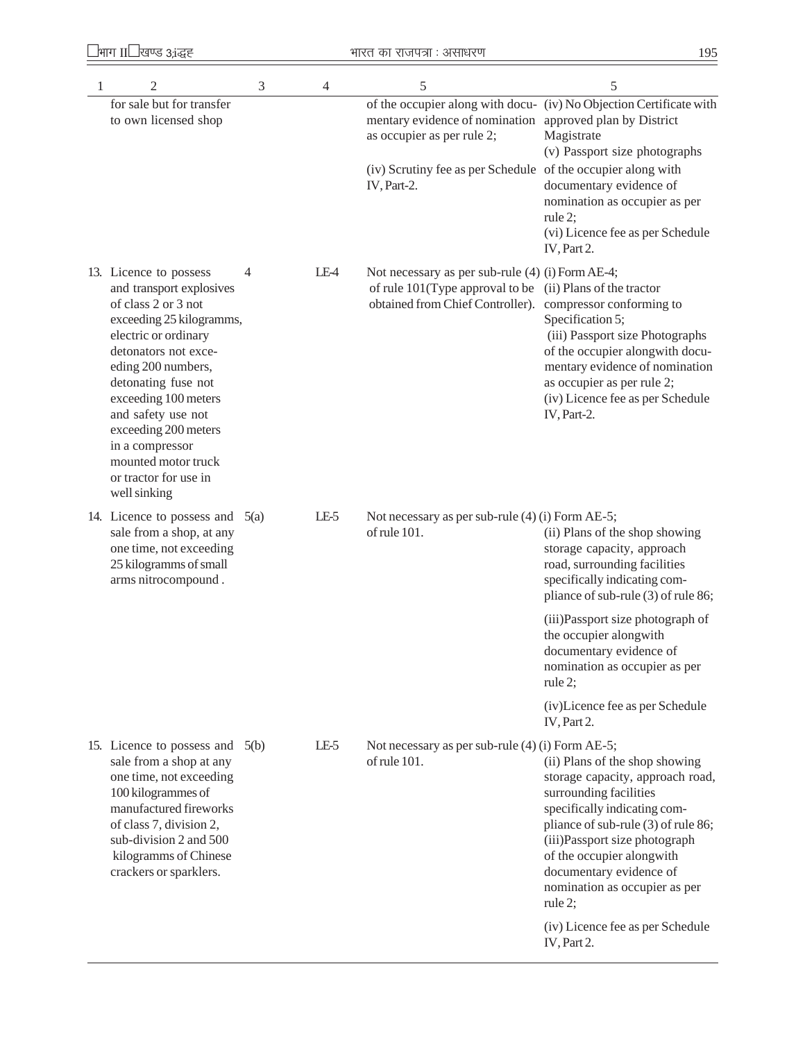| 1 | 2 | 3 | 4 | 5 | 5 |
|---|---|---|---|---|---|
| | for sale but for transfer to own licensed shop | | | of the occupier along with documentary evidence of nomination as occupier as per rule 2; (iv) Scrutiny fee as per Schedule IV, Part-2. | (iv) No Objection Certificate with approved plan by District Magistrate (v) Passport size photographs of the occupier along with documentary evidence of nomination as occupier as per rule 2; (vi) Licence fee as per Schedule IV, Part 2. |
| 13. | Licence to possess and transport explosives of class 2 or 3 not exceeding 25 kilogramms, electric or ordinary detonators not exceeding 200 numbers, detonating fuse not exceeding 100 meters and safety use not exceeding 200 meters in a compressor mounted motor truck or tractor for use in well sinking | 4 | LE-4 | Not necessary as per sub-rule (4) of rule 101(Type approval to be obtained from Chief Controller). | (i) Form AE-4; (ii) Plans of the tractor compressor conforming to Specification 5; (iii) Passport size Photographs of the occupier alongwith documentary evidence of nomination as occupier as per rule 2; (iv) Licence fee as per Schedule IV, Part-2. |
| 14. | Licence to possess and sale from a shop, at any one time, not exceeding 25 kilogramms of small arms nitrocompound . | 5(a) | LE-5 | Not necessary as per sub-rule (4) of rule 101. | (i) Form AE-5; (ii) Plans of the shop showing storage capacity, approach road, surrounding facilities specifically indicating compliance of sub-rule (3) of rule 86; (iii)Passport size photograph of the occupier alongwith documentary evidence of nomination as occupier as per rule 2; (iv)Licence fee as per Schedule IV, Part 2. |
| 15. | Licence to possess and sale from a shop at any one time, not exceeding 100 kilogrammes of manufactured fireworks of class 7, division 2, sub-division 2 and 500 kilogramms of Chinese crackers or sparklers. | 5(b) | LE-5 | Not necessary as per sub-rule (4) of rule 101. | (i) Form AE-5; (ii) Plans of the shop showing storage capacity, approach road, surrounding facilities specifically indicating compliance of sub-rule (3) of rule 86; (iii)Passport size photograph of the occupier alongwith documentary evidence of nomination as occupier as per rule 2; (iv) Licence fee as per Schedule IV, Part 2. |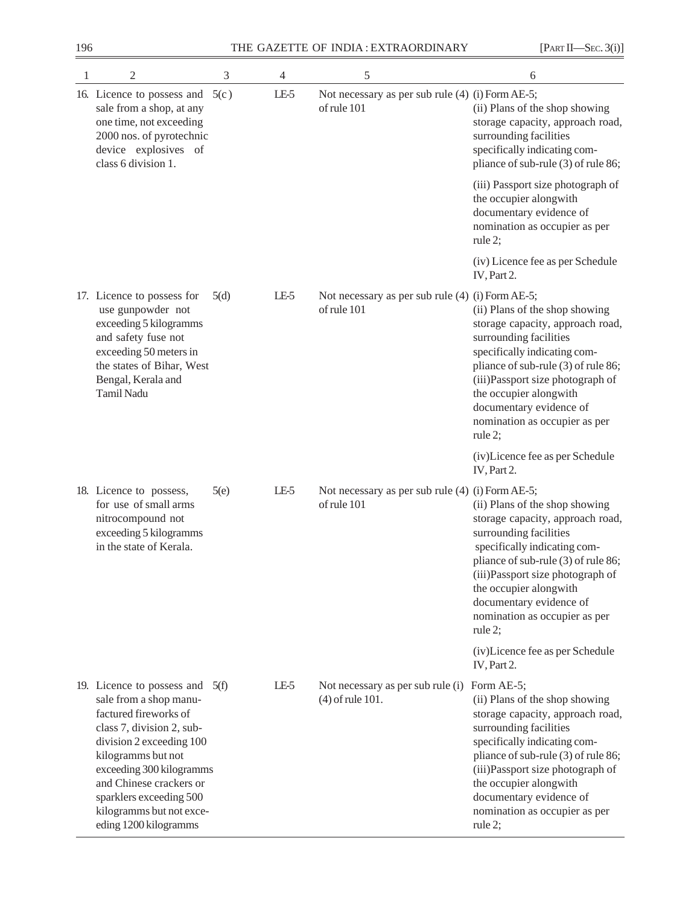| 1 | 2 | 3 | 4 | 5 | 6 |
|---|---|---|---|---|---|
| 16. | Licence to possess and sale from a shop, at any one time, not exceeding 2000 nos. of pyrotechnic device explosives of class 6 division 1. | 5(c) | LE-5 | Not necessary as per sub rule (4) of rule 101 | (i) Form AE-5;<br>(ii) Plans of the shop showing storage capacity, approach road, surrounding facilities specifically indicating compliance of sub-rule (3) of rule 86;<br>(iii) Passport size photograph of the occupier alongwith documentary evidence of nomination as occupier as per rule 2;<br>(iv) Licence fee as per Schedule IV, Part 2. |
| 17. | Licence to possess for use gunpowder not exceeding 5 kilogramms and safety fuse not exceeding 50 meters in the states of Bihar, West Bengal, Kerala and Tamil Nadu | 5(d) | LE-5 | Not necessary as per sub rule (4) of rule 101 | (i) Form AE-5;<br>(ii) Plans of the shop showing storage capacity, approach road, surrounding facilities specifically indicating compliance of sub-rule (3) of rule 86;<br>(iii)Passport size photograph of the occupier alongwith documentary evidence of nomination as occupier as per rule 2;<br>(iv)Licence fee as per Schedule IV, Part 2. |
| 18. | Licence to possess, for use of small arms nitrocompound not exceeding 5 kilogramms in the state of Kerala. | 5(e) | LE-5 | Not necessary as per sub rule (4) of rule 101 | (i) Form AE-5;<br>(ii) Plans of the shop showing storage capacity, approach road, surrounding facilities specifically indicating compliance of sub-rule (3) of rule 86;<br>(iii)Passport size photograph of the occupier alongwith documentary evidence of nomination as occupier as per rule 2;<br>(iv)Licence fee as per Schedule IV, Part 2. |
| 19. | Licence to possess and sale from a shop manufactured fireworks of class 7, division 2, sub-division 2 exceeding 100 kilogramms but not exceeding 300 kilogramms and Chinese crackers or sparklers exceeding 500 kilogramms but not exceeding 1200 kilogramms | 5(f) | LE-5 | Not necessary as per sub rule (4) of rule 101. | (i) Form AE-5;<br>(ii) Plans of the shop showing storage capacity, approach road, surrounding facilities specifically indicating compliance of sub-rule (3) of rule 86;<br>(iii)Passport size photograph of the occupier alongwith documentary evidence of nomination as occupier as per rule 2; |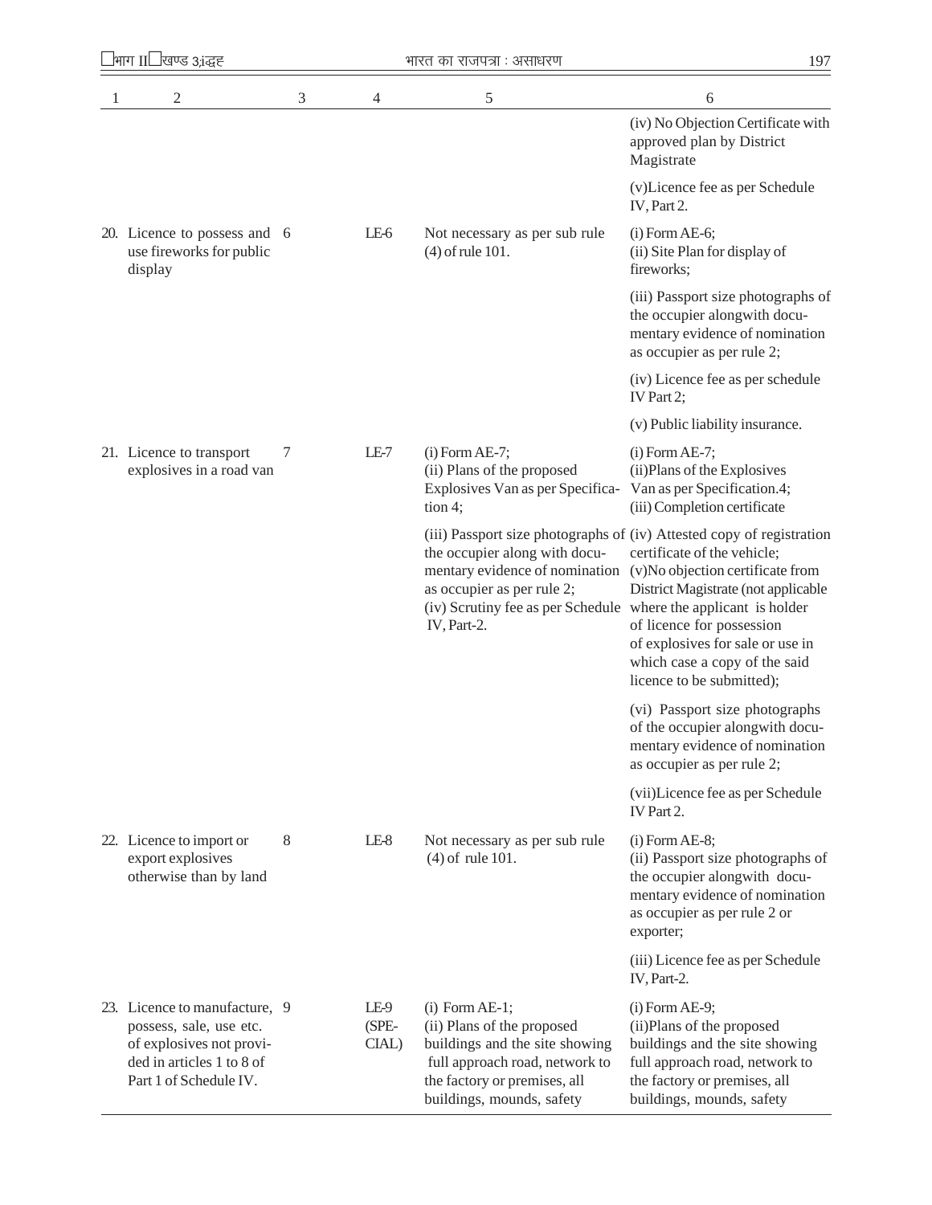| 1 | 2 | 3 | 4 | 5 | 6 |
|---|---|---|---|---|---|
| | | | | | (iv) No Objection Certificate with approved plan by District Magistrate |
| | | | | | (v)Licence fee as per Schedule IV, Part 2. |
| 20. | Licence to possess and use fireworks for public display | 6 | LE-6 | Not necessary as per sub rule (4) of rule 101. | (i) Form AE-6; (ii) Site Plan for display of fireworks; |
| | | | | | (iii) Passport size photographs of the occupier alongwith documentary evidence of nomination as occupier as per rule 2; |
| | | | | | (iv) Licence fee as per schedule IV Part 2; |
| | | | | | (v) Public liability insurance. |
| 21. | Licence to transport explosives in a road van | 7 | LE-7 | (i) Form AE-7; (ii) Plans of the proposed Explosives Van as per Specification 4; | (i) Form AE-7; (ii)Plans of the Explosives Van as per Specification.4; (iii) Completion certificate |
| | | | | (iii) Passport size photographs of the occupier along with documentary evidence of nomination as occupier as per rule 2; (iv) Scrutiny fee as per Schedule IV, Part-2. | (iv) Attested copy of registration certificate of the vehicle; (v)No objection certificate from District Magistrate (not applicable where the applicant is holder of licence for possession of explosives for sale or use in which case a copy of the said licence to be submitted); |
| | | | | | (vi) Passport size photographs of the occupier alongwith documentary evidence of nomination as occupier as per rule 2; |
| | | | | | (vii)Licence fee as per Schedule IV Part 2. |
| 22. | Licence to import or export explosives otherwise than by land | 8 | LE-8 | Not necessary as per sub rule (4) of rule 101. | (i) Form AE-8; (ii) Passport size photographs of the occupier alongwith documentary evidence of nomination as occupier as per rule 2 or exporter; |
| | | | | | (iii) Licence fee as per Schedule IV, Part-2. |
| 23. | Licence to manufacture, possess, sale, use etc. of explosives not provided in articles 1 to 8 of Part 1 of Schedule IV. | 9 | LE-9 (SPECIAL) | (i) Form AE-1; (ii) Plans of the proposed buildings and the site showing full approach road, network to the factory or premises, all buildings, mounds, safety | (i) Form AE-9; (ii)Plans of the proposed buildings and the site showing full approach road, network to the factory or premises, all buildings, mounds, safety |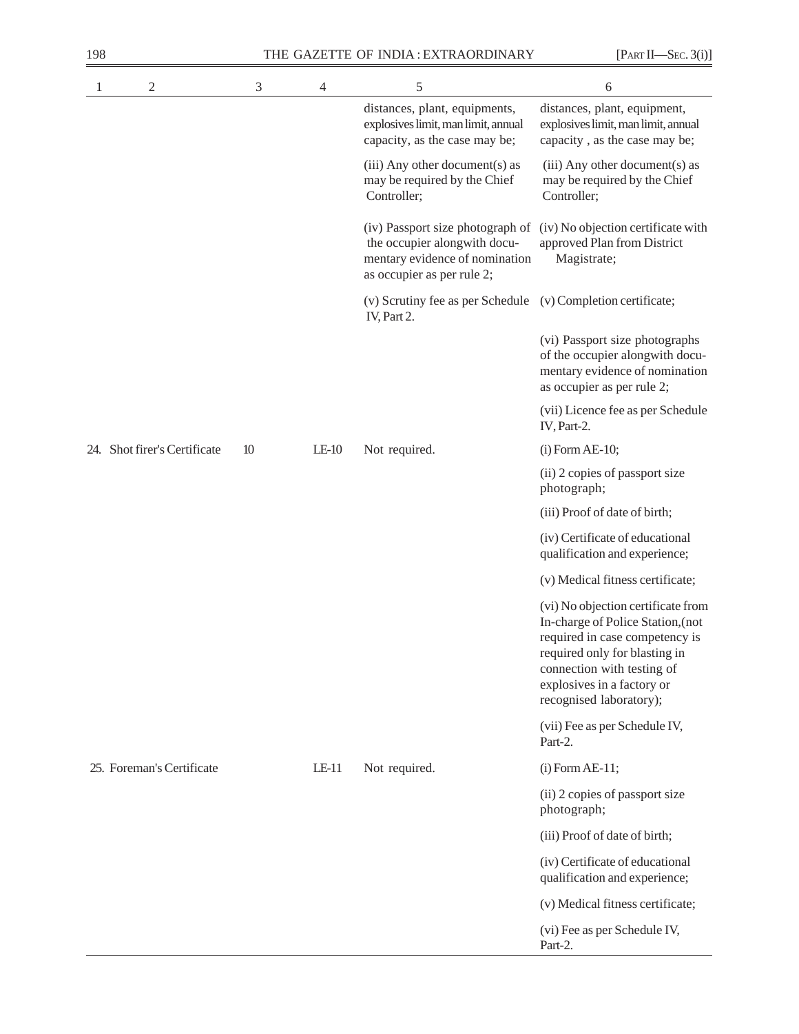| 1 | 2 | 3 | 4 | 5 | 6 |
|---|---|---|---|---|---|
| | | | | distances, plant, equipments, explosives limit, man limit, annual capacity, as the case may be; | distances, plant, equipment, explosives limit, man limit, annual capacity , as the case may be; |
| | | | | (iii) Any other document(s) as may be required by the Chief Controller; | (iii) Any other document(s) as may be required by the Chief Controller; |
| | | | | (iv) Passport size photograph of the occupier alongwith documentary evidence of nomination as occupier as per rule 2; | (iv) No objection certificate with approved Plan from District Magistrate; |
| | | | | (v) Scrutiny fee as per Schedule IV, Part 2. | (v) Completion certificate; |
| | | | | | (vi) Passport size photographs of the occupier alongwith documentary evidence of nomination as occupier as per rule 2; |
| | | | | | (vii) Licence fee as per Schedule IV, Part-2. |
| 24. | Shot firer's Certificate | 10 | LE-10 | Not required. | (i) Form AE-10; |
| | | | | | (ii) 2 copies of passport size photograph; |
| | | | | | (iii) Proof of date of birth; |
| | | | | | (iv) Certificate of educational qualification and experience; |
| | | | | | (v) Medical fitness certificate; |
| | | | | | (vi) No objection certificate from In-charge of Police Station,(not required in case competency is required only for blasting in connection with testing of explosives in a factory or recognised laboratory); |
| | | | | | (vii) Fee as per Schedule IV, Part-2. |
| 25. | Foreman's Certificate | | LE-11 | Not required. | (i) Form AE-11; |
| | | | | | (ii) 2 copies of passport size photograph; |
| | | | | | (iii) Proof of date of birth; |
| | | | | | (iv) Certificate of educational qualification and experience; |
| | | | | | (v) Medical fitness certificate; |
| | | | | | (vi) Fee as per Schedule IV, Part-2. |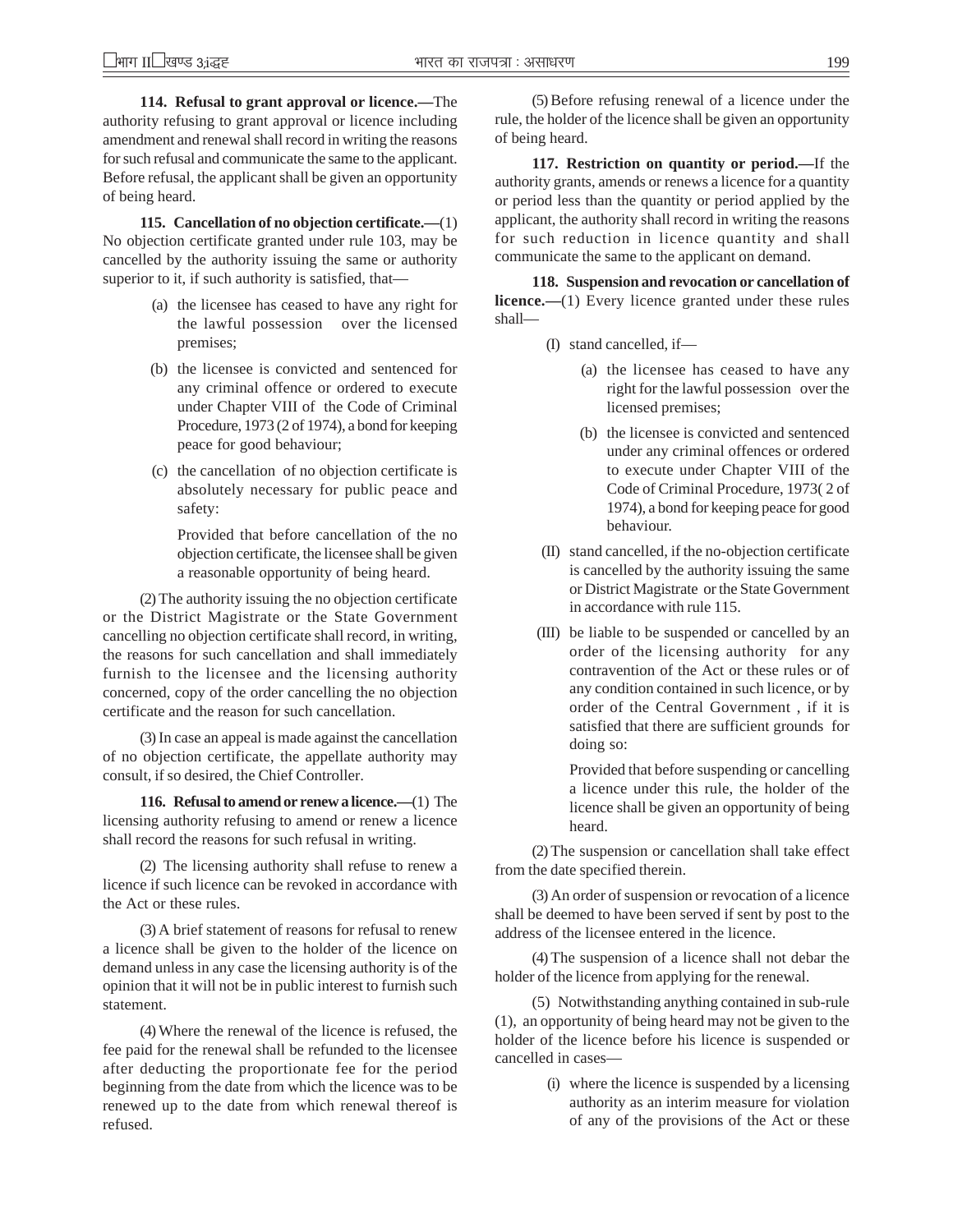**114. Refusal to grant approval or licence.—**The authority refusing to grant approval or licence including amendment and renewal shall record in writing the reasons for such refusal and communicate the same to the applicant. Before refusal, the applicant shall be given an opportunity of being heard.

**115. Cancellation of no objection certificate.—**(1) No objection certificate granted under rule 103, may be cancelled by the authority issuing the same or authority superior to it, if such authority is satisfied, that—

(a) the licensee has ceased to have any right for the lawful possession over the licensed premises;

(b) the licensee is convicted and sentenced for any criminal offence or ordered to execute under Chapter VIII of the Code of Criminal Procedure, 1973 (2 of 1974), a bond for keeping peace for good behaviour;

(c) the cancellation of no objection certificate is absolutely necessary for public peace and safety:

Provided that before cancellation of the no objection certificate, the licensee shall be given a reasonable opportunity of being heard.

(2) The authority issuing the no objection certificate or the District Magistrate or the State Government cancelling no objection certificate shall record, in writing, the reasons for such cancellation and shall immediately furnish to the licensee and the licensing authority concerned, copy of the order cancelling the no objection certificate and the reason for such cancellation.

(3) In case an appeal is made against the cancellation of no objection certificate, the appellate authority may consult, if so desired, the Chief Controller.

**116. Refusal to amend or renew a licence.—**(1) The licensing authority refusing to amend or renew a licence shall record the reasons for such refusal in writing.

(2) The licensing authority shall refuse to renew a licence if such licence can be revoked in accordance with the Act or these rules.

(3) A brief statement of reasons for refusal to renew a licence shall be given to the holder of the licence on demand unless in any case the licensing authority is of the opinion that it will not be in public interest to furnish such statement.

(4) Where the renewal of the licence is refused, the fee paid for the renewal shall be refunded to the licensee after deducting the proportionate fee for the period beginning from the date from which the licence was to be renewed up to the date from which renewal thereof is refused.

(5) Before refusing renewal of a licence under the rule, the holder of the licence shall be given an opportunity of being heard.

**117. Restriction on quantity or period.—**If the authority grants, amends or renews a licence for a quantity or period less than the quantity or period applied by the applicant, the authority shall record in writing the reasons for such reduction in licence quantity and shall communicate the same to the applicant on demand.

**118. Suspension and revocation or cancellation of licence.—**(1) Every licence granted under these rules shall—

(I) stand cancelled, if—

(a) the licensee has ceased to have any right for the lawful possession over the licensed premises;

(b) the licensee is convicted and sentenced under any criminal offences or ordered to execute under Chapter VIII of the Code of Criminal Procedure, 1973( 2 of 1974), a bond for keeping peace for good behaviour.

(II) stand cancelled, if the no-objection certificate is cancelled by the authority issuing the same or District Magistrate or the State Government in accordance with rule 115.

(III) be liable to be suspended or cancelled by an order of the licensing authority for any contravention of the Act or these rules or of any condition contained in such licence, or by order of the Central Government , if it is satisfied that there are sufficient grounds for doing so:

Provided that before suspending or cancelling a licence under this rule, the holder of the licence shall be given an opportunity of being heard.

(2) The suspension or cancellation shall take effect from the date specified therein.

(3) An order of suspension or revocation of a licence shall be deemed to have been served if sent by post to the address of the licensee entered in the licence.

(4) The suspension of a licence shall not debar the holder of the licence from applying for the renewal.

(5) Notwithstanding anything contained in sub-rule (1), an opportunity of being heard may not be given to the holder of the licence before his licence is suspended or cancelled in cases—

(i) where the licence is suspended by a licensing authority as an interim measure for violation of any of the provisions of the Act or these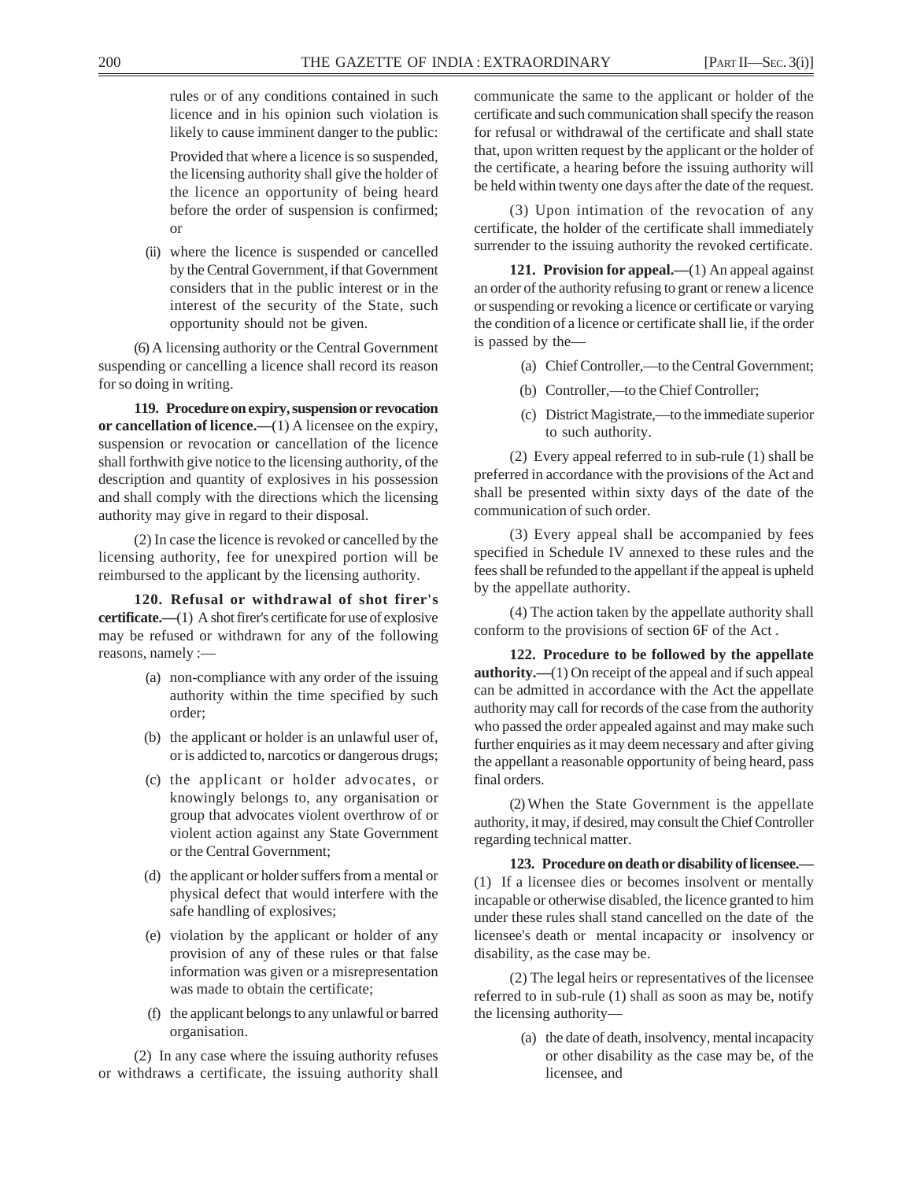rules or of any conditions contained in such licence and in his opinion such violation is likely to cause imminent danger to the public:

Provided that where a licence is so suspended, the licensing authority shall give the holder of the licence an opportunity of being heard before the order of suspension is confirmed; or

(ii) where the licence is suspended or cancelled by the Central Government, if that Government considers that in the public interest or in the interest of the security of the State, such opportunity should not be given.

(6) A licensing authority or the Central Government suspending or cancelling a licence shall record its reason for so doing in writing.

**119. Procedure on expiry, suspension or revocation or cancellation of licence.—**(1) A licensee on the expiry, suspension or revocation or cancellation of the licence shall forthwith give notice to the licensing authority, of the description and quantity of explosives in his possession and shall comply with the directions which the licensing authority may give in regard to their disposal.

(2) In case the licence is revoked or cancelled by the licensing authority, fee for unexpired portion will be reimbursed to the applicant by the licensing authority.

**120. Refusal or withdrawal of shot firer's certificate.—**(1) A shot firer's certificate for use of explosive may be refused or withdrawn for any of the following reasons, namely :—

(a) non-compliance with any order of the issuing authority within the time specified by such order;

(b) the applicant or holder is an unlawful user of, or is addicted to, narcotics or dangerous drugs;

(c) the applicant or holder advocates, or knowingly belongs to, any organisation or group that advocates violent overthrow of or violent action against any State Government or the Central Government;

(d) the applicant or holder suffers from a mental or physical defect that would interfere with the safe handling of explosives;

(e) violation by the applicant or holder of any provision of any of these rules or that false information was given or a misrepresentation was made to obtain the certificate;

(f) the applicant belongs to any unlawful or barred organisation.

(2) In any case where the issuing authority refuses or withdraws a certificate, the issuing authority shall communicate the same to the applicant or holder of the certificate and such communication shall specify the reason for refusal or withdrawal of the certificate and shall state that, upon written request by the applicant or the holder of the certificate, a hearing before the issuing authority will be held within twenty one days after the date of the request.

(3) Upon intimation of the revocation of any certificate, the holder of the certificate shall immediately surrender to the issuing authority the revoked certificate.

**121. Provision for appeal.—**(1) An appeal against an order of the authority refusing to grant or renew a licence or suspending or revoking a licence or certificate or varying the condition of a licence or certificate shall lie, if the order is passed by the—

(a) Chief Controller,—to the Central Government;

(b) Controller,—to the Chief Controller;

(c) District Magistrate,—to the immediate superior to such authority.

(2) Every appeal referred to in sub-rule (1) shall be preferred in accordance with the provisions of the Act and shall be presented within sixty days of the date of the communication of such order.

(3) Every appeal shall be accompanied by fees specified in Schedule IV annexed to these rules and the fees shall be refunded to the appellant if the appeal is upheld by the appellate authority.

(4) The action taken by the appellate authority shall conform to the provisions of section 6F of the Act .

**122. Procedure to be followed by the appellate authority.—**(1) On receipt of the appeal and if such appeal can be admitted in accordance with the Act the appellate authority may call for records of the case from the authority who passed the order appealed against and may make such further enquiries as it may deem necessary and after giving the appellant a reasonable opportunity of being heard, pass final orders.

(2) When the State Government is the appellate authority, it may, if desired, may consult the Chief Controller regarding technical matter.

**123. Procedure on death or disability of licensee.—** (1) If a licensee dies or becomes insolvent or mentally incapable or otherwise disabled, the licence granted to him under these rules shall stand cancelled on the date of the licensee's death or mental incapacity or insolvency or disability, as the case may be.

(2) The legal heirs or representatives of the licensee referred to in sub-rule (1) shall as soon as may be, notify the licensing authority—

(a) the date of death, insolvency, mental incapacity or other disability as the case may be, of the licensee, and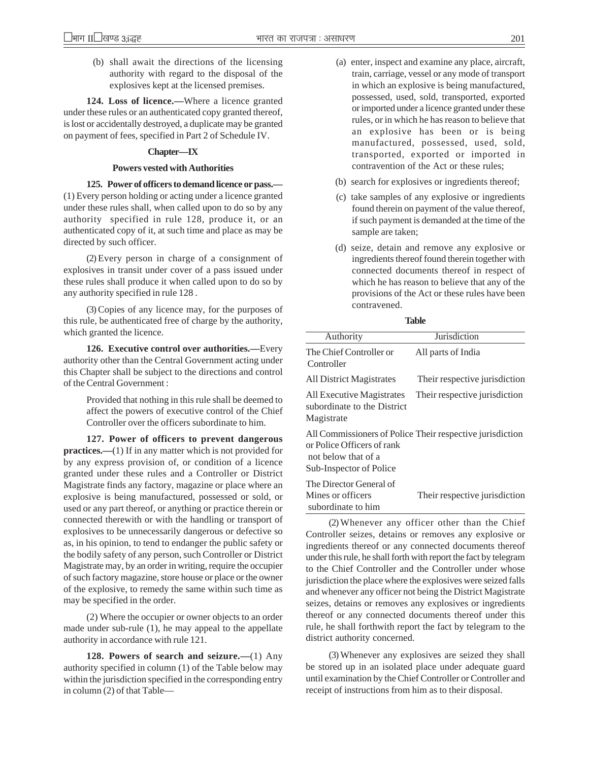(b) shall await the directions of the licensing authority with regard to the disposal of the explosives kept at the licensed premises.

**124. Loss of licence.—**Where a licence granted under these rules or an authenticated copy granted thereof, is lost or accidentally destroyed, a duplicate may be granted on payment of fees, specified in Part 2 of Schedule IV.

## Chapter—IX

### Powers vested with Authorities

**125. Power of officers to demand licence or pass.—** (1) Every person holding or acting under a licence granted under these rules shall, when called upon to do so by any authority specified in rule 128, produce it, or an authenticated copy of it, at such time and place as may be directed by such officer.

(2) Every person in charge of a consignment of explosives in transit under cover of a pass issued under these rules shall produce it when called upon to do so by any authority specified in rule 128 .

(3) Copies of any licence may, for the purposes of this rule, be authenticated free of charge by the authority, which granted the licence.

**126. Executive control over authorities.—**Every authority other than the Central Government acting under this Chapter shall be subject to the directions and control of the Central Government :

Provided that nothing in this rule shall be deemed to affect the powers of executive control of the Chief Controller over the officers subordinate to him.

**127. Power of officers to prevent dangerous practices.—**(1) If in any matter which is not provided for by any express provision of, or condition of a licence granted under these rules and a Controller or District Magistrate finds any factory, magazine or place where an explosive is being manufactured, possessed or sold, or used or any part thereof, or anything or practice therein or connected therewith or with the handling or transport of explosives to be unnecessarily dangerous or defective so as, in his opinion, to tend to endanger the public safety or the bodily safety of any person, such Controller or District Magistrate may, by an order in writing, require the occupier of such factory magazine, store house or place or the owner of the explosive, to remedy the same within such time as may be specified in the order.

(2) Where the occupier or owner objects to an order made under sub-rule (1), he may appeal to the appellate authority in accordance with rule 121.

**128. Powers of search and seizure.—**(1) Any authority specified in column (1) of the Table below may within the jurisdiction specified in the corresponding entry in column (2) of that Table—

(a) enter, inspect and examine any place, aircraft, train, carriage, vessel or any mode of transport in which an explosive is being manufactured, possessed, used, sold, transported, exported or imported under a licence granted under these rules, or in which he has reason to believe that an explosive has been or is being manufactured, possessed, used, sold, transported, exported or imported in contravention of the Act or these rules;

(b) search for explosives or ingredients thereof;

(c) take samples of any explosive or ingredients found therein on payment of the value thereof, if such payment is demanded at the time of the sample are taken;

(d) seize, detain and remove any explosive or ingredients thereof found therein together with connected documents thereof in respect of which he has reason to believe that any of the provisions of the Act or these rules have been contravened.

**Table**

| Authority | Jurisdiction |
|---|---|
| The Chief Controller or Controller | All parts of India |
| All District Magistrates | Their respective jurisdiction |
| All Executive Magistrates subordinate to the District Magistrate | Their respective jurisdiction |
| All Commissioners of Police or Police Officers of rank not below that of a Sub-Inspector of Police | Their respective jurisdiction |
| The Director General of Mines or officers subordinate to him | Their respective jurisdiction |

(2) Whenever any officer other than the Chief Controller seizes, detains or removes any explosive or ingredients thereof or any connected documents thereof under this rule, he shall forth with report the fact by telegram to the Chief Controller and the Controller under whose jurisdiction the place where the explosives were seized falls and whenever any officer not being the District Magistrate seizes, detains or removes any explosives or ingredients thereof or any connected documents thereof under this rule, he shall forthwith report the fact by telegram to the district authority concerned.

(3) Whenever any explosives are seized they shall be stored up in an isolated place under adequate guard until examination by the Chief Controller or Controller and receipt of instructions from him as to their disposal.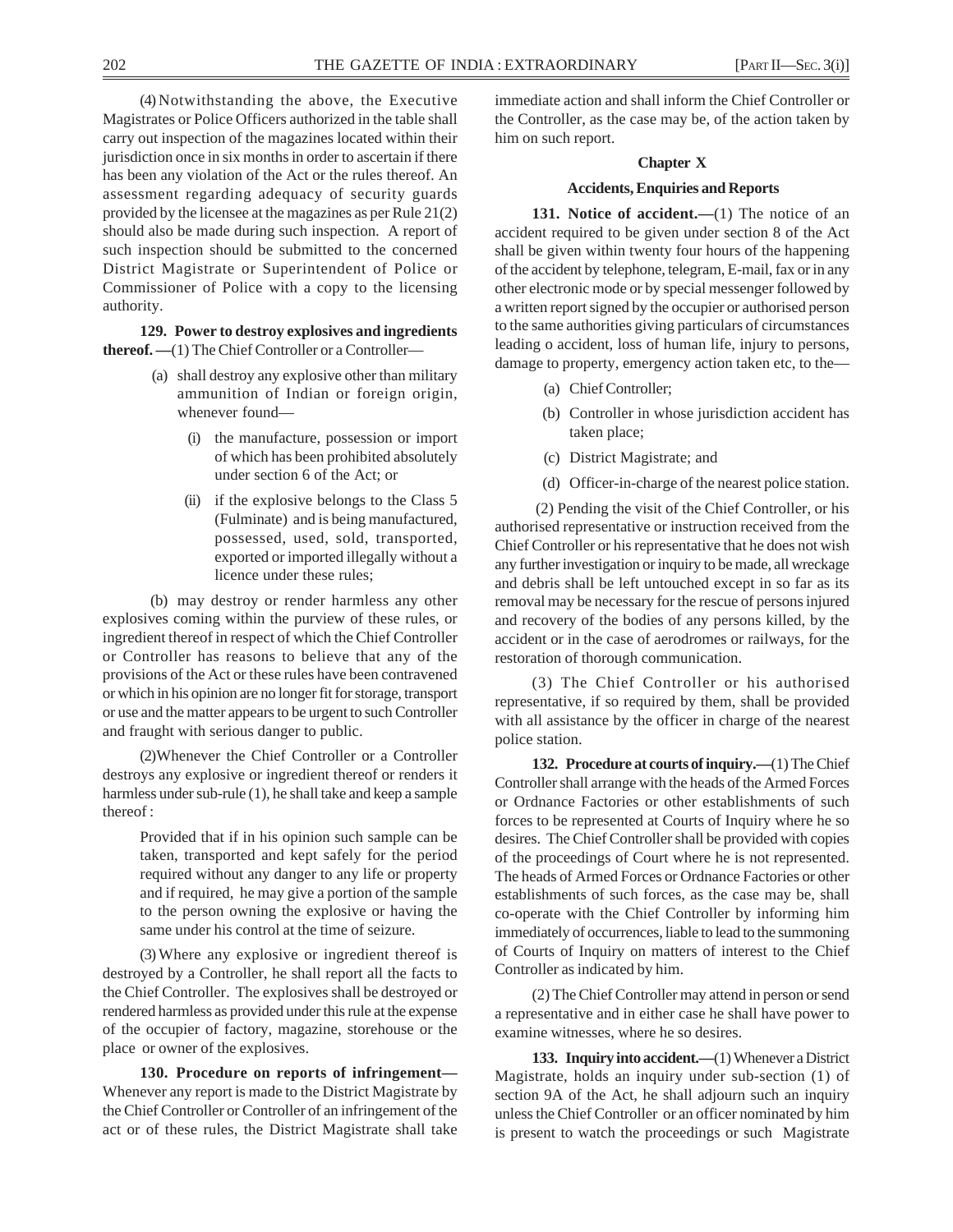(4) Notwithstanding the above, the Executive Magistrates or Police Officers authorized in the table shall carry out inspection of the magazines located within their jurisdiction once in six months in order to ascertain if there has been any violation of the Act or the rules thereof. An assessment regarding adequacy of security guards provided by the licensee at the magazines as per Rule 21(2) should also be made during such inspection. A report of such inspection should be submitted to the concerned District Magistrate or Superintendent of Police or Commissioner of Police with a copy to the licensing authority.

**129. Power to destroy explosives and ingredients thereof. —**(1) The Chief Controller or a Controller—

- (a) shall destroy any explosive other than military ammunition of Indian or foreign origin, whenever found—
  - (i) the manufacture, possession or import of which has been prohibited absolutely under section 6 of the Act; or
  - (ii) if the explosive belongs to the Class 5 (Fulminate) and is being manufactured, possessed, used, sold, transported, exported or imported illegally without a licence under these rules;

(b) may destroy or render harmless any other explosives coming within the purview of these rules, or ingredient thereof in respect of which the Chief Controller or Controller has reasons to believe that any of the provisions of the Act or these rules have been contravened or which in his opinion are no longer fit for storage, transport or use and the matter appears to be urgent to such Controller and fraught with serious danger to public.

(2)Whenever the Chief Controller or a Controller destroys any explosive or ingredient thereof or renders it harmless under sub-rule (1), he shall take and keep a sample thereof :

> Provided that if in his opinion such sample can be taken, transported and kept safely for the period required without any danger to any life or property and if required, he may give a portion of the sample to the person owning the explosive or having the same under his control at the time of seizure.

(3) Where any explosive or ingredient thereof is destroyed by a Controller, he shall report all the facts to the Chief Controller. The explosives shall be destroyed or rendered harmless as provided under this rule at the expense of the occupier of factory, magazine, storehouse or the place or owner of the explosives.

**130. Procedure on reports of infringement—** Whenever any report is made to the District Magistrate by the Chief Controller or Controller of an infringement of the act or of these rules, the District Magistrate shall take immediate action and shall inform the Chief Controller or the Controller, as the case may be, of the action taken by him on such report.

## Chapter X

### Accidents, Enquiries and Reports

**131. Notice of accident.—**(1) The notice of an accident required to be given under section 8 of the Act shall be given within twenty four hours of the happening of the accident by telephone, telegram, E-mail, fax or in any other electronic mode or by special messenger followed by a written report signed by the occupier or authorised person to the same authorities giving particulars of circumstances leading o accident, loss of human life, injury to persons, damage to property, emergency action taken etc, to the—

- (a) Chief Controller;
- (b) Controller in whose jurisdiction accident has taken place;
- (c) District Magistrate; and
- (d) Officer-in-charge of the nearest police station.

(2) Pending the visit of the Chief Controller, or his authorised representative or instruction received from the Chief Controller or his representative that he does not wish any further investigation or inquiry to be made, all wreckage and debris shall be left untouched except in so far as its removal may be necessary for the rescue of persons injured and recovery of the bodies of any persons killed, by the accident or in the case of aerodromes or railways, for the restoration of thorough communication.

(3) The Chief Controller or his authorised representative, if so required by them, shall be provided with all assistance by the officer in charge of the nearest police station.

**132. Procedure at courts of inquiry.—**(1) The Chief Controller shall arrange with the heads of the Armed Forces or Ordnance Factories or other establishments of such forces to be represented at Courts of Inquiry where he so desires. The Chief Controller shall be provided with copies of the proceedings of Court where he is not represented. The heads of Armed Forces or Ordnance Factories or other establishments of such forces, as the case may be, shall co-operate with the Chief Controller by informing him immediately of occurrences, liable to lead to the summoning of Courts of Inquiry on matters of interest to the Chief Controller as indicated by him.

(2) The Chief Controller may attend in person or send a representative and in either case he shall have power to examine witnesses, where he so desires.

**133. Inquiry into accident.—**(1) Whenever a District Magistrate, holds an inquiry under sub-section (1) of section 9A of the Act, he shall adjourn such an inquiry unless the Chief Controller or an officer nominated by him is present to watch the proceedings or such Magistrate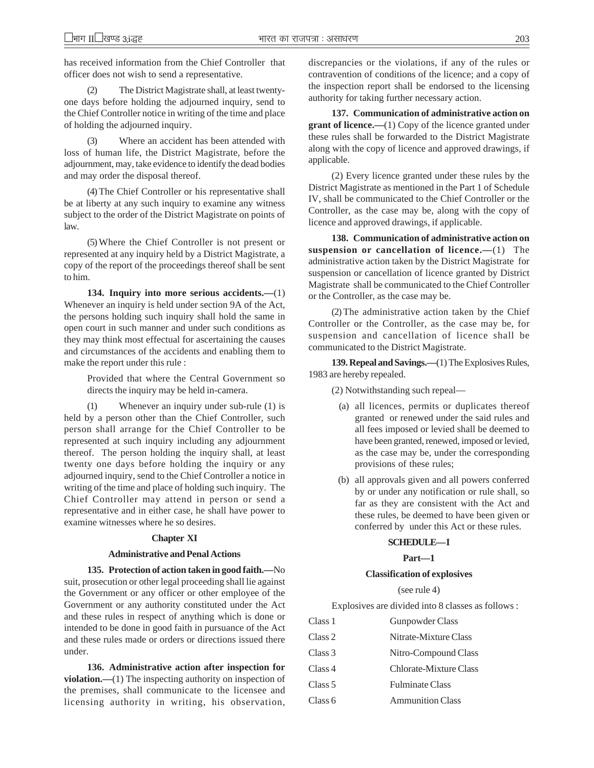has received information from the Chief Controller that officer does not wish to send a representative.

(2) The District Magistrate shall, at least twenty-one days before holding the adjourned inquiry, send to the Chief Controller notice in writing of the time and place of holding the adjourned inquiry.

(3) Where an accident has been attended with loss of human life, the District Magistrate, before the adjournment, may, take evidence to identify the dead bodies and may order the disposal thereof.

(4) The Chief Controller or his representative shall be at liberty at any such inquiry to examine any witness subject to the order of the District Magistrate on points of law.

(5) Where the Chief Controller is not present or represented at any inquiry held by a District Magistrate, a copy of the report of the proceedings thereof shall be sent to him.

**134. Inquiry into more serious accidents.—**(1) Whenever an inquiry is held under section 9A of the Act, the persons holding such inquiry shall hold the same in open court in such manner and under such conditions as they may think most effectual for ascertaining the causes and circumstances of the accidents and enabling them to make the report under this rule :

Provided that where the Central Government so directs the inquiry may be held in-camera.

(1) Whenever an inquiry under sub-rule (1) is held by a person other than the Chief Controller, such person shall arrange for the Chief Controller to be represented at such inquiry including any adjournment thereof. The person holding the inquiry shall, at least twenty one days before holding the inquiry or any adjourned inquiry, send to the Chief Controller a notice in writing of the time and place of holding such inquiry. The Chief Controller may attend in person or send a representative and in either case, he shall have power to examine witnesses where he so desires.

## Chapter XI

### Administrative and Penal Actions

**135. Protection of action taken in good faith.—**No suit, prosecution or other legal proceeding shall lie against the Government or any officer or other employee of the Government or any authority constituted under the Act and these rules in respect of anything which is done or intended to be done in good faith in pursuance of the Act and these rules made or orders or directions issued there under.

**136. Administrative action after inspection for violation.—**(1) The inspecting authority on inspection of the premises, shall communicate to the licensee and licensing authority in writing, his observation, discrepancies or the violations, if any of the rules or contravention of conditions of the licence; and a copy of the inspection report shall be endorsed to the licensing authority for taking further necessary action.

**137. Communication of administrative action on grant of licence.—**(1) Copy of the licence granted under these rules shall be forwarded to the District Magistrate along with the copy of licence and approved drawings, if applicable.

(2) Every licence granted under these rules by the District Magistrate as mentioned in the Part 1 of Schedule IV, shall be communicated to the Chief Controller or the Controller, as the case may be, along with the copy of licence and approved drawings, if applicable.

**138. Communication of administrative action on suspension or cancellation of licence.—**(1) The administrative action taken by the District Magistrate for suspension or cancellation of licence granted by District Magistrate shall be communicated to the Chief Controller or the Controller, as the case may be.

(2) The administrative action taken by the Chief Controller or the Controller, as the case may be, for suspension and cancellation of licence shall be communicated to the District Magistrate.

**139. Repeal and Savings.—**(1) The Explosives Rules, 1983 are hereby repealed.

(2) Notwithstanding such repeal—

(a) all licences, permits or duplicates thereof granted or renewed under the said rules and all fees imposed or levied shall be deemed to have been granted, renewed, imposed or levied, as the case may be, under the corresponding provisions of these rules;

(b) all approvals given and all powers conferred by or under any notification or rule shall, so far as they are consistent with the Act and these rules, be deemed to have been given or conferred by under this Act or these rules.

## SCHEDULE—I

### Part—1

### Classification of explosives

(see rule 4)

Explosives are divided into 8 classes as follows :

| | |
|---|---|
| Class 1 | Gunpowder Class |
| Class 2 | Nitrate-Mixture Class |
| Class 3 | Nitro-Compound Class |
| Class 4 | Chlorate-Mixture Class |
| Class 5 | Fulminate Class |
| Class 6 | Ammunition Class |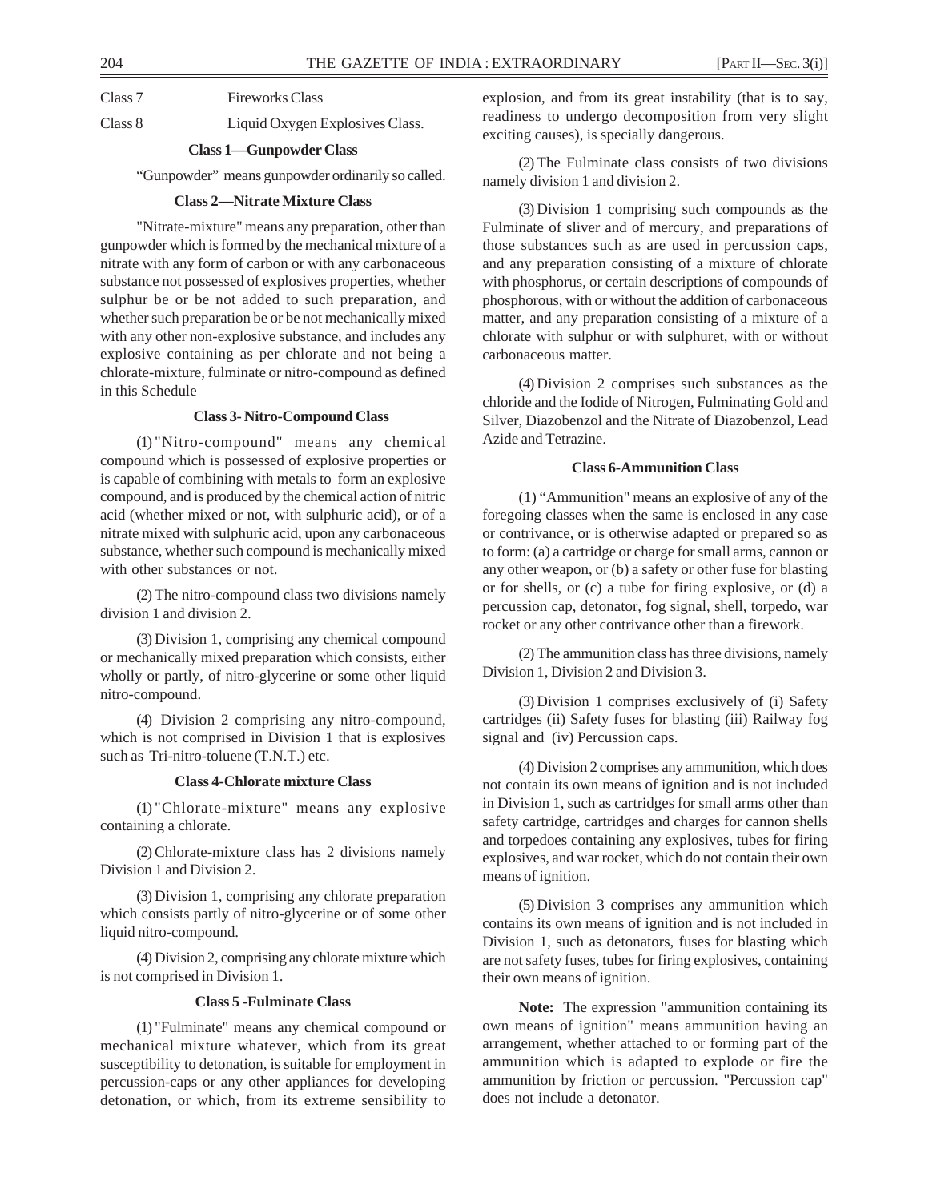Class 7 Fireworks Class

Class 8 Liquid Oxygen Explosives Class.

**Class 1—Gunpowder Class**

"Gunpowder" means gunpowder ordinarily so called.

**Class 2—Nitrate Mixture Class**

"Nitrate-mixture" means any preparation, other than gunpowder which is formed by the mechanical mixture of a nitrate with any form of carbon or with any carbonaceous substance not possessed of explosives properties, whether sulphur be or be not added to such preparation, and whether such preparation be or be not mechanically mixed with any other non-explosive substance, and includes any explosive containing as per chlorate and not being a chlorate-mixture, fulminate or nitro-compound as defined in this Schedule

**Class 3- Nitro-Compound Class**

(1) "Nitro-compound" means any chemical compound which is possessed of explosive properties or is capable of combining with metals to form an explosive compound, and is produced by the chemical action of nitric acid (whether mixed or not, with sulphuric acid), or of a nitrate mixed with sulphuric acid, upon any carbonaceous substance, whether such compound is mechanically mixed with other substances or not.

(2) The nitro-compound class two divisions namely division 1 and division 2.

(3) Division 1, comprising any chemical compound or mechanically mixed preparation which consists, either wholly or partly, of nitro-glycerine or some other liquid nitro-compound.

(4) Division 2 comprising any nitro-compound, which is not comprised in Division 1 that is explosives such as Tri-nitro-toluene (T.N.T.) etc.

**Class 4-Chlorate mixture Class**

(1) "Chlorate-mixture" means any explosive containing a chlorate.

(2) Chlorate-mixture class has 2 divisions namely Division 1 and Division 2.

(3) Division 1, comprising any chlorate preparation which consists partly of nitro-glycerine or of some other liquid nitro-compound.

(4) Division 2, comprising any chlorate mixture which is not comprised in Division 1.

**Class 5 -Fulminate Class**

(1) "Fulminate" means any chemical compound or mechanical mixture whatever, which from its great susceptibility to detonation, is suitable for employment in percussion-caps or any other appliances for developing detonation, or which, from its extreme sensibility to explosion, and from its great instability (that is to say, readiness to undergo decomposition from very slight exciting causes), is specially dangerous.

(2) The Fulminate class consists of two divisions namely division 1 and division 2.

(3) Division 1 comprising such compounds as the Fulminate of sliver and of mercury, and preparations of those substances such as are used in percussion caps, and any preparation consisting of a mixture of chlorate with phosphorus, or certain descriptions of compounds of phosphorous, with or without the addition of carbonaceous matter, and any preparation consisting of a mixture of a chlorate with sulphur or with sulphuret, with or without carbonaceous matter.

(4) Division 2 comprises such substances as the chloride and the Iodide of Nitrogen, Fulminating Gold and Silver, Diazobenzol and the Nitrate of Diazobenzol, Lead Azide and Tetrazine.

**Class 6-Ammunition Class**

(1) "Ammunition" means an explosive of any of the foregoing classes when the same is enclosed in any case or contrivance, or is otherwise adapted or prepared so as to form: (a) a cartridge or charge for small arms, cannon or any other weapon, or (b) a safety or other fuse for blasting or for shells, or (c) a tube for firing explosive, or (d) a percussion cap, detonator, fog signal, shell, torpedo, war rocket or any other contrivance other than a firework.

(2) The ammunition class has three divisions, namely Division 1, Division 2 and Division 3.

(3) Division 1 comprises exclusively of (i) Safety cartridges (ii) Safety fuses for blasting (iii) Railway fog signal and (iv) Percussion caps.

(4) Division 2 comprises any ammunition, which does not contain its own means of ignition and is not included in Division 1, such as cartridges for small arms other than safety cartridge, cartridges and charges for cannon shells and torpedoes containing any explosives, tubes for firing explosives, and war rocket, which do not contain their own means of ignition.

(5) Division 3 comprises any ammunition which contains its own means of ignition and is not included in Division 1, such as detonators, fuses for blasting which are not safety fuses, tubes for firing explosives, containing their own means of ignition.

**Note:** The expression "ammunition containing its own means of ignition" means ammunition having an arrangement, whether attached to or forming part of the ammunition which is adapted to explode or fire the ammunition by friction or percussion. "Percussion cap" does not include a detonator.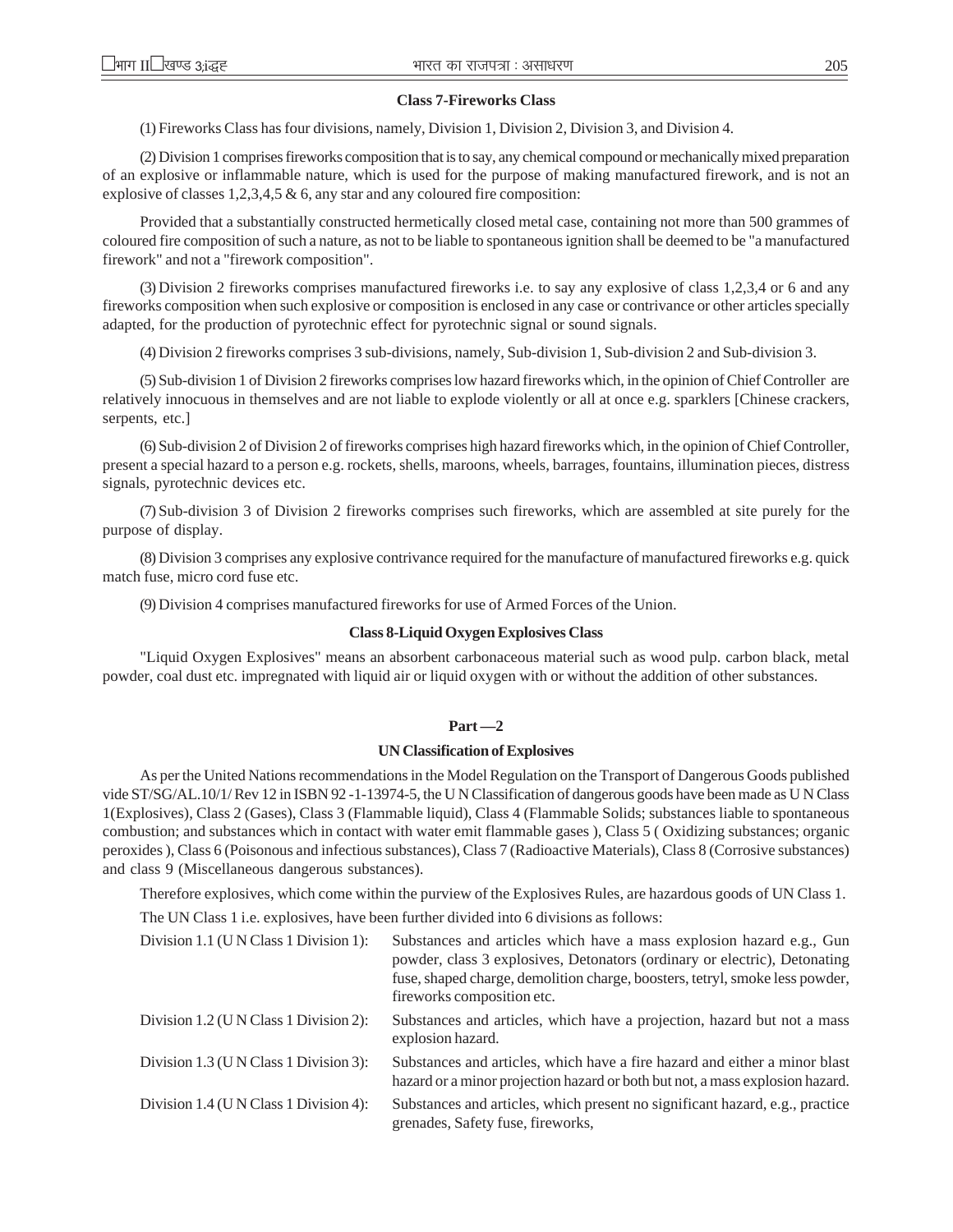### Class 7-Fireworks Class

(1) Fireworks Class has four divisions, namely, Division 1, Division 2, Division 3, and Division 4.

(2) Division 1 comprises fireworks composition that is to say, any chemical compound or mechanically mixed preparation of an explosive or inflammable nature, which is used for the purpose of making manufactured firework, and is not an explosive of classes 1,2,3,4,5 & 6, any star and any coloured fire composition:

Provided that a substantially constructed hermetically closed metal case, containing not more than 500 grammes of coloured fire composition of such a nature, as not to be liable to spontaneous ignition shall be deemed to be "a manufactured firework" and not a "firework composition".

(3) Division 2 fireworks comprises manufactured fireworks i.e. to say any explosive of class 1,2,3,4 or 6 and any fireworks composition when such explosive or composition is enclosed in any case or contrivance or other articles specially adapted, for the production of pyrotechnic effect for pyrotechnic signal or sound signals.

(4) Division 2 fireworks comprises 3 sub-divisions, namely, Sub-division 1, Sub-division 2 and Sub-division 3.

(5) Sub-division 1 of Division 2 fireworks comprises low hazard fireworks which, in the opinion of Chief Controller are relatively innocuous in themselves and are not liable to explode violently or all at once e.g. sparklers [Chinese crackers, serpents, etc.]

(6) Sub-division 2 of Division 2 of fireworks comprises high hazard fireworks which, in the opinion of Chief Controller, present a special hazard to a person e.g. rockets, shells, maroons, wheels, barrages, fountains, illumination pieces, distress signals, pyrotechnic devices etc.

(7) Sub-division 3 of Division 2 fireworks comprises such fireworks, which are assembled at site purely for the purpose of display.

(8) Division 3 comprises any explosive contrivance required for the manufacture of manufactured fireworks e.g. quick match fuse, micro cord fuse etc.

(9) Division 4 comprises manufactured fireworks for use of Armed Forces of the Union.

### Class 8-Liquid Oxygen Explosives Class

"Liquid Oxygen Explosives" means an absorbent carbonaceous material such as wood pulp. carbon black, metal powder, coal dust etc. impregnated with liquid air or liquid oxygen with or without the addition of other substances.

## Part —2

### UN Classification of Explosives

As per the United Nations recommendations in the Model Regulation on the Transport of Dangerous Goods published vide ST/SG/AL.10/1/ Rev 12 in ISBN 92 -1-13974-5, the U N Classification of dangerous goods have been made as U N Class 1(Explosives), Class 2 (Gases), Class 3 (Flammable liquid), Class 4 (Flammable Solids; substances liable to spontaneous combustion; and substances which in contact with water emit flammable gases ), Class 5 ( Oxidizing substances; organic peroxides ), Class 6 (Poisonous and infectious substances), Class 7 (Radioactive Materials), Class 8 (Corrosive substances) and class 9 (Miscellaneous dangerous substances).

Therefore explosives, which come within the purview of the Explosives Rules, are hazardous goods of UN Class 1.

The UN Class 1 i.e. explosives, have been further divided into 6 divisions as follows:

Division 1.1 (U N Class 1 Division 1): Substances and articles which have a mass explosion hazard e.g., Gun powder, class 3 explosives, Detonators (ordinary or electric), Detonating fuse, shaped charge, demolition charge, boosters, tetryl, smoke less powder, fireworks composition etc.

Division 1.2 (U N Class 1 Division 2): Substances and articles, which have a projection, hazard but not a mass explosion hazard.

Division 1.3 (U N Class 1 Division 3): Substances and articles, which have a fire hazard and either a minor blast hazard or a minor projection hazard or both but not, a mass explosion hazard.

Division 1.4 (U N Class 1 Division 4): Substances and articles, which present no significant hazard, e.g., practice grenades, Safety fuse, fireworks,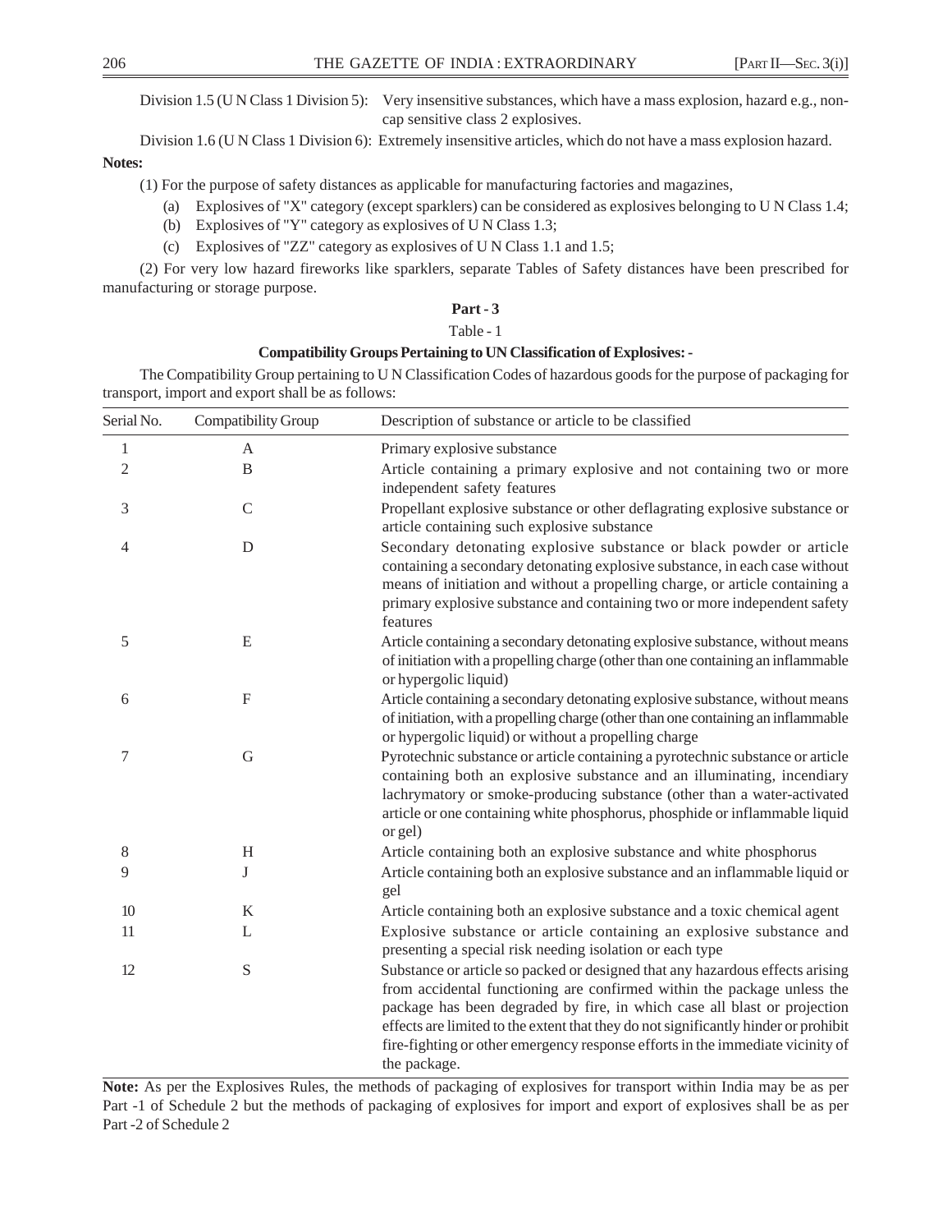Division 1.5 (U N Class 1 Division 5): Very insensitive substances, which have a mass explosion, hazard e.g., non-cap sensitive class 2 explosives.

Division 1.6 (U N Class 1 Division 6): Extremely insensitive articles, which do not have a mass explosion hazard.

**Notes:**

(1) For the purpose of safety distances as applicable for manufacturing factories and magazines,

(a) Explosives of "X" category (except sparklers) can be considered as explosives belonging to U N Class 1.4;

(b) Explosives of "Y" category as explosives of U N Class 1.3;

(c) Explosives of "ZZ" category as explosives of U N Class 1.1 and 1.5;

(2) For very low hazard fireworks like sparklers, separate Tables of Safety distances have been prescribed for manufacturing or storage purpose.

## Part - 3

Table - 1

**Compatibility Groups Pertaining to UN Classification of Explosives: -**

The Compatibility Group pertaining to U N Classification Codes of hazardous goods for the purpose of packaging for transport, import and export shall be as follows:

| Serial No. | Compatibility Group | Description of substance or article to be classified |
|---|---|---|
| 1 | A | Primary explosive substance |
| 2 | B | Article containing a primary explosive and not containing two or more independent safety features |
| 3 | C | Propellant explosive substance or other deflagrating explosive substance or article containing such explosive substance |
| 4 | D | Secondary detonating explosive substance or black powder or article containing a secondary detonating explosive substance, in each case without means of initiation and without a propelling charge, or article containing a primary explosive substance and containing two or more independent safety features |
| 5 | E | Article containing a secondary detonating explosive substance, without means of initiation with a propelling charge (other than one containing an inflammable or hypergolic liquid) |
| 6 | F | Article containing a secondary detonating explosive substance, without means of initiation, with a propelling charge (other than one containing an inflammable or hypergolic liquid) or without a propelling charge |
| 7 | G | Pyrotechnic substance or article containing a pyrotechnic substance or article containing both an explosive substance and an illuminating, incendiary lachrymatory or smoke-producing substance (other than a water-activated article or one containing white phosphorus, phosphide or inflammable liquid or gel) |
| 8 | H | Article containing both an explosive substance and white phosphorus |
| 9 | J | Article containing both an explosive substance and an inflammable liquid or gel |
| 10 | K | Article containing both an explosive substance and a toxic chemical agent |
| 11 | L | Explosive substance or article containing an explosive substance and presenting a special risk needing isolation or each type |
| 12 | S | Substance or article so packed or designed that any hazardous effects arising from accidental functioning are confirmed within the package unless the package has been degraded by fire, in which case all blast or projection effects are limited to the extent that they do not significantly hinder or prohibit fire-fighting or other emergency response efforts in the immediate vicinity of the package. |

**Note:** As per the Explosives Rules, the methods of packaging of explosives for transport within India may be as per Part -1 of Schedule 2 but the methods of packaging of explosives for import and export of explosives shall be as per Part -2 of Schedule 2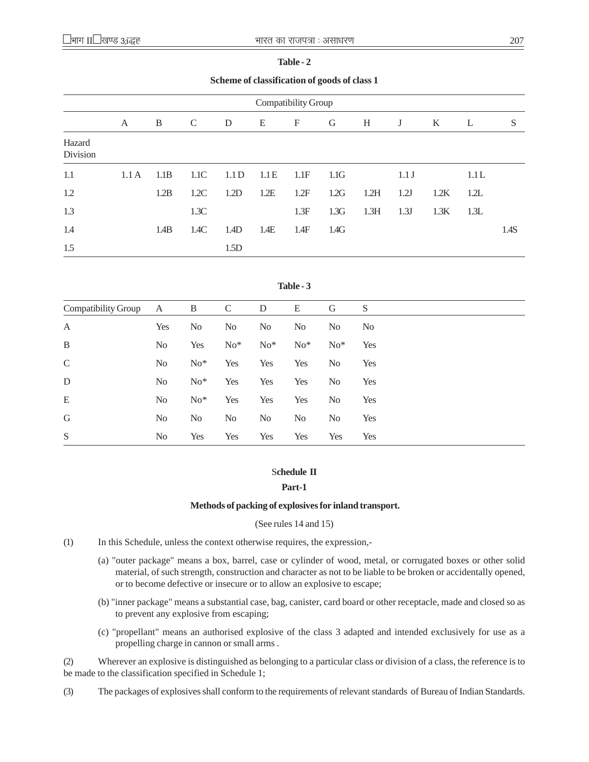**Table - 2**

**Scheme of classification of goods of class 1**

| | Compatibility Group | | | | | | | | | | | |
|---|---|---|---|---|---|---|---|---|---|---|---|---|
| | A | B | C | D | E | F | G | H | J | K | L | S |
| Hazard Division | | | | | | | | | | | | |
| 1.1 | 1.1 A | 1.1B | 1.1C | 1.1 D | 1.1 E | 1.1F | 1.1G | | 1.1 J | | 1.1 L | |
| 1.2 | | 1.2B | 1.2C | 1.2D | 1.2E | 1.2F | 1.2G | 1.2H | 1.2J | 1.2K | 1.2L | |
| 1.3 | | | 1.3C | | | 1.3F | 1.3G | 1.3H | 1.3J | 1.3K | 1.3L | |
| 1.4 | | 1.4B | 1.4C | 1.4D | 1.4E | 1.4F | 1.4G | | | | | 1.4S |
| 1.5 | | | | 1.5D | | | | | | | | |

**Table - 3**

| Compatibility Group | A | B | C | D | E | G | S |
|---|---|---|---|---|---|---|---|
| A | Yes | No | No | No | No | No | No |
| B | No | Yes | No* | No* | No* | No* | Yes |
| C | No | No* | Yes | Yes | Yes | No | Yes |
| D | No | No* | Yes | Yes | Yes | No | Yes |
| E | No | No* | Yes | Yes | Yes | No | Yes |
| G | No | No | No | No | No | No | Yes |
| S | No | Yes | Yes | Yes | Yes | Yes | Yes |

## Schedule II

### Part-1

### Methods of packing of explosives for inland transport.

(See rules 14 and 15)

(1) In this Schedule, unless the context otherwise requires, the expression,-

(a) "outer package" means a box, barrel, case or cylinder of wood, metal, or corrugated boxes or other solid material, of such strength, construction and character as not to be liable to be broken or accidentally opened, or to become defective or insecure or to allow an explosive to escape;

(b) "inner package" means a substantial case, bag, canister, card board or other receptacle, made and closed so as to prevent any explosive from escaping;

(c) "propellant" means an authorised explosive of the class 3 adapted and intended exclusively for use as a propelling charge in cannon or small arms .

(2) Wherever an explosive is distinguished as belonging to a particular class or division of a class, the reference is to be made to the classification specified in Schedule 1;

(3) The packages of explosives shall conform to the requirements of relevant standards of Bureau of Indian Standards.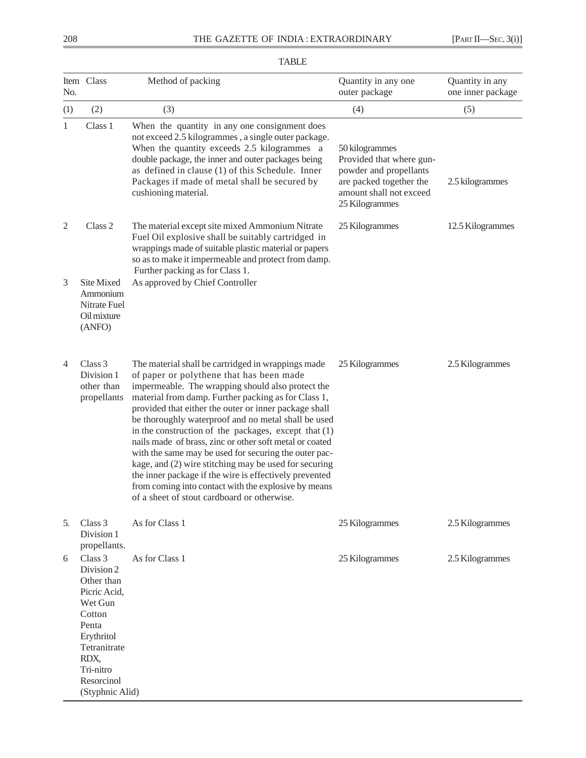TABLE

| Item No. | Class | Method of packing | Quantity in any one outer package | Quantity in any one inner package |
|---|---|---|---|---|
| (1) | (2) | (3) | (4) | (5) |
| 1 | Class 1 | When the quantity in any one consignment does not exceed 2.5 kilogrammes , a single outer package. When the quantity exceeds 2.5 kilogrammes a double package, the inner and outer packages being as defined in clause (1) of this Schedule. Inner Packages if made of metal shall be secured by cushioning material. | 50 kilogrammes Provided that where gun-powder and propellants are packed together the amount shall not exceed 25 Kilogrammes | 2.5 kilogrammes |
| 2 | Class 2 | The material except site mixed Ammonium Nitrate Fuel Oil explosive shall be suitably cartridged in wrappings made of suitable plastic material or papers so as to make it impermeable and protect from damp. Further packing as for Class 1. | 25 Kilogrammes | 12.5 Kilogrammes |
| 3 | Site Mixed Ammonium Nitrate Fuel Oil mixture (ANFO) | As approved by Chief Controller | | |
| 4 | Class 3 Division 1 other than propellants | The material shall be cartridged in wrappings made of paper or polythene that has been made impermeable. The wrapping should also protect the material from damp. Further packing as for Class 1, provided that either the outer or inner package shall be thoroughly waterproof and no metal shall be used in the construction of the packages, except that (1) nails made of brass, zinc or other soft metal or coated with the same may be used for securing the outer package, and (2) wire stitching may be used for securing the inner package if the wire is effectively prevented from coming into contact with the explosive by means of a sheet of stout cardboard or otherwise. | 25 Kilogrammes | 2.5 Kilogrammes |
| 5. | Class 3 Division 1 propellants. | As for Class 1 | 25 Kilogrammes | 2.5 Kilogrammes |
| 6 | Class 3 Division 2 Other than Picric Acid, Wet Gun Cotton Penta Erythritol Tetranitrate RDX, Tri-nitro Resorcinol (Styphnic Alid) | As for Class 1 | 25 Kilogrammes | 2.5 Kilogrammes |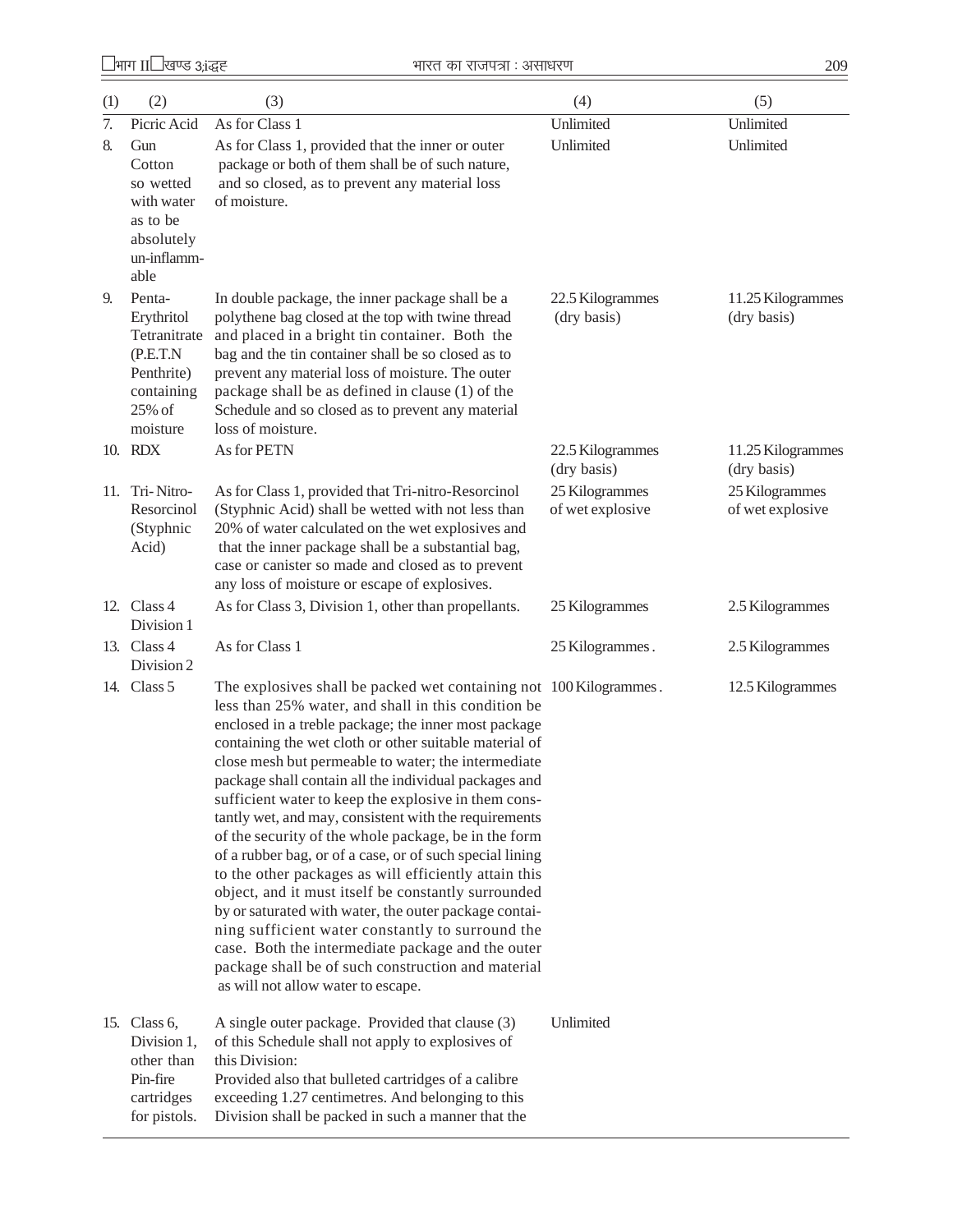| (1) | (2) | (3) | (4) | (5) |
|---|---|---|---|---|
| 7. | Picric Acid | As for Class 1 | Unlimited | Unlimited |
| 8. | Gun Cotton so wetted with water as to be absolutely un-inflamm-able | As for Class 1, provided that the inner or outer package or both of them shall be of such nature, and so closed, as to prevent any material loss of moisture. | Unlimited | Unlimited |
| 9. | Penta-Erythritol Tetranitrate (P.E.T.N Penthrite) containing 25% of moisture | In double package, the inner package shall be a polythene bag closed at the top with twine thread and placed in a bright tin container. Both the bag and the tin container shall be so closed as to prevent any material loss of moisture. The outer package shall be as defined in clause (1) of the Schedule and so closed as to prevent any material loss of moisture. | 22.5 Kilogrammes (dry basis) | 11.25 Kilogrammes (dry basis) |
| 10. | RDX | As for PETN | 22.5 Kilogrammes (dry basis) | 11.25 Kilogrammes (dry basis) |
| 11. | Tri-Nitro-Resorcinol (Styphnic Acid) | As for Class 1, provided that Tri-nitro-Resorcinol (Styphnic Acid) shall be wetted with not less than 20% of water calculated on the wet explosives and that the inner package shall be a substantial bag, case or canister so made and closed as to prevent any loss of moisture or escape of explosives. | 25 Kilogrammes of wet explosive | 25 Kilogrammes of wet explosive |
| 12. | Class 4 Division 1 | As for Class 3, Division 1, other than propellants. | 25 Kilogrammes | 2.5 Kilogrammes |
| 13. | Class 4 Division 2 | As for Class 1 | 25 Kilogrammes. | 2.5 Kilogrammes |
| 14. | Class 5 | The explosives shall be packed wet containing not less than 25% water, and shall in this condition be enclosed in a treble package; the inner most package containing the wet cloth or other suitable material of close mesh but permeable to water; the intermediate package shall contain all the individual packages and sufficient water to keep the explosive in them constantly wet, and may, consistent with the requirements of the security of the whole package, be in the form of a rubber bag, or of a case, or of such special lining to the other packages as will efficiently attain this object, and it must itself be constantly surrounded by or saturated with water, the outer package containing sufficient water constantly to surround the case. Both the intermediate package and the outer package shall be of such construction and material as will not allow water to escape. | 100 Kilogrammes. | 12.5 Kilogrammes |
| 15. | Class 6, Division 1, other than Pin-fire cartridges for pistols. | A single outer package. Provided that clause (3) of this Schedule shall not apply to explosives of this Division: Provided also that bulleted cartridges of a calibre exceeding 1.27 centimetres. And belonging to this Division shall be packed in such a manner that the | Unlimited | |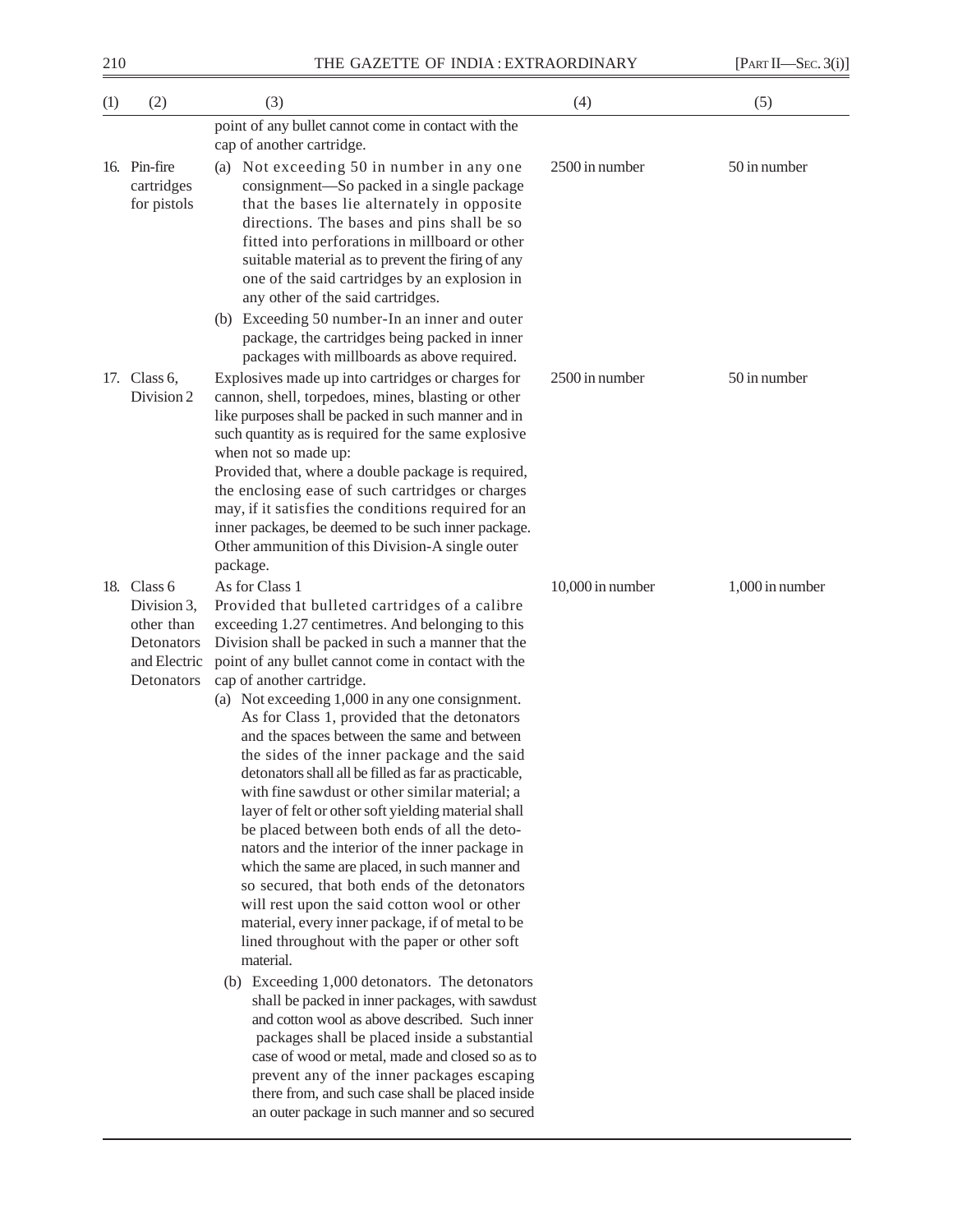| (1) | (2) | (3) | (4) | (5) |
|---|---|---|---|---|
| | | point of any bullet cannot come in contact with the cap of another cartridge. | | |
| 16. | Pin-fire cartridges for pistols | (a) Not exceeding 50 in number in any one consignment—So packed in a single package that the bases lie alternately in opposite directions. The bases and pins shall be so fitted into perforations in millboard or other suitable material as to prevent the firing of any one of the said cartridges by an explosion in any other of the said cartridges.<br>(b) Exceeding 50 number-In an inner and outer package, the cartridges being packed in inner packages with millboards as above required. | 2500 in number | 50 in number |
| 17. | Class 6, Division 2 | Explosives made up into cartridges or charges for cannon, shell, torpedoes, mines, blasting or other like purposes shall be packed in such manner and in such quantity as is required for the same explosive when not so made up:<br>Provided that, where a double package is required, the enclosing ease of such cartridges or charges may, if it satisfies the conditions required for an inner packages, be deemed to be such inner package.<br>Other ammunition of this Division-A single outer package. | 2500 in number | 50 in number |
| 18. | Class 6 Division 3, other than Detonators and Electric Detonators | As for Class 1<br>Provided that bulleted cartridges of a calibre exceeding 1.27 centimetres. And belonging to this Division shall be packed in such a manner that the point of any bullet cannot come in contact with the cap of another cartridge.<br>(a) Not exceeding 1,000 in any one consignment. As for Class 1, provided that the detonators and the spaces between the same and between the sides of the inner package and the said detonators shall all be filled as far as practicable, with fine sawdust or other similar material; a layer of felt or other soft yielding material shall be placed between both ends of all the detonators and the interior of the inner package in which the same are placed, in such manner and so secured, that both ends of the detonators will rest upon the said cotton wool or other material, every inner package, if of metal to be lined throughout with the paper or other soft material.<br>(b) Exceeding 1,000 detonators. The detonators shall be packed in inner packages, with sawdust and cotton wool as above described. Such inner packages shall be placed inside a substantial case of wood or metal, made and closed so as to prevent any of the inner packages escaping there from, and such case shall be placed inside an outer package in such manner and so secured | 10,000 in number | 1,000 in number |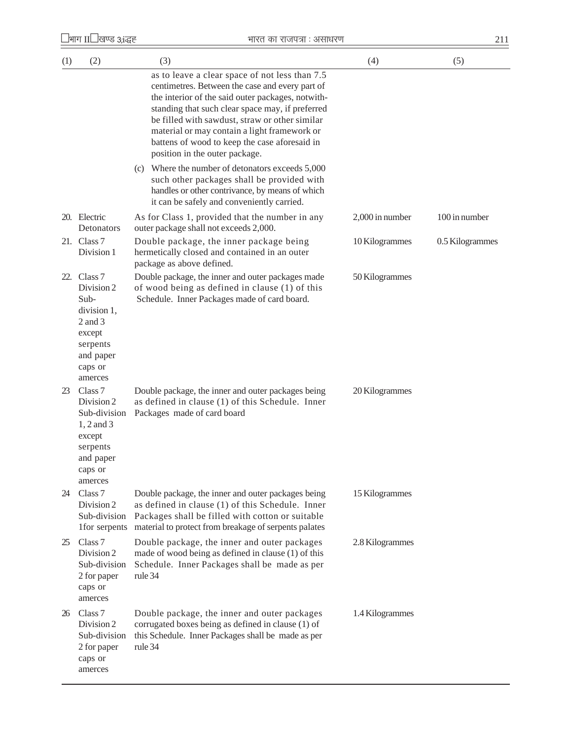| (1) | (2) | (3) | (4) | (5) |
|---|---|---|---|---|
| | | as to leave a clear space of not less than 7.5 centimetres. Between the case and every part of the interior of the said outer packages, notwithstanding that such clear space may, if preferred be filled with sawdust, straw or other similar material or may contain a light framework or battens of wood to keep the case aforesaid in position in the outer package. | | |
| | | (c) Where the number of detonators exceeds 5,000 such other packages shall be provided with handles or other contrivance, by means of which it can be safely and conveniently carried. | | |
| 20. | Electric Detonators | As for Class 1, provided that the number in any outer package shall not exceeds 2,000. | 2,000 in number | 100 in number |
| 21. | Class 7 Division 1 | Double package, the inner package being hermetically closed and contained in an outer package as above defined. | 10 Kilogrammes | 0.5 Kilogrammes |
| 22. | Class 7 Division 2 Sub-division 1, 2 and 3 except serpents and paper caps or amerces | Double package, the inner and outer packages made of wood being as defined in clause (1) of this Schedule. Inner Packages made of card board. | 50 Kilogrammes | |
| 23 | Class 7 Division 2 Sub-division 1, 2 and 3 except serpents and paper caps or amerces | Double package, the inner and outer packages being as defined in clause (1) of this Schedule. Inner Packages made of card board | 20 Kilogrammes | |
| 24 | Class 7 Division 2 Sub-division 1for serpents | Double package, the inner and outer packages being as defined in clause (1) of this Schedule. Inner Packages shall be filled with cotton or suitable material to protect from breakage of serpents palates | 15 Kilogrammes | |
| 25 | Class 7 Division 2 Sub-division 2 for paper caps or amerces | Double package, the inner and outer packages made of wood being as defined in clause (1) of this Schedule. Inner Packages shall be made as per rule 34 | 2.8 Kilogrammes | |
| 26 | Class 7 Division 2 Sub-division 2 for paper caps or amerces | Double package, the inner and outer packages corrugated boxes being as defined in clause (1) of this Schedule. Inner Packages shall be made as per rule 34 | 1.4 Kilogrammes | |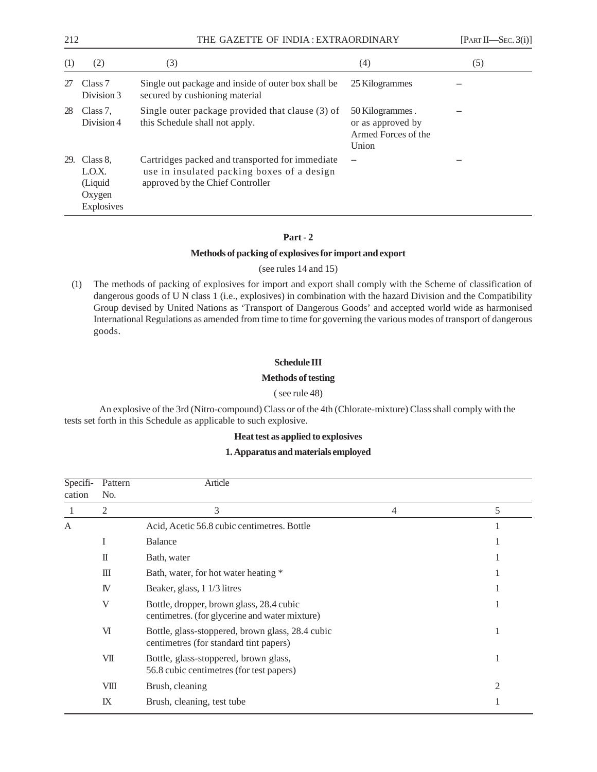| (1) | (2) | (3) | (4) | (5) |
|---|---|---|---|---|
| 27 | Class 7 Division 3 | Single out package and inside of outer box shall be secured by cushioning material | 25 Kilogrammes | – |
| 28 | Class 7, Division 4 | Single outer package provided that clause (3) of this Schedule shall not apply. | 50 Kilogrammes. or as approved by Armed Forces of the Union | – |
| 29. | Class 8, L.O.X. (Liquid Oxygen Explosives | Cartridges packed and transported for immediate use in insulated packing boxes of a design approved by the Chief Controller | – | – |

**Part - 2**

**Methods of packing of explosives for import and export**

(see rules 14 and 15)

(1) The methods of packing of explosives for import and export shall comply with the Scheme of classification of dangerous goods of U N class 1 (i.e., explosives) in combination with the hazard Division and the Compatibility Group devised by United Nations as 'Transport of Dangerous Goods' and accepted world wide as harmonised International Regulations as amended from time to time for governing the various modes of transport of dangerous goods.

**Schedule III**

**Methods of testing**

( see rule 48)

An explosive of the 3rd (Nitro-compound) Class or of the 4th (Chlorate-mixture) Class shall comply with the tests set forth in this Schedule as applicable to such explosive.

**Heat test as applied to explosives**

**1. Apparatus and materials employed**

| Specification | Pattern No. | Article | | |
|---|---|---|---|---|
| 1 | 2 | 3 | 4 | 5 |
| A | | Acid, Acetic 56.8 cubic centimetres. Bottle | | 1 |
| | I | Balance | | 1 |
| | II | Bath, water | | 1 |
| | III | Bath, water, for hot water heating * | | 1 |
| | IV | Beaker, glass, 1 1/3 litres | | 1 |
| | V | Bottle, dropper, brown glass, 28.4 cubic centimetres. (for glycerine and water mixture) | | 1 |
| | VI | Bottle, glass-stoppered, brown glass, 28.4 cubic centimetres (for standard tint papers) | | 1 |
| | VII | Bottle, glass-stoppered, brown glass, 56.8 cubic centimetres (for test papers) | | 1 |
| | VIII | Brush, cleaning | | 2 |
| | IX | Brush, cleaning, test tube | | 1 |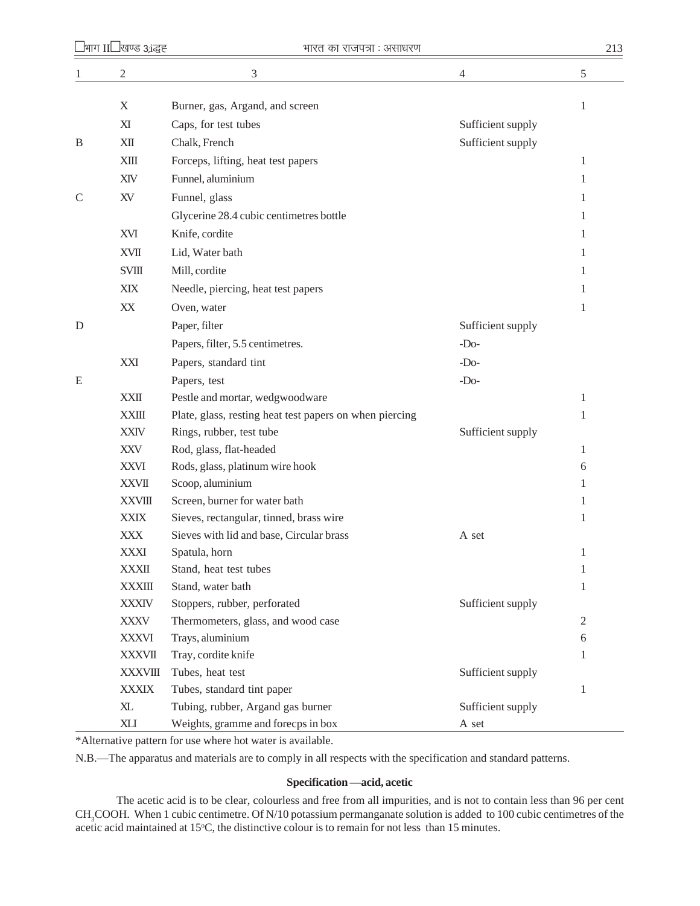| 1 | 2 | 3 | 4 | 5 |
|---|---|---|---|---|
| | X | Burner, gas, Argand, and screen | | 1 |
| | XI | Caps, for test tubes | Sufficient supply | |
| B | XII | Chalk, French | Sufficient supply | |
| | XIII | Forceps, lifting, heat test papers | | 1 |
| | XIV | Funnel, aluminium | | 1 |
| C | XV | Funnel, glass | | 1 |
| | | Glycerine 28.4 cubic centimetres bottle | | 1 |
| | XVI | Knife, cordite | | 1 |
| | XVII | Lid, Water bath | | 1 |
| | SVIII | Mill, cordite | | 1 |
| | XIX | Needle, piercing, heat test papers | | 1 |
| | XX | Oven, water | | 1 |
| D | | Paper, filter | Sufficient supply | |
| | | Papers, filter, 5.5 centimetres. | -Do- | |
| | XXI | Papers, standard tint | -Do- | |
| E | | Papers, test | -Do- | |
| | XXII | Pestle and mortar, wedgwoodware | | 1 |
| | XXIII | Plate, glass, resting heat test papers on when piercing | | 1 |
| | XXIV | Rings, rubber, test tube | Sufficient supply | |
| | XXV | Rod, glass, flat-headed | | 1 |
| | XXVI | Rods, glass, platinum wire hook | | 6 |
| | XXVII | Scoop, aluminium | | 1 |
| | XXVIII | Screen, burner for water bath | | 1 |
| | XXIX | Sieves, rectangular, tinned, brass wire | | 1 |
| | XXX | Sieves with lid and base, Circular brass | A set | |
| | XXXI | Spatula, horn | | 1 |
| | XXXII | Stand, heat test tubes | | 1 |
| | XXXIII | Stand, water bath | | 1 |
| | XXXIV | Stoppers, rubber, perforated | Sufficient supply | |
| | XXXV | Thermometers, glass, and wood case | | 2 |
| | XXXVI | Trays, aluminium | | 6 |
| | XXXVII | Tray, cordite knife | | 1 |
| | XXXVIII | Tubes, heat test | Sufficient supply | |
| | XXXIX | Tubes, standard tint paper | | 1 |
| | XL | Tubing, rubber, Argand gas burner | Sufficient supply | |
| | XLI | Weights, gramme and forecps in box | A set | |

*Alternative pattern for use where hot water is available.

N.B.—The apparatus and materials are to comply in all respects with the specification and standard patterns.

**Specification —acid, acetic**

The acetic acid is to be clear, colourless and free from all impurities, and is not to contain less than 96 per cent $CH_3COOH$. When 1 cubic centimetre. Of N/10 potassium permanganate solution is added to 100 cubic centimetres of the acetic acid maintained at 15°C, the distinctive colour is to remain for not less than 15 minutes.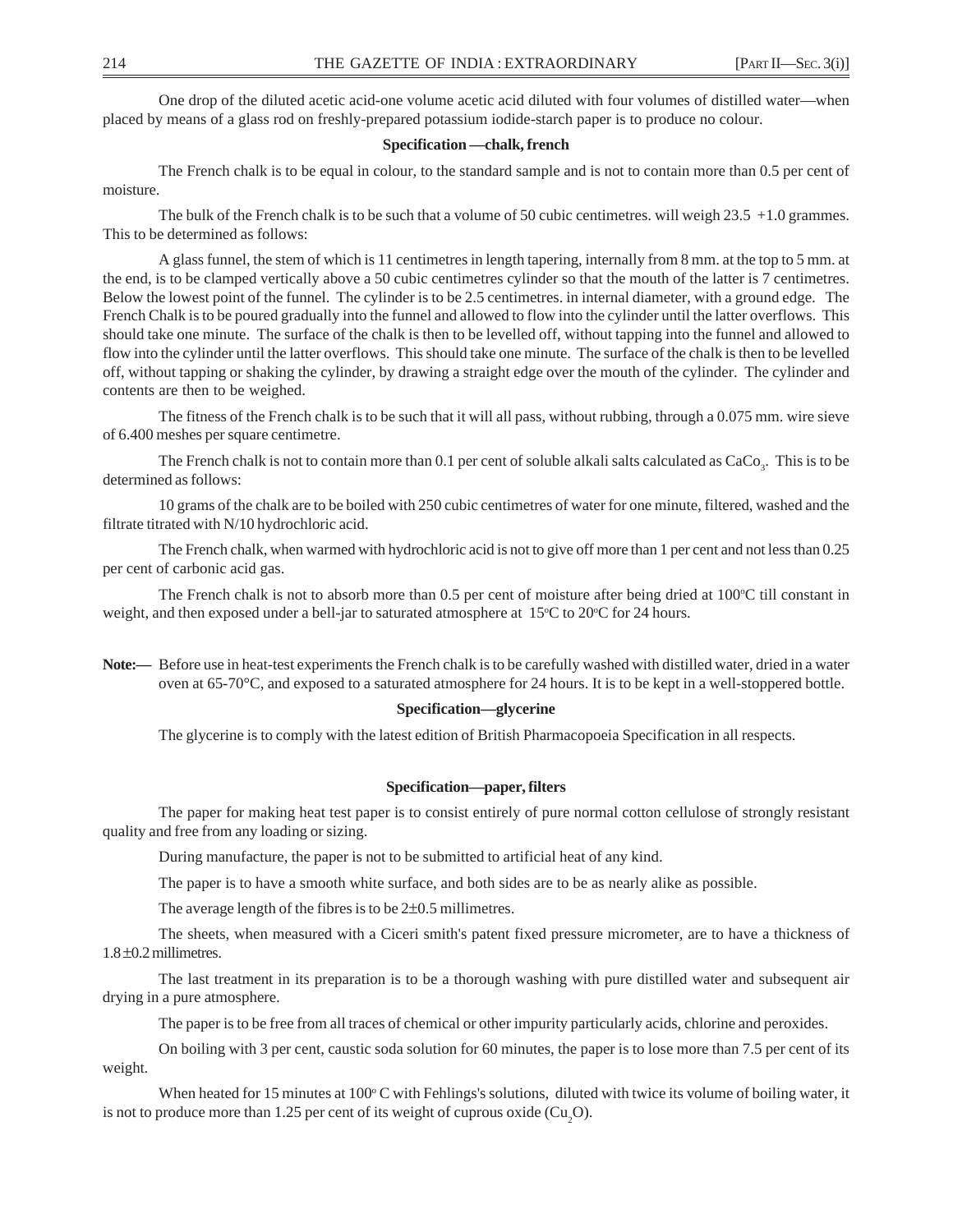One drop of the diluted acetic acid-one volume acetic acid diluted with four volumes of distilled water—when placed by means of a glass rod on freshly-prepared potassium iodide-starch paper is to produce no colour.

**Specification —chalk, french**

The French chalk is to be equal in colour, to the standard sample and is not to contain more than 0.5 per cent of moisture.

The bulk of the French chalk is to be such that a volume of 50 cubic centimetres. will weigh 23.5 +1.0 grammes. This to be determined as follows:

A glass funnel, the stem of which is 11 centimetres in length tapering, internally from 8 mm. at the top to 5 mm. at the end, is to be clamped vertically above a 50 cubic centimetres cylinder so that the mouth of the latter is 7 centimetres. Below the lowest point of the funnel. The cylinder is to be 2.5 centimetres. in internal diameter, with a ground edge. The French Chalk is to be poured gradually into the funnel and allowed to flow into the cylinder until the latter overflows. This should take one minute. The surface of the chalk is then to be levelled off, without tapping into the funnel and allowed to flow into the cylinder until the latter overflows. This should take one minute. The surface of the chalk is then to be levelled off, without tapping or shaking the cylinder, by drawing a straight edge over the mouth of the cylinder. The cylinder and contents are then to be weighed.

The fitness of the French chalk is to be such that it will all pass, without rubbing, through a 0.075 mm. wire sieve of 6.400 meshes per square centimetre.

The French chalk is not to contain more than 0.1 per cent of soluble alkali salts calculated as $CaCo_3$. This is to be determined as follows:

10 grams of the chalk are to be boiled with 250 cubic centimetres of water for one minute, filtered, washed and the filtrate titrated with N/10 hydrochloric acid.

The French chalk, when warmed with hydrochloric acid is not to give off more than 1 per cent and not less than 0.25 per cent of carbonic acid gas.

The French chalk is not to absorb more than 0.5 per cent of moisture after being dried at 100°C till constant in weight, and then exposed under a bell-jar to saturated atmosphere at 15°C to 20°C for 24 hours.

**Note:—** Before use in heat-test experiments the French chalk is to be carefully washed with distilled water, dried in a water oven at 65-70°C, and exposed to a saturated atmosphere for 24 hours. It is to be kept in a well-stoppered bottle.

**Specification—glycerine**

The glycerine is to comply with the latest edition of British Pharmacopoeia Specification in all respects.

**Specification—paper, filters**

The paper for making heat test paper is to consist entirely of pure normal cotton cellulose of strongly resistant quality and free from any loading or sizing.

During manufacture, the paper is not to be submitted to artificial heat of any kind.

The paper is to have a smooth white surface, and both sides are to be as nearly alike as possible.

The average length of the fibres is to be 2±0.5 millimetres.

The sheets, when measured with a Ciceri smith's patent fixed pressure micrometer, are to have a thickness of 1.8±0.2 millimetres.

The last treatment in its preparation is to be a thorough washing with pure distilled water and subsequent air drying in a pure atmosphere.

The paper is to be free from all traces of chemical or other impurity particularly acids, chlorine and peroxides.

On boiling with 3 per cent, caustic soda solution for 60 minutes, the paper is to lose more than 7.5 per cent of its weight.

When heated for 15 minutes at 100° C with Fehlings's solutions, diluted with twice its volume of boiling water, it is not to produce more than 1.25 per cent of its weight of cuprous oxide ($Cu_2O$).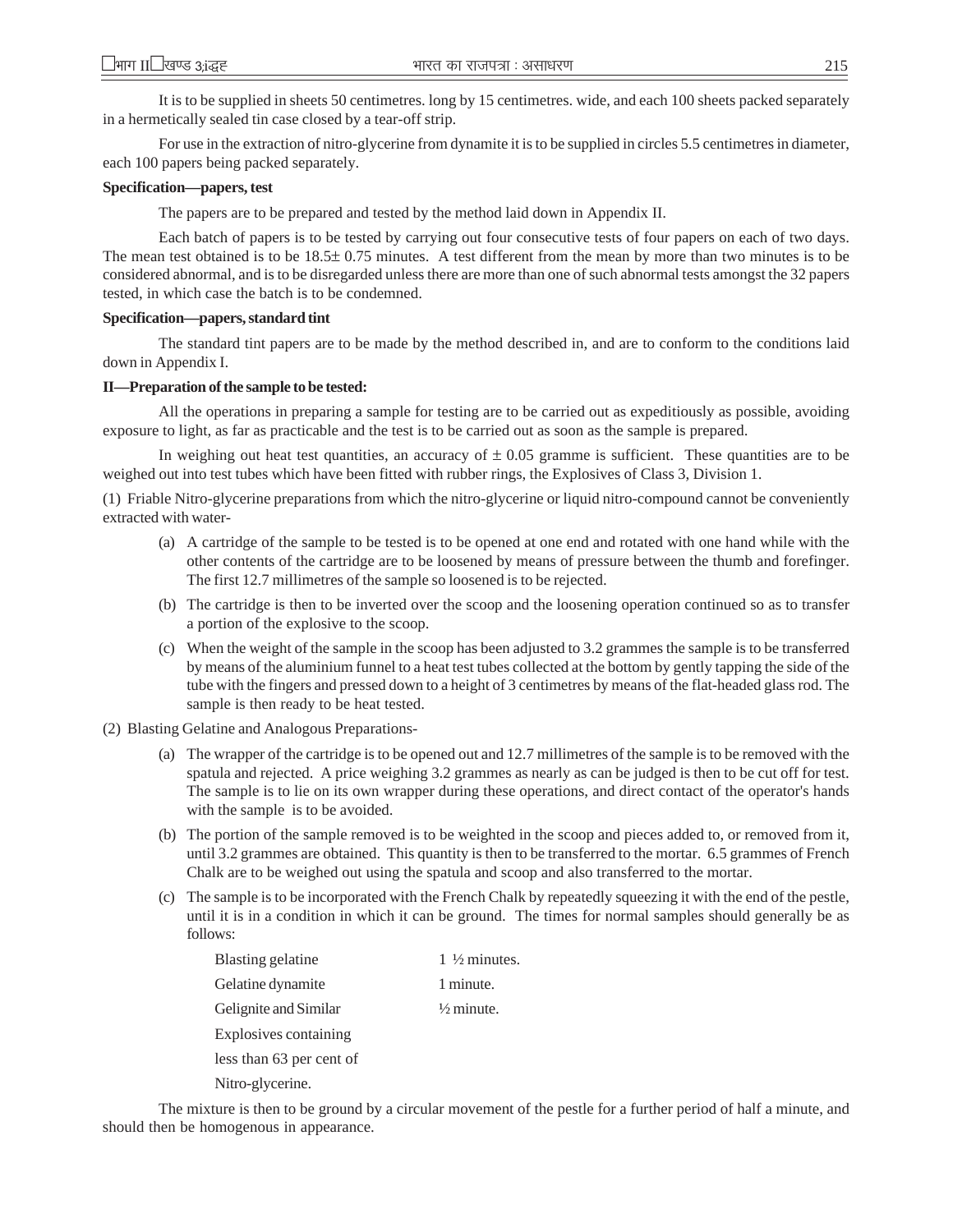It is to be supplied in sheets 50 centimetres. long by 15 centimetres. wide, and each 100 sheets packed separately in a hermetically sealed tin case closed by a tear-off strip.

For use in the extraction of nitro-glycerine from dynamite it is to be supplied in circles 5.5 centimetres in diameter, each 100 papers being packed separately.

**Specification—papers, test**

The papers are to be prepared and tested by the method laid down in Appendix II.

Each batch of papers is to be tested by carrying out four consecutive tests of four papers on each of two days. The mean test obtained is to be 18.5± 0.75 minutes. A test different from the mean by more than two minutes is to be considered abnormal, and is to be disregarded unless there are more than one of such abnormal tests amongst the 32 papers tested, in which case the batch is to be condemned.

**Specification—papers, standard tint**

The standard tint papers are to be made by the method described in, and are to conform to the conditions laid down in Appendix I.

**II—Preparation of the sample to be tested:**

All the operations in preparing a sample for testing are to be carried out as expeditiously as possible, avoiding exposure to light, as far as practicable and the test is to be carried out as soon as the sample is prepared.

In weighing out heat test quantities, an accuracy of ± 0.05 gramme is sufficient. These quantities are to be weighed out into test tubes which have been fitted with rubber rings, the Explosives of Class 3, Division 1.

(1) Friable Nitro-glycerine preparations from which the nitro-glycerine or liquid nitro-compound cannot be conveniently extracted with water-

(a) A cartridge of the sample to be tested is to be opened at one end and rotated with one hand while with the other contents of the cartridge are to be loosened by means of pressure between the thumb and forefinger. The first 12.7 millimetres of the sample so loosened is to be rejected.

(b) The cartridge is then to be inverted over the scoop and the loosening operation continued so as to transfer a portion of the explosive to the scoop.

(c) When the weight of the sample in the scoop has been adjusted to 3.2 grammes the sample is to be transferred by means of the aluminium funnel to a heat test tubes collected at the bottom by gently tapping the side of the tube with the fingers and pressed down to a height of 3 centimetres by means of the flat-headed glass rod. The sample is then ready to be heat tested.

(2) Blasting Gelatine and Analogous Preparations-

(a) The wrapper of the cartridge is to be opened out and 12.7 millimetres of the sample is to be removed with the spatula and rejected. A price weighing 3.2 grammes as nearly as can be judged is then to be cut off for test. The sample is to lie on its own wrapper during these operations, and direct contact of the operator's hands with the sample is to be avoided.

(b) The portion of the sample removed is to be weighted in the scoop and pieces added to, or removed from it, until 3.2 grammes are obtained. This quantity is then to be transferred to the mortar. 6.5 grammes of French Chalk are to be weighed out using the spatula and scoop and also transferred to the mortar.

(c) The sample is to be incorporated with the French Chalk by repeatedly squeezing it with the end of the pestle, until it is in a condition in which it can be ground. The times for normal samples should generally be as follows:

| | |
|---|---|
| Blasting gelatine | 1 ½ minutes. |
| Gelatine dynamite | 1 minute. |
| Gelignite and Similar Explosives containing less than 63 per cent of Nitro-glycerine. | ½ minute. |

The mixture is then to be ground by a circular movement of the pestle for a further period of half a minute, and should then be homogenous in appearance.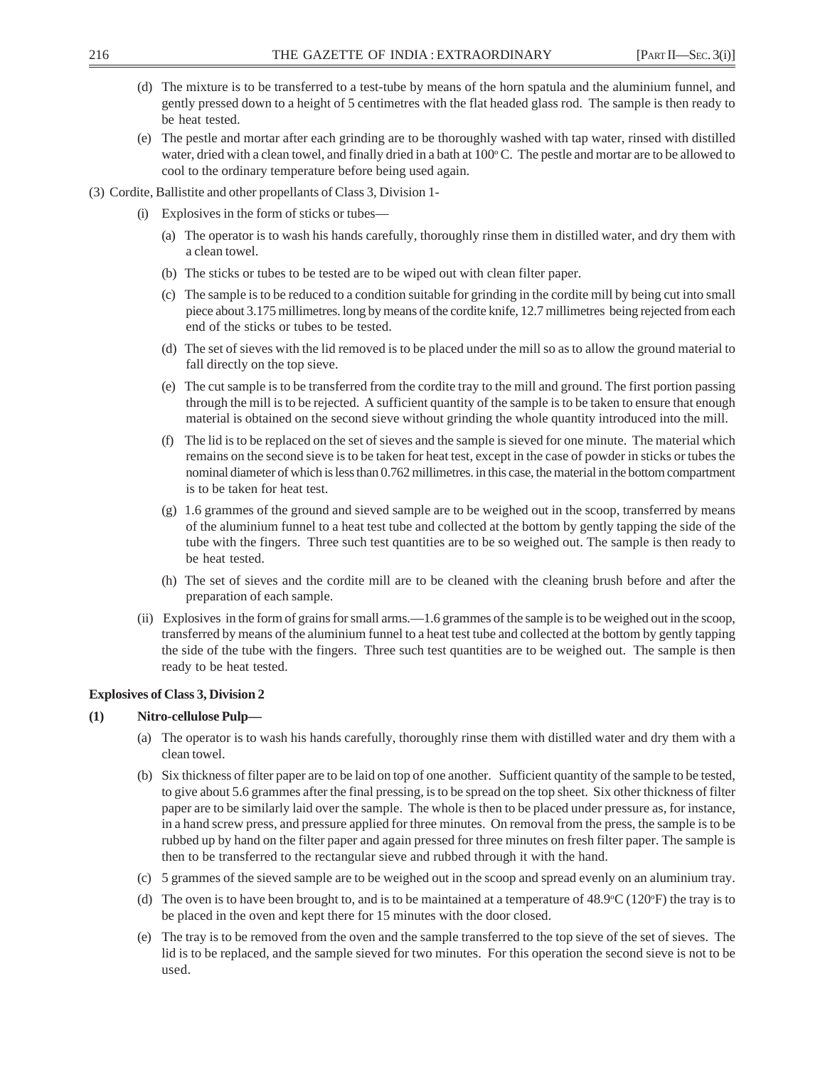(d) The mixture is to be transferred to a test-tube by means of the horn spatula and the aluminium funnel, and gently pressed down to a height of 5 centimetres with the flat headed glass rod. The sample is then ready to be heat tested.

(e) The pestle and mortar after each grinding are to be thoroughly washed with tap water, rinsed with distilled water, dried with a clean towel, and finally dried in a bath at 100° C. The pestle and mortar are to be allowed to cool to the ordinary temperature before being used again.

(3) Cordite, Ballistite and other propellants of Class 3, Division 1-

(i) Explosives in the form of sticks or tubes—

(a) The operator is to wash his hands carefully, thoroughly rinse them in distilled water, and dry them with a clean towel.

(b) The sticks or tubes to be tested are to be wiped out with clean filter paper.

(c) The sample is to be reduced to a condition suitable for grinding in the cordite mill by being cut into small piece about 3.175 millimetres. long by means of the cordite knife, 12.7 millimetres being rejected from each end of the sticks or tubes to be tested.

(d) The set of sieves with the lid removed is to be placed under the mill so as to allow the ground material to fall directly on the top sieve.

(e) The cut sample is to be transferred from the cordite tray to the mill and ground. The first portion passing through the mill is to be rejected. A sufficient quantity of the sample is to be taken to ensure that enough material is obtained on the second sieve without grinding the whole quantity introduced into the mill.

(f) The lid is to be replaced on the set of sieves and the sample is sieved for one minute. The material which remains on the second sieve is to be taken for heat test, except in the case of powder in sticks or tubes the nominal diameter of which is less than 0.762 millimetres. in this case, the material in the bottom compartment is to be taken for heat test.

(g) 1.6 grammes of the ground and sieved sample are to be weighed out in the scoop, transferred by means of the aluminium funnel to a heat test tube and collected at the bottom by gently tapping the side of the tube with the fingers. Three such test quantities are to be so weighed out. The sample is then ready to be heat tested.

(h) The set of sieves and the cordite mill are to be cleaned with the cleaning brush before and after the preparation of each sample.

(ii) Explosives in the form of grains for small arms.—1.6 grammes of the sample is to be weighed out in the scoop, transferred by means of the aluminium funnel to a heat test tube and collected at the bottom by gently tapping the side of the tube with the fingers. Three such test quantities are to be weighed out. The sample is then ready to be heat tested.

**Explosives of Class 3, Division 2**

**(1) Nitro-cellulose Pulp—**

(a) The operator is to wash his hands carefully, thoroughly rinse them with distilled water and dry them with a clean towel.

(b) Six thickness of filter paper are to be laid on top of one another. Sufficient quantity of the sample to be tested, to give about 5.6 grammes after the final pressing, is to be spread on the top sheet. Six other thickness of filter paper are to be similarly laid over the sample. The whole is then to be placed under pressure as, for instance, in a hand screw press, and pressure applied for three minutes. On removal from the press, the sample is to be rubbed up by hand on the filter paper and again pressed for three minutes on fresh filter paper. The sample is then to be transferred to the rectangular sieve and rubbed through it with the hand.

(c) 5 grammes of the sieved sample are to be weighed out in the scoop and spread evenly on an aluminium tray.

(d) The oven is to have been brought to, and is to be maintained at a temperature of 48.9°C (120°F) the tray is to be placed in the oven and kept there for 15 minutes with the door closed.

(e) The tray is to be removed from the oven and the sample transferred to the top sieve of the set of sieves. The lid is to be replaced, and the sample sieved for two minutes. For this operation the second sieve is not to be used.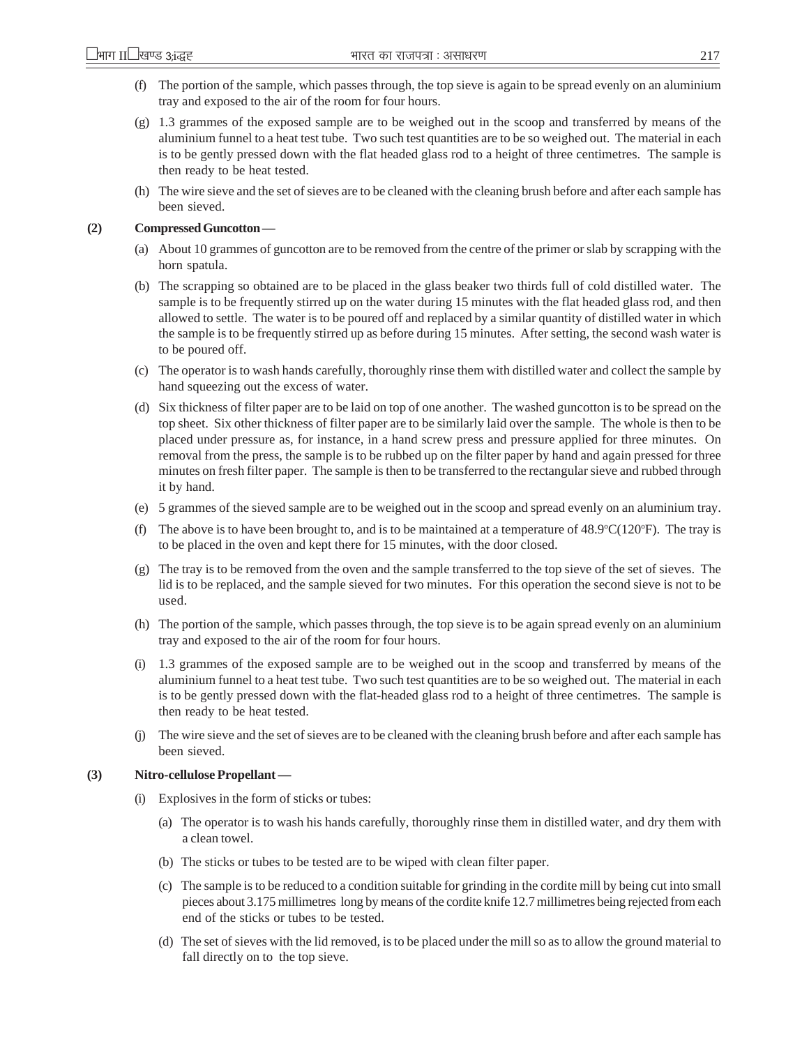(f) The portion of the sample, which passes through, the top sieve is again to be spread evenly on an aluminium tray and exposed to the air of the room for four hours.

(g) 1.3 grammes of the exposed sample are to be weighed out in the scoop and transferred by means of the aluminium funnel to a heat test tube. Two such test quantities are to be so weighed out. The material in each is to be gently pressed down with the flat headed glass rod to a height of three centimetres. The sample is then ready to be heat tested.

(h) The wire sieve and the set of sieves are to be cleaned with the cleaning brush before and after each sample has been sieved.

**(2) Compressed Guncotton —**

(a) About 10 grammes of guncotton are to be removed from the centre of the primer or slab by scrapping with the horn spatula.

(b) The scrapping so obtained are to be placed in the glass beaker two thirds full of cold distilled water. The sample is to be frequently stirred up on the water during 15 minutes with the flat headed glass rod, and then allowed to settle. The water is to be poured off and replaced by a similar quantity of distilled water in which the sample is to be frequently stirred up as before during 15 minutes. After setting, the second wash water is to be poured off.

(c) The operator is to wash hands carefully, thoroughly rinse them with distilled water and collect the sample by hand squeezing out the excess of water.

(d) Six thickness of filter paper are to be laid on top of one another. The washed guncotton is to be spread on the top sheet. Six other thickness of filter paper are to be similarly laid over the sample. The whole is then to be placed under pressure as, for instance, in a hand screw press and pressure applied for three minutes. On removal from the press, the sample is to be rubbed up on the filter paper by hand and again pressed for three minutes on fresh filter paper. The sample is then to be transferred to the rectangular sieve and rubbed through it by hand.

(e) 5 grammes of the sieved sample are to be weighed out in the scoop and spread evenly on an aluminium tray.

(f) The above is to have been brought to, and is to be maintained at a temperature of 48.9°C(120°F). The tray is to be placed in the oven and kept there for 15 minutes, with the door closed.

(g) The tray is to be removed from the oven and the sample transferred to the top sieve of the set of sieves. The lid is to be replaced, and the sample sieved for two minutes. For this operation the second sieve is not to be used.

(h) The portion of the sample, which passes through, the top sieve is to be again spread evenly on an aluminium tray and exposed to the air of the room for four hours.

(i) 1.3 grammes of the exposed sample are to be weighed out in the scoop and transferred by means of the aluminium funnel to a heat test tube. Two such test quantities are to be so weighed out. The material in each is to be gently pressed down with the flat-headed glass rod to a height of three centimetres. The sample is then ready to be heat tested.

(j) The wire sieve and the set of sieves are to be cleaned with the cleaning brush before and after each sample has been sieved.

**(3) Nitro-cellulose Propellant —**

(i) Explosives in the form of sticks or tubes:

(a) The operator is to wash his hands carefully, thoroughly rinse them in distilled water, and dry them with a clean towel.

(b) The sticks or tubes to be tested are to be wiped with clean filter paper.

(c) The sample is to be reduced to a condition suitable for grinding in the cordite mill by being cut into small pieces about 3.175 millimetres long by means of the cordite knife 12.7 millimetres being rejected from each end of the sticks or tubes to be tested.

(d) The set of sieves with the lid removed, is to be placed under the mill so as to allow the ground material to fall directly on to the top sieve.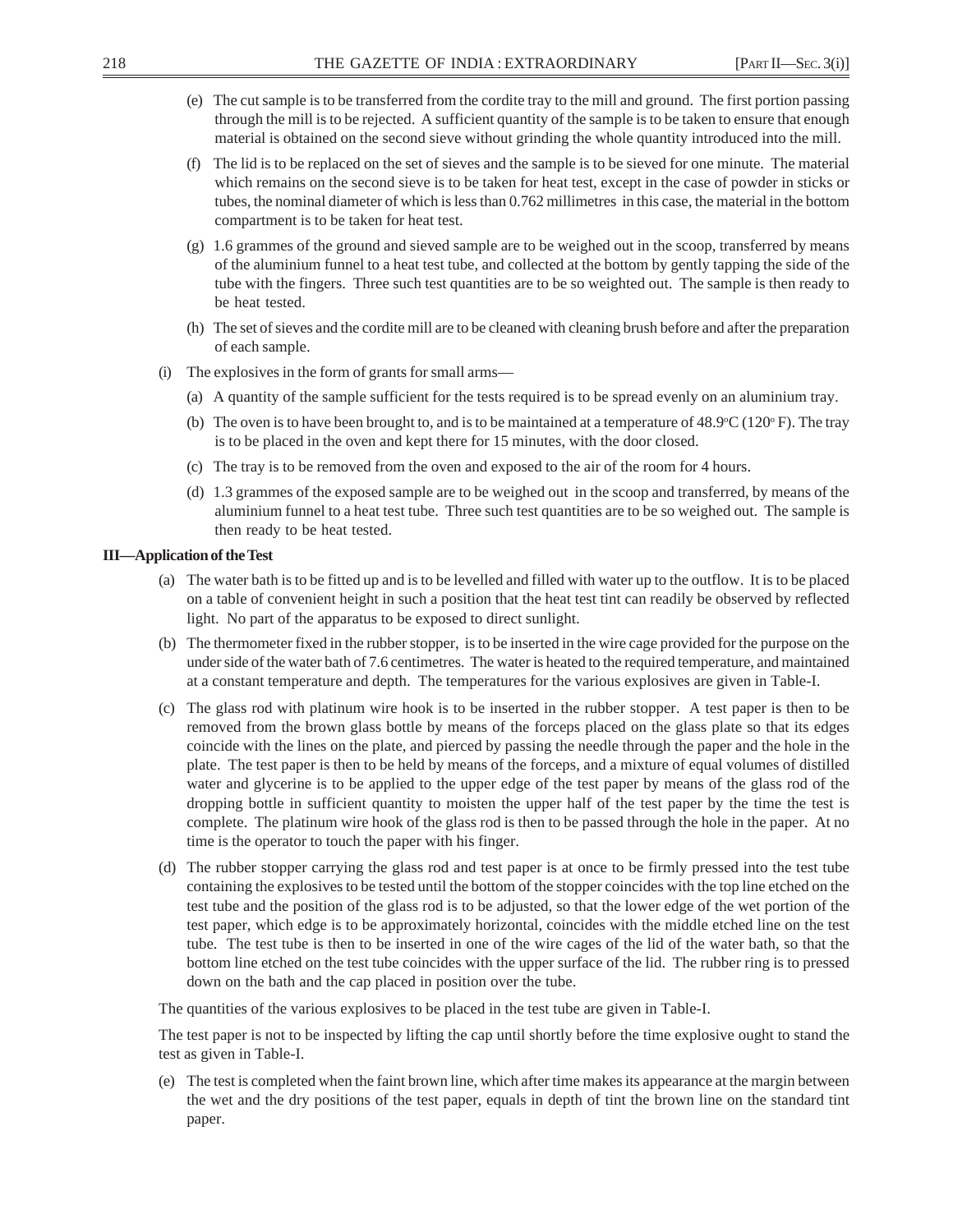(e) The cut sample is to be transferred from the cordite tray to the mill and ground. The first portion passing through the mill is to be rejected. A sufficient quantity of the sample is to be taken to ensure that enough material is obtained on the second sieve without grinding the whole quantity introduced into the mill.

(f) The lid is to be replaced on the set of sieves and the sample is to be sieved for one minute. The material which remains on the second sieve is to be taken for heat test, except in the case of powder in sticks or tubes, the nominal diameter of which is less than 0.762 millimetres in this case, the material in the bottom compartment is to be taken for heat test.

(g) 1.6 grammes of the ground and sieved sample are to be weighed out in the scoop, transferred by means of the aluminium funnel to a heat test tube, and collected at the bottom by gently tapping the side of the tube with the fingers. Three such test quantities are to be so weighted out. The sample is then ready to be heat tested.

(h) The set of sieves and the cordite mill are to be cleaned with cleaning brush before and after the preparation of each sample.

(i) The explosives in the form of grants for small arms—

(a) A quantity of the sample sufficient for the tests required is to be spread evenly on an aluminium tray.

(b) The oven is to have been brought to, and is to be maintained at a temperature of 48.9°C (120° F). The tray is to be placed in the oven and kept there for 15 minutes, with the door closed.

(c) The tray is to be removed from the oven and exposed to the air of the room for 4 hours.

(d) 1.3 grammes of the exposed sample are to be weighed out in the scoop and transferred, by means of the aluminium funnel to a heat test tube. Three such test quantities are to be so weighed out. The sample is then ready to be heat tested.

**III—Application of the Test**

(a) The water bath is to be fitted up and is to be levelled and filled with water up to the outflow. It is to be placed on a table of convenient height in such a position that the heat test tint can readily be observed by reflected light. No part of the apparatus to be exposed to direct sunlight.

(b) The thermometer fixed in the rubber stopper, is to be inserted in the wire cage provided for the purpose on the under side of the water bath of 7.6 centimetres. The water is heated to the required temperature, and maintained at a constant temperature and depth. The temperatures for the various explosives are given in Table-I.

(c) The glass rod with platinum wire hook is to be inserted in the rubber stopper. A test paper is then to be removed from the brown glass bottle by means of the forceps placed on the glass plate so that its edges coincide with the lines on the plate, and pierced by passing the needle through the paper and the hole in the plate. The test paper is then to be held by means of the forceps, and a mixture of equal volumes of distilled water and glycerine is to be applied to the upper edge of the test paper by means of the glass rod of the dropping bottle in sufficient quantity to moisten the upper half of the test paper by the time the test is complete. The platinum wire hook of the glass rod is then to be passed through the hole in the paper. At no time is the operator to touch the paper with his finger.

(d) The rubber stopper carrying the glass rod and test paper is at once to be firmly pressed into the test tube containing the explosives to be tested until the bottom of the stopper coincides with the top line etched on the test tube and the position of the glass rod is to be adjusted, so that the lower edge of the wet portion of the test paper, which edge is to be approximately horizontal, coincides with the middle etched line on the test tube. The test tube is then to be inserted in one of the wire cages of the lid of the water bath, so that the bottom line etched on the test tube coincides with the upper surface of the lid. The rubber ring is to pressed down on the bath and the cap placed in position over the tube.

The quantities of the various explosives to be placed in the test tube are given in Table-I.

The test paper is not to be inspected by lifting the cap until shortly before the time explosive ought to stand the test as given in Table-I.

(e) The test is completed when the faint brown line, which after time makes its appearance at the margin between the wet and the dry positions of the test paper, equals in depth of tint the brown line on the standard tint paper.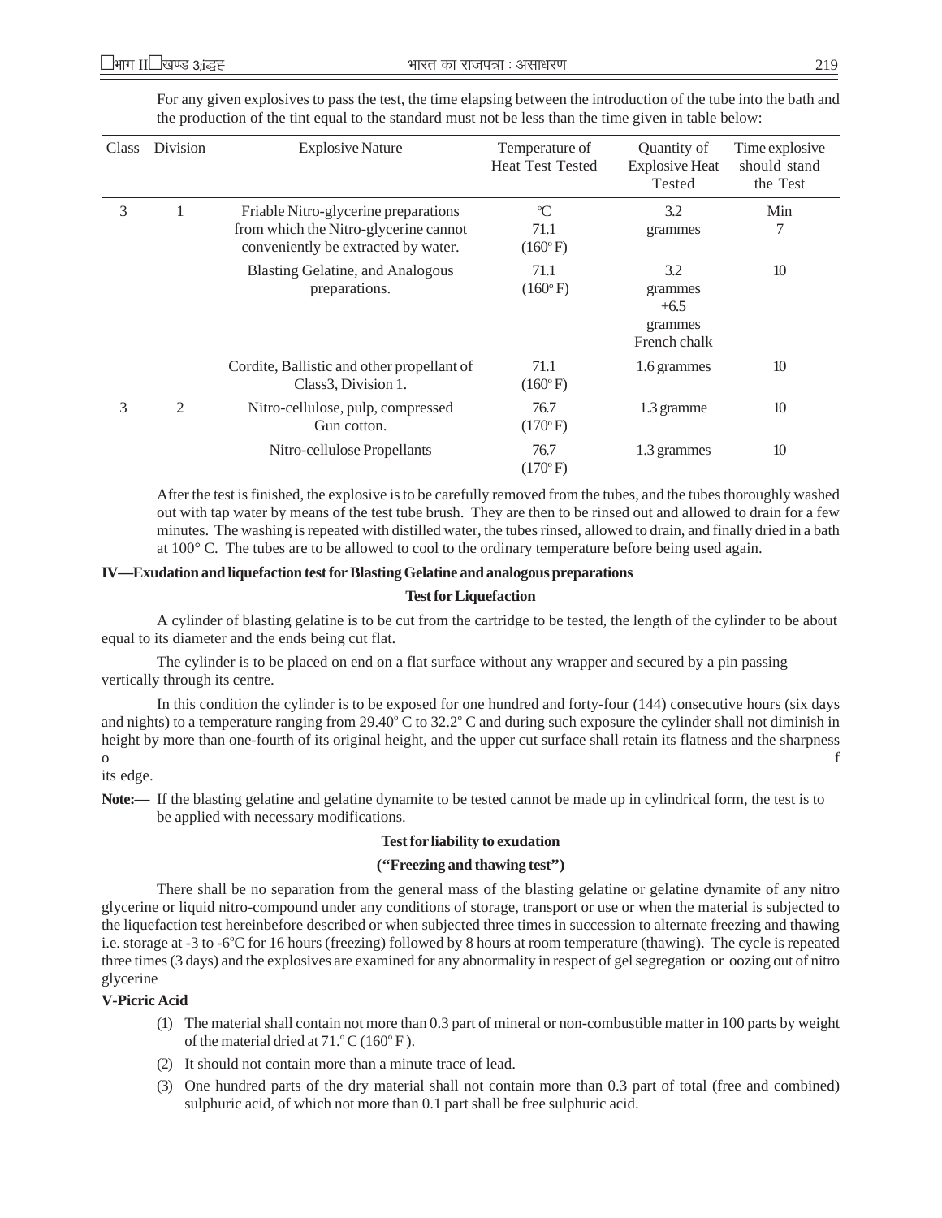For any given explosives to pass the test, the time elapsing between the introduction of the tube into the bath and the production of the tint equal to the standard must not be less than the time given in table below:

| Class | Division | Explosive Nature | Temperature of Heat Test Tested | Quantity of Explosive Heat Tested | Time explosive should stand the Test |
|---|---|---|---|---|---|
| 3 | 1 | Friable Nitro-glycerine preparations from which the Nitro-glycerine cannot conveniently be extracted by water. | °C 71.1 (160° F) | 3.2 grammes | Min 7 |
| | | Blasting Gelatine, and Analogous preparations. | 71.1 (160° F) | 3.2 grammes +6.5 grammes French chalk | 10 |
| | | Cordite, Ballistic and other propellant of Class3, Division 1. | 71.1 (160° F) | 1.6 grammes | 10 |
| 3 | 2 | Nitro-cellulose, pulp, compressed Gun cotton. | 76.7 (170° F) | 1.3 gramme | 10 |
| | | Nitro-cellulose Propellants | 76.7 (170° F) | 1.3 grammes | 10 |

After the test is finished, the explosive is to be carefully removed from the tubes, and the tubes thoroughly washed out with tap water by means of the test tube brush. They are then to be rinsed out and allowed to drain for a few minutes. The washing is repeated with distilled water, the tubes rinsed, allowed to drain, and finally dried in a bath at 100° C. The tubes are to be allowed to cool to the ordinary temperature before being used again.

**IV—Exudation and liquefaction test for Blasting Gelatine and analogous preparations**

**Test for Liquefaction**

A cylinder of blasting gelatine is to be cut from the cartridge to be tested, the length of the cylinder to be about equal to its diameter and the ends being cut flat.

The cylinder is to be placed on end on a flat surface without any wrapper and secured by a pin passing vertically through its centre.

In this condition the cylinder is to be exposed for one hundred and forty-four (144) consecutive hours (six days and nights) to a temperature ranging from 29.40° C to 32.2° C and during such exposure the cylinder shall not diminish in height by more than one-fourth of its original height, and the upper cut surface shall retain its flatness and the sharpness of its edge.

**Note:—** If the blasting gelatine and gelatine dynamite to be tested cannot be made up in cylindrical form, the test is to be applied with necessary modifications.

**Test for liability to exudation**

**("Freezing and thawing test")**

There shall be no separation from the general mass of the blasting gelatine or gelatine dynamite of any nitro glycerine or liquid nitro-compound under any conditions of storage, transport or use or when the material is subjected to the liquefaction test hereinbefore described or when subjected three times in succession to alternate freezing and thawing i.e. storage at -3 to -6°C for 16 hours (freezing) followed by 8 hours at room temperature (thawing). The cycle is repeated three times (3 days) and the explosives are examined for any abnormality in respect of gel segregation or oozing out of nitro glycerine

**V-Picric Acid**

(1) The material shall contain not more than 0.3 part of mineral or non-combustible matter in 100 parts by weight of the material dried at 71.° C (160° F ).

(2) It should not contain more than a minute trace of lead.

(3) One hundred parts of the dry material shall not contain more than 0.3 part of total (free and combined) sulphuric acid, of which not more than 0.1 part shall be free sulphuric acid.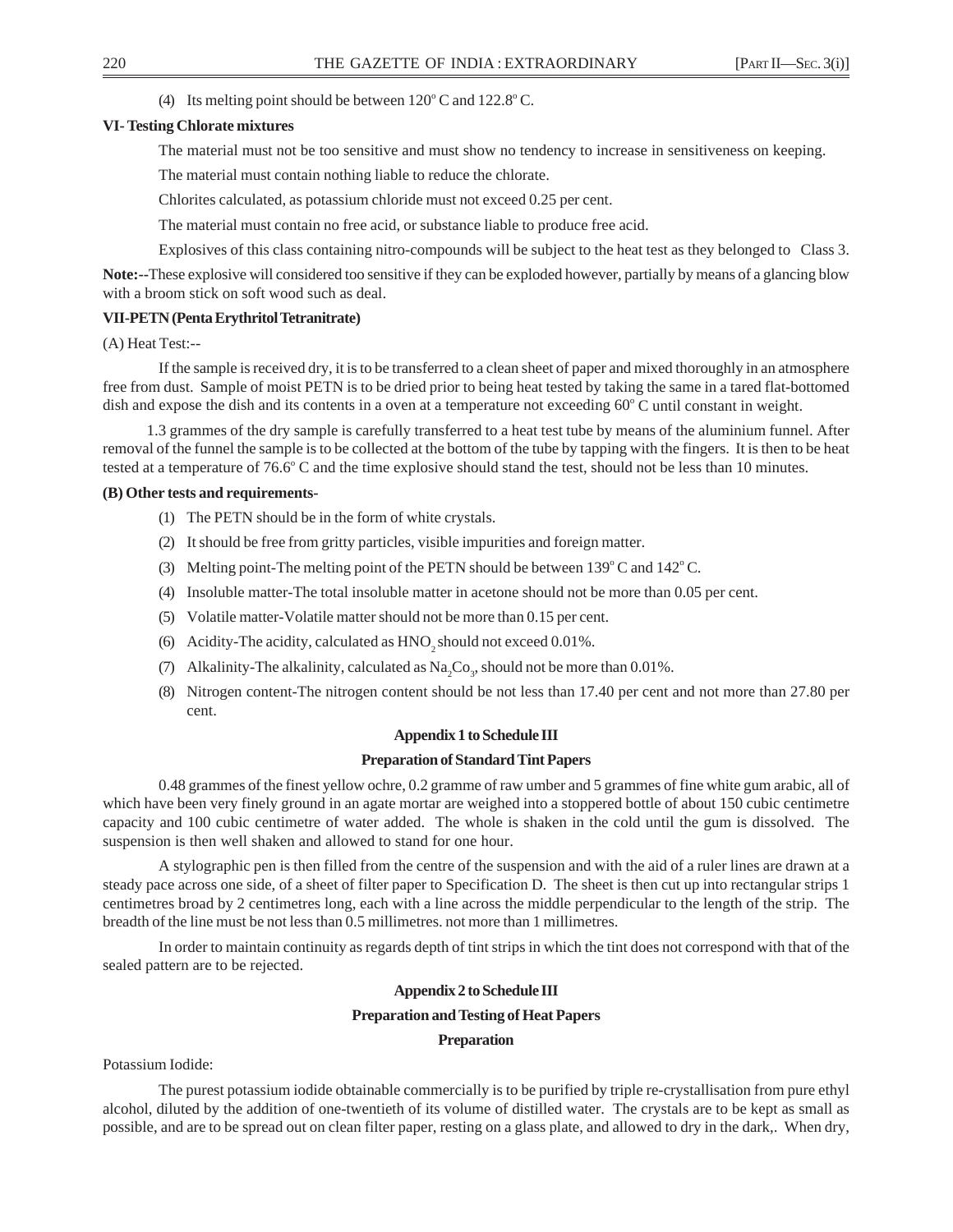(4) Its melting point should be between 120$^o$ C and 122.8$^o$ C.

**VI- Testing Chlorate mixtures**

The material must not be too sensitive and must show no tendency to increase in sensitiveness on keeping.

The material must contain nothing liable to reduce the chlorate.

Chlorites calculated, as potassium chloride must not exceed 0.25 per cent.

The material must contain no free acid, or substance liable to produce free acid.

Explosives of this class containing nitro-compounds will be subject to the heat test as they belonged to Class 3.

**Note:--**These explosive will considered too sensitive if they can be exploded however, partially by means of a glancing blow with a broom stick on soft wood such as deal.

**VII-PETN (Penta Erythritol Tetranitrate)**

(A) Heat Test:--

If the sample is received dry, it is to be transferred to a clean sheet of paper and mixed thoroughly in an atmosphere free from dust. Sample of moist PETN is to be dried prior to being heat tested by taking the same in a tared flat-bottomed dish and expose the dish and its contents in a oven at a temperature not exceeding 60$^o$ C until constant in weight.

1.3 grammes of the dry sample is carefully transferred to a heat test tube by means of the aluminium funnel. After removal of the funnel the sample is to be collected at the bottom of the tube by tapping with the fingers. It is then to be heat tested at a temperature of 76.6$^o$ C and the time explosive should stand the test, should not be less than 10 minutes.

**(B) Other tests and requirements-**

(1) The PETN should be in the form of white crystals.

(2) It should be free from gritty particles, visible impurities and foreign matter.

(3) Melting point-The melting point of the PETN should be between 139$^o$ C and 142$^o$ C.

(4) Insoluble matter-The total insoluble matter in acetone should not be more than 0.05 per cent.

(5) Volatile matter-Volatile matter should not be more than 0.15 per cent.

(6) Acidity-The acidity, calculated as $HNO_2$ should not exceed 0.01%.

(7) Alkalinity-The alkalinity, calculated as $Na_2Co_3$, should not be more than 0.01%.

(8) Nitrogen content-The nitrogen content should be not less than 17.40 per cent and not more than 27.80 per cent.

**Appendix 1 to Schedule III**

**Preparation of Standard Tint Papers**

0.48 grammes of the finest yellow ochre, 0.2 gramme of raw umber and 5 grammes of fine white gum arabic, all of which have been very finely ground in an agate mortar are weighed into a stoppered bottle of about 150 cubic centimetre capacity and 100 cubic centimetre of water added. The whole is shaken in the cold until the gum is dissolved. The suspension is then well shaken and allowed to stand for one hour.

A stylographic pen is then filled from the centre of the suspension and with the aid of a ruler lines are drawn at a steady pace across one side, of a sheet of filter paper to Specification D. The sheet is then cut up into rectangular strips 1 centimetres broad by 2 centimetres long, each with a line across the middle perpendicular to the length of the strip. The breadth of the line must be not less than 0.5 millimetres. not more than 1 millimetres.

In order to maintain continuity as regards depth of tint strips in which the tint does not correspond with that of the sealed pattern are to be rejected.

**Appendix 2 to Schedule III**

**Preparation and Testing of Heat Papers**

**Preparation**

Potassium Iodide:

The purest potassium iodide obtainable commercially is to be purified by triple re-crystallisation from pure ethyl alcohol, diluted by the addition of one-twentieth of its volume of distilled water. The crystals are to be kept as small as possible, and are to be spread out on clean filter paper, resting on a glass plate, and allowed to dry in the dark,. When dry,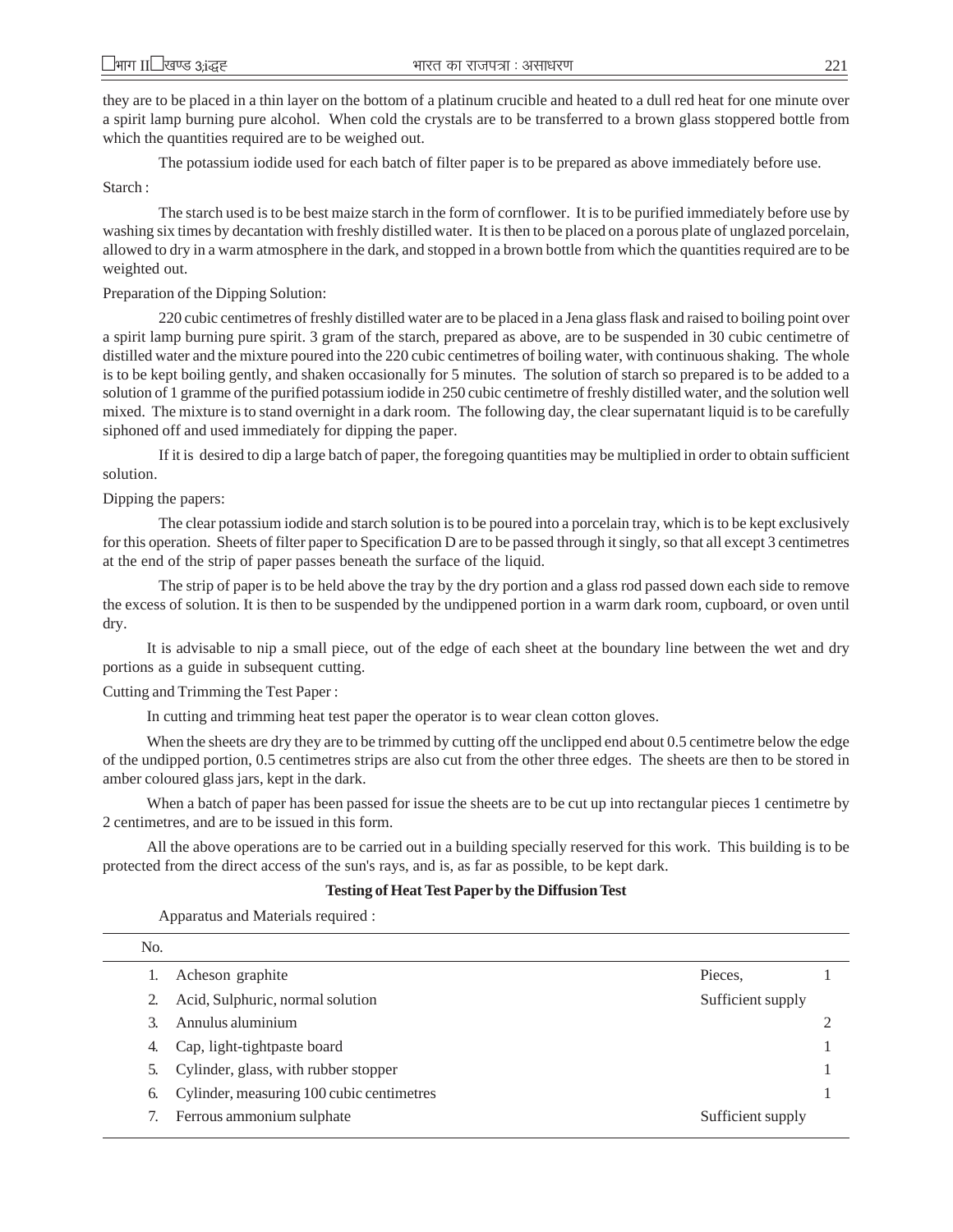they are to be placed in a thin layer on the bottom of a platinum crucible and heated to a dull red heat for one minute over a spirit lamp burning pure alcohol. When cold the crystals are to be transferred to a brown glass stoppered bottle from which the quantities required are to be weighed out.

The potassium iodide used for each batch of filter paper is to be prepared as above immediately before use.

Starch :

The starch used is to be best maize starch in the form of cornflower. It is to be purified immediately before use by washing six times by decantation with freshly distilled water. It is then to be placed on a porous plate of unglazed porcelain, allowed to dry in a warm atmosphere in the dark, and stopped in a brown bottle from which the quantities required are to be weighted out.

Preparation of the Dipping Solution:

220 cubic centimetres of freshly distilled water are to be placed in a Jena glass flask and raised to boiling point over a spirit lamp burning pure spirit. 3 gram of the starch, prepared as above, are to be suspended in 30 cubic centimetre of distilled water and the mixture poured into the 220 cubic centimetres of boiling water, with continuous shaking. The whole is to be kept boiling gently, and shaken occasionally for 5 minutes. The solution of starch so prepared is to be added to a solution of 1 gramme of the purified potassium iodide in 250 cubic centimetre of freshly distilled water, and the solution well mixed. The mixture is to stand overnight in a dark room. The following day, the clear supernatant liquid is to be carefully siphoned off and used immediately for dipping the paper.

If it is desired to dip a large batch of paper, the foregoing quantities may be multiplied in order to obtain sufficient solution.

Dipping the papers:

The clear potassium iodide and starch solution is to be poured into a porcelain tray, which is to be kept exclusively for this operation. Sheets of filter paper to Specification D are to be passed through it singly, so that all except 3 centimetres at the end of the strip of paper passes beneath the surface of the liquid.

The strip of paper is to be held above the tray by the dry portion and a glass rod passed down each side to remove the excess of solution. It is then to be suspended by the undippened portion in a warm dark room, cupboard, or oven until dry.

It is advisable to nip a small piece, out of the edge of each sheet at the boundary line between the wet and dry portions as a guide in subsequent cutting.

Cutting and Trimming the Test Paper :

In cutting and trimming heat test paper the operator is to wear clean cotton gloves.

When the sheets are dry they are to be trimmed by cutting off the unclipped end about 0.5 centimetre below the edge of the undipped portion, 0.5 centimetres strips are also cut from the other three edges. The sheets are then to be stored in amber coloured glass jars, kept in the dark.

When a batch of paper has been passed for issue the sheets are to be cut up into rectangular pieces 1 centimetre by 2 centimetres, and are to be issued in this form.

All the above operations are to be carried out in a building specially reserved for this work. This building is to be protected from the direct access of the sun's rays, and is, as far as possible, to be kept dark.

**Testing of Heat Test Paper by the Diffusion Test**

Apparatus and Materials required :

| No. | | | |
|---|---|---|---|
| 1. | Acheson graphite | Pieces, | 1 |
| 2. | Acid, Sulphuric, normal solution | Sufficient supply | |
| 3. | Annulus aluminium | | 2 |
| 4. | Cap, light-tightpaste board | | 1 |
| 5. | Cylinder, glass, with rubber stopper | | 1 |
| 6. | Cylinder, measuring 100 cubic centimetres | | 1 |
| 7. | Ferrous ammonium sulphate | Sufficient supply | |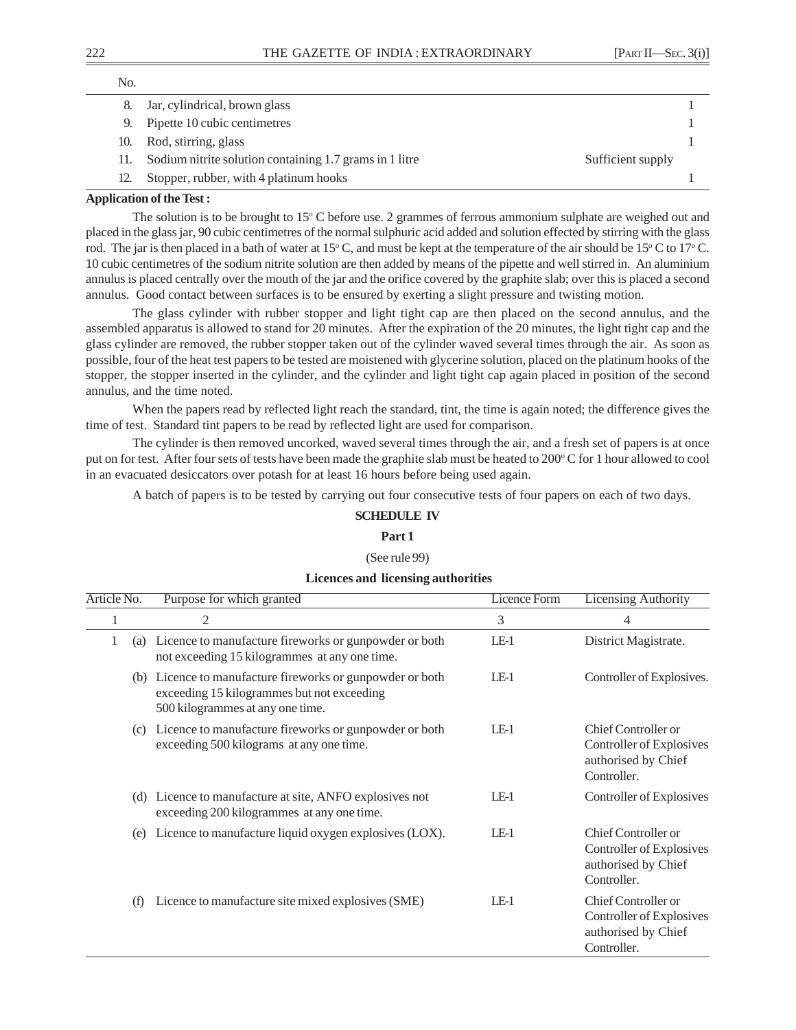| No. | | | |
|---|---|---|---|
| 8. | Jar, cylindrical, brown glass | | 1 |
| 9. | Pipette 10 cubic centimetres | | 1 |
| 10. | Rod, stirring, glass | | 1 |
| 11. | Sodium nitrite solution containing 1.7 grams in 1 litre | Sufficient supply | |
| 12. | Stopper, rubber, with 4 platinum hooks | | 1 |

**Application of the Test :**

The solution is to be brought to 15° C before use. 2 grammes of ferrous ammonium sulphate are weighed out and placed in the glass jar, 90 cubic centimetres of the normal sulphuric acid added and solution effected by stirring with the glass rod. The jar is then placed in a bath of water at 15° C, and must be kept at the temperature of the air should be 15° C to 17° C. 10 cubic centimetres of the sodium nitrite solution are then added by means of the pipette and well stirred in. An aluminium annulus is placed centrally over the mouth of the jar and the orifice covered by the graphite slab; over this is placed a second annulus. Good contact between surfaces is to be ensured by exerting a slight pressure and twisting motion.

The glass cylinder with rubber stopper and light tight cap are then placed on the second annulus, and the assembled apparatus is allowed to stand for 20 minutes. After the expiration of the 20 minutes, the light tight cap and the glass cylinder are removed, the rubber stopper taken out of the cylinder waved several times through the air. As soon as possible, four of the heat test papers to be tested are moistened with glycerine solution, placed on the platinum hooks of the stopper, the stopper inserted in the cylinder, and the cylinder and light tight cap again placed in position of the second annulus, and the time noted.

When the papers read by reflected light reach the standard, tint, the time is again noted; the difference gives the time of test. Standard tint papers to be read by reflected light are used for comparison.

The cylinder is then removed uncorked, waved several times through the air, and a fresh set of papers is at once put on for test. After four sets of tests have been made the graphite slab must be heated to 200° C for 1 hour allowed to cool in an evacuated desiccators over potash for at least 16 hours before being used again.

A batch of papers is to be tested by carrying out four consecutive tests of four papers on each of two days.

## SCHEDULE IV

### Part 1

(See rule 99)

**Licences and licensing authorities**

| Article No. | | Purpose for which granted | Licence Form | Licensing Authority |
|---|---|---|---|---|
| 1 | | 2 | 3 | 4 |
| 1 | (a) | Licence to manufacture fireworks or gunpowder or both not exceeding 15 kilogrammes at any one time. | LE-1 | District Magistrate. |
| | (b) | Licence to manufacture fireworks or gunpowder or both exceeding 15 kilogrammes but not exceeding 500 kilogrammes at any one time. | LE-1 | Controller of Explosives. |
| | (c) | Licence to manufacture fireworks or gunpowder or both exceeding 500 kilograms at any one time. | LE-1 | Chief Controller or Controller of Explosives authorised by Chief Controller. |
| | (d) | Licence to manufacture at site, ANFO explosives not exceeding 200 kilogrammes at any one time. | LE-1 | Controller of Explosives |
| | (e) | Licence to manufacture liquid oxygen explosives (LOX). | LE-1 | Chief Controller or Controller of Explosives authorised by Chief Controller. |
| | (f) | Licence to manufacture site mixed explosives (SME) | LE-1 | Chief Controller or Controller of Explosives authorised by Chief Controller. |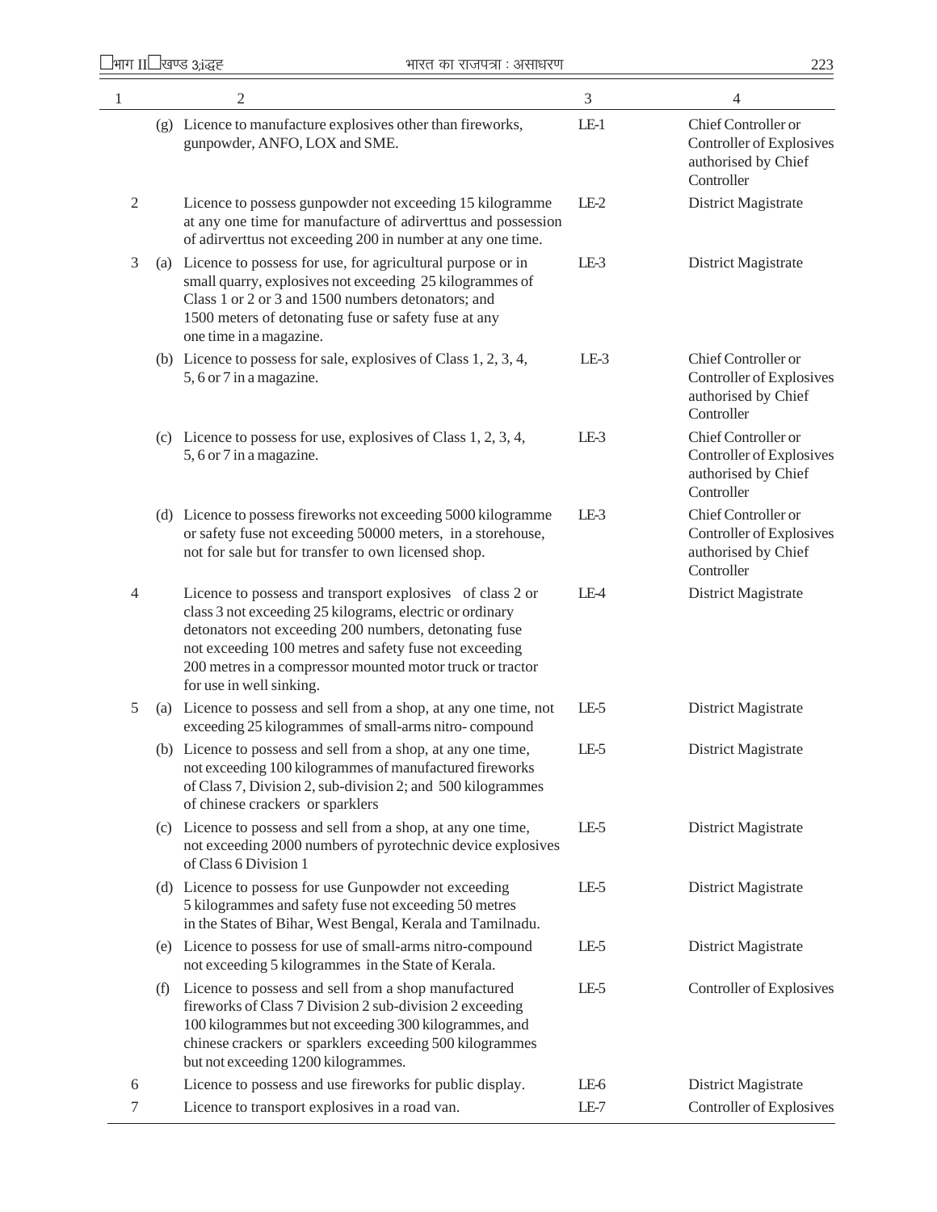| 1 | | 2 | 3 | 4 |
|---|---|---|---|---|
| | (g) | Licence to manufacture explosives other than fireworks, gunpowder, ANFO, LOX and SME. | LE-1 | Chief Controller or Controller of Explosives authorised by Chief Controller |
| 2 | | Licence to possess gunpowder not exceeding 15 kilogramme at any one time for manufacture of adirverttus and possession of adirverttus not exceeding 200 in number at any one time. | LE-2 | District Magistrate |
| 3 | (a) | Licence to possess for use, for agricultural purpose or in small quarry, explosives not exceeding 25 kilogrammes of Class 1 or 2 or 3 and 1500 numbers detonators; and 1500 meters of detonating fuse or safety fuse at any one time in a magazine. | LE-3 | District Magistrate |
| | (b) | Licence to possess for sale, explosives of Class 1, 2, 3, 4, 5, 6 or 7 in a magazine. | LE-3 | Chief Controller or Controller of Explosives authorised by Chief Controller |
| | (c) | Licence to possess for use, explosives of Class 1, 2, 3, 4, 5, 6 or 7 in a magazine. | LE-3 | Chief Controller or Controller of Explosives authorised by Chief Controller |
| | (d) | Licence to possess fireworks not exceeding 5000 kilogramme or safety fuse not exceeding 50000 meters, in a storehouse, not for sale but for transfer to own licensed shop. | LE-3 | Chief Controller or Controller of Explosives authorised by Chief Controller |
| 4 | | Licence to possess and transport explosives of class 2 or class 3 not exceeding 25 kilograms, electric or ordinary detonators not exceeding 200 numbers, detonating fuse not exceeding 100 metres and safety fuse not exceeding 200 metres in a compressor mounted motor truck or tractor for use in well sinking. | LE-4 | District Magistrate |
| 5 | (a) | Licence to possess and sell from a shop, at any one time, not exceeding 25 kilogrammes of small-arms nitro- compound | LE-5 | District Magistrate |
| | (b) | Licence to possess and sell from a shop, at any one time, not exceeding 100 kilogrammes of manufactured fireworks of Class 7, Division 2, sub-division 2; and 500 kilogrammes of chinese crackers or sparklers | LE-5 | District Magistrate |
| | (c) | Licence to possess and sell from a shop, at any one time, not exceeding 2000 numbers of pyrotechnic device explosives of Class 6 Division 1 | LE-5 | District Magistrate |
| | (d) | Licence to possess for use Gunpowder not exceeding 5 kilogrammes and safety fuse not exceeding 50 metres in the States of Bihar, West Bengal, Kerala and Tamilnadu. | LE-5 | District Magistrate |
| | (e) | Licence to possess for use of small-arms nitro-compound not exceeding 5 kilogrammes in the State of Kerala. | LE-5 | District Magistrate |
| | (f) | Licence to possess and sell from a shop manufactured fireworks of Class 7 Division 2 sub-division 2 exceeding 100 kilogrammes but not exceeding 300 kilogrammes, and chinese crackers or sparklers exceeding 500 kilogrammes but not exceeding 1200 kilogrammes. | LE-5 | Controller of Explosives |
| 6 | | Licence to possess and use fireworks for public display. | LE-6 | District Magistrate |
| 7 | | Licence to transport explosives in a road van. | LE-7 | Controller of Explosives |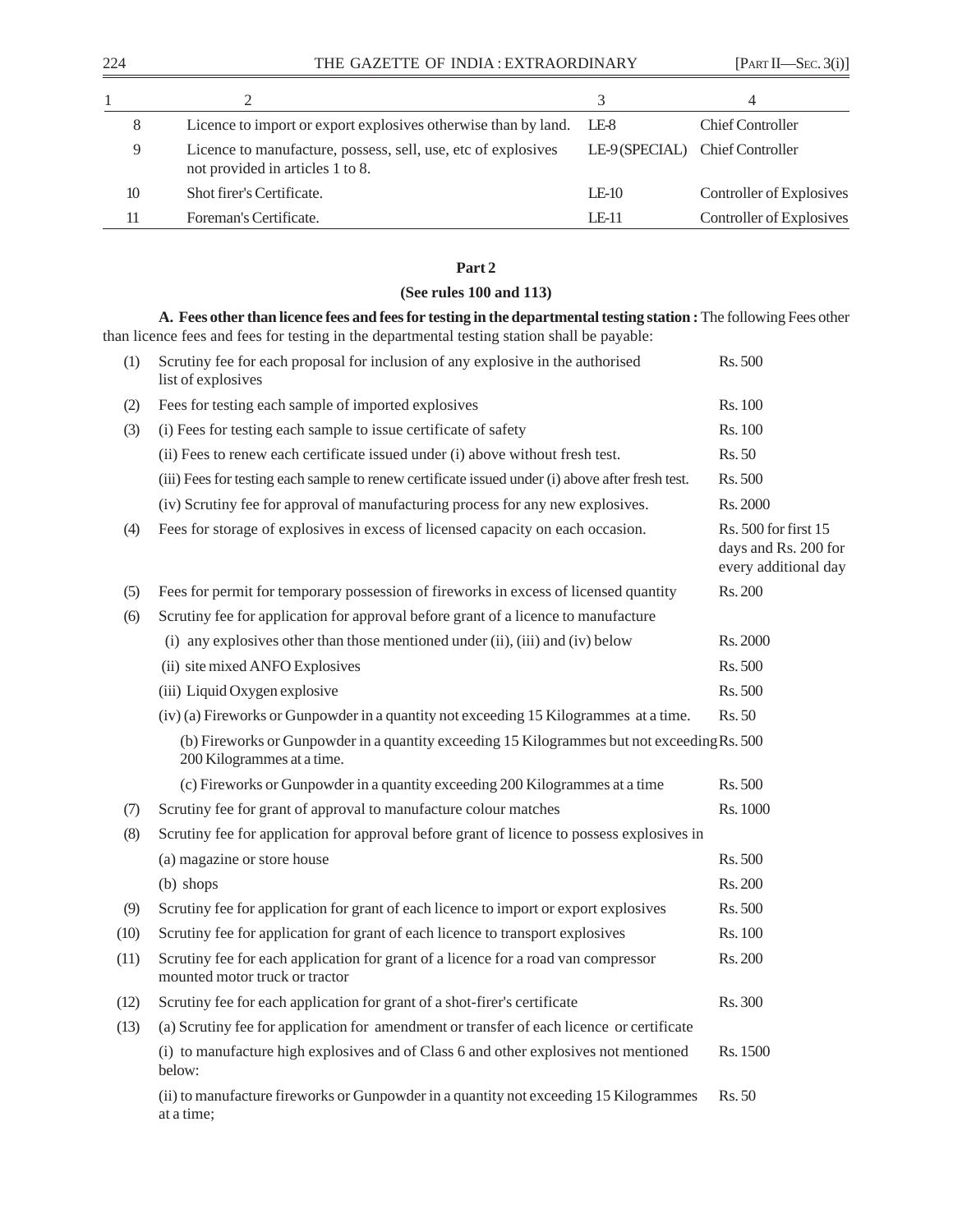| 1 | 2 | 3 | 4 |
|---|---|---|---|
| 8 | Licence to import or export explosives otherwise than by land. | LE-8 | Chief Controller |
| 9 | Licence to manufacture, possess, sell, use, etc of explosives not provided in articles 1 to 8. | LE-9 (SPECIAL) | Chief Controller |
| 10 | Shot firer's Certificate. | LE-10 | Controller of Explosives |
| 11 | Foreman's Certificate. | LE-11 | Controller of Explosives |

## Part 2

### (See rules 100 and 113)

**A. Fees other than licence fees and fees for testing in the departmental testing station :** The following Fees other than licence fees and fees for testing in the departmental testing station shall be payable:

| | | |
|---|---|---|
| (1) | Scrutiny fee for each proposal for inclusion of any explosive in the authorised list of explosives | Rs. 500 |
| (2) | Fees for testing each sample of imported explosives | Rs. 100 |
| (3) | (i) Fees for testing each sample to issue certificate of safety | Rs. 100 |
| | (ii) Fees to renew each certificate issued under (i) above without fresh test. | Rs. 50 |
| | (iii) Fees for testing each sample to renew certificate issued under (i) above after fresh test. | Rs. 500 |
| | (iv) Scrutiny fee for approval of manufacturing process for any new explosives. | Rs. 2000 |
| (4) | Fees for storage of explosives in excess of licensed capacity on each occasion. | Rs. 500 for first 15 days and Rs. 200 for every additional day |
| (5) | Fees for permit for temporary possession of fireworks in excess of licensed quantity | Rs. 200 |
| (6) | Scrutiny fee for application for approval before grant of a licence to manufacture | |
| | (i) any explosives other than those mentioned under (ii), (iii) and (iv) below | Rs. 2000 |
| | (ii) site mixed ANFO Explosives | Rs. 500 |
| | (iii) Liquid Oxygen explosive | Rs. 500 |
| | (iv) (a) Fireworks or Gunpowder in a quantity not exceeding 15 Kilogrammes at a time. | Rs. 50 |
| | (b) Fireworks or Gunpowder in a quantity exceeding 15 Kilogrammes but not exceeding 200 Kilogrammes at a time. | Rs. 500 |
| | (c) Fireworks or Gunpowder in a quantity exceeding 200 Kilogrammes at a time | Rs. 500 |
| (7) | Scrutiny fee for grant of approval to manufacture colour matches | Rs. 1000 |
| (8) | Scrutiny fee for application for approval before grant of licence to possess explosives in | |
| | (a) magazine or store house | Rs. 500 |
| | (b) shops | Rs. 200 |
| (9) | Scrutiny fee for application for grant of each licence to import or export explosives | Rs. 500 |
| (10) | Scrutiny fee for application for grant of each licence to transport explosives | Rs. 100 |
| (11) | Scrutiny fee for each application for grant of a licence for a road van compressor mounted motor truck or tractor | Rs. 200 |
| (12) | Scrutiny fee for each application for grant of a shot-firer's certificate | Rs. 300 |
| (13) | (a) Scrutiny fee for application for amendment or transfer of each licence or certificate | |
| | (i) to manufacture high explosives and of Class 6 and other explosives not mentioned below: | Rs. 1500 |
| | (ii) to manufacture fireworks or Gunpowder in a quantity not exceeding 15 Kilogrammes at a time; | Rs. 50 |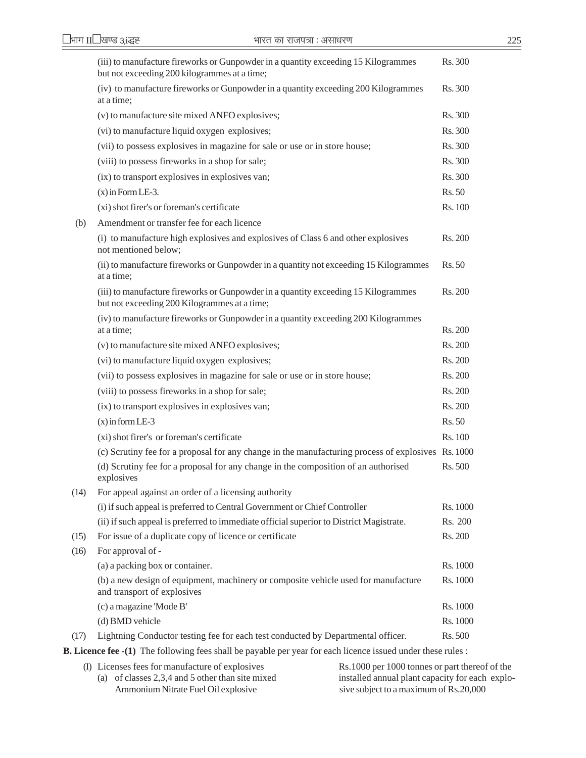| | | |
|---|---|---|
| | (iii) to manufacture fireworks or Gunpowder in a quantity exceeding 15 Kilogrammes but not exceeding 200 kilogrammes at a time; | Rs. 300 |
| | (iv) to manufacture fireworks or Gunpowder in a quantity exceeding 200 Kilogrammes at a time; | Rs. 300 |
| | (v) to manufacture site mixed ANFO explosives; | Rs. 300 |
| | (vi) to manufacture liquid oxygen explosives; | Rs. 300 |
| | (vii) to possess explosives in magazine for sale or use or in store house; | Rs. 300 |
| | (viii) to possess fireworks in a shop for sale; | Rs. 300 |
| | (ix) to transport explosives in explosives van; | Rs. 300 |
| | (x) in Form LE-3. | Rs. 50 |
| | (xi) shot firer's or foreman's certificate | Rs. 100 |
| (b) | Amendment or transfer fee for each licence | |
| | (i) to manufacture high explosives and explosives of Class 6 and other explosives not mentioned below; | Rs. 200 |
| | (ii) to manufacture fireworks or Gunpowder in a quantity not exceeding 15 Kilogrammes at a time; | Rs. 50 |
| | (iii) to manufacture fireworks or Gunpowder in a quantity exceeding 15 Kilogrammes but not exceeding 200 Kilogrammes at a time; | Rs. 200 |
| | (iv) to manufacture fireworks or Gunpowder in a quantity exceeding 200 Kilogrammes at a time; | Rs. 200 |
| | (v) to manufacture site mixed ANFO explosives; | Rs. 200 |
| | (vi) to manufacture liquid oxygen explosives; | Rs. 200 |
| | (vii) to possess explosives in magazine for sale or use or in store house; | Rs. 200 |
| | (viii) to possess fireworks in a shop for sale; | Rs. 200 |
| | (ix) to transport explosives in explosives van; | Rs. 200 |
| | (x) in form LE-3 | Rs. 50 |
| | (xi) shot firer's or foreman's certificate | Rs. 100 |
| | (c) Scrutiny fee for a proposal for any change in the manufacturing process of explosives | Rs. 1000 |
| | (d) Scrutiny fee for a proposal for any change in the composition of an authorised explosives | Rs. 500 |
| (14) | For appeal against an order of a licensing authority | |
| | (i) if such appeal is preferred to Central Government or Chief Controller | Rs. 1000 |
| | (ii) if such appeal is preferred to immediate official superior to District Magistrate. | Rs. 200 |
| (15) | For issue of a duplicate copy of licence or certificate | Rs. 200 |
| (16) | For approval of - | |
| | (a) a packing box or container. | Rs. 1000 |
| | (b) a new design of equipment, machinery or composite vehicle used for manufacture and transport of explosives | Rs. 1000 |
| | (c) a magazine 'Mode B' | Rs. 1000 |
| | (d) BMD vehicle | Rs. 1000 |
| (17) | Lightning Conductor testing fee for each test conducted by Departmental officer. | Rs. 500 |

**B. Licence fee -(1)** The following fees shall be payable per year for each licence issued under these rules :

| | |
|---|---|
| (I) Licenses fees for manufacture of explosives (a) of classes 2,3,4 and 5 other than site mixed Ammonium Nitrate Fuel Oil explosive | Rs.1000 per 1000 tonnes or part thereof of the installed annual plant capacity for each explosive subject to a maximum of Rs.20,000 |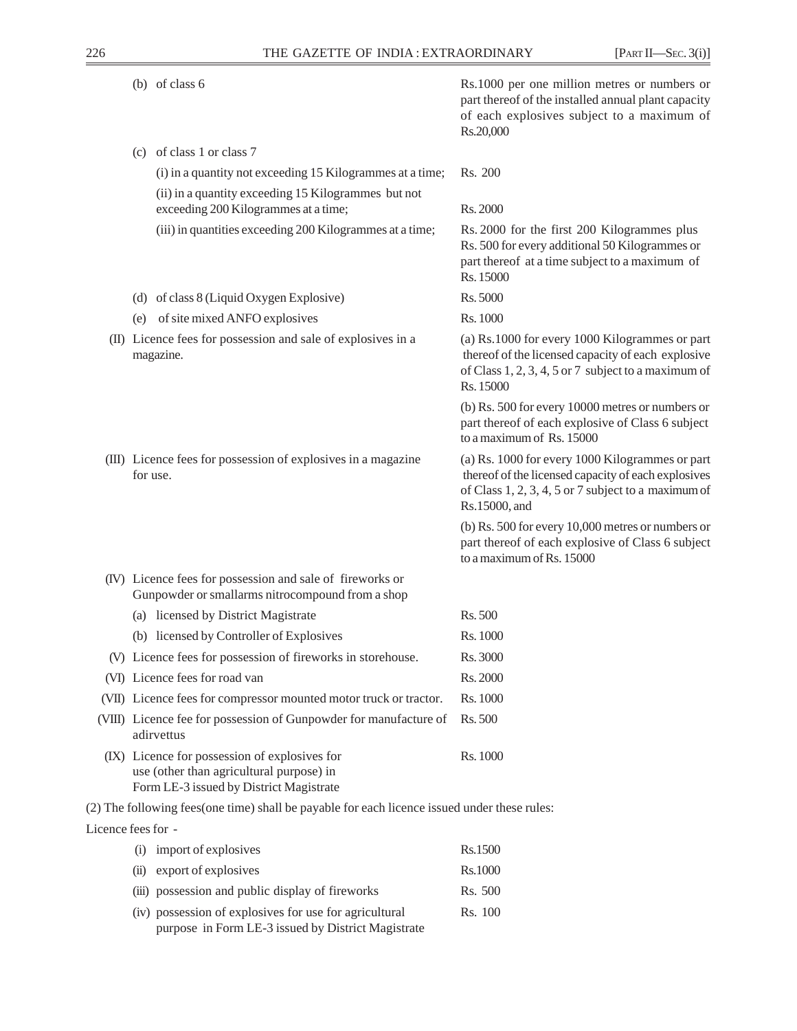| | |
|---|---|
| (b) of class 6 | Rs.1000 per one million metres or numbers or part thereof of the installed annual plant capacity of each explosives subject to a maximum of Rs.20,000 |
| (c) of class 1 or class 7 | |
| (i) in a quantity not exceeding 15 Kilogrammes at a time; | Rs. 200 |
| (ii) in a quantity exceeding 15 Kilogrammes but not exceeding 200 Kilogrammes at a time; | Rs. 2000 |
| (iii) in quantities exceeding 200 Kilogrammes at a time; | Rs. 2000 for the first 200 Kilogrammes plus Rs. 500 for every additional 50 Kilogrammes or part thereof at a time subject to a maximum of Rs. 15000 |
| (d) of class 8 (Liquid Oxygen Explosive) | Rs. 5000 |
| (e) of site mixed ANFO explosives | Rs. 1000 |
| (II) Licence fees for possession and sale of explosives in a magazine. | (a) Rs.1000 for every 1000 Kilogrammes or part thereof of the licensed capacity of each explosive of Class 1, 2, 3, 4, 5 or 7 subject to a maximum of Rs. 15000 |
| | (b) Rs. 500 for every 10000 metres or numbers or part thereof of each explosive of Class 6 subject to a maximum of Rs. 15000 |
| (III) Licence fees for possession of explosives in a magazine for use. | (a) Rs. 1000 for every 1000 Kilogrammes or part thereof of the licensed capacity of each explosives of Class 1, 2, 3, 4, 5 or 7 subject to a maximum of Rs.15000, and |
| | (b) Rs. 500 for every 10,000 metres or numbers or part thereof of each explosive of Class 6 subject to a maximum of Rs. 15000 |
| (IV) Licence fees for possession and sale of fireworks or Gunpowder or smallarms nitrocompound from a shop | |
| (a) licensed by District Magistrate | Rs. 500 |
| (b) licensed by Controller of Explosives | Rs. 1000 |
| (V) Licence fees for possession of fireworks in storehouse. | Rs. 3000 |
| (VI) Licence fees for road van | Rs. 2000 |
| (VII) Licence fees for compressor mounted motor truck or tractor. | Rs. 1000 |
| (VIII) Licence fee for possession of Gunpowder for manufacture of adirvettus | Rs. 500 |
| (IX) Licence for possession of explosives for use (other than agricultural purpose) in Form LE-3 issued by District Magistrate | Rs. 1000 |

(2) The following fees(one time) shall be payable for each licence issued under these rules:

Licence fees for -

| | |
|---|---|
| (i) import of explosives | Rs.1500 |
| (ii) export of explosives | Rs.1000 |
| (iii) possession and public display of fireworks | Rs. 500 |
| (iv) possession of explosives for use for agricultural purpose in Form LE-3 issued by District Magistrate | Rs. 100 |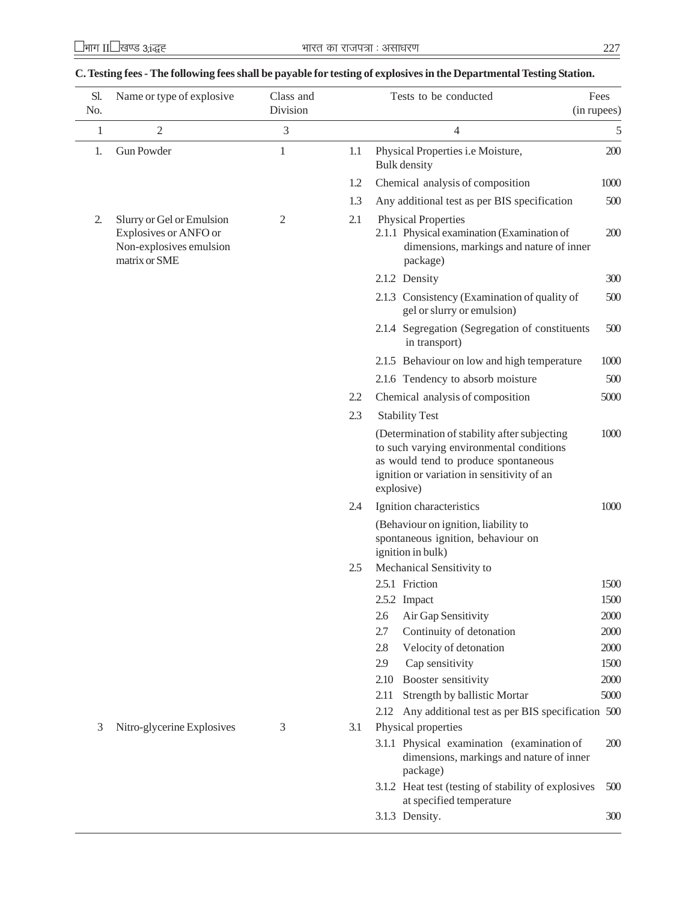**C. Testing fees - The following fees shall be payable for testing of explosives in the Departmental Testing Station.**

| Sl. No. | Name or type of explosive | Class and Division | | Tests to be conducted | Fees (in rupees) |
|---|---|---|---|---|---|
| 1 | 2 | 3 | | 4 | 5 |
| 1. | Gun Powder | 1 | 1.1 | Physical Properties i.e Moisture, Bulk density | 200 |
| | | | 1.2 | Chemical analysis of composition | 1000 |
| | | | 1.3 | Any additional test as per BIS specification | 500 |
| 2. | Slurry or Gel or Emulsion Explosives or ANFO or Non-explosives emulsion matrix or SME | 2 | 2.1 | Physical Properties | |
| | | | | 2.1.1 Physical examination (Examination of dimensions, markings and nature of inner package) | 200 |
| | | | | 2.1.2 Density | 300 |
| | | | | 2.1.3 Consistency (Examination of quality of gel or slurry or emulsion) | 500 |
| | | | | 2.1.4 Segregation (Segregation of constituents in transport) | 500 |
| | | | | 2.1.5 Behaviour on low and high temperature | 1000 |
| | | | | 2.1.6 Tendency to absorb moisture | 500 |
| | | | 2.2 | Chemical analysis of composition | 5000 |
| | | | 2.3 | Stability Test | |
| | | | | (Determination of stability after subjecting to such varying environmental conditions as would tend to produce spontaneous ignition or variation in sensitivity of an explosive) | 1000 |
| | | | 2.4 | Ignition characteristics | 1000 |
| | | | | (Behaviour on ignition, liability to spontaneous ignition, behaviour on ignition in bulk) | |
| | | | 2.5 | Mechanical Sensitivity to | |
| | | | | 2.5.1 Friction | 1500 |
| | | | | 2.5.2 Impact | 1500 |
| | | | | 2.6 Air Gap Sensitivity | 2000 |
| | | | | 2.7 Continuity of detonation | 2000 |
| | | | | 2.8 Velocity of detonation | 2000 |
| | | | | 2.9 Cap sensitivity | 1500 |
| | | | | 2.10 Booster sensitivity | 2000 |
| | | | | 2.11 Strength by ballistic Mortar | 5000 |
| | | | | 2.12 Any additional test as per BIS specification | 500 |
| 3 | Nitro-glycerine Explosives | 3 | 3.1 | Physical properties | |
| | | | | 3.1.1 Physical examination (examination of dimensions, markings and nature of inner package) | 200 |
| | | | | 3.1.2 Heat test (testing of stability of explosives at specified temperature | 500 |
| | | | | 3.1.3 Density. | 300 |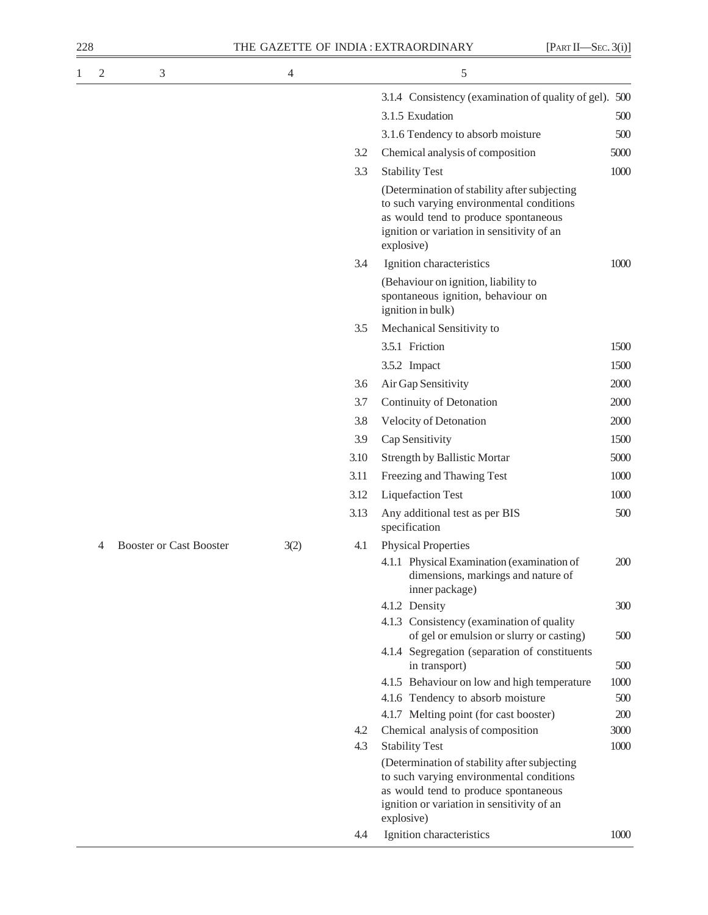| 1 | 2 | 3 | 4 | 5 | | |
|---|---|---|---|---|---|---|
| | | | | | 3.1.4 Consistency (examination of quality of gel). | 500 |
| | | | | | 3.1.5 Exudation | 500 |
| | | | | | 3.1.6 Tendency to absorb moisture | 500 |
| | | | | 3.2 | Chemical analysis of composition | 5000 |
| | | | | 3.3 | Stability Test | 1000 |
| | | | | | (Determination of stability after subjecting to such varying environmental conditions as would tend to produce spontaneous ignition or variation in sensitivity of an explosive) | |
| | | | | 3.4 | Ignition characteristics | 1000 |
| | | | | | (Behaviour on ignition, liability to spontaneous ignition, behaviour on ignition in bulk) | |
| | | | | 3.5 | Mechanical Sensitivity to | |
| | | | | | 3.5.1 Friction | 1500 |
| | | | | | 3.5.2 Impact | 1500 |
| | | | | 3.6 | Air Gap Sensitivity | 2000 |
| | | | | 3.7 | Continuity of Detonation | 2000 |
| | | | | 3.8 | Velocity of Detonation | 2000 |
| | | | | 3.9 | Cap Sensitivity | 1500 |
| | | | | 3.10 | Strength by Ballistic Mortar | 5000 |
| | | | | 3.11 | Freezing and Thawing Test | 1000 |
| | | | | 3.12 | Liquefaction Test | 1000 |
| | | | | 3.13 | Any additional test as per BIS specification | 500 |
| | 4 | Booster or Cast Booster | 3(2) | 4.1 | Physical Properties | |
| | | | | | 4.1.1 Physical Examination (examination of dimensions, markings and nature of inner package) | 200 |
| | | | | | 4.1.2 Density | 300 |
| | | | | | 4.1.3 Consistency (examination of quality of gel or emulsion or slurry or casting) | 500 |
| | | | | | 4.1.4 Segregation (separation of constituents in transport) | 500 |
| | | | | | 4.1.5 Behaviour on low and high temperature | 1000 |
| | | | | | 4.1.6 Tendency to absorb moisture | 500 |
| | | | | | 4.1.7 Melting point (for cast booster) | 200 |
| | | | | 4.2 | Chemical analysis of composition | 3000 |
| | | | | 4.3 | Stability Test | 1000 |
| | | | | | (Determination of stability after subjecting to such varying environmental conditions as would tend to produce spontaneous ignition or variation in sensitivity of an explosive) | |
| | | | | 4.4 | Ignition characteristics | 1000 |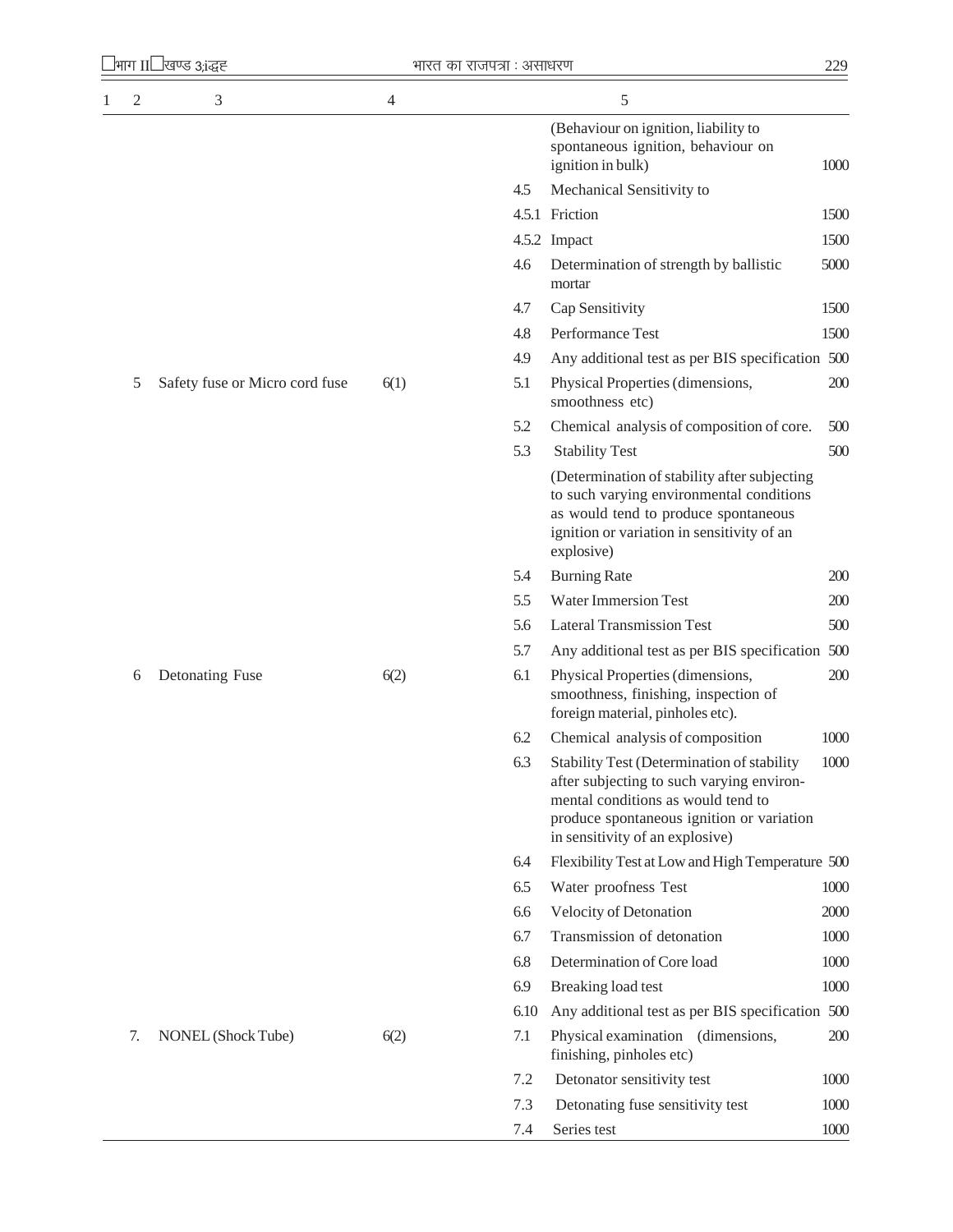| 1 | 2 | 3 | 4 | 5 | | |
|---|---|---|---|---|---|---|
| | | | | | (Behaviour on ignition, liability to spontaneous ignition, behaviour on ignition in bulk) | 1000 |
| | | | | 4.5 | Mechanical Sensitivity to | |
| | | | | 4.5.1 | Friction | 1500 |
| | | | | 4.5.2 | Impact | 1500 |
| | | | | 4.6 | Determination of strength by ballistic mortar | 5000 |
| | | | | 4.7 | Cap Sensitivity | 1500 |
| | | | | 4.8 | Performance Test | 1500 |
| | | | | 4.9 | Any additional test as per BIS specification | 500 |
| | 5 | Safety fuse or Micro cord fuse | 6(1) | 5.1 | Physical Properties (dimensions, smoothness etc) | 200 |
| | | | | 5.2 | Chemical analysis of composition of core. | 500 |
| | | | | 5.3 | Stability Test | 500 |
| | | | | | (Determination of stability after subjecting to such varying environmental conditions as would tend to produce spontaneous ignition or variation in sensitivity of an explosive) | |
| | | | | 5.4 | Burning Rate | 200 |
| | | | | 5.5 | Water Immersion Test | 200 |
| | | | | 5.6 | Lateral Transmission Test | 500 |
| | | | | 5.7 | Any additional test as per BIS specification | 500 |
| | 6 | Detonating Fuse | 6(2) | 6.1 | Physical Properties (dimensions, smoothness, finishing, inspection of foreign material, pinholes etc). | 200 |
| | | | | 6.2 | Chemical analysis of composition | 1000 |
| | | | | 6.3 | Stability Test (Determination of stability after subjecting to such varying environmental conditions as would tend to produce spontaneous ignition or variation in sensitivity of an explosive) | 1000 |
| | | | | 6.4 | Flexibility Test at Low and High Temperature | 500 |
| | | | | 6.5 | Water proofness Test | 1000 |
| | | | | 6.6 | Velocity of Detonation | 2000 |
| | | | | 6.7 | Transmission of detonation | 1000 |
| | | | | 6.8 | Determination of Core load | 1000 |
| | | | | 6.9 | Breaking load test | 1000 |
| | | | | 6.10 | Any additional test as per BIS specification | 500 |
| | 7. | NONEL (Shock Tube) | 6(2) | 7.1 | Physical examination (dimensions, finishing, pinholes etc) | 200 |
| | | | | 7.2 | Detonator sensitivity test | 1000 |
| | | | | 7.3 | Detonating fuse sensitivity test | 1000 |
| | | | | 7.4 | Series test | 1000 |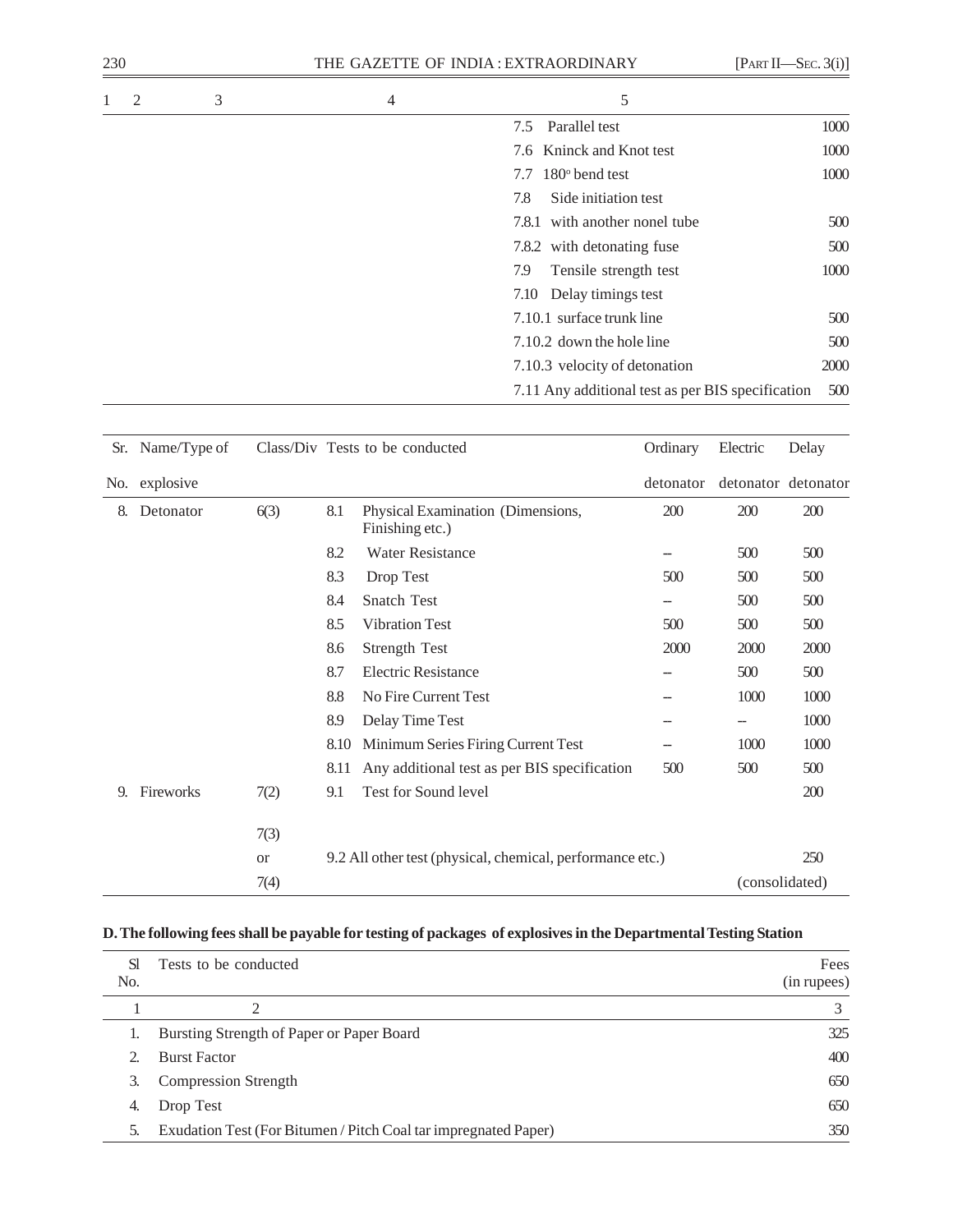| 1 | 2 | 3 | 4 | 5 | |
|---|---|---|---|---|---|
| | | | | 7.5 Parallel test | 1000 |
| | | | | 7.6 Kninck and Knot test | 1000 |
| | | | | 7.7 180° bend test | 1000 |
| | | | | 7.8 Side initiation test | |
| | | | | 7.8.1 with another nonel tube | 500 |
| | | | | 7.8.2 with detonating fuse | 500 |
| | | | | 7.9 Tensile strength test | 1000 |
| | | | | 7.10 Delay timings test | |
| | | | | 7.10.1 surface trunk line | 500 |
| | | | | 7.10.2 down the hole line | 500 |
| | | | | 7.10.3 velocity of detonation | 2000 |
| | | | | 7.11 Any additional test as per BIS specification | 500 |

| Sr. No. | Name/Type of explosive | Class/Div | | Tests to be conducted | Ordinary detonator | Electric detonator | Delay detonator |
|---|---|---|---|---|---|---|---|
| 8. | Detonator | 6(3) | 8.1 | Physical Examination (Dimensions, Finishing etc.) | 200 | 200 | 200 |
| | | | 8.2 | Water Resistance | – | 500 | 500 |
| | | | 8.3 | Drop Test | 500 | 500 | 500 |
| | | | 8.4 | Snatch Test | – | 500 | 500 |
| | | | 8.5 | Vibration Test | 500 | 500 | 500 |
| | | | 8.6 | Strength Test | 2000 | 2000 | 2000 |
| | | | 8.7 | Electric Resistance | – | 500 | 500 |
| | | | 8.8 | No Fire Current Test | – | 1000 | 1000 |
| | | | 8.9 | Delay Time Test | – | – | 1000 |
| | | | 8.10 | Minimum Series Firing Current Test | – | 1000 | 1000 |
| | | | 8.11 | Any additional test as per BIS specification | 500 | 500 | 500 |
| 9. | Fireworks | 7(2) | 9.1 | Test for Sound level | | | 200 |
| | | 7(3) or 7(4) | 9.2 | All other test (physical, chemical, performance etc.) | | | 250 (consolidated) |

**D. The following fees shall be payable for testing of packages of explosives in the Departmental Testing Station**

| Sl No. | Tests to be conducted | Fees (in rupees) |
|---|---|---|
| 1 | 2 | 3 |
| 1. | Bursting Strength of Paper or Paper Board | 325 |
| 2. | Burst Factor | 400 |
| 3. | Compression Strength | 650 |
| 4. | Drop Test | 650 |
| 5. | Exudation Test (For Bitumen / Pitch Coal tar impregnated Paper) | 350 |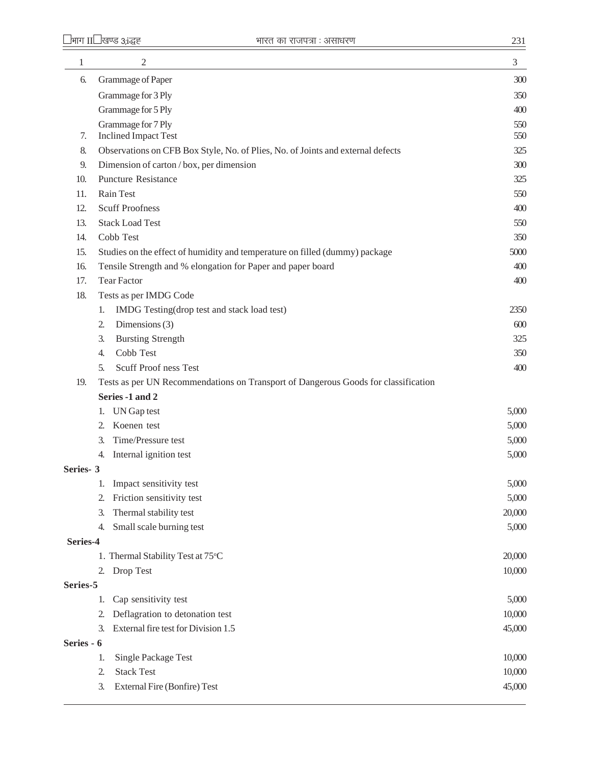| 1 | 2 | 3 |
|---|---|---|
| 6. | Grammage of Paper | 300 |
| | Grammage for 3 Ply | 350 |
| | Grammage for 5 Ply | 400 |
| | Grammage for 7 Ply | 550 |
| 7. | Inclined Impact Test | 550 |
| 8. | Observations on CFB Box Style, No. of Plies, No. of Joints and external defects | 325 |
| 9. | Dimension of carton / box, per dimension | 300 |
| 10. | Puncture Resistance | 325 |
| 11. | Rain Test | 550 |
| 12. | Scuff Proofness | 400 |
| 13. | Stack Load Test | 550 |
| 14. | Cobb Test | 350 |
| 15. | Studies on the effect of humidity and temperature on filled (dummy) package | 5000 |
| 16. | Tensile Strength and % elongation for Paper and paper board | 400 |
| 17. | Tear Factor | 400 |
| 18. | Tests as per IMDG Code | |
| | 1. IMDG Testing(drop test and stack load test) | 2350 |
| | 2. Dimensions (3) | 600 |
| | 3. Bursting Strength | 325 |
| | 4. Cobb Test | 350 |
| | 5. Scuff Proof ness Test | 400 |
| 19. | Tests as per UN Recommendations on Transport of Dangerous Goods for classification | |
| | **Series -1 and 2** | |
| | 1. UN Gap test | 5,000 |
| | 2. Koenen test | 5,000 |
| | 3. Time/Pressure test | 5,000 |
| | 4. Internal ignition test | 5,000 |
| **Series- 3** | | |
| | 1. Impact sensitivity test | 5,000 |
| | 2. Friction sensitivity test | 5,000 |
| | 3. Thermal stability test | 20,000 |
| | 4. Small scale burning test | 5,000 |
| **Series-4** | | |
| | 1. Thermal Stability Test at 75°C | 20,000 |
| | 2. Drop Test | 10,000 |
| **Series-5** | | |
| | 1. Cap sensitivity test | 5,000 |
| | 2. Deflagration to detonation test | 10,000 |
| | 3. External fire test for Division 1.5 | 45,000 |
| **Series - 6** | | |
| | 1. Single Package Test | 10,000 |
| | 2. Stack Test | 10,000 |
| | 3. External Fire (Bonfire) Test | 45,000 |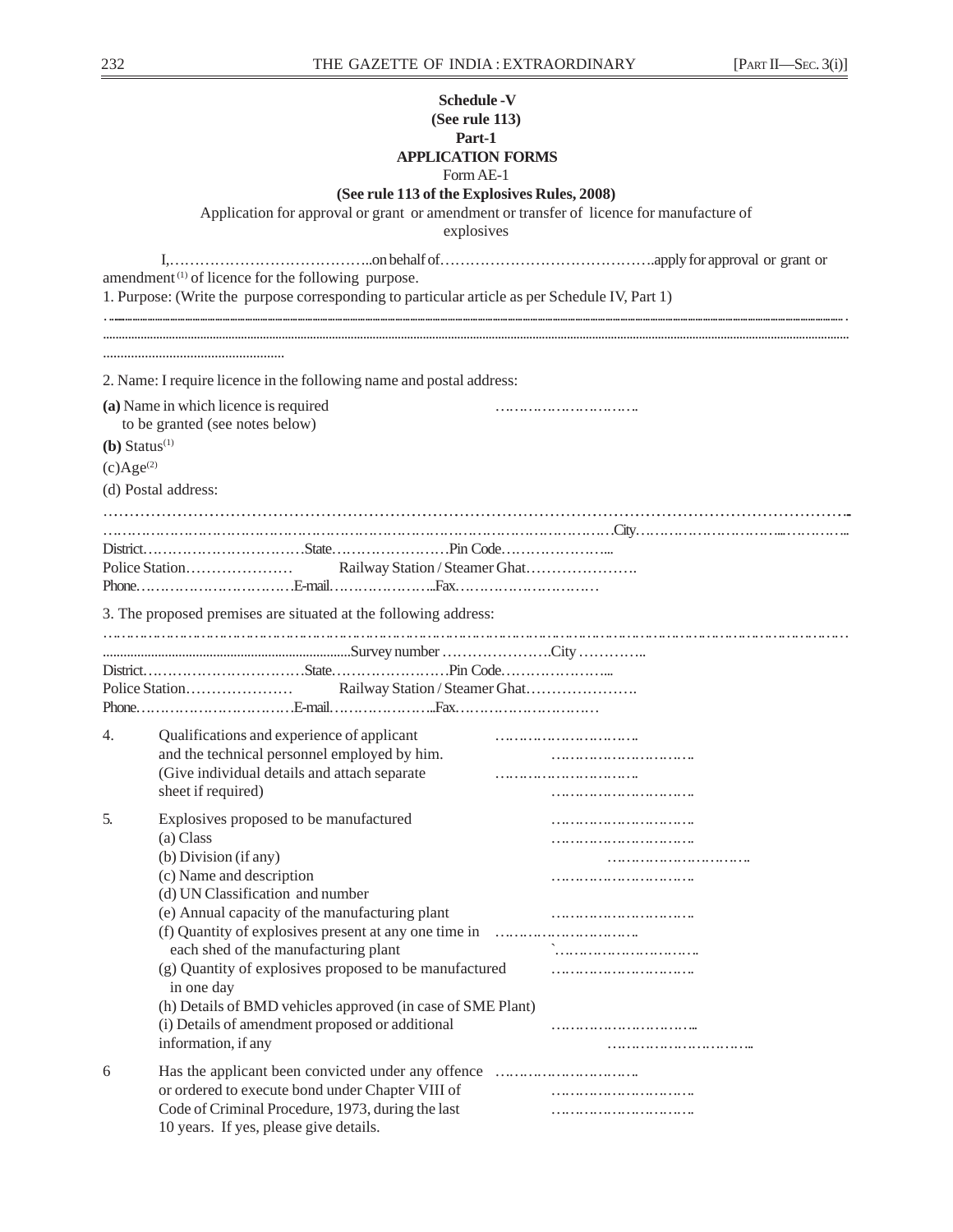**Schedule -V**

**(See rule 113)**

**Part-1**

**APPLICATION FORMS**

Form AE-1

**(See rule 113 of the Explosives Rules, 2008)**

Application for approval or grant or amendment or transfer of licence for manufacture of explosives

I,…………………………………..on behalf of…………………………………….apply for approval or grant or amendment [1] of licence for the following purpose.

1. Purpose: (Write the purpose corresponding to particular article as per Schedule IV, Part 1)

……………………………………………………………………………………………………………………………………

……………………………………………………………………………………………………………………………………

……………………………………………

2. Name: I require licence in the following name and postal address:

**(a)** Name in which licence is required to be granted (see notes below) ………………………..

**(b)** Status[1]

(c)Age[2]

(d) Postal address:

……………………………………………………………………………………………………………………………

……………………………………………………………………………………………………City……………………………..………..

District……………………………State……………………Pin Code…………………...

Police Station………………… Railway Station / Steamer Ghat………………….

Phone……………………………E-mail…………………...Fax…………………………

3. The proposed premises are situated at the following address:

……………………………………………………………………………………………………………………………

........................................................................Survey number ………………….City …………..

District……………………………State……………………Pin Code…………………...

Police Station………………… Railway Station / Steamer Ghat………………….

Phone……………………………E-mail…………………...Fax…………………………

4. Qualifications and experience of applicant and the technical personnel employed by him. (Give individual details and attach separate sheet if required) ……………………….. ……………………….. ……………………….. ………………………..

5. Explosives proposed to be manufactured ………………………..
   (a) Class ………………………..
   (b) Division (if any) ………………………..
   (c) Name and description ………………………..
   (d) UN Classification and number
   (e) Annual capacity of the manufacturing plant ………………………..
   (f) Quantity of explosives present at any one time in each shed of the manufacturing plant ……………………….. `………………………..
   (g) Quantity of explosives proposed to be manufactured in one day ………………………..
   (h) Details of BMD vehicles approved (in case of SME Plant)
   (i) Details of amendment proposed or additional information, if any ………………………... ………………………...

6 Has the applicant been convicted under any offence or ordered to execute bond under Chapter VIII of Code of Criminal Procedure, 1973, during the last 10 years. If yes, please give details. ……………………….. ……………………….. ………………………..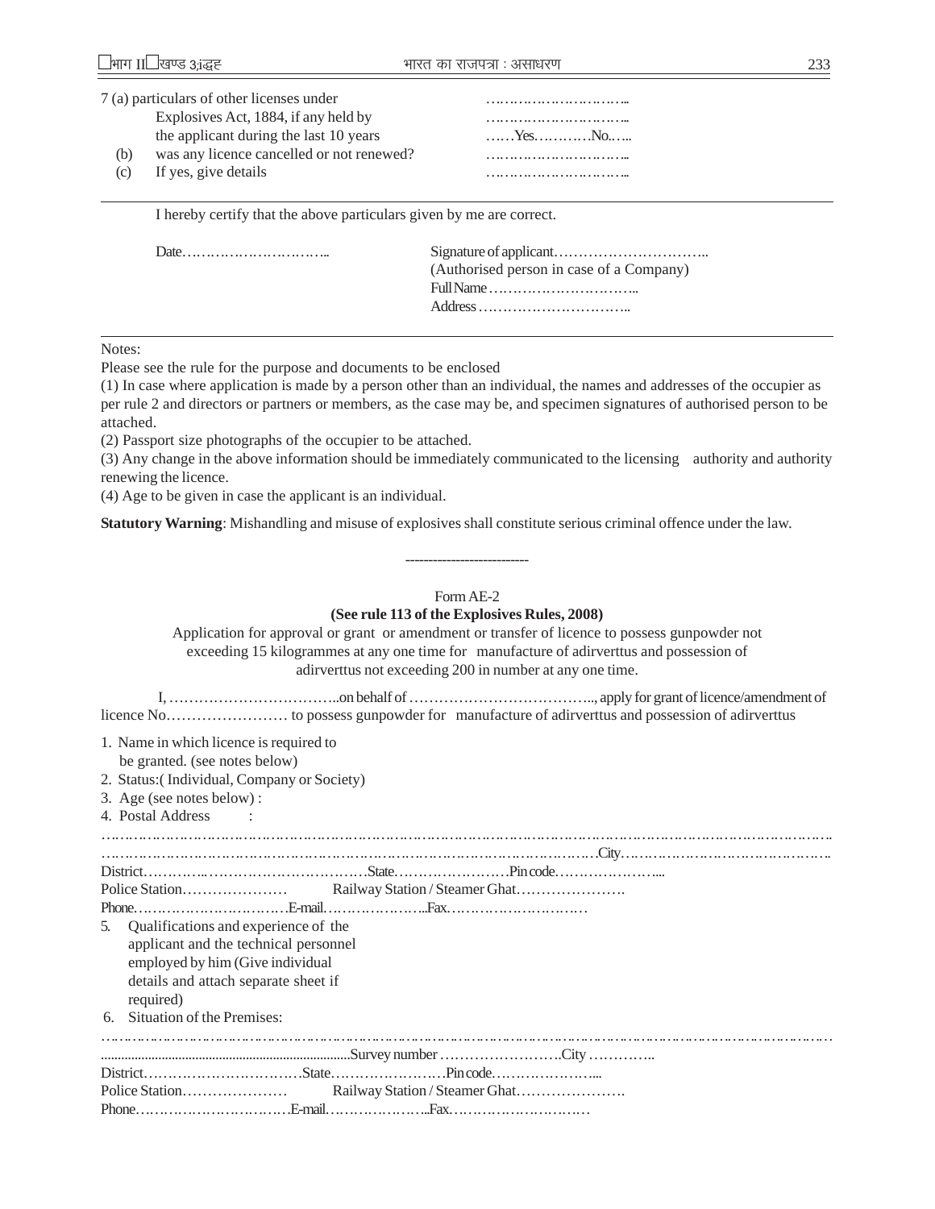7 (a) particulars of other licenses under Explosives Act, 1884, if any held by the applicant during the last 10 years ………………………..
………………………..
……Yes…………No..….

(b) was any licence cancelled or not renewed? ………………………..

(c) If yes, give details ………………………..

I hereby certify that the above particulars given by me are correct.

Date…………………………..

Signature of applicant…………………………..
(Authorised person in case of a Company)
Full Name…………………………..
Address…………………………..

Notes:

Please see the rule for the purpose and documents to be enclosed

(1) In case where application is made by a person other than an individual, the names and addresses of the occupier as per rule 2 and directors or partners or members, as the case may be, and specimen signatures of authorised person to be attached.

(2) Passport size photographs of the occupier to be attached.

(3) Any change in the above information should be immediately communicated to the licensing authority and authority renewing the licence.

(4) Age to be given in case the applicant is an individual.

**Statutory Warning**: Mishandling and misuse of explosives shall constitute serious criminal offence under the law.

---

Form AE-2

**(See rule 113 of the Explosives Rules, 2008)**

Application for approval or grant or amendment or transfer of licence to possess gunpowder not exceeding 15 kilogrammes at any one time for manufacture of adirverttus and possession of adirverttus not exceeding 200 in number at any one time.

I, ……………………………..on behalf of ……………………………….., apply for grant of licence/amendment of licence No…………………… to possess gunpowder for manufacture of adirverttus and possession of adirverttus

1. Name in which licence is required to be granted. (see notes below)
2. Status:( Individual, Company or Society)
3. Age (see notes below) :
4. Postal Address :

…………………………………………………………………………………………………………………………………….
………………………………………………………………………………………………City………………………………………..
District……………………………………………State……………………Pin code…………………...
Police Station………………… Railway Station / Steamer Ghat………………….
Phone……………………………E-mail…………………...Fax…………………………

5. Qualifications and experience of the applicant and the technical personnel employed by him (Give individual details and attach separate sheet if required)
6. Situation of the Premises:

……………………………………………………………………………………………………………………………………
.......................................................................Survey number ……………………..City ………….
District……………………………State……………………Pin code…………………...
Police Station………………… Railway Station / Steamer Ghat………………….
Phone……………………………E-mail…………………...Fax…………………………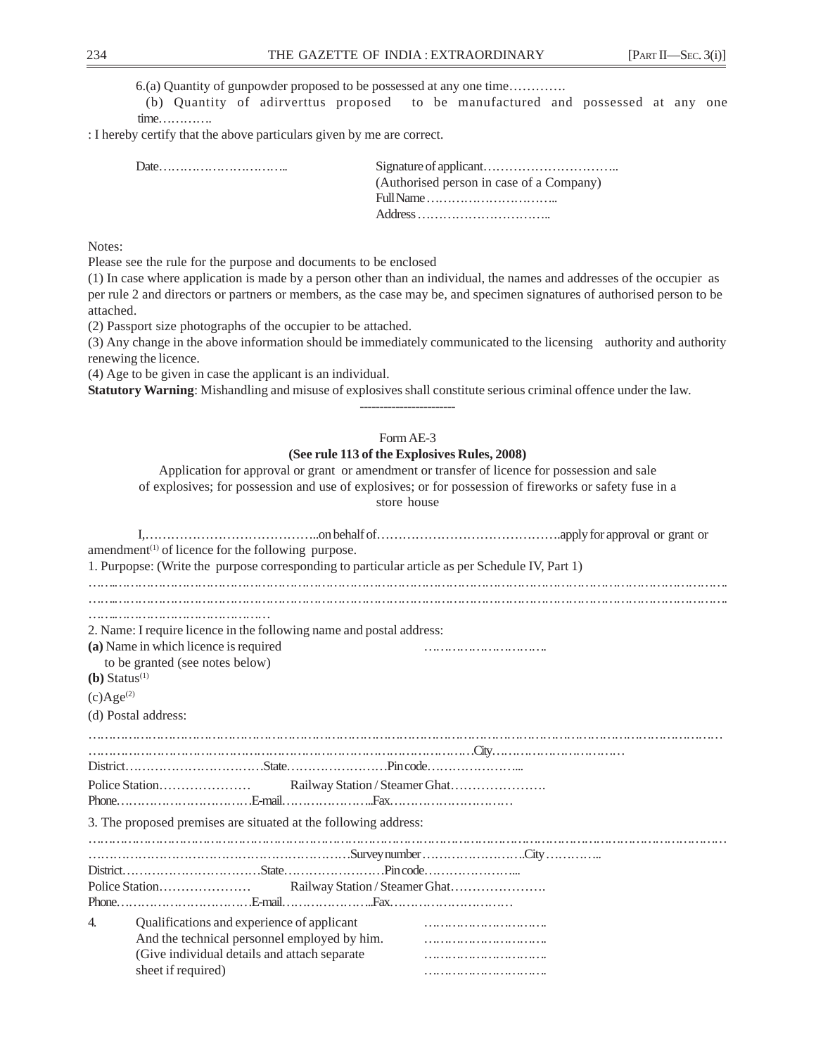6.(a) Quantity of gunpowder proposed to be possessed at any one time………….

(b) Quantity of adirverttus proposed to be manufactured and possessed at any one time………….

: I hereby certify that the above particulars given by me are correct.

Date…………………………..

Signature of applicant…………………………..
(Authorised person in case of a Company)
Full Name …………………………..
Address …………………………..

Notes:

Please see the rule for the purpose and documents to be enclosed

(1) In case where application is made by a person other than an individual, the names and addresses of the occupier as per rule 2 and directors or partners or members, as the case may be, and specimen signatures of authorised person to be attached.

(2) Passport size photographs of the occupier to be attached.

(3) Any change in the above information should be immediately communicated to the licensing authority and authority renewing the licence.

(4) Age to be given in case the applicant is an individual.

**Statutory Warning**: Mishandling and misuse of explosives shall constitute serious criminal offence under the law.

-----------------------

Form AE-3

**(See rule 113 of the Explosives Rules, 2008)**

Application for approval or grant or amendment or transfer of licence for possession and sale of explosives; for possession and use of explosives; or for possession of fireworks or safety fuse in a store house

I,…………………………………..on behalf of…………………………………….apply for approval or grant or amendment[1] of licence for the following purpose.

1. Purpopse: (Write the purpose corresponding to particular article as per Schedule IV, Part 1)

…………………………………………………………………………………………………………………………….
…………………………………………………………………………………………………………………………….
…………………………………………

2. Name: I require licence in the following name and postal address:

**(a)** Name in which licence is required to be granted (see notes below) …………………………..

**(b)** Status[1]

(c)Age[2]

(d) Postal address:

……………………………………………………………………………………………………………………………
…………………………………………………………………………………City…………………………….
District……………………………State……………………Pin code…………………...

Police Station………………… Railway Station / Steamer Ghat………………….

Phone……………………………E-mail…………………...Fax…………………………

3. The proposed premises are situated at the following address:

……………………………………………………………………………………………………………………………
……………………………………………………………Survey number……………………City…………..
District……………………………State……………………Pin code…………………...

Police Station………………… Railway Station / Steamer Ghat………………….

Phone……………………………E-mail…………………...Fax…………………………

4. Qualifications and experience of applicant And the technical personnel employed by him. (Give individual details and attach separate sheet if required)
…………………………..
…………………………..
…………………………..
…………………………..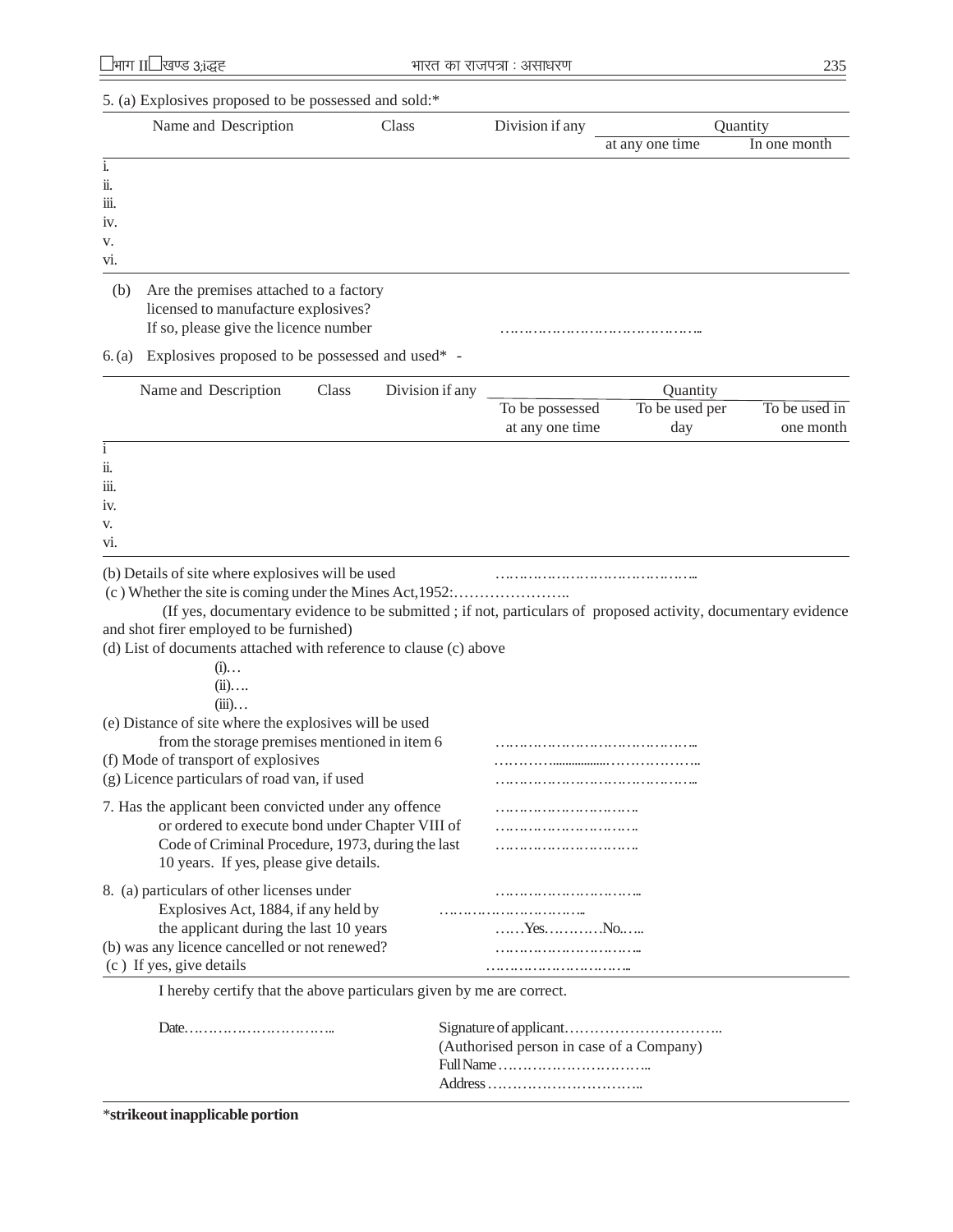5. (a) Explosives proposed to be possessed and sold:*

| | Name and Description | Class | Division if any | Quantity | |
|---|---|---|---|---|---|
| | | | | at any one time | In one month |
| i. | | | | | |
| ii. | | | | | |
| iii. | | | | | |
| iv. | | | | | |
| v. | | | | | |
| vi. | | | | | |

(b) Are the premises attached to a factory licensed to manufacture explosives? If so, please give the licence number ……………………………………

6. (a) Explosives proposed to be possessed and used* -

| | Name and Description | Class | Division if any | Quantity | | |
|---|---|---|---|---|---|---|
| | | | | To be possessed at any one time | To be used per day | To be used in one month |
| i | | | | | | |
| ii. | | | | | | |
| iii. | | | | | | |
| iv. | | | | | | |
| v. | | | | | | |
| vi. | | | | | | |

(b) Details of site where explosives will be used ……………………………………

(c) Whether the site is coming under the Mines Act,1952:…………………..

(If yes, documentary evidence to be submitted ; if not, particulars of proposed activity, documentary evidence and shot firer employed to be furnished)

(d) List of documents attached with reference to clause (c) above

(i)…

(ii)….

(iii)…

(e) Distance of site where the explosives will be used from the storage premises mentioned in item 6 ……………………………………

(f) Mode of transport of explosives ……………………………………

(g) Licence particulars of road van, if used ……………………………………

7. Has the applicant been convicted under any offence or ordered to execute bond under Chapter VIII of Code of Criminal Procedure, 1973, during the last 10 years. If yes, please give details. ………………………… ………………………… …………………………

8. (a) particulars of other licenses under Explosives Act, 1884, if any held by the applicant during the last 10 years ………………………… ………………………… ……Yes…………No..….

(b) was any licence cancelled or not renewed? …………………………

(c) If yes, give details …………………………

I hereby certify that the above particulars given by me are correct.

Date…………………………..

Signature of applicant…………………………..
(Authorised person in case of a Company)
Full Name …………………………..
Address …………………………..

***strikeout inapplicable portion**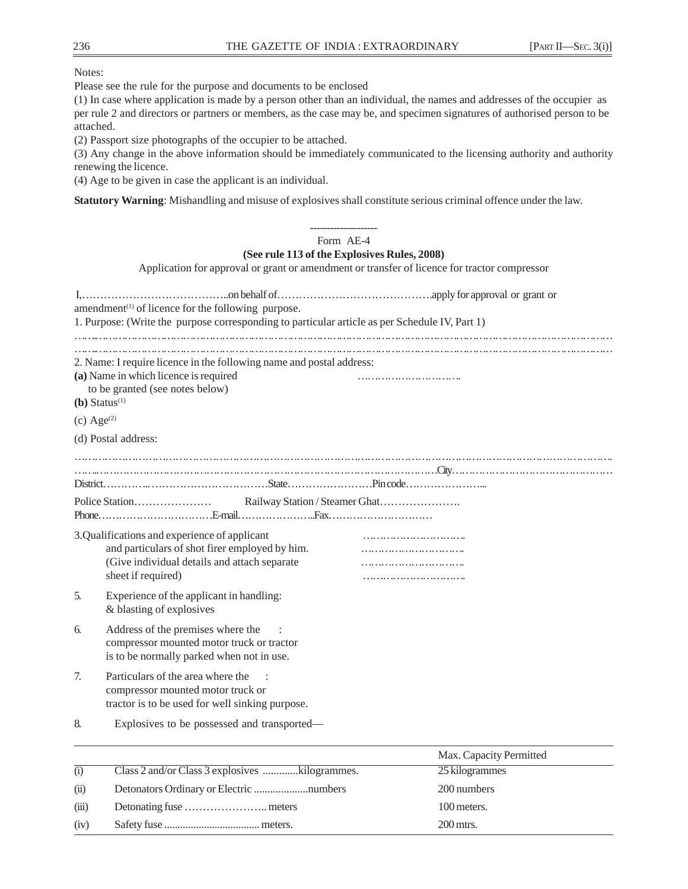Notes:

Please see the rule for the purpose and documents to be enclosed

(1) In case where application is made by a person other than an individual, the names and addresses of the occupier as per rule 2 and directors or partners or members, as the case may be, and specimen signatures of authorised person to be attached.

(2) Passport size photographs of the occupier to be attached.

(3) Any change in the above information should be immediately communicated to the licensing authority and authority renewing the licence.

(4) Age to be given in case the applicant is an individual.

**Statutory Warning**: Mishandling and misuse of explosives shall constitute serious criminal offence under the law.

--------------------

Form AE-4

**(See rule 113 of the Explosives Rules, 2008)**

Application for approval or grant or amendment or transfer of licence for tractor compressor

I,…………………………………..on behalf of…………………………………….apply for approval or grant or amendment[1] of licence for the following purpose.

1. Purpose: (Write the purpose corresponding to particular article as per Schedule IV, Part 1)

……………………………………………………………………………………………………………………………

……………………………………………………………………………………………………………………………

2. Name: I require licence in the following name and postal address:

**(a)** Name in which licence is required to be granted (see notes below) ……………………………..

**(b)** Status[1]

(c) Age[2]

(d) Postal address:

……………………………………………………………………………………………………………………………

…………………………………………………………………………………………………City……………………………………………

District……………………………………………State……………………Pin code…………………...

Police Station………………… Railway Station / Steamer Ghat………………….

Phone……………………………E-mail…………………...Fax…………………………

3. Qualifications and experience of applicant and particulars of shot firer employed by him. (Give individual details and attach separate sheet if required) ……………………………..

5. Experience of the applicant in handling: & blasting of explosives

6. Address of the premises where the compressor mounted motor truck or tractor is to be normally parked when not in use. :

7. Particulars of the area where the compressor mounted motor truck or tractor is to be used for well sinking purpose. :

8. Explosives to be possessed and transported—

| | | Max. Capacity Permitted |
|---|---|---|
| (i) | Class 2 and/or Class 3 explosives .............kilogrammes. | 25 kilogrammes |
| (ii) | Detonators Ordinary or Electric ....................numbers | 200 numbers |
| (iii) | Detonating fuse ………………….. meters | 100 meters. |
| (iv) | Safety fuse .................................... meters. | 200 mtrs. |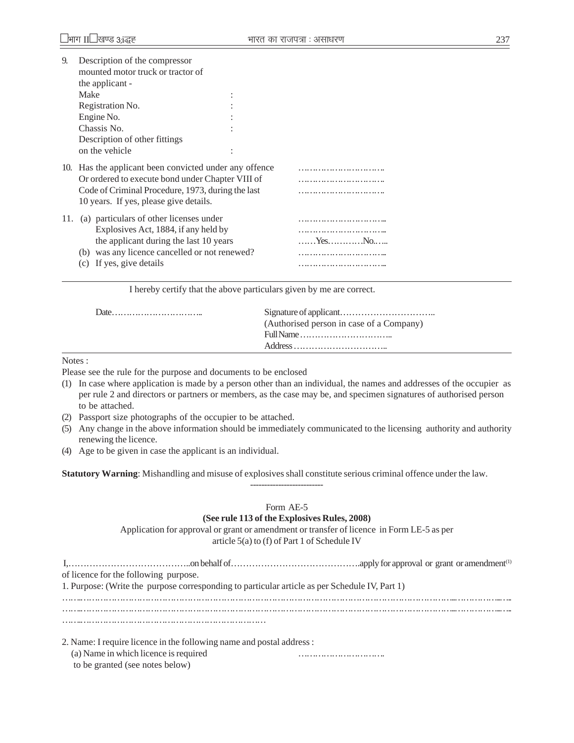9. Description of the compressor mounted motor truck or tractor of the applicant -
   - Make :
   - Registration No. :
   - Engine No. :
   - Chassis No. :
   - Description of other fittings on the vehicle :

10. Has the applicant been convicted under any offence Or ordered to execute bond under Chapter VIII of Code of Criminal Procedure, 1973, during the last 10 years. If yes, please give details. ……………………….. ……………………….. ………………………..

11. (a) particulars of other licenses under Explosives Act, 1884, if any held by the applicant during the last 10 years ……………………….. ………………………..
    (b) was any licence cancelled or not renewed? ……Yes…………No..….
    (c) If yes, give details ……………………….. ………………………..

---

I hereby certify that the above particulars given by me are correct.

Date…………………………..

Signature of applicant…………………………..
(Authorised person in case of a Company)
Full Name …………………………..
Address …………………………..

---

Notes :

Please see the rule for the purpose and documents to be enclosed

(1) In case where application is made by a person other than an individual, the names and addresses of the occupier as per rule 2 and directors or partners or members, as the case may be, and specimen signatures of authorised person to be attached.

(2) Passport size photographs of the occupier to be attached.

(5) Any change in the above information should be immediately communicated to the licensing authority and authority renewing the licence.

(4) Age to be given in case the applicant is an individual.

**Statutory Warning**: Mishandling and misuse of explosives shall constitute serious criminal offence under the law.

---

## Form AE-5

**(See rule 113 of the Explosives Rules, 2008)**

Application for approval or grant or amendment or transfer of licence in Form LE-5 as per article 5(a) to (f) of Part 1 of Schedule IV

I,…………………………………..on behalf of…………………………………….apply for approval or grant or amendment[(1)] of licence for the following purpose.

1. Purpose: (Write the purpose corresponding to particular article as per Schedule IV, Part 1)
……………………………………………………………………………………………………………………………
……………………………………………………………………………………………………………………………
………………………………………………………………

2. Name: I require licence in the following name and postal address :
   (a) Name in which licence is required to be granted (see notes below) ………………………….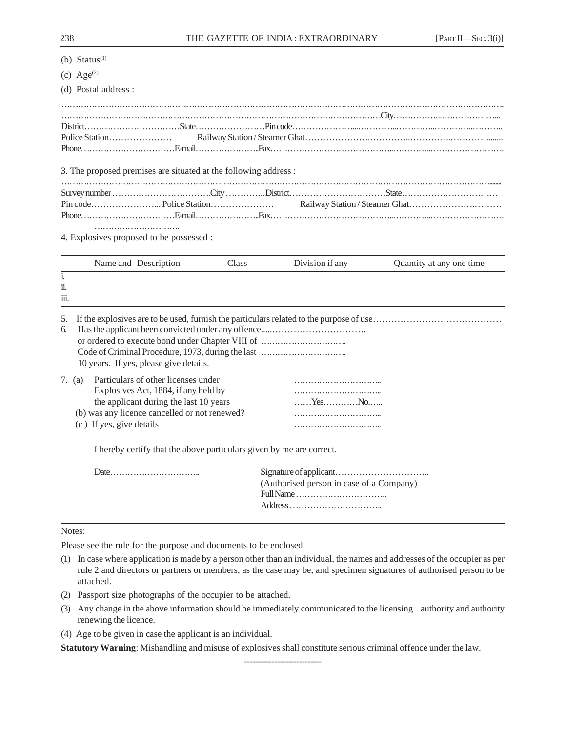(b) Status[1]

(c) Age[2]

(d) Postal address :

……………………………………………………………………………………………………………………………………

……………………………………………………………………………………………City………………………………..

District……………………………State……………………Pin code……………………………………………………..

Police Station………………… Railway Station / Steamer Ghat…………………………………………………………

Phone…………………………E-mail…………………..Fax………………………………………………………………

3. The proposed premises are situated at the following address :

……………………………………………………………………………………………………………………………………

Survey number……………………………City …………..District……………………………State……………………………

Pin code…………………... Police Station………………… Railway Station / Steamer Ghat………………………………

Phone…………………………E-mail…………………..Fax………………………………………………………………

…………………………..

4. Explosives proposed to be possessed :

| | Name and Description | Class | Division if any | Quantity at any one time |
|---|---|---|---|---|
| i. | | | | |
| ii. | | | | |
| iii. | | | | |

5. If the explosives are to be used, furnish the particulars related to the purpose of use……………………………………
6. Has the applicant been convicted under any offence......…………………………. or ordered to execute bond under Chapter VIII of ……………………….. Code of Criminal Procedure, 1973, during the last ……………………….. 10 years. If yes, please give details.

7. (a) Particulars of other licenses under Explosives Act, 1884, if any held by the applicant during the last 10 years ……………………….. ……………………….. ……Yes…………No……
   (b) was any licence cancelled or not renewed? ………………………..
   (c ) If yes, give details ………………………..

I hereby certify that the above particulars given by me are correct.

Date…………………………..

Signature of applicant…………………………..
(Authorised person in case of a Company)
Full Name …………………………..
Address …………………………..

Notes:

Please see the rule for the purpose and documents to be enclosed

(1) In case where application is made by a person other than an individual, the names and addresses of the occupier as per rule 2 and directors or partners or members, as the case may be, and specimen signatures of authorised person to be attached.

(2) Passport size photographs of the occupier to be attached.

(3) Any change in the above information should be immediately communicated to the licensing authority and authority renewing the licence.

(4) Age to be given in case the applicant is an individual.

**Statutory Warning**: Mishandling and misuse of explosives shall constitute serious criminal offence under the law.

---------------------------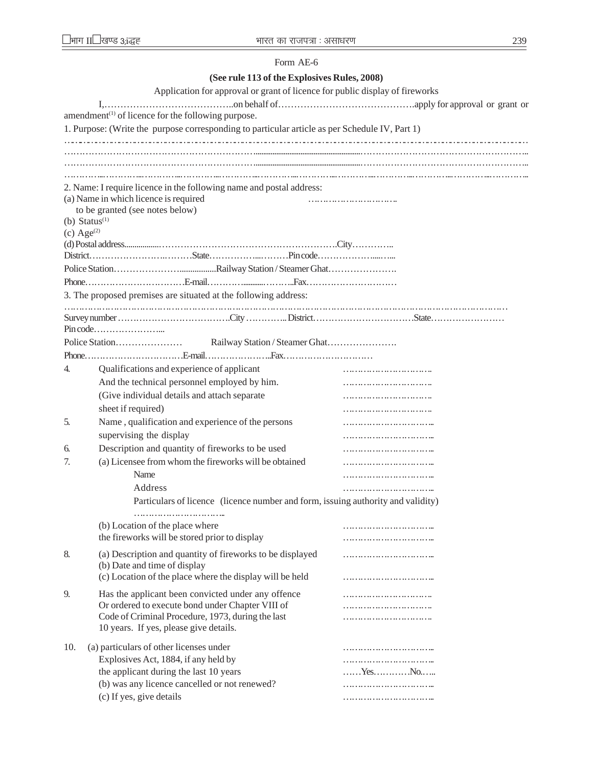Form AE-6

**(See rule 113 of the Explosives Rules, 2008)**

Application for approval or grant of licence for public display of fireworks

I,…………………………………..on behalf of…………………………………….apply for approval or grant or amendment[(1)] of licence for the following purpose.

1. Purpose: (Write the purpose corresponding to particular article as per Schedule IV, Part 1)

………………………………………………………………………………………………………………………………

………………………………………………………………………………………………………………………………

………………………………………………………………………………………………………………………………

………………………………………………………………………………………………………………………………

2. Name: I require licence in the following name and postal address:

(a) Name in which licence is required to be granted (see notes below) ………………………….

(b) Status[(1)]

(c) Age[(2)]

(d) Postal address………………………………………………………………..City…………..

District……………………………State……………….………Pin code…………………......

Police Station…………………................Railway Station / Steamer Ghat………………….

Phone……………………………E-mail……………...........………..Fax…………………………

3. The proposed premises are situated at the following address:

……………………………………………………………………………………………………………………………

Survey number ……………………………….City …………...District……………………………State……………………

Pin code…………………...

Police Station………………… Railway Station / Steamer Ghat………………….

Phone……………………………E-mail…………………...Fax…………………………

4. Qualifications and experience of applicant And the technical personnel employed by him. (Give individual details and attach separate sheet if required) ………………………….

5. Name, qualification and experience of the persons supervising the display ………………………….

6. Description and quantity of fireworks to be used ………………………….

7. (a) Licensee from whom the fireworks will be obtained ………………………….

Name ………………………….

Address ………………………….

Particulars of licence (licence number and form, issuing authority and validity) ………………………….

(b) Location of the place where the fireworks will be stored prior to display ………………………….

8. (a) Description and quantity of fireworks to be displayed ………………………….

(b) Date and time of display

(c) Location of the place where the display will be held ………………………….

9. Has the applicant been convicted under any offence Or ordered to execute bond under Chapter VIII of Code of Criminal Procedure, 1973, during the last 10 years. If yes, please give details. ………………………….

10. (a) particulars of other licenses under Explosives Act, 1884, if any held by the applicant during the last 10 years ……Yes…………No…...

(b) was any licence cancelled or not renewed? ………………………….

(c) If yes, give details ………………………….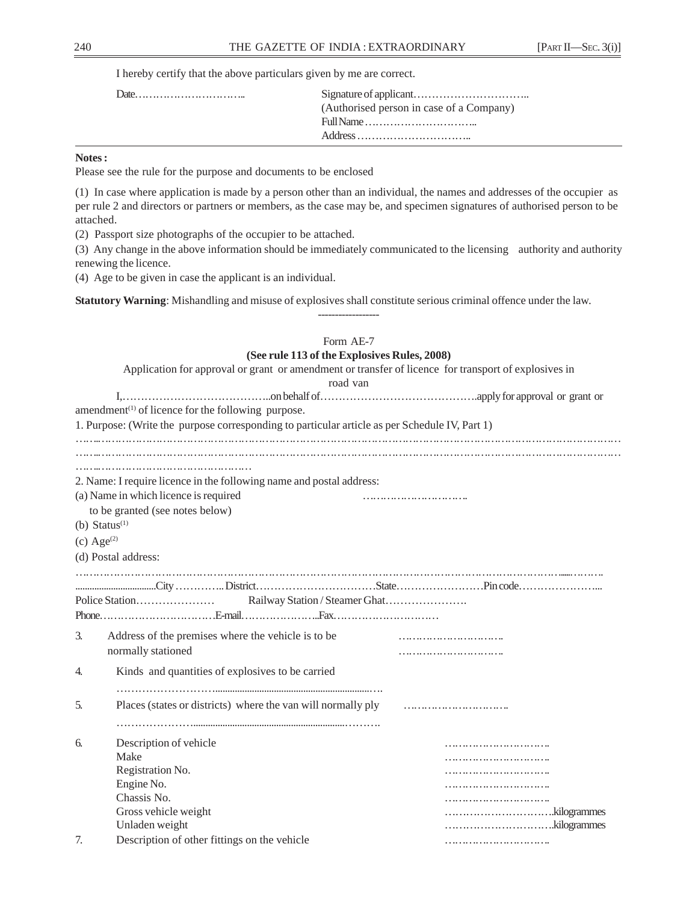I hereby certify that the above particulars given by me are correct.

Date…………………………..  Signature of applicant…………………………..
(Authorised person in case of a Company)
Full Name …………………………..
Address …………………………..

---

**Notes :**

Please see the rule for the purpose and documents to be enclosed

(1) In case where application is made by a person other than an individual, the names and addresses of the occupier as per rule 2 and directors or partners or members, as the case may be, and specimen signatures of authorised person to be attached.

(2) Passport size photographs of the occupier to be attached.

(3) Any change in the above information should be immediately communicated to the licensing authority and authority renewing the licence.

(4) Age to be given in case the applicant is an individual.

**Statutory Warning**: Mishandling and misuse of explosives shall constitute serious criminal offence under the law.

-----------------

Form AE-7

**(See rule 113 of the Explosives Rules, 2008)**

Application for approval or grant or amendment or transfer of licence for transport of explosives in road van

I,…………………………………..on behalf of……………………………………..apply for approval or grant or amendment[(1)] of licence for the following purpose.

1. Purpose: (Write the purpose corresponding to particular article as per Schedule IV, Part 1)

……………………………………………………………………………………………………………………………………
……………………………………………………………………………………………………………………………………
…………………………………………

2. Name: I require licence in the following name and postal address:

(a) Name in which licence is required to be granted (see notes below) …………………………..

(b) Status[(1)]

(c) Age[(2)]

(d) Postal address:

……………………………………………………………………………………………………………………………………
..................................City …………... District……………………………State……………………Pin code…………………...

Police Station………………… Railway Station / Steamer Ghat………………….

Phone……………………………E-mail…………………...Fax…………………………

3. Address of the premises where the vehicle is to be normally stationed …………………………..
…………………………..

4. Kinds and quantities of explosives to be carried

……………………….................................................................….

5. Places (states or districts) where the van will normally ply …………………………..

………………….............................................................………..

6. Description of vehicle …………………………..
Make …………………………..
Registration No. …………………………..
Engine No. …………………………..
Chassis No. …………………………..
Gross vehicle weight …………………………..kilogrammes
Unladen weight …………………………..kilogrammes

7. Description of other fittings on the vehicle …………………………..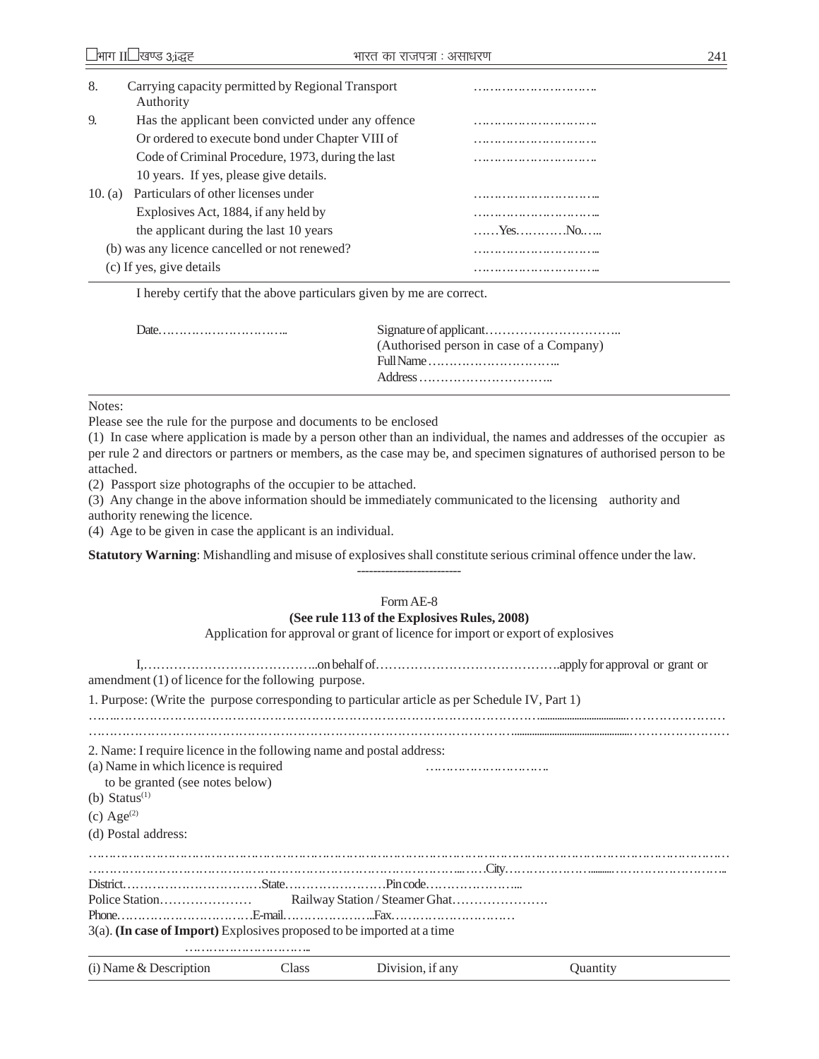8. Carrying capacity permitted by Regional Transport Authority …………………………

9. Has the applicant been convicted under any offence Or ordered to execute bond under Chapter VIII of Code of Criminal Procedure, 1973, during the last 10 years. If yes, please give details. …………………………

10. (a) Particulars of other licenses under Explosives Act, 1884, if any held by the applicant during the last 10 years ……Yes…………No……

(b) was any licence cancelled or not renewed? …………………………

(c) If yes, give details …………………………

I hereby certify that the above particulars given by me are correct.

Date…………………………..

Signature of applicant…………………………..
(Authorised person in case of a Company)
Full Name …………………………..
Address …………………………..

Notes:

Please see the rule for the purpose and documents to be enclosed

(1) In case where application is made by a person other than an individual, the names and addresses of the occupier as per rule 2 and directors or partners or members, as the case may be, and specimen signatures of authorised person to be attached.

(2) Passport size photographs of the occupier to be attached.

(3) Any change in the above information should be immediately communicated to the licensing authority and authority renewing the licence.

(4) Age to be given in case the applicant is an individual.

**Statutory Warning**: Mishandling and misuse of explosives shall constitute serious criminal offence under the law.

---

Form AE-8

**(See rule 113 of the Explosives Rules, 2008)**

Application for approval or grant of licence for import or export of explosives

I,…………………………………..on behalf of…………………………………….apply for approval or grant or amendment (1) of licence for the following purpose.

1. Purpose: (Write the purpose corresponding to particular article as per Schedule IV, Part 1)

……………………………………………………………………………………………………………………………

……………………………………………………………………………………………………………………………

2. Name: I require licence in the following name and postal address:

(a) Name in which licence is required to be granted (see notes below) …………………………

(b) Status(1)

(c) Age(2)

(d) Postal address:

……………………………………………………………………………………………………………………………

………………………………………………………………………………………City………………………………………

District……………………………State……………………Pin code…………………...

Police Station………………… Railway Station / Steamer Ghat………………….

Phone……………………………E-mail…………………...Fax…………………………

3(a). **(In case of Import)** Explosives proposed to be imported at a time

…………………………..

| (i) Name & Description | Class | Division, if any | Quantity |
|---|---|---|---|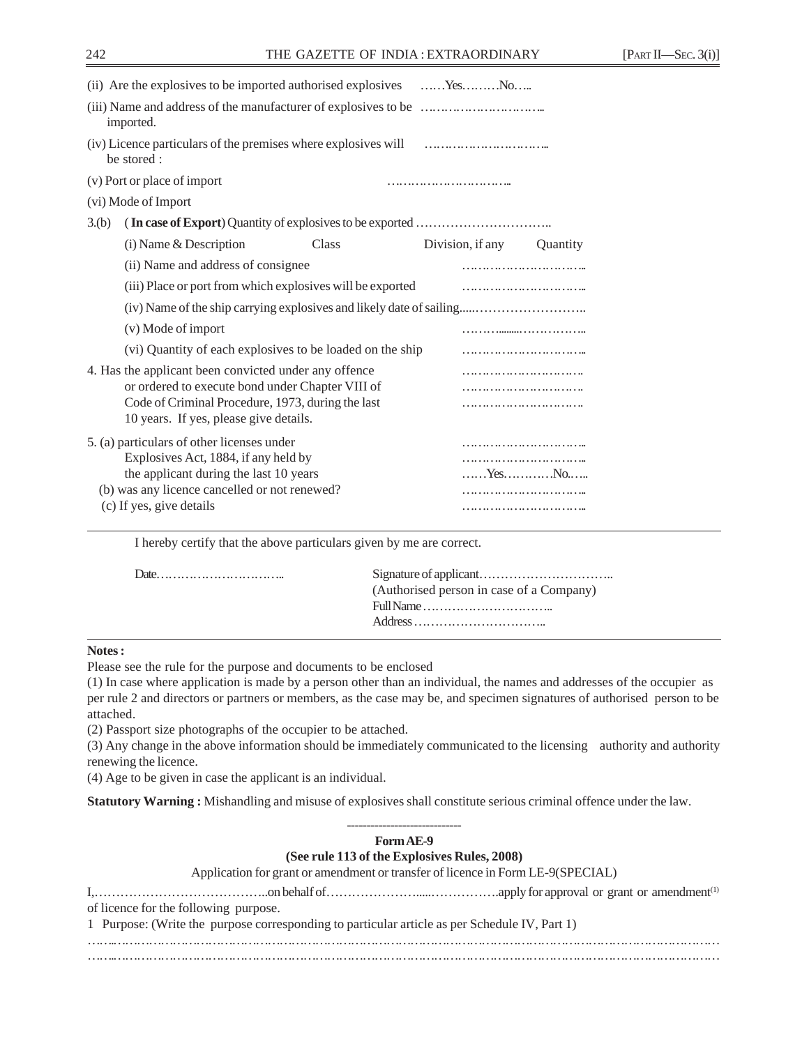(ii) Are the explosives to be imported authorised explosives ……Yes………No…..

(iii) Name and address of the manufacturer of explosives to be imported. …………………………..

(iv) Licence particulars of the premises where explosives will be stored : …………………………..

(v) Port or place of import …………………………..

(vi) Mode of Import

3.(b) (**In case of Export**) Quantity of explosives to be exported …………………………..

| (i) Name & Description | Class | Division, if any | Quantity |
|---|---|---|---|

(ii) Name and address of consignee …………………………..

(iii) Place or port from which explosives will be exported …………………………..

(iv) Name of the ship carrying explosives and likely date of sailing……………………………..

(v) Mode of import …………………………..

(vi) Quantity of each explosives to be loaded on the ship …………………………..

4. Has the applicant been convicted under any offence or ordered to execute bond under Chapter VIII of Code of Criminal Procedure, 1973, during the last 10 years. If yes, please give details. …………………………..

5. (a) particulars of other licenses under Explosives Act, 1884, if any held by the applicant during the last 10 years …………………………..

(b) was any licence cancelled or not renewed? ……Yes…………No……

(c) If yes, give details …………………………..

---

I hereby certify that the above particulars given by me are correct.

Date…………………………..

Signature of applicant…………………………..
(Authorised person in case of a Company)
Full Name …………………………..
Address …………………………..

---

**Notes :**

Please see the rule for the purpose and documents to be enclosed

(1) In case where application is made by a person other than an individual, the names and addresses of the occupier as per rule 2 and directors or partners or members, as the case may be, and specimen signatures of authorised person to be attached.

(2) Passport size photographs of the occupier to be attached.

(3) Any change in the above information should be immediately communicated to the licensing authority and authority renewing the licence.

(4) Age to be given in case the applicant is an individual.

**Statutory Warning :** Mishandling and misuse of explosives shall constitute serious criminal offence under the law.

---

**Form AE-9**

**(See rule 113 of the Explosives Rules, 2008)**

Application for grant or amendment or transfer of licence in Form LE-9(SPECIAL)

I,…………………………………..on behalf of…………………………………….apply for approval or grant or amendment[(1)] of licence for the following purpose.

1 Purpose: (Write the purpose corresponding to particular article as per Schedule IV, Part 1)

……………………………………………………………………………………………………………………………

……………………………………………………………………………………………………………………………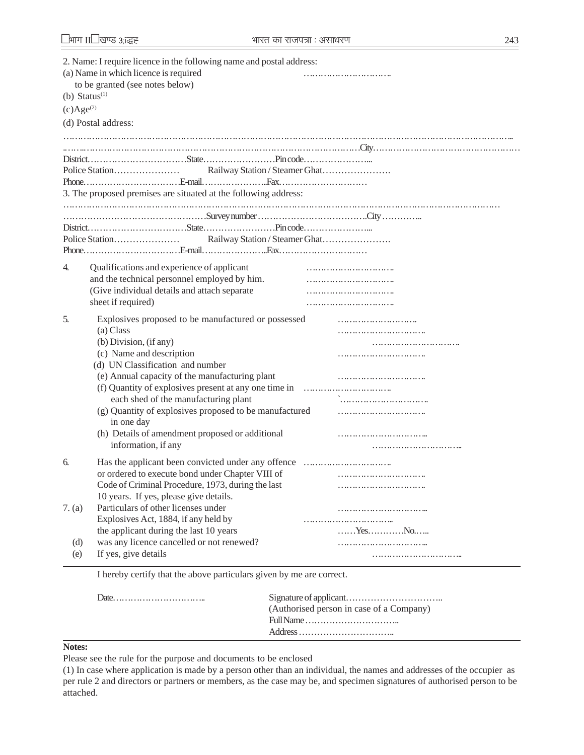2. Name: I require licence in the following name and postal address:

(a) Name in which licence is required to be granted (see notes below) ………………………..

(b) Status[(1)]

(c) Age[(2)]

(d) Postal address:

……………………………………………………………………………………………………………………………..

……..………………………………………………………………………………City……………………………………………

District……………………………State……………………Pin code…………………...

Police Station………………… Railway Station / Steamer Ghat………………….

Phone……………………………E-mail…………………...Fax…………………………

3. The proposed premises are situated at the following address:

………………………………………………………………………………………………………………………

…………………………………………Survey number ……………………………..City …………..

District……………………………State……………………Pin code…………………...

Police Station………………… Railway Station / Steamer Ghat………………….

Phone……………………………E-mail…………………...Fax…………………………

4. Qualifications and experience of applicant and the technical personnel employed by him. (Give individual details and attach separate sheet if required) ………………………..

5. Explosives proposed to be manufactured or possessed ……………………..
   - (a) Class ………………………..
   - (b) Division, (if any) ………………………..
   - (c) Name and description ………………………..
   - (d) UN Classification and number
   - (e) Annual capacity of the manufacturing plant ………………………..
   - (f) Quantity of explosives present at any one time in each shed of the manufacturing plant ………………………..
   - (g) Quantity of explosives proposed to be manufactured in one day ………………………..
   - (h) Details of amendment proposed or additional information, if any ………………………...

6. Has the applicant been convicted under any offence or ordered to execute bond under Chapter VIII of Code of Criminal Procedure, 1973, during the last 10 years. If yes, please give details. ………………………..

7. (a) Particulars of other licenses under Explosives Act, 1884, if any held by the applicant during the last 10 years ……Yes…………No…..

   (d) was any licence cancelled or not renewed? ………………………...

   (e) If yes, give details ………………………...

I hereby certify that the above particulars given by me are correct.

Date…………………………..

Signature of applicant…………………………..
(Authorised person in case of a Company)
Full Name …………………………..
Address …………………………..

**Notes:**

Please see the rule for the purpose and documents to be enclosed

(1) In case where application is made by a person other than an individual, the names and addresses of the occupier as per rule 2 and directors or partners or members, as the case may be, and specimen signatures of authorised person to be attached.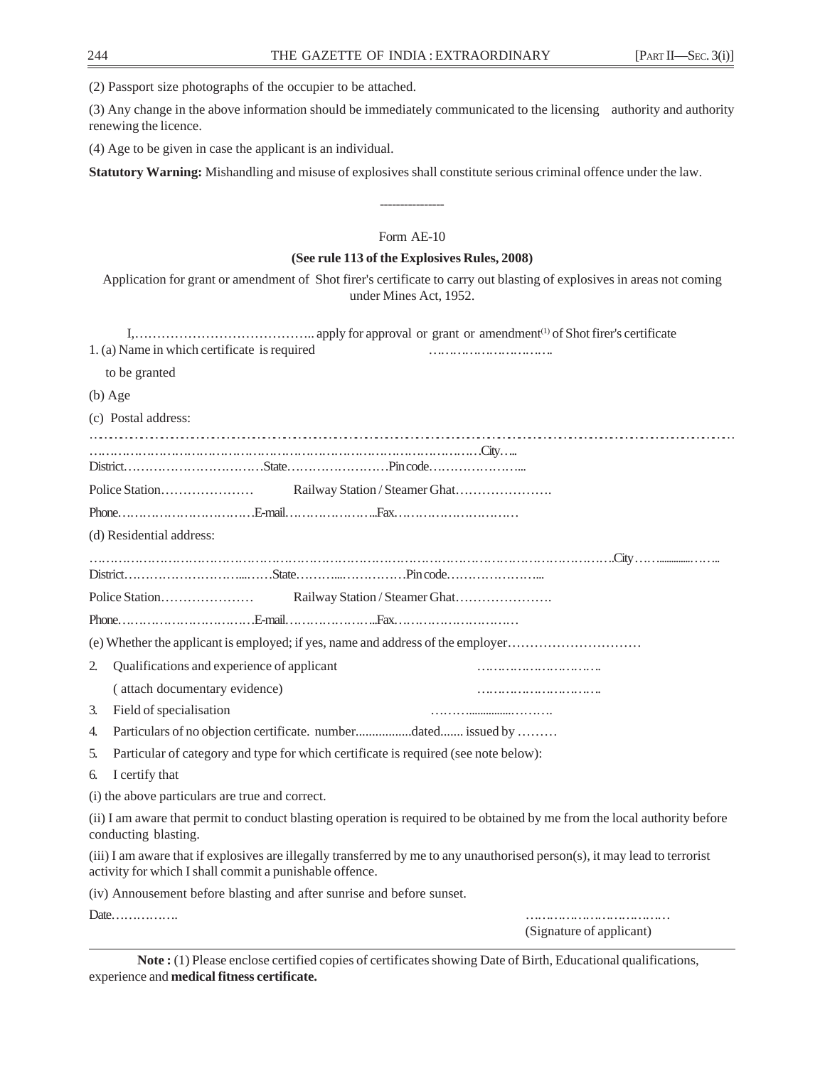(2) Passport size photographs of the occupier to be attached.

(3) Any change in the above information should be immediately communicated to the licensing authority and authority renewing the licence.

(4) Age to be given in case the applicant is an individual.

**Statutory Warning:** Mishandling and misuse of explosives shall constitute serious criminal offence under the law.

---------------

Form AE-10

**(See rule 113 of the Explosives Rules, 2008)**

Application for grant or amendment of Shot firer's certificate to carry out blasting of explosives in areas not coming under Mines Act, 1952.

I,………………………………….. apply for approval or grant or amendment(1) of Shot firer's certificate

1. (a) Name in which certificate is required to be granted ………………………..

(b) Age

(c) Postal address:

…………………………………………………………………………………………………………………………

………………………………………………………………………………….City…..

District……………………………State……………………Pin code…………………...

Police Station………………… Railway Station / Steamer Ghat………………….

Phone……………………………E-mail…………………...Fax…………………………

(d) Residential address:

……………………………………………………………………………………………………………….City……...............……..

District…………………………......……State………....……………Pin code…………………...

Police Station………………… Railway Station / Steamer Ghat………………….

Phone……………………………E-mail…………………...Fax…………………………

(e) Whether the applicant is employed; if yes, name and address of the employer…………………………

2. Qualifications and experience of applicant ………………………..
   ( attach documentary evidence) ………………………..
3. Field of specialisation ……….................……….
4. Particulars of no objection certificate. number.................dated....... issued by ………
5. Particular of category and type for which certificate is required (see note below):
6. I certify that

(i) the above particulars are true and correct.

(ii) I am aware that permit to conduct blasting operation is required to be obtained by me from the local authority before conducting blasting.

(iii) I am aware that if explosives are illegally transferred by me to any unauthorised person(s), it may lead to terrorist activity for which I shall commit a punishable offence.

(iv) Annousement before blasting and after sunrise and before sunset.

Date…………….

……………………………
(Signature of applicant)

**Note :** (1) Please enclose certified copies of certificates showing Date of Birth, Educational qualifications, experience and **medical fitness certificate.**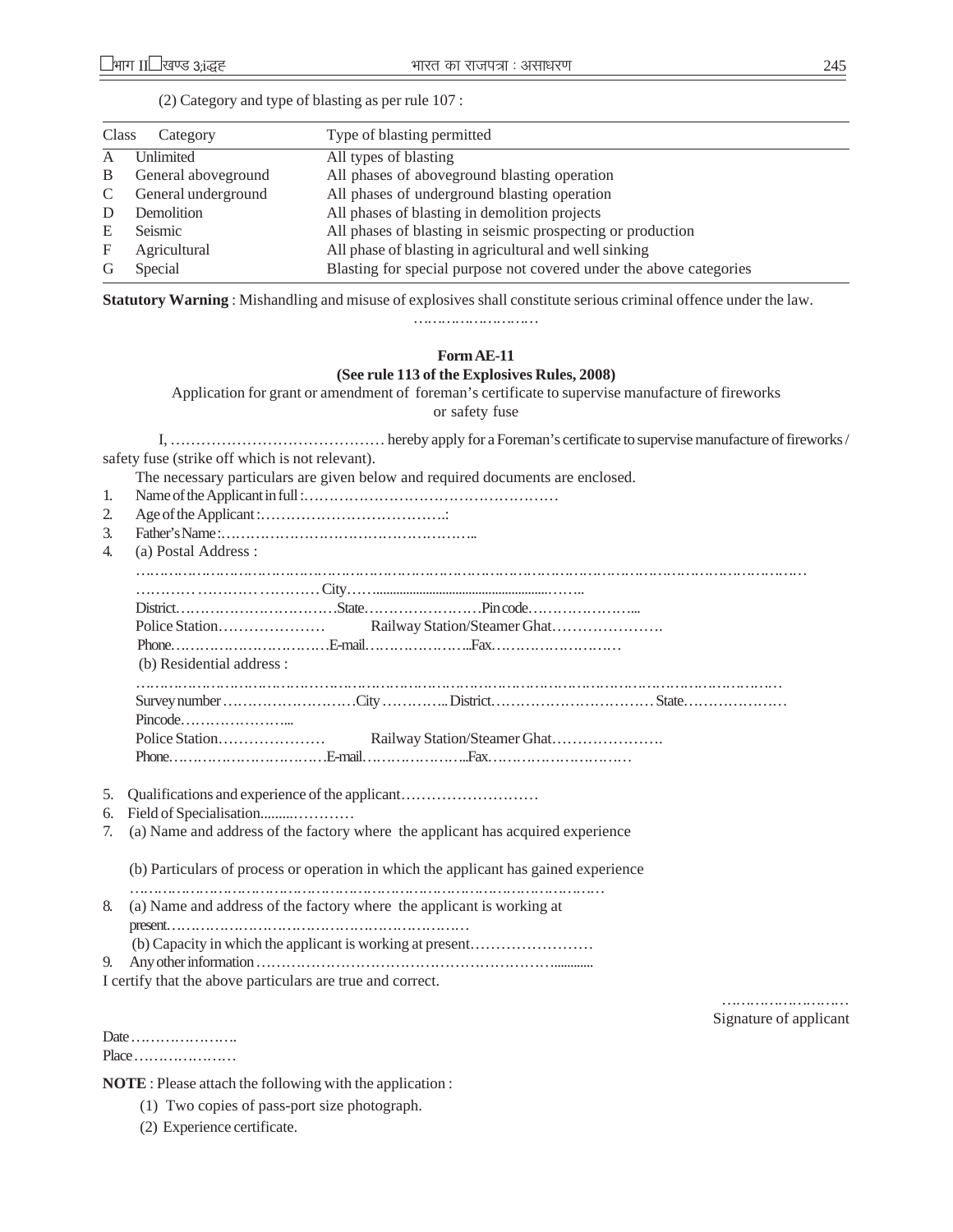(2) Category and type of blasting as per rule 107 :

| Class | Category | Type of blasting permitted |
|---|---|---|
| A | Unlimited | All types of blasting |
| B | General aboveground | All phases of aboveground blasting operation |
| C | General underground | All phases of underground blasting operation |
| D | Demolition | All phases of blasting in demolition projects |
| E | Seismic | All phases of blasting in seismic prospecting or production |
| F | Agricultural | All phase of blasting in agricultural and well sinking |
| G | Special | Blasting for special purpose not covered under the above categories |

**Statutory Warning** : Mishandling and misuse of explosives shall constitute serious criminal offence under the law.

………………………

**Form AE-11**

**(See rule 113 of the Explosives Rules, 2008)**

Application for grant or amendment of foreman's certificate to supervise manufacture of fireworks or safety fuse

I, …………………………………… hereby apply for a Foreman's certificate to supervise manufacture of fireworks / safety fuse (strike off which is not relevant).

The necessary particulars are given below and required documents are enclosed.

1. Name of the Applicant in full :……………………………………………
2. Age of the Applicant :………………………………..:
3. Father's Name :……………………………………………..
4. (a) Postal Address :

   ……………………………………………………………………………………………………………………

   ……… ……… ………… City……...................................................……..

   District……………………………State……………………Pin code…………………...

   Police Station………………… Railway Station/Steamer Ghat………………….

   Phone……………………………E-mail…………………...Fax………………………

   (b) Residential address :

   ……………………………………………………………………………………………………………………

   Survey number ………………………City ………….. District…………………………… State…………………

   Pincode…………………...

   Police Station………………… Railway Station/Steamer Ghat………………….

   Phone…………………………….E-mail…………………...Fax…………………………

5. Qualifications and experience of the applicant………………………
6. Field of Specialisation..........…………
7. (a) Name and address of the factory where the applicant has acquired experience

   (b) Particulars of process or operation in which the applicant has gained experience

   ………………………………………………………………………………………
8. (a) Name and address of the factory where the applicant is working at present……………………………………………………

   (b) Capacity in which the applicant is working at present……………………
9. Any other information ……………………………………………………….............

I certify that the above particulars are true and correct.

………………………
Signature of applicant

Date …………………..

Place …………………

**NOTE** : Please attach the following with the application :

(1) Two copies of pass-port size photograph.

(2) Experience certificate.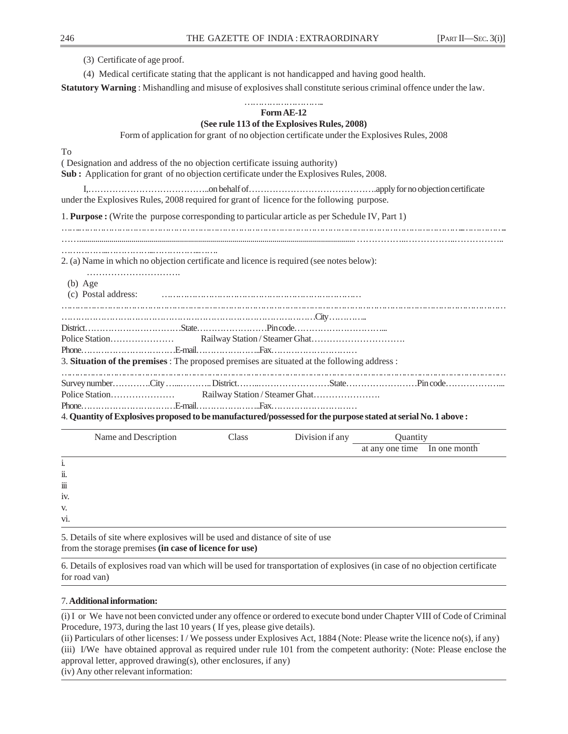(3) Certificate of age proof.

(4) Medical certificate stating that the applicant is not handicapped and having good health.

**Statutory Warning** : Mishandling and misuse of explosives shall constitute serious criminal offence under the law.

………………………..

**Form AE-12**

**(See rule 113 of the Explosives Rules, 2008)**

Form of application for grant of no objection certificate under the Explosives Rules, 2008

To

( Designation and address of the no objection certificate issuing authority)

**Sub :** Application for grant of no objection certificate under the Explosives Rules, 2008.

I,…………………………………..on behalf of…………………………………….apply for no objection certificate under the Explosives Rules, 2008 required for grant of licence for the following purpose.

1. **Purpose :** (Write the purpose corresponding to particular article as per Schedule IV, Part 1)

…………………………………………………………………………………………………………………………………………………………………………………………………………………………………………………………………………………………………………………………………………..

2. (a) Name in which no objection certificate and licence is required (see notes below):

………………………….

(b) Age

(c) Postal address: ……………………………………………………………

…………………………………………………………………………………………………………………………………………………………………………………………City………….

District……………………………State……………………Pin code…………………………...

Police Station………………… Railway Station / Steamer Ghat………………………….

Phone…………………………E-mail………………...Fax…………………………

3. **Situation of the premises** : The proposed premises are situated at the following address :

……………………………………………………………………………………………………………………………………………

Survey number…………City …...……….. District……...……………………State……………………Pin code………………...

Police Station………………… Railway Station / Steamer Ghat………………….

Phone…………………………E-mail………………...Fax…………………………

4. **Quantity of Explosives proposed to be manufactured/possessed for the purpose stated at serial No. 1 above :**

| | Name and Description | Class | Division if any | Quantity | |
|---|---|---|---|---|---|
| | | | | at any one time | In one month |
| i. | | | | | |
| ii. | | | | | |
| iii | | | | | |
| iv. | | | | | |
| v. | | | | | |
| vi. | | | | | |

5. Details of site where explosives will be used and distance of site of use from the storage premises **(in case of licence for use)**

6. Details of explosives road van which will be used for transportation of explosives (in case of no objection certificate for road van)

7. **Additional information:**

(i) I or We have not been convicted under any offence or ordered to execute bond under Chapter VIII of Code of Criminal Procedure, 1973, during the last 10 years ( If yes, please give details).

(ii) Particulars of other licenses: I / We possess under Explosives Act, 1884 (Note: Please write the licence no(s), if any)

(iii) I/We have obtained approval as required under rule 101 from the competent authority: (Note: Please enclose the approval letter, approved drawing(s), other enclosures, if any)

(iv) Any other relevant information: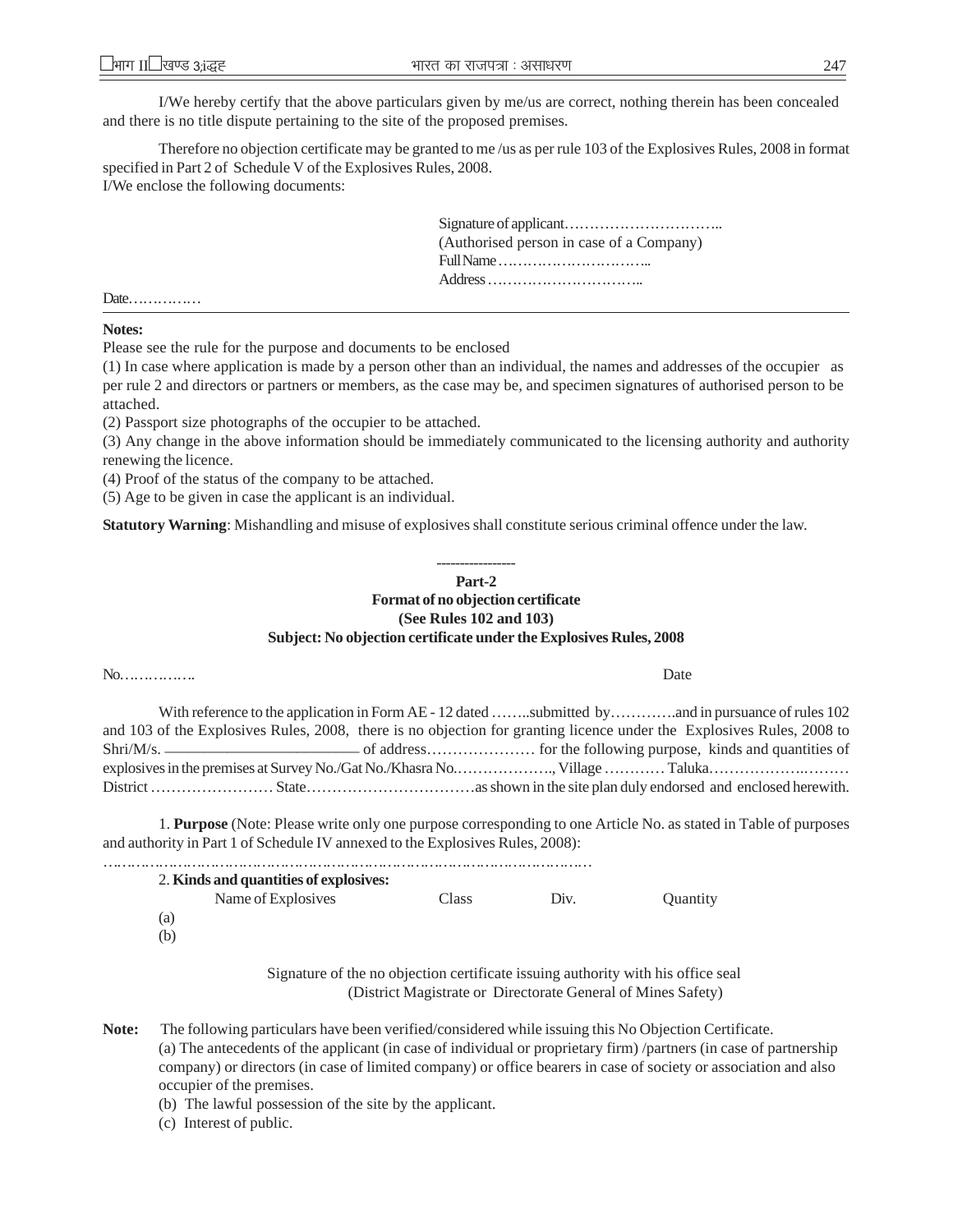I/We hereby certify that the above particulars given by me/us are correct, nothing therein has been concealed and there is no title dispute pertaining to the site of the proposed premises.

Therefore no objection certificate may be granted to me /us as per rule 103 of the Explosives Rules, 2008 in format specified in Part 2 of Schedule V of the Explosives Rules, 2008.
I/We enclose the following documents:

Signature of applicant…………………………..
(Authorised person in case of a Company)
Full Name …………………………..
Address …………………………..

Date……………

---

**Notes:**

Please see the rule for the purpose and documents to be enclosed

(1) In case where application is made by a person other than an individual, the names and addresses of the occupier as per rule 2 and directors or partners or members, as the case may be, and specimen signatures of authorised person to be attached.

(2) Passport size photographs of the occupier to be attached.

(3) Any change in the above information should be immediately communicated to the licensing authority and authority renewing the licence.

(4) Proof of the status of the company to be attached.

(5) Age to be given in case the applicant is an individual.

**Statutory Warning**: Mishandling and misuse of explosives shall constitute serious criminal offence under the law.

-----------------

**Part-2**

**Format of no objection certificate**

**(See Rules 102 and 103)**

**Subject: No objection certificate under the Explosives Rules, 2008**

No…………….. Date

With reference to the application in Form AE - 12 dated ……..submitted by………….and in pursuance of rules 102 and 103 of the Explosives Rules, 2008, there is no objection for granting licence under the Explosives Rules, 2008 to Shri/M/s. ________________________ of address………………… for the following purpose, kinds and quantities of explosives in the premises at Survey No./Gat No./Khasra No.………………., Village ………… Taluka…………….……… District …………………… State……………………………as shown in the site plan duly endorsed and enclosed herewith.

1. **Purpose** (Note: Please write only one purpose corresponding to one Article No. as stated in Table of purposes and authority in Part 1 of Schedule IV annexed to the Explosives Rules, 2008):

……………………………………………………………………………………………

2. **Kinds and quantities of explosives:**

| | Name of Explosives | Class | Div. | Quantity |
|---|---|---|---|---|
| (a) | | | | |
| (b) | | | | |

Signature of the no objection certificate issuing authority with his office seal
(District Magistrate or Directorate General of Mines Safety)

**Note:** The following particulars have been verified/considered while issuing this No Objection Certificate.

(a) The antecedents of the applicant (in case of individual or proprietary firm) /partners (in case of partnership company) or directors (in case of limited company) or office bearers in case of society or association and also occupier of the premises.

(b) The lawful possession of the site by the applicant.

(c) Interest of public.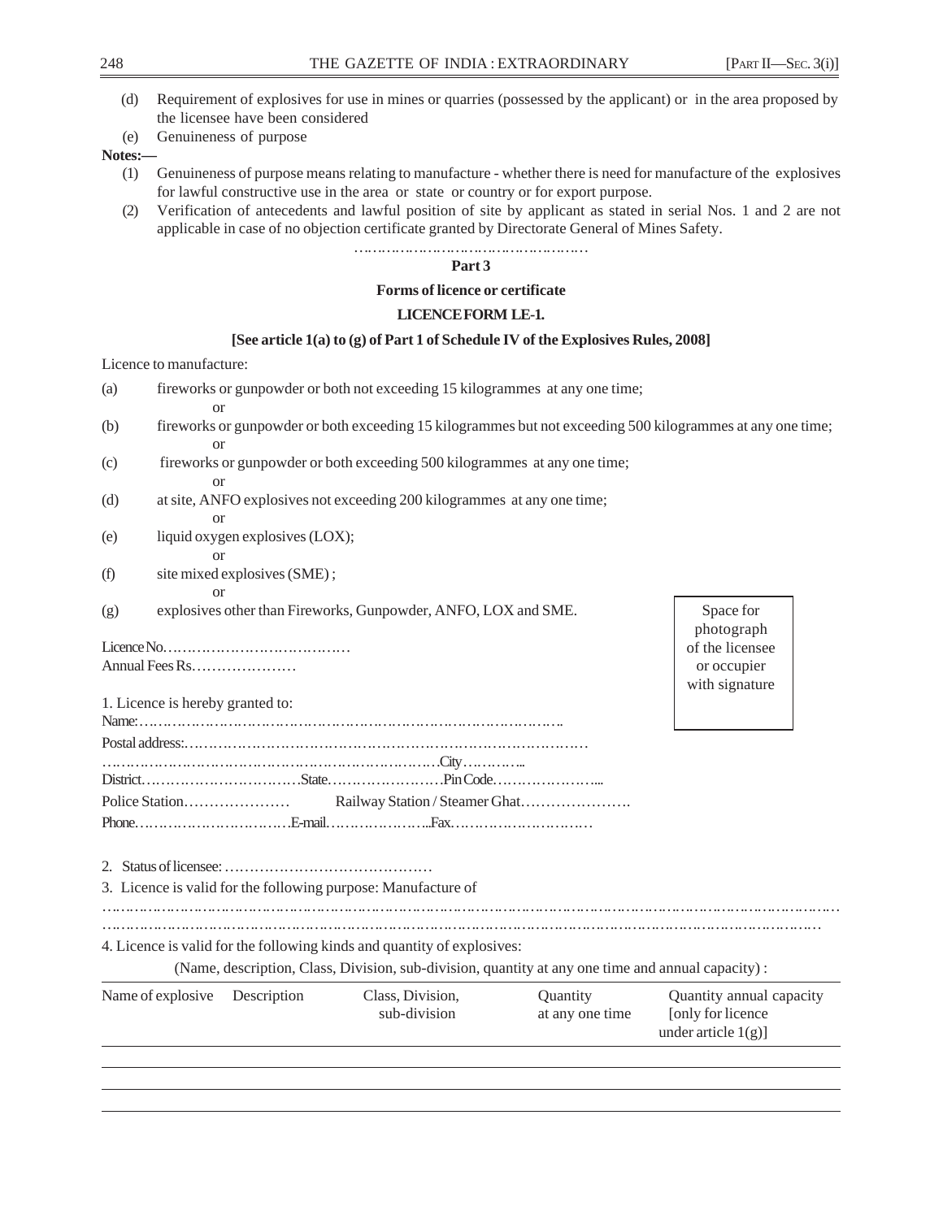(d) Requirement of explosives for use in mines or quarries (possessed by the applicant) or in the area proposed by the licensee have been considered

(e) Genuineness of purpose

**Notes:—**

(1) Genuineness of purpose means relating to manufacture - whether there is need for manufacture of the explosives for lawful constructive use in the area or state or country or for export purpose.

(2) Verification of antecedents and lawful position of site by applicant as stated in serial Nos. 1 and 2 are not applicable in case of no objection certificate granted by Directorate General of Mines Safety.

…………………………………………

**Part 3**

**Forms of licence or certificate**

**LICENCE FORM LE-1.**

**[See article 1(a) to (g) of Part 1 of Schedule IV of the Explosives Rules, 2008]**

Licence to manufacture:

(a) fireworks or gunpowder or both not exceeding 15 kilogrammes at any one time;

or

(b) fireworks or gunpowder or both exceeding 15 kilogrammes but not exceeding 500 kilogrammes at any one time;

or

(c) fireworks or gunpowder or both exceeding 500 kilogrammes at any one time;

or

(d) at site, ANFO explosives not exceeding 200 kilogrammes at any one time;

or

(e) liquid oxygen explosives (LOX);

or

(f) site mixed explosives (SME) ;

or

(g) explosives other than Fireworks, Gunpowder, ANFO, LOX and SME.

Space for photograph of the licensee or occupier with signature

Licence No…………………………………

Annual Fees Rs…………………

1. Licence is hereby granted to:

Name:……………………………………………………………………………..

Postal address:……………………………………………………………………………

……………………………………………………………City…………..

District……………………………State……………………Pin Code…………………...

Police Station………………… Railway Station / Steamer Ghat………………….

Phone……………………………E-mail…………………..Fax…………………………

2. Status of licensee: ……………………………………

3. Licence is valid for the following purpose: Manufacture of

……………………………………………………………………………………………………………………………

……………………………………………………………………………………………………………………………

4. Licence is valid for the following kinds and quantity of explosives:

(Name, description, Class, Division, sub-division, quantity at any one time and annual capacity) :

| Name of explosive | Description | Class, Division, sub-division | Quantity at any one time | Quantity annual capacity [only for licence under article 1(g)] |
|---|---|---|---|---|
| | | | | |
| | | | | |
| | | | | |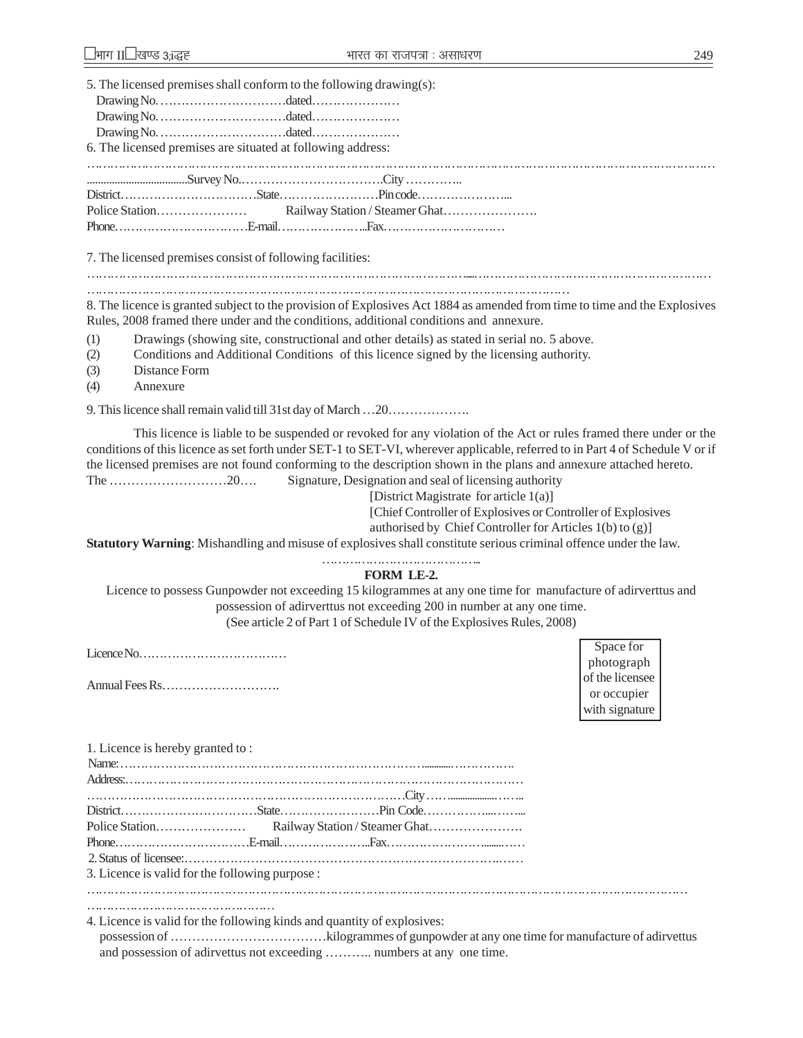5. The licensed premises shall conform to the following drawing(s):

Drawing No. …………………………dated…………………

Drawing No. …………………………dated…………………

Drawing No. …………………………dated…………………

6. The licensed premises are situated at following address:

……………………………………………………………………………………………………………………………………

...................................Survey No.……………………………City …………..

District……………………………State……………………Pin code…………………...

Police Station………………… Railway Station / Steamer Ghat………………….

Phone……………………………E-mail…………………...Fax…………………………

7. The licensed premises consist of following facilities:

……………………………………………………………………......……………………………………………………

………………………………………………………………………………………………………

8. The licence is granted subject to the provision of Explosives Act 1884 as amended from time to time and the Explosives Rules, 2008 framed there under and the conditions, additional conditions and annexure.

(1) Drawings (showing site, constructional and other details) as stated in serial no. 5 above.

(2) Conditions and Additional Conditions of this licence signed by the licensing authority.

(3) Distance Form

(4) Annexure

9. This licence shall remain valid till 31st day of March …20……………….

This licence is liable to be suspended or revoked for any violation of the Act or rules framed there under or the conditions of this licence as set forth under SET-1 to SET-VI, wherever applicable, referred to in Part 4 of Schedule V or if the licensed premises are not found conforming to the description shown in the plans and annexure attached hereto.

The ………………………20…. Signature, Designation and seal of licensing authority

[District Magistrate for article 1(a)]

[Chief Controller of Explosives or Controller of Explosives authorised by Chief Controller for Articles 1(b) to (g)]

**Statutory Warning**: Mishandling and misuse of explosives shall constitute serious criminal offence under the law.

………………………………..

**FORM LE-2.**

Licence to possess Gunpowder not exceeding 15 kilogrammes at any one time for manufacture of adirverttus and possession of adirverttus not exceeding 200 in number at any one time.

(See article 2 of Part 1 of Schedule IV of the Explosives Rules, 2008)

Licence No………………………………

Annual Fees Rs……………………….

Space for photograph of the licensee or occupier with signature

1. Licence is hereby granted to :

Name:………………………………………………………………………...........……………..

Address:……………………………………………………………………………………………

……………………………………………………………………City……...................……..

District……………………………State……………………Pin Code……………....……...

Police Station………………… Railway Station / Steamer Ghat………………….

Phone……………………………E-mail…………………...Fax…………………….........……

2. Status of licensee:……………………………………………………………………..……

3. Licence is valid for the following purpose :

……………………………………………………………………………………………………………………………………

………………………………………

4. Licence is valid for the following kinds and quantity of explosives:

possession of ………………………………kilogrammes of gunpowder at any one time for manufacture of adirvettus and possession of adirvettus not exceeding ……….. numbers at any one time.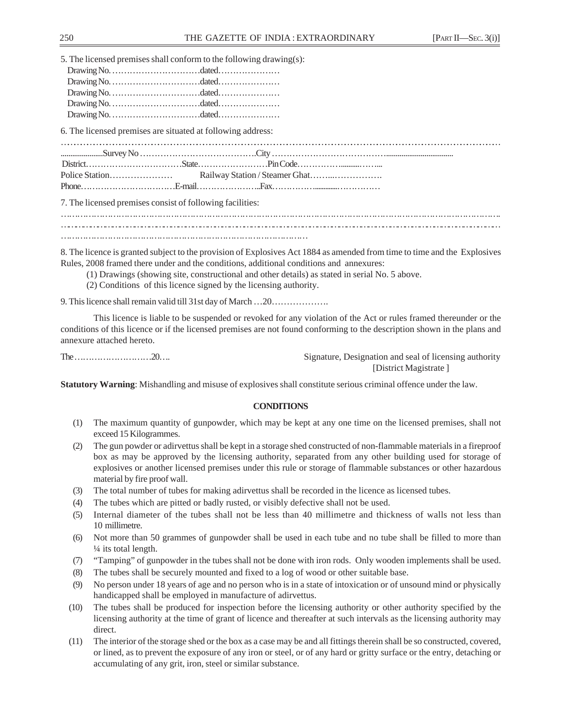5. The licensed premises shall conform to the following drawing(s):

Drawing No. …………………………dated…………………

Drawing No. …………………………dated…………………

Drawing No. …………………………dated…………………

Drawing No. …………………………dated…………………

Drawing No. …………………………dated…………………

6. The licensed premises are situated at following address:

……………………………………………………………………………………………………………………………

.......................Survey No …………………………………City …………………………………..................................

District……………………………State……………………Pin Code……………...........……...

Police Station………………… Railway Station / Steamer Ghat……...…………….

Phone……………………………E-mail…………………..Fax……………..............……………

7. The licensed premises consist of following facilities:

……………………………………………………………………………………………………………………………

……………………………………………………………………………………………………………………………

……………………………………………………………………………

8. The licence is granted subject to the provision of Explosives Act 1884 as amended from time to time and the Explosives Rules, 2008 framed there under and the conditions, additional conditions and annexures:

(1) Drawings (showing site, constructional and other details) as stated in serial No. 5 above.

(2) Conditions of this licence signed by the licensing authority.

9. This licence shall remain valid till 31st day of March …20……………….

This licence is liable to be suspended or revoked for any violation of the Act or rules framed thereunder or the conditions of this licence or if the licensed premises are not found conforming to the description shown in the plans and annexure attached hereto.

The………………………20….

Signature, Designation and seal of licensing authority

[District Magistrate ]

**Statutory Warning**: Mishandling and misuse of explosives shall constitute serious criminal offence under the law.

**CONDITIONS**

(1) The maximum quantity of gunpowder, which may be kept at any one time on the licensed premises, shall not exceed 15 Kilogrammes.

(2) The gun powder or adirvettus shall be kept in a storage shed constructed of non-flammable materials in a fireproof box as may be approved by the licensing authority, separated from any other building used for storage of explosives or another licensed premises under this rule or storage of flammable substances or other hazardous material by fire proof wall.

(3) The total number of tubes for making adirvettus shall be recorded in the licence as licensed tubes.

(4) The tubes which are pitted or badly rusted, or visibly defective shall not be used.

(5) Internal diameter of the tubes shall not be less than 40 millimetre and thickness of walls not less than 10 millimetre.

(6) Not more than 50 grammes of gunpowder shall be used in each tube and no tube shall be filled to more than ¼ its total length.

(7) "Tamping" of gunpowder in the tubes shall not be done with iron rods. Only wooden implements shall be used.

(8) The tubes shall be securely mounted and fixed to a log of wood or other suitable base.

(9) No person under 18 years of age and no person who is in a state of intoxication or of unsound mind or physically handicapped shall be employed in manufacture of adirvettus.

(10) The tubes shall be produced for inspection before the licensing authority or other authority specified by the licensing authority at the time of grant of licence and thereafter at such intervals as the licensing authority may direct.

(11) The interior of the storage shed or the box as a case may be and all fittings therein shall be so constructed, covered, or lined, as to prevent the exposure of any iron or steel, or of any hard or gritty surface or the entry, detaching or accumulating of any grit, iron, steel or similar substance.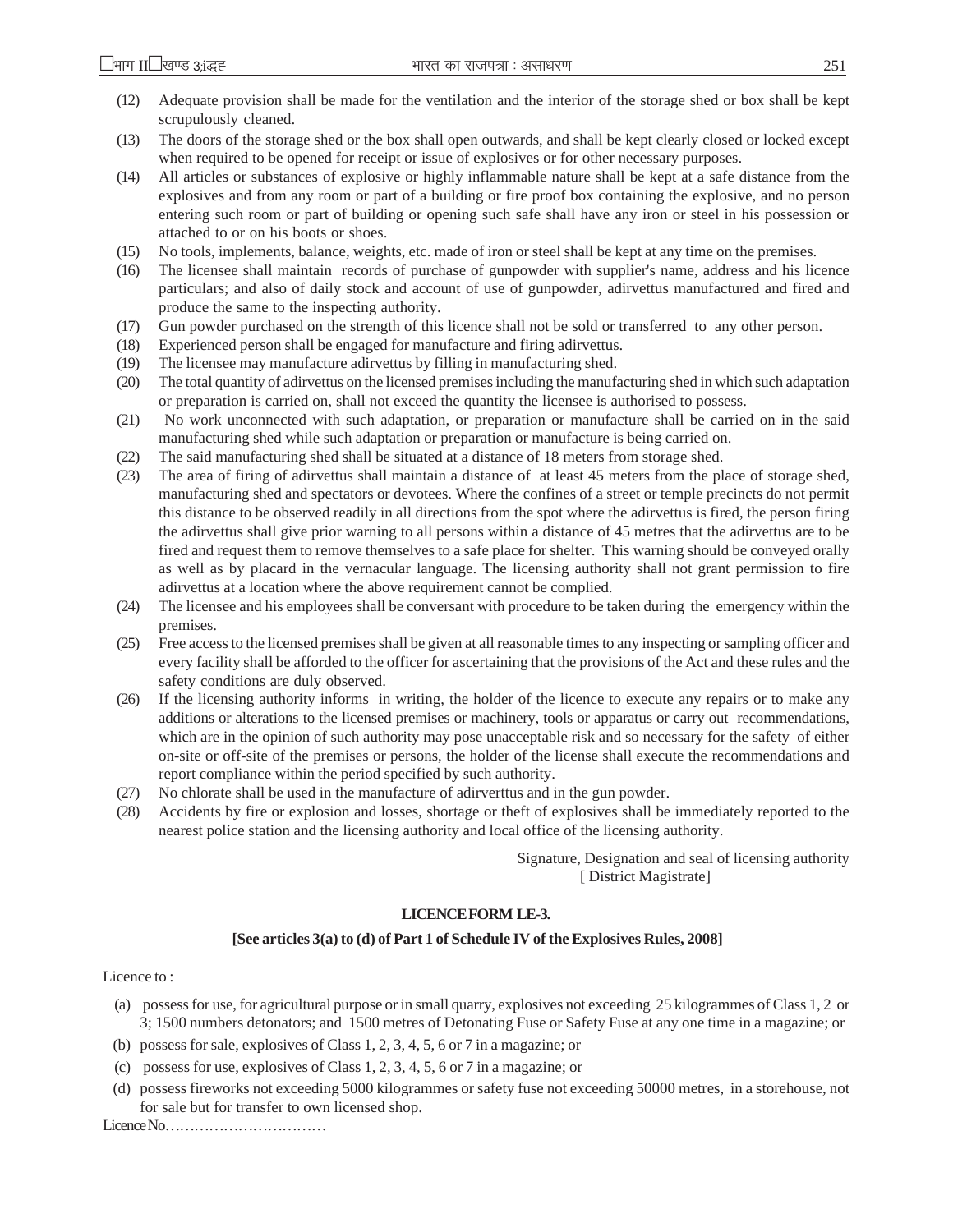(12) Adequate provision shall be made for the ventilation and the interior of the storage shed or box shall be kept scrupulously cleaned.

(13) The doors of the storage shed or the box shall open outwards, and shall be kept clearly closed or locked except when required to be opened for receipt or issue of explosives or for other necessary purposes.

(14) All articles or substances of explosive or highly inflammable nature shall be kept at a safe distance from the explosives and from any room or part of a building or fire proof box containing the explosive, and no person entering such room or part of building or opening such safe shall have any iron or steel in his possession or attached to or on his boots or shoes.

(15) No tools, implements, balance, weights, etc. made of iron or steel shall be kept at any time on the premises.

(16) The licensee shall maintain records of purchase of gunpowder with supplier's name, address and his licence particulars; and also of daily stock and account of use of gunpowder, adirvettus manufactured and fired and produce the same to the inspecting authority.

(17) Gun powder purchased on the strength of this licence shall not be sold or transferred to any other person.

(18) Experienced person shall be engaged for manufacture and firing adirvettus.

(19) The licensee may manufacture adirvettus by filling in manufacturing shed.

(20) The total quantity of adirvettus on the licensed premises including the manufacturing shed in which such adaptation or preparation is carried on, shall not exceed the quantity the licensee is authorised to possess.

(21) No work unconnected with such adaptation, or preparation or manufacture shall be carried on in the said manufacturing shed while such adaptation or preparation or manufacture is being carried on.

(22) The said manufacturing shed shall be situated at a distance of 18 meters from storage shed.

(23) The area of firing of adirvettus shall maintain a distance of at least 45 meters from the place of storage shed, manufacturing shed and spectators or devotees. Where the confines of a street or temple precincts do not permit this distance to be observed readily in all directions from the spot where the adirvettus is fired, the person firing the adirvettus shall give prior warning to all persons within a distance of 45 metres that the adirvettus are to be fired and request them to remove themselves to a safe place for shelter. This warning should be conveyed orally as well as by placard in the vernacular language. The licensing authority shall not grant permission to fire adirvettus at a location where the above requirement cannot be complied.

(24) The licensee and his employees shall be conversant with procedure to be taken during the emergency within the premises.

(25) Free access to the licensed premises shall be given at all reasonable times to any inspecting or sampling officer and every facility shall be afforded to the officer for ascertaining that the provisions of the Act and these rules and the safety conditions are duly observed.

(26) If the licensing authority informs in writing, the holder of the licence to execute any repairs or to make any additions or alterations to the licensed premises or machinery, tools or apparatus or carry out recommendations, which are in the opinion of such authority may pose unacceptable risk and so necessary for the safety of either on-site or off-site of the premises or persons, the holder of the license shall execute the recommendations and report compliance within the period specified by such authority.

(27) No chlorate shall be used in the manufacture of adirverttus and in the gun powder.

(28) Accidents by fire or explosion and losses, shortage or theft of explosives shall be immediately reported to the nearest police station and the licensing authority and local office of the licensing authority.

Signature, Designation and seal of licensing authority
[ District Magistrate]

**LICENCE FORM LE-3.**

**[See articles 3(a) to (d) of Part 1 of Schedule IV of the Explosives Rules, 2008]**

Licence to :

(a) possess for use, for agricultural purpose or in small quarry, explosives not exceeding 25 kilogrammes of Class 1, 2 or 3; 1500 numbers detonators; and 1500 metres of Detonating Fuse or Safety Fuse at any one time in a magazine; or

(b) possess for sale, explosives of Class 1, 2, 3, 4, 5, 6 or 7 in a magazine; or

(c) possess for use, explosives of Class 1, 2, 3, 4, 5, 6 or 7 in a magazine; or

(d) possess fireworks not exceeding 5000 kilogrammes or safety fuse not exceeding 50000 metres, in a storehouse, not for sale but for transfer to own licensed shop.

Licence No……………………………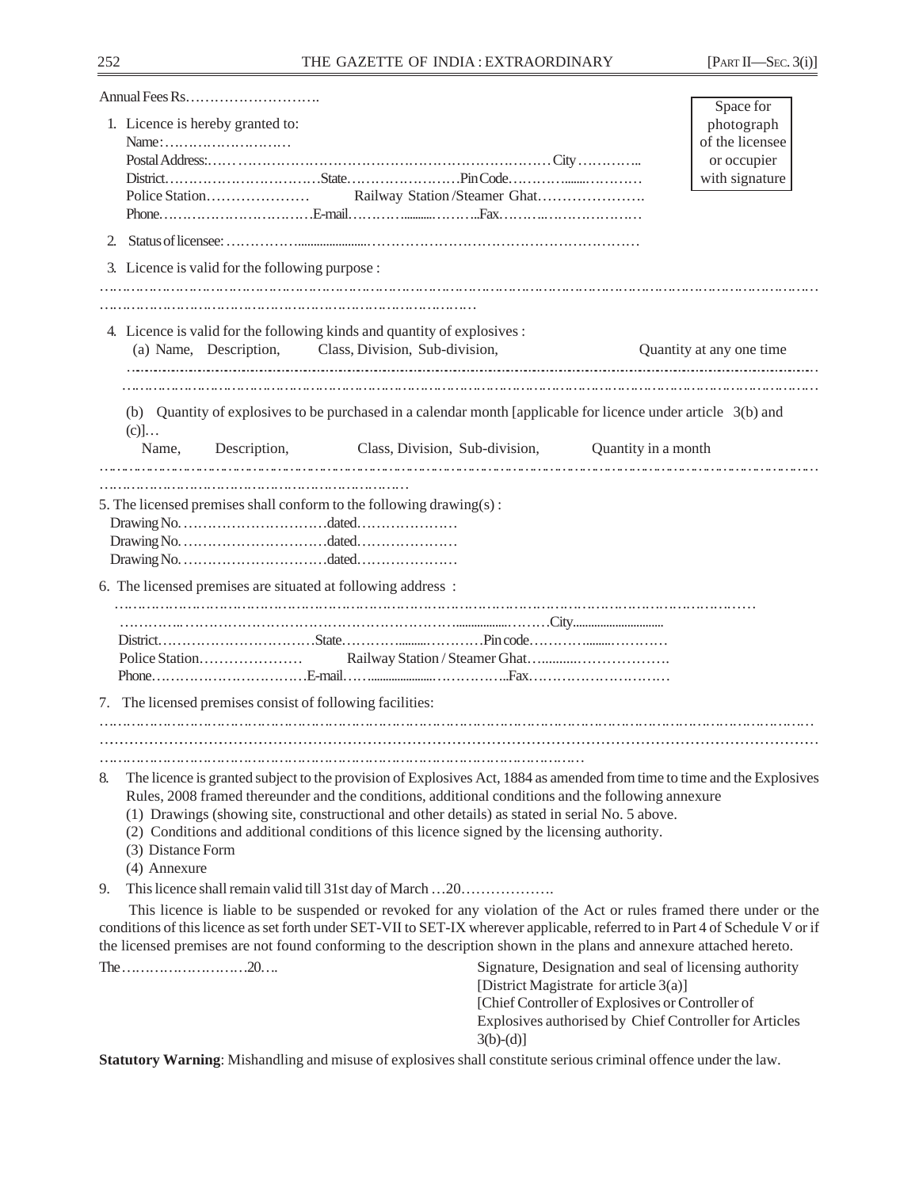Annual Fees Rs……………………….

Space for photograph of the licensee or occupier with signature

1. Licence is hereby granted to:
   Name:………………………
   Postal Address:………………………………………………………………City…………..
   District……………………………State……………………Pin Code………..........………
   Police Station………………… Railway Station /Steamer Ghat………………….
   Phone……………………………E-mail…………...........………..Fax………..…………………

2. Status of licensee: ……………......................……………………………………………………

3. Licence is valid for the following purpose :

……………………………………………………………………………………………………………………………
……………………………………………………………………………

4. Licence is valid for the following kinds and quantity of explosives :
   (a) Name, Description, Class, Division, Sub-division, Quantity at any one time

   ……………………………………………………………………………………………………………………………
   ……………………………………………………………………………………………………………………………

   (b) Quantity of explosives to be purchased in a calendar month [applicable for licence under article 3(b) and (c)]…
   Name, Description, Class, Division, Sub-division, Quantity in a month

……………………………………………………………………………………………………………………………
…………………………………………………………

5. The licensed premises shall conform to the following drawing(s) :
   Drawing No.…………………………dated…………………
   Drawing No.…………………………dated…………………
   Drawing No.…………………………dated…………………

6. The licensed premises are situated at following address :
   ……………………………………………………………………………………………………………………
   …………..…………………………………………………..................………City...............................
   District……………………………State………….........…………Pin code…………........…………
   Police Station………………… Railway Station / Steamer Ghat…..........……………….
   Phone……………………………E-mail……......................……………..Fax…………………………

7. The licensed premises consist of following facilities:

……………………………………………………………………………………………………………………………
……………………………………………………………………………………………………………………………
………………………………………………………………………………………

8. The licence is granted subject to the provision of Explosives Act, 1884 as amended from time to time and the Explosives Rules, 2008 framed thereunder and the conditions, additional conditions and the following annexure
   (1) Drawings (showing site, constructional and other details) as stated in serial No. 5 above.
   (2) Conditions and additional conditions of this licence signed by the licensing authority.
   (3) Distance Form
   (4) Annexure

9. This licence shall remain valid till 31st day of March …20……………….

This licence is liable to be suspended or revoked for any violation of the Act or rules framed there under or the conditions of this licence as set forth under SET-VII to SET-IX wherever applicable, referred to in Part 4 of Schedule V or if the licensed premises are not found conforming to the description shown in the plans and annexure attached hereto.

The………………………20….

Signature, Designation and seal of licensing authority
[District Magistrate for article 3(a)]
[Chief Controller of Explosives or Controller of Explosives authorised by Chief Controller for Articles 3(b)-(d)]

**Statutory Warning**: Mishandling and misuse of explosives shall constitute serious criminal offence under the law.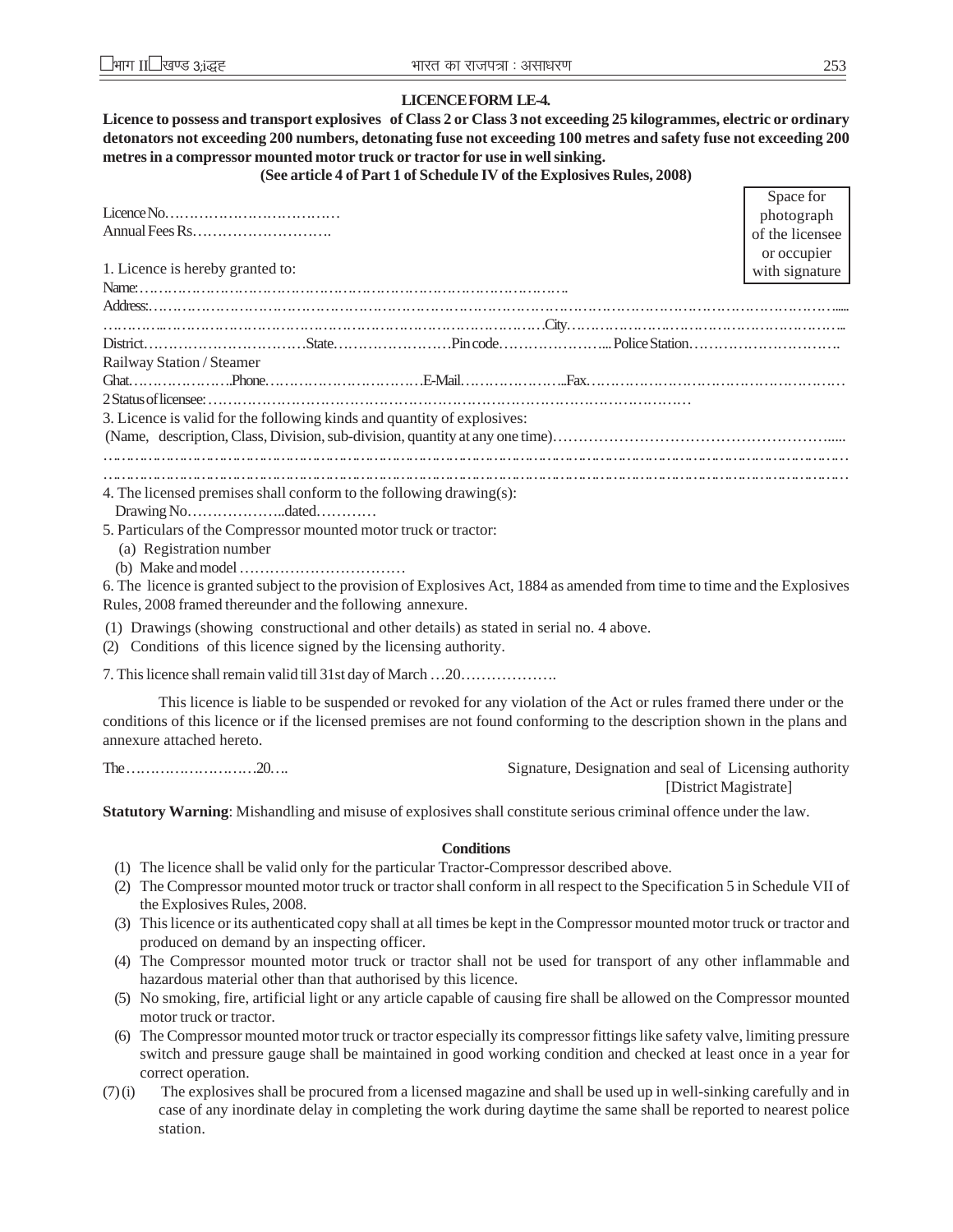**LICENCE FORM LE-4.**

**Licence to possess and transport explosives of Class 2 or Class 3 not exceeding 25 kilogrammes, electric or ordinary detonators not exceeding 200 numbers, detonating fuse not exceeding 100 metres and safety fuse not exceeding 200 metres in a compressor mounted motor truck or tractor for use in well sinking.**

**(See article 4 of Part 1 of Schedule IV of the Explosives Rules, 2008)**

Space for photograph of the licensee or occupier with signature

Licence No………………………………

Annual Fees Rs……………………….

1. Licence is hereby granted to:

Name:………………………………………………………………………………

Address:…………………………………………………………………………………………………………………………………

…………………………………………………………………………City……………………………………………………..

District……………………………State……………………Pin code………………….. Police Station………………………….

Railway Station / Steamer Ghat…………………Phone……………………………E-Mail…………………..Fax…………………………………………….

2 Status of licensee: ………………………………………………………………………………………

3. Licence is valid for the following kinds and quantity of explosives:

(Name, description, Class, Division, sub-division, quantity at any one time)………………………………………………….....

…………………………………………………………………………………………………………………………………………

…………………………………………………………………………………………………………………………………………

4. The licensed premises shall conform to the following drawing(s):

Drawing No………………..dated…………

5. Particulars of the Compressor mounted motor truck or tractor:

(a) Registration number

(b) Make and model ……………………………

6. The licence is granted subject to the provision of Explosives Act, 1884 as amended from time to time and the Explosives Rules, 2008 framed thereunder and the following annexure.

(1) Drawings (showing constructional and other details) as stated in serial no. 4 above.

(2) Conditions of this licence signed by the licensing authority.

7. This licence shall remain valid till 31st day of March …20……………….

This licence is liable to be suspended or revoked for any violation of the Act or rules framed there under or the conditions of this licence or if the licensed premises are not found conforming to the description shown in the plans and annexure attached hereto.

The………………………20….

Signature, Designation and seal of Licensing authority
[District Magistrate]

**Statutory Warning**: Mishandling and misuse of explosives shall constitute serious criminal offence under the law.

**Conditions**

(1) The licence shall be valid only for the particular Tractor-Compressor described above.

(2) The Compressor mounted motor truck or tractor shall conform in all respect to the Specification 5 in Schedule VII of the Explosives Rules, 2008.

(3) This licence or its authenticated copy shall at all times be kept in the Compressor mounted motor truck or tractor and produced on demand by an inspecting officer.

(4) The Compressor mounted motor truck or tractor shall not be used for transport of any other inflammable and hazardous material other than that authorised by this licence.

(5) No smoking, fire, artificial light or any article capable of causing fire shall be allowed on the Compressor mounted motor truck or tractor.

(6) The Compressor mounted motor truck or tractor especially its compressor fittings like safety valve, limiting pressure switch and pressure gauge shall be maintained in good working condition and checked at least once in a year for correct operation.

(7) (i) The explosives shall be procured from a licensed magazine and shall be used up in well-sinking carefully and in case of any inordinate delay in completing the work during daytime the same shall be reported to nearest police station.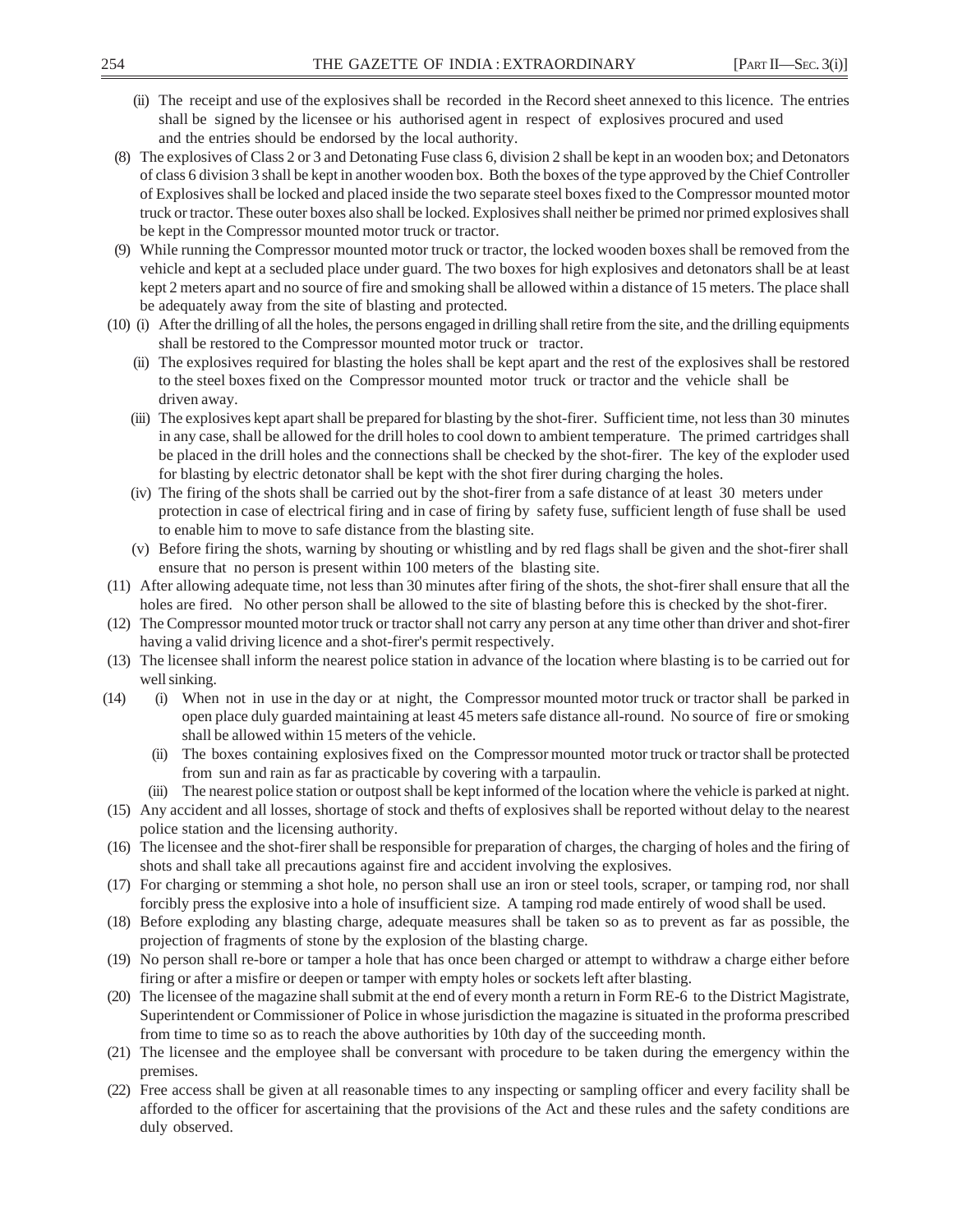(ii) The receipt and use of the explosives shall be recorded in the Record sheet annexed to this licence. The entries shall be signed by the licensee or his authorised agent in respect of explosives procured and used and the entries should be endorsed by the local authority.

(8) The explosives of Class 2 or 3 and Detonating Fuse class 6, division 2 shall be kept in an wooden box; and Detonators of class 6 division 3 shall be kept in another wooden box. Both the boxes of the type approved by the Chief Controller of Explosives shall be locked and placed inside the two separate steel boxes fixed to the Compressor mounted motor truck or tractor. These outer boxes also shall be locked. Explosives shall neither be primed nor primed explosives shall be kept in the Compressor mounted motor truck or tractor.

(9) While running the Compressor mounted motor truck or tractor, the locked wooden boxes shall be removed from the vehicle and kept at a secluded place under guard. The two boxes for high explosives and detonators shall be at least kept 2 meters apart and no source of fire and smoking shall be allowed within a distance of 15 meters. The place shall be adequately away from the site of blasting and protected.

(10) (i) After the drilling of all the holes, the persons engaged in drilling shall retire from the site, and the drilling equipments shall be restored to the Compressor mounted motor truck or tractor.

(ii) The explosives required for blasting the holes shall be kept apart and the rest of the explosives shall be restored to the steel boxes fixed on the Compressor mounted motor truck or tractor and the vehicle shall be driven away.

(iii) The explosives kept apart shall be prepared for blasting by the shot-firer. Sufficient time, not less than 30 minutes in any case, shall be allowed for the drill holes to cool down to ambient temperature. The primed cartridges shall be placed in the drill holes and the connections shall be checked by the shot-firer. The key of the exploder used for blasting by electric detonator shall be kept with the shot firer during charging the holes.

(iv) The firing of the shots shall be carried out by the shot-firer from a safe distance of at least 30 meters under protection in case of electrical firing and in case of firing by safety fuse, sufficient length of fuse shall be used to enable him to move to safe distance from the blasting site.

(v) Before firing the shots, warning by shouting or whistling and by red flags shall be given and the shot-firer shall ensure that no person is present within 100 meters of the blasting site.

(11) After allowing adequate time, not less than 30 minutes after firing of the shots, the shot-firer shall ensure that all the holes are fired. No other person shall be allowed to the site of blasting before this is checked by the shot-firer.

(12) The Compressor mounted motor truck or tractor shall not carry any person at any time other than driver and shot-firer having a valid driving licence and a shot-firer's permit respectively.

(13) The licensee shall inform the nearest police station in advance of the location where blasting is to be carried out for well sinking.

(14) (i) When not in use in the day or at night, the Compressor mounted motor truck or tractor shall be parked in open place duly guarded maintaining at least 45 meters safe distance all-round. No source of fire or smoking shall be allowed within 15 meters of the vehicle.

(ii) The boxes containing explosives fixed on the Compressor mounted motor truck or tractor shall be protected from sun and rain as far as practicable by covering with a tarpaulin.

(iii) The nearest police station or outpost shall be kept informed of the location where the vehicle is parked at night.

(15) Any accident and all losses, shortage of stock and thefts of explosives shall be reported without delay to the nearest police station and the licensing authority.

(16) The licensee and the shot-firer shall be responsible for preparation of charges, the charging of holes and the firing of shots and shall take all precautions against fire and accident involving the explosives.

(17) For charging or stemming a shot hole, no person shall use an iron or steel tools, scraper, or tamping rod, nor shall forcibly press the explosive into a hole of insufficient size. A tamping rod made entirely of wood shall be used.

(18) Before exploding any blasting charge, adequate measures shall be taken so as to prevent as far as possible, the projection of fragments of stone by the explosion of the blasting charge.

(19) No person shall re-bore or tamper a hole that has once been charged or attempt to withdraw a charge either before firing or after a misfire or deepen or tamper with empty holes or sockets left after blasting.

(20) The licensee of the magazine shall submit at the end of every month a return in Form RE-6 to the District Magistrate, Superintendent or Commissioner of Police in whose jurisdiction the magazine is situated in the proforma prescribed from time to time so as to reach the above authorities by 10th day of the succeeding month.

(21) The licensee and the employee shall be conversant with procedure to be taken during the emergency within the premises.

(22) Free access shall be given at all reasonable times to any inspecting or sampling officer and every facility shall be afforded to the officer for ascertaining that the provisions of the Act and these rules and the safety conditions are duly observed.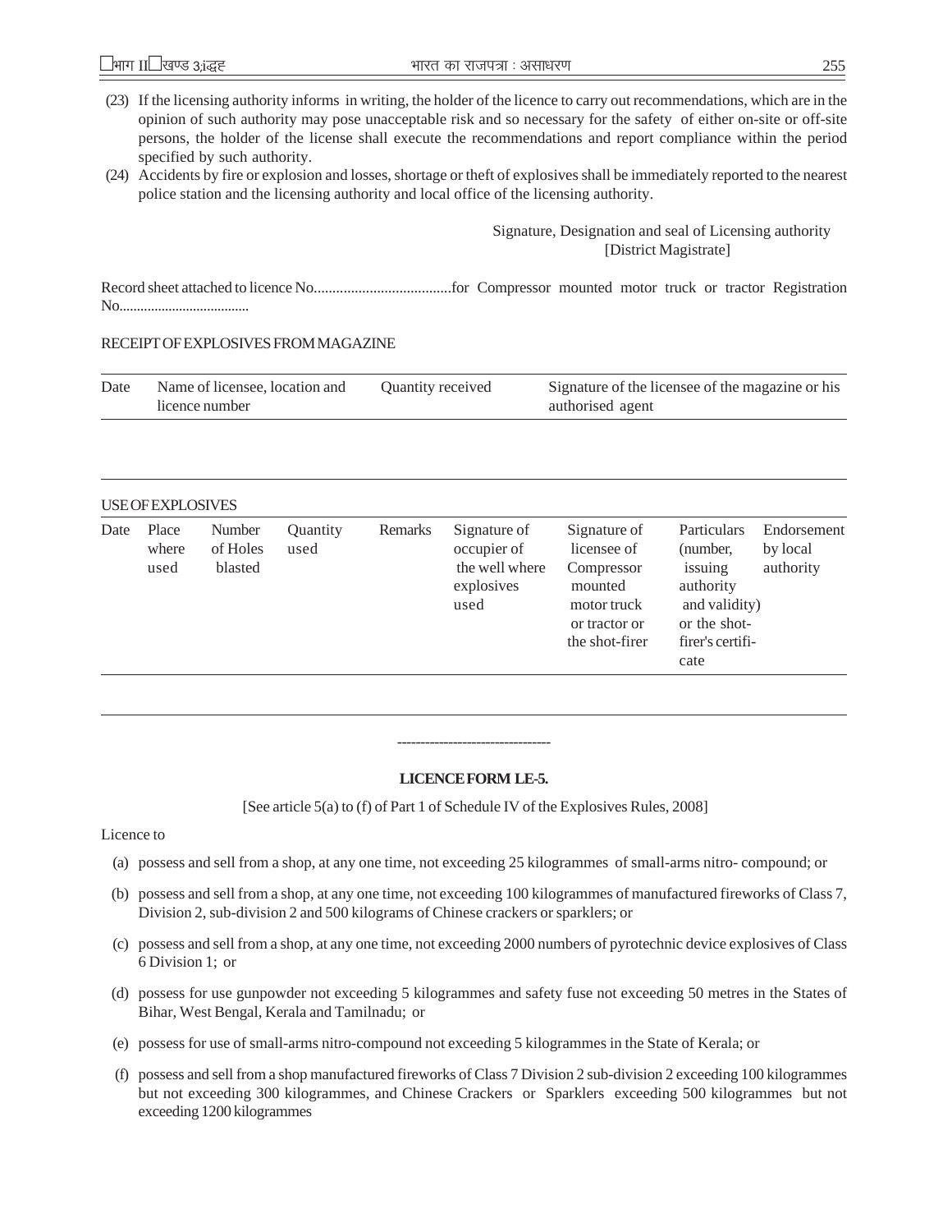(23) If the licensing authority informs in writing, the holder of the licence to carry out recommendations, which are in the opinion of such authority may pose unacceptable risk and so necessary for the safety of either on-site or off-site persons, the holder of the license shall execute the recommendations and report compliance within the period specified by such authority.

(24) Accidents by fire or explosion and losses, shortage or theft of explosives shall be immediately reported to the nearest police station and the licensing authority and local office of the licensing authority.

Signature, Designation and seal of Licensing authority
[District Magistrate]

Record sheet attached to licence No.....................................for Compressor mounted motor truck or tractor Registration No....................................

RECEIPT OF EXPLOSIVES FROM MAGAZINE

| Date | Name of licensee, location and licence number | Quantity received | Signature of the licensee of the magazine or his authorised agent |
|---|---|---|---|
| | | | |

USE OF EXPLOSIVES

| Date | Place where used | Number of Holes blasted | Quantity used | Remarks | Signature of occupier of the well where explosives used | Signature of licensee of Compressor mounted motor truck or tractor or the shot-firer | Particulars (number, issuing authority and validity) or the shot-firer's certificate | Endorsement by local authority |
|---|---|---|---|---|---|---|---|---|
| | | | | | | | | |

---

**LICENCE FORM LE-5.**

[See article 5(a) to (f) of Part 1 of Schedule IV of the Explosives Rules, 2008]

Licence to

(a) possess and sell from a shop, at any one time, not exceeding 25 kilogrammes of small-arms nitro- compound; or

(b) possess and sell from a shop, at any one time, not exceeding 100 kilogrammes of manufactured fireworks of Class 7, Division 2, sub-division 2 and 500 kilograms of Chinese crackers or sparklers; or

(c) possess and sell from a shop, at any one time, not exceeding 2000 numbers of pyrotechnic device explosives of Class 6 Division 1; or

(d) possess for use gunpowder not exceeding 5 kilogrammes and safety fuse not exceeding 50 metres in the States of Bihar, West Bengal, Kerala and Tamilnadu; or

(e) possess for use of small-arms nitro-compound not exceeding 5 kilogrammes in the State of Kerala; or

(f) possess and sell from a shop manufactured fireworks of Class 7 Division 2 sub-division 2 exceeding 100 kilogrammes but not exceeding 300 kilogrammes, and Chinese Crackers or Sparklers exceeding 500 kilogrammes but not exceeding 1200 kilogrammes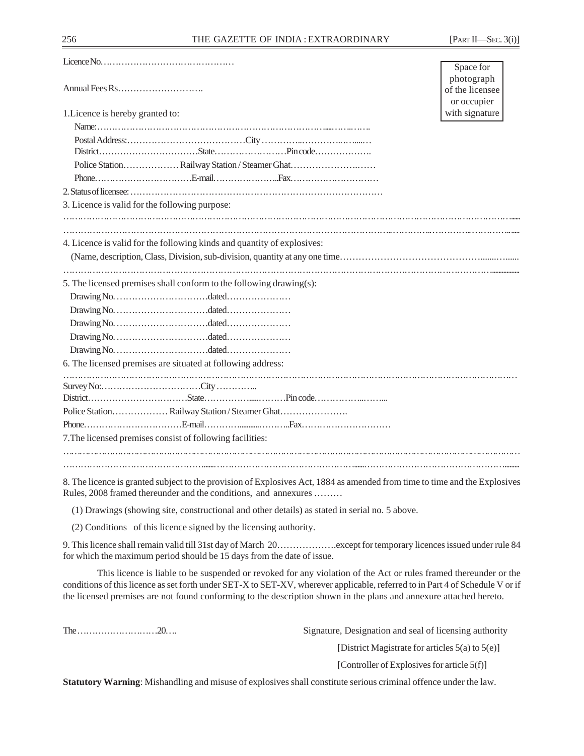Licence No………………………………………

Space for photograph of the licensee or occupier with signature

Annual Fees Rs……………………….

1.Licence is hereby granted to:

Name:……………………………………………………………………..…..……

Postal Address:…………………………………City …………..………..….....…

District……………………………State……………………Pin code……………….

Police Station……………… Railway Station / Steamer Ghat……………………

Phone……………………………E-mail…………………...Fax…………………………

2. Status of licensee: …………………………………………………………………………

3. Licence is valid for the following purpose:

…………………………………………………………………………………………………………………………......

……………………………………………………………………………………..…………..…………..………..........

4. Licence is valid for the following kinds and quantity of explosives:

(Name, description, Class, Division, sub-division, quantity at any one time………………………………………........….......

…………………………………………………………………………………………………………………….................

5. The licensed premises shall conform to the following drawing(s):

Drawing No. …………………………dated…………………

Drawing No. …………………………dated…………………

Drawing No. …………………………dated…………………

Drawing No. …………………………dated…………………

Drawing No. …………………………dated…………………

6. The licensed premises are situated at following address:

……………………………………………………………………………………………………………………………

Survey No:……………………………City …………..

District……………………………State……………......………Pin code……………...……...

Police Station……………… Railway Station / Steamer Ghat………………….

Phone……………………………E-mail……….............……...Fax…………………………

7.The licensed premises consist of following facilities:

……………………………………………………………………………………………………………………………

…………………………………………......……………………………………………......…………………………………………..........

8. The licence is granted subject to the provision of Explosives Act, 1884 as amended from time to time and the Explosives Rules, 2008 framed thereunder and the conditions, and annexures ………

(1) Drawings (showing site, constructional and other details) as stated in serial no. 5 above.

(2) Conditions of this licence signed by the licensing authority.

9. This licence shall remain valid till 31st day of March 20……………….except for temporary licences issued under rule 84 for which the maximum period should be 15 days from the date of issue.

This licence is liable to be suspended or revoked for any violation of the Act or rules framed thereunder or the conditions of this licence as set forth under SET-X to SET-XV, wherever applicable, referred to in Part 4 of Schedule V or if the licensed premises are not found conforming to the description shown in the plans and annexure attached hereto.

The………………………20….

Signature, Designation and seal of licensing authority

[District Magistrate for articles 5(a) to 5(e)]

[Controller of Explosives for article 5(f)]

**Statutory Warning**: Mishandling and misuse of explosives shall constitute serious criminal offence under the law.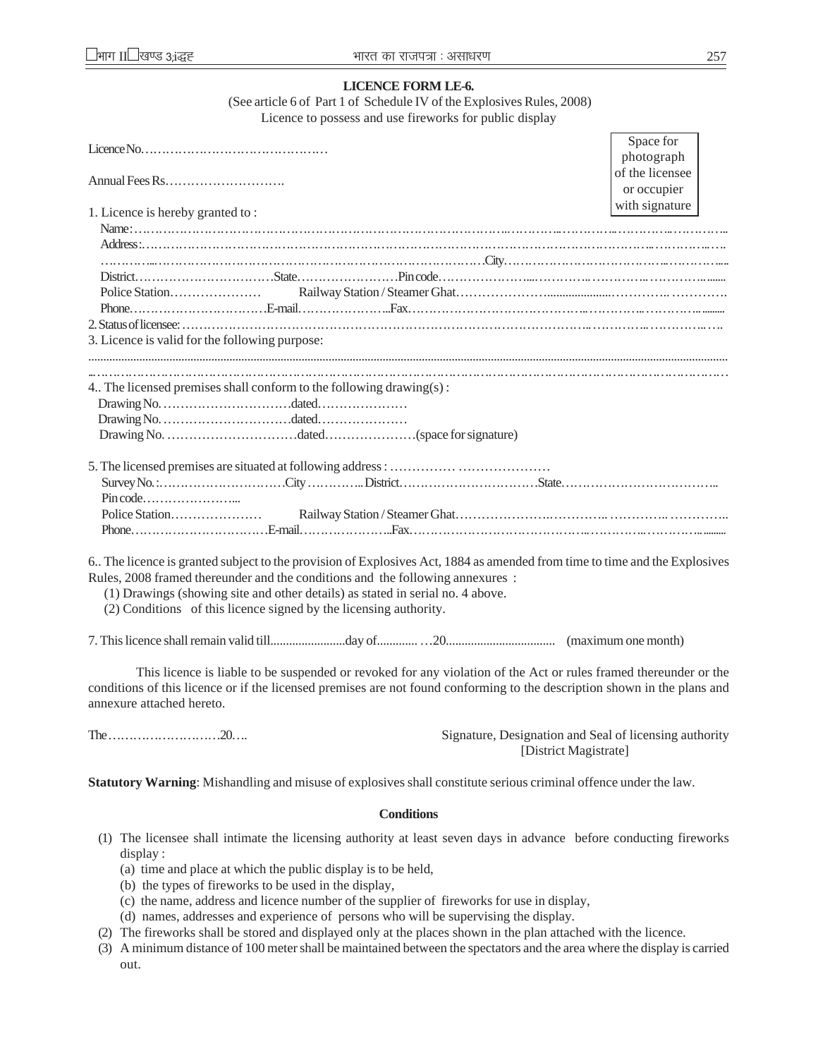**LICENCE FORM LE-6.**

(See article 6 of Part 1 of Schedule IV of the Explosives Rules, 2008)

Licence to possess and use fireworks for public display

Licence No…………………………………………

Annual Fees Rs……………………….

Space for photograph of the licensee or occupier with signature

1. Licence is hereby granted to :

   Name:……………………………………………………………………………………………………………………

   Address:…………………………………………………………………………………………………………………

   ……………………………………………………………………………City……………………………………………

   District……………………………State……………………Pin code…………………………………………………

   Police Station………………… Railway Station / Steamer Ghat……………………………………………………

   Phone……………………………E-mail…………………..Fax…………………………………………………………

2. Status of licensee:……………………………………………………………………………………………………

3. Licence is valid for the following purpose:

…………………………………………………………………………………………………………………………………

…………………………………………………………………………………………………………………………………

4.. The licensed premises shall conform to the following drawing(s) :

   Drawing No. …………………………dated…………………

   Drawing No. …………………………dated…………………

   Drawing No. …………………………dated…………………(space for signature)

5. The licensed premises are situated at following address : …………… …………………

   Survey No.:…………………………City …………..District……………………………State………………………………

   Pin code…………………...

   Police Station………………… Railway Station / Steamer Ghat…………………………………………………………

   Phone……………………………E-mail…………………..Fax…………………………………………………………

6.. The licence is granted subject to the provision of Explosives Act, 1884 as amended from time to time and the Explosives Rules, 2008 framed thereunder and the conditions and the following annexures :

   (1) Drawings (showing site and other details) as stated in serial no. 4 above.

   (2) Conditions of this licence signed by the licensing authority.

7. This licence shall remain valid till........................day of............. …20................................... (maximum one month)

This licence is liable to be suspended or revoked for any violation of the Act or rules framed thereunder or the conditions of this licence or if the licensed premises are not found conforming to the description shown in the plans and annexure attached hereto.

The………………………20….

Signature, Designation and Seal of licensing authority
[District Magistrate]

**Statutory Warning**: Mishandling and misuse of explosives shall constitute serious criminal offence under the law.

**Conditions**

(1) The licensee shall intimate the licensing authority at least seven days in advance before conducting fireworks display :

   (a) time and place at which the public display is to be held,

   (b) the types of fireworks to be used in the display,

   (c) the name, address and licence number of the supplier of fireworks for use in display,

   (d) names, addresses and experience of persons who will be supervising the display.

(2) The fireworks shall be stored and displayed only at the places shown in the plan attached with the licence.

(3) A minimum distance of 100 meter shall be maintained between the spectators and the area where the display is carried out.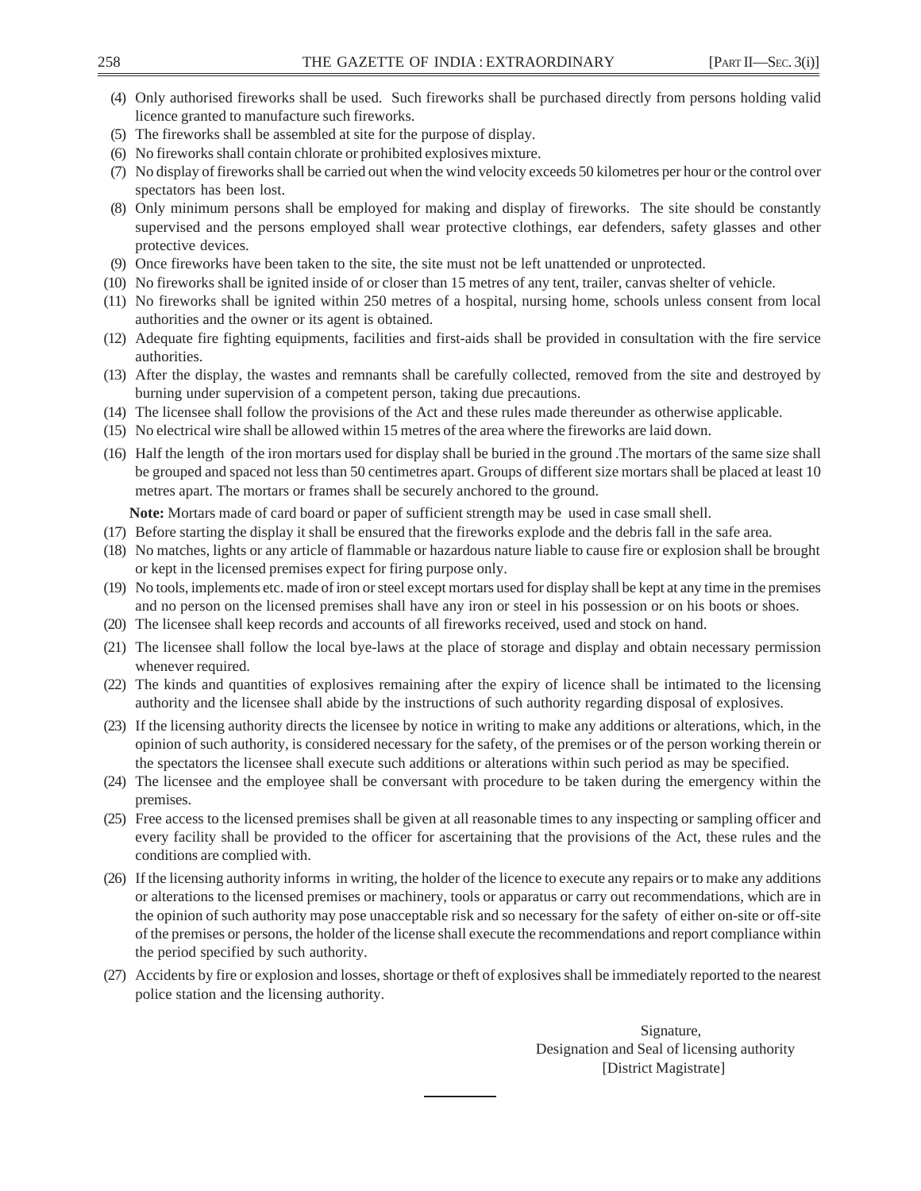(4) Only authorised fireworks shall be used. Such fireworks shall be purchased directly from persons holding valid licence granted to manufacture such fireworks.

(5) The fireworks shall be assembled at site for the purpose of display.

(6) No fireworks shall contain chlorate or prohibited explosives mixture.

(7) No display of fireworks shall be carried out when the wind velocity exceeds 50 kilometres per hour or the control over spectators has been lost.

(8) Only minimum persons shall be employed for making and display of fireworks. The site should be constantly supervised and the persons employed shall wear protective clothings, ear defenders, safety glasses and other protective devices.

(9) Once fireworks have been taken to the site, the site must not be left unattended or unprotected.

(10) No fireworks shall be ignited inside of or closer than 15 metres of any tent, trailer, canvas shelter of vehicle.

(11) No fireworks shall be ignited within 250 metres of a hospital, nursing home, schools unless consent from local authorities and the owner or its agent is obtained.

(12) Adequate fire fighting equipments, facilities and first-aids shall be provided in consultation with the fire service authorities.

(13) After the display, the wastes and remnants shall be carefully collected, removed from the site and destroyed by burning under supervision of a competent person, taking due precautions.

(14) The licensee shall follow the provisions of the Act and these rules made thereunder as otherwise applicable.

(15) No electrical wire shall be allowed within 15 metres of the area where the fireworks are laid down.

(16) Half the length of the iron mortars used for display shall be buried in the ground .The mortars of the same size shall be grouped and spaced not less than 50 centimetres apart. Groups of different size mortars shall be placed at least 10 metres apart. The mortars or frames shall be securely anchored to the ground.

**Note:** Mortars made of card board or paper of sufficient strength may be used in case small shell.

(17) Before starting the display it shall be ensured that the fireworks explode and the debris fall in the safe area.

(18) No matches, lights or any article of flammable or hazardous nature liable to cause fire or explosion shall be brought or kept in the licensed premises expect for firing purpose only.

(19) No tools, implements etc. made of iron or steel except mortars used for display shall be kept at any time in the premises and no person on the licensed premises shall have any iron or steel in his possession or on his boots or shoes.

(20) The licensee shall keep records and accounts of all fireworks received, used and stock on hand.

(21) The licensee shall follow the local bye-laws at the place of storage and display and obtain necessary permission whenever required.

(22) The kinds and quantities of explosives remaining after the expiry of licence shall be intimated to the licensing authority and the licensee shall abide by the instructions of such authority regarding disposal of explosives.

(23) If the licensing authority directs the licensee by notice in writing to make any additions or alterations, which, in the opinion of such authority, is considered necessary for the safety, of the premises or of the person working therein or the spectators the licensee shall execute such additions or alterations within such period as may be specified.

(24) The licensee and the employee shall be conversant with procedure to be taken during the emergency within the premises.

(25) Free access to the licensed premises shall be given at all reasonable times to any inspecting or sampling officer and every facility shall be provided to the officer for ascertaining that the provisions of the Act, these rules and the conditions are complied with.

(26) If the licensing authority informs in writing, the holder of the licence to execute any repairs or to make any additions or alterations to the licensed premises or machinery, tools or apparatus or carry out recommendations, which are in the opinion of such authority may pose unacceptable risk and so necessary for the safety of either on-site or off-site of the premises or persons, the holder of the license shall execute the recommendations and report compliance within the period specified by such authority.

(27) Accidents by fire or explosion and losses, shortage or theft of explosives shall be immediately reported to the nearest police station and the licensing authority.

Signature,
Designation and Seal of licensing authority
[District Magistrate]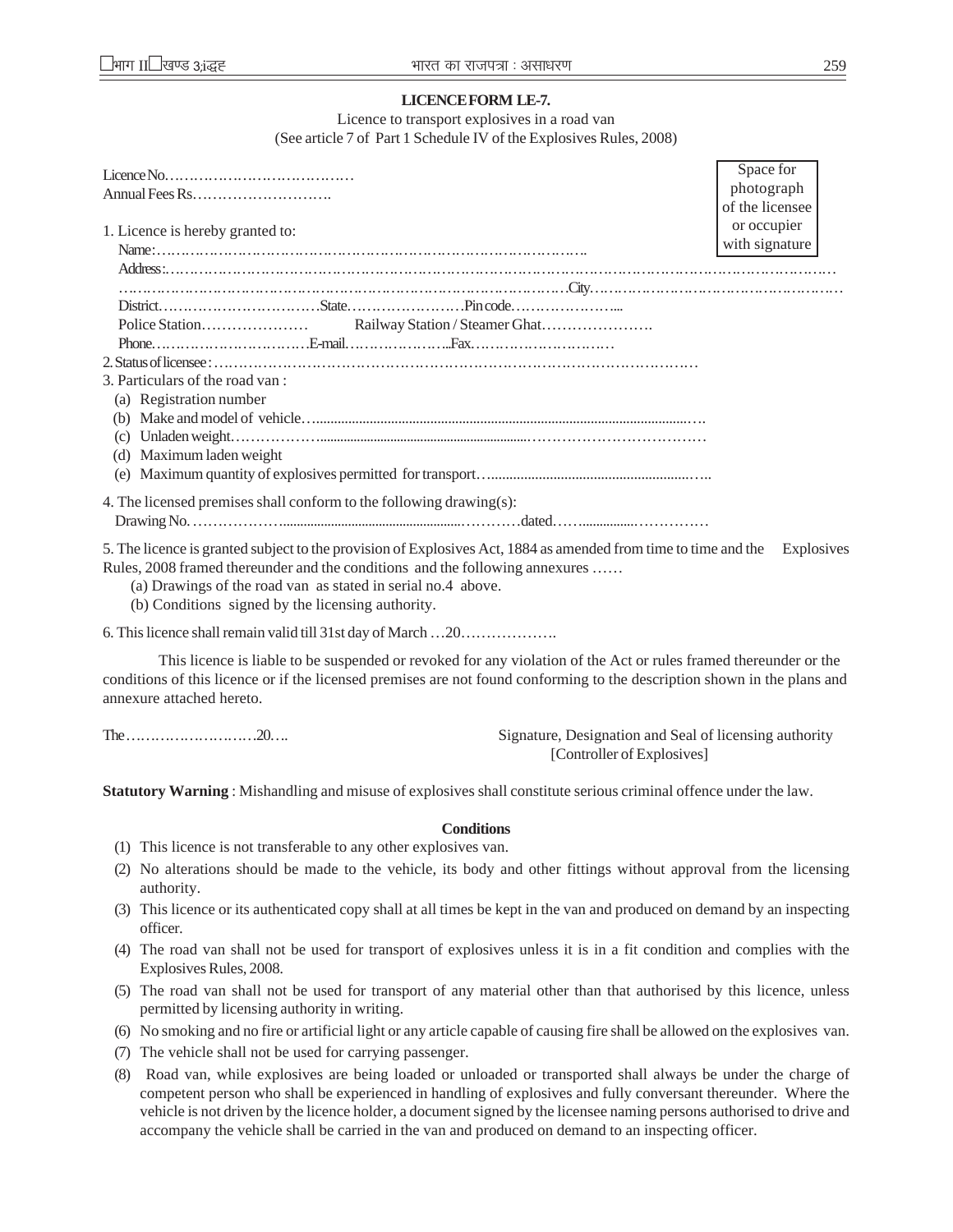**LICENCE FORM LE-7.**

Licence to transport explosives in a road van
(See article 7 of Part 1 Schedule IV of the Explosives Rules, 2008)

Space for photograph of the licensee or occupier with signature

Licence No………………………………
Annual Fees Rs……………………….

1. Licence is hereby granted to:
   Name:……………………………………………………………………………….
   Address:…………………………………………………………………………………………………………………………
   ……………………………………………………………………………City……………………………………………
   District……………………………State……………………Pin code…………………...
   Police Station………………… Railway Station / Steamer Ghat………………….
   Phone……………………………E-mail…………………..Fax…………………………
2. Status of licensee : ………………………………………………………………………………………
3. Particulars of the road van :
   (a) Registration number
   (b) Make and model of vehicle…..........................................................................................….
   (c) Unladen weight………………...............................................................……………………………
   (d) Maximum laden weight
   (e) Maximum quantity of explosives permitted for transport…..........................................................…..
4. The licensed premises shall conform to the following drawing(s):
   Drawing No. ………………....................................................…………dated……................……………
5. The licence is granted subject to the provision of Explosives Act, 1884 as amended from time to time and the Explosives Rules, 2008 framed thereunder and the conditions and the following annexures ……
   (a) Drawings of the road van as stated in serial no.4 above.
   (b) Conditions signed by the licensing authority.
6. This licence shall remain valid till 31st day of March …20……………….

This licence is liable to be suspended or revoked for any violation of the Act or rules framed thereunder or the conditions of this licence or if the licensed premises are not found conforming to the description shown in the plans and annexure attached hereto.

The………………………20….

Signature, Designation and Seal of licensing authority
[Controller of Explosives]

**Statutory Warning** : Mishandling and misuse of explosives shall constitute serious criminal offence under the law.

**Conditions**

(1) This licence is not transferable to any other explosives van.
(2) No alterations should be made to the vehicle, its body and other fittings without approval from the licensing authority.
(3) This licence or its authenticated copy shall at all times be kept in the van and produced on demand by an inspecting officer.
(4) The road van shall not be used for transport of explosives unless it is in a fit condition and complies with the Explosives Rules, 2008.
(5) The road van shall not be used for transport of any material other than that authorised by this licence, unless permitted by licensing authority in writing.
(6) No smoking and no fire or artificial light or any article capable of causing fire shall be allowed on the explosives van.
(7) The vehicle shall not be used for carrying passenger.
(8) Road van, while explosives are being loaded or unloaded or transported shall always be under the charge of competent person who shall be experienced in handling of explosives and fully conversant thereunder. Where the vehicle is not driven by the licence holder, a document signed by the licensee naming persons authorised to drive and accompany the vehicle shall be carried in the van and produced on demand to an inspecting officer.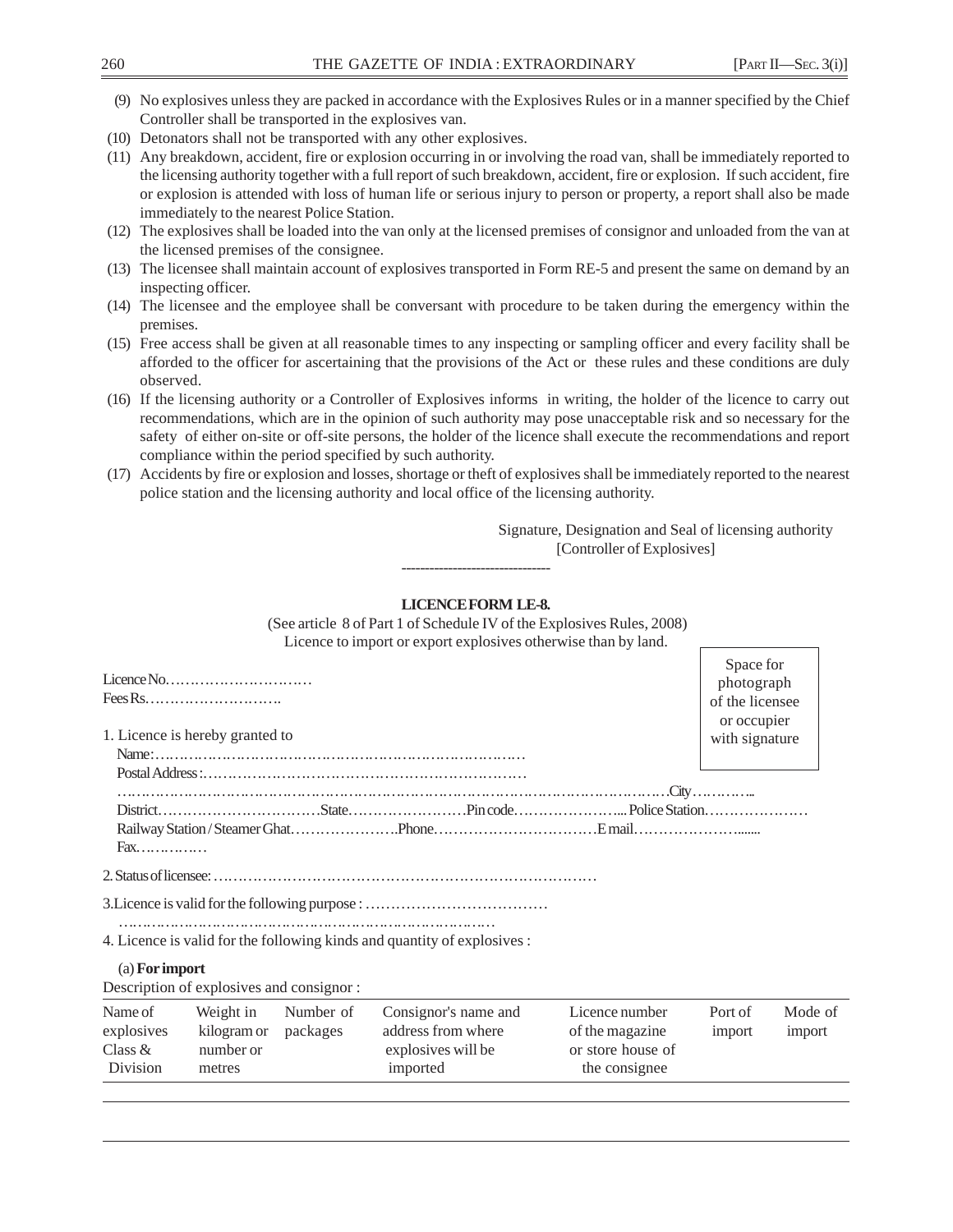(9) No explosives unless they are packed in accordance with the Explosives Rules or in a manner specified by the Chief Controller shall be transported in the explosives van.

(10) Detonators shall not be transported with any other explosives.

(11) Any breakdown, accident, fire or explosion occurring in or involving the road van, shall be immediately reported to the licensing authority together with a full report of such breakdown, accident, fire or explosion. If such accident, fire or explosion is attended with loss of human life or serious injury to person or property, a report shall also be made immediately to the nearest Police Station.

(12) The explosives shall be loaded into the van only at the licensed premises of consignor and unloaded from the van at the licensed premises of the consignee.

(13) The licensee shall maintain account of explosives transported in Form RE-5 and present the same on demand by an inspecting officer.

(14) The licensee and the employee shall be conversant with procedure to be taken during the emergency within the premises.

(15) Free access shall be given at all reasonable times to any inspecting or sampling officer and every facility shall be afforded to the officer for ascertaining that the provisions of the Act or these rules and these conditions are duly observed.

(16) If the licensing authority or a Controller of Explosives informs in writing, the holder of the licence to carry out recommendations, which are in the opinion of such authority may pose unacceptable risk and so necessary for the safety of either on-site or off-site persons, the holder of the licence shall execute the recommendations and report compliance within the period specified by such authority.

(17) Accidents by fire or explosion and losses, shortage or theft of explosives shall be immediately reported to the nearest police station and the licensing authority and local office of the licensing authority.

Signature, Designation and Seal of licensing authority
[Controller of Explosives]

--------------------------------

**LICENCE FORM LE-8.**

(See article 8 of Part 1 of Schedule IV of the Explosives Rules, 2008)
Licence to import or export explosives otherwise than by land.

Space for photograph of the licensee or occupier with signature

Licence No.…………………………
Fees Rs.……………………….

1. Licence is hereby granted to
Name:……………………………………………………………………
Postal Address:…………………………………………………………
………………………………………………………………………………………………………City…………..
District……………………………State……………………Pin code…………………... Police Station…………………
Railway Station / Steamer Ghat………………….Phone……………………………E mail…………………......
Fax……………

2. Status of licensee: ……………………………………………………………………

3. Licence is valid for the following purpose : ………………………………
………………………………………………………………………

4. Licence is valid for the following kinds and quantity of explosives :

(a) **For import**

Description of explosives and consignor :

| Name of explosives Class & Division | Weight in kilogram or number or metres | Number of packages | Consignor's name and address from where explosives will be imported | Licence number of the magazine or store house of the consignee | Port of import | Mode of import |
|---|---|---|---|---|---|---|
| | | | | | | |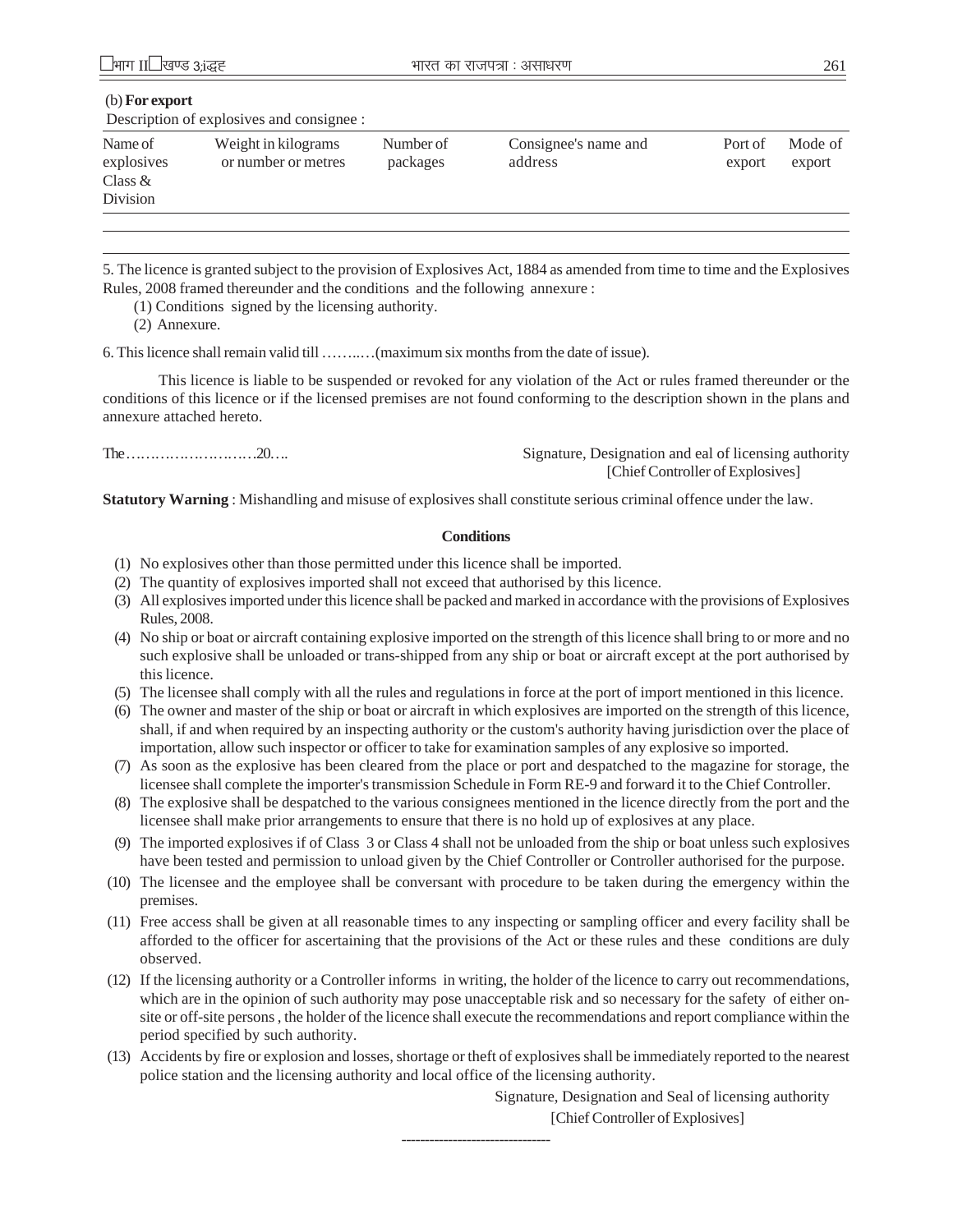(b) **For export**

Description of explosives and consignee :

| Name of explosives Class & Division | Weight in kilograms or number or metres | Number of packages | Consignee's name and address | Port of export | Mode of export |
|---|---|---|---|---|---|
| | | | | | |

5. The licence is granted subject to the provision of Explosives Act, 1884 as amended from time to time and the Explosives Rules, 2008 framed thereunder and the conditions and the following annexure :

(1) Conditions signed by the licensing authority.

(2) Annexure.

6. This licence shall remain valid till ……..…(maximum six months from the date of issue).

This licence is liable to be suspended or revoked for any violation of the Act or rules framed thereunder or the conditions of this licence or if the licensed premises are not found conforming to the description shown in the plans and annexure attached hereto.

The………………………20….

Signature, Designation and eal of licensing authority
[Chief Controller of Explosives]

**Statutory Warning** : Mishandling and misuse of explosives shall constitute serious criminal offence under the law.

**Conditions**

(1) No explosives other than those permitted under this licence shall be imported.

(2) The quantity of explosives imported shall not exceed that authorised by this licence.

(3) All explosives imported under this licence shall be packed and marked in accordance with the provisions of Explosives Rules, 2008.

(4) No ship or boat or aircraft containing explosive imported on the strength of this licence shall bring to or more and no such explosive shall be unloaded or trans-shipped from any ship or boat or aircraft except at the port authorised by this licence.

(5) The licensee shall comply with all the rules and regulations in force at the port of import mentioned in this licence.

(6) The owner and master of the ship or boat or aircraft in which explosives are imported on the strength of this licence, shall, if and when required by an inspecting authority or the custom's authority having jurisdiction over the place of importation, allow such inspector or officer to take for examination samples of any explosive so imported.

(7) As soon as the explosive has been cleared from the place or port and despatched to the magazine for storage, the licensee shall complete the importer's transmission Schedule in Form RE-9 and forward it to the Chief Controller.

(8) The explosive shall be despatched to the various consignees mentioned in the licence directly from the port and the licensee shall make prior arrangements to ensure that there is no hold up of explosives at any place.

(9) The imported explosives if of Class 3 or Class 4 shall not be unloaded from the ship or boat unless such explosives have been tested and permission to unload given by the Chief Controller or Controller authorised for the purpose.

(10) The licensee and the employee shall be conversant with procedure to be taken during the emergency within the premises.

(11) Free access shall be given at all reasonable times to any inspecting or sampling officer and every facility shall be afforded to the officer for ascertaining that the provisions of the Act or these rules and these conditions are duly observed.

(12) If the licensing authority or a Controller informs in writing, the holder of the licence to carry out recommendations, which are in the opinion of such authority may pose unacceptable risk and so necessary for the safety of either on-site or off-site persons , the holder of the licence shall execute the recommendations and report compliance within the period specified by such authority.

(13) Accidents by fire or explosion and losses, shortage or theft of explosives shall be immediately reported to the nearest police station and the licensing authority and local office of the licensing authority.

Signature, Designation and Seal of licensing authority
[Chief Controller of Explosives]

-------------------------------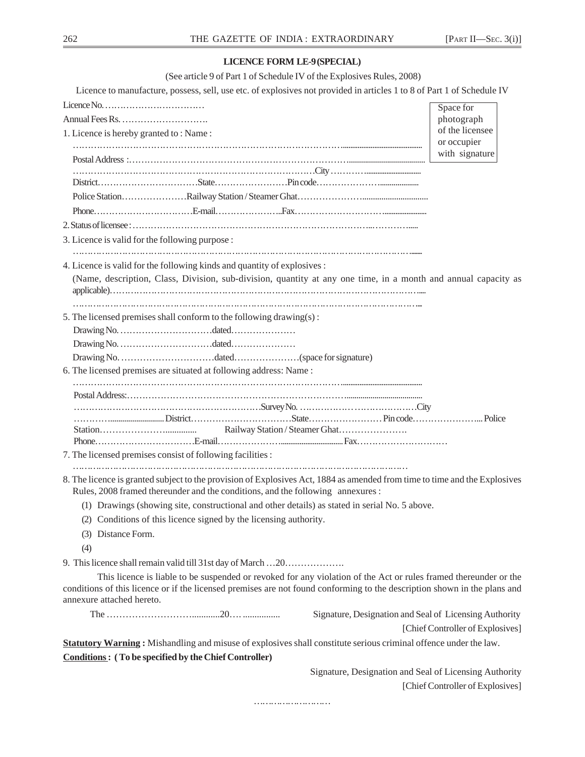## LICENCE FORM LE-9 (SPECIAL)

(See article 9 of Part 1 of Schedule IV of the Explosives Rules, 2008)

Licence to manufacture, possess, sell, use etc. of explosives not provided in articles 1 to 8 of Part 1 of Schedule IV

Licence No. ……………………………

Annual Fees Rs. ……………………….

Space for photograph of the licensee or occupier with signature

1. Licence is hereby granted to : Name :

   …………………………………………………………………………………

   Postal Address :……………………………………………………………………

   ………………………………………………………………………City ………….

   District……………………………State……………………Pin code……………………

   Police Station…………………Railway Station / Steamer Ghat…………………

   Phone……………………………E-mail…………………..Fax…………………………

2. Status of licensee : ……………………………………………………………………………

3. Licence is valid for the following purpose :

   ………………………………………………………………………………………………

4. Licence is valid for the following kinds and quantity of explosives :

   (Name, description, Class, Division, sub-division, quantity at any one time, in a month and annual capacity as applicable)……………………………………………………………………………………

   ………………………………………………………………………………………………

5. The licensed premises shall conform to the following drawing(s) :

   Drawing No. …………………………dated…………………

   Drawing No. …………………………dated…………………

   Drawing No. …………………………dated…………………(space for signature)

6. The licensed premises are situated at following address: Name :

   …………………………………………………………………………………

   Postal Address:……………………………………………………………………

   ……………………………………………………Survey No. …………………………………City

   …………District……………………………State…………………… Pin code…………………... Police Station…………………..............     Railway Station / Steamer Ghat………………….

   Phone……………………………E-mail…………………Fax…………………………

7. The licensed premises consist of following facilities :

   ………………………………………………………………………………………………

8. The licence is granted subject to the provision of Explosives Act, 1884 as amended from time to time and the Explosives Rules, 2008 framed thereunder and the conditions, and the following annexures :

   (1) Drawings (showing site, constructional and other details) as stated in serial No. 5 above.

   (2) Conditions of this licence signed by the licensing authority.

   (3) Distance Form.

   (4)

9. This licence shall remain valid till 31st day of March …20……………….

This licence is liable to be suspended or revoked for any violation of the Act or rules framed thereunder or the conditions of this licence or if the licensed premises are not found conforming to the description shown in the plans and annexure attached hereto.

The ………………………............20…. ...............

Signature, Designation and Seal of Licensing Authority

[Chief Controller of Explosives]

**Statutory Warning :** Mishandling and misuse of explosives shall constitute serious criminal offence under the law.

**Conditions : ( To be specified by the Chief Controller)**

Signature, Designation and Seal of Licensing Authority

[Chief Controller of Explosives]

………………………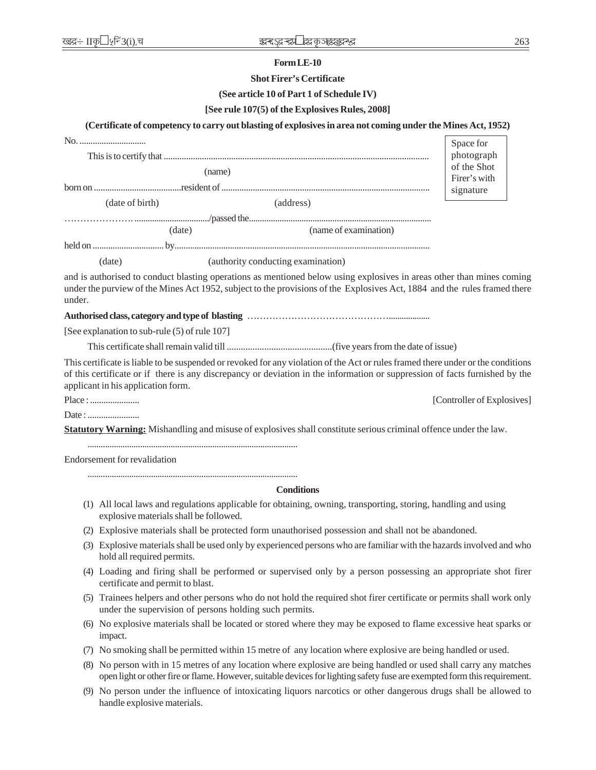**Form LE-10**

**Shot Firer's Certificate**

**(See article 10 of Part 1 of Schedule IV)**

**[See rule 107(5) of the Explosives Rules, 2008]**

**(Certificate of competency to carry out blasting of explosives in area not coming under the Mines Act, 1952)**

| Space for photograph of the Shot Firer's with signature |
|---|

No. ..............................

This is to certify that ..........................................................................................................................
(name)

born on .......................................resident of ..........................................................................................
(date of birth) (address)

……………………. ................................../passed the..................................................................................
(date) (name of examination)

held on ............................... by..................................................................................................................
(date) (authority conducting examination)

and is authorised to conduct blasting operations as mentioned below using explosives in areas other than mines coming under the purview of the Mines Act 1952, subject to the provisions of the Explosives Act, 1884 and the rules framed there under.

**Authorised class, category and type of blasting** ……………………………………….................

[See explanation to sub-rule (5) of rule 107]

This certificate shall remain valid till .............................................(five years from the date of issue)

This certificate is liable to be suspended or revoked for any violation of the Act or rules framed there under or the conditions of this certificate or if there is any discrepancy or deviation in the information or suppression of facts furnished by the applicant in his application form.

Place : ......................

[Controller of Explosives]

Date : .......................

**Statutory Warning:** Mishandling and misuse of explosives shall constitute serious criminal offence under the law.

..............................................................................................

Endorsement for revalidation

..............................................................................................

**Conditions**

(1) All local laws and regulations applicable for obtaining, owning, transporting, storing, handling and using explosive materials shall be followed.

(2) Explosive materials shall be protected form unauthorised possession and shall not be abandoned.

(3) Explosive materials shall be used only by experienced persons who are familiar with the hazards involved and who hold all required permits.

(4) Loading and firing shall be performed or supervised only by a person possessing an appropriate shot firer certificate and permit to blast.

(5) Trainees helpers and other persons who do not hold the required shot firer certificate or permits shall work only under the supervision of persons holding such permits.

(6) No explosive materials shall be located or stored where they may be exposed to flame excessive heat sparks or impact.

(7) No smoking shall be permitted within 15 metre of any location where explosive are being handled or used.

(8) No person with in 15 metres of any location where explosive are being handled or used shall carry any matches open light or other fire or flame. However, suitable devices for lighting safety fuse are exempted form this requirement.

(9) No person under the influence of intoxicating liquors narcotics or other dangerous drugs shall be allowed to handle explosive materials.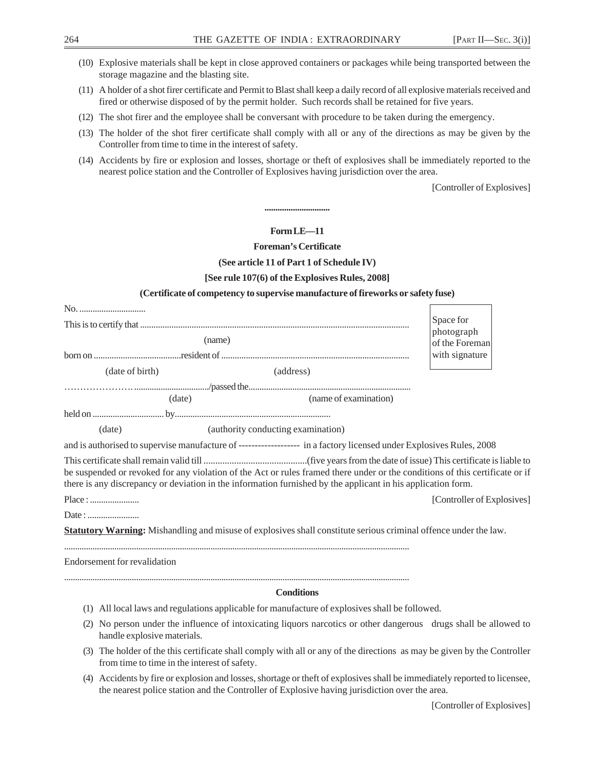(10) Explosive materials shall be kept in close approved containers or packages while being transported between the storage magazine and the blasting site.

(11) A holder of a shot firer certificate and Permit to Blast shall keep a daily record of all explosive materials received and fired or otherwise disposed of by the permit holder. Such records shall be retained for five years.

(12) The shot firer and the employee shall be conversant with procedure to be taken during the emergency.

(13) The holder of the shot firer certificate shall comply with all or any of the directions as may be given by the Controller from time to time in the interest of safety.

(14) Accidents by fire or explosion and losses, shortage or theft of explosives shall be immediately reported to the nearest police station and the Controller of Explosives having jurisdiction over the area.

[Controller of Explosives]

..............................

**Form LE—11**

**Foreman's Certificate**

**(See article 11 of Part 1 of Schedule IV)**

**[See rule 107(6) of the Explosives Rules, 2008]**

**(Certificate of competency to supervise manufacture of fireworks or safety fuse)**

No. ..............................

This is to certify that ....................................................................................................................... (name)

born on .......................................resident of ................................................................................... (date of birth) (address)

…………………. ................................../passed the......................................................................... (date) (name of examination)

held on ................................ by...................................................................... (date) (authority conducting examination)

Space for photograph of the Foreman with signature

and is authorised to supervise manufacture of ------------------- in a factory licensed under Explosives Rules, 2008

This certificate shall remain valid till ............................................(five years from the date of issue) This certificate is liable to be suspended or revoked for any violation of the Act or rules framed there under or the conditions of this certificate or if there is any discrepancy or deviation in the information furnished by the applicant in his application form.

Place : ......................

Date : .......................

[Controller of Explosives]

**Statutory Warning:** Mishandling and misuse of explosives shall constitute serious criminal offence under the law.

.............................................................................................................................................

Endorsement for revalidation

.............................................................................................................................................

**Conditions**

(1) All local laws and regulations applicable for manufacture of explosives shall be followed.

(2) No person under the influence of intoxicating liquors narcotics or other dangerous drugs shall be allowed to handle explosive materials.

(3) The holder of the this certificate shall comply with all or any of the directions as may be given by the Controller from time to time in the interest of safety.

(4) Accidents by fire or explosion and losses, shortage or theft of explosives shall be immediately reported to licensee, the nearest police station and the Controller of Explosive having jurisdiction over the area.

[Controller of Explosives]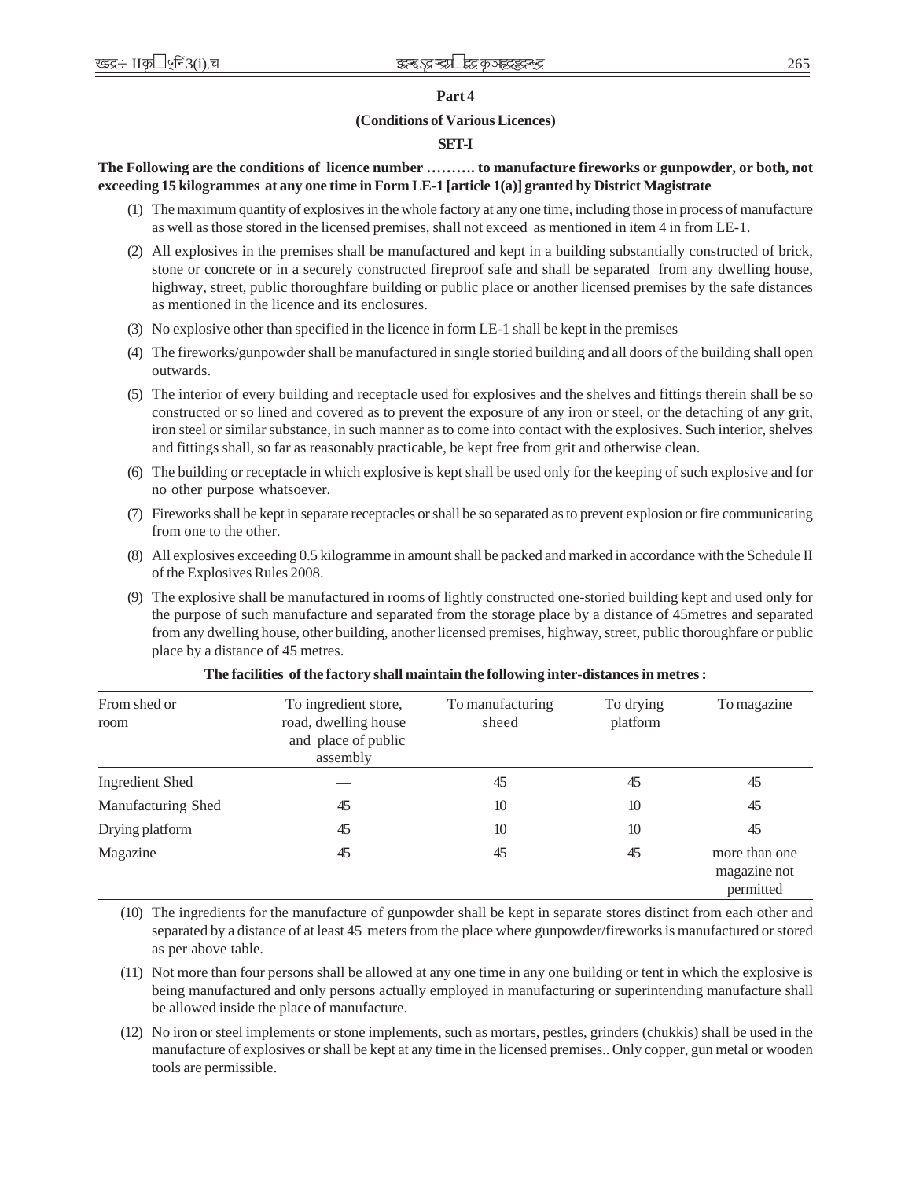**Part 4**

**(Conditions of Various Licences)**

**SET-I**

**The Following are the conditions of licence number ………. to manufacture fireworks or gunpowder, or both, not exceeding 15 kilogrammes at any one time in Form LE-1 [article 1(a)] granted by District Magistrate**

(1) The maximum quantity of explosives in the whole factory at any one time, including those in process of manufacture as well as those stored in the licensed premises, shall not exceed as mentioned in item 4 in from LE-1.

(2) All explosives in the premises shall be manufactured and kept in a building substantially constructed of brick, stone or concrete or in a securely constructed fireproof safe and shall be separated from any dwelling house, highway, street, public thoroughfare building or public place or another licensed premises by the safe distances as mentioned in the licence and its enclosures.

(3) No explosive other than specified in the licence in form LE-1 shall be kept in the premises

(4) The fireworks/gunpowder shall be manufactured in single storied building and all doors of the building shall open outwards.

(5) The interior of every building and receptacle used for explosives and the shelves and fittings therein shall be so constructed or so lined and covered as to prevent the exposure of any iron or steel, or the detaching of any grit, iron steel or similar substance, in such manner as to come into contact with the explosives. Such interior, shelves and fittings shall, so far as reasonably practicable, be kept free from grit and otherwise clean.

(6) The building or receptacle in which explosive is kept shall be used only for the keeping of such explosive and for no other purpose whatsoever.

(7) Fireworks shall be kept in separate receptacles or shall be so separated as to prevent explosion or fire communicating from one to the other.

(8) All explosives exceeding 0.5 kilogramme in amount shall be packed and marked in accordance with the Schedule II of the Explosives Rules 2008.

(9) The explosive shall be manufactured in rooms of lightly constructed one-storied building kept and used only for the purpose of such manufacture and separated from the storage place by a distance of 45metres and separated from any dwelling house, other building, another licensed premises, highway, street, public thoroughfare or public place by a distance of 45 metres.

**The facilities of the factory shall maintain the following inter-distances in metres :**

| From shed or room | To ingredient store, road, dwelling house and place of public assembly | To manufacturing sheed | To drying platform | To magazine |
|---|---|---|---|---|
| Ingredient Shed | — | 45 | 45 | 45 |
| Manufacturing Shed | 45 | 10 | 10 | 45 |
| Drying platform | 45 | 10 | 10 | 45 |
| Magazine | 45 | 45 | 45 | more than one magazine not permitted |

(10) The ingredients for the manufacture of gunpowder shall be kept in separate stores distinct from each other and separated by a distance of at least 45 meters from the place where gunpowder/fireworks is manufactured or stored as per above table.

(11) Not more than four persons shall be allowed at any one time in any one building or tent in which the explosive is being manufactured and only persons actually employed in manufacturing or superintending manufacture shall be allowed inside the place of manufacture.

(12) No iron or steel implements or stone implements, such as mortars, pestles, grinders (chukkis) shall be used in the manufacture of explosives or shall be kept at any time in the licensed premises.. Only copper, gun metal or wooden tools are permissible.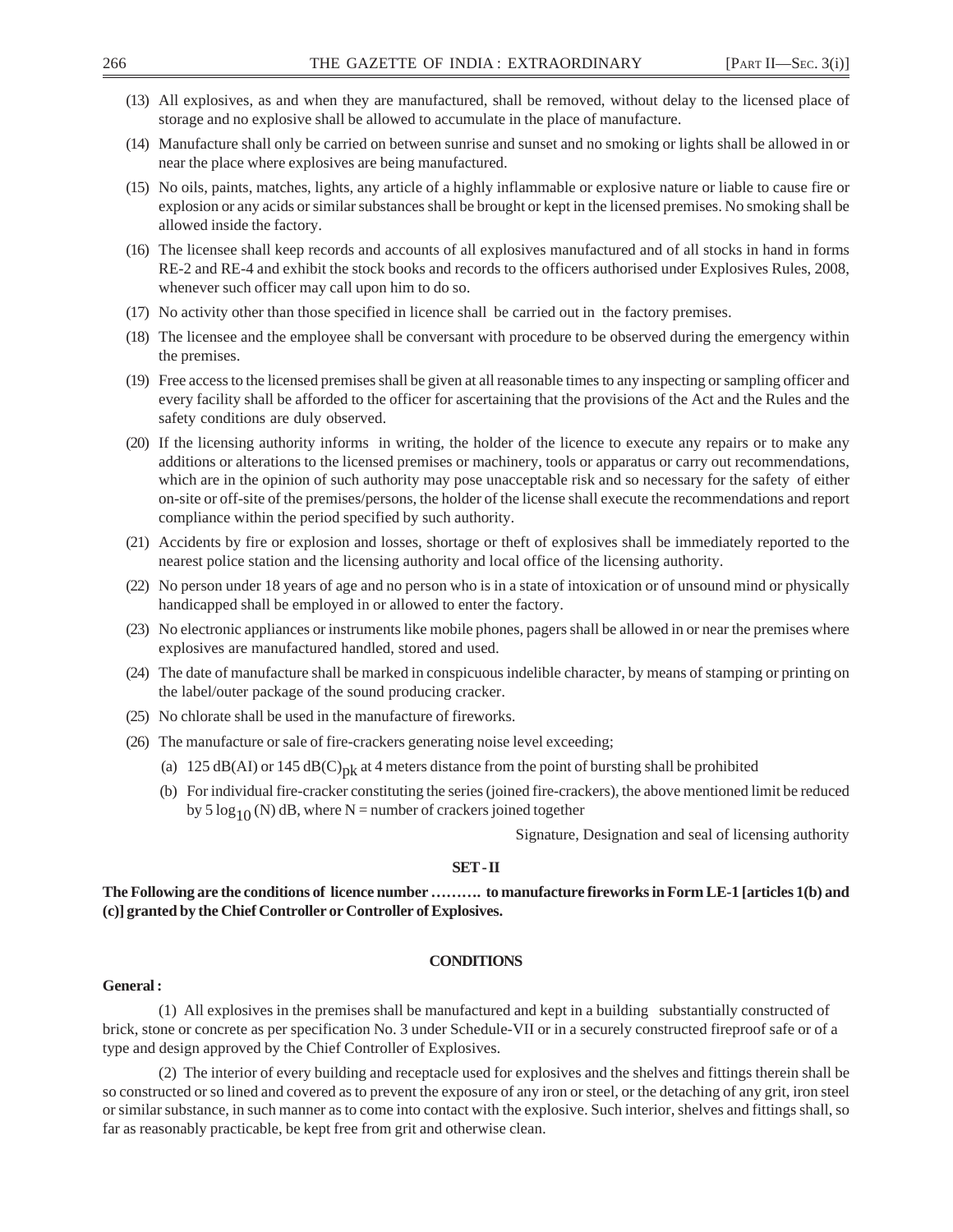(13) All explosives, as and when they are manufactured, shall be removed, without delay to the licensed place of storage and no explosive shall be allowed to accumulate in the place of manufacture.

(14) Manufacture shall only be carried on between sunrise and sunset and no smoking or lights shall be allowed in or near the place where explosives are being manufactured.

(15) No oils, paints, matches, lights, any article of a highly inflammable or explosive nature or liable to cause fire or explosion or any acids or similar substances shall be brought or kept in the licensed premises. No smoking shall be allowed inside the factory.

(16) The licensee shall keep records and accounts of all explosives manufactured and of all stocks in hand in forms RE-2 and RE-4 and exhibit the stock books and records to the officers authorised under Explosives Rules, 2008, whenever such officer may call upon him to do so.

(17) No activity other than those specified in licence shall be carried out in the factory premises.

(18) The licensee and the employee shall be conversant with procedure to be observed during the emergency within the premises.

(19) Free access to the licensed premises shall be given at all reasonable times to any inspecting or sampling officer and every facility shall be afforded to the officer for ascertaining that the provisions of the Act and the Rules and the safety conditions are duly observed.

(20) If the licensing authority informs in writing, the holder of the licence to execute any repairs or to make any additions or alterations to the licensed premises or machinery, tools or apparatus or carry out recommendations, which are in the opinion of such authority may pose unacceptable risk and so necessary for the safety of either on-site or off-site of the premises/persons, the holder of the license shall execute the recommendations and report compliance within the period specified by such authority.

(21) Accidents by fire or explosion and losses, shortage or theft of explosives shall be immediately reported to the nearest police station and the licensing authority and local office of the licensing authority.

(22) No person under 18 years of age and no person who is in a state of intoxication or of unsound mind or physically handicapped shall be employed in or allowed to enter the factory.

(23) No electronic appliances or instruments like mobile phones, pagers shall be allowed in or near the premises where explosives are manufactured handled, stored and used.

(24) The date of manufacture shall be marked in conspicuous indelible character, by means of stamping or printing on the label/outer package of the sound producing cracker.

(25) No chlorate shall be used in the manufacture of fireworks.

(26) The manufacture or sale of fire-crackers generating noise level exceeding;

(a) 125 dB(AI) or 145 $dB(C)_{pk}$ at 4 meters distance from the point of bursting shall be prohibited

(b) For individual fire-cracker constituting the series (joined fire-crackers), the above mentioned limit be reduced by $5 \log_{10}(N)$ dB, where N = number of crackers joined together

Signature, Designation and seal of licensing authority

**SET - II**

**The Following are the conditions of licence number ………. to manufacture fireworks in Form LE-1 [articles 1(b) and (c)] granted by the Chief Controller or Controller of Explosives.**

**CONDITIONS**

**General :**

(1) All explosives in the premises shall be manufactured and kept in a building substantially constructed of brick, stone or concrete as per specification No. 3 under Schedule-VII or in a securely constructed fireproof safe or of a type and design approved by the Chief Controller of Explosives.

(2) The interior of every building and receptacle used for explosives and the shelves and fittings therein shall be so constructed or so lined and covered as to prevent the exposure of any iron or steel, or the detaching of any grit, iron steel or similar substance, in such manner as to come into contact with the explosive. Such interior, shelves and fittings shall, so far as reasonably practicable, be kept free from grit and otherwise clean.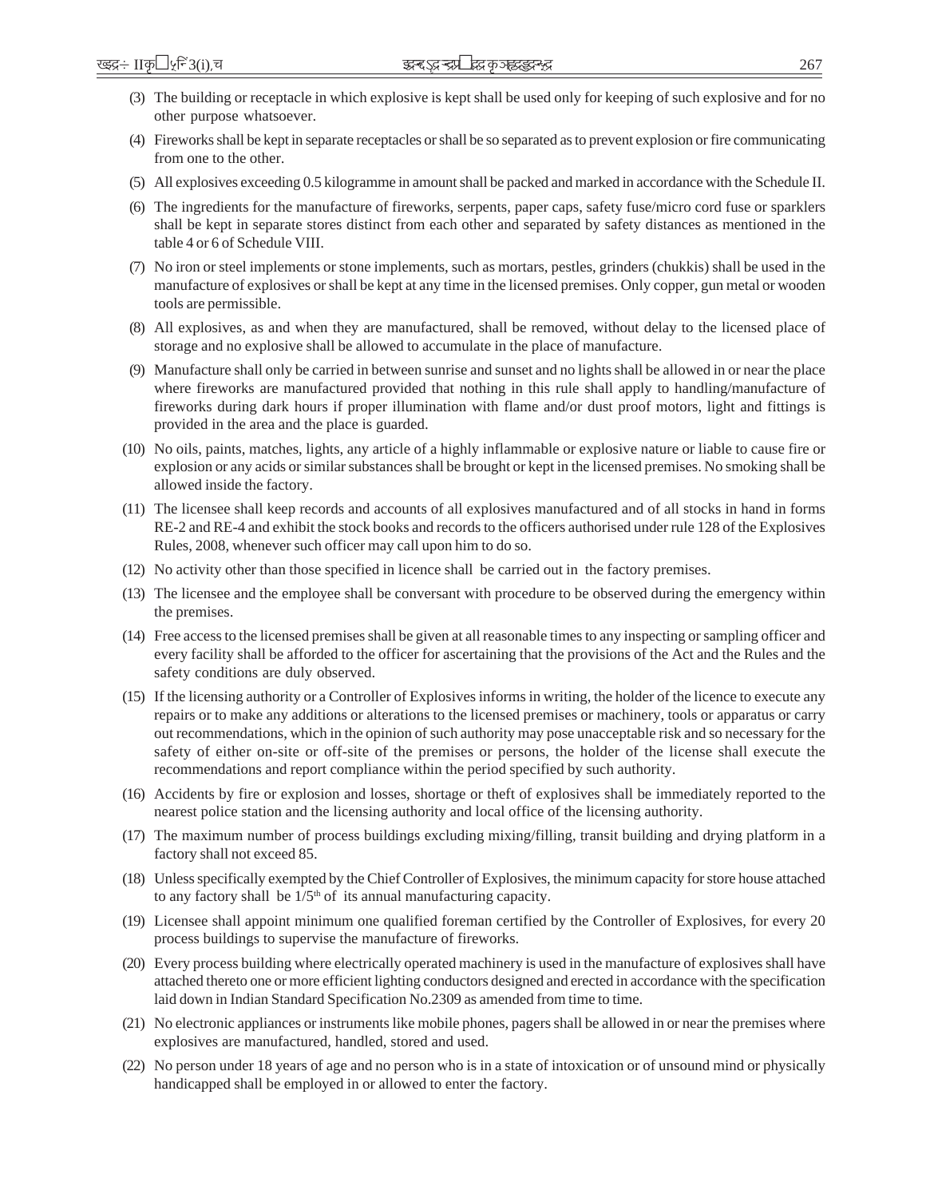(3) The building or receptacle in which explosive is kept shall be used only for keeping of such explosive and for no other purpose whatsoever.

(4) Fireworks shall be kept in separate receptacles or shall be so separated as to prevent explosion or fire communicating from one to the other.

(5) All explosives exceeding 0.5 kilogramme in amount shall be packed and marked in accordance with the Schedule II.

(6) The ingredients for the manufacture of fireworks, serpents, paper caps, safety fuse/micro cord fuse or sparklers shall be kept in separate stores distinct from each other and separated by safety distances as mentioned in the table 4 or 6 of Schedule VIII.

(7) No iron or steel implements or stone implements, such as mortars, pestles, grinders (chukkis) shall be used in the manufacture of explosives or shall be kept at any time in the licensed premises. Only copper, gun metal or wooden tools are permissible.

(8) All explosives, as and when they are manufactured, shall be removed, without delay to the licensed place of storage and no explosive shall be allowed to accumulate in the place of manufacture.

(9) Manufacture shall only be carried in between sunrise and sunset and no lights shall be allowed in or near the place where fireworks are manufactured provided that nothing in this rule shall apply to handling/manufacture of fireworks during dark hours if proper illumination with flame and/or dust proof motors, light and fittings is provided in the area and the place is guarded.

(10) No oils, paints, matches, lights, any article of a highly inflammable or explosive nature or liable to cause fire or explosion or any acids or similar substances shall be brought or kept in the licensed premises. No smoking shall be allowed inside the factory.

(11) The licensee shall keep records and accounts of all explosives manufactured and of all stocks in hand in forms RE-2 and RE-4 and exhibit the stock books and records to the officers authorised under rule 128 of the Explosives Rules, 2008, whenever such officer may call upon him to do so.

(12) No activity other than those specified in licence shall be carried out in the factory premises.

(13) The licensee and the employee shall be conversant with procedure to be observed during the emergency within the premises.

(14) Free access to the licensed premises shall be given at all reasonable times to any inspecting or sampling officer and every facility shall be afforded to the officer for ascertaining that the provisions of the Act and the Rules and the safety conditions are duly observed.

(15) If the licensing authority or a Controller of Explosives informs in writing, the holder of the licence to execute any repairs or to make any additions or alterations to the licensed premises or machinery, tools or apparatus or carry out recommendations, which in the opinion of such authority may pose unacceptable risk and so necessary for the safety of either on-site or off-site of the premises or persons, the holder of the license shall execute the recommendations and report compliance within the period specified by such authority.

(16) Accidents by fire or explosion and losses, shortage or theft of explosives shall be immediately reported to the nearest police station and the licensing authority and local office of the licensing authority.

(17) The maximum number of process buildings excluding mixing/filling, transit building and drying platform in a factory shall not exceed 85.

(18) Unless specifically exempted by the Chief Controller of Explosives, the minimum capacity for store house attached to any factory shall be 1/5th of its annual manufacturing capacity.

(19) Licensee shall appoint minimum one qualified foreman certified by the Controller of Explosives, for every 20 process buildings to supervise the manufacture of fireworks.

(20) Every process building where electrically operated machinery is used in the manufacture of explosives shall have attached thereto one or more efficient lighting conductors designed and erected in accordance with the specification laid down in Indian Standard Specification No.2309 as amended from time to time.

(21) No electronic appliances or instruments like mobile phones, pagers shall be allowed in or near the premises where explosives are manufactured, handled, stored and used.

(22) No person under 18 years of age and no person who is in a state of intoxication or of unsound mind or physically handicapped shall be employed in or allowed to enter the factory.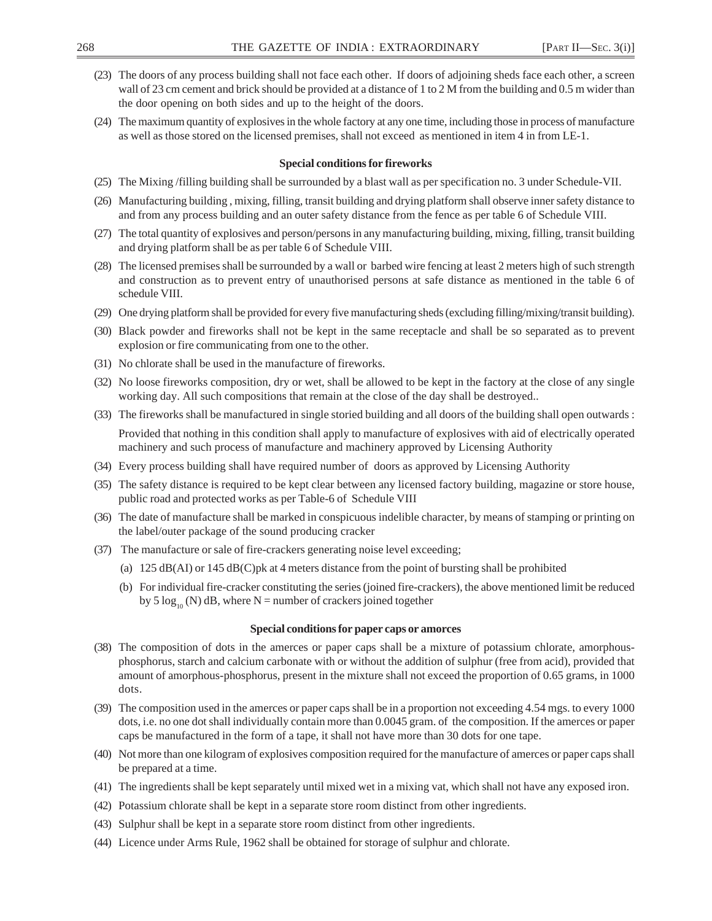(23) The doors of any process building shall not face each other. If doors of adjoining sheds face each other, a screen wall of 23 cm cement and brick should be provided at a distance of 1 to 2 M from the building and 0.5 m wider than the door opening on both sides and up to the height of the doors.

(24) The maximum quantity of explosives in the whole factory at any one time, including those in process of manufacture as well as those stored on the licensed premises, shall not exceed as mentioned in item 4 in from LE-1.

**Special conditions for fireworks**

(25) The Mixing /filling building shall be surrounded by a blast wall as per specification no. 3 under Schedule-VII.

(26) Manufacturing building , mixing, filling, transit building and drying platform shall observe inner safety distance to and from any process building and an outer safety distance from the fence as per table 6 of Schedule VIII.

(27) The total quantity of explosives and person/persons in any manufacturing building, mixing, filling, transit building and drying platform shall be as per table 6 of Schedule VIII.

(28) The licensed premises shall be surrounded by a wall or barbed wire fencing at least 2 meters high of such strength and construction as to prevent entry of unauthorised persons at safe distance as mentioned in the table 6 of schedule VIII.

(29) One drying platform shall be provided for every five manufacturing sheds (excluding filling/mixing/transit building).

(30) Black powder and fireworks shall not be kept in the same receptacle and shall be so separated as to prevent explosion or fire communicating from one to the other.

(31) No chlorate shall be used in the manufacture of fireworks.

(32) No loose fireworks composition, dry or wet, shall be allowed to be kept in the factory at the close of any single working day. All such compositions that remain at the close of the day shall be destroyed..

(33) The fireworks shall be manufactured in single storied building and all doors of the building shall open outwards :

Provided that nothing in this condition shall apply to manufacture of explosives with aid of electrically operated machinery and such process of manufacture and machinery approved by Licensing Authority

(34) Every process building shall have required number of doors as approved by Licensing Authority

(35) The safety distance is required to be kept clear between any licensed factory building, magazine or store house, public road and protected works as per Table-6 of Schedule VIII

(36) The date of manufacture shall be marked in conspicuous indelible character, by means of stamping or printing on the label/outer package of the sound producing cracker

(37) The manufacture or sale of fire-crackers generating noise level exceeding;

(a) 125 dB(AI) or 145 dB(C)pk at 4 meters distance from the point of bursting shall be prohibited

(b) For individual fire-cracker constituting the series (joined fire-crackers), the above mentioned limit be reduced by $5 \log_{10} (N)$ dB, where N = number of crackers joined together

**Special conditions for paper caps or amorces**

(38) The composition of dots in the amerces or paper caps shall be a mixture of potassium chlorate, amorphous-phosphorus, starch and calcium carbonate with or without the addition of sulphur (free from acid), provided that amount of amorphous-phosphorus, present in the mixture shall not exceed the proportion of 0.65 grams, in 1000 dots.

(39) The composition used in the amerces or paper caps shall be in a proportion not exceeding 4.54 mgs. to every 1000 dots, i.e. no one dot shall individually contain more than 0.0045 gram. of the composition. If the amerces or paper caps be manufactured in the form of a tape, it shall not have more than 30 dots for one tape.

(40) Not more than one kilogram of explosives composition required for the manufacture of amerces or paper caps shall be prepared at a time.

(41) The ingredients shall be kept separately until mixed wet in a mixing vat, which shall not have any exposed iron.

(42) Potassium chlorate shall be kept in a separate store room distinct from other ingredients.

(43) Sulphur shall be kept in a separate store room distinct from other ingredients.

(44) Licence under Arms Rule, 1962 shall be obtained for storage of sulphur and chlorate.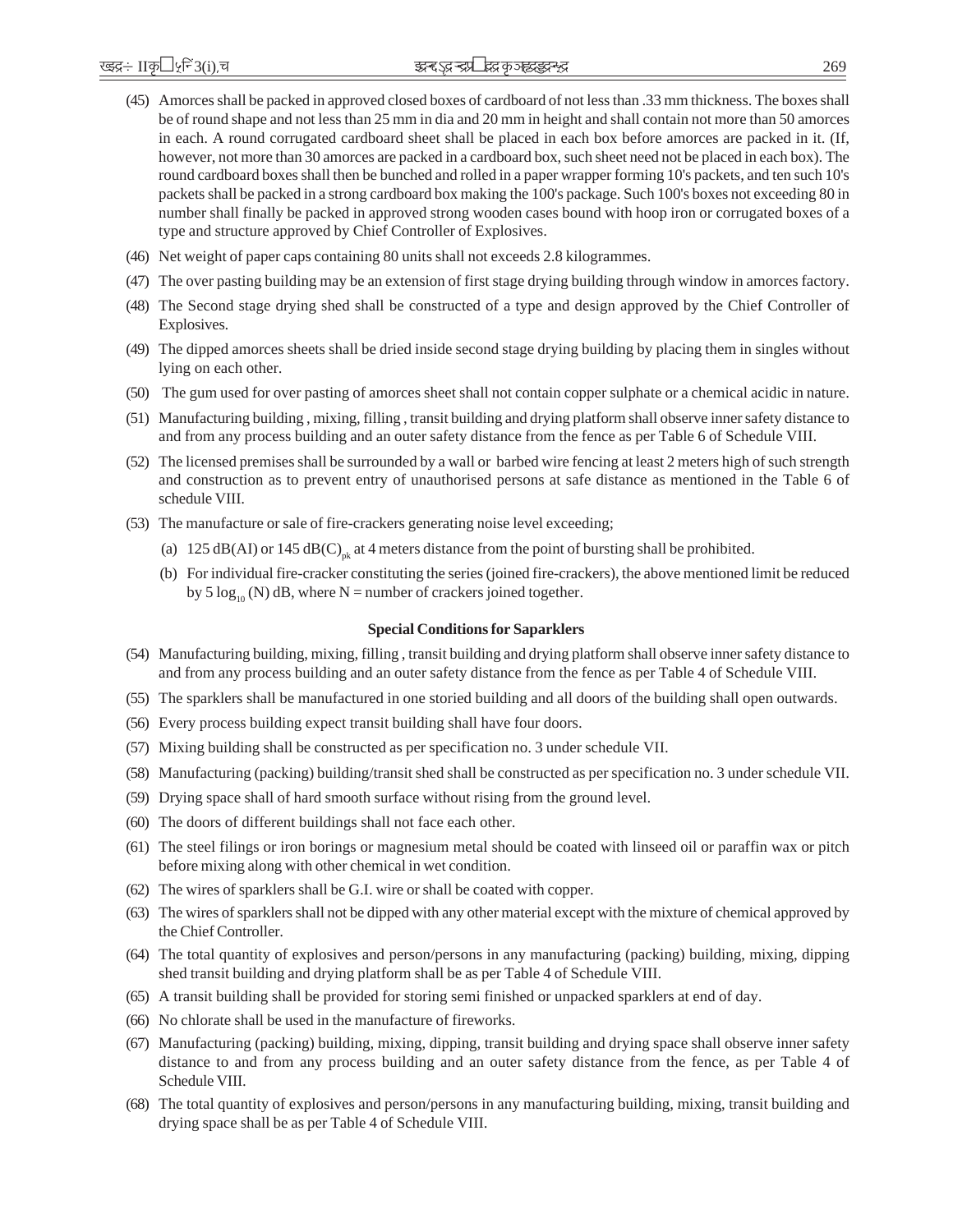(45) Amorces shall be packed in approved closed boxes of cardboard of not less than .33 mm thickness. The boxes shall be of round shape and not less than 25 mm in dia and 20 mm in height and shall contain not more than 50 amorces in each. A round corrugated cardboard sheet shall be placed in each box before amorces are packed in it. (If, however, not more than 30 amorces are packed in a cardboard box, such sheet need not be placed in each box). The round cardboard boxes shall then be bunched and rolled in a paper wrapper forming 10's packets, and ten such 10's packets shall be packed in a strong cardboard box making the 100's package. Such 100's boxes not exceeding 80 in number shall finally be packed in approved strong wooden cases bound with hoop iron or corrugated boxes of a type and structure approved by Chief Controller of Explosives.

(46) Net weight of paper caps containing 80 units shall not exceeds 2.8 kilogrammes.

(47) The over pasting building may be an extension of first stage drying building through window in amorces factory.

(48) The Second stage drying shed shall be constructed of a type and design approved by the Chief Controller of Explosives.

(49) The dipped amorces sheets shall be dried inside second stage drying building by placing them in singles without lying on each other.

(50) The gum used for over pasting of amorces sheet shall not contain copper sulphate or a chemical acidic in nature.

(51) Manufacturing building , mixing, filling , transit building and drying platform shall observe inner safety distance to and from any process building and an outer safety distance from the fence as per Table 6 of Schedule VIII.

(52) The licensed premises shall be surrounded by a wall or barbed wire fencing at least 2 meters high of such strength and construction as to prevent entry of unauthorised persons at safe distance as mentioned in the Table 6 of schedule VIII.

(53) The manufacture or sale of fire-crackers generating noise level exceeding;

(a) 125 dB(AI) or 145 $dB(C)_{pk}$ at 4 meters distance from the point of bursting shall be prohibited.

(b) For individual fire-cracker constituting the series (joined fire-crackers), the above mentioned limit be reduced by $5 \log_{10} (N)$ dB, where N = number of crackers joined together.

**Special Conditions for Saparklers**

(54) Manufacturing building, mixing, filling , transit building and drying platform shall observe inner safety distance to and from any process building and an outer safety distance from the fence as per Table 4 of Schedule VIII.

(55) The sparklers shall be manufactured in one storied building and all doors of the building shall open outwards.

(56) Every process building expect transit building shall have four doors.

(57) Mixing building shall be constructed as per specification no. 3 under schedule VII.

(58) Manufacturing (packing) building/transit shed shall be constructed as per specification no. 3 under schedule VII.

(59) Drying space shall of hard smooth surface without rising from the ground level.

(60) The doors of different buildings shall not face each other.

(61) The steel filings or iron borings or magnesium metal should be coated with linseed oil or paraffin wax or pitch before mixing along with other chemical in wet condition.

(62) The wires of sparklers shall be G.I. wire or shall be coated with copper.

(63) The wires of sparklers shall not be dipped with any other material except with the mixture of chemical approved by the Chief Controller.

(64) The total quantity of explosives and person/persons in any manufacturing (packing) building, mixing, dipping shed transit building and drying platform shall be as per Table 4 of Schedule VIII.

(65) A transit building shall be provided for storing semi finished or unpacked sparklers at end of day.

(66) No chlorate shall be used in the manufacture of fireworks.

(67) Manufacturing (packing) building, mixing, dipping, transit building and drying space shall observe inner safety distance to and from any process building and an outer safety distance from the fence, as per Table 4 of Schedule VIII.

(68) The total quantity of explosives and person/persons in any manufacturing building, mixing, transit building and drying space shall be as per Table 4 of Schedule VIII.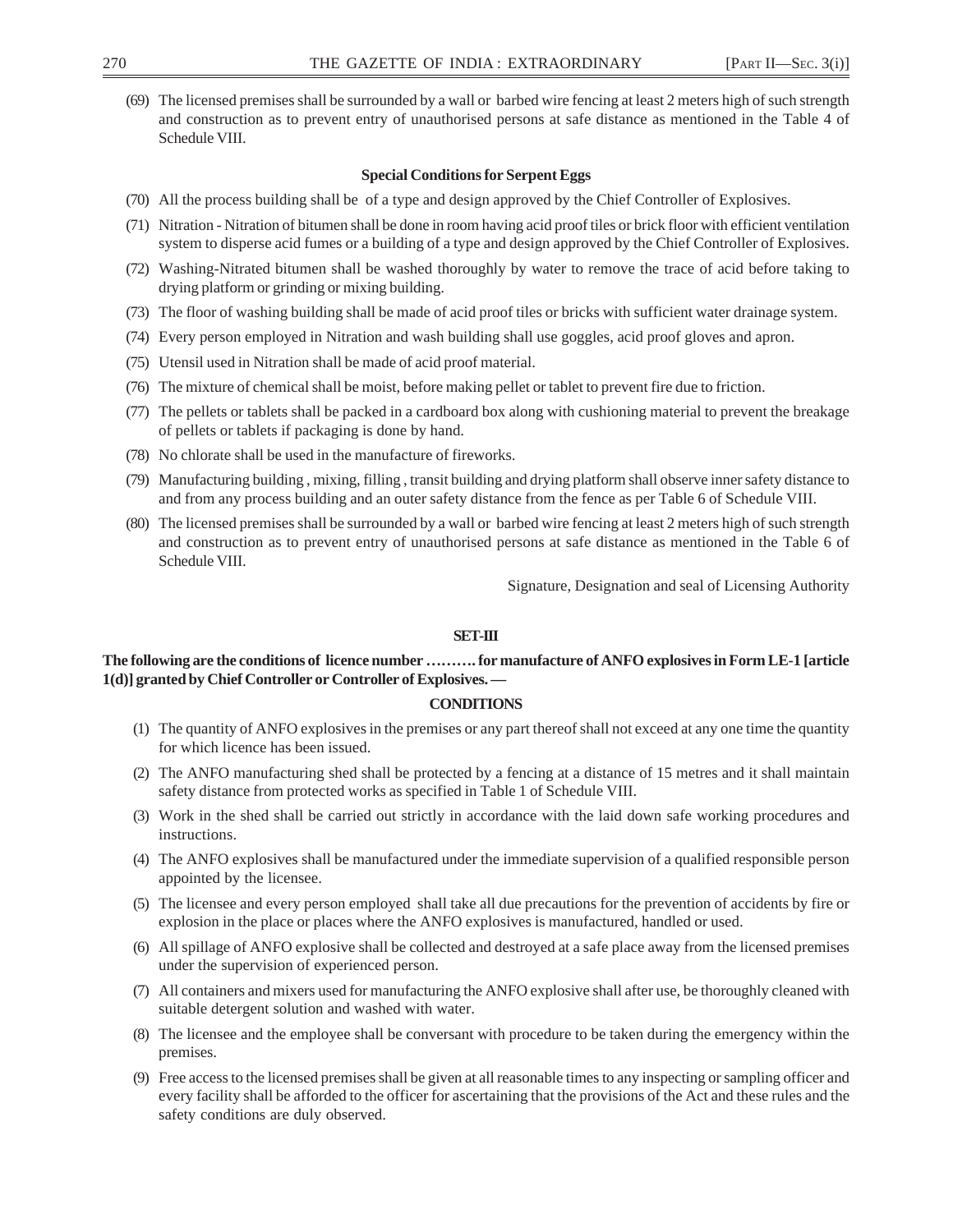(69) The licensed premises shall be surrounded by a wall or barbed wire fencing at least 2 meters high of such strength and construction as to prevent entry of unauthorised persons at safe distance as mentioned in the Table 4 of Schedule VIII.

**Special Conditions for Serpent Eggs**

(70) All the process building shall be of a type and design approved by the Chief Controller of Explosives.

(71) Nitration - Nitration of bitumen shall be done in room having acid proof tiles or brick floor with efficient ventilation system to disperse acid fumes or a building of a type and design approved by the Chief Controller of Explosives.

(72) Washing-Nitrated bitumen shall be washed thoroughly by water to remove the trace of acid before taking to drying platform or grinding or mixing building.

(73) The floor of washing building shall be made of acid proof tiles or bricks with sufficient water drainage system.

(74) Every person employed in Nitration and wash building shall use goggles, acid proof gloves and apron.

(75) Utensil used in Nitration shall be made of acid proof material.

(76) The mixture of chemical shall be moist, before making pellet or tablet to prevent fire due to friction.

(77) The pellets or tablets shall be packed in a cardboard box along with cushioning material to prevent the breakage of pellets or tablets if packaging is done by hand.

(78) No chlorate shall be used in the manufacture of fireworks.

(79) Manufacturing building , mixing, filling , transit building and drying platform shall observe inner safety distance to and from any process building and an outer safety distance from the fence as per Table 6 of Schedule VIII.

(80) The licensed premises shall be surrounded by a wall or barbed wire fencing at least 2 meters high of such strength and construction as to prevent entry of unauthorised persons at safe distance as mentioned in the Table 6 of Schedule VIII.

Signature, Designation and seal of Licensing Authority

**SET-III**

**The following are the conditions of licence number ………. for manufacture of ANFO explosives in Form LE-1 [article 1(d)] granted by Chief Controller or Controller of Explosives. —**

**CONDITIONS**

(1) The quantity of ANFO explosives in the premises or any part thereof shall not exceed at any one time the quantity for which licence has been issued.

(2) The ANFO manufacturing shed shall be protected by a fencing at a distance of 15 metres and it shall maintain safety distance from protected works as specified in Table 1 of Schedule VIII.

(3) Work in the shed shall be carried out strictly in accordance with the laid down safe working procedures and instructions.

(4) The ANFO explosives shall be manufactured under the immediate supervision of a qualified responsible person appointed by the licensee.

(5) The licensee and every person employed shall take all due precautions for the prevention of accidents by fire or explosion in the place or places where the ANFO explosives is manufactured, handled or used.

(6) All spillage of ANFO explosive shall be collected and destroyed at a safe place away from the licensed premises under the supervision of experienced person.

(7) All containers and mixers used for manufacturing the ANFO explosive shall after use, be thoroughly cleaned with suitable detergent solution and washed with water.

(8) The licensee and the employee shall be conversant with procedure to be taken during the emergency within the premises.

(9) Free access to the licensed premises shall be given at all reasonable times to any inspecting or sampling officer and every facility shall be afforded to the officer for ascertaining that the provisions of the Act and these rules and the safety conditions are duly observed.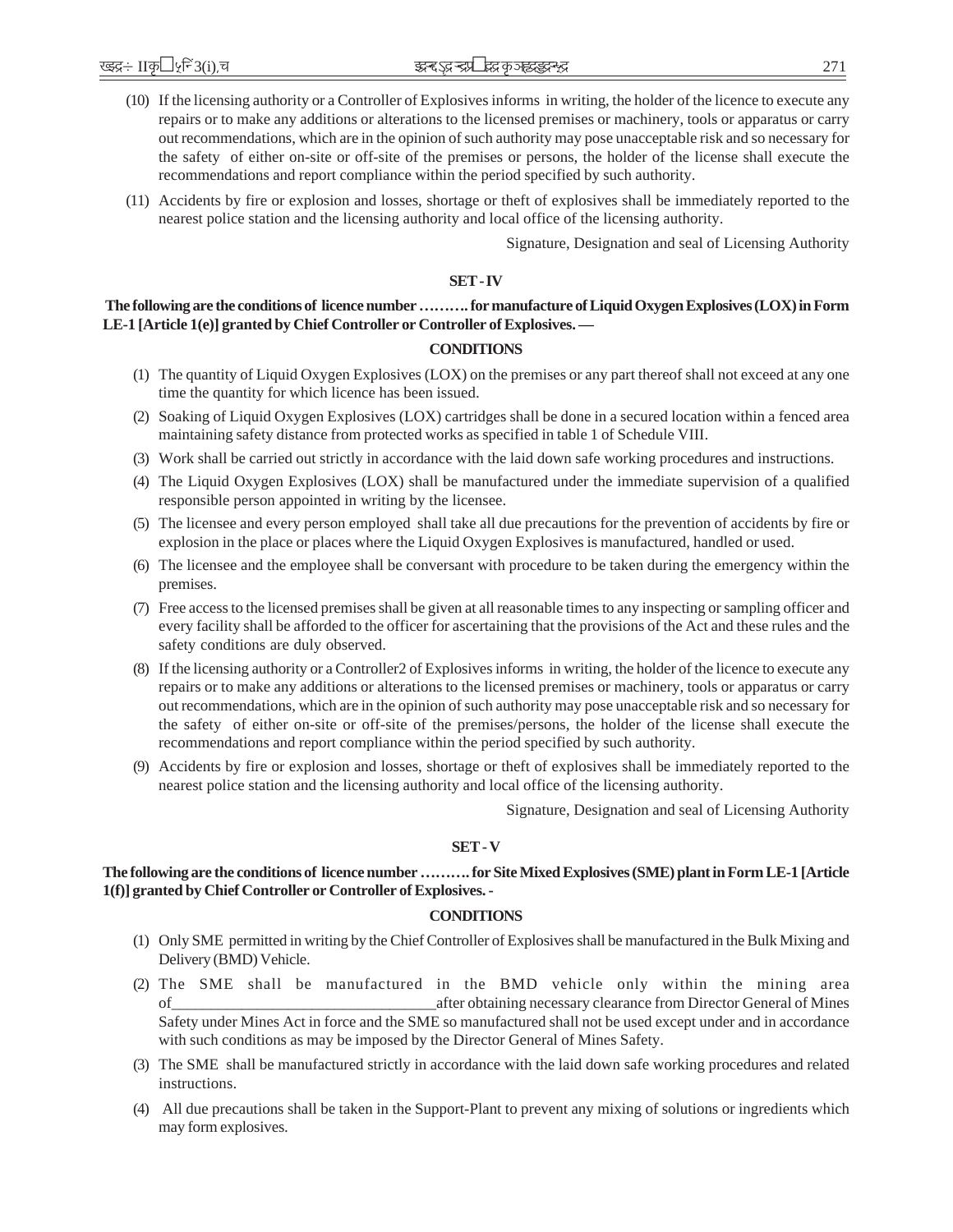(10) If the licensing authority or a Controller of Explosives informs in writing, the holder of the licence to execute any repairs or to make any additions or alterations to the licensed premises or machinery, tools or apparatus or carry out recommendations, which are in the opinion of such authority may pose unacceptable risk and so necessary for the safety of either on-site or off-site of the premises or persons, the holder of the license shall execute the recommendations and report compliance within the period specified by such authority.

(11) Accidents by fire or explosion and losses, shortage or theft of explosives shall be immediately reported to the nearest police station and the licensing authority and local office of the licensing authority.

Signature, Designation and seal of Licensing Authority

**SET - IV**

**The following are the conditions of licence number ………. for manufacture of Liquid Oxygen Explosives (LOX) in Form LE-1 [Article 1(e)] granted by Chief Controller or Controller of Explosives. —**

**CONDITIONS**

(1) The quantity of Liquid Oxygen Explosives (LOX) on the premises or any part thereof shall not exceed at any one time the quantity for which licence has been issued.

(2) Soaking of Liquid Oxygen Explosives (LOX) cartridges shall be done in a secured location within a fenced area maintaining safety distance from protected works as specified in table 1 of Schedule VIII.

(3) Work shall be carried out strictly in accordance with the laid down safe working procedures and instructions.

(4) The Liquid Oxygen Explosives (LOX) shall be manufactured under the immediate supervision of a qualified responsible person appointed in writing by the licensee.

(5) The licensee and every person employed shall take all due precautions for the prevention of accidents by fire or explosion in the place or places where the Liquid Oxygen Explosives is manufactured, handled or used.

(6) The licensee and the employee shall be conversant with procedure to be taken during the emergency within the premises.

(7) Free access to the licensed premises shall be given at all reasonable times to any inspecting or sampling officer and every facility shall be afforded to the officer for ascertaining that the provisions of the Act and these rules and the safety conditions are duly observed.

(8) If the licensing authority or a Controller2 of Explosives informs in writing, the holder of the licence to execute any repairs or to make any additions or alterations to the licensed premises or machinery, tools or apparatus or carry out recommendations, which are in the opinion of such authority may pose unacceptable risk and so necessary for the safety of either on-site or off-site of the premises/persons, the holder of the license shall execute the recommendations and report compliance within the period specified by such authority.

(9) Accidents by fire or explosion and losses, shortage or theft of explosives shall be immediately reported to the nearest police station and the licensing authority and local office of the licensing authority.

Signature, Designation and seal of Licensing Authority

**SET - V**

**The following are the conditions of licence number ………. for Site Mixed Explosives (SME) plant in Form LE-1 [Article 1(f)] granted by Chief Controller or Controller of Explosives. -**

**CONDITIONS**

(1) Only SME permitted in writing by the Chief Controller of Explosives shall be manufactured in the Bulk Mixing and Delivery (BMD) Vehicle.

(2) The SME shall be manufactured in the BMD vehicle only within the mining area of_________________________________after obtaining necessary clearance from Director General of Mines Safety under Mines Act in force and the SME so manufactured shall not be used except under and in accordance with such conditions as may be imposed by the Director General of Mines Safety.

(3) The SME shall be manufactured strictly in accordance with the laid down safe working procedures and related instructions.

(4) All due precautions shall be taken in the Support-Plant to prevent any mixing of solutions or ingredients which may form explosives.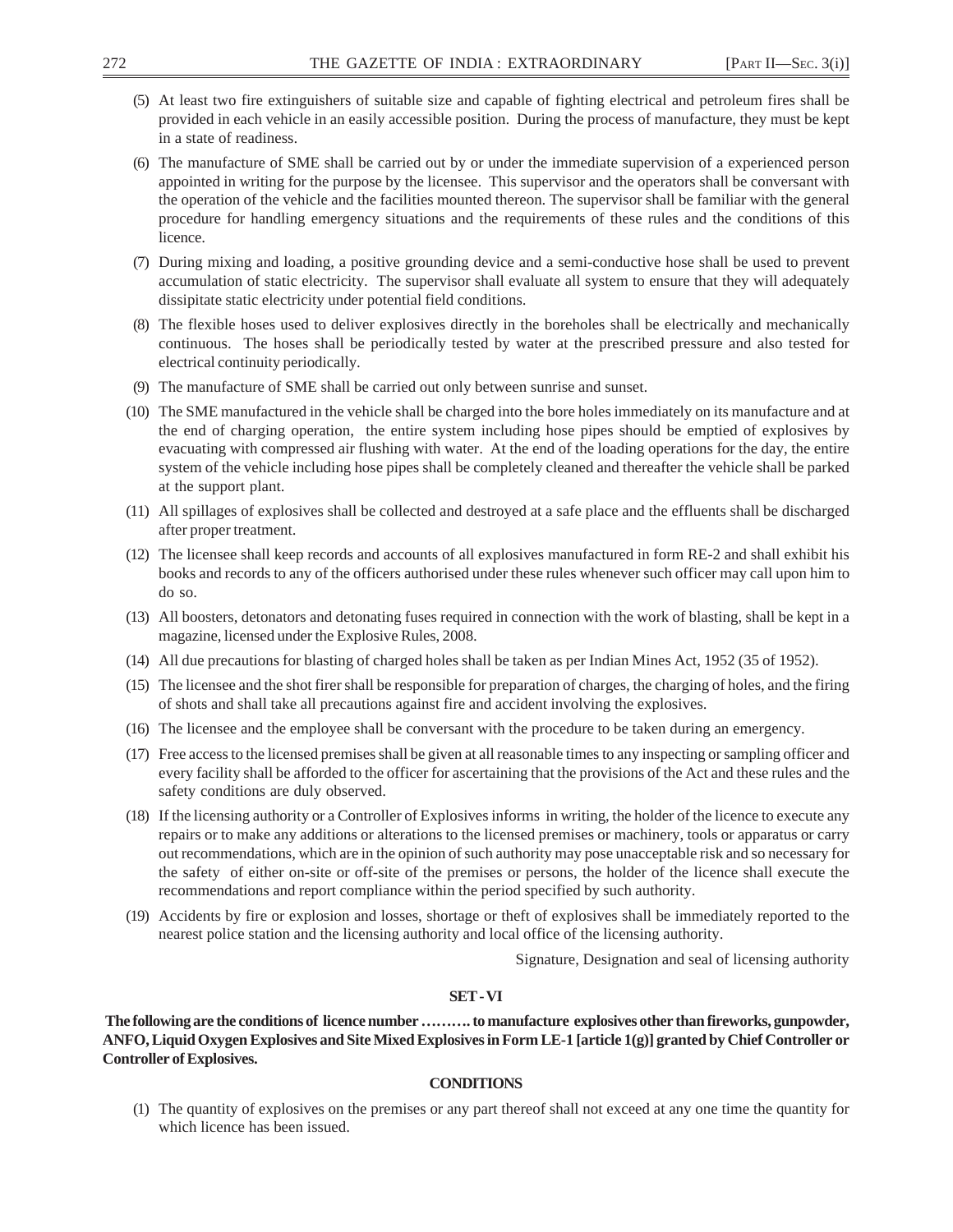(5) At least two fire extinguishers of suitable size and capable of fighting electrical and petroleum fires shall be provided in each vehicle in an easily accessible position. During the process of manufacture, they must be kept in a state of readiness.

(6) The manufacture of SME shall be carried out by or under the immediate supervision of a experienced person appointed in writing for the purpose by the licensee. This supervisor and the operators shall be conversant with the operation of the vehicle and the facilities mounted thereon. The supervisor shall be familiar with the general procedure for handling emergency situations and the requirements of these rules and the conditions of this licence.

(7) During mixing and loading, a positive grounding device and a semi-conductive hose shall be used to prevent accumulation of static electricity. The supervisor shall evaluate all system to ensure that they will adequately dissipitate static electricity under potential field conditions.

(8) The flexible hoses used to deliver explosives directly in the boreholes shall be electrically and mechanically continuous. The hoses shall be periodically tested by water at the prescribed pressure and also tested for electrical continuity periodically.

(9) The manufacture of SME shall be carried out only between sunrise and sunset.

(10) The SME manufactured in the vehicle shall be charged into the bore holes immediately on its manufacture and at the end of charging operation, the entire system including hose pipes should be emptied of explosives by evacuating with compressed air flushing with water. At the end of the loading operations for the day, the entire system of the vehicle including hose pipes shall be completely cleaned and thereafter the vehicle shall be parked at the support plant.

(11) All spillages of explosives shall be collected and destroyed at a safe place and the effluents shall be discharged after proper treatment.

(12) The licensee shall keep records and accounts of all explosives manufactured in form RE-2 and shall exhibit his books and records to any of the officers authorised under these rules whenever such officer may call upon him to do so.

(13) All boosters, detonators and detonating fuses required in connection with the work of blasting, shall be kept in a magazine, licensed under the Explosive Rules, 2008.

(14) All due precautions for blasting of charged holes shall be taken as per Indian Mines Act, 1952 (35 of 1952).

(15) The licensee and the shot firer shall be responsible for preparation of charges, the charging of holes, and the firing of shots and shall take all precautions against fire and accident involving the explosives.

(16) The licensee and the employee shall be conversant with the procedure to be taken during an emergency.

(17) Free access to the licensed premises shall be given at all reasonable times to any inspecting or sampling officer and every facility shall be afforded to the officer for ascertaining that the provisions of the Act and these rules and the safety conditions are duly observed.

(18) If the licensing authority or a Controller of Explosives informs in writing, the holder of the licence to execute any repairs or to make any additions or alterations to the licensed premises or machinery, tools or apparatus or carry out recommendations, which are in the opinion of such authority may pose unacceptable risk and so necessary for the safety of either on-site or off-site of the premises or persons, the holder of the licence shall execute the recommendations and report compliance within the period specified by such authority.

(19) Accidents by fire or explosion and losses, shortage or theft of explosives shall be immediately reported to the nearest police station and the licensing authority and local office of the licensing authority.

Signature, Designation and seal of licensing authority

**SET - VI**

**The following are the conditions of licence number ………. to manufacture explosives other than fireworks, gunpowder, ANFO, Liquid Oxygen Explosives and Site Mixed Explosives in Form LE-1 [article 1(g)] granted by Chief Controller or Controller of Explosives.**

**CONDITIONS**

(1) The quantity of explosives on the premises or any part thereof shall not exceed at any one time the quantity for which licence has been issued.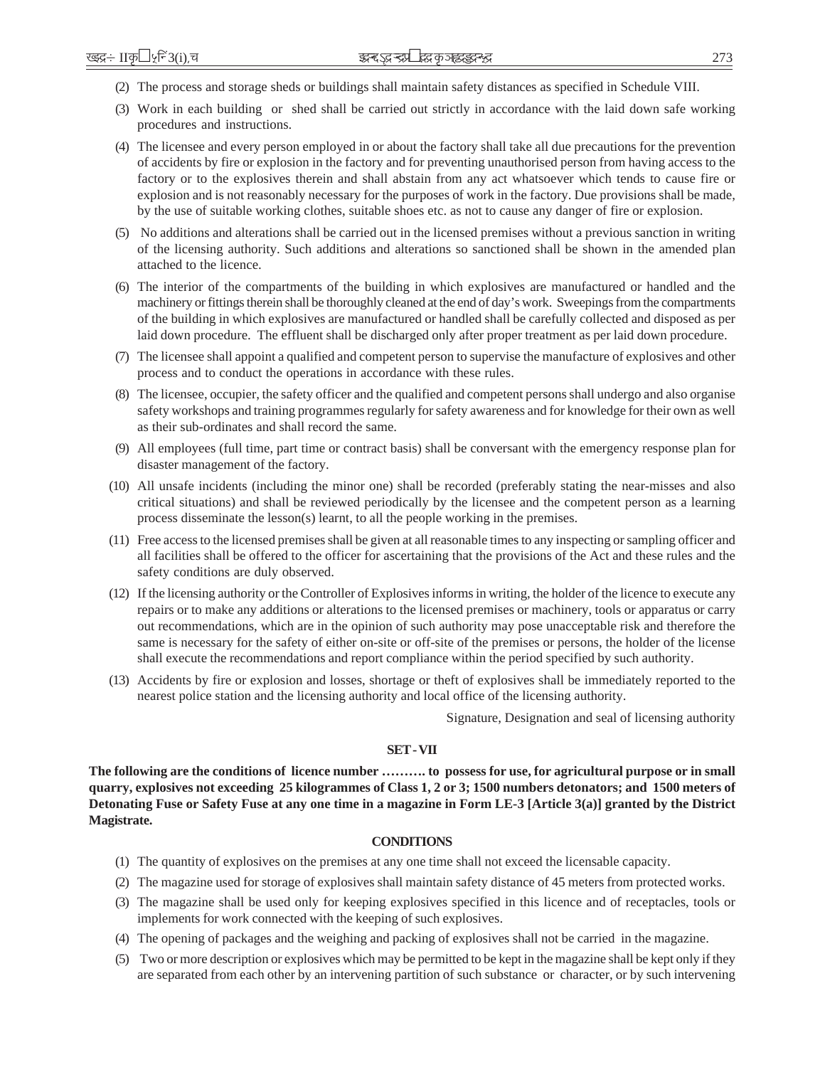(2) The process and storage sheds or buildings shall maintain safety distances as specified in Schedule VIII.

(3) Work in each building or shed shall be carried out strictly in accordance with the laid down safe working procedures and instructions.

(4) The licensee and every person employed in or about the factory shall take all due precautions for the prevention of accidents by fire or explosion in the factory and for preventing unauthorised person from having access to the factory or to the explosives therein and shall abstain from any act whatsoever which tends to cause fire or explosion and is not reasonably necessary for the purposes of work in the factory. Due provisions shall be made, by the use of suitable working clothes, suitable shoes etc. as not to cause any danger of fire or explosion.

(5) No additions and alterations shall be carried out in the licensed premises without a previous sanction in writing of the licensing authority. Such additions and alterations so sanctioned shall be shown in the amended plan attached to the licence.

(6) The interior of the compartments of the building in which explosives are manufactured or handled and the machinery or fittings therein shall be thoroughly cleaned at the end of day's work. Sweepings from the compartments of the building in which explosives are manufactured or handled shall be carefully collected and disposed as per laid down procedure. The effluent shall be discharged only after proper treatment as per laid down procedure.

(7) The licensee shall appoint a qualified and competent person to supervise the manufacture of explosives and other process and to conduct the operations in accordance with these rules.

(8) The licensee, occupier, the safety officer and the qualified and competent persons shall undergo and also organise safety workshops and training programmes regularly for safety awareness and for knowledge for their own as well as their sub-ordinates and shall record the same.

(9) All employees (full time, part time or contract basis) shall be conversant with the emergency response plan for disaster management of the factory.

(10) All unsafe incidents (including the minor one) shall be recorded (preferably stating the near-misses and also critical situations) and shall be reviewed periodically by the licensee and the competent person as a learning process disseminate the lesson(s) learnt, to all the people working in the premises.

(11) Free access to the licensed premises shall be given at all reasonable times to any inspecting or sampling officer and all facilities shall be offered to the officer for ascertaining that the provisions of the Act and these rules and the safety conditions are duly observed.

(12) If the licensing authority or the Controller of Explosives informs in writing, the holder of the licence to execute any repairs or to make any additions or alterations to the licensed premises or machinery, tools or apparatus or carry out recommendations, which are in the opinion of such authority may pose unacceptable risk and therefore the same is necessary for the safety of either on-site or off-site of the premises or persons, the holder of the license shall execute the recommendations and report compliance within the period specified by such authority.

(13) Accidents by fire or explosion and losses, shortage or theft of explosives shall be immediately reported to the nearest police station and the licensing authority and local office of the licensing authority.

Signature, Designation and seal of licensing authority

**SET - VII**

**The following are the conditions of licence number ………. to possess for use, for agricultural purpose or in small quarry, explosives not exceeding 25 kilogrammes of Class 1, 2 or 3; 1500 numbers detonators; and 1500 meters of Detonating Fuse or Safety Fuse at any one time in a magazine in Form LE-3 [Article 3(a)] granted by the District Magistrate.**

**CONDITIONS**

(1) The quantity of explosives on the premises at any one time shall not exceed the licensable capacity.

(2) The magazine used for storage of explosives shall maintain safety distance of 45 meters from protected works.

(3) The magazine shall be used only for keeping explosives specified in this licence and of receptacles, tools or implements for work connected with the keeping of such explosives.

(4) The opening of packages and the weighing and packing of explosives shall not be carried in the magazine.

(5) Two or more description or explosives which may be permitted to be kept in the magazine shall be kept only if they are separated from each other by an intervening partition of such substance or character, or by such intervening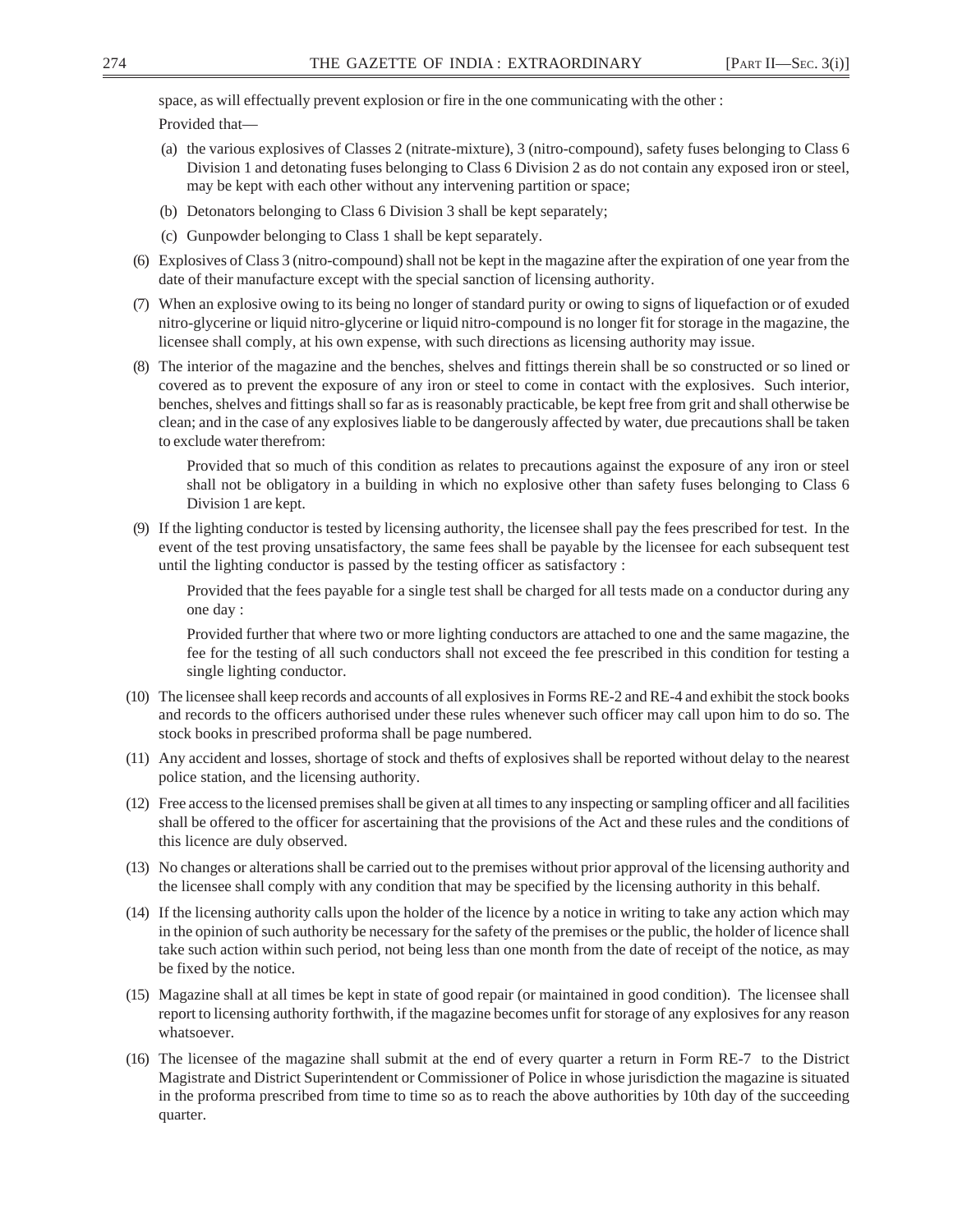space, as will effectually prevent explosion or fire in the one communicating with the other :

Provided that—

(a) the various explosives of Classes 2 (nitrate-mixture), 3 (nitro-compound), safety fuses belonging to Class 6 Division 1 and detonating fuses belonging to Class 6 Division 2 as do not contain any exposed iron or steel, may be kept with each other without any intervening partition or space;

(b) Detonators belonging to Class 6 Division 3 shall be kept separately;

(c) Gunpowder belonging to Class 1 shall be kept separately.

(6) Explosives of Class 3 (nitro-compound) shall not be kept in the magazine after the expiration of one year from the date of their manufacture except with the special sanction of licensing authority.

(7) When an explosive owing to its being no longer of standard purity or owing to signs of liquefaction or of exuded nitro-glycerine or liquid nitro-glycerine or liquid nitro-compound is no longer fit for storage in the magazine, the licensee shall comply, at his own expense, with such directions as licensing authority may issue.

(8) The interior of the magazine and the benches, shelves and fittings therein shall be so constructed or so lined or covered as to prevent the exposure of any iron or steel to come in contact with the explosives. Such interior, benches, shelves and fittings shall so far as is reasonably practicable, be kept free from grit and shall otherwise be clean; and in the case of any explosives liable to be dangerously affected by water, due precautions shall be taken to exclude water therefrom:

Provided that so much of this condition as relates to precautions against the exposure of any iron or steel shall not be obligatory in a building in which no explosive other than safety fuses belonging to Class 6 Division 1 are kept.

(9) If the lighting conductor is tested by licensing authority, the licensee shall pay the fees prescribed for test. In the event of the test proving unsatisfactory, the same fees shall be payable by the licensee for each subsequent test until the lighting conductor is passed by the testing officer as satisfactory :

Provided that the fees payable for a single test shall be charged for all tests made on a conductor during any one day :

Provided further that where two or more lighting conductors are attached to one and the same magazine, the fee for the testing of all such conductors shall not exceed the fee prescribed in this condition for testing a single lighting conductor.

(10) The licensee shall keep records and accounts of all explosives in Forms RE-2 and RE-4 and exhibit the stock books and records to the officers authorised under these rules whenever such officer may call upon him to do so. The stock books in prescribed proforma shall be page numbered.

(11) Any accident and losses, shortage of stock and thefts of explosives shall be reported without delay to the nearest police station, and the licensing authority.

(12) Free access to the licensed premises shall be given at all times to any inspecting or sampling officer and all facilities shall be offered to the officer for ascertaining that the provisions of the Act and these rules and the conditions of this licence are duly observed.

(13) No changes or alterations shall be carried out to the premises without prior approval of the licensing authority and the licensee shall comply with any condition that may be specified by the licensing authority in this behalf.

(14) If the licensing authority calls upon the holder of the licence by a notice in writing to take any action which may in the opinion of such authority be necessary for the safety of the premises or the public, the holder of licence shall take such action within such period, not being less than one month from the date of receipt of the notice, as may be fixed by the notice.

(15) Magazine shall at all times be kept in state of good repair (or maintained in good condition). The licensee shall report to licensing authority forthwith, if the magazine becomes unfit for storage of any explosives for any reason whatsoever.

(16) The licensee of the magazine shall submit at the end of every quarter a return in Form RE-7 to the District Magistrate and District Superintendent or Commissioner of Police in whose jurisdiction the magazine is situated in the proforma prescribed from time to time so as to reach the above authorities by 10th day of the succeeding quarter.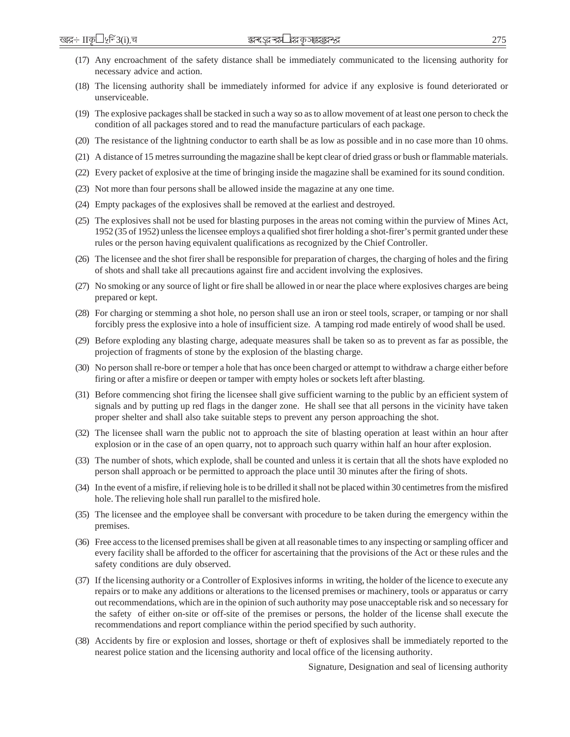(17) Any encroachment of the safety distance shall be immediately communicated to the licensing authority for necessary advice and action.

(18) The licensing authority shall be immediately informed for advice if any explosive is found deteriorated or unserviceable.

(19) The explosive packages shall be stacked in such a way so as to allow movement of at least one person to check the condition of all packages stored and to read the manufacture particulars of each package.

(20) The resistance of the lightning conductor to earth shall be as low as possible and in no case more than 10 ohms.

(21) A distance of 15 metres surrounding the magazine shall be kept clear of dried grass or bush or flammable materials.

(22) Every packet of explosive at the time of bringing inside the magazine shall be examined for its sound condition.

(23) Not more than four persons shall be allowed inside the magazine at any one time.

(24) Empty packages of the explosives shall be removed at the earliest and destroyed.

(25) The explosives shall not be used for blasting purposes in the areas not coming within the purview of Mines Act, 1952 (35 of 1952) unless the licensee employs a qualified shot firer holding a shot-firer's permit granted under these rules or the person having equivalent qualifications as recognized by the Chief Controller.

(26) The licensee and the shot firer shall be responsible for preparation of charges, the charging of holes and the firing of shots and shall take all precautions against fire and accident involving the explosives.

(27) No smoking or any source of light or fire shall be allowed in or near the place where explosives charges are being prepared or kept.

(28) For charging or stemming a shot hole, no person shall use an iron or steel tools, scraper, or tamping or nor shall forcibly press the explosive into a hole of insufficient size. A tamping rod made entirely of wood shall be used.

(29) Before exploding any blasting charge, adequate measures shall be taken so as to prevent as far as possible, the projection of fragments of stone by the explosion of the blasting charge.

(30) No person shall re-bore or temper a hole that has once been charged or attempt to withdraw a charge either before firing or after a misfire or deepen or tamper with empty holes or sockets left after blasting.

(31) Before commencing shot firing the licensee shall give sufficient warning to the public by an efficient system of signals and by putting up red flags in the danger zone. He shall see that all persons in the vicinity have taken proper shelter and shall also take suitable steps to prevent any person approaching the shot.

(32) The licensee shall warn the public not to approach the site of blasting operation at least within an hour after explosion or in the case of an open quarry, not to approach such quarry within half an hour after explosion.

(33) The number of shots, which explode, shall be counted and unless it is certain that all the shots have exploded no person shall approach or be permitted to approach the place until 30 minutes after the firing of shots.

(34) In the event of a misfire, if relieving hole is to be drilled it shall not be placed within 30 centimetres from the misfired hole. The relieving hole shall run parallel to the misfired hole.

(35) The licensee and the employee shall be conversant with procedure to be taken during the emergency within the premises.

(36) Free access to the licensed premises shall be given at all reasonable times to any inspecting or sampling officer and every facility shall be afforded to the officer for ascertaining that the provisions of the Act or these rules and the safety conditions are duly observed.

(37) If the licensing authority or a Controller of Explosives informs in writing, the holder of the licence to execute any repairs or to make any additions or alterations to the licensed premises or machinery, tools or apparatus or carry out recommendations, which are in the opinion of such authority may pose unacceptable risk and so necessary for the safety of either on-site or off-site of the premises or persons, the holder of the license shall execute the recommendations and report compliance within the period specified by such authority.

(38) Accidents by fire or explosion and losses, shortage or theft of explosives shall be immediately reported to the nearest police station and the licensing authority and local office of the licensing authority.

Signature, Designation and seal of licensing authority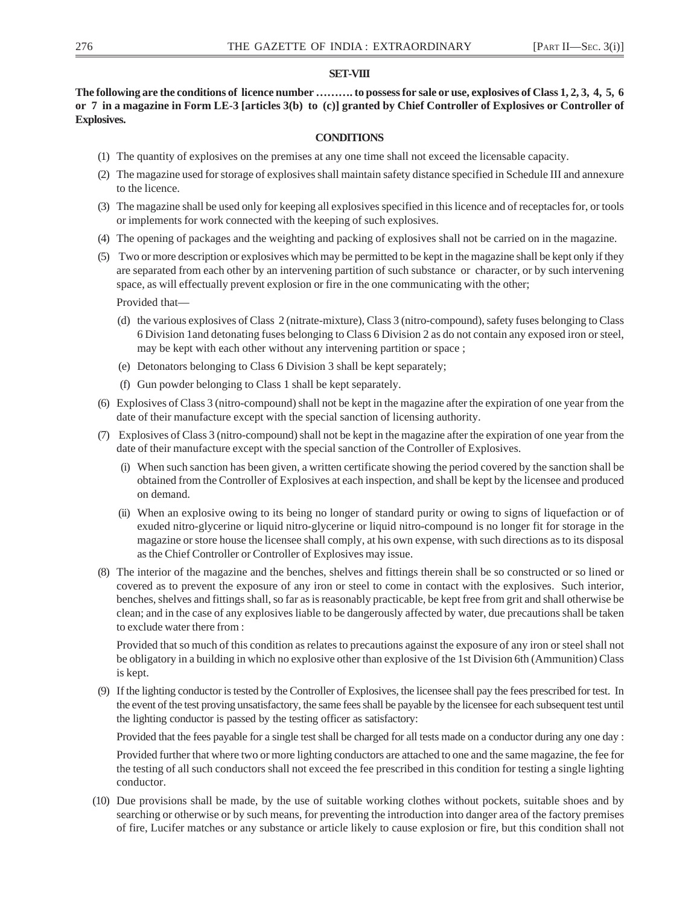**SET-VIII**

**The following are the conditions of licence number ………. to possess for sale or use, explosives of Class 1, 2, 3, 4, 5, 6 or 7 in a magazine in Form LE-3 [articles 3(b) to (c)] granted by Chief Controller of Explosives or Controller of Explosives.**

**CONDITIONS**

(1) The quantity of explosives on the premises at any one time shall not exceed the licensable capacity.

(2) The magazine used for storage of explosives shall maintain safety distance specified in Schedule III and annexure to the licence.

(3) The magazine shall be used only for keeping all explosives specified in this licence and of receptacles for, or tools or implements for work connected with the keeping of such explosives.

(4) The opening of packages and the weighting and packing of explosives shall not be carried on in the magazine.

(5) Two or more description or explosives which may be permitted to be kept in the magazine shall be kept only if they are separated from each other by an intervening partition of such substance or character, or by such intervening space, as will effectually prevent explosion or fire in the one communicating with the other;

Provided that—

(d) the various explosives of Class 2 (nitrate-mixture), Class 3 (nitro-compound), safety fuses belonging to Class 6 Division 1and detonating fuses belonging to Class 6 Division 2 as do not contain any exposed iron or steel, may be kept with each other without any intervening partition or space ;

(e) Detonators belonging to Class 6 Division 3 shall be kept separately;

(f) Gun powder belonging to Class 1 shall be kept separately.

(6) Explosives of Class 3 (nitro-compound) shall not be kept in the magazine after the expiration of one year from the date of their manufacture except with the special sanction of licensing authority.

(7) Explosives of Class 3 (nitro-compound) shall not be kept in the magazine after the expiration of one year from the date of their manufacture except with the special sanction of the Controller of Explosives.

(i) When such sanction has been given, a written certificate showing the period covered by the sanction shall be obtained from the Controller of Explosives at each inspection, and shall be kept by the licensee and produced on demand.

(ii) When an explosive owing to its being no longer of standard purity or owing to signs of liquefaction or of exuded nitro-glycerine or liquid nitro-glycerine or liquid nitro-compound is no longer fit for storage in the magazine or store house the licensee shall comply, at his own expense, with such directions as to its disposal as the Chief Controller or Controller of Explosives may issue.

(8) The interior of the magazine and the benches, shelves and fittings therein shall be so constructed or so lined or covered as to prevent the exposure of any iron or steel to come in contact with the explosives. Such interior, benches, shelves and fittings shall, so far as is reasonably practicable, be kept free from grit and shall otherwise be clean; and in the case of any explosives liable to be dangerously affected by water, due precautions shall be taken to exclude water there from :

Provided that so much of this condition as relates to precautions against the exposure of any iron or steel shall not be obligatory in a building in which no explosive other than explosive of the 1st Division 6th (Ammunition) Class is kept.

(9) If the lighting conductor is tested by the Controller of Explosives, the licensee shall pay the fees prescribed for test. In the event of the test proving unsatisfactory, the same fees shall be payable by the licensee for each subsequent test until the lighting conductor is passed by the testing officer as satisfactory:

Provided that the fees payable for a single test shall be charged for all tests made on a conductor during any one day :

Provided further that where two or more lighting conductors are attached to one and the same magazine, the fee for the testing of all such conductors shall not exceed the fee prescribed in this condition for testing a single lighting conductor.

(10) Due provisions shall be made, by the use of suitable working clothes without pockets, suitable shoes and by searching or otherwise or by such means, for preventing the introduction into danger area of the factory premises of fire, Lucifer matches or any substance or article likely to cause explosion or fire, but this condition shall not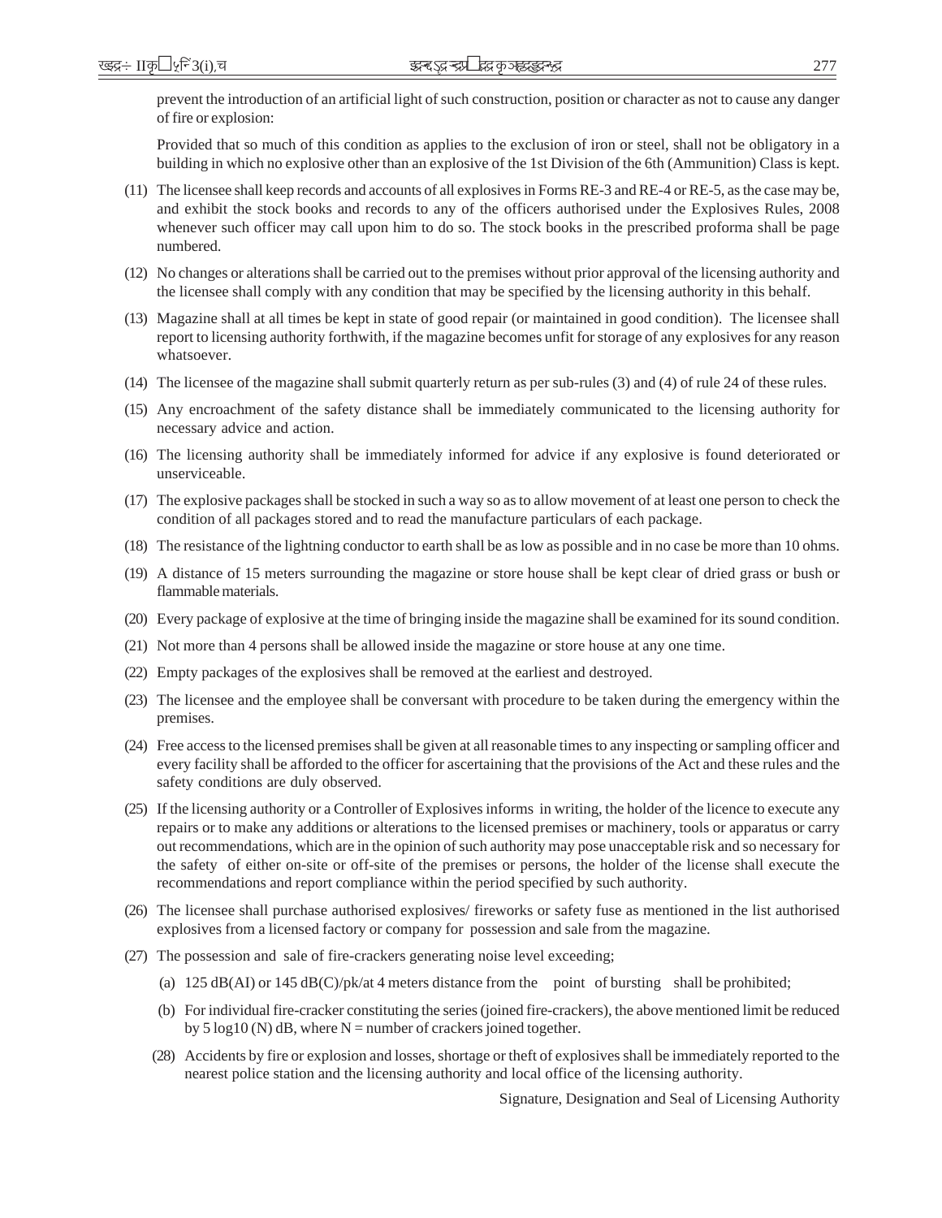prevent the introduction of an artificial light of such construction, position or character as not to cause any danger of fire or explosion:

Provided that so much of this condition as applies to the exclusion of iron or steel, shall not be obligatory in a building in which no explosive other than an explosive of the 1st Division of the 6th (Ammunition) Class is kept.

(11) The licensee shall keep records and accounts of all explosives in Forms RE-3 and RE-4 or RE-5, as the case may be, and exhibit the stock books and records to any of the officers authorised under the Explosives Rules, 2008 whenever such officer may call upon him to do so. The stock books in the prescribed proforma shall be page numbered.

(12) No changes or alterations shall be carried out to the premises without prior approval of the licensing authority and the licensee shall comply with any condition that may be specified by the licensing authority in this behalf.

(13) Magazine shall at all times be kept in state of good repair (or maintained in good condition). The licensee shall report to licensing authority forthwith, if the magazine becomes unfit for storage of any explosives for any reason whatsoever.

(14) The licensee of the magazine shall submit quarterly return as per sub-rules (3) and (4) of rule 24 of these rules.

(15) Any encroachment of the safety distance shall be immediately communicated to the licensing authority for necessary advice and action.

(16) The licensing authority shall be immediately informed for advice if any explosive is found deteriorated or unserviceable.

(17) The explosive packages shall be stocked in such a way so as to allow movement of at least one person to check the condition of all packages stored and to read the manufacture particulars of each package.

(18) The resistance of the lightning conductor to earth shall be as low as possible and in no case be more than 10 ohms.

(19) A distance of 15 meters surrounding the magazine or store house shall be kept clear of dried grass or bush or flammable materials.

(20) Every package of explosive at the time of bringing inside the magazine shall be examined for its sound condition.

(21) Not more than 4 persons shall be allowed inside the magazine or store house at any one time.

(22) Empty packages of the explosives shall be removed at the earliest and destroyed.

(23) The licensee and the employee shall be conversant with procedure to be taken during the emergency within the premises.

(24) Free access to the licensed premises shall be given at all reasonable times to any inspecting or sampling officer and every facility shall be afforded to the officer for ascertaining that the provisions of the Act and these rules and the safety conditions are duly observed.

(25) If the licensing authority or a Controller of Explosives informs in writing, the holder of the licence to execute any repairs or to make any additions or alterations to the licensed premises or machinery, tools or apparatus or carry out recommendations, which are in the opinion of such authority may pose unacceptable risk and so necessary for the safety of either on-site or off-site of the premises or persons, the holder of the license shall execute the recommendations and report compliance within the period specified by such authority.

(26) The licensee shall purchase authorised explosives/ fireworks or safety fuse as mentioned in the list authorised explosives from a licensed factory or company for possession and sale from the magazine.

(27) The possession and sale of fire-crackers generating noise level exceeding;

(a) 125 dB(AI) or 145 dB(C)/pk/at 4 meters distance from the point of bursting shall be prohibited;

(b) For individual fire-cracker constituting the series (joined fire-crackers), the above mentioned limit be reduced by $5 \log10 (N)$ dB, where N = number of crackers joined together.

(28) Accidents by fire or explosion and losses, shortage or theft of explosives shall be immediately reported to the nearest police station and the licensing authority and local office of the licensing authority.

Signature, Designation and Seal of Licensing Authority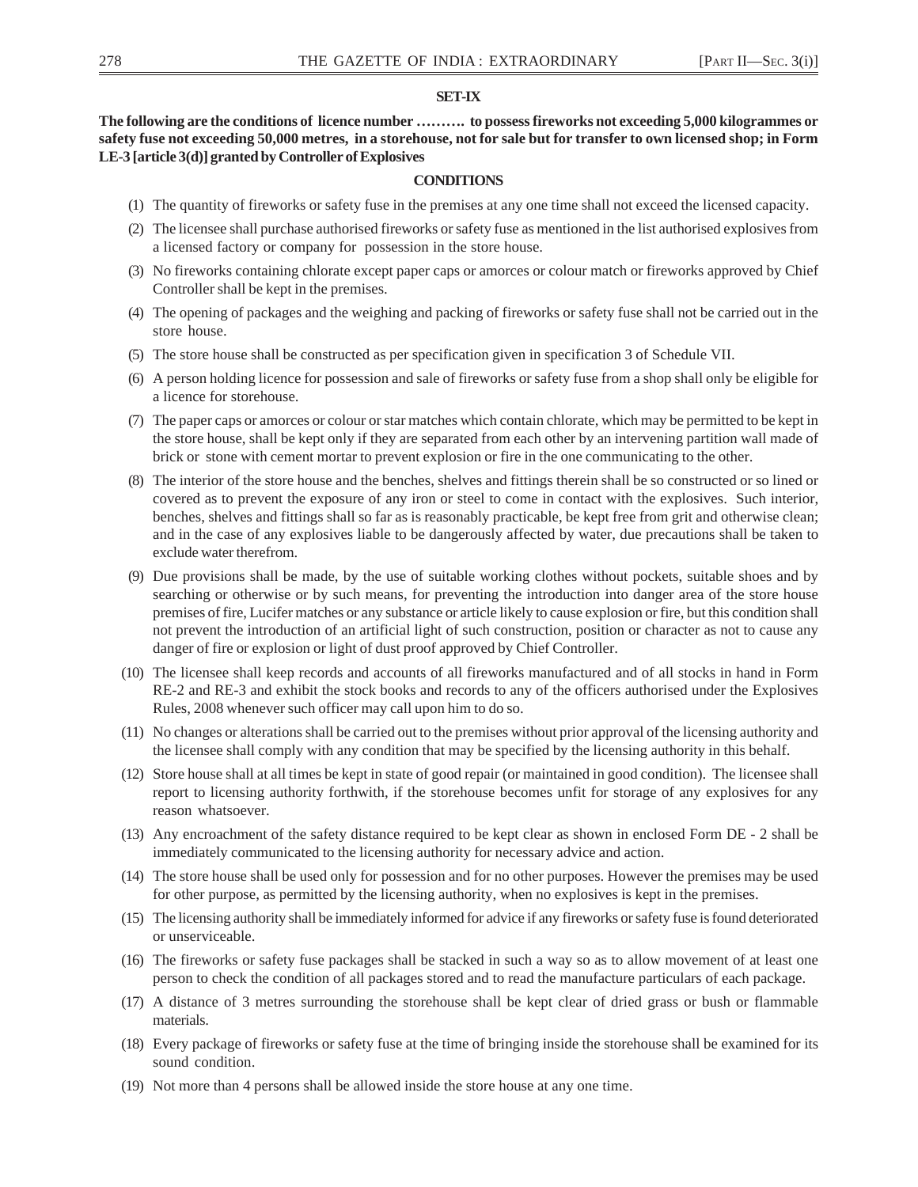**SET-IX**

**The following are the conditions of licence number ………. to possess fireworks not exceeding 5,000 kilogrammes or safety fuse not exceeding 50,000 metres, in a storehouse, not for sale but for transfer to own licensed shop; in Form LE-3 [article 3(d)] granted by Controller of Explosives**

**CONDITIONS**

(1) The quantity of fireworks or safety fuse in the premises at any one time shall not exceed the licensed capacity.

(2) The licensee shall purchase authorised fireworks or safety fuse as mentioned in the list authorised explosives from a licensed factory or company for possession in the store house.

(3) No fireworks containing chlorate except paper caps or amorces or colour match or fireworks approved by Chief Controller shall be kept in the premises.

(4) The opening of packages and the weighing and packing of fireworks or safety fuse shall not be carried out in the store house.

(5) The store house shall be constructed as per specification given in specification 3 of Schedule VII.

(6) A person holding licence for possession and sale of fireworks or safety fuse from a shop shall only be eligible for a licence for storehouse.

(7) The paper caps or amorces or colour or star matches which contain chlorate, which may be permitted to be kept in the store house, shall be kept only if they are separated from each other by an intervening partition wall made of brick or stone with cement mortar to prevent explosion or fire in the one communicating to the other.

(8) The interior of the store house and the benches, shelves and fittings therein shall be so constructed or so lined or covered as to prevent the exposure of any iron or steel to come in contact with the explosives. Such interior, benches, shelves and fittings shall so far as is reasonably practicable, be kept free from grit and otherwise clean; and in the case of any explosives liable to be dangerously affected by water, due precautions shall be taken to exclude water therefrom.

(9) Due provisions shall be made, by the use of suitable working clothes without pockets, suitable shoes and by searching or otherwise or by such means, for preventing the introduction into danger area of the store house premises of fire, Lucifer matches or any substance or article likely to cause explosion or fire, but this condition shall not prevent the introduction of an artificial light of such construction, position or character as not to cause any danger of fire or explosion or light of dust proof approved by Chief Controller.

(10) The licensee shall keep records and accounts of all fireworks manufactured and of all stocks in hand in Form RE-2 and RE-3 and exhibit the stock books and records to any of the officers authorised under the Explosives Rules, 2008 whenever such officer may call upon him to do so.

(11) No changes or alterations shall be carried out to the premises without prior approval of the licensing authority and the licensee shall comply with any condition that may be specified by the licensing authority in this behalf.

(12) Store house shall at all times be kept in state of good repair (or maintained in good condition). The licensee shall report to licensing authority forthwith, if the storehouse becomes unfit for storage of any explosives for any reason whatsoever.

(13) Any encroachment of the safety distance required to be kept clear as shown in enclosed Form DE - 2 shall be immediately communicated to the licensing authority for necessary advice and action.

(14) The store house shall be used only for possession and for no other purposes. However the premises may be used for other purpose, as permitted by the licensing authority, when no explosives is kept in the premises.

(15) The licensing authority shall be immediately informed for advice if any fireworks or safety fuse is found deteriorated or unserviceable.

(16) The fireworks or safety fuse packages shall be stacked in such a way so as to allow movement of at least one person to check the condition of all packages stored and to read the manufacture particulars of each package.

(17) A distance of 3 metres surrounding the storehouse shall be kept clear of dried grass or bush or flammable materials.

(18) Every package of fireworks or safety fuse at the time of bringing inside the storehouse shall be examined for its sound condition.

(19) Not more than 4 persons shall be allowed inside the store house at any one time.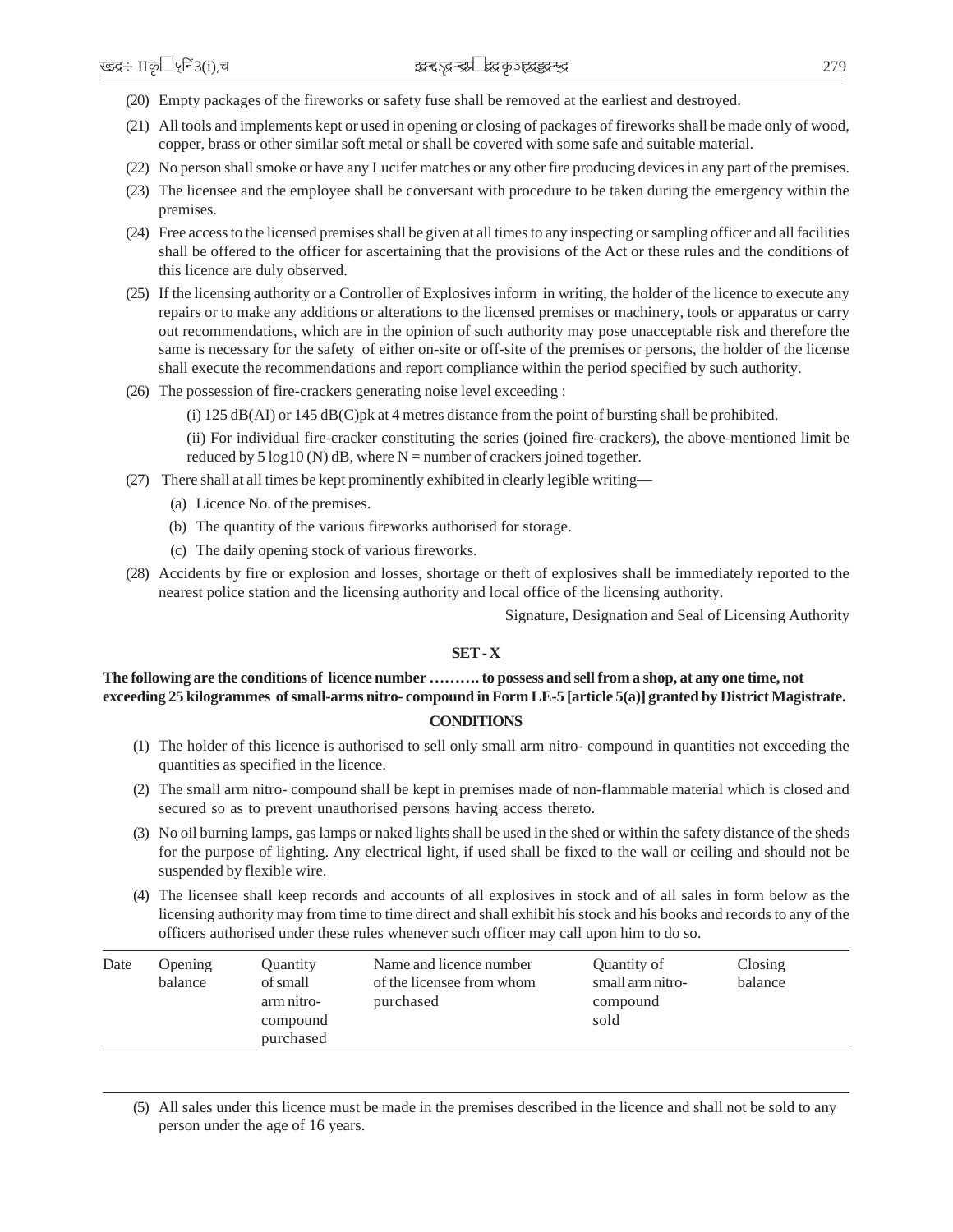(20) Empty packages of the fireworks or safety fuse shall be removed at the earliest and destroyed.

(21) All tools and implements kept or used in opening or closing of packages of fireworks shall be made only of wood, copper, brass or other similar soft metal or shall be covered with some safe and suitable material.

(22) No person shall smoke or have any Lucifer matches or any other fire producing devices in any part of the premises.

(23) The licensee and the employee shall be conversant with procedure to be taken during the emergency within the premises.

(24) Free access to the licensed premises shall be given at all times to any inspecting or sampling officer and all facilities shall be offered to the officer for ascertaining that the provisions of the Act or these rules and the conditions of this licence are duly observed.

(25) If the licensing authority or a Controller of Explosives inform in writing, the holder of the licence to execute any repairs or to make any additions or alterations to the licensed premises or machinery, tools or apparatus or carry out recommendations, which are in the opinion of such authority may pose unacceptable risk and therefore the same is necessary for the safety of either on-site or off-site of the premises or persons, the holder of the license shall execute the recommendations and report compliance within the period specified by such authority.

(26) The possession of fire-crackers generating noise level exceeding :

(i) 125 dB(AI) or 145 dB(C)pk at 4 metres distance from the point of bursting shall be prohibited.

(ii) For individual fire-cracker constituting the series (joined fire-crackers), the above-mentioned limit be reduced by 5 log10 (N) dB, where N = number of crackers joined together.

(27) There shall at all times be kept prominently exhibited in clearly legible writing—

(a) Licence No. of the premises.

(b) The quantity of the various fireworks authorised for storage.

(c) The daily opening stock of various fireworks.

(28) Accidents by fire or explosion and losses, shortage or theft of explosives shall be immediately reported to the nearest police station and the licensing authority and local office of the licensing authority.

Signature, Designation and Seal of Licensing Authority

**SET - X**

**The following are the conditions of licence number ………. to possess and sell from a shop, at any one time, not exceeding 25 kilogrammes of small-arms nitro- compound in Form LE-5 [article 5(a)] granted by District Magistrate.**

**CONDITIONS**

(1) The holder of this licence is authorised to sell only small arm nitro- compound in quantities not exceeding the quantities as specified in the licence.

(2) The small arm nitro- compound shall be kept in premises made of non-flammable material which is closed and secured so as to prevent unauthorised persons having access thereto.

(3) No oil burning lamps, gas lamps or naked lights shall be used in the shed or within the safety distance of the sheds for the purpose of lighting. Any electrical light, if used shall be fixed to the wall or ceiling and should not be suspended by flexible wire.

(4) The licensee shall keep records and accounts of all explosives in stock and of all sales in form below as the licensing authority may from time to time direct and shall exhibit his stock and his books and records to any of the officers authorised under these rules whenever such officer may call upon him to do so.

| Date | Opening balance | Quantity of small arm nitro-compound purchased | Name and licence number of the licensee from whom purchased | Quantity of small arm nitro-compound sold | Closing balance |
|---|---|---|---|---|---|
| | | | | | |

(5) All sales under this licence must be made in the premises described in the licence and shall not be sold to any person under the age of 16 years.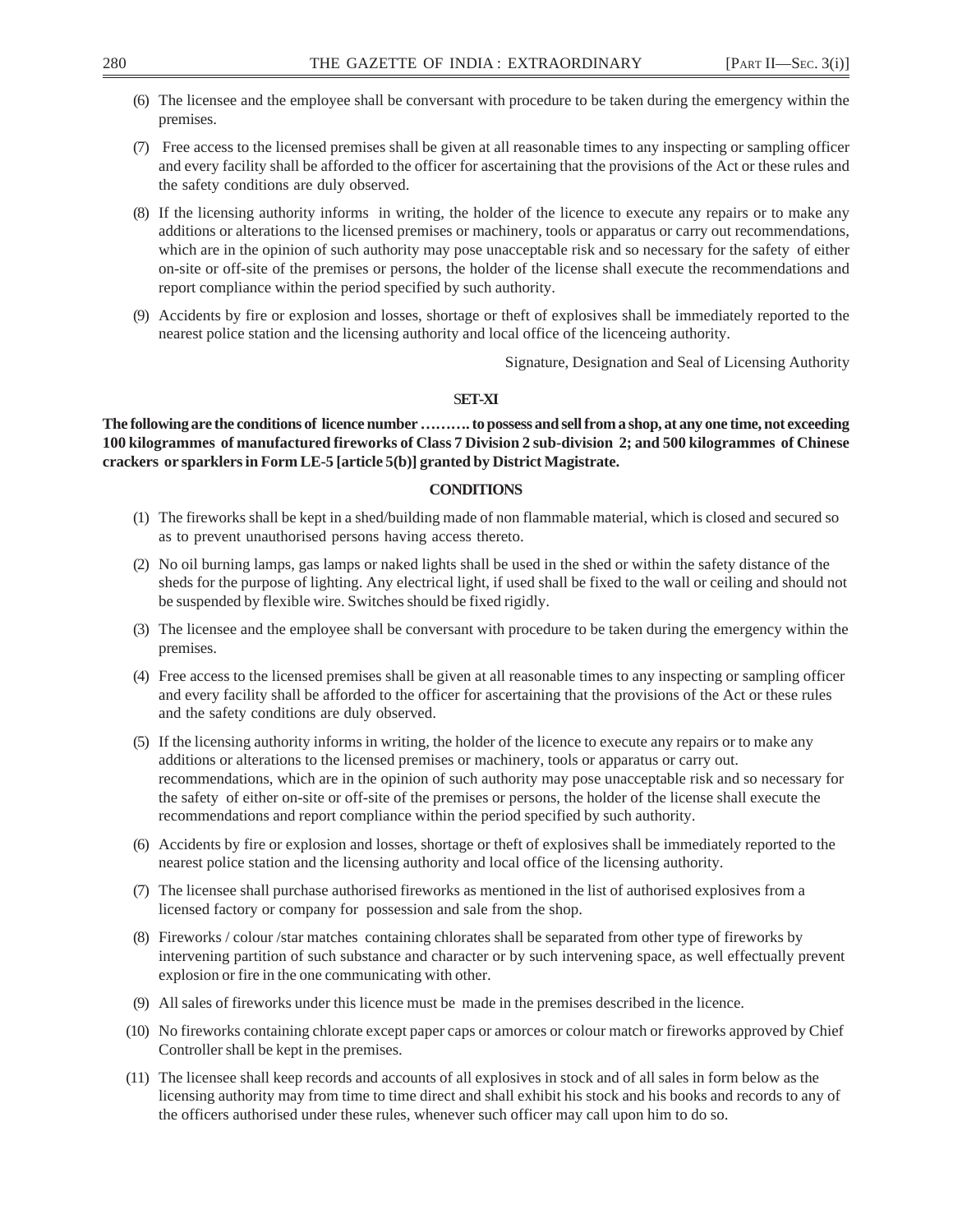(6) The licensee and the employee shall be conversant with procedure to be taken during the emergency within the premises.

(7) Free access to the licensed premises shall be given at all reasonable times to any inspecting or sampling officer and every facility shall be afforded to the officer for ascertaining that the provisions of the Act or these rules and the safety conditions are duly observed.

(8) If the licensing authority informs in writing, the holder of the licence to execute any repairs or to make any additions or alterations to the licensed premises or machinery, tools or apparatus or carry out recommendations, which are in the opinion of such authority may pose unacceptable risk and so necessary for the safety of either on-site or off-site of the premises or persons, the holder of the license shall execute the recommendations and report compliance within the period specified by such authority.

(9) Accidents by fire or explosion and losses, shortage or theft of explosives shall be immediately reported to the nearest police station and the licensing authority and local office of the licenceing authority.

Signature, Designation and Seal of Licensing Authority

**SET-XI**

**The following are the conditions of licence number ………. to possess and sell from a shop, at any one time, not exceeding 100 kilogrammes of manufactured fireworks of Class 7 Division 2 sub-division 2; and 500 kilogrammes of Chinese crackers or sparklers in Form LE-5 [article 5(b)] granted by District Magistrate.**

**CONDITIONS**

(1) The fireworks shall be kept in a shed/building made of non flammable material, which is closed and secured so as to prevent unauthorised persons having access thereto.

(2) No oil burning lamps, gas lamps or naked lights shall be used in the shed or within the safety distance of the sheds for the purpose of lighting. Any electrical light, if used shall be fixed to the wall or ceiling and should not be suspended by flexible wire. Switches should be fixed rigidly.

(3) The licensee and the employee shall be conversant with procedure to be taken during the emergency within the premises.

(4) Free access to the licensed premises shall be given at all reasonable times to any inspecting or sampling officer and every facility shall be afforded to the officer for ascertaining that the provisions of the Act or these rules and the safety conditions are duly observed.

(5) If the licensing authority informs in writing, the holder of the licence to execute any repairs or to make any additions or alterations to the licensed premises or machinery, tools or apparatus or carry out. recommendations, which are in the opinion of such authority may pose unacceptable risk and so necessary for the safety of either on-site or off-site of the premises or persons, the holder of the license shall execute the recommendations and report compliance within the period specified by such authority.

(6) Accidents by fire or explosion and losses, shortage or theft of explosives shall be immediately reported to the nearest police station and the licensing authority and local office of the licensing authority.

(7) The licensee shall purchase authorised fireworks as mentioned in the list of authorised explosives from a licensed factory or company for possession and sale from the shop.

(8) Fireworks / colour /star matches containing chlorates shall be separated from other type of fireworks by intervening partition of such substance and character or by such intervening space, as well effectually prevent explosion or fire in the one communicating with other.

(9) All sales of fireworks under this licence must be made in the premises described in the licence.

(10) No fireworks containing chlorate except paper caps or amorces or colour match or fireworks approved by Chief Controller shall be kept in the premises.

(11) The licensee shall keep records and accounts of all explosives in stock and of all sales in form below as the licensing authority may from time to time direct and shall exhibit his stock and his books and records to any of the officers authorised under these rules, whenever such officer may call upon him to do so.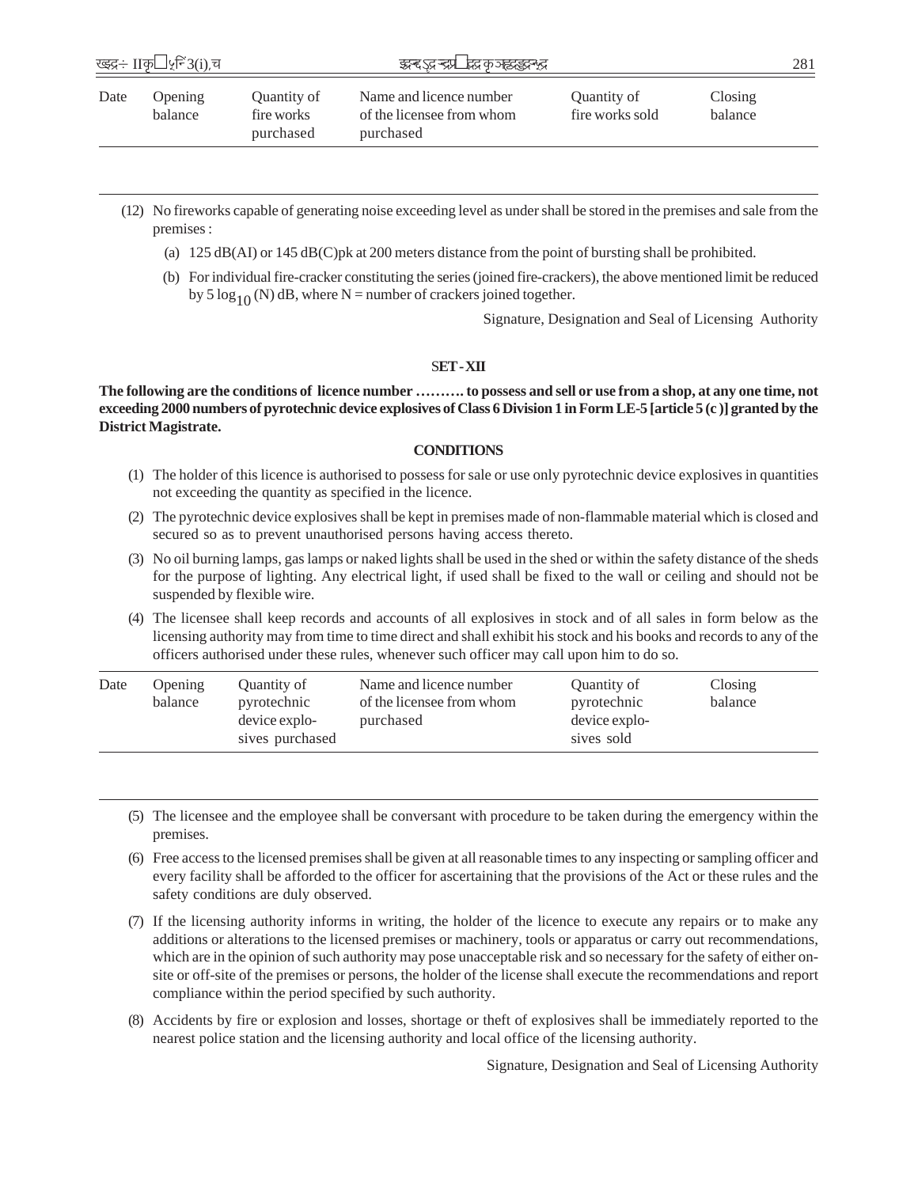| Date | Opening balance | Quantity of fire works purchased | Name and licence number of the licensee from whom purchased | Quantity of fire works sold | Closing balance |
|---|---|---|---|---|---|
| | | | | | |

(12) No fireworks capable of generating noise exceeding level as under shall be stored in the premises and sale from the premises :

(a) 125 dB(AI) or 145 dB(C)pk at 200 meters distance from the point of bursting shall be prohibited.

(b) For individual fire-cracker constituting the series (joined fire-crackers), the above mentioned limit be reduced by $5 \log_{10}$ (N) dB, where N = number of crackers joined together.

Signature, Designation and Seal of Licensing Authority

### SET - XII

**The following are the conditions of licence number ………. to possess and sell or use from a shop, at any one time, not exceeding 2000 numbers of pyrotechnic device explosives of Class 6 Division 1 in Form LE-5 [article 5 (c )] granted by the District Magistrate.**

#### CONDITIONS

(1) The holder of this licence is authorised to possess for sale or use only pyrotechnic device explosives in quantities not exceeding the quantity as specified in the licence.

(2) The pyrotechnic device explosives shall be kept in premises made of non-flammable material which is closed and secured so as to prevent unauthorised persons having access thereto.

(3) No oil burning lamps, gas lamps or naked lights shall be used in the shed or within the safety distance of the sheds for the purpose of lighting. Any electrical light, if used shall be fixed to the wall or ceiling and should not be suspended by flexible wire.

(4) The licensee shall keep records and accounts of all explosives in stock and of all sales in form below as the licensing authority may from time to time direct and shall exhibit his stock and his books and records to any of the officers authorised under these rules, whenever such officer may call upon him to do so.

| Date | Opening balance | Quantity of pyrotechnic device explosives purchased | Name and licence number of the licensee from whom purchased | Quantity of pyrotechnic device explosives sold | Closing balance |
|---|---|---|---|---|---|
| | | | | | |

(5) The licensee and the employee shall be conversant with procedure to be taken during the emergency within the premises.

(6) Free access to the licensed premises shall be given at all reasonable times to any inspecting or sampling officer and every facility shall be afforded to the officer for ascertaining that the provisions of the Act or these rules and the safety conditions are duly observed.

(7) If the licensing authority informs in writing, the holder of the licence to execute any repairs or to make any additions or alterations to the licensed premises or machinery, tools or apparatus or carry out recommendations, which are in the opinion of such authority may pose unacceptable risk and so necessary for the safety of either on-site or off-site of the premises or persons, the holder of the license shall execute the recommendations and report compliance within the period specified by such authority.

(8) Accidents by fire or explosion and losses, shortage or theft of explosives shall be immediately reported to the nearest police station and the licensing authority and local office of the licensing authority.

Signature, Designation and Seal of Licensing Authority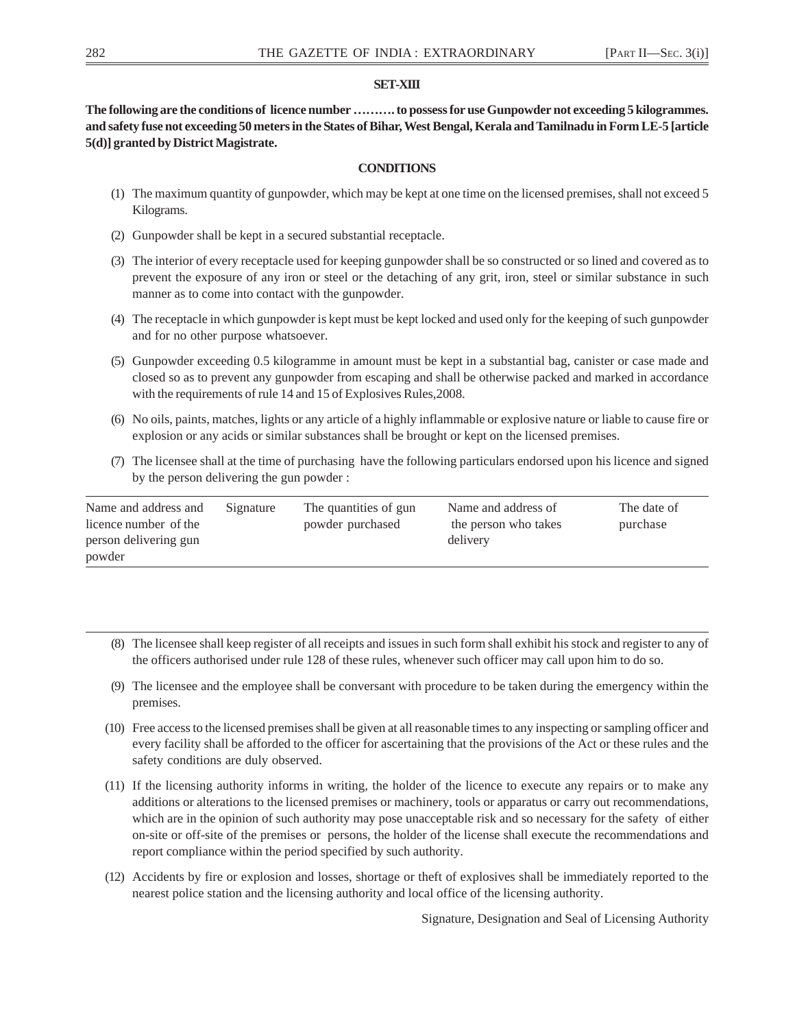**SET-XIII**

**The following are the conditions of licence number ………. to possess for use Gunpowder not exceeding 5 kilogrammes. and safety fuse not exceeding 50 meters in the States of Bihar, West Bengal, Kerala and Tamilnadu in Form LE-5 [article 5(d)] granted by District Magistrate.**

**CONDITIONS**

(1) The maximum quantity of gunpowder, which may be kept at one time on the licensed premises, shall not exceed 5 Kilograms.

(2) Gunpowder shall be kept in a secured substantial receptacle.

(3) The interior of every receptacle used for keeping gunpowder shall be so constructed or so lined and covered as to prevent the exposure of any iron or steel or the detaching of any grit, iron, steel or similar substance in such manner as to come into contact with the gunpowder.

(4) The receptacle in which gunpowder is kept must be kept locked and used only for the keeping of such gunpowder and for no other purpose whatsoever.

(5) Gunpowder exceeding 0.5 kilogramme in amount must be kept in a substantial bag, canister or case made and closed so as to prevent any gunpowder from escaping and shall be otherwise packed and marked in accordance with the requirements of rule 14 and 15 of Explosives Rules,2008.

(6) No oils, paints, matches, lights or any article of a highly inflammable or explosive nature or liable to cause fire or explosion or any acids or similar substances shall be brought or kept on the licensed premises.

(7) The licensee shall at the time of purchasing have the following particulars endorsed upon his licence and signed by the person delivering the gun powder :

| Name and address and licence number of the person delivering gun powder | Signature | The quantities of gun powder purchased | Name and address of the person who takes delivery | The date of purchase |
|---|---|---|---|---|
| | | | | |

(8) The licensee shall keep register of all receipts and issues in such form shall exhibit his stock and register to any of the officers authorised under rule 128 of these rules, whenever such officer may call upon him to do so.

(9) The licensee and the employee shall be conversant with procedure to be taken during the emergency within the premises.

(10) Free access to the licensed premises shall be given at all reasonable times to any inspecting or sampling officer and every facility shall be afforded to the officer for ascertaining that the provisions of the Act or these rules and the safety conditions are duly observed.

(11) If the licensing authority informs in writing, the holder of the licence to execute any repairs or to make any additions or alterations to the licensed premises or machinery, tools or apparatus or carry out recommendations, which are in the opinion of such authority may pose unacceptable risk and so necessary for the safety of either on-site or off-site of the premises or persons, the holder of the license shall execute the recommendations and report compliance within the period specified by such authority.

(12) Accidents by fire or explosion and losses, shortage or theft of explosives shall be immediately reported to the nearest police station and the licensing authority and local office of the licensing authority.

Signature, Designation and Seal of Licensing Authority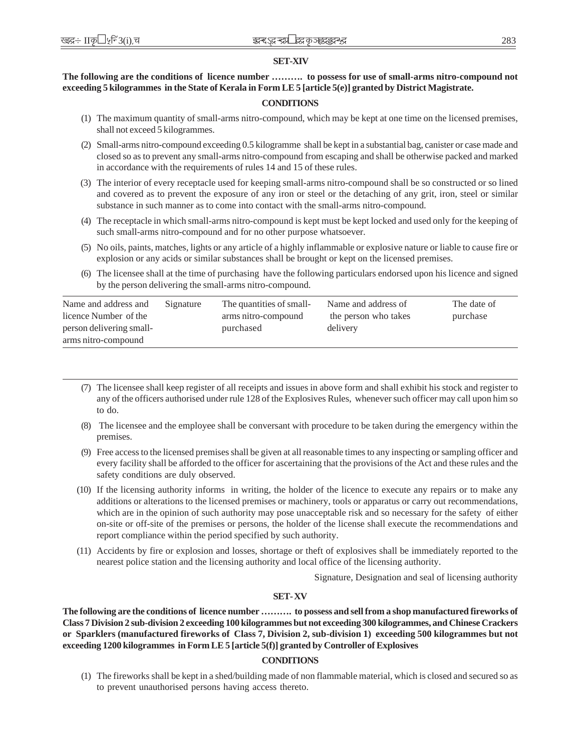## SET-XIV

**The following are the conditions of licence number ………. to possess for use of small-arms nitro-compound not exceeding 5 kilogrammes in the State of Kerala in Form LE 5 [article 5(e)] granted by District Magistrate.**

### CONDITIONS

(1) The maximum quantity of small-arms nitro-compound, which may be kept at one time on the licensed premises, shall not exceed 5 kilogrammes.

(2) Small-arms nitro-compound exceeding 0.5 kilogramme shall be kept in a substantial bag, canister or case made and closed so as to prevent any small-arms nitro-compound from escaping and shall be otherwise packed and marked in accordance with the requirements of rules 14 and 15 of these rules.

(3) The interior of every receptacle used for keeping small-arms nitro-compound shall be so constructed or so lined and covered as to prevent the exposure of any iron or steel or the detaching of any grit, iron, steel or similar substance in such manner as to come into contact with the small-arms nitro-compound.

(4) The receptacle in which small-arms nitro-compound is kept must be kept locked and used only for the keeping of such small-arms nitro-compound and for no other purpose whatsoever.

(5) No oils, paints, matches, lights or any article of a highly inflammable or explosive nature or liable to cause fire or explosion or any acids or similar substances shall be brought or kept on the licensed premises.

(6) The licensee shall at the time of purchasing have the following particulars endorsed upon his licence and signed by the person delivering the small-arms nitro-compound.

| Name and address and licence Number of the person delivering small-arms nitro-compound | Signature | The quantities of small-arms nitro-compound purchased | Name and address of the person who takes delivery | The date of purchase |
|---|---|---|---|---|
| | | | | |

(7) The licensee shall keep register of all receipts and issues in above form and shall exhibit his stock and register to any of the officers authorised under rule 128 of the Explosives Rules, whenever such officer may call upon him so to do.

(8) The licensee and the employee shall be conversant with procedure to be taken during the emergency within the premises.

(9) Free access to the licensed premises shall be given at all reasonable times to any inspecting or sampling officer and every facility shall be afforded to the officer for ascertaining that the provisions of the Act and these rules and the safety conditions are duly observed.

(10) If the licensing authority informs in writing, the holder of the licence to execute any repairs or to make any additions or alterations to the licensed premises or machinery, tools or apparatus or carry out recommendations, which are in the opinion of such authority may pose unacceptable risk and so necessary for the safety of either on-site or off-site of the premises or persons, the holder of the license shall execute the recommendations and report compliance within the period specified by such authority.

(11) Accidents by fire or explosion and losses, shortage or theft of explosives shall be immediately reported to the nearest police station and the licensing authority and local office of the licensing authority.

Signature, Designation and seal of licensing authority

## SET-XV

**The following are the conditions of licence number ………. to possess and sell from a shop manufactured fireworks of Class 7 Division 2 sub-division 2 exceeding 100 kilogrammes but not exceeding 300 kilogrammes, and Chinese Crackers or Sparklers (manufactured fireworks of Class 7, Division 2, sub-division 1) exceeding 500 kilogrammes but not exceeding 1200 kilogrammes in Form LE 5 [article 5(f)] granted by Controller of Explosives**

### CONDITIONS

(1) The fireworks shall be kept in a shed/building made of non flammable material, which is closed and secured so as to prevent unauthorised persons having access thereto.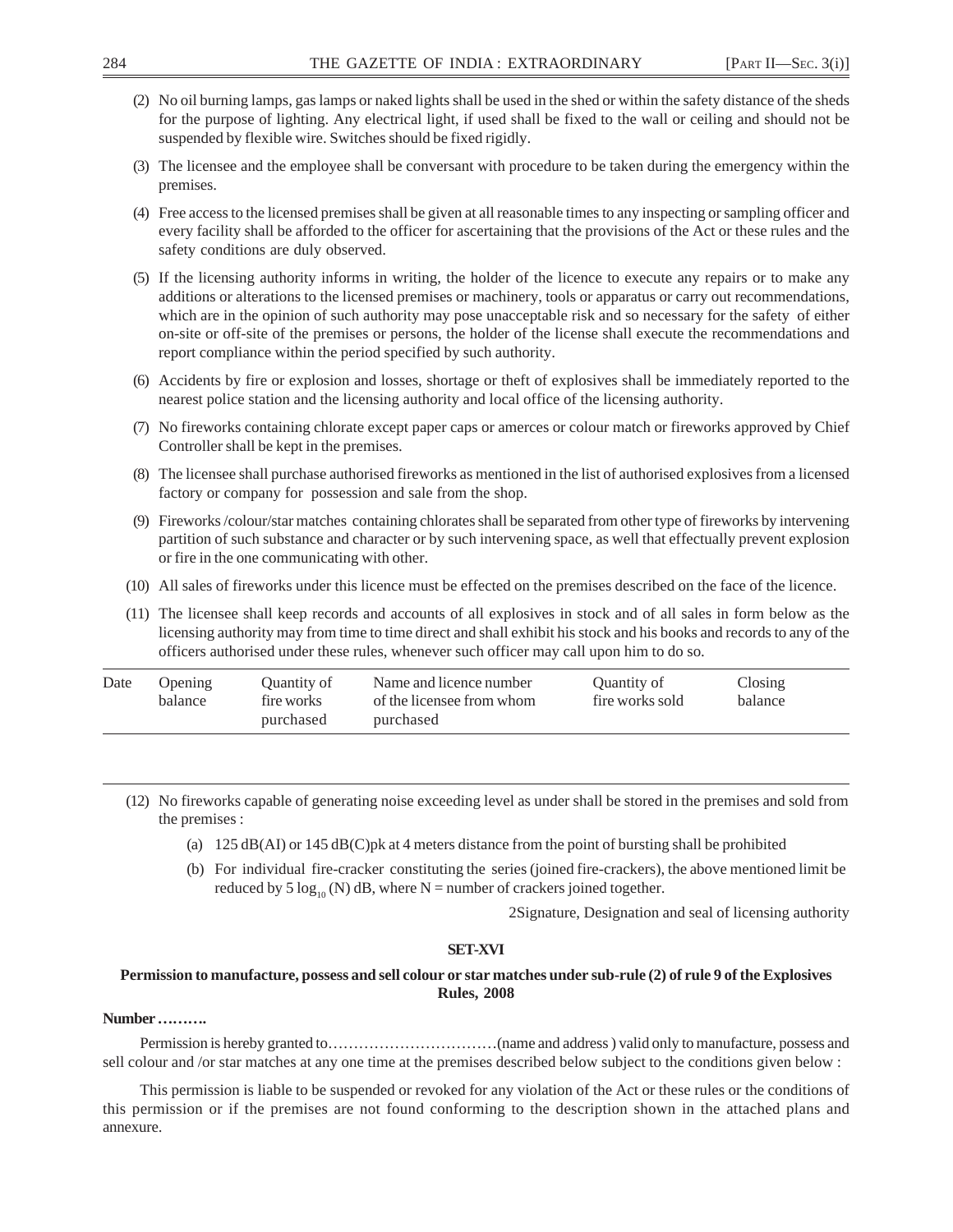(2) No oil burning lamps, gas lamps or naked lights shall be used in the shed or within the safety distance of the sheds for the purpose of lighting. Any electrical light, if used shall be fixed to the wall or ceiling and should not be suspended by flexible wire. Switches should be fixed rigidly.

(3) The licensee and the employee shall be conversant with procedure to be taken during the emergency within the premises.

(4) Free access to the licensed premises shall be given at all reasonable times to any inspecting or sampling officer and every facility shall be afforded to the officer for ascertaining that the provisions of the Act or these rules and the safety conditions are duly observed.

(5) If the licensing authority informs in writing, the holder of the licence to execute any repairs or to make any additions or alterations to the licensed premises or machinery, tools or apparatus or carry out recommendations, which are in the opinion of such authority may pose unacceptable risk and so necessary for the safety of either on-site or off-site of the premises or persons, the holder of the license shall execute the recommendations and report compliance within the period specified by such authority.

(6) Accidents by fire or explosion and losses, shortage or theft of explosives shall be immediately reported to the nearest police station and the licensing authority and local office of the licensing authority.

(7) No fireworks containing chlorate except paper caps or amerces or colour match or fireworks approved by Chief Controller shall be kept in the premises.

(8) The licensee shall purchase authorised fireworks as mentioned in the list of authorised explosives from a licensed factory or company for possession and sale from the shop.

(9) Fireworks /colour/star matches containing chlorates shall be separated from other type of fireworks by intervening partition of such substance and character or by such intervening space, as well that effectually prevent explosion or fire in the one communicating with other.

(10) All sales of fireworks under this licence must be effected on the premises described on the face of the licence.

(11) The licensee shall keep records and accounts of all explosives in stock and of all sales in form below as the licensing authority may from time to time direct and shall exhibit his stock and his books and records to any of the officers authorised under these rules, whenever such officer may call upon him to do so.

| Date | Opening balance | Quantity of fire works purchased | Name and licence number of the licensee from whom purchased | Quantity of fire works sold | Closing balance |
|---|---|---|---|---|---|
| | | | | | |

(12) No fireworks capable of generating noise exceeding level as under shall be stored in the premises and sold from the premises :

(a) 125 dB(AI) or 145 dB(C)pk at 4 meters distance from the point of bursting shall be prohibited

(b) For individual fire-cracker constituting the series (joined fire-crackers), the above mentioned limit be reduced by $5 \log_{10}(N)$ dB, where N = number of crackers joined together.

2Signature, Designation and seal of licensing authority

**SET-XVI**

**Permission to manufacture, possess and sell colour or star matches under sub-rule (2) of rule 9 of the Explosives Rules, 2008**

**Number ……….**

Permission is hereby granted to……………………………(name and address ) valid only to manufacture, possess and sell colour and /or star matches at any one time at the premises described below subject to the conditions given below :

This permission is liable to be suspended or revoked for any violation of the Act or these rules or the conditions of this permission or if the premises are not found conforming to the description shown in the attached plans and annexure.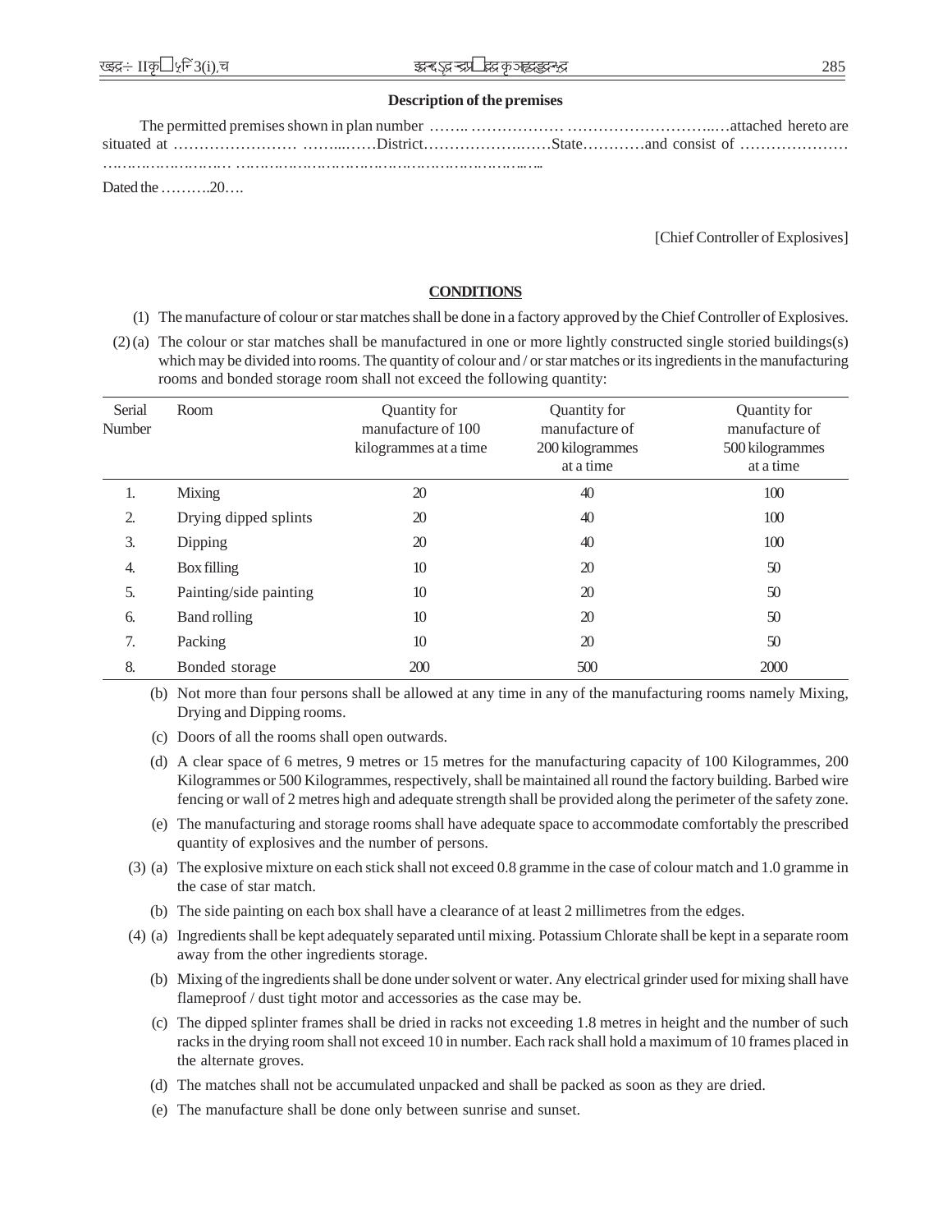### Description of the premises

The permitted premises shown in plan number …….. ……………… ………………………..…attached hereto are situated at …………………… ……...……District………………..……State…………and consist of ………………… ……………………… ……………………………………………………..…

Dated the ……….20….

[Chief Controller of Explosives]

### CONDITIONS

(1) The manufacture of colour or star matches shall be done in a factory approved by the Chief Controller of Explosives.

(2) (a) The colour or star matches shall be manufactured in one or more lightly constructed single storied buildings(s) which may be divided into rooms. The quantity of colour and / or star matches or its ingredients in the manufacturing rooms and bonded storage room shall not exceed the following quantity:

| Serial Number | Room | Quantity for manufacture of 100 kilogrammes at a time | Quantity for manufacture of 200 kilogrammes at a time | Quantity for manufacture of 500 kilogrammes at a time |
|---|---|---|---|---|
| 1. | Mixing | 20 | 40 | 100 |
| 2. | Drying dipped splints | 20 | 40 | 100 |
| 3. | Dipping | 20 | 40 | 100 |
| 4. | Box filling | 10 | 20 | 50 |
| 5. | Painting/side painting | 10 | 20 | 50 |
| 6. | Band rolling | 10 | 20 | 50 |
| 7. | Packing | 10 | 20 | 50 |
| 8. | Bonded storage | 200 | 500 | 2000 |

(b) Not more than four persons shall be allowed at any time in any of the manufacturing rooms namely Mixing, Drying and Dipping rooms.

(c) Doors of all the rooms shall open outwards.

(d) A clear space of 6 metres, 9 metres or 15 metres for the manufacturing capacity of 100 Kilogrammes, 200 Kilogrammes or 500 Kilogrammes, respectively, shall be maintained all round the factory building. Barbed wire fencing or wall of 2 metres high and adequate strength shall be provided along the perimeter of the safety zone.

(e) The manufacturing and storage rooms shall have adequate space to accommodate comfortably the prescribed quantity of explosives and the number of persons.

(3) (a) The explosive mixture on each stick shall not exceed 0.8 gramme in the case of colour match and 1.0 gramme in the case of star match.

(b) The side painting on each box shall have a clearance of at least 2 millimetres from the edges.

(4) (a) Ingredients shall be kept adequately separated until mixing. Potassium Chlorate shall be kept in a separate room away from the other ingredients storage.

(b) Mixing of the ingredients shall be done under solvent or water. Any electrical grinder used for mixing shall have flameproof / dust tight motor and accessories as the case may be.

(c) The dipped splinter frames shall be dried in racks not exceeding 1.8 metres in height and the number of such racks in the drying room shall not exceed 10 in number. Each rack shall hold a maximum of 10 frames placed in the alternate groves.

(d) The matches shall not be accumulated unpacked and shall be packed as soon as they are dried.

(e) The manufacture shall be done only between sunrise and sunset.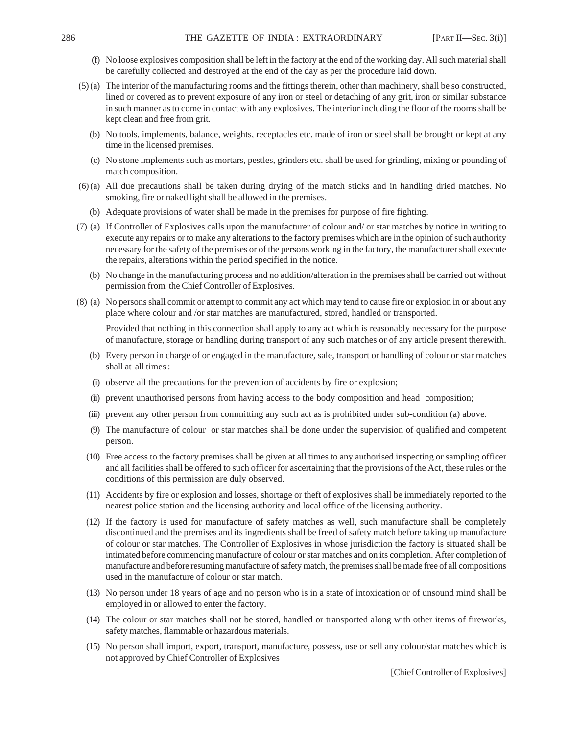(f) No loose explosives composition shall be left in the factory at the end of the working day. All such material shall be carefully collected and destroyed at the end of the day as per the procedure laid down.

(5) (a) The interior of the manufacturing rooms and the fittings therein, other than machinery, shall be so constructed, lined or covered as to prevent exposure of any iron or steel or detaching of any grit, iron or similar substance in such manner as to come in contact with any explosives. The interior including the floor of the rooms shall be kept clean and free from grit.

(b) No tools, implements, balance, weights, receptacles etc. made of iron or steel shall be brought or kept at any time in the licensed premises.

(c) No stone implements such as mortars, pestles, grinders etc. shall be used for grinding, mixing or pounding of match composition.

(6) (a) All due precautions shall be taken during drying of the match sticks and in handling dried matches. No smoking, fire or naked light shall be allowed in the premises.

(b) Adequate provisions of water shall be made in the premises for purpose of fire fighting.

(7) (a) If Controller of Explosives calls upon the manufacturer of colour and/ or star matches by notice in writing to execute any repairs or to make any alterations to the factory premises which are in the opinion of such authority necessary for the safety of the premises or of the persons working in the factory, the manufacturer shall execute the repairs, alterations within the period specified in the notice.

(b) No change in the manufacturing process and no addition/alteration in the premises shall be carried out without permission from the Chief Controller of Explosives.

(8) (a) No persons shall commit or attempt to commit any act which may tend to cause fire or explosion in or about any place where colour and /or star matches are manufactured, stored, handled or transported.

Provided that nothing in this connection shall apply to any act which is reasonably necessary for the purpose of manufacture, storage or handling during transport of any such matches or of any article present therewith.

(b) Every person in charge of or engaged in the manufacture, sale, transport or handling of colour or star matches shall at all times :

(i) observe all the precautions for the prevention of accidents by fire or explosion;

(ii) prevent unauthorised persons from having access to the body composition and head composition;

(iii) prevent any other person from committing any such act as is prohibited under sub-condition (a) above.

(9) The manufacture of colour or star matches shall be done under the supervision of qualified and competent person.

(10) Free access to the factory premises shall be given at all times to any authorised inspecting or sampling officer and all facilities shall be offered to such officer for ascertaining that the provisions of the Act, these rules or the conditions of this permission are duly observed.

(11) Accidents by fire or explosion and losses, shortage or theft of explosives shall be immediately reported to the nearest police station and the licensing authority and local office of the licensing authority.

(12) If the factory is used for manufacture of safety matches as well, such manufacture shall be completely discontinued and the premises and its ingredients shall be freed of safety match before taking up manufacture of colour or star matches. The Controller of Explosives in whose jurisdiction the factory is situated shall be intimated before commencing manufacture of colour or star matches and on its completion. After completion of manufacture and before resuming manufacture of safety match, the premises shall be made free of all compositions used in the manufacture of colour or star match.

(13) No person under 18 years of age and no person who is in a state of intoxication or of unsound mind shall be employed in or allowed to enter the factory.

(14) The colour or star matches shall not be stored, handled or transported along with other items of fireworks, safety matches, flammable or hazardous materials.

(15) No person shall import, export, transport, manufacture, possess, use or sell any colour/star matches which is not approved by Chief Controller of Explosives

[Chief Controller of Explosives]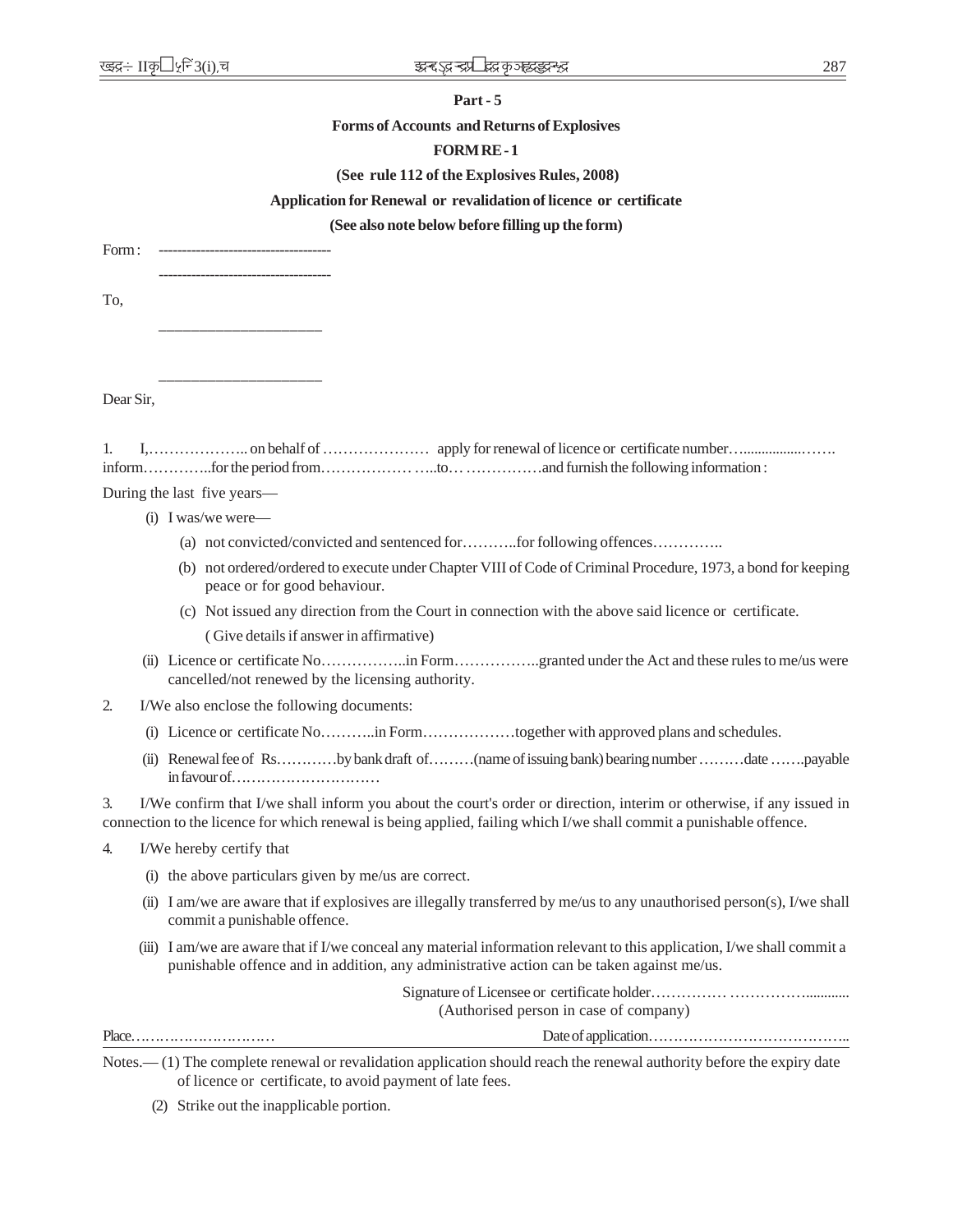**Part - 5**

**Forms of Accounts and Returns of Explosives**

**FORM RE - 1**

**(See rule 112 of the Explosives Rules, 2008)**

**Application for Renewal or revalidation of licence or certificate**

**(See also note below before filling up the form)**

Form : ------------------------------------

------------------------------------

To,

______________________

______________________

Dear Sir,

1. I,……………….. on behalf of ………………… apply for renewal of licence or certificate number…................……. inform…………..for the period from……………… …..to… ……………and furnish the following information :

During the last five years—

(i) I was/we were—

(a) not convicted/convicted and sentenced for………..for following offences…………..

(b) not ordered/ordered to execute under Chapter VIII of Code of Criminal Procedure, 1973, a bond for keeping peace or for good behaviour.

(c) Not issued any direction from the Court in connection with the above said licence or certificate.

( Give details if answer in affirmative)

(ii) Licence or certificate No……………..in Form……………..granted under the Act and these rules to me/us were cancelled/not renewed by the licensing authority.

2. I/We also enclose the following documents:

(i) Licence or certificate No………..in Form………………together with approved plans and schedules.

(ii) Renewal fee of Rs…………by bank draft of………(name of issuing bank) bearing number ………date …….payable in favour of…………………………

3. I/We confirm that I/we shall inform you about the court's order or direction, interim or otherwise, if any issued in connection to the licence for which renewal is being applied, failing which I/we shall commit a punishable offence.

4. I/We hereby certify that

(i) the above particulars given by me/us are correct.

(ii) I am/we are aware that if explosives are illegally transferred by me/us to any unauthorised person(s), I/we shall commit a punishable offence.

(iii) I am/we are aware that if I/we conceal any material information relevant to this application, I/we shall commit a punishable offence and in addition, any administrative action can be taken against me/us.

Signature of Licensee or certificate holder…………… ……………...........
(Authorised person in case of company)

Place………………………… Date of application…………………………………..

Notes.— (1) The complete renewal or revalidation application should reach the renewal authority before the expiry date of licence or certificate, to avoid payment of late fees.

(2) Strike out the inapplicable portion.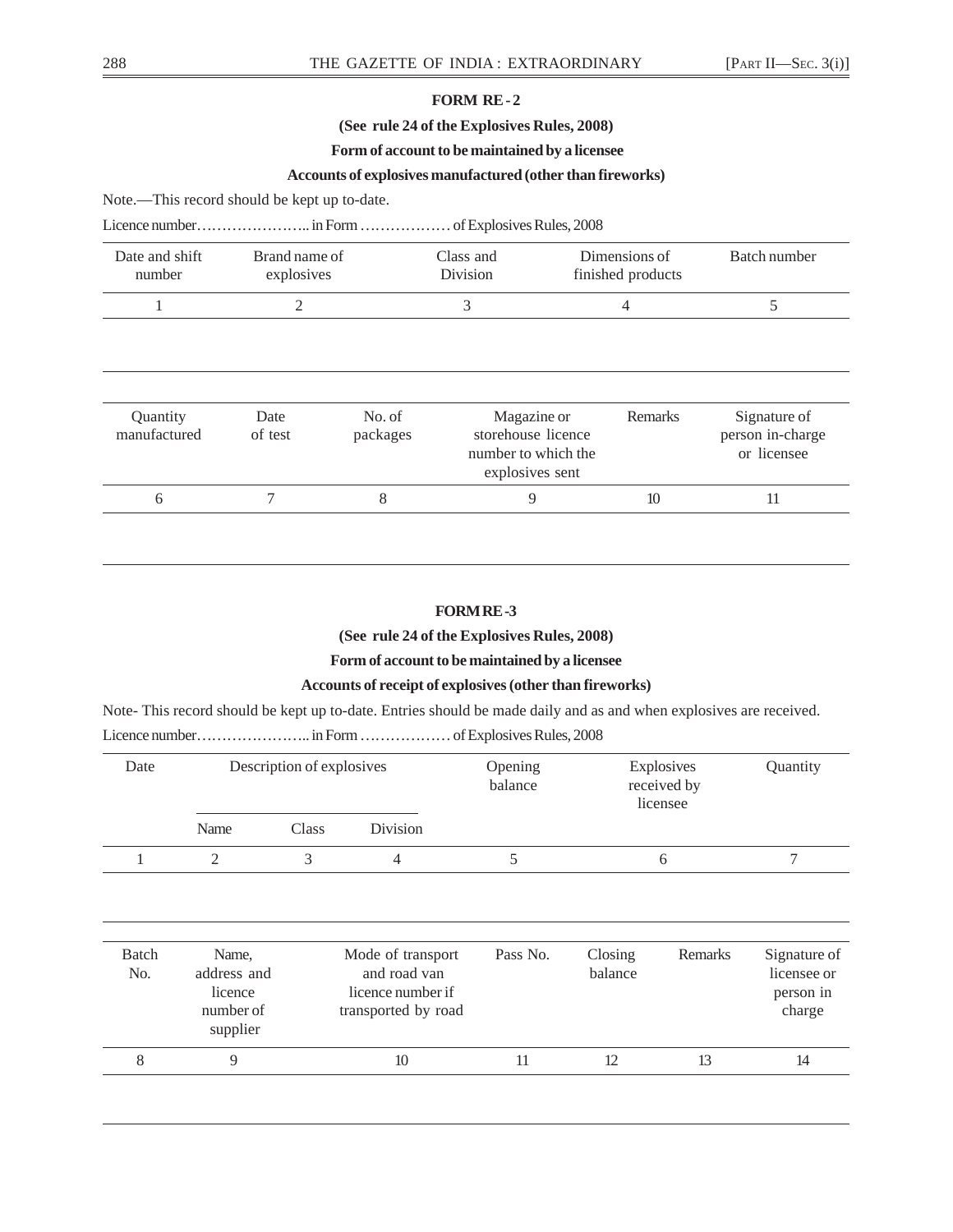**FORM RE - 2**

**(See rule 24 of the Explosives Rules, 2008)**

**Form of account to be maintained by a licensee**

**Accounts of explosives manufactured (other than fireworks)**

Note.—This record should be kept up to-date.

Licence number………………….. in Form ……………… of Explosives Rules, 2008

| Date and shift number | Brand name of explosives | Class and Division | Dimensions of finished products | Batch number |
|---|---|---|---|---|
| 1 | 2 | 3 | 4 | 5 |
| | | | | |

| Quantity manufactured | Date of test | No. of packages | Magazine or storehouse licence number to which the explosives sent | Remarks | Signature of person in-charge or licensee |
|---|---|---|---|---|---|
| 6 | 7 | 8 | 9 | 10 | 11 |
| | | | | | |

**FORM RE -3**

**(See rule 24 of the Explosives Rules, 2008)**

**Form of account to be maintained by a licensee**

**Accounts of receipt of explosives (other than fireworks)**

Note- This record should be kept up to-date. Entries should be made daily and as and when explosives are received.

Licence number………………….. in Form ……………… of Explosives Rules, 2008

| Date | Description of explosives | | | Opening balance | Explosives received by licensee | Quantity |
|---|---|---|---|---|---|---|
| | Name | Class | Division | | | |
| 1 | 2 | 3 | 4 | 5 | 6 | 7 |
| | | | | | | |

| Batch No. | Name, address and licence number of supplier | Mode of transport and road van licence number if transported by road | Pass No. | Closing balance | Remarks | Signature of licensee or person in charge |
|---|---|---|---|---|---|---|
| 8 | 9 | 10 | 11 | 12 | 13 | 14 |
| | | | | | | |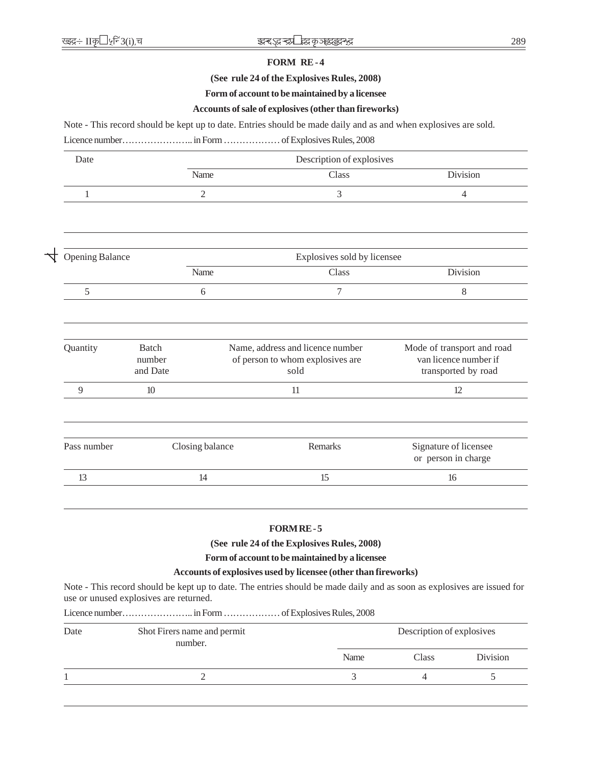## FORM RE - 4

**(See rule 24 of the Explosives Rules, 2008)**

**Form of account to be maintained by a licensee**

**Accounts of sale of explosives (other than fireworks)**

Note - This record should be kept up to date. Entries should be made daily and as and when explosives are sold.

Licence number………………….. in Form ……………… of Explosives Rules, 2008

| Date | Description of explosives | | |
|---|---|---|---|
| | Name | Class | Division |
| 1 | 2 | 3 | 4 |
| | | | |

| Opening Balance | Explosives sold by licensee | | |
|---|---|---|---|
| | Name | Class | Division |
| 5 | 6 | 7 | 8 |
| | | | |

| Quantity | Batch number and Date | Name, address and licence number of person to whom explosives are sold | Mode of transport and road van licence number if transported by road |
|---|---|---|---|
| 9 | 10 | 11 | 12 |
| | | | |

| Pass number | Closing balance | Remarks | Signature of licensee or person in charge |
|---|---|---|---|
| 13 | 14 | 15 | 16 |
| | | | |

## FORM RE - 5

**(See rule 24 of the Explosives Rules, 2008)**

**Form of account to be maintained by a licensee**

**Accounts of explosives used by licensee (other than fireworks)**

Note - This record should be kept up to date. The entries should be made daily and as soon as explosives are issued for use or unused explosives are returned.

Licence number………………….. in Form ……………… of Explosives Rules, 2008

| Date | Shot Firers name and permit number. | Description of explosives | | |
|---|---|---|---|---|
| | | Name | Class | Division |
| 1 | 2 | 3 | 4 | 5 |
| | | | | |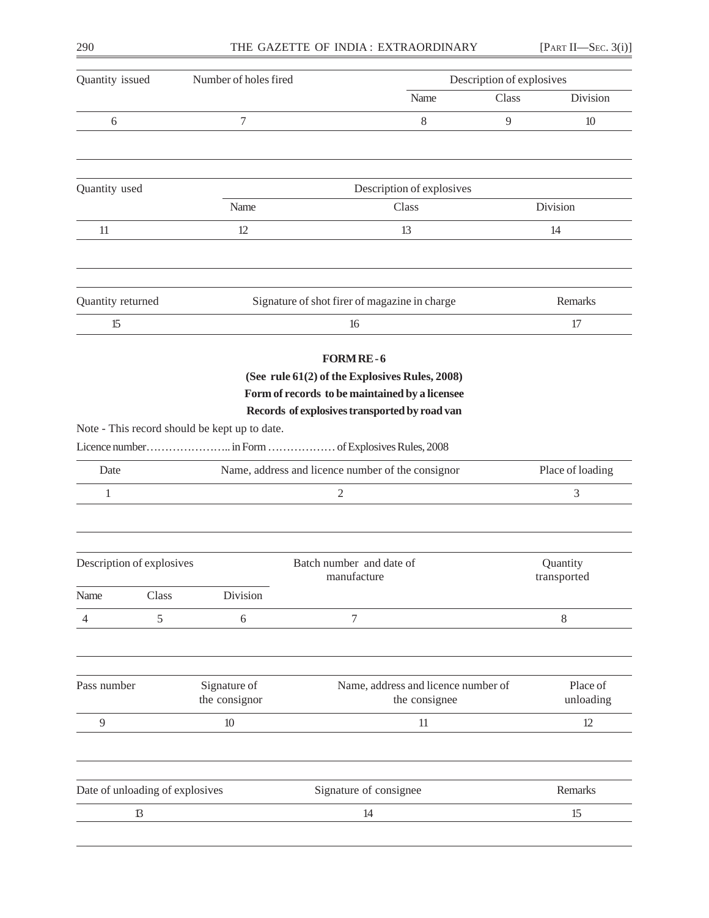| Quantity issued | Number of holes fired | Description of explosives | | |
|---|---|---|---|---|
| | | Name | Class | Division |
| 6 | 7 | 8 | 9 | 10 |
| | | | | |

| Quantity used | Description of explosives | | |
|---|---|---|---|
| | Name | Class | Division |
| 11 | 12 | 13 | 14 |
| | | | |

| Quantity returned | Signature of shot firer of magazine in charge | Remarks |
|---|---|---|
| 15 | 16 | 17 |

**FORM RE - 6**

**(See rule 61(2) of the Explosives Rules, 2008)**

**Form of records to be maintained by a licensee**

**Records of explosives transported by road van**

Note - This record should be kept up to date.

Licence number………………….. in Form ……………… of Explosives Rules, 2008

| Date | Name, address and licence number of the consignor | Place of loading |
|---|---|---|
| 1 | 2 | 3 |
| | | |

| Description of explosives | | | Batch number and date of manufacture | Quantity transported |
|---|---|---|---|---|
| Name | Class | Division | | |
| 4 | 5 | 6 | 7 | 8 |
| | | | | |

| Pass number | Signature of the consignor | Name, address and licence number of the consignee | Place of unloading |
|---|---|---|---|
| 9 | 10 | 11 | 12 |
| | | | |

| Date of unloading of explosives | Signature of consignee | Remarks |
|---|---|---|
| 13 | 14 | 15 |
| | | |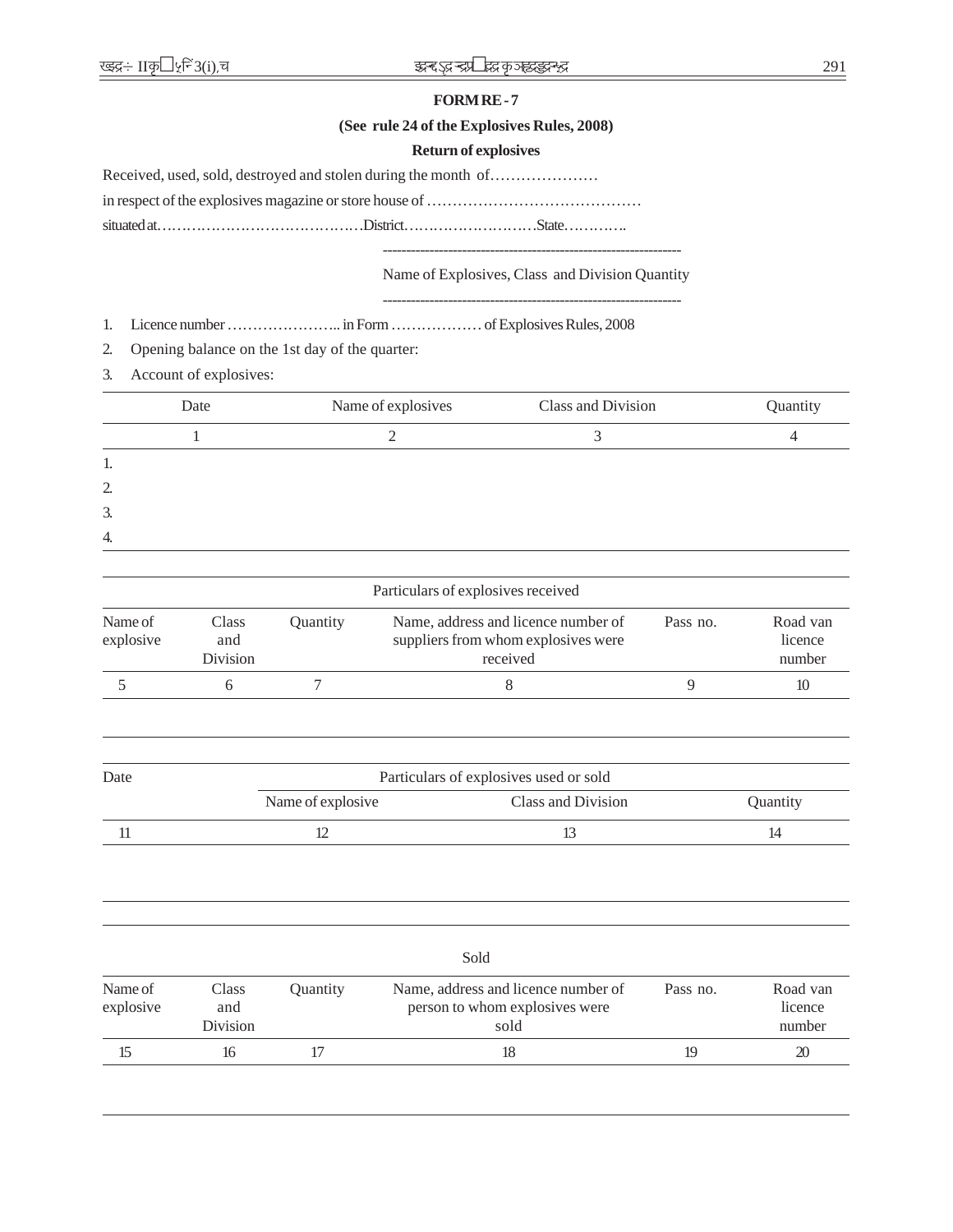**FORM RE - 7**

**(See rule 24 of the Explosives Rules, 2008)**

**Return of explosives**

Received, used, sold, destroyed and stolen during the month of…………………

in respect of the explosives magazine or store house of ……………………………………

situated at……………………………………District………………………State…………..

---------------------------------------------------------------

Name of Explosives, Class and Division Quantity

---------------------------------------------------------------

1. Licence number ………………….. in Form ……………… of Explosives Rules, 2008
2. Opening balance on the 1st day of the quarter:
3. Account of explosives:

| Date | Name of explosives | Class and Division | Quantity |
|---|---|---|---|
| 1 | 2 | 3 | 4 |
| 1. | | | |
| 2. | | | |
| 3. | | | |
| 4. | | | |

| Particulars of explosives received | | | | | |
|---|---|---|---|---|---|
| Name of explosive | Class and Division | Quantity | Name, address and licence number of suppliers from whom explosives were received | Pass no. | Road van licence number |
| 5 | 6 | 7 | 8 | 9 | 10 |

| Date | Particulars of explosives used or sold | | |
|---|---|---|---|
| | Name of explosive | Class and Division | Quantity |
| 11 | 12 | 13 | 14 |

| Sold | | | | | |
|---|---|---|---|---|---|
| Name of explosive | Class and Division | Quantity | Name, address and licence number of person to whom explosives were sold | Pass no. | Road van licence number |
| 15 | 16 | 17 | 18 | 19 | 20 |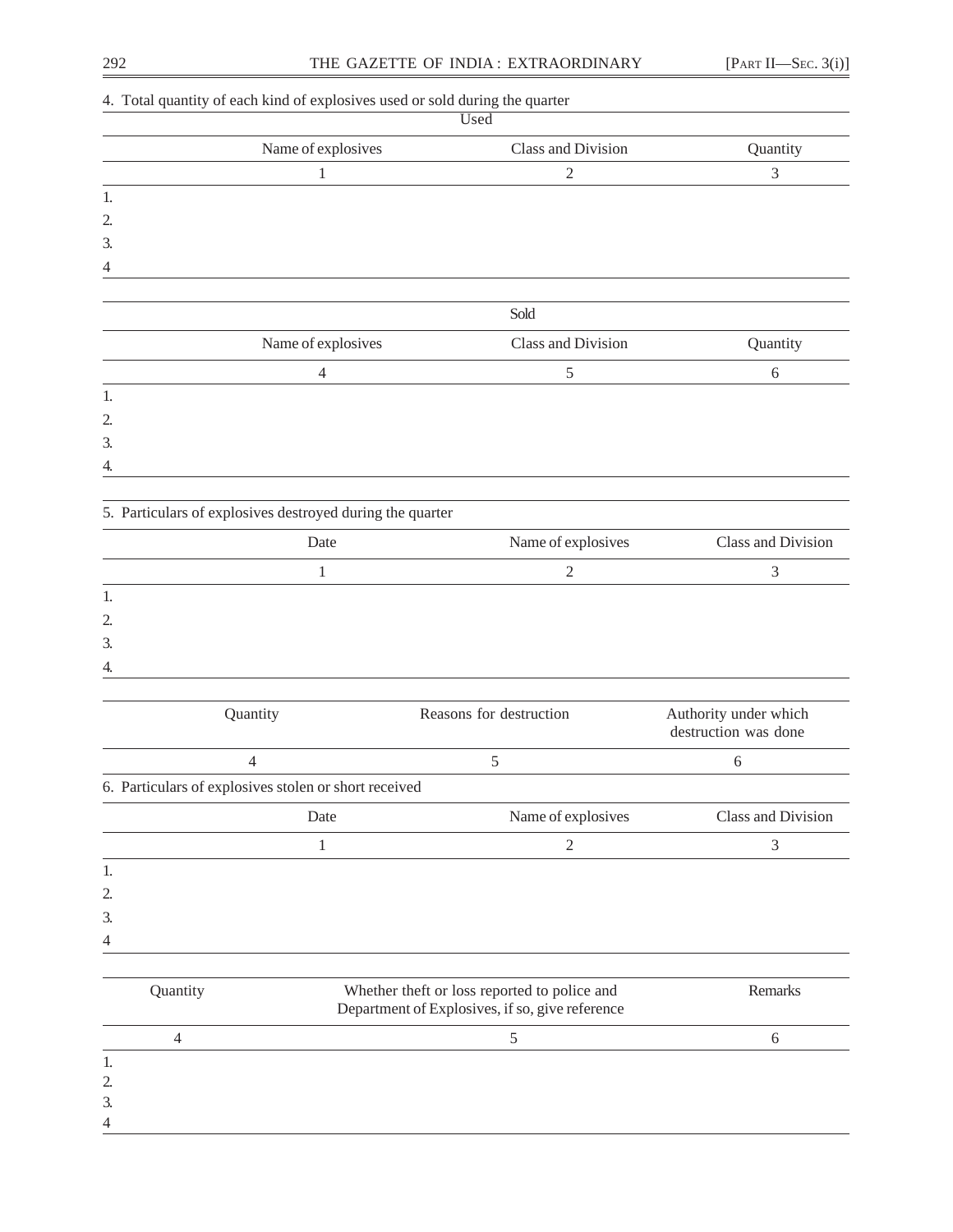4. Total quantity of each kind of explosives used or sold during the quarter

Used

| | Name of explosives | Class and Division | Quantity |
|---|---|---|---|
| | 1 | 2 | 3 |
| 1. | | | |
| 2. | | | |
| 3. | | | |
| 4 | | | |

Sold

| | Name of explosives | Class and Division | Quantity |
|---|---|---|---|
| | 4 | 5 | 6 |
| 1. | | | |
| 2. | | | |
| 3. | | | |
| 4. | | | |

5. Particulars of explosives destroyed during the quarter

| | Date | Name of explosives | Class and Division |
|---|---|---|---|
| | 1 | 2 | 3 |
| 1. | | | |
| 2. | | | |
| 3. | | | |
| 4. | | | |

| Quantity | Reasons for destruction | Authority under which destruction was done |
|---|---|---|
| 4 | 5 | 6 |

6. Particulars of explosives stolen or short received

| | Date | Name of explosives | Class and Division |
|---|---|---|---|
| | 1 | 2 | 3 |
| 1. | | | |
| 2. | | | |
| 3. | | | |
| 4 | | | |

| | Quantity | Whether theft or loss reported to police and Department of Explosives, if so, give reference | Remarks |
|---|---|---|---|
| | 4 | 5 | 6 |
| 1. | | | |
| 2. | | | |
| 3. | | | |
| 4 | | | |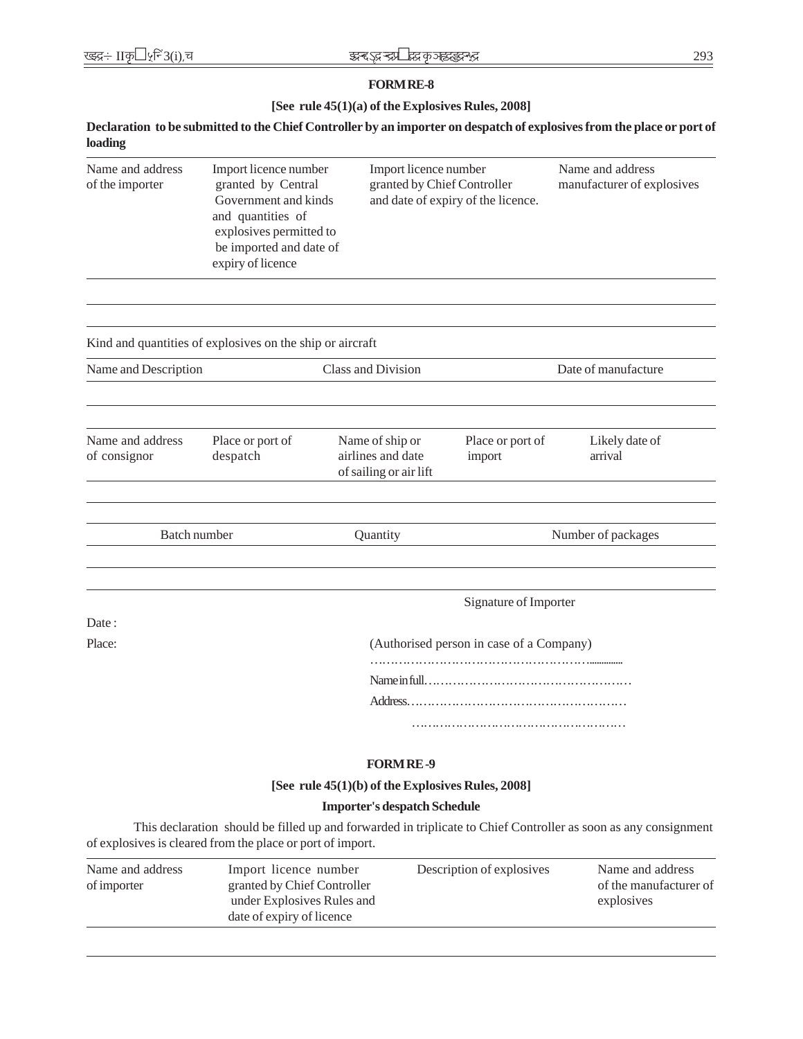**FORM RE-8**

**[See rule 45(1)(a) of the Explosives Rules, 2008]**

**Declaration to be submitted to the Chief Controller by an importer on despatch of explosives from the place or port of loading**

| Name and address of the importer | Import licence number granted by Central Government and kinds and quantities of explosives permitted to be imported and date of expiry of licence | Import licence number granted by Chief Controller and date of expiry of the licence. | Name and address manufacturer of explosives |
|---|---|---|---|
| | | | |

Kind and quantities of explosives on the ship or aircraft

| Name and Description | Class and Division | Date of manufacture |
|---|---|---|
| | | |

| Name and address of consignor | Place or port of despatch | Name of ship or airlines and date of sailing or air lift | Place or port of import | Likely date of arrival |
|---|---|---|---|---|
| | | | | |

| Batch number | Quantity | Number of packages |
|---|---|---|
| | | |

Signature of Importer

Date :

Place:

(Authorised person in case of a Company)

……………………………………………..............

Name in full……………………………………………

Address………………………………………………

………………………………………………

**FORM RE-9**

**[See rule 45(1)(b) of the Explosives Rules, 2008]**

**Importer's despatch Schedule**

This declaration should be filled up and forwarded in triplicate to Chief Controller as soon as any consignment of explosives is cleared from the place or port of import.

| Name and address of importer | Import licence number granted by Chief Controller under Explosives Rules and date of expiry of licence | Description of explosives | Name and address of the manufacturer of explosives |
|---|---|---|---|
| | | | |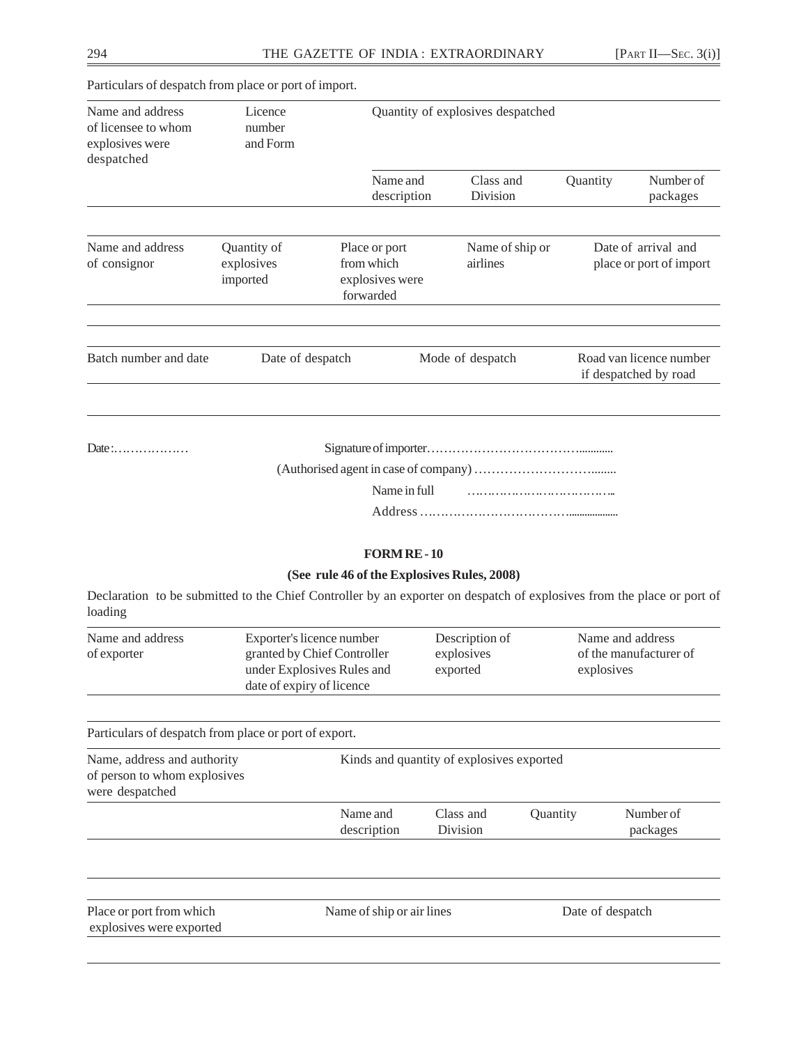Particulars of despatch from place or port of import.

| Name and address of licensee to whom explosives were despatched | Licence number and Form | Quantity of explosives despatched | | | |
|---|---|---|---|---|---|
| | | Name and description | Class and Division | Quantity | Number of packages |
| | | | | | |

| Name and address of consignor | Quantity of explosives imported | Place or port from which explosives were forwarded | Name of ship or airlines | Date of arrival and place or port of import |
|---|---|---|---|---|
| | | | | |

| Batch number and date | Date of despatch | Mode of despatch | Road van licence number if despatched by road |
|---|---|---|---|
| | | | |

Date:………………

Signature of importer…………………………………...........

(Authorised agent in case of company) ………………………….......

Name in full ………………………………..

Address ………………………………...................

## FORM RE - 10

**(See rule 46 of the Explosives Rules, 2008)**

Declaration to be submitted to the Chief Controller by an exporter on despatch of explosives from the place or port of loading

| Name and address of exporter | Exporter's licence number granted by Chief Controller under Explosives Rules and date of expiry of licence | Description of explosives exported | Name and address of the manufacturer of explosives |
|---|---|---|---|
| | | | |

Particulars of despatch from place or port of export.

| Name, address and authority of person to whom explosives were despatched | Kinds and quantity of explosives exported | | | |
|---|---|---|---|---|
| | Name and description | Class and Division | Quantity | Number of packages |
| | | | | |

| Place or port from which explosives were exported | Name of ship or air lines | Date of despatch |
|---|---|---|
| | | |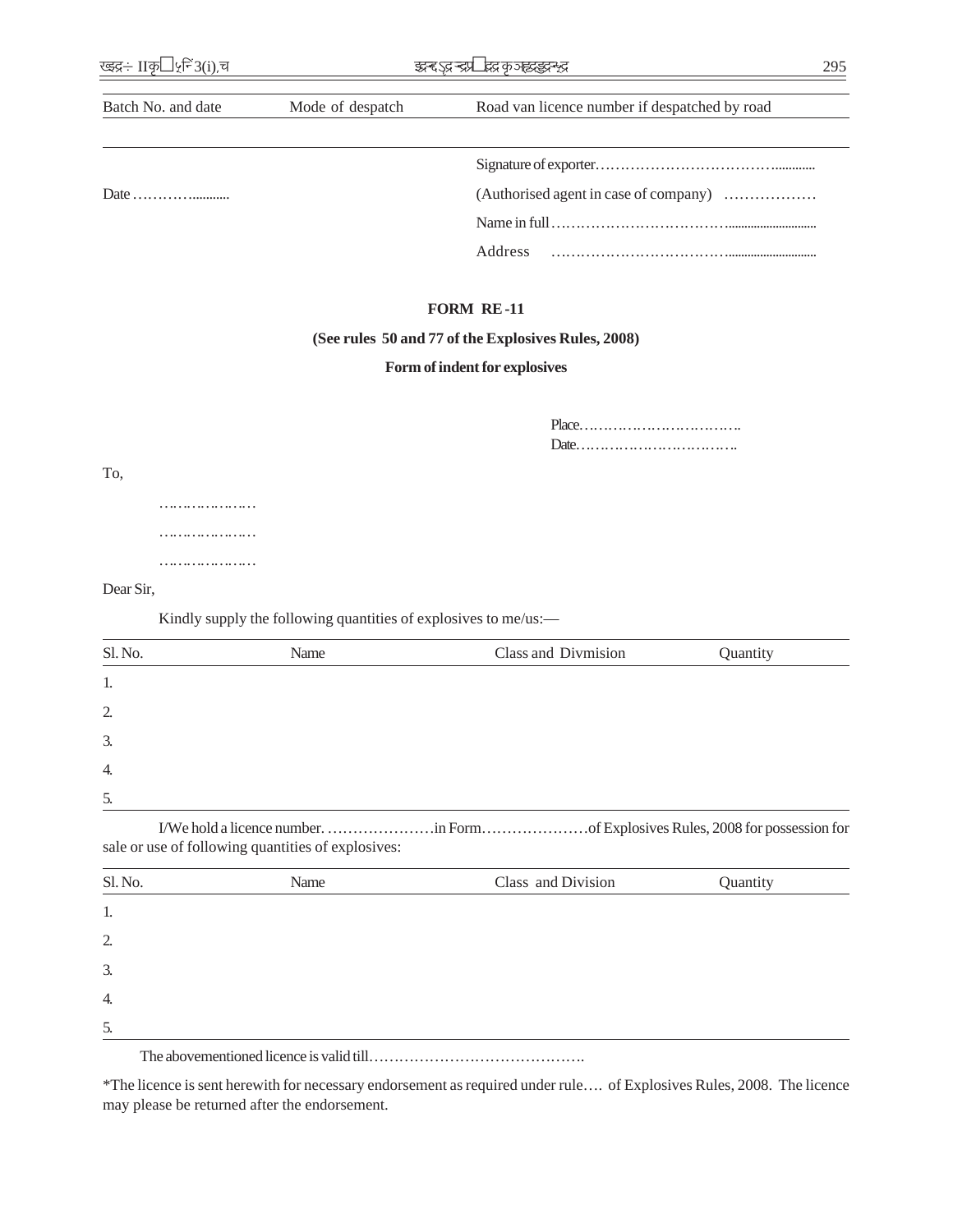| Batch No. and date | Mode of despatch | Road van licence number if despatched by road |
|---|---|---|
| | | |

Signature of exporter……………………………….............

Date …………...........

(Authorised agent in case of company) ………………

Name in full………………………………..........................

Address ………………………………..........................

**FORM RE-11**

**(See rules 50 and 77 of the Explosives Rules, 2008)**

**Form of indent for explosives**

Place…………………………….

Date…………………………….

To,

…………………

…………………

…………………

Dear Sir,

Kindly supply the following quantities of explosives to me/us:—

| Sl. No. | Name | Class and Divmision | Quantity |
|---|---|---|---|
| 1. | | | |
| 2. | | | |
| 3. | | | |
| 4. | | | |
| 5. | | | |

I/We hold a licence number. …………………in Form…………………of Explosives Rules, 2008 for possession for sale or use of following quantities of explosives:

| Sl. No. | Name | Class and Division | Quantity |
|---|---|---|---|
| 1. | | | |
| 2. | | | |
| 3. | | | |
| 4. | | | |
| 5. | | | |

The abovementioned licence is valid till…………………………………….

*The licence is sent herewith for necessary endorsement as required under rule…. of Explosives Rules, 2008. The licence may please be returned after the endorsement.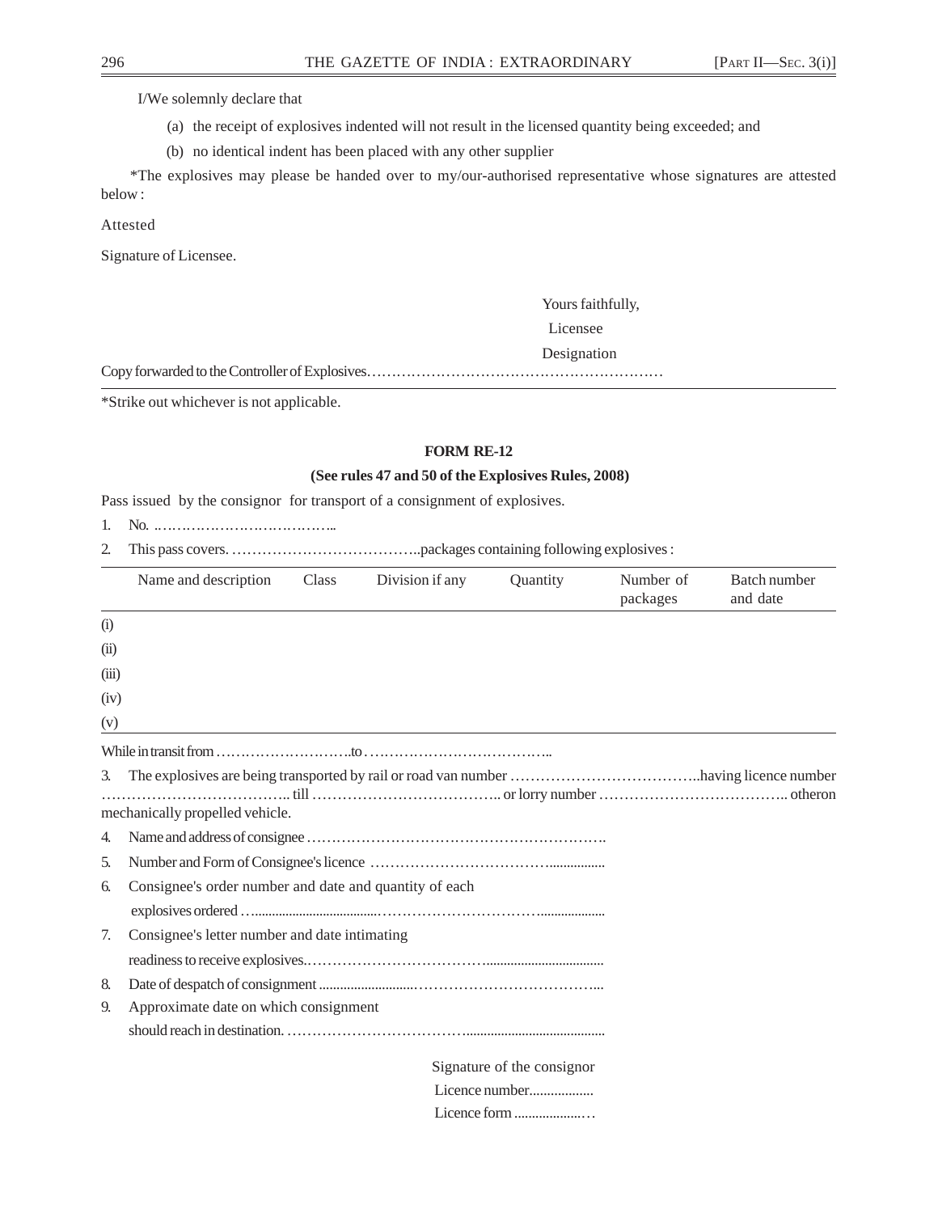I/We solemnly declare that

(a) the receipt of explosives indented will not result in the licensed quantity being exceeded; and

(b) no identical indent has been placed with any other supplier

*The explosives may please be handed over to my/our-authorised representative whose signatures are attested below :

Attested

Signature of Licensee.

Yours faithfully,

Licensee

Designation

Copy forwarded to the Controller of Explosives……………………………………………………

*Strike out whichever is not applicable.

**FORM RE-12**

**(See rules 47 and 50 of the Explosives Rules, 2008)**

Pass issued by the consignor for transport of a consignment of explosives.

1. No. ………………………………..
2. This pass covers. ………………………………..packages containing following explosives :

| | Name and description | Class | Division if any | Quantity | Number of packages | Batch number and date |
|---|---|---|---|---|---|---|
| (i) | | | | | | |
| (ii) | | | | | | |
| (iii) | | | | | | |
| (iv) | | | | | | |
| (v) | | | | | | |

While in transit from ……………………….to ………………………………..

3. The explosives are being transported by rail or road van number ………………………………..having licence number ……………………………….. till ……………………………….. or lorry number ……………………………….. otheron mechanically propelled vehicle.
4. Name and address of consignee …………………………………………………….
5. Number and Form of Consignee's licence ……………………………….................
6. Consignee's order number and date and quantity of each explosives ordered …....................................…………………………….....................
7. Consignee's letter number and date intimating readiness to receive explosives.……………………………….................................
8. Date of despatch of consignment ..........................………………………………...
9. Approximate date on which consignment should reach in destination. ……………………………….......................................

Signature of the consignor

Licence number..................

Licence form ....................…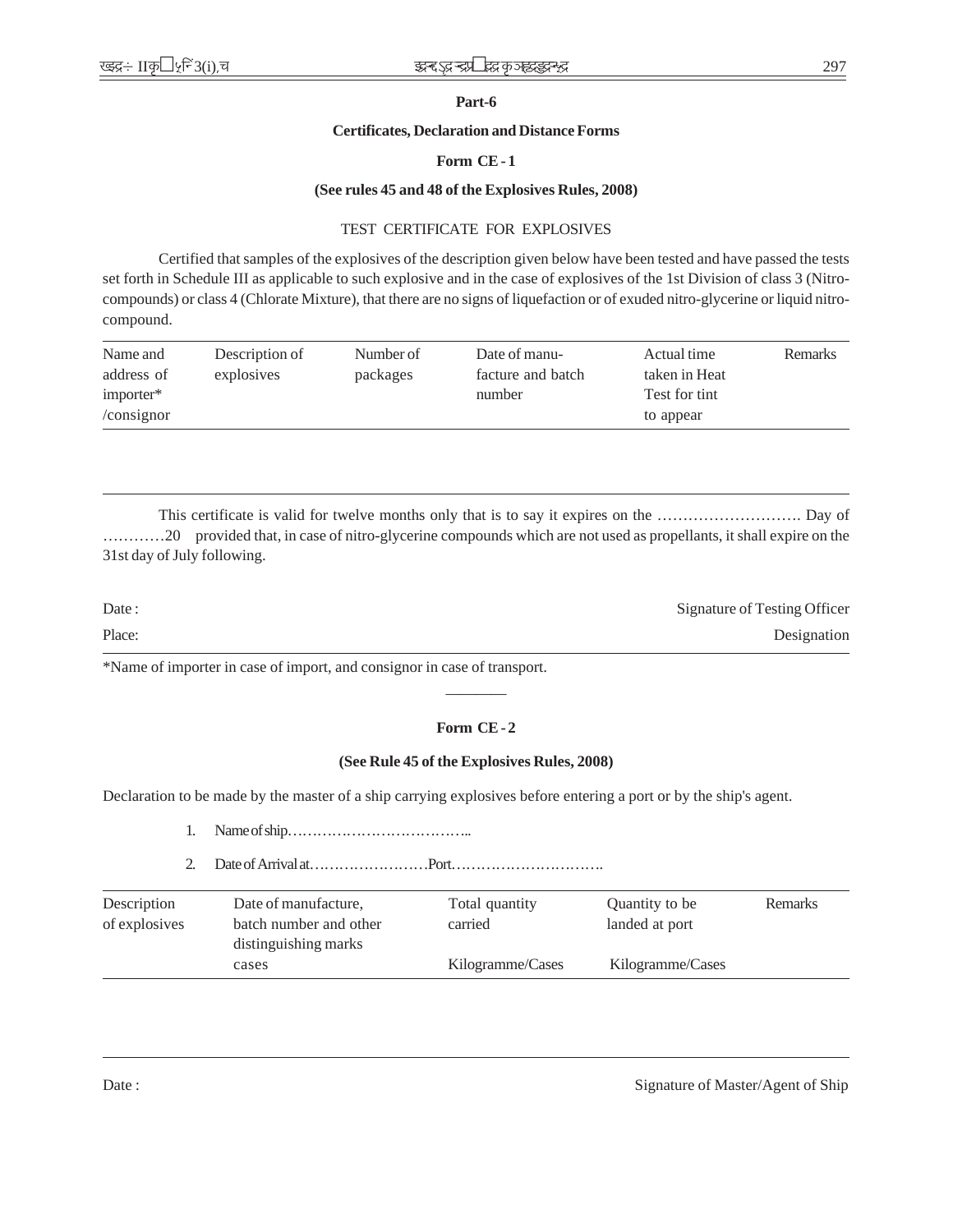## Part-6

### Certificates, Declaration and Distance Forms

### Form CE - 1

**(See rules 45 and 48 of the Explosives Rules, 2008)**

TEST CERTIFICATE FOR EXPLOSIVES

Certified that samples of the explosives of the description given below have been tested and have passed the tests set forth in Schedule III as applicable to such explosive and in the case of explosives of the 1st Division of class 3 (Nitro-compounds) or class 4 (Chlorate Mixture), that there are no signs of liquefaction or of exuded nitro-glycerine or liquid nitro-compound.

| Name and address of importer* /consignor | Description of explosives | Number of packages | Date of manu-facture and batch number | Actual time taken in Heat Test for tint to appear | Remarks |
|---|---|---|---|---|---|
| | | | | | |

This certificate is valid for twelve months only that is to say it expires on the ………………………. Day of …………20 provided that, in case of nitro-glycerine compounds which are not used as propellants, it shall expire on the 31st day of July following.

Date : Signature of Testing Officer

Place: Designation

*Name of importer in case of import, and consignor in case of transport.

---

### Form CE - 2

**(See Rule 45 of the Explosives Rules, 2008)**

Declaration to be made by the master of a ship carrying explosives before entering a port or by the ship's agent.

1. Name of ship………………………………..
2. Date of Arrival at……………………Port………………………….

| Description of explosives | Date of manufacture, batch number and other distinguishing marks cases | Total quantity carried Kilogramme/Cases | Quantity to be landed at port Kilogramme/Cases | Remarks |
|---|---|---|---|---|
| | | | | |

Date : Signature of Master/Agent of Ship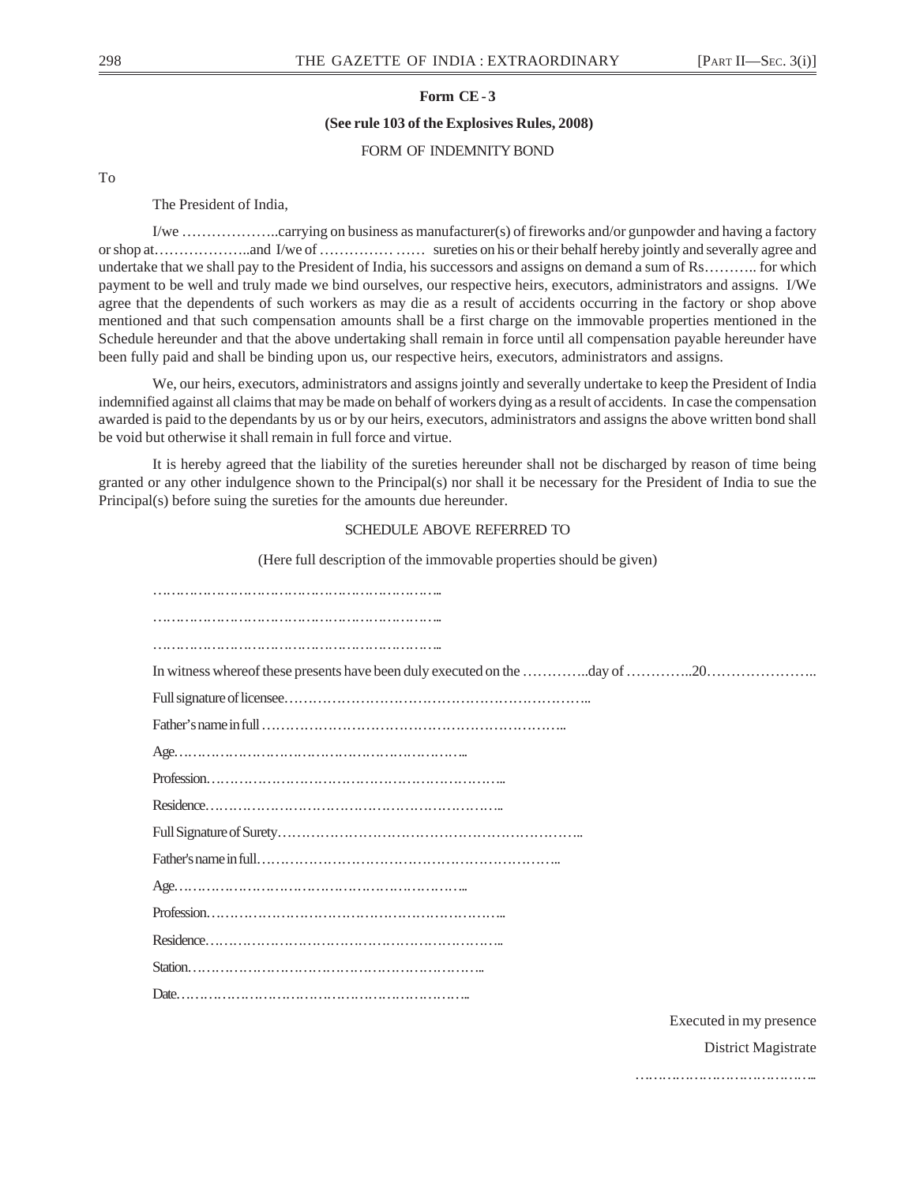**Form CE - 3**

**(See rule 103 of the Explosives Rules, 2008)**

FORM OF INDEMNITY BOND

To

The President of India,

I/we ………………..carrying on business as manufacturer(s) of fireworks and/or gunpowder and having a factory or shop at………………..and I/we of …………… …… sureties on his or their behalf hereby jointly and severally agree and undertake that we shall pay to the President of India, his successors and assigns on demand a sum of Rs……….. for which payment to be well and truly made we bind ourselves, our respective heirs, executors, administrators and assigns. I/We agree that the dependents of such workers as may die as a result of accidents occurring in the factory or shop above mentioned and that such compensation amounts shall be a first charge on the immovable properties mentioned in the Schedule hereunder and that the above undertaking shall remain in force until all compensation payable hereunder have been fully paid and shall be binding upon us, our respective heirs, executors, administrators and assigns.

We, our heirs, executors, administrators and assigns jointly and severally undertake to keep the President of India indemnified against all claims that may be made on behalf of workers dying as a result of accidents. In case the compensation awarded is paid to the dependants by us or by our heirs, executors, administrators and assigns the above written bond shall be void but otherwise it shall remain in full force and virtue.

It is hereby agreed that the liability of the sureties hereunder shall not be discharged by reason of time being granted or any other indulgence shown to the Principal(s) nor shall it be necessary for the President of India to sue the Principal(s) before suing the sureties for the amounts due hereunder.

SCHEDULE ABOVE REFERRED TO

(Here full description of the immovable properties should be given)

……………………………………………………..

……………………………………………………..

……………………………………………………..

In witness whereof these presents have been duly executed on the …………..day of …………..20…………………..

Full signature of licensee………………………………………………………..

Father's name in full ………………………………………………………..

Age……………………………………………………..

Profession………………………………………………………..

Residence………………………………………………………..

Full Signature of Surety………………………………………………………..

Father's name in full………………………………………………………..

Age……………………………………………………..

Profession………………………………………………………..

Residence………………………………………………………..

Station………………………………………………………..

Date………………………………………………………..

Executed in my presence

District Magistrate

…………………………………..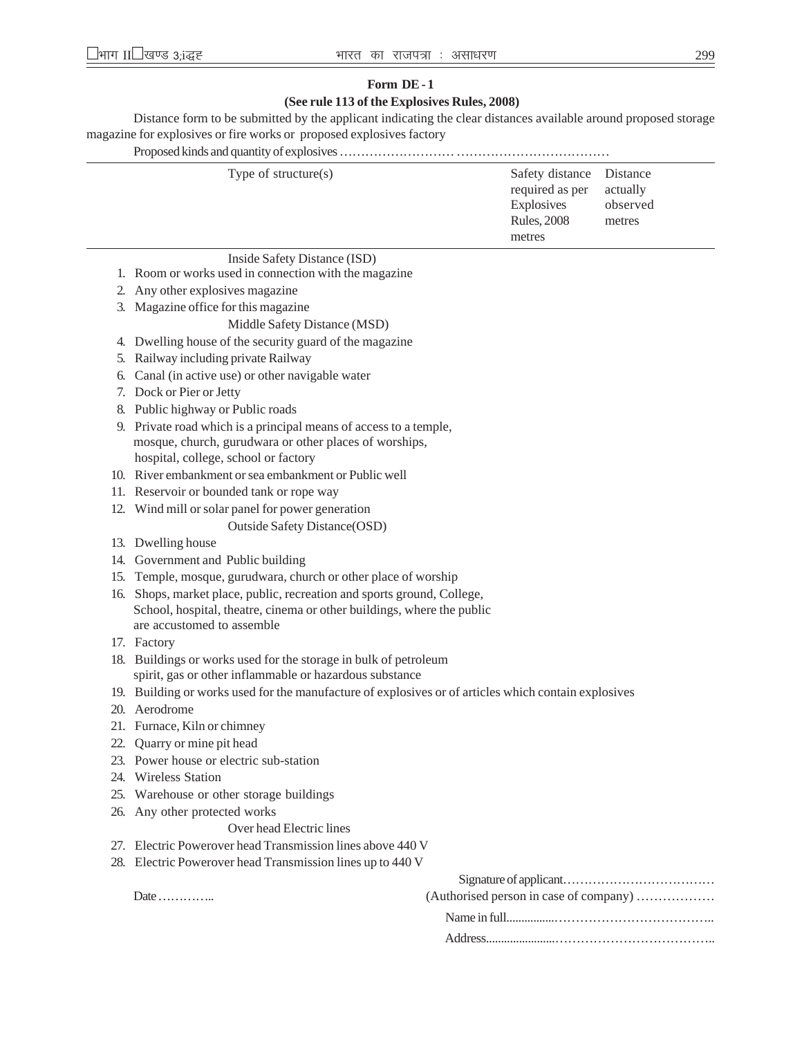**Form DE - 1**

**(See rule 113 of the Explosives Rules, 2008)**

Distance form to be submitted by the applicant indicating the clear distances available around proposed storage magazine for explosives or fire works or proposed explosives factory

Proposed kinds and quantity of explosives …………………… ……………………………

| Type of structure(s) | Safety distance required as per Explosives Rules, 2008 metres | Distance actually observed metres |
|---|---|---|
| **Inside Safety Distance (ISD)** | | |
| 1. Room or works used in connection with the magazine | | |
| 2. Any other explosives magazine | | |
| 3. Magazine office for this magazine | | |
| **Middle Safety Distance (MSD)** | | |
| 4. Dwelling house of the security guard of the magazine | | |
| 5. Railway including private Railway | | |
| 6. Canal (in active use) or other navigable water | | |
| 7. Dock or Pier or Jetty | | |
| 8. Public highway or Public roads | | |
| 9. Private road which is a principal means of access to a temple, mosque, church, gurudwara or other places of worships, hospital, college, school or factory | | |
| 10. River embankment or sea embankment or Public well | | |
| 11. Reservoir or bounded tank or rope way | | |
| 12. Wind mill or solar panel for power generation | | |
| **Outside Safety Distance(OSD)** | | |
| 13. Dwelling house | | |
| 14. Government and Public building | | |
| 15. Temple, mosque, gurudwara, church or other place of worship | | |
| 16. Shops, market place, public, recreation and sports ground, College, School, hospital, theatre, cinema or other buildings, where the public are accustomed to assemble | | |
| 17. Factory | | |
| 18. Buildings or works used for the storage in bulk of petroleum spirit, gas or other inflammable or hazardous substance | | |
| 19. Building or works used for the manufacture of explosives or of articles which contain explosives | | |
| 20. Aerodrome | | |
| 21. Furnace, Kiln or chimney | | |
| 22. Quarry or mine pit head | | |
| 23. Power house or electric sub-station | | |
| 24. Wireless Station | | |
| 25. Warehouse or other storage buildings | | |
| 26. Any other protected works | | |
| **Over head Electric lines** | | |
| 27. Electric Powerover head Transmission lines above 440 V | | |
| 28. Electric Powerover head Transmission lines up to 440 V | | |

Signature of applicant………………………………

Date …………..                (Authorised person in case of company) ………………

Name in full................………………………………..

Address......................………………………………..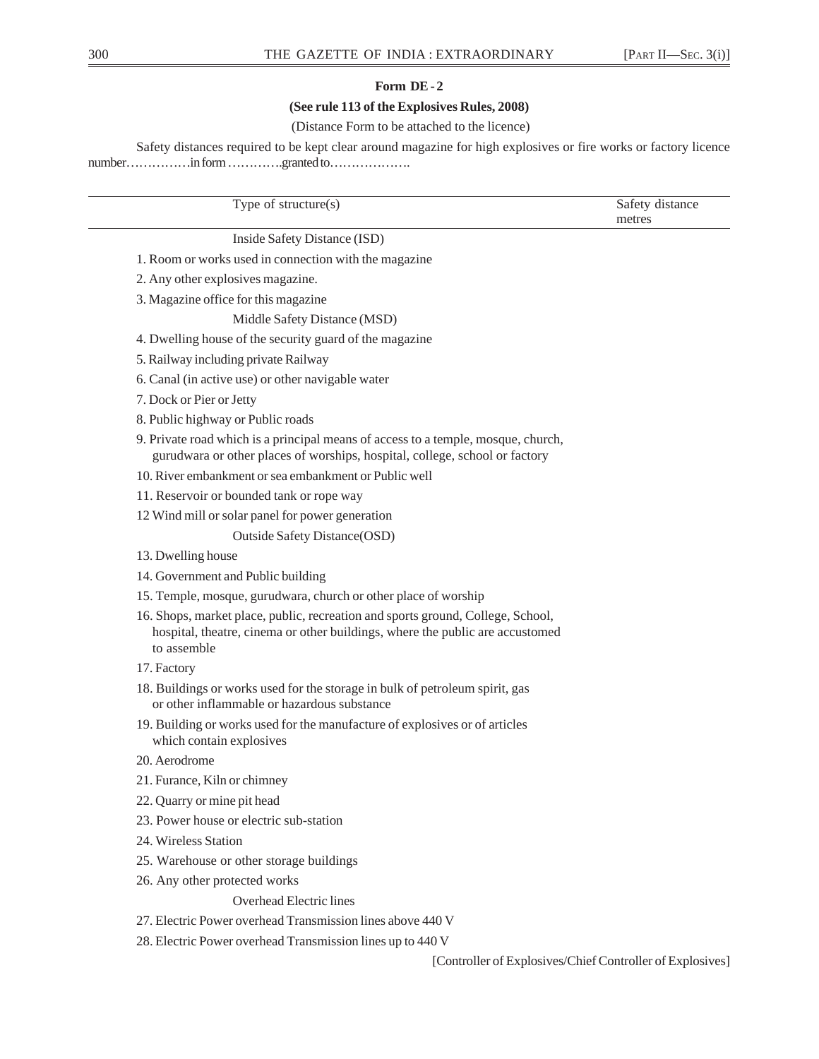**Form DE - 2**

**(See rule 113 of the Explosives Rules, 2008)**

(Distance Form to be attached to the licence)

Safety distances required to be kept clear around magazine for high explosives or fire works or factory licence number……………in form ………….granted to………………..

| Type of structure(s) | Safety distance metres |
|---|---|
| Inside Safety Distance (ISD) | |
| 1. Room or works used in connection with the magazine | |
| 2. Any other explosives magazine. | |
| 3. Magazine office for this magazine | |
| Middle Safety Distance (MSD) | |
| 4. Dwelling house of the security guard of the magazine | |
| 5. Railway including private Railway | |
| 6. Canal (in active use) or other navigable water | |
| 7. Dock or Pier or Jetty | |
| 8. Public highway or Public roads | |
| 9. Private road which is a principal means of access to a temple, mosque, church, gurudwara or other places of worships, hospital, college, school or factory | |
| 10. River embankment or sea embankment or Public well | |
| 11. Reservoir or bounded tank or rope way | |
| 12 Wind mill or solar panel for power generation | |
| Outside Safety Distance(OSD) | |
| 13. Dwelling house | |
| 14. Government and Public building | |
| 15. Temple, mosque, gurudwara, church or other place of worship | |
| 16. Shops, market place, public, recreation and sports ground, College, School, hospital, theatre, cinema or other buildings, where the public are accustomed to assemble | |
| 17. Factory | |
| 18. Buildings or works used for the storage in bulk of petroleum spirit, gas or other inflammable or hazardous substance | |
| 19. Building or works used for the manufacture of explosives or of articles which contain explosives | |
| 20. Aerodrome | |
| 21. Furance, Kiln or chimney | |
| 22. Quarry or mine pit head | |
| 23. Power house or electric sub-station | |
| 24. Wireless Station | |
| 25. Warehouse or other storage buildings | |
| 26. Any other protected works | |
| Overhead Electric lines | |
| 27. Electric Power overhead Transmission lines above 440 V | |
| 28. Electric Power overhead Transmission lines up to 440 V | |

[Controller of Explosives/Chief Controller of Explosives]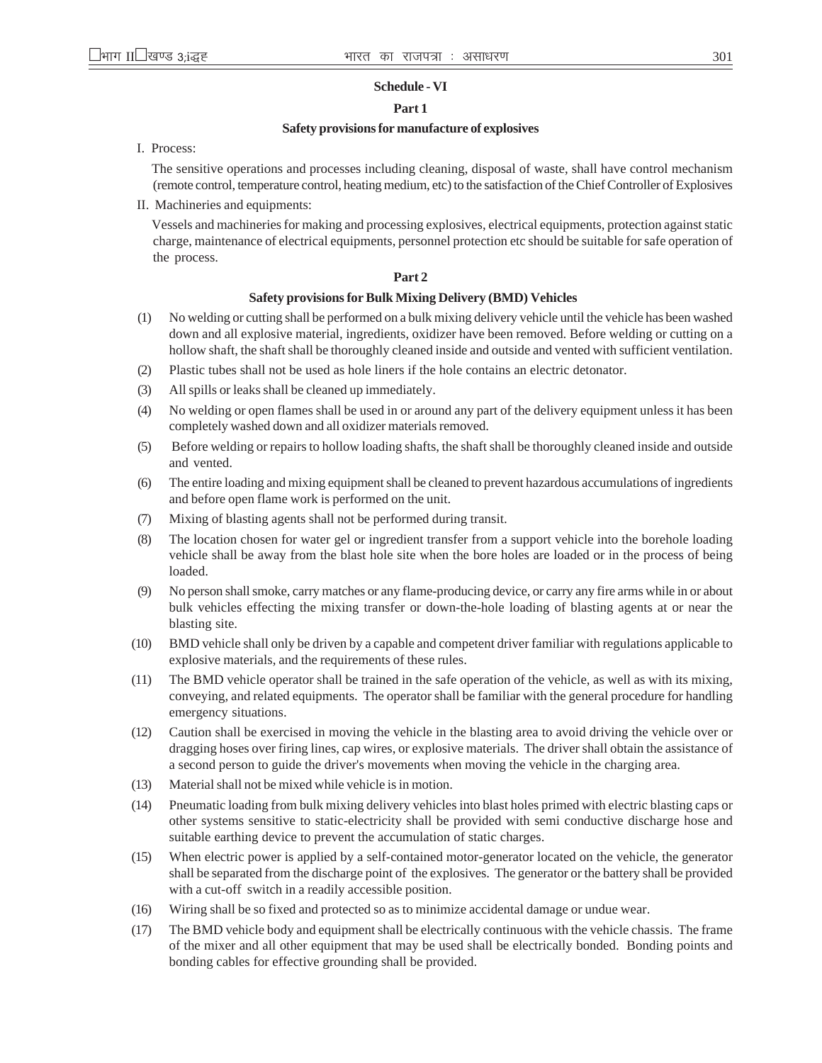## Schedule - VI

### Part 1

### Safety provisions for manufacture of explosives

I. Process:

The sensitive operations and processes including cleaning, disposal of waste, shall have control mechanism (remote control, temperature control, heating medium, etc) to the satisfaction of the Chief Controller of Explosives

II. Machineries and equipments:

Vessels and machineries for making and processing explosives, electrical equipments, protection against static charge, maintenance of electrical equipments, personnel protection etc should be suitable for safe operation of the process.

### Part 2

### Safety provisions for Bulk Mixing Delivery (BMD) Vehicles

(1) No welding or cutting shall be performed on a bulk mixing delivery vehicle until the vehicle has been washed down and all explosive material, ingredients, oxidizer have been removed. Before welding or cutting on a hollow shaft, the shaft shall be thoroughly cleaned inside and outside and vented with sufficient ventilation.

(2) Plastic tubes shall not be used as hole liners if the hole contains an electric detonator.

(3) All spills or leaks shall be cleaned up immediately.

(4) No welding or open flames shall be used in or around any part of the delivery equipment unless it has been completely washed down and all oxidizer materials removed.

(5) Before welding or repairs to hollow loading shafts, the shaft shall be thoroughly cleaned inside and outside and vented.

(6) The entire loading and mixing equipment shall be cleaned to prevent hazardous accumulations of ingredients and before open flame work is performed on the unit.

(7) Mixing of blasting agents shall not be performed during transit.

(8) The location chosen for water gel or ingredient transfer from a support vehicle into the borehole loading vehicle shall be away from the blast hole site when the bore holes are loaded or in the process of being loaded.

(9) No person shall smoke, carry matches or any flame-producing device, or carry any fire arms while in or about bulk vehicles effecting the mixing transfer or down-the-hole loading of blasting agents at or near the blasting site.

(10) BMD vehicle shall only be driven by a capable and competent driver familiar with regulations applicable to explosive materials, and the requirements of these rules.

(11) The BMD vehicle operator shall be trained in the safe operation of the vehicle, as well as with its mixing, conveying, and related equipments. The operator shall be familiar with the general procedure for handling emergency situations.

(12) Caution shall be exercised in moving the vehicle in the blasting area to avoid driving the vehicle over or dragging hoses over firing lines, cap wires, or explosive materials. The driver shall obtain the assistance of a second person to guide the driver's movements when moving the vehicle in the charging area.

(13) Material shall not be mixed while vehicle is in motion.

(14) Pneumatic loading from bulk mixing delivery vehicles into blast holes primed with electric blasting caps or other systems sensitive to static-electricity shall be provided with semi conductive discharge hose and suitable earthing device to prevent the accumulation of static charges.

(15) When electric power is applied by a self-contained motor-generator located on the vehicle, the generator shall be separated from the discharge point of the explosives. The generator or the battery shall be provided with a cut-off switch in a readily accessible position.

(16) Wiring shall be so fixed and protected so as to minimize accidental damage or undue wear.

(17) The BMD vehicle body and equipment shall be electrically continuous with the vehicle chassis. The frame of the mixer and all other equipment that may be used shall be electrically bonded. Bonding points and bonding cables for effective grounding shall be provided.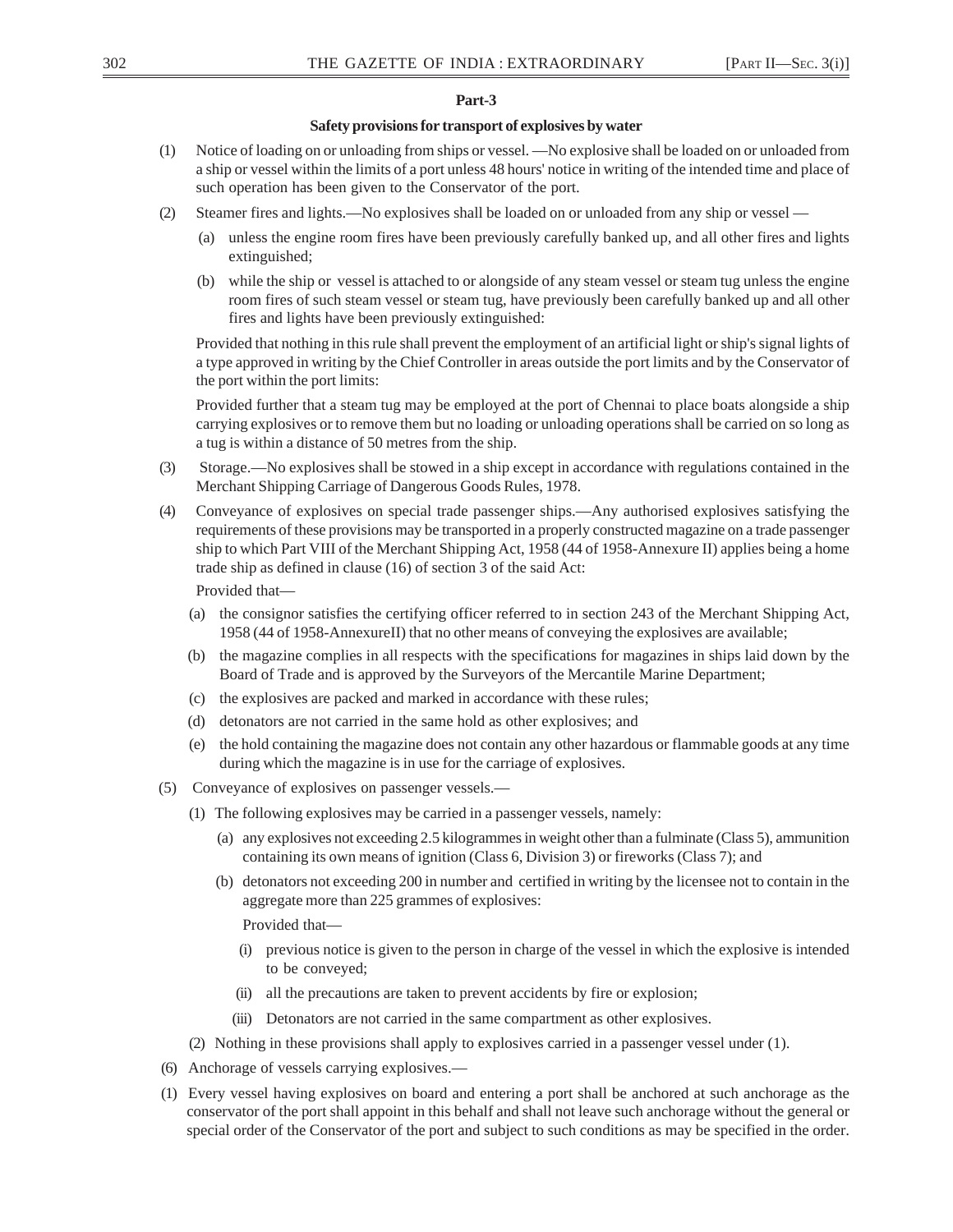**Part-3**

**Safety provisions for transport of explosives by water**

(1) Notice of loading on or unloading from ships or vessel. —No explosive shall be loaded on or unloaded from a ship or vessel within the limits of a port unless 48 hours' notice in writing of the intended time and place of such operation has been given to the Conservator of the port.

(2) Steamer fires and lights.—No explosives shall be loaded on or unloaded from any ship or vessel —

(a) unless the engine room fires have been previously carefully banked up, and all other fires and lights extinguished;

(b) while the ship or vessel is attached to or alongside of any steam vessel or steam tug unless the engine room fires of such steam vessel or steam tug, have previously been carefully banked up and all other fires and lights have been previously extinguished:

Provided that nothing in this rule shall prevent the employment of an artificial light or ship's signal lights of a type approved in writing by the Chief Controller in areas outside the port limits and by the Conservator of the port within the port limits:

Provided further that a steam tug may be employed at the port of Chennai to place boats alongside a ship carrying explosives or to remove them but no loading or unloading operations shall be carried on so long as a tug is within a distance of 50 metres from the ship.

(3) Storage.—No explosives shall be stowed in a ship except in accordance with regulations contained in the Merchant Shipping Carriage of Dangerous Goods Rules, 1978.

(4) Conveyance of explosives on special trade passenger ships.—Any authorised explosives satisfying the requirements of these provisions may be transported in a properly constructed magazine on a trade passenger ship to which Part VIII of the Merchant Shipping Act, 1958 (44 of 1958-Annexure II) applies being a home trade ship as defined in clause (16) of section 3 of the said Act:

Provided that—

(a) the consignor satisfies the certifying officer referred to in section 243 of the Merchant Shipping Act, 1958 (44 of 1958-AnnexureII) that no other means of conveying the explosives are available;

(b) the magazine complies in all respects with the specifications for magazines in ships laid down by the Board of Trade and is approved by the Surveyors of the Mercantile Marine Department;

(c) the explosives are packed and marked in accordance with these rules;

(d) detonators are not carried in the same hold as other explosives; and

(e) the hold containing the magazine does not contain any other hazardous or flammable goods at any time during which the magazine is in use for the carriage of explosives.

(5) Conveyance of explosives on passenger vessels.—

(1) The following explosives may be carried in a passenger vessels, namely:

(a) any explosives not exceeding 2.5 kilogrammes in weight other than a fulminate (Class 5), ammunition containing its own means of ignition (Class 6, Division 3) or fireworks (Class 7); and

(b) detonators not exceeding 200 in number and certified in writing by the licensee not to contain in the aggregate more than 225 grammes of explosives:

Provided that—

(i) previous notice is given to the person in charge of the vessel in which the explosive is intended to be conveyed;

(ii) all the precautions are taken to prevent accidents by fire or explosion;

(iii) Detonators are not carried in the same compartment as other explosives.

(2) Nothing in these provisions shall apply to explosives carried in a passenger vessel under (1).

(6) Anchorage of vessels carrying explosives.—

(1) Every vessel having explosives on board and entering a port shall be anchored at such anchorage as the conservator of the port shall appoint in this behalf and shall not leave such anchorage without the general or special order of the Conservator of the port and subject to such conditions as may be specified in the order.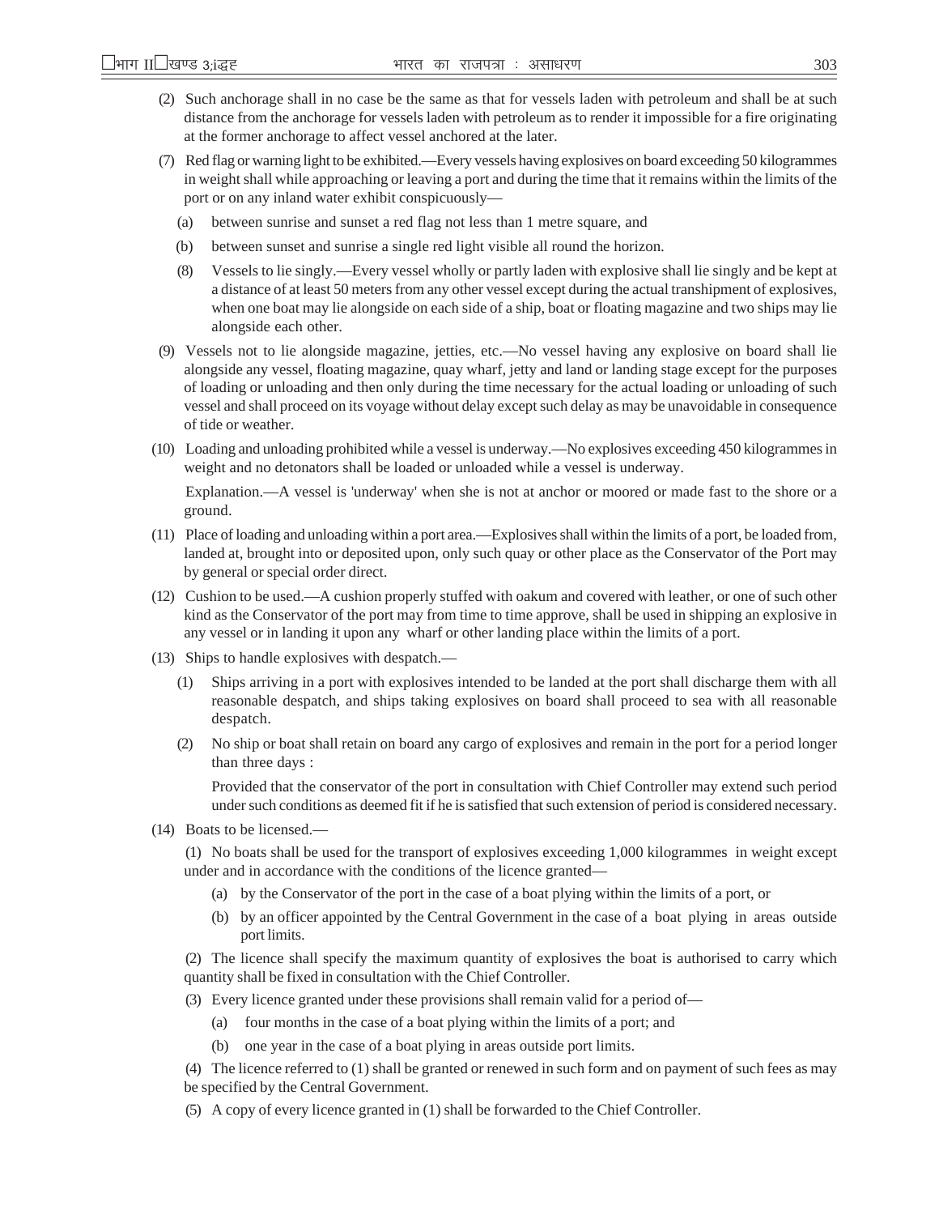(2) Such anchorage shall in no case be the same as that for vessels laden with petroleum and shall be at such distance from the anchorage for vessels laden with petroleum as to render it impossible for a fire originating at the former anchorage to affect vessel anchored at the later.

(7) Red flag or warning light to be exhibited.—Every vessels having explosives on board exceeding 50 kilogrammes in weight shall while approaching or leaving a port and during the time that it remains within the limits of the port or on any inland water exhibit conspicuously—

(a) between sunrise and sunset a red flag not less than 1 metre square, and

(b) between sunset and sunrise a single red light visible all round the horizon.

(8) Vessels to lie singly.—Every vessel wholly or partly laden with explosive shall lie singly and be kept at a distance of at least 50 meters from any other vessel except during the actual transhipment of explosives, when one boat may lie alongside on each side of a ship, boat or floating magazine and two ships may lie alongside each other.

(9) Vessels not to lie alongside magazine, jetties, etc.—No vessel having any explosive on board shall lie alongside any vessel, floating magazine, quay wharf, jetty and land or landing stage except for the purposes of loading or unloading and then only during the time necessary for the actual loading or unloading of such vessel and shall proceed on its voyage without delay except such delay as may be unavoidable in consequence of tide or weather.

(10) Loading and unloading prohibited while a vessel is underway.—No explosives exceeding 450 kilogrammes in weight and no detonators shall be loaded or unloaded while a vessel is underway.

Explanation.—A vessel is 'underway' when she is not at anchor or moored or made fast to the shore or a ground.

(11) Place of loading and unloading within a port area.—Explosives shall within the limits of a port, be loaded from, landed at, brought into or deposited upon, only such quay or other place as the Conservator of the Port may by general or special order direct.

(12) Cushion to be used.—A cushion properly stuffed with oakum and covered with leather, or one of such other kind as the Conservator of the port may from time to time approve, shall be used in shipping an explosive in any vessel or in landing it upon any wharf or other landing place within the limits of a port.

(13) Ships to handle explosives with despatch.—

(1) Ships arriving in a port with explosives intended to be landed at the port shall discharge them with all reasonable despatch, and ships taking explosives on board shall proceed to sea with all reasonable despatch.

(2) No ship or boat shall retain on board any cargo of explosives and remain in the port for a period longer than three days :

Provided that the conservator of the port in consultation with Chief Controller may extend such period under such conditions as deemed fit if he is satisfied that such extension of period is considered necessary.

(14) Boats to be licensed.—

(1) No boats shall be used for the transport of explosives exceeding 1,000 kilogrammes in weight except under and in accordance with the conditions of the licence granted—

(a) by the Conservator of the port in the case of a boat plying within the limits of a port, or

(b) by an officer appointed by the Central Government in the case of a boat plying in areas outside port limits.

(2) The licence shall specify the maximum quantity of explosives the boat is authorised to carry which quantity shall be fixed in consultation with the Chief Controller.

(3) Every licence granted under these provisions shall remain valid for a period of—

(a) four months in the case of a boat plying within the limits of a port; and

(b) one year in the case of a boat plying in areas outside port limits.

(4) The licence referred to (1) shall be granted or renewed in such form and on payment of such fees as may be specified by the Central Government.

(5) A copy of every licence granted in (1) shall be forwarded to the Chief Controller.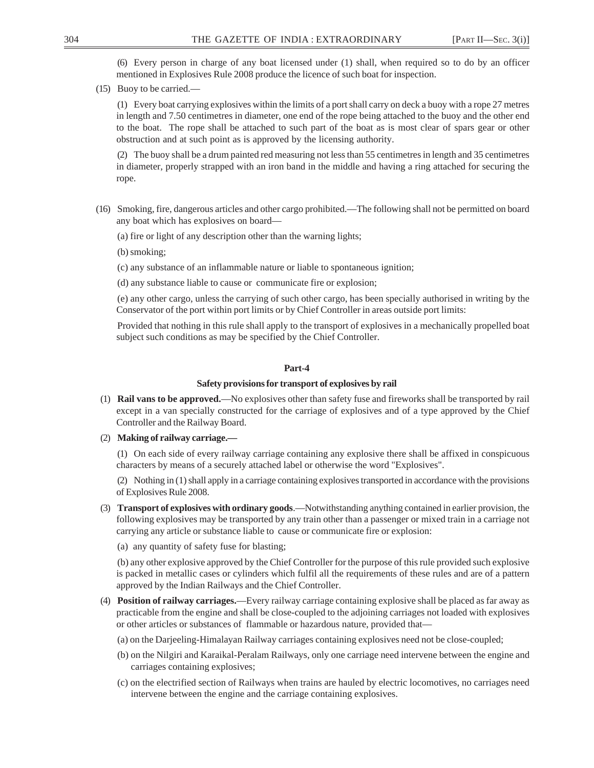(6) Every person in charge of any boat licensed under (1) shall, when required so to do by an officer mentioned in Explosives Rule 2008 produce the licence of such boat for inspection.

(15) Buoy to be carried.—

(1) Every boat carrying explosives within the limits of a port shall carry on deck a buoy with a rope 27 metres in length and 7.50 centimetres in diameter, one end of the rope being attached to the buoy and the other end to the boat. The rope shall be attached to such part of the boat as is most clear of spars gear or other obstruction and at such point as is approved by the licensing authority.

(2) The buoy shall be a drum painted red measuring not less than 55 centimetres in length and 35 centimetres in diameter, properly strapped with an iron band in the middle and having a ring attached for securing the rope.

(16) Smoking, fire, dangerous articles and other cargo prohibited.—The following shall not be permitted on board any boat which has explosives on board—

(a) fire or light of any description other than the warning lights;

(b) smoking;

(c) any substance of an inflammable nature or liable to spontaneous ignition;

(d) any substance liable to cause or communicate fire or explosion;

(e) any other cargo, unless the carrying of such other cargo, has been specially authorised in writing by the Conservator of the port within port limits or by Chief Controller in areas outside port limits:

Provided that nothing in this rule shall apply to the transport of explosives in a mechanically propelled boat subject such conditions as may be specified by the Chief Controller.

**Part-4**

**Safety provisions for transport of explosives by rail**

(1) **Rail vans to be approved.**—No explosives other than safety fuse and fireworks shall be transported by rail except in a van specially constructed for the carriage of explosives and of a type approved by the Chief Controller and the Railway Board.

(2) **Making of railway carriage.—**

(1) On each side of every railway carriage containing any explosive there shall be affixed in conspicuous characters by means of a securely attached label or otherwise the word "Explosives".

(2) Nothing in (1) shall apply in a carriage containing explosives transported in accordance with the provisions of Explosives Rule 2008.

(3) **Transport of explosives with ordinary goods**.—Notwithstanding anything contained in earlier provision, the following explosives may be transported by any train other than a passenger or mixed train in a carriage not carrying any article or substance liable to cause or communicate fire or explosion:

(a) any quantity of safety fuse for blasting;

(b) any other explosive approved by the Chief Controller for the purpose of this rule provided such explosive is packed in metallic cases or cylinders which fulfil all the requirements of these rules and are of a pattern approved by the Indian Railways and the Chief Controller.

(4) **Position of railway carriages.**—Every railway carriage containing explosive shall be placed as far away as practicable from the engine and shall be close-coupled to the adjoining carriages not loaded with explosives or other articles or substances of flammable or hazardous nature, provided that—

(a) on the Darjeeling-Himalayan Railway carriages containing explosives need not be close-coupled;

(b) on the Nilgiri and Karaikal-Peralam Railways, only one carriage need intervene between the engine and carriages containing explosives;

(c) on the electrified section of Railways when trains are hauled by electric locomotives, no carriages need intervene between the engine and the carriage containing explosives.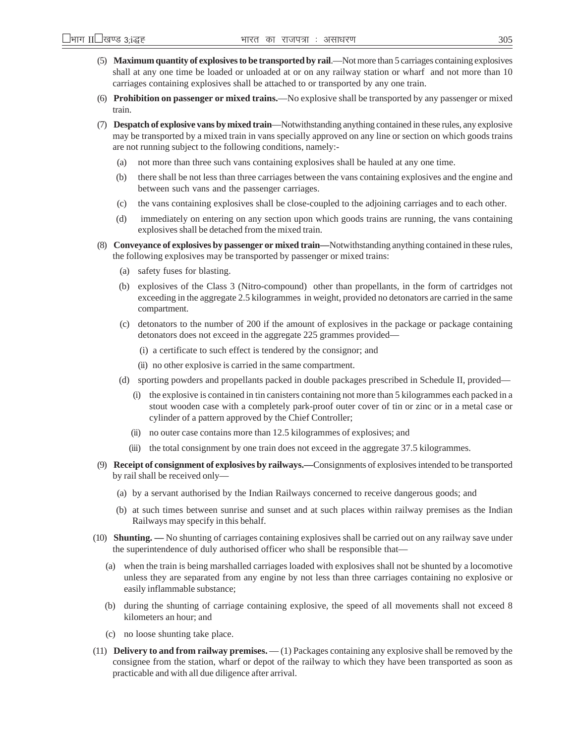(5) **Maximum quantity of explosives to be transported by rail**.—Not more than 5 carriages containing explosives shall at any one time be loaded or unloaded at or on any railway station or wharf and not more than 10 carriages containing explosives shall be attached to or transported by any one train.

(6) **Prohibition on passenger or mixed trains.**—No explosive shall be transported by any passenger or mixed train.

(7) **Despatch of explosive vans by mixed train**—Notwithstanding anything contained in these rules, any explosive may be transported by a mixed train in vans specially approved on any line or section on which goods trains are not running subject to the following conditions, namely:-

- (a) not more than three such vans containing explosives shall be hauled at any one time.
- (b) there shall be not less than three carriages between the vans containing explosives and the engine and between such vans and the passenger carriages.
- (c) the vans containing explosives shall be close-coupled to the adjoining carriages and to each other.
- (d) immediately on entering on any section upon which goods trains are running, the vans containing explosives shall be detached from the mixed train.

(8) **Conveyance of explosives by passenger or mixed train—**Notwithstanding anything contained in these rules, the following explosives may be transported by passenger or mixed trains:

- (a) safety fuses for blasting.
- (b) explosives of the Class 3 (Nitro-compound) other than propellants, in the form of cartridges not exceeding in the aggregate 2.5 kilogrammes in weight, provided no detonators are carried in the same compartment.
- (c) detonators to the number of 200 if the amount of explosives in the package or package containing detonators does not exceed in the aggregate 225 grammes provided—
  - (i) a certificate to such effect is tendered by the consignor; and
  - (ii) no other explosive is carried in the same compartment.
- (d) sporting powders and propellants packed in double packages prescribed in Schedule II, provided—
  - (i) the explosive is contained in tin canisters containing not more than 5 kilogrammes each packed in a stout wooden case with a completely park-proof outer cover of tin or zinc or in a metal case or cylinder of a pattern approved by the Chief Controller;
  - (ii) no outer case contains more than 12.5 kilogrammes of explosives; and
  - (iii) the total consignment by one train does not exceed in the aggregate 37.5 kilogrammes.

(9) **Receipt of consignment of explosives by railways.—**Consignments of explosives intended to be transported by rail shall be received only—

- (a) by a servant authorised by the Indian Railways concerned to receive dangerous goods; and
- (b) at such times between sunrise and sunset and at such places within railway premises as the Indian Railways may specify in this behalf.

(10) **Shunting. —** No shunting of carriages containing explosives shall be carried out on any railway save under the superintendence of duly authorised officer who shall be responsible that—

- (a) when the train is being marshalled carriages loaded with explosives shall not be shunted by a locomotive unless they are separated from any engine by not less than three carriages containing no explosive or easily inflammable substance;
- (b) during the shunting of carriage containing explosive, the speed of all movements shall not exceed 8 kilometers an hour; and
- (c) no loose shunting take place.

(11) **Delivery to and from railway premises.** — (1) Packages containing any explosive shall be removed by the consignee from the station, wharf or depot of the railway to which they have been transported as soon as practicable and with all due diligence after arrival.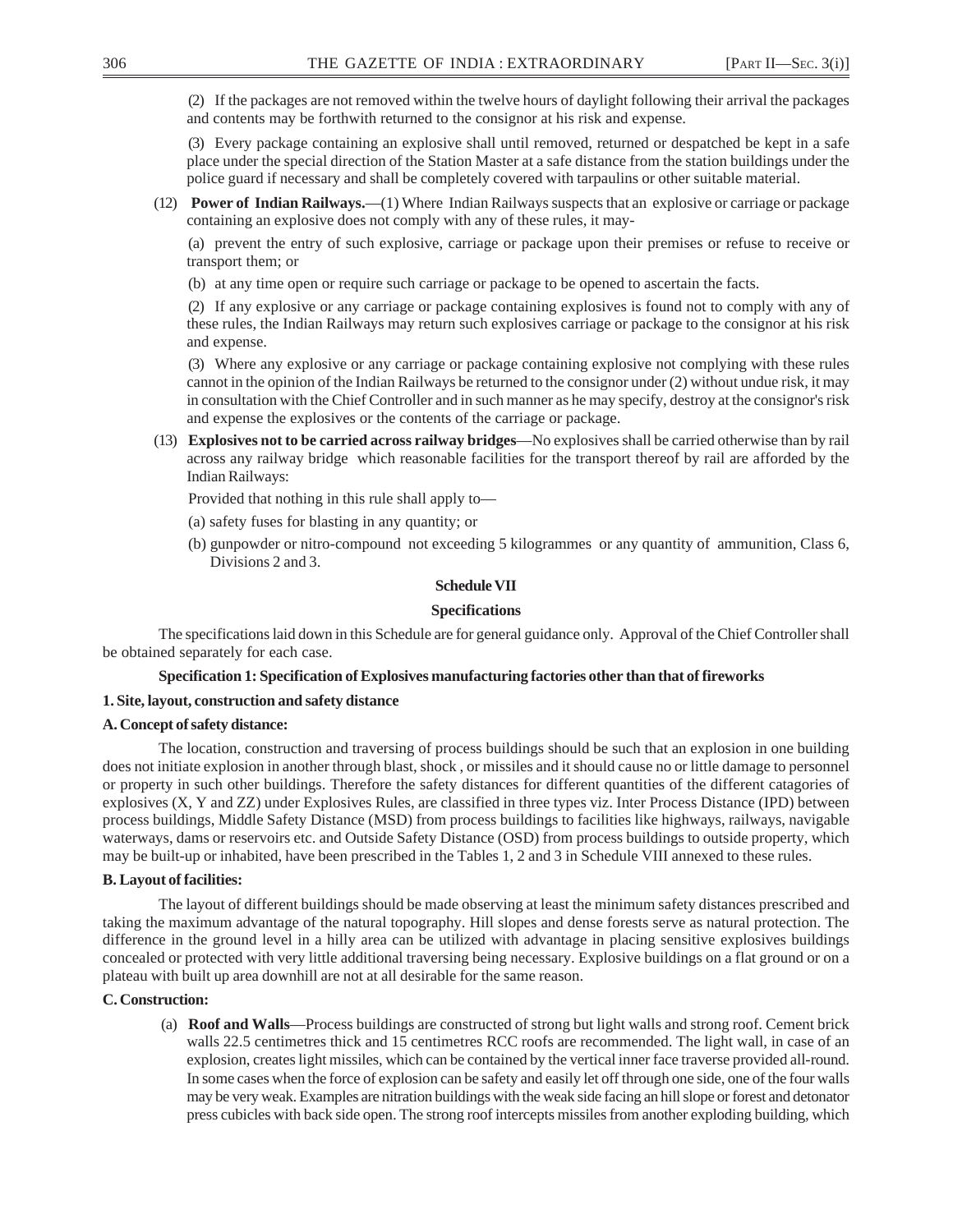(2) If the packages are not removed within the twelve hours of daylight following their arrival the packages and contents may be forthwith returned to the consignor at his risk and expense.

(3) Every package containing an explosive shall until removed, returned or despatched be kept in a safe place under the special direction of the Station Master at a safe distance from the station buildings under the police guard if necessary and shall be completely covered with tarpaulins or other suitable material.

(12) **Power of Indian Railways.**—(1) Where Indian Railways suspects that an explosive or carriage or package containing an explosive does not comply with any of these rules, it may-

(a) prevent the entry of such explosive, carriage or package upon their premises or refuse to receive or transport them; or

(b) at any time open or require such carriage or package to be opened to ascertain the facts.

(2) If any explosive or any carriage or package containing explosives is found not to comply with any of these rules, the Indian Railways may return such explosives carriage or package to the consignor at his risk and expense.

(3) Where any explosive or any carriage or package containing explosive not complying with these rules cannot in the opinion of the Indian Railways be returned to the consignor under (2) without undue risk, it may in consultation with the Chief Controller and in such manner as he may specify, destroy at the consignor's risk and expense the explosives or the contents of the carriage or package.

(13) **Explosives not to be carried across railway bridges**—No explosives shall be carried otherwise than by rail across any railway bridge which reasonable facilities for the transport thereof by rail are afforded by the Indian Railways:

Provided that nothing in this rule shall apply to—

(a) safety fuses for blasting in any quantity; or

(b) gunpowder or nitro-compound not exceeding 5 kilogrammes or any quantity of ammunition, Class 6, Divisions 2 and 3.

## Schedule VII

### Specifications

The specifications laid down in this Schedule are for general guidance only. Approval of the Chief Controller shall be obtained separately for each case.

### Specification 1: Specification of Explosives manufacturing factories other than that of fireworks

**1. Site, layout, construction and safety distance**

**A. Concept of safety distance:**

The location, construction and traversing of process buildings should be such that an explosion in one building does not initiate explosion in another through blast, shock , or missiles and it should cause no or little damage to personnel or property in such other buildings. Therefore the safety distances for different quantities of the different catagories of explosives (X, Y and ZZ) under Explosives Rules, are classified in three types viz. Inter Process Distance (IPD) between process buildings, Middle Safety Distance (MSD) from process buildings to facilities like highways, railways, navigable waterways, dams or reservoirs etc. and Outside Safety Distance (OSD) from process buildings to outside property, which may be built-up or inhabited, have been prescribed in the Tables 1, 2 and 3 in Schedule VIII annexed to these rules.

**B. Layout of facilities:**

The layout of different buildings should be made observing at least the minimum safety distances prescribed and taking the maximum advantage of the natural topography. Hill slopes and dense forests serve as natural protection. The difference in the ground level in a hilly area can be utilized with advantage in placing sensitive explosives buildings concealed or protected with very little additional traversing being necessary. Explosive buildings on a flat ground or on a plateau with built up area downhill are not at all desirable for the same reason.

**C. Construction:**

(a) **Roof and Walls**—Process buildings are constructed of strong but light walls and strong roof. Cement brick walls 22.5 centimetres thick and 15 centimetres RCC roofs are recommended. The light wall, in case of an explosion, creates light missiles, which can be contained by the vertical inner face traverse provided all-round. In some cases when the force of explosion can be safety and easily let off through one side, one of the four walls may be very weak. Examples are nitration buildings with the weak side facing an hill slope or forest and detonator press cubicles with back side open. The strong roof intercepts missiles from another exploding building, which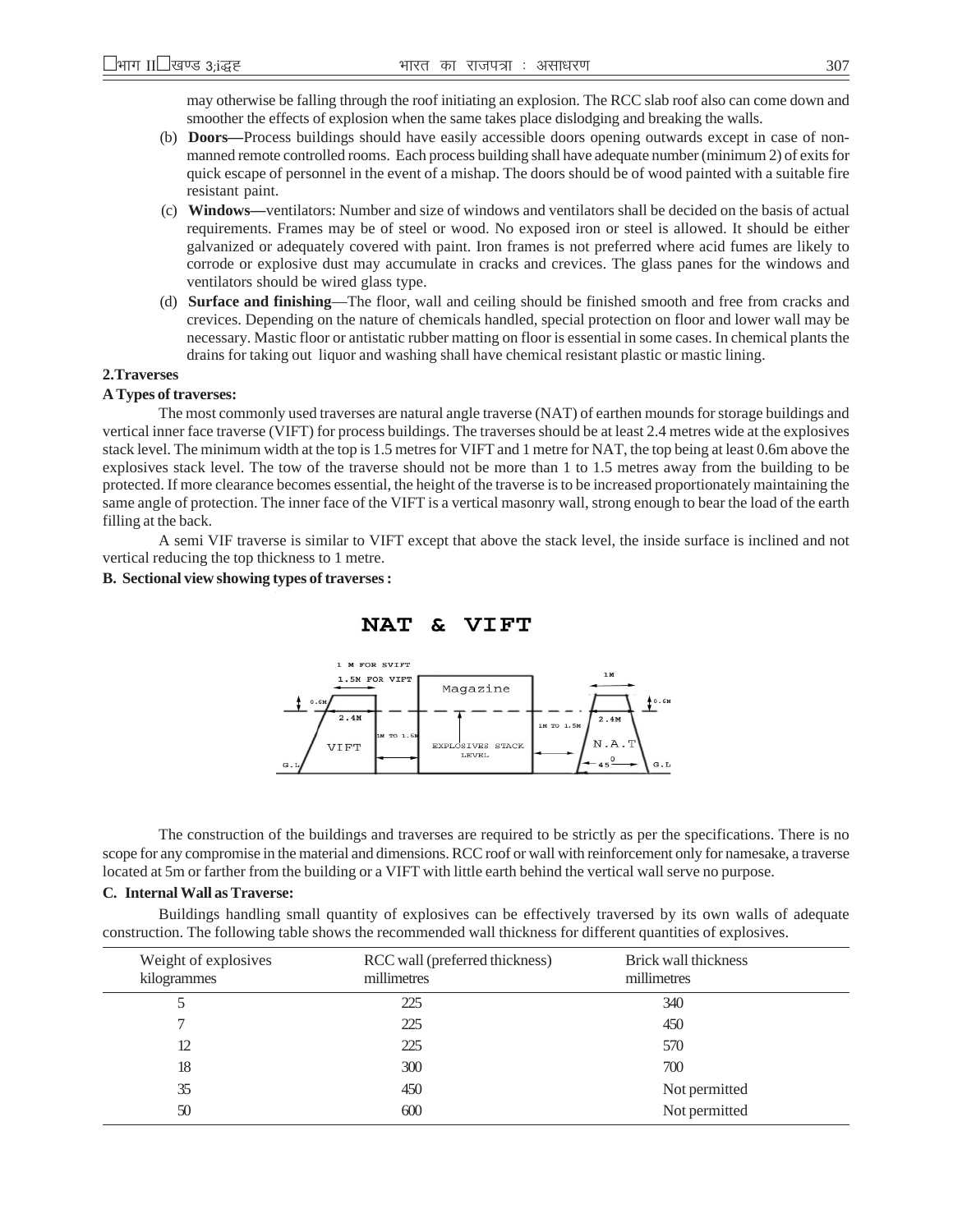may otherwise be falling through the roof initiating an explosion. The RCC slab roof also can come down and smoother the effects of explosion when the same takes place dislodging and breaking the walls.

(b) **Doors—**Process buildings should have easily accessible doors opening outwards except in case of non-manned remote controlled rooms. Each process building shall have adequate number (minimum 2) of exits for quick escape of personnel in the event of a mishap. The doors should be of wood painted with a suitable fire resistant paint.

(c) **Windows—**ventilators: Number and size of windows and ventilators shall be decided on the basis of actual requirements. Frames may be of steel or wood. No exposed iron or steel is allowed. It should be either galvanized or adequately covered with paint. Iron frames is not preferred where acid fumes are likely to corrode or explosive dust may accumulate in cracks and crevices. The glass panes for the windows and ventilators should be wired glass type.

(d) **Surface and finishing**—The floor, wall and ceiling should be finished smooth and free from cracks and crevices. Depending on the nature of chemicals handled, special protection on floor and lower wall may be necessary. Mastic floor or antistatic rubber matting on floor is essential in some cases. In chemical plants the drains for taking out liquor and washing shall have chemical resistant plastic or mastic lining.

**2.Traverses**

**A Types of traverses:**

The most commonly used traverses are natural angle traverse (NAT) of earthen mounds for storage buildings and vertical inner face traverse (VIFT) for process buildings. The traverses should be at least 2.4 metres wide at the explosives stack level. The minimum width at the top is 1.5 metres for VIFT and 1 metre for NAT, the top being at least 0.6m above the explosives stack level. The tow of the traverse should not be more than 1 to 1.5 metres away from the building to be protected. If more clearance becomes essential, the height of the traverse is to be increased proportionately maintaining the same angle of protection. The inner face of the VIFT is a vertical masonry wall, strong enough to bear the load of the earth filling at the back.

A semi VIF traverse is similar to VIFT except that above the stack level, the inside surface is inclined and not vertical reducing the top thickness to 1 metre.

**B. Sectional view showing types of traverses :**

**NAT & VIFT**

1 M FOR SVIFT
1.5M FOR VIFT
0.6M
2.4M
VIFT
G.L
1M TO 1.5M
Magazine
EXPLOSIVES STACK LEVEL
1M TO 1.5M
1M
0.6M
2.4M
N.A.T
45°
G.L

The construction of the buildings and traverses are required to be strictly as per the specifications. There is no scope for any compromise in the material and dimensions. RCC roof or wall with reinforcement only for namesake, a traverse located at 5m or farther from the building or a VIFT with little earth behind the vertical wall serve no purpose.

**C. Internal Wall as Traverse:**

Buildings handling small quantity of explosives can be effectively traversed by its own walls of adequate construction. The following table shows the recommended wall thickness for different quantities of explosives.

| Weight of explosives kilogrammes | RCC wall (preferred thickness) millimetres | Brick wall thickness millimetres |
|---|---|---|
| 5 | 225 | 340 |
| 7 | 225 | 450 |
| 12 | 225 | 570 |
| 18 | 300 | 700 |
| 35 | 450 | Not permitted |
| 50 | 600 | Not permitted |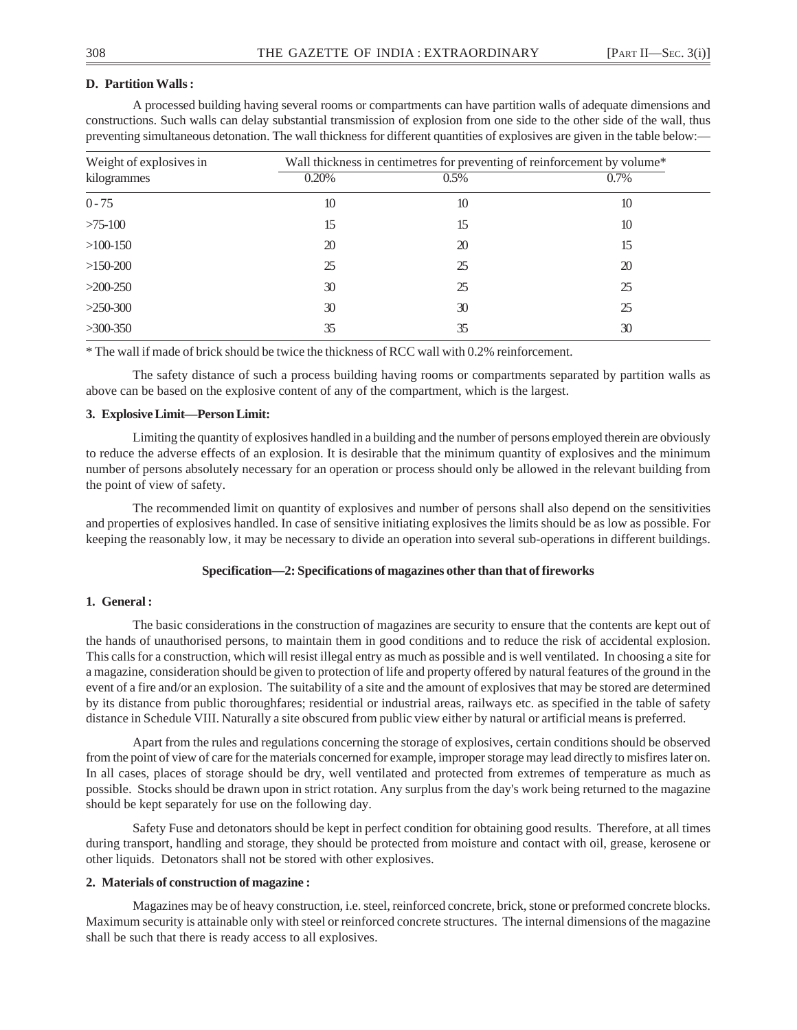**D. Partition Walls :**

A processed building having several rooms or compartments can have partition walls of adequate dimensions and constructions. Such walls can delay substantial transmission of explosion from one side to the other side of the wall, thus preventing simultaneous detonation. The wall thickness for different quantities of explosives are given in the table below:—

| Weight of explosives in kilogrammes | Wall thickness in centimetres for preventing of reinforcement by volume* | | |
|---|---|---|---|
| | 0.20% | 0.5% | 0.7% |
| 0 - 75 | 10 | 10 | 10 |
| >75-100 | 15 | 15 | 10 |
| >100-150 | 20 | 20 | 15 |
| >150-200 | 25 | 25 | 20 |
| >200-250 | 30 | 25 | 25 |
| >250-300 | 30 | 30 | 25 |
| >300-350 | 35 | 35 | 30 |

* The wall if made of brick should be twice the thickness of RCC wall with 0.2% reinforcement.

The safety distance of such a process building having rooms or compartments separated by partition walls as above can be based on the explosive content of any of the compartment, which is the largest.

**3. Explosive Limit—Person Limit:**

Limiting the quantity of explosives handled in a building and the number of persons employed therein are obviously to reduce the adverse effects of an explosion. It is desirable that the minimum quantity of explosives and the minimum number of persons absolutely necessary for an operation or process should only be allowed in the relevant building from the point of view of safety.

The recommended limit on quantity of explosives and number of persons shall also depend on the sensitivities and properties of explosives handled. In case of sensitive initiating explosives the limits should be as low as possible. For keeping the reasonably low, it may be necessary to divide an operation into several sub-operations in different buildings.

**Specification—2: Specifications of magazines other than that of fireworks**

**1. General :**

The basic considerations in the construction of magazines are security to ensure that the contents are kept out of the hands of unauthorised persons, to maintain them in good conditions and to reduce the risk of accidental explosion. This calls for a construction, which will resist illegal entry as much as possible and is well ventilated. In choosing a site for a magazine, consideration should be given to protection of life and property offered by natural features of the ground in the event of a fire and/or an explosion. The suitability of a site and the amount of explosives that may be stored are determined by its distance from public thoroughfares; residential or industrial areas, railways etc. as specified in the table of safety distance in Schedule VIII. Naturally a site obscured from public view either by natural or artificial means is preferred.

Apart from the rules and regulations concerning the storage of explosives, certain conditions should be observed from the point of view of care for the materials concerned for example, improper storage may lead directly to misfires later on. In all cases, places of storage should be dry, well ventilated and protected from extremes of temperature as much as possible. Stocks should be drawn upon in strict rotation. Any surplus from the day's work being returned to the magazine should be kept separately for use on the following day.

Safety Fuse and detonators should be kept in perfect condition for obtaining good results. Therefore, at all times during transport, handling and storage, they should be protected from moisture and contact with oil, grease, kerosene or other liquids. Detonators shall not be stored with other explosives.

**2. Materials of construction of magazine :**

Magazines may be of heavy construction, i.e. steel, reinforced concrete, brick, stone or preformed concrete blocks. Maximum security is attainable only with steel or reinforced concrete structures. The internal dimensions of the magazine shall be such that there is ready access to all explosives.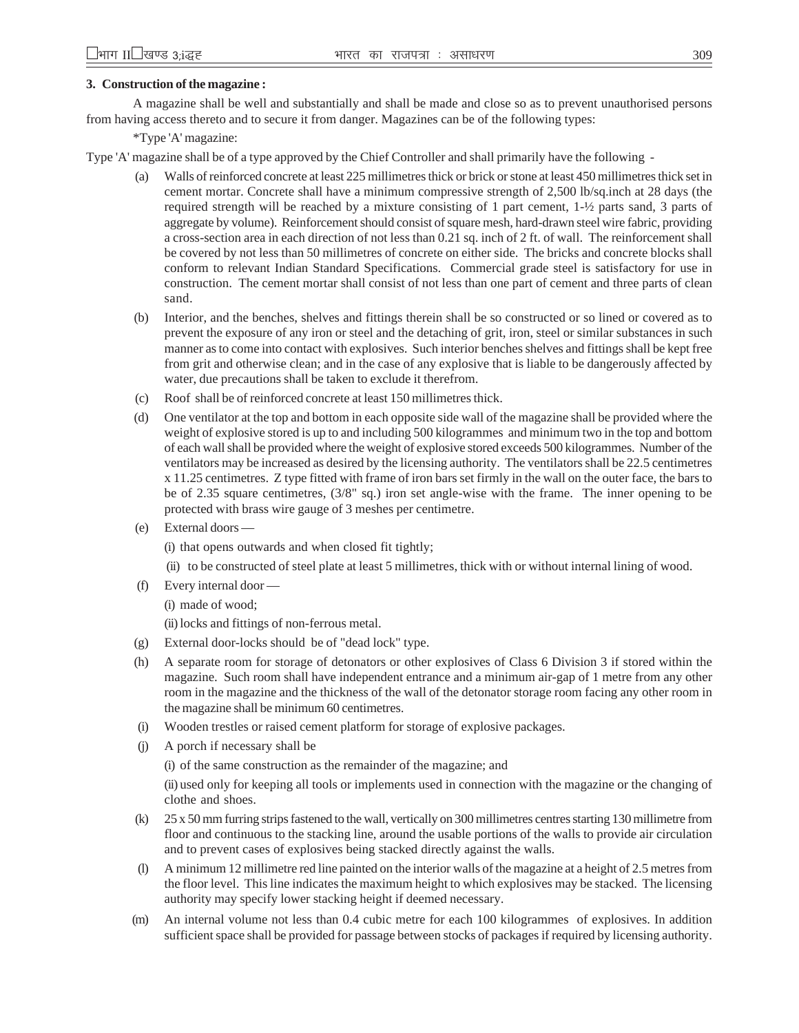**3. Construction of the magazine :**

A magazine shall be well and substantially and shall be made and close so as to prevent unauthorised persons from having access thereto and to secure it from danger. Magazines can be of the following types:

*Type 'A' magazine:

Type 'A' magazine shall be of a type approved by the Chief Controller and shall primarily have the following -

(a) Walls of reinforced concrete at least 225 millimetres thick or brick or stone at least 450 millimetres thick set in cement mortar. Concrete shall have a minimum compressive strength of 2,500 lb/sq.inch at 28 days (the required strength will be reached by a mixture consisting of 1 part cement, 1-½ parts sand, 3 parts of aggregate by volume). Reinforcement should consist of square mesh, hard-drawn steel wire fabric, providing a cross-section area in each direction of not less than 0.21 sq. inch of 2 ft. of wall. The reinforcement shall be covered by not less than 50 millimetres of concrete on either side. The bricks and concrete blocks shall conform to relevant Indian Standard Specifications. Commercial grade steel is satisfactory for use in construction. The cement mortar shall consist of not less than one part of cement and three parts of clean sand.

(b) Interior, and the benches, shelves and fittings therein shall be so constructed or so lined or covered as to prevent the exposure of any iron or steel and the detaching of grit, iron, steel or similar substances in such manner as to come into contact with explosives. Such interior benches shelves and fittings shall be kept free from grit and otherwise clean; and in the case of any explosive that is liable to be dangerously affected by water, due precautions shall be taken to exclude it therefrom.

(c) Roof shall be of reinforced concrete at least 150 millimetres thick.

(d) One ventilator at the top and bottom in each opposite side wall of the magazine shall be provided where the weight of explosive stored is up to and including 500 kilogrammes and minimum two in the top and bottom of each wall shall be provided where the weight of explosive stored exceeds 500 kilogrammes. Number of the ventilators may be increased as desired by the licensing authority. The ventilators shall be 22.5 centimetres x 11.25 centimetres. Z type fitted with frame of iron bars set firmly in the wall on the outer face, the bars to be of 2.35 square centimetres, (3/8" sq.) iron set angle-wise with the frame. The inner opening to be protected with brass wire gauge of 3 meshes per centimetre.

(e) External doors —

(i) that opens outwards and when closed fit tightly;

(ii) to be constructed of steel plate at least 5 millimetres, thick with or without internal lining of wood.

(f) Every internal door —

(i) made of wood;

(ii) locks and fittings of non-ferrous metal.

(g) External door-locks should be of "dead lock" type.

(h) A separate room for storage of detonators or other explosives of Class 6 Division 3 if stored within the magazine. Such room shall have independent entrance and a minimum air-gap of 1 metre from any other room in the magazine and the thickness of the wall of the detonator storage room facing any other room in the magazine shall be minimum 60 centimetres.

(i) Wooden trestles or raised cement platform for storage of explosive packages.

(j) A porch if necessary shall be

(i) of the same construction as the remainder of the magazine; and

(ii) used only for keeping all tools or implements used in connection with the magazine or the changing of clothe and shoes.

(k) 25 x 50 mm furring strips fastened to the wall, vertically on 300 millimetres centres starting 130 millimetre from floor and continuous to the stacking line, around the usable portions of the walls to provide air circulation and to prevent cases of explosives being stacked directly against the walls.

(l) A minimum 12 millimetre red line painted on the interior walls of the magazine at a height of 2.5 metres from the floor level. This line indicates the maximum height to which explosives may be stacked. The licensing authority may specify lower stacking height if deemed necessary.

(m) An internal volume not less than 0.4 cubic metre for each 100 kilogrammes of explosives. In addition sufficient space shall be provided for passage between stocks of packages if required by licensing authority.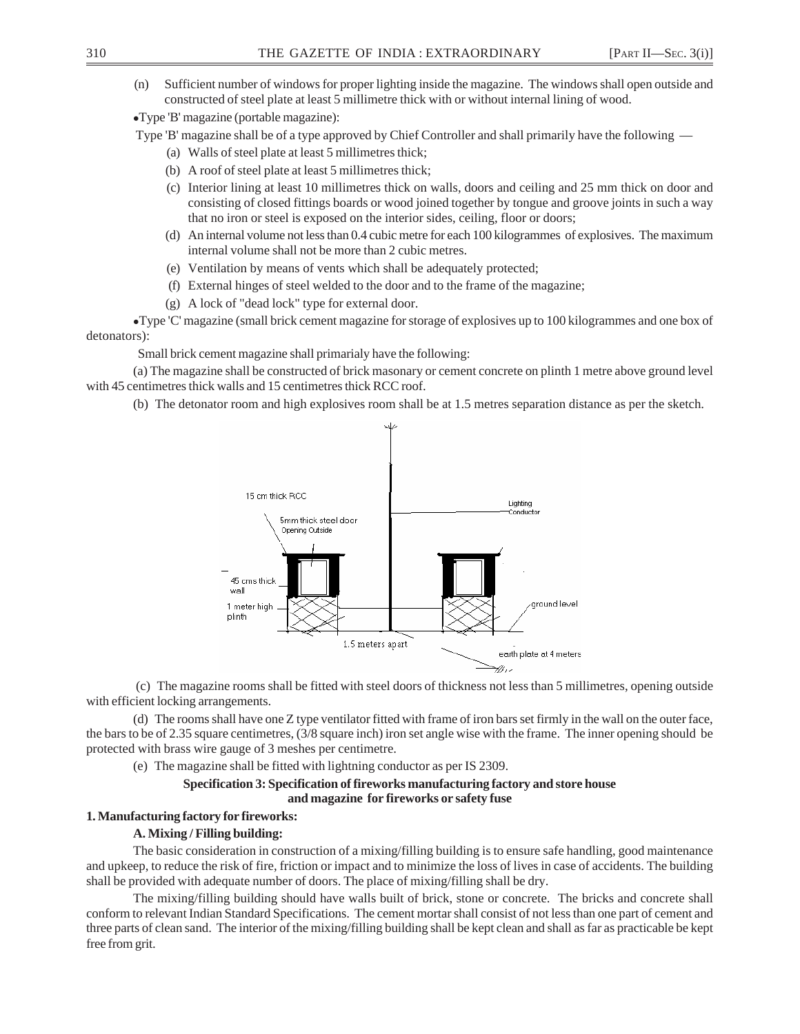(n) Sufficient number of windows for proper lighting inside the magazine. The windows shall open outside and constructed of steel plate at least 5 millimetre thick with or without internal lining of wood.

- Type 'B' magazine (portable magazine):

Type 'B' magazine shall be of a type approved by Chief Controller and shall primarily have the following —

(a) Walls of steel plate at least 5 millimetres thick;

(b) A roof of steel plate at least 5 millimetres thick;

(c) Interior lining at least 10 millimetres thick on walls, doors and ceiling and 25 mm thick on door and consisting of closed fittings boards or wood joined together by tongue and groove joints in such a way that no iron or steel is exposed on the interior sides, ceiling, floor or doors;

(d) An internal volume not less than 0.4 cubic metre for each 100 kilogrammes of explosives. The maximum internal volume shall not be more than 2 cubic metres.

(e) Ventilation by means of vents which shall be adequately protected;

(f) External hinges of steel welded to the door and to the frame of the magazine;

(g) A lock of "dead lock" type for external door.

- Type 'C' magazine (small brick cement magazine for storage of explosives up to 100 kilogrammes and one box of detonators):

Small brick cement magazine shall primarialy have the following:

(a) The magazine shall be constructed of brick masonary or cement concrete on plinth 1 metre above ground level with 45 centimetres thick walls and 15 centimetres thick RCC roof.

(b) The detonator room and high explosives room shall be at 1.5 metres separation distance as per the sketch.

15 cm thick RCC

5mm thick steel door Opening Outside

Lighting Conductor

45 cms thick wall

1 meter high plinth

ground level

1.5 meters apart

earth plate at 4 meters

(c) The magazine rooms shall be fitted with steel doors of thickness not less than 5 millimetres, opening outside with efficient locking arrangements.

(d) The rooms shall have one Z type ventilator fitted with frame of iron bars set firmly in the wall on the outer face, the bars to be of 2.35 square centimetres, (3/8 square inch) iron set angle wise with the frame. The inner opening should be protected with brass wire gauge of 3 meshes per centimetre.

(e) The magazine shall be fitted with lightning conductor as per IS 2309.

**Specification 3: Specification of fireworks manufacturing factory and store house and magazine for fireworks or safety fuse**

**1. Manufacturing factory for fireworks:**

**A. Mixing / Filling building:**

The basic consideration in construction of a mixing/filling building is to ensure safe handling, good maintenance and upkeep, to reduce the risk of fire, friction or impact and to minimize the loss of lives in case of accidents. The building shall be provided with adequate number of doors. The place of mixing/filling shall be dry.

The mixing/filling building should have walls built of brick, stone or concrete. The bricks and concrete shall conform to relevant Indian Standard Specifications. The cement mortar shall consist of not less than one part of cement and three parts of clean sand. The interior of the mixing/filling building shall be kept clean and shall as far as practicable be kept free from grit.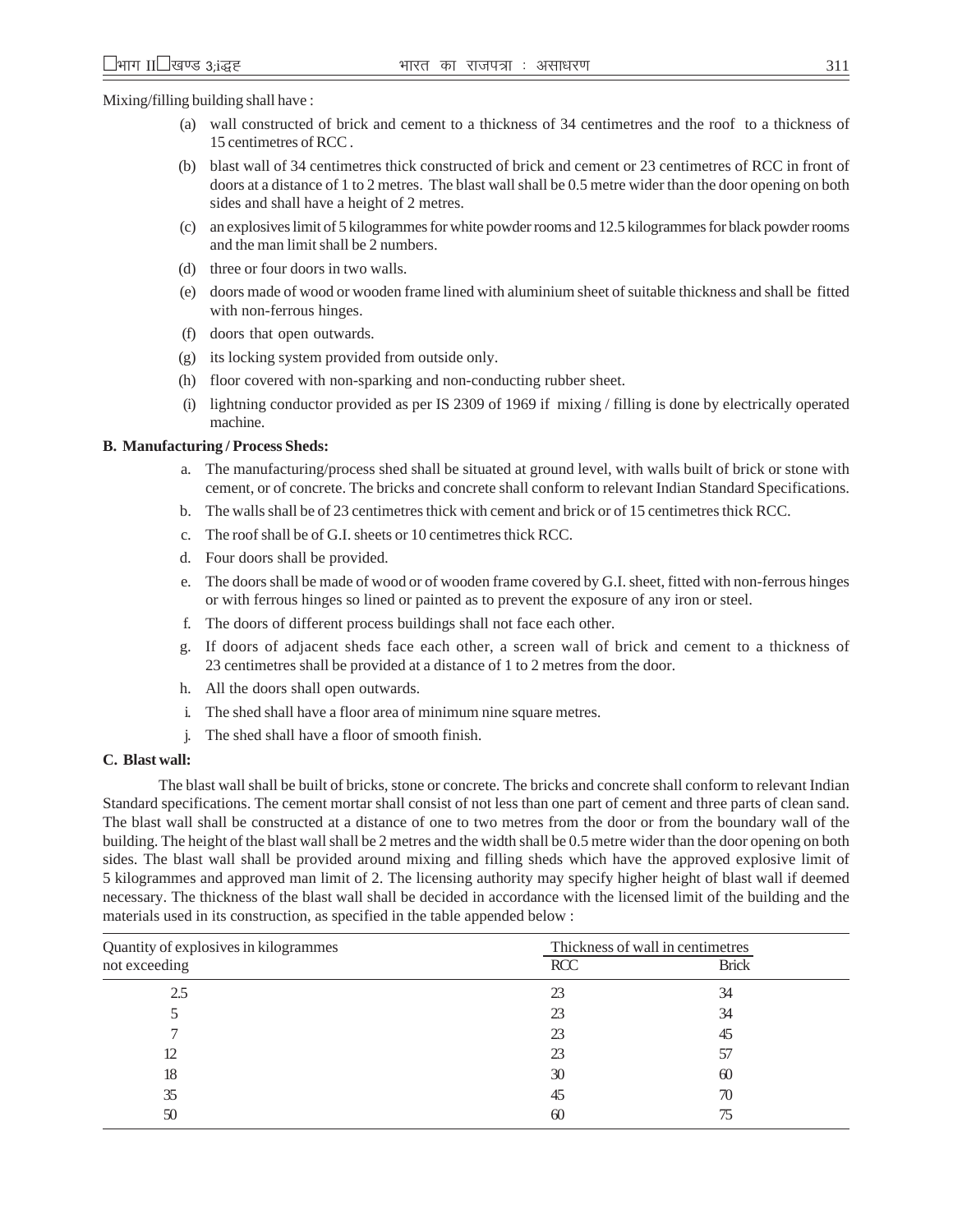Mixing/filling building shall have :

(a) wall constructed of brick and cement to a thickness of 34 centimetres and the roof to a thickness of 15 centimetres of RCC .

(b) blast wall of 34 centimetres thick constructed of brick and cement or 23 centimetres of RCC in front of doors at a distance of 1 to 2 metres. The blast wall shall be 0.5 metre wider than the door opening on both sides and shall have a height of 2 metres.

(c) an explosives limit of 5 kilogrammes for white powder rooms and 12.5 kilogrammes for black powder rooms and the man limit shall be 2 numbers.

(d) three or four doors in two walls.

(e) doors made of wood or wooden frame lined with aluminium sheet of suitable thickness and shall be fitted with non-ferrous hinges.

(f) doors that open outwards.

(g) its locking system provided from outside only.

(h) floor covered with non-sparking and non-conducting rubber sheet.

(i) lightning conductor provided as per IS 2309 of 1969 if mixing / filling is done by electrically operated machine.

**B. Manufacturing / Process Sheds:**

a. The manufacturing/process shed shall be situated at ground level, with walls built of brick or stone with cement, or of concrete. The bricks and concrete shall conform to relevant Indian Standard Specifications.

b. The walls shall be of 23 centimetres thick with cement and brick or of 15 centimetres thick RCC.

c. The roof shall be of G.I. sheets or 10 centimetres thick RCC.

d. Four doors shall be provided.

e. The doors shall be made of wood or of wooden frame covered by G.I. sheet, fitted with non-ferrous hinges or with ferrous hinges so lined or painted as to prevent the exposure of any iron or steel.

f. The doors of different process buildings shall not face each other.

g. If doors of adjacent sheds face each other, a screen wall of brick and cement to a thickness of 23 centimetres shall be provided at a distance of 1 to 2 metres from the door.

h. All the doors shall open outwards.

i. The shed shall have a floor area of minimum nine square metres.

j. The shed shall have a floor of smooth finish.

**C. Blast wall:**

The blast wall shall be built of bricks, stone or concrete. The bricks and concrete shall conform to relevant Indian Standard specifications. The cement mortar shall consist of not less than one part of cement and three parts of clean sand. The blast wall shall be constructed at a distance of one to two metres from the door or from the boundary wall of the building. The height of the blast wall shall be 2 metres and the width shall be 0.5 metre wider than the door opening on both sides. The blast wall shall be provided around mixing and filling sheds which have the approved explosive limit of 5 kilogrammes and approved man limit of 2. The licensing authority may specify higher height of blast wall if deemed necessary. The thickness of the blast wall shall be decided in accordance with the licensed limit of the building and the materials used in its construction, as specified in the table appended below :

| Quantity of explosives in kilogrammes not exceeding | Thickness of wall in centimetres | |
|---|---|---|
| | RCC | Brick |
| 2.5 | 23 | 34 |
| 5 | 23 | 34 |
| 7 | 23 | 45 |
| 12 | 23 | 57 |
| 18 | 30 | 60 |
| 35 | 45 | 70 |
| 50 | 60 | 75 |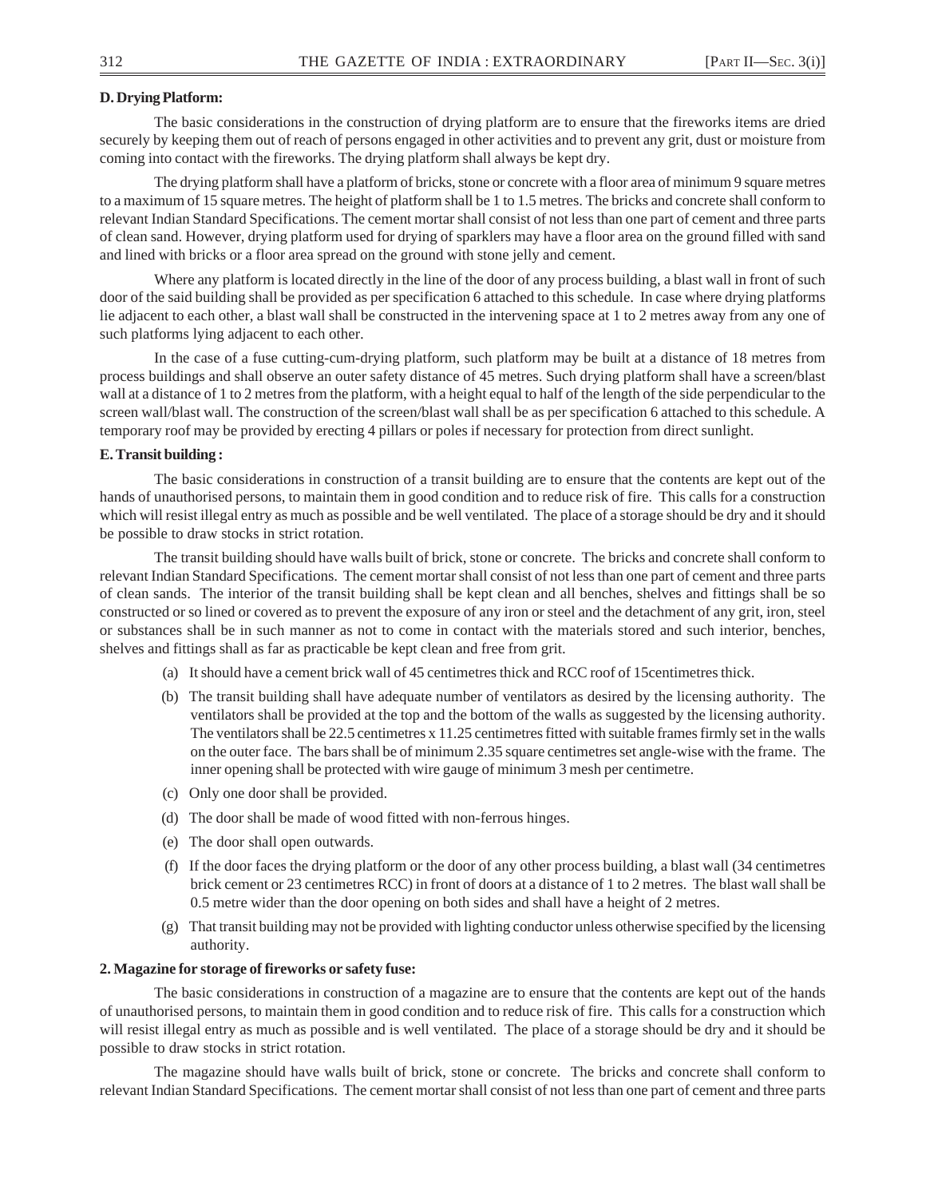**D. Drying Platform:**

The basic considerations in the construction of drying platform are to ensure that the fireworks items are dried securely by keeping them out of reach of persons engaged in other activities and to prevent any grit, dust or moisture from coming into contact with the fireworks. The drying platform shall always be kept dry.

The drying platform shall have a platform of bricks, stone or concrete with a floor area of minimum 9 square metres to a maximum of 15 square metres. The height of platform shall be 1 to 1.5 metres. The bricks and concrete shall conform to relevant Indian Standard Specifications. The cement mortar shall consist of not less than one part of cement and three parts of clean sand. However, drying platform used for drying of sparklers may have a floor area on the ground filled with sand and lined with bricks or a floor area spread on the ground with stone jelly and cement.

Where any platform is located directly in the line of the door of any process building, a blast wall in front of such door of the said building shall be provided as per specification 6 attached to this schedule. In case where drying platforms lie adjacent to each other, a blast wall shall be constructed in the intervening space at 1 to 2 metres away from any one of such platforms lying adjacent to each other.

In the case of a fuse cutting-cum-drying platform, such platform may be built at a distance of 18 metres from process buildings and shall observe an outer safety distance of 45 metres. Such drying platform shall have a screen/blast wall at a distance of 1 to 2 metres from the platform, with a height equal to half of the length of the side perpendicular to the screen wall/blast wall. The construction of the screen/blast wall shall be as per specification 6 attached to this schedule. A temporary roof may be provided by erecting 4 pillars or poles if necessary for protection from direct sunlight.

**E. Transit building :**

The basic considerations in construction of a transit building are to ensure that the contents are kept out of the hands of unauthorised persons, to maintain them in good condition and to reduce risk of fire. This calls for a construction which will resist illegal entry as much as possible and be well ventilated. The place of a storage should be dry and it should be possible to draw stocks in strict rotation.

The transit building should have walls built of brick, stone or concrete. The bricks and concrete shall conform to relevant Indian Standard Specifications. The cement mortar shall consist of not less than one part of cement and three parts of clean sands. The interior of the transit building shall be kept clean and all benches, shelves and fittings shall be so constructed or so lined or covered as to prevent the exposure of any iron or steel and the detachment of any grit, iron, steel or substances shall be in such manner as not to come in contact with the materials stored and such interior, benches, shelves and fittings shall as far as practicable be kept clean and free from grit.

(a) It should have a cement brick wall of 45 centimetres thick and RCC roof of 15centimetres thick.

(b) The transit building shall have adequate number of ventilators as desired by the licensing authority. The ventilators shall be provided at the top and the bottom of the walls as suggested by the licensing authority. The ventilators shall be 22.5 centimetres x 11.25 centimetres fitted with suitable frames firmly set in the walls on the outer face. The bars shall be of minimum 2.35 square centimetres set angle-wise with the frame. The inner opening shall be protected with wire gauge of minimum 3 mesh per centimetre.

(c) Only one door shall be provided.

(d) The door shall be made of wood fitted with non-ferrous hinges.

(e) The door shall open outwards.

(f) If the door faces the drying platform or the door of any other process building, a blast wall (34 centimetres brick cement or 23 centimetres RCC) in front of doors at a distance of 1 to 2 metres. The blast wall shall be 0.5 metre wider than the door opening on both sides and shall have a height of 2 metres.

(g) That transit building may not be provided with lighting conductor unless otherwise specified by the licensing authority.

**2. Magazine for storage of fireworks or safety fuse:**

The basic considerations in construction of a magazine are to ensure that the contents are kept out of the hands of unauthorised persons, to maintain them in good condition and to reduce risk of fire. This calls for a construction which will resist illegal entry as much as possible and is well ventilated. The place of a storage should be dry and it should be possible to draw stocks in strict rotation.

The magazine should have walls built of brick, stone or concrete. The bricks and concrete shall conform to relevant Indian Standard Specifications. The cement mortar shall consist of not less than one part of cement and three parts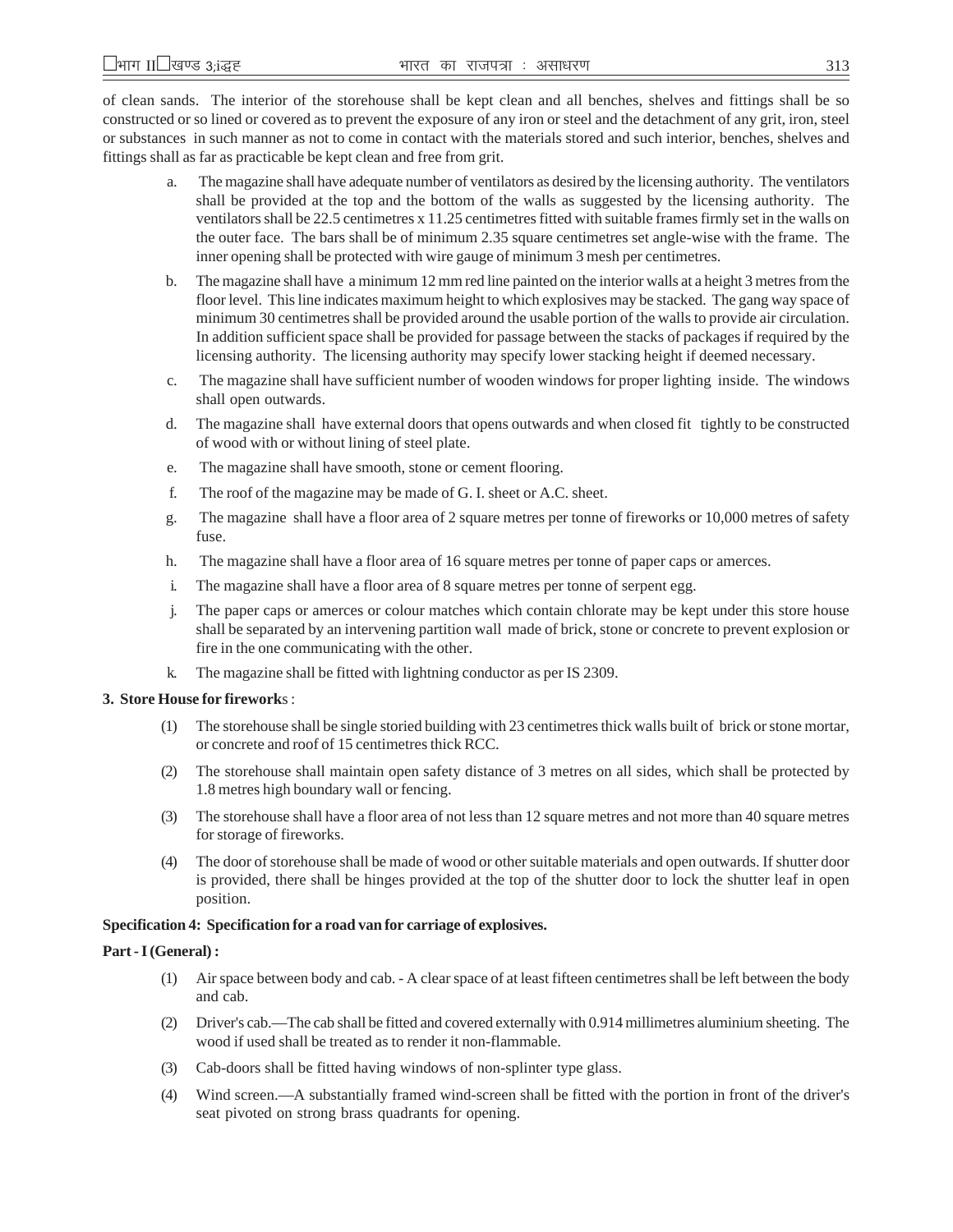of clean sands. The interior of the storehouse shall be kept clean and all benches, shelves and fittings shall be so constructed or so lined or covered as to prevent the exposure of any iron or steel and the detachment of any grit, iron, steel or substances in such manner as not to come in contact with the materials stored and such interior, benches, shelves and fittings shall as far as practicable be kept clean and free from grit.

a. The magazine shall have adequate number of ventilators as desired by the licensing authority. The ventilators shall be provided at the top and the bottom of the walls as suggested by the licensing authority. The ventilators shall be 22.5 centimetres x 11.25 centimetres fitted with suitable frames firmly set in the walls on the outer face. The bars shall be of minimum 2.35 square centimetres set angle-wise with the frame. The inner opening shall be protected with wire gauge of minimum 3 mesh per centimetres.

b. The magazine shall have a minimum 12 mm red line painted on the interior walls at a height 3 metres from the floor level. This line indicates maximum height to which explosives may be stacked. The gang way space of minimum 30 centimetres shall be provided around the usable portion of the walls to provide air circulation. In addition sufficient space shall be provided for passage between the stacks of packages if required by the licensing authority. The licensing authority may specify lower stacking height if deemed necessary.

c. The magazine shall have sufficient number of wooden windows for proper lighting inside. The windows shall open outwards.

d. The magazine shall have external doors that opens outwards and when closed fit tightly to be constructed of wood with or without lining of steel plate.

e. The magazine shall have smooth, stone or cement flooring.

f. The roof of the magazine may be made of G. I. sheet or A.C. sheet.

g. The magazine shall have a floor area of 2 square metres per tonne of fireworks or 10,000 metres of safety fuse.

h. The magazine shall have a floor area of 16 square metres per tonne of paper caps or amerces.

i. The magazine shall have a floor area of 8 square metres per tonne of serpent egg.

j. The paper caps or amerces or colour matches which contain chlorate may be kept under this store house shall be separated by an intervening partition wall made of brick, stone or concrete to prevent explosion or fire in the one communicating with the other.

k. The magazine shall be fitted with lightning conductor as per IS 2309.

**3. Store House for fireworks :**

(1) The storehouse shall be single storied building with 23 centimetres thick walls built of brick or stone mortar, or concrete and roof of 15 centimetres thick RCC.

(2) The storehouse shall maintain open safety distance of 3 metres on all sides, which shall be protected by 1.8 metres high boundary wall or fencing.

(3) The storehouse shall have a floor area of not less than 12 square metres and not more than 40 square metres for storage of fireworks.

(4) The door of storehouse shall be made of wood or other suitable materials and open outwards. If shutter door is provided, there shall be hinges provided at the top of the shutter door to lock the shutter leaf in open position.

**Specification 4: Specification for a road van for carriage of explosives.**

**Part - I (General) :**

(1) Air space between body and cab. - A clear space of at least fifteen centimetres shall be left between the body and cab.

(2) Driver's cab.—The cab shall be fitted and covered externally with 0.914 millimetres aluminium sheeting. The wood if used shall be treated as to render it non-flammable.

(3) Cab-doors shall be fitted having windows of non-splinter type glass.

(4) Wind screen.—A substantially framed wind-screen shall be fitted with the portion in front of the driver's seat pivoted on strong brass quadrants for opening.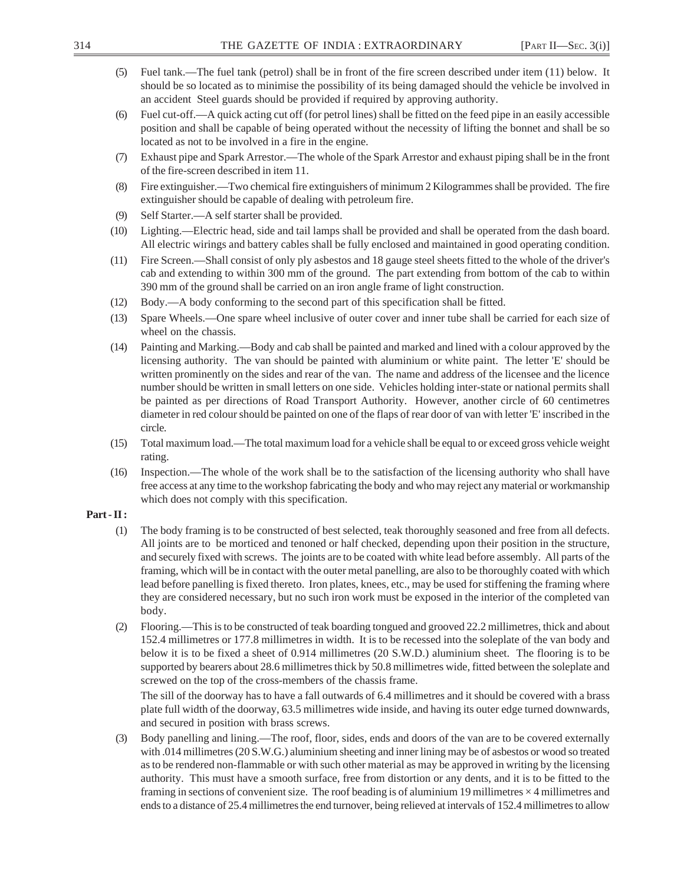(5) Fuel tank.—The fuel tank (petrol) shall be in front of the fire screen described under item (11) below. It should be so located as to minimise the possibility of its being damaged should the vehicle be involved in an accident Steel guards should be provided if required by approving authority.

(6) Fuel cut-off.—A quick acting cut off (for petrol lines) shall be fitted on the feed pipe in an easily accessible position and shall be capable of being operated without the necessity of lifting the bonnet and shall be so located as not to be involved in a fire in the engine.

(7) Exhaust pipe and Spark Arrestor.—The whole of the Spark Arrestor and exhaust piping shall be in the front of the fire-screen described in item 11.

(8) Fire extinguisher.—Two chemical fire extinguishers of minimum 2 Kilogrammes shall be provided. The fire extinguisher should be capable of dealing with petroleum fire.

(9) Self Starter.—A self starter shall be provided.

(10) Lighting.—Electric head, side and tail lamps shall be provided and shall be operated from the dash board. All electric wirings and battery cables shall be fully enclosed and maintained in good operating condition.

(11) Fire Screen.—Shall consist of only ply asbestos and 18 gauge steel sheets fitted to the whole of the driver's cab and extending to within 300 mm of the ground. The part extending from bottom of the cab to within 390 mm of the ground shall be carried on an iron angle frame of light construction.

(12) Body.—A body conforming to the second part of this specification shall be fitted.

(13) Spare Wheels.—One spare wheel inclusive of outer cover and inner tube shall be carried for each size of wheel on the chassis.

(14) Painting and Marking.—Body and cab shall be painted and marked and lined with a colour approved by the licensing authority. The van should be painted with aluminium or white paint. The letter 'E' should be written prominently on the sides and rear of the van. The name and address of the licensee and the licence number should be written in small letters on one side. Vehicles holding inter-state or national permits shall be painted as per directions of Road Transport Authority. However, another circle of 60 centimetres diameter in red colour should be painted on one of the flaps of rear door of van with letter 'E' inscribed in the circle.

(15) Total maximum load.—The total maximum load for a vehicle shall be equal to or exceed gross vehicle weight rating.

(16) Inspection.—The whole of the work shall be to the satisfaction of the licensing authority who shall have free access at any time to the workshop fabricating the body and who may reject any material or workmanship which does not comply with this specification.

**Part - II :**

(1) The body framing is to be constructed of best selected, teak thoroughly seasoned and free from all defects. All joints are to be morticed and tenoned or half checked, depending upon their position in the structure, and securely fixed with screws. The joints are to be coated with white lead before assembly. All parts of the framing, which will be in contact with the outer metal panelling, are also to be thoroughly coated with which lead before panelling is fixed thereto. Iron plates, knees, etc., may be used for stiffening the framing where they are considered necessary, but no such iron work must be exposed in the interior of the completed van body.

(2) Flooring.—This is to be constructed of teak boarding tongued and grooved 22.2 millimetres, thick and about 152.4 millimetres or 177.8 millimetres in width. It is to be recessed into the soleplate of the van body and below it is to be fixed a sheet of 0.914 millimetres (20 S.W.D.) aluminium sheet. The flooring is to be supported by bearers about 28.6 millimetres thick by 50.8 millimetres wide, fitted between the soleplate and screwed on the top of the cross-members of the chassis frame.

The sill of the doorway has to have a fall outwards of 6.4 millimetres and it should be covered with a brass plate full width of the doorway, 63.5 millimetres wide inside, and having its outer edge turned downwards, and secured in position with brass screws.

(3) Body panelling and lining.—The roof, floor, sides, ends and doors of the van are to be covered externally with .014 millimetres (20 S.W.G.) aluminium sheeting and inner lining may be of asbestos or wood so treated as to be rendered non-flammable or with such other material as may be approved in writing by the licensing authority. This must have a smooth surface, free from distortion or any dents, and it is to be fitted to the framing in sections of convenient size. The roof beading is of aluminium 19 millimetres × 4 millimetres and ends to a distance of 25.4 millimetres the end turnover, being relieved at intervals of 152.4 millimetres to allow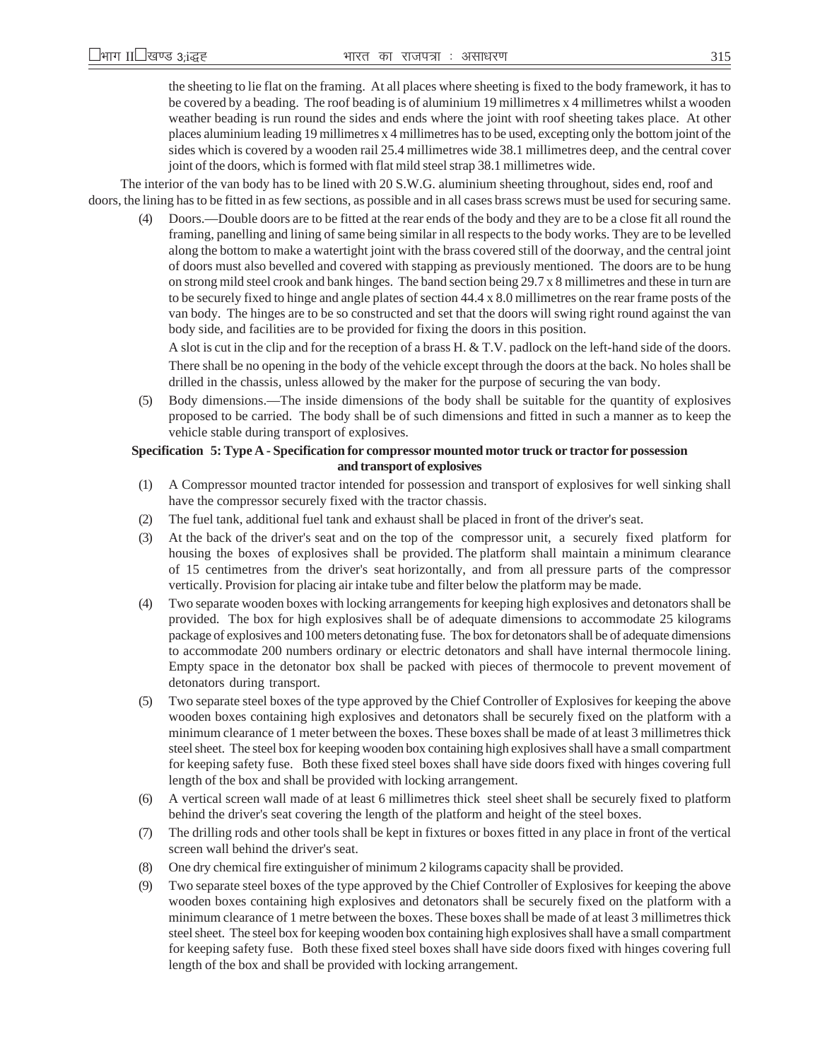the sheeting to lie flat on the framing. At all places where sheeting is fixed to the body framework, it has to be covered by a beading. The roof beading is of aluminium 19 millimetres x 4 millimetres whilst a wooden weather beading is run round the sides and ends where the joint with roof sheeting takes place. At other places aluminium leading 19 millimetres x 4 millimetres has to be used, excepting only the bottom joint of the sides which is covered by a wooden rail 25.4 millimetres wide 38.1 millimetres deep, and the central cover joint of the doors, which is formed with flat mild steel strap 38.1 millimetres wide.

The interior of the van body has to be lined with 20 S.W.G. aluminium sheeting throughout, sides end, roof and doors, the lining has to be fitted in as few sections, as possible and in all cases brass screws must be used for securing same.

(4) Doors.—Double doors are to be fitted at the rear ends of the body and they are to be a close fit all round the framing, panelling and lining of same being similar in all respects to the body works. They are to be levelled along the bottom to make a watertight joint with the brass covered still of the doorway, and the central joint of doors must also bevelled and covered with stapping as previously mentioned. The doors are to be hung on strong mild steel crook and bank hinges. The band section being 29.7 x 8 millimetres and these in turn are to be securely fixed to hinge and angle plates of section 44.4 x 8.0 millimetres on the rear frame posts of the van body. The hinges are to be so constructed and set that the doors will swing right round against the van body side, and facilities are to be provided for fixing the doors in this position.

A slot is cut in the clip and for the reception of a brass H. & T.V. padlock on the left-hand side of the doors.

There shall be no opening in the body of the vehicle except through the doors at the back. No holes shall be drilled in the chassis, unless allowed by the maker for the purpose of securing the van body.

(5) Body dimensions.—The inside dimensions of the body shall be suitable for the quantity of explosives proposed to be carried. The body shall be of such dimensions and fitted in such a manner as to keep the vehicle stable during transport of explosives.

**Specification 5: Type A - Specification for compressor mounted motor truck or tractor for possession and transport of explosives**

(1) A Compressor mounted tractor intended for possession and transport of explosives for well sinking shall have the compressor securely fixed with the tractor chassis.

(2) The fuel tank, additional fuel tank and exhaust shall be placed in front of the driver's seat.

(3) At the back of the driver's seat and on the top of the compressor unit, a securely fixed platform for housing the boxes of explosives shall be provided. The platform shall maintain a minimum clearance of 15 centimetres from the driver's seat horizontally, and from all pressure parts of the compressor vertically. Provision for placing air intake tube and filter below the platform may be made.

(4) Two separate wooden boxes with locking arrangements for keeping high explosives and detonators shall be provided. The box for high explosives shall be of adequate dimensions to accommodate 25 kilograms package of explosives and 100 meters detonating fuse. The box for detonators shall be of adequate dimensions to accommodate 200 numbers ordinary or electric detonators and shall have internal thermocole lining. Empty space in the detonator box shall be packed with pieces of thermocole to prevent movement of detonators during transport.

(5) Two separate steel boxes of the type approved by the Chief Controller of Explosives for keeping the above wooden boxes containing high explosives and detonators shall be securely fixed on the platform with a minimum clearance of 1 meter between the boxes. These boxes shall be made of at least 3 millimetres thick steel sheet. The steel box for keeping wooden box containing high explosives shall have a small compartment for keeping safety fuse. Both these fixed steel boxes shall have side doors fixed with hinges covering full length of the box and shall be provided with locking arrangement.

(6) A vertical screen wall made of at least 6 millimetres thick steel sheet shall be securely fixed to platform behind the driver's seat covering the length of the platform and height of the steel boxes.

(7) The drilling rods and other tools shall be kept in fixtures or boxes fitted in any place in front of the vertical screen wall behind the driver's seat.

(8) One dry chemical fire extinguisher of minimum 2 kilograms capacity shall be provided.

(9) Two separate steel boxes of the type approved by the Chief Controller of Explosives for keeping the above wooden boxes containing high explosives and detonators shall be securely fixed on the platform with a minimum clearance of 1 metre between the boxes. These boxes shall be made of at least 3 millimetres thick steel sheet. The steel box for keeping wooden box containing high explosives shall have a small compartment for keeping safety fuse. Both these fixed steel boxes shall have side doors fixed with hinges covering full length of the box and shall be provided with locking arrangement.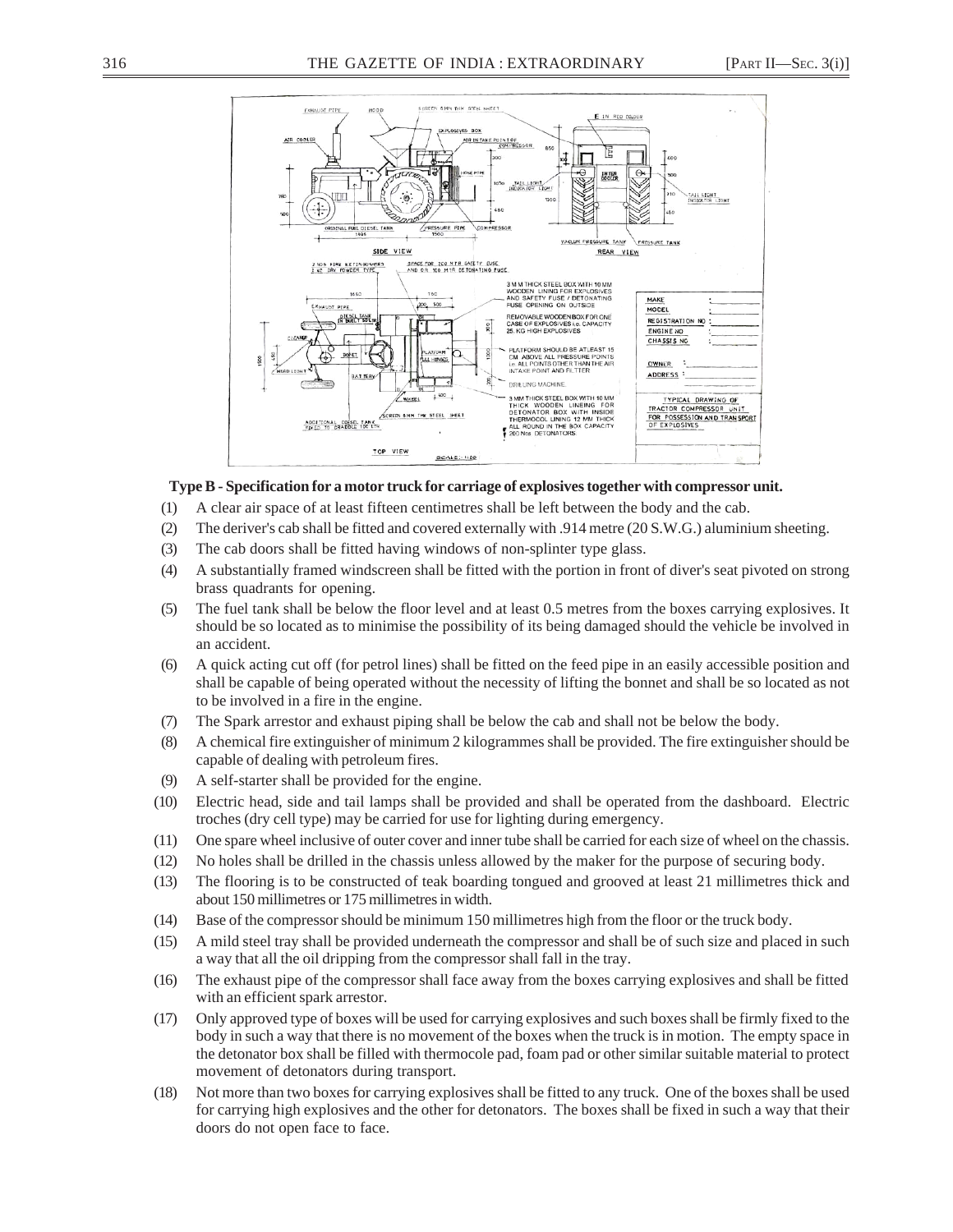**Type B - Specification for a motor truck for carriage of explosives together with compressor unit.**

(1) A clear air space of at least fifteen centimetres shall be left between the body and the cab.

(2) The deriver's cab shall be fitted and covered externally with .914 metre (20 S.W.G.) aluminium sheeting.

(3) The cab doors shall be fitted having windows of non-splinter type glass.

(4) A substantially framed windscreen shall be fitted with the portion in front of diver's seat pivoted on strong brass quadrants for opening.

(5) The fuel tank shall be below the floor level and at least 0.5 metres from the boxes carrying explosives. It should be so located as to minimise the possibility of its being damaged should the vehicle be involved in an accident.

(6) A quick acting cut off (for petrol lines) shall be fitted on the feed pipe in an easily accessible position and shall be capable of being operated without the necessity of lifting the bonnet and shall be so located as not to be involved in a fire in the engine.

(7) The Spark arrestor and exhaust piping shall be below the cab and shall not be below the body.

(8) A chemical fire extinguisher of minimum 2 kilogrammes shall be provided. The fire extinguisher should be capable of dealing with petroleum fires.

(9) A self-starter shall be provided for the engine.

(10) Electric head, side and tail lamps shall be provided and shall be operated from the dashboard. Electric troches (dry cell type) may be carried for use for lighting during emergency.

(11) One spare wheel inclusive of outer cover and inner tube shall be carried for each size of wheel on the chassis.

(12) No holes shall be drilled in the chassis unless allowed by the maker for the purpose of securing body.

(13) The flooring is to be constructed of teak boarding tongued and grooved at least 21 millimetres thick and about 150 millimetres or 175 millimetres in width.

(14) Base of the compressor should be minimum 150 millimetres high from the floor or the truck body.

(15) A mild steel tray shall be provided underneath the compressor and shall be of such size and placed in such a way that all the oil dripping from the compressor shall fall in the tray.

(16) The exhaust pipe of the compressor shall face away from the boxes carrying explosives and shall be fitted with an efficient spark arrestor.

(17) Only approved type of boxes will be used for carrying explosives and such boxes shall be firmly fixed to the body in such a way that there is no movement of the boxes when the truck is in motion. The empty space in the detonator box shall be filled with thermocole pad, foam pad or other similar suitable material to protect movement of detonators during transport.

(18) Not more than two boxes for carrying explosives shall be fitted to any truck. One of the boxes shall be used for carrying high explosives and the other for detonators. The boxes shall be fixed in such a way that their doors do not open face to face.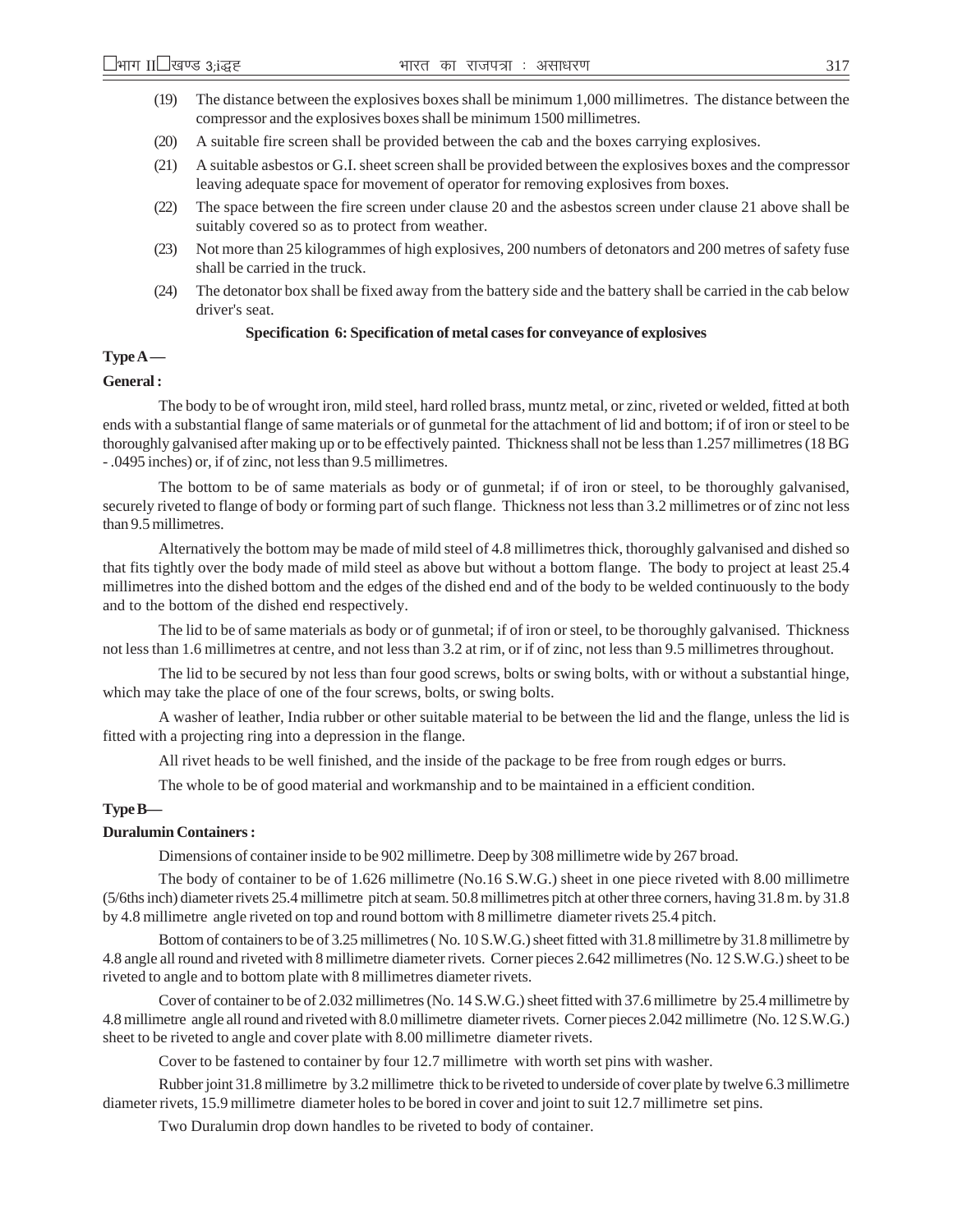(19) The distance between the explosives boxes shall be minimum 1,000 millimetres. The distance between the compressor and the explosives boxes shall be minimum 1500 millimetres.

(20) A suitable fire screen shall be provided between the cab and the boxes carrying explosives.

(21) A suitable asbestos or G.I. sheet screen shall be provided between the explosives boxes and the compressor leaving adequate space for movement of operator for removing explosives from boxes.

(22) The space between the fire screen under clause 20 and the asbestos screen under clause 21 above shall be suitably covered so as to protect from weather.

(23) Not more than 25 kilogrammes of high explosives, 200 numbers of detonators and 200 metres of safety fuse shall be carried in the truck.

(24) The detonator box shall be fixed away from the battery side and the battery shall be carried in the cab below driver's seat.

**Specification 6: Specification of metal cases for conveyance of explosives**

**Type A —**

**General :**

The body to be of wrought iron, mild steel, hard rolled brass, muntz metal, or zinc, riveted or welded, fitted at both ends with a substantial flange of same materials or of gunmetal for the attachment of lid and bottom; if of iron or steel to be thoroughly galvanised after making up or to be effectively painted. Thickness shall not be less than 1.257 millimetres (18 BG - .0495 inches) or, if of zinc, not less than 9.5 millimetres.

The bottom to be of same materials as body or of gunmetal; if of iron or steel, to be thoroughly galvanised, securely riveted to flange of body or forming part of such flange. Thickness not less than 3.2 millimetres or of zinc not less than 9.5 millimetres.

Alternatively the bottom may be made of mild steel of 4.8 millimetres thick, thoroughly galvanised and dished so that fits tightly over the body made of mild steel as above but without a bottom flange. The body to project at least 25.4 millimetres into the dished bottom and the edges of the dished end and of the body to be welded continuously to the body and to the bottom of the dished end respectively.

The lid to be of same materials as body or of gunmetal; if of iron or steel, to be thoroughly galvanised. Thickness not less than 1.6 millimetres at centre, and not less than 3.2 at rim, or if of zinc, not less than 9.5 millimetres throughout.

The lid to be secured by not less than four good screws, bolts or swing bolts, with or without a substantial hinge, which may take the place of one of the four screws, bolts, or swing bolts.

A washer of leather, India rubber or other suitable material to be between the lid and the flange, unless the lid is fitted with a projecting ring into a depression in the flange.

All rivet heads to be well finished, and the inside of the package to be free from rough edges or burrs.

The whole to be of good material and workmanship and to be maintained in a efficient condition.

**Type B—**

**Duralumin Containers :**

Dimensions of container inside to be 902 millimetre. Deep by 308 millimetre wide by 267 broad.

The body of container to be of 1.626 millimetre (No.16 S.W.G.) sheet in one piece riveted with 8.00 millimetre (5/6ths inch) diameter rivets 25.4 millimetre pitch at seam. 50.8 millimetres pitch at other three corners, having 31.8 m. by 31.8 by 4.8 millimetre angle riveted on top and round bottom with 8 millimetre diameter rivets 25.4 pitch.

Bottom of containers to be of 3.25 millimetres ( No. 10 S.W.G.) sheet fitted with 31.8 millimetre by 31.8 millimetre by 4.8 angle all round and riveted with 8 millimetre diameter rivets. Corner pieces 2.642 millimetres (No. 12 S.W.G.) sheet to be riveted to angle and to bottom plate with 8 millimetres diameter rivets.

Cover of container to be of 2.032 millimetres (No. 14 S.W.G.) sheet fitted with 37.6 millimetre by 25.4 millimetre by 4.8 millimetre angle all round and riveted with 8.0 millimetre diameter rivets. Corner pieces 2.042 millimetre (No. 12 S.W.G.) sheet to be riveted to angle and cover plate with 8.00 millimetre diameter rivets.

Cover to be fastened to container by four 12.7 millimetre with worth set pins with washer.

Rubber joint 31.8 millimetre by 3.2 millimetre thick to be riveted to underside of cover plate by twelve 6.3 millimetre diameter rivets, 15.9 millimetre diameter holes to be bored in cover and joint to suit 12.7 millimetre set pins.

Two Duralumin drop down handles to be riveted to body of container.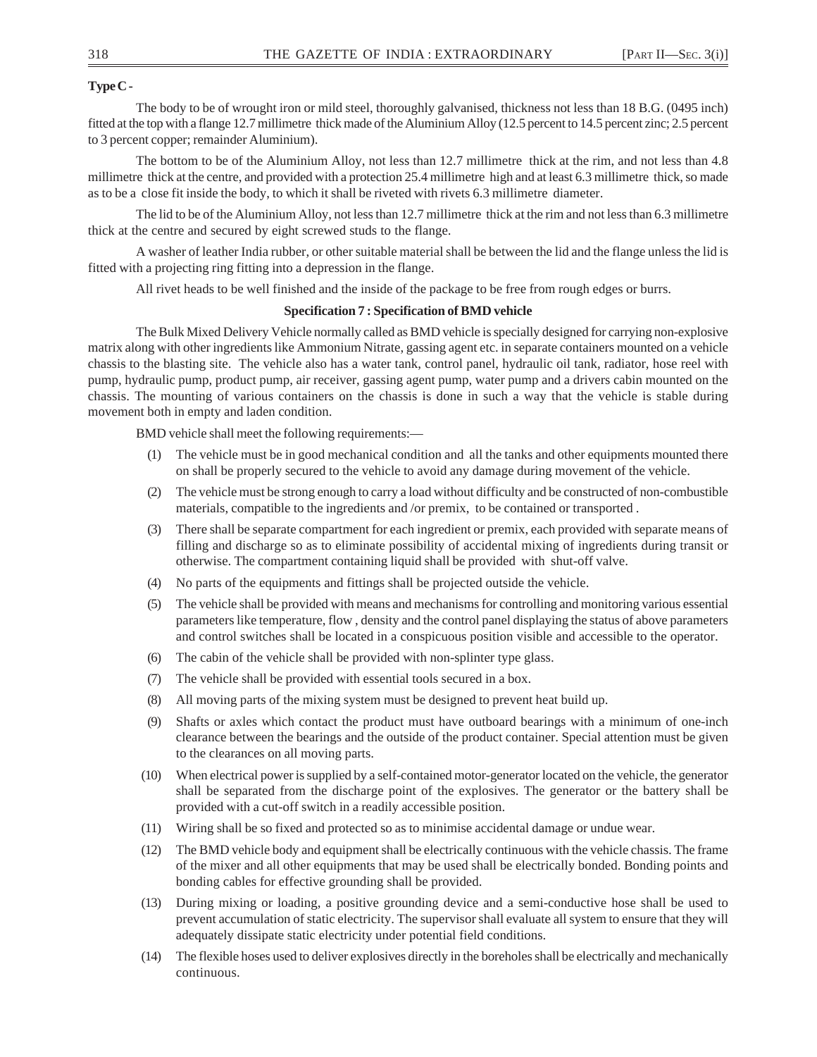**Type C -**

The body to be of wrought iron or mild steel, thoroughly galvanised, thickness not less than 18 B.G. (0495 inch) fitted at the top with a flange 12.7 millimetre thick made of the Aluminium Alloy (12.5 percent to 14.5 percent zinc; 2.5 percent to 3 percent copper; remainder Aluminium).

The bottom to be of the Aluminium Alloy, not less than 12.7 millimetre thick at the rim, and not less than 4.8 millimetre thick at the centre, and provided with a protection 25.4 millimetre high and at least 6.3 millimetre thick, so made as to be a close fit inside the body, to which it shall be riveted with rivets 6.3 millimetre diameter.

The lid to be of the Aluminium Alloy, not less than 12.7 millimetre thick at the rim and not less than 6.3 millimetre thick at the centre and secured by eight screwed studs to the flange.

A washer of leather India rubber, or other suitable material shall be between the lid and the flange unless the lid is fitted with a projecting ring fitting into a depression in the flange.

All rivet heads to be well finished and the inside of the package to be free from rough edges or burrs.

**Specification 7 : Specification of BMD vehicle**

The Bulk Mixed Delivery Vehicle normally called as BMD vehicle is specially designed for carrying non-explosive matrix along with other ingredients like Ammonium Nitrate, gassing agent etc. in separate containers mounted on a vehicle chassis to the blasting site. The vehicle also has a water tank, control panel, hydraulic oil tank, radiator, hose reel with pump, hydraulic pump, product pump, air receiver, gassing agent pump, water pump and a drivers cabin mounted on the chassis. The mounting of various containers on the chassis is done in such a way that the vehicle is stable during movement both in empty and laden condition.

BMD vehicle shall meet the following requirements:—

(1) The vehicle must be in good mechanical condition and all the tanks and other equipments mounted there on shall be properly secured to the vehicle to avoid any damage during movement of the vehicle.

(2) The vehicle must be strong enough to carry a load without difficulty and be constructed of non-combustible materials, compatible to the ingredients and /or premix, to be contained or transported .

(3) There shall be separate compartment for each ingredient or premix, each provided with separate means of filling and discharge so as to eliminate possibility of accidental mixing of ingredients during transit or otherwise. The compartment containing liquid shall be provided with shut-off valve.

(4) No parts of the equipments and fittings shall be projected outside the vehicle.

(5) The vehicle shall be provided with means and mechanisms for controlling and monitoring various essential parameters like temperature, flow , density and the control panel displaying the status of above parameters and control switches shall be located in a conspicuous position visible and accessible to the operator.

(6) The cabin of the vehicle shall be provided with non-splinter type glass.

(7) The vehicle shall be provided with essential tools secured in a box.

(8) All moving parts of the mixing system must be designed to prevent heat build up.

(9) Shafts or axles which contact the product must have outboard bearings with a minimum of one-inch clearance between the bearings and the outside of the product container. Special attention must be given to the clearances on all moving parts.

(10) When electrical power is supplied by a self-contained motor-generator located on the vehicle, the generator shall be separated from the discharge point of the explosives. The generator or the battery shall be provided with a cut-off switch in a readily accessible position.

(11) Wiring shall be so fixed and protected so as to minimise accidental damage or undue wear.

(12) The BMD vehicle body and equipment shall be electrically continuous with the vehicle chassis. The frame of the mixer and all other equipments that may be used shall be electrically bonded. Bonding points and bonding cables for effective grounding shall be provided.

(13) During mixing or loading, a positive grounding device and a semi-conductive hose shall be used to prevent accumulation of static electricity. The supervisor shall evaluate all system to ensure that they will adequately dissipate static electricity under potential field conditions.

(14) The flexible hoses used to deliver explosives directly in the boreholes shall be electrically and mechanically continuous.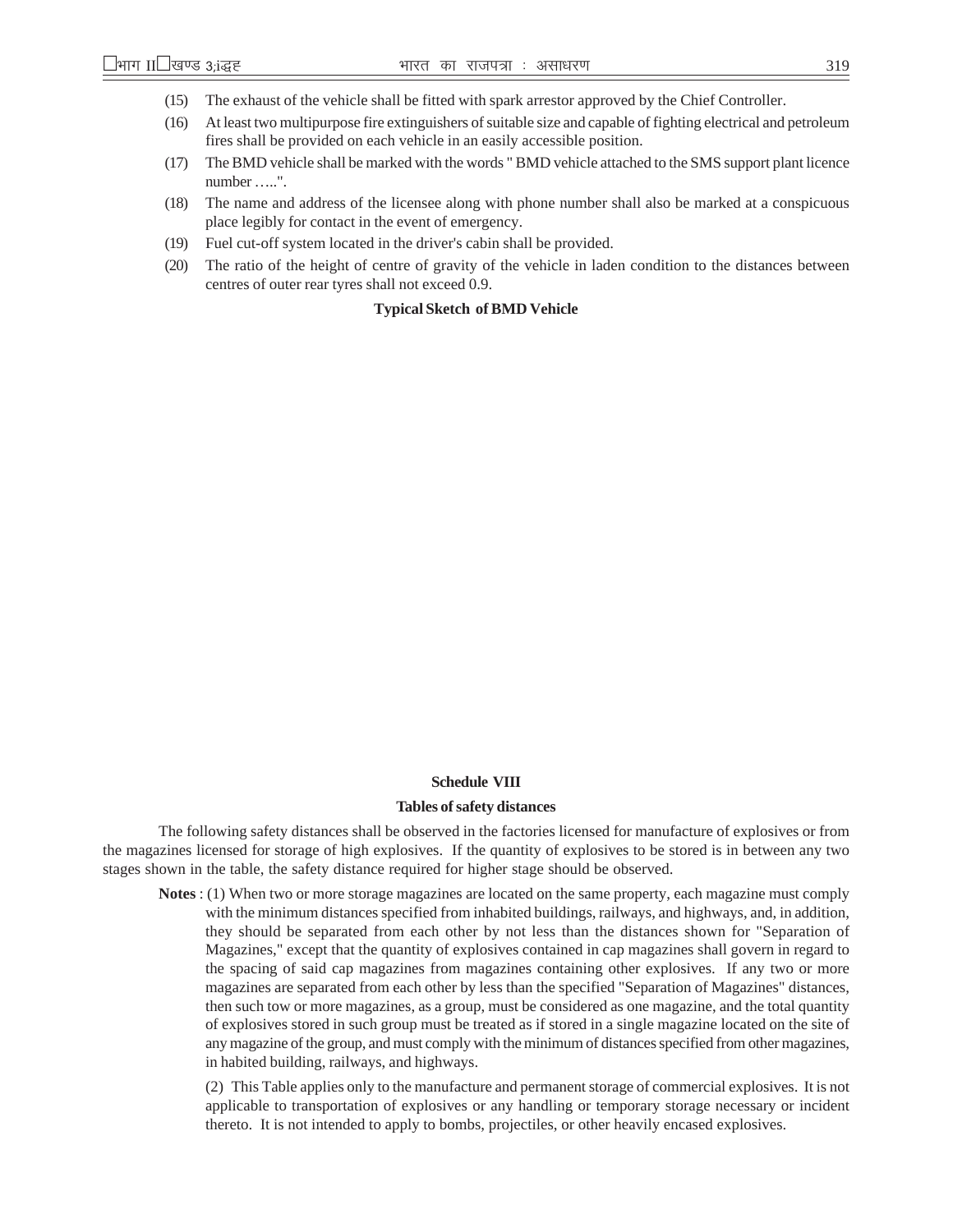(15) The exhaust of the vehicle shall be fitted with spark arrestor approved by the Chief Controller.

(16) At least two multipurpose fire extinguishers of suitable size and capable of fighting electrical and petroleum fires shall be provided on each vehicle in an easily accessible position.

(17) The BMD vehicle shall be marked with the words " BMD vehicle attached to the SMS support plant licence number …..".

(18) The name and address of the licensee along with phone number shall also be marked at a conspicuous place legibly for contact in the event of emergency.

(19) Fuel cut-off system located in the driver's cabin shall be provided.

(20) The ratio of the height of centre of gravity of the vehicle in laden condition to the distances between centres of outer rear tyres shall not exceed 0.9.

**Typical Sketch of BMD Vehicle**

**Schedule VIII**

**Tables of safety distances**

The following safety distances shall be observed in the factories licensed for manufacture of explosives or from the magazines licensed for storage of high explosives. If the quantity of explosives to be stored is in between any two stages shown in the table, the safety distance required for higher stage should be observed.

**Notes** : (1) When two or more storage magazines are located on the same property, each magazine must comply with the minimum distances specified from inhabited buildings, railways, and highways, and, in addition, they should be separated from each other by not less than the distances shown for "Separation of Magazines," except that the quantity of explosives contained in cap magazines shall govern in regard to the spacing of said cap magazines from magazines containing other explosives. If any two or more magazines are separated from each other by less than the specified "Separation of Magazines" distances, then such tow or more magazines, as a group, must be considered as one magazine, and the total quantity of explosives stored in such group must be treated as if stored in a single magazine located on the site of any magazine of the group, and must comply with the minimum of distances specified from other magazines, in habited building, railways, and highways.

(2) This Table applies only to the manufacture and permanent storage of commercial explosives. It is not applicable to transportation of explosives or any handling or temporary storage necessary or incident thereto. It is not intended to apply to bombs, projectiles, or other heavily encased explosives.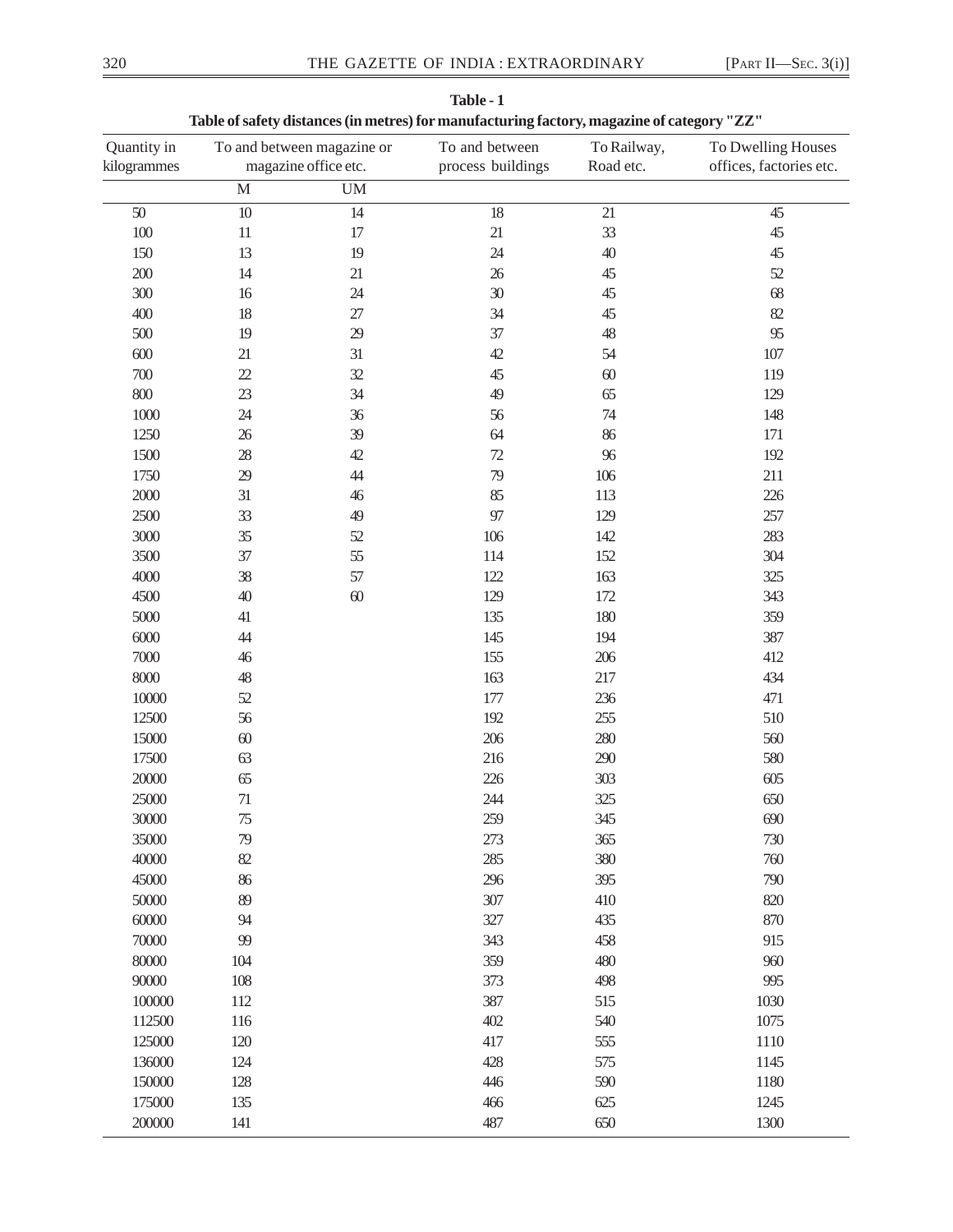**Table - 1**

**Table of safety distances (in metres) for manufacturing factory, magazine of category "ZZ"**

| Quantity in kilogrammes | To and between magazine or magazine office etc. | | To and between process buildings | To Railway, Road etc. | To Dwelling Houses offices, factories etc. |
|---|---|---|---|---|---|
| | M | UM | | | |
| 50 | 10 | 14 | 18 | 21 | 45 |
| 100 | 11 | 17 | 21 | 33 | 45 |
| 150 | 13 | 19 | 24 | 40 | 45 |
| 200 | 14 | 21 | 26 | 45 | 52 |
| 300 | 16 | 24 | 30 | 45 | 68 |
| 400 | 18 | 27 | 34 | 45 | 82 |
| 500 | 19 | 29 | 37 | 48 | 95 |
| 600 | 21 | 31 | 42 | 54 | 107 |
| 700 | 22 | 32 | 45 | 60 | 119 |
| 800 | 23 | 34 | 49 | 65 | 129 |
| 1000 | 24 | 36 | 56 | 74 | 148 |
| 1250 | 26 | 39 | 64 | 86 | 171 |
| 1500 | 28 | 42 | 72 | 96 | 192 |
| 1750 | 29 | 44 | 79 | 106 | 211 |
| 2000 | 31 | 46 | 85 | 113 | 226 |
| 2500 | 33 | 49 | 97 | 129 | 257 |
| 3000 | 35 | 52 | 106 | 142 | 283 |
| 3500 | 37 | 55 | 114 | 152 | 304 |
| 4000 | 38 | 57 | 122 | 163 | 325 |
| 4500 | 40 | 60 | 129 | 172 | 343 |
| 5000 | 41 | | 135 | 180 | 359 |
| 6000 | 44 | | 145 | 194 | 387 |
| 7000 | 46 | | 155 | 206 | 412 |
| 8000 | 48 | | 163 | 217 | 434 |
| 10000 | 52 | | 177 | 236 | 471 |
| 12500 | 56 | | 192 | 255 | 510 |
| 15000 | 60 | | 206 | 280 | 560 |
| 17500 | 63 | | 216 | 290 | 580 |
| 20000 | 65 | | 226 | 303 | 605 |
| 25000 | 71 | | 244 | 325 | 650 |
| 30000 | 75 | | 259 | 345 | 690 |
| 35000 | 79 | | 273 | 365 | 730 |
| 40000 | 82 | | 285 | 380 | 760 |
| 45000 | 86 | | 296 | 395 | 790 |
| 50000 | 89 | | 307 | 410 | 820 |
| 60000 | 94 | | 327 | 435 | 870 |
| 70000 | 99 | | 343 | 458 | 915 |
| 80000 | 104 | | 359 | 480 | 960 |
| 90000 | 108 | | 373 | 498 | 995 |
| 100000 | 112 | | 387 | 515 | 1030 |
| 112500 | 116 | | 402 | 540 | 1075 |
| 125000 | 120 | | 417 | 555 | 1110 |
| 136000 | 124 | | 428 | 575 | 1145 |
| 150000 | 128 | | 446 | 590 | 1180 |
| 175000 | 135 | | 466 | 625 | 1245 |
| 200000 | 141 | | 487 | 650 | 1300 |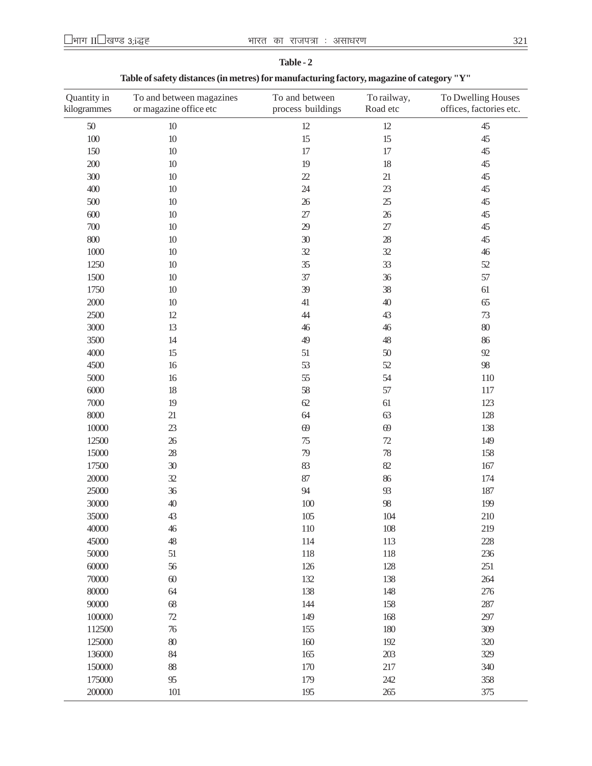**Table - 2**

**Table of safety distances (in metres) for manufacturing factory, magazine of category "Y"**

| Quantity in kilogrammes | To and between magazines or magazine office etc | To and between process buildings | To railway, Road etc | To Dwelling Houses offices, factories etc. |
|---|---|---|---|---|
| 50 | 10 | 12 | 12 | 45 |
| 100 | 10 | 15 | 15 | 45 |
| 150 | 10 | 17 | 17 | 45 |
| 200 | 10 | 19 | 18 | 45 |
| 300 | 10 | 22 | 21 | 45 |
| 400 | 10 | 24 | 23 | 45 |
| 500 | 10 | 26 | 25 | 45 |
| 600 | 10 | 27 | 26 | 45 |
| 700 | 10 | 29 | 27 | 45 |
| 800 | 10 | 30 | 28 | 45 |
| 1000 | 10 | 32 | 32 | 46 |
| 1250 | 10 | 35 | 33 | 52 |
| 1500 | 10 | 37 | 36 | 57 |
| 1750 | 10 | 39 | 38 | 61 |
| 2000 | 10 | 41 | 40 | 65 |
| 2500 | 12 | 44 | 43 | 73 |
| 3000 | 13 | 46 | 46 | 80 |
| 3500 | 14 | 49 | 48 | 86 |
| 4000 | 15 | 51 | 50 | 92 |
| 4500 | 16 | 53 | 52 | 98 |
| 5000 | 16 | 55 | 54 | 110 |
| 6000 | 18 | 58 | 57 | 117 |
| 7000 | 19 | 62 | 61 | 123 |
| 8000 | 21 | 64 | 63 | 128 |
| 10000 | 23 | 69 | 69 | 138 |
| 12500 | 26 | 75 | 72 | 149 |
| 15000 | 28 | 79 | 78 | 158 |
| 17500 | 30 | 83 | 82 | 167 |
| 20000 | 32 | 87 | 86 | 174 |
| 25000 | 36 | 94 | 93 | 187 |
| 30000 | 40 | 100 | 98 | 199 |
| 35000 | 43 | 105 | 104 | 210 |
| 40000 | 46 | 110 | 108 | 219 |
| 45000 | 48 | 114 | 113 | 228 |
| 50000 | 51 | 118 | 118 | 236 |
| 60000 | 56 | 126 | 128 | 251 |
| 70000 | 60 | 132 | 138 | 264 |
| 80000 | 64 | 138 | 148 | 276 |
| 90000 | 68 | 144 | 158 | 287 |
| 100000 | 72 | 149 | 168 | 297 |
| 112500 | 76 | 155 | 180 | 309 |
| 125000 | 80 | 160 | 192 | 320 |
| 136000 | 84 | 165 | 203 | 329 |
| 150000 | 88 | 170 | 217 | 340 |
| 175000 | 95 | 179 | 242 | 358 |
| 200000 | 101 | 195 | 265 | 375 |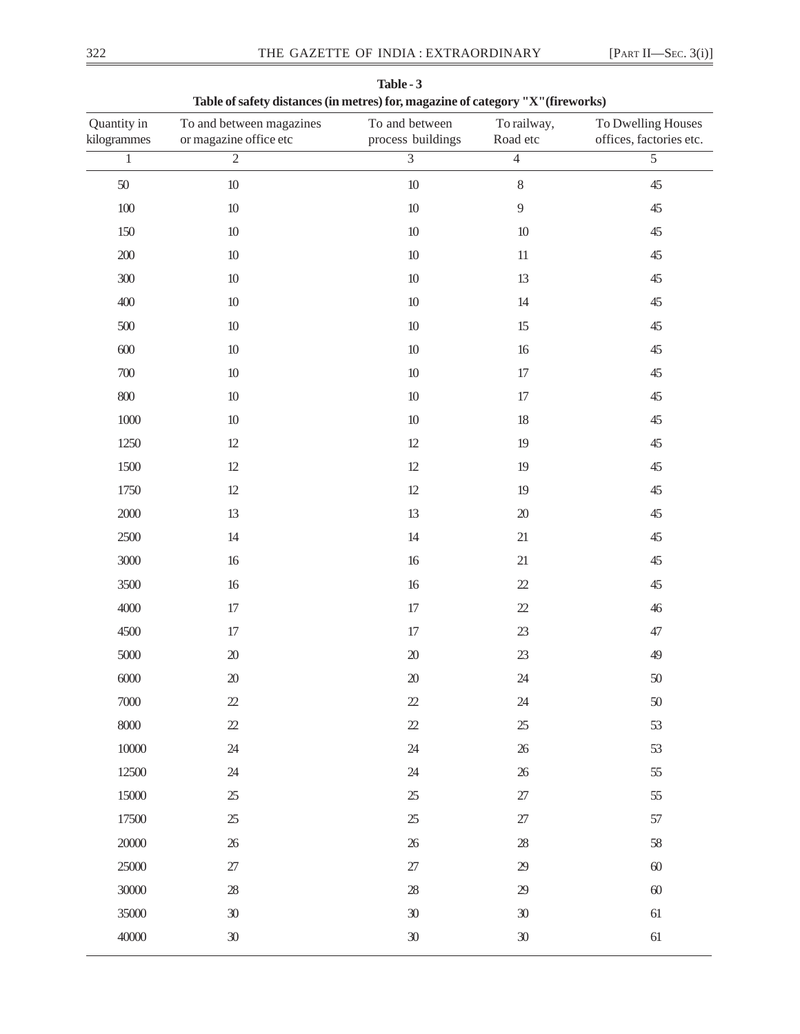**Table - 3**

**Table of safety distances (in metres) for, magazine of category "X"(fireworks)**

| Quantity in kilogrammes | To and between magazines or magazine office etc | To and between process buildings | To railway, Road etc | To Dwelling Houses offices, factories etc. |
|---|---|---|---|---|
| 1 | 2 | 3 | 4 | 5 |
| 50 | 10 | 10 | 8 | 45 |
| 100 | 10 | 10 | 9 | 45 |
| 150 | 10 | 10 | 10 | 45 |
| 200 | 10 | 10 | 11 | 45 |
| 300 | 10 | 10 | 13 | 45 |
| 400 | 10 | 10 | 14 | 45 |
| 500 | 10 | 10 | 15 | 45 |
| 600 | 10 | 10 | 16 | 45 |
| 700 | 10 | 10 | 17 | 45 |
| 800 | 10 | 10 | 17 | 45 |
| 1000 | 10 | 10 | 18 | 45 |
| 1250 | 12 | 12 | 19 | 45 |
| 1500 | 12 | 12 | 19 | 45 |
| 1750 | 12 | 12 | 19 | 45 |
| 2000 | 13 | 13 | 20 | 45 |
| 2500 | 14 | 14 | 21 | 45 |
| 3000 | 16 | 16 | 21 | 45 |
| 3500 | 16 | 16 | 22 | 45 |
| 4000 | 17 | 17 | 22 | 46 |
| 4500 | 17 | 17 | 23 | 47 |
| 5000 | 20 | 20 | 23 | 49 |
| 6000 | 20 | 20 | 24 | 50 |
| 7000 | 22 | 22 | 24 | 50 |
| 8000 | 22 | 22 | 25 | 53 |
| 10000 | 24 | 24 | 26 | 53 |
| 12500 | 24 | 24 | 26 | 55 |
| 15000 | 25 | 25 | 27 | 55 |
| 17500 | 25 | 25 | 27 | 57 |
| 20000 | 26 | 26 | 28 | 58 |
| 25000 | 27 | 27 | 29 | 60 |
| 30000 | 28 | 28 | 29 | 60 |
| 35000 | 30 | 30 | 30 | 61 |
| 40000 | 30 | 30 | 30 | 61 |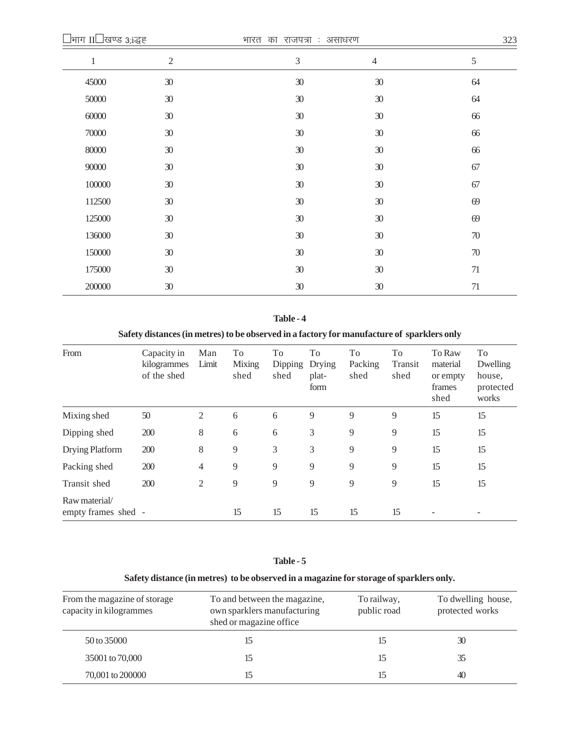| 1 | 2 | 3 | 4 | 5 |
|---|---|---|---|---|
| 45000 | 30 | 30 | 30 | 64 |
| 50000 | 30 | 30 | 30 | 64 |
| 60000 | 30 | 30 | 30 | 66 |
| 70000 | 30 | 30 | 30 | 66 |
| 80000 | 30 | 30 | 30 | 66 |
| 90000 | 30 | 30 | 30 | 67 |
| 100000 | 30 | 30 | 30 | 67 |
| 112500 | 30 | 30 | 30 | 69 |
| 125000 | 30 | 30 | 30 | 69 |
| 136000 | 30 | 30 | 30 | 70 |
| 150000 | 30 | 30 | 30 | 70 |
| 175000 | 30 | 30 | 30 | 71 |
| 200000 | 30 | 30 | 30 | 71 |

**Table - 4**

**Safety distances (in metres) to be observed in a factory for manufacture of sparklers only**

| From | Capacity in kilogrammes of the shed | Man Limit | To Mixing shed | To Dipping shed | To Drying plat-form | To Packing shed | To Transit shed | To Raw material or empty frames shed | To Dwelling house, protected works |
|---|---|---|---|---|---|---|---|---|---|
| Mixing shed | 50 | 2 | 6 | 6 | 9 | 9 | 9 | 15 | 15 |
| Dipping shed | 200 | 8 | 6 | 6 | 3 | 9 | 9 | 15 | 15 |
| Drying Platform | 200 | 8 | 9 | 3 | 3 | 9 | 9 | 15 | 15 |
| Packing shed | 200 | 4 | 9 | 9 | 9 | 9 | 9 | 15 | 15 |
| Transit shed | 200 | 2 | 9 | 9 | 9 | 9 | 9 | 15 | 15 |
| Raw material/ empty frames shed | - | | 15 | 15 | 15 | 15 | 15 | - | - |

**Table - 5**

**Safety distance (in metres) to be observed in a magazine for storage of sparklers only.**

| From the magazine of storage capacity in kilogrammes | To and between the magazine, own sparklers manufacturing shed or magazine office | To railway, public road | To dwelling house, protected works |
|---|---|---|---|
| 50 to 35000 | 15 | 15 | 30 |
| 35001 to 70,000 | 15 | 15 | 35 |
| 70,001 to 200000 | 15 | 15 | 40 |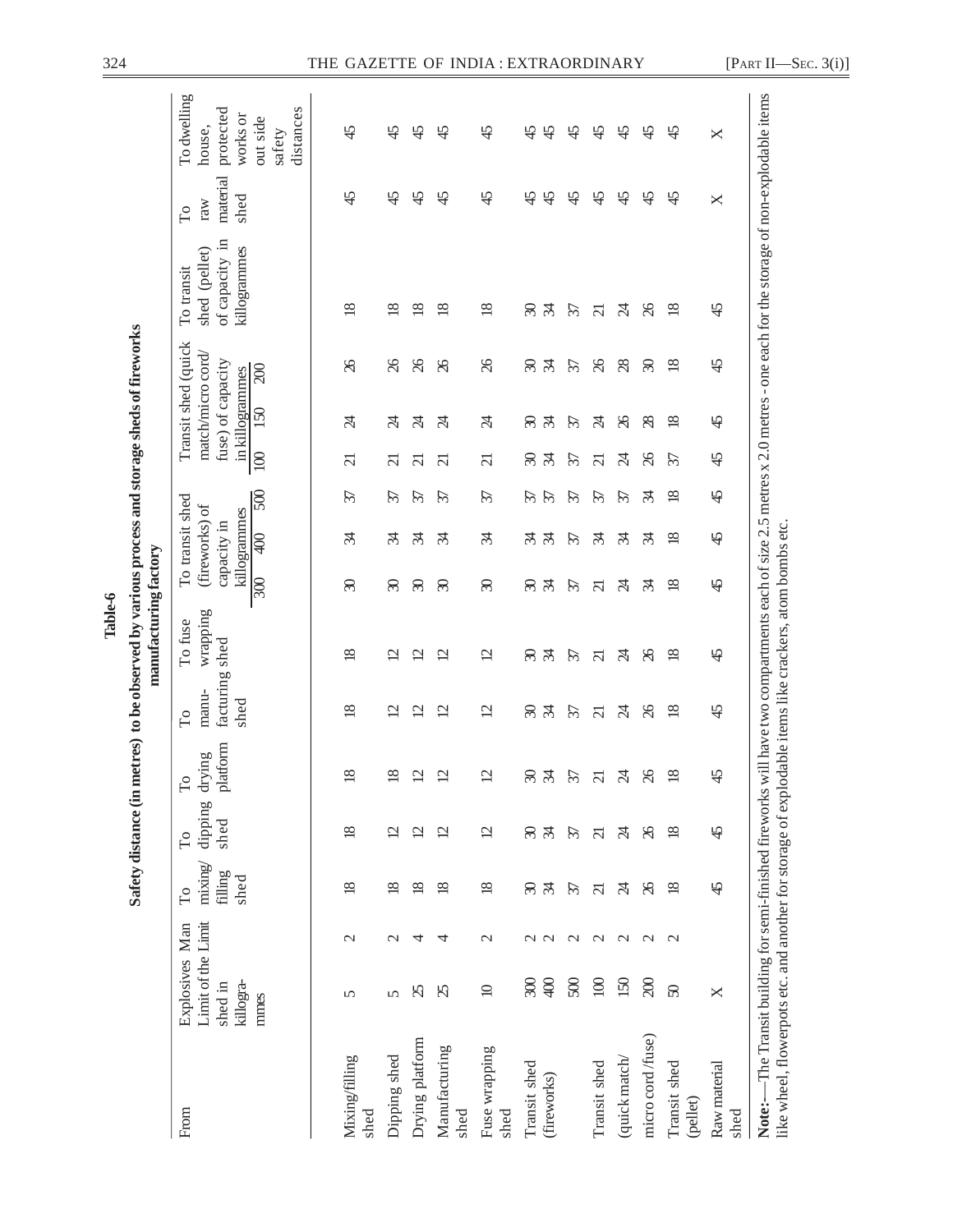**Table-6**

**Safety distance (in metres) to be observed by various process and storage sheds of fireworks manufacturing factory**

| From | Explosives Limit of the shed in killogrammes | Man Limit | To mixing/ filling shed | To dipping shed | To drying platform | To manu-facturing shed | To fuse wrapping shed | To transit shed (fireworks) of capacity in killogrammes | | | Transit shed (quick match/micro cord/ fuse) of capacity in killogrammes | | | To transit shed (pellet) of capacity in killogrammes | To raw material shed | To dwelling house, protected works or out side safety distances |
|---|---|---|---|---|---|---|---|---|---|---|---|---|---|---|---|---|
| | | | | | | | | 300 | 400 | 500 | 100 | 150 | 200 | | | |
| Mixing/filling shed | 5 | 2 | 18 | 18 | 18 | 18 | 18 | 30 | 34 | 37 | 21 | 24 | 26 | 18 | 45 | 45 |
| Dipping shed | 5 | 2 | 18 | 12 | 18 | 12 | 12 | 30 | 34 | 37 | 21 | 24 | 26 | 18 | 45 | 45 |
| Drying platform | 25 | 4 | 18 | 12 | 12 | 12 | 12 | 30 | 34 | 37 | 21 | 24 | 26 | 18 | 45 | 45 |
| Manufacturing shed | 25 | 4 | 18 | 12 | 12 | 12 | 12 | 30 | 34 | 37 | 21 | 24 | 26 | 18 | 45 | 45 |
| Fuse wrapping shed | 10 | 2 | 18 | 12 | 12 | 12 | 12 | 30 | 34 | 37 | 21 | 24 | 26 | 18 | 45 | 45 |
| Transit shed (fireworks) | 300 | 2 | 30 | 30 | 30 | 30 | 30 | 30 | 34 | 37 | 30 | 30 | 30 | 30 | 45 | 45 |
| | 400 | 2 | 34 | 34 | 34 | 34 | 34 | 34 | 34 | 37 | 34 | 34 | 34 | 34 | 45 | 45 |
| | 500 | 2 | 37 | 37 | 37 | 37 | 37 | 37 | 37 | 37 | 37 | 37 | 37 | 37 | 45 | 45 |
| Transit shed (quick match/ micro cord /fuse) | 100 | 2 | 21 | 21 | 21 | 21 | 21 | 21 | 34 | 37 | 21 | 24 | 26 | 21 | 45 | 45 |
| | 150 | 2 | 24 | 24 | 24 | 24 | 24 | 24 | 34 | 37 | 24 | 26 | 28 | 24 | 45 | 45 |
| | 200 | 2 | 26 | 26 | 26 | 26 | 26 | 34 | 34 | 34 | 26 | 28 | 30 | 26 | 45 | 45 |
| Transit shed (pellet) | 50 | 2 | 18 | 18 | 18 | 18 | 18 | 18 | 18 | 18 | 37 | 18 | 18 | 18 | 45 | 45 |
| Raw material shed | X | | 45 | 45 | 45 | 45 | 45 | 45 | 45 | 45 | 45 | 45 | 45 | 45 | X | X |

**Note:**—The Transit building for semi-finished fireworks will have two compartments each of size 2.5 metres x 2.0 metres - one each for the storage of non-explodable items like wheel, flowerpots etc. and another for storage of explodable items like crackers, atom bombs etc.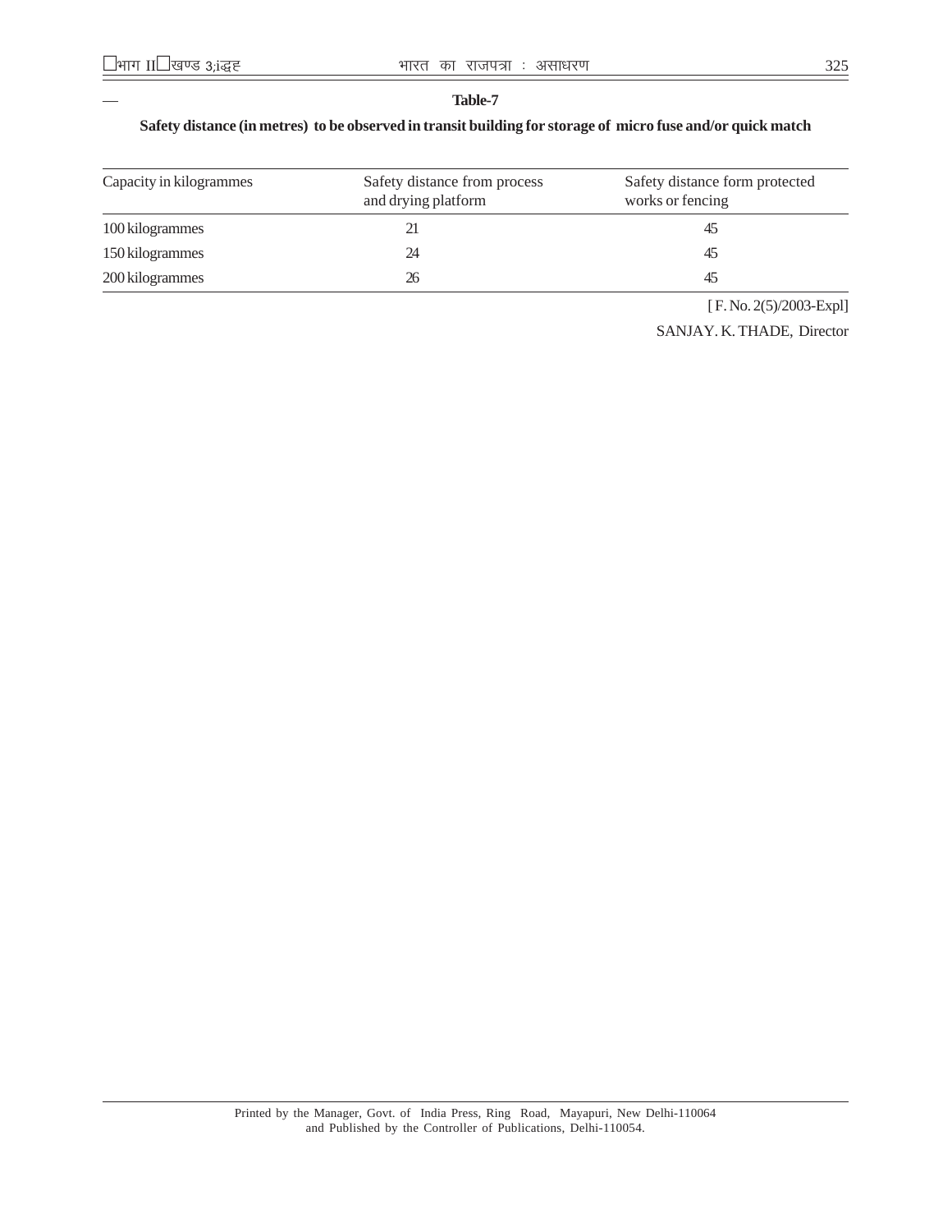**Table-7**

**Safety distance (in metres) to be observed in transit building for storage of micro fuse and/or quick match**

| Capacity in kilogrammes | Safety distance from process and drying platform | Safety distance form protected works or fencing |
|---|---|---|
| 100 kilogrammes | 21 | 45 |
| 150 kilogrammes | 24 | 45 |
| 200 kilogrammes | 26 | 45 |

[ F. No. 2(5)/2003-Expl]

SANJAY. K. THADE, Director

Printed by the Manager, Govt. of India Press, Ring Road, Mayapuri, New Delhi-110064
and Published by the Controller of Publications, Delhi-110054.